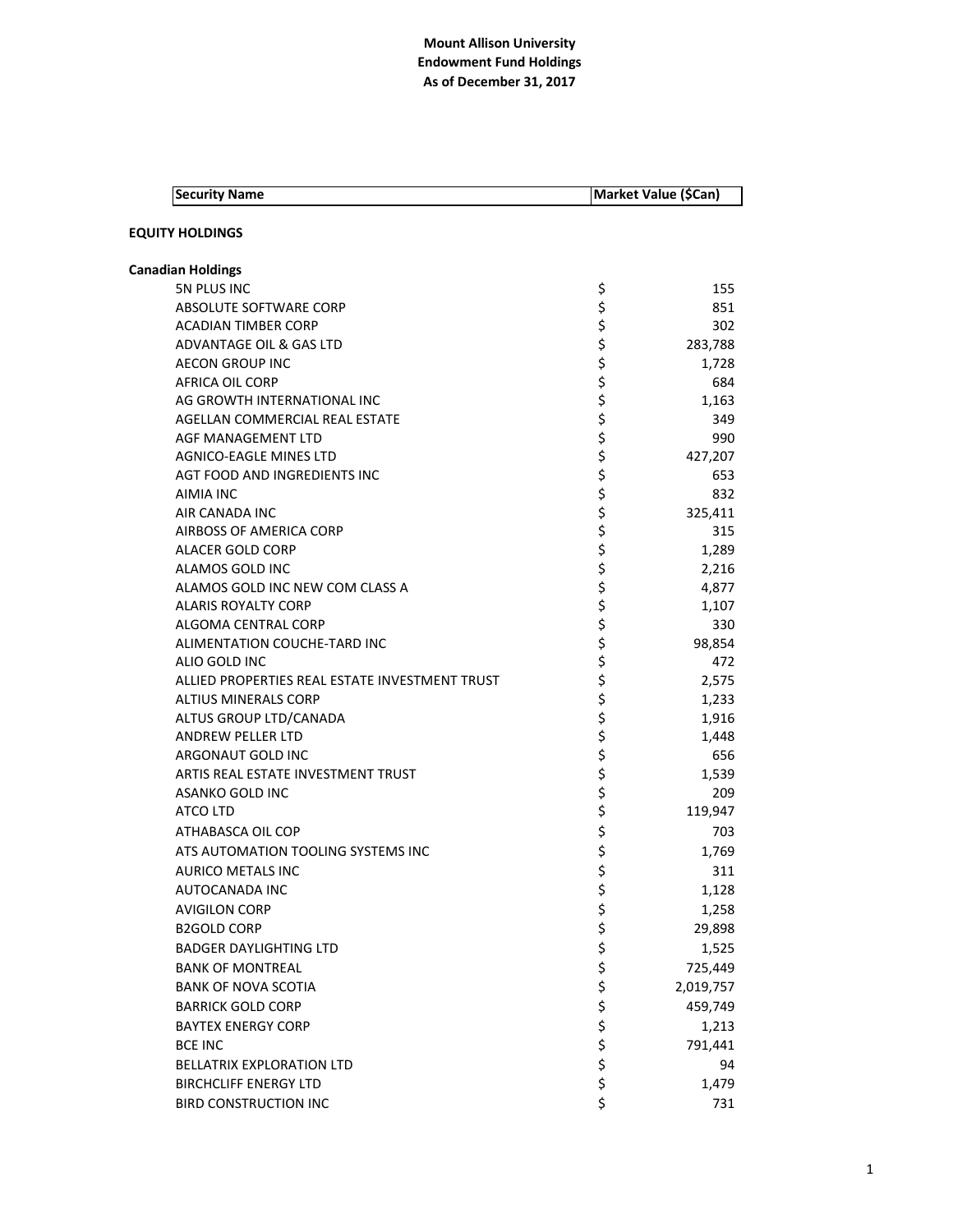**Mount Allison University**
**Endowment Fund Holdings**
**As of December 31, 2017**

| Security Name | Market Value ($Can) |
|---|---|
| **EQUITY HOLDINGS** | |
| **Canadian Holdings** | |
| 5N PLUS INC | $ 155 |
| ABSOLUTE SOFTWARE CORP | $ 851 |
| ACADIAN TIMBER CORP | $ 302 |
| ADVANTAGE OIL & GAS LTD | $ 283,788 |
| AECON GROUP INC | $ 1,728 |
| AFRICA OIL CORP | $ 684 |
| AG GROWTH INTERNATIONAL INC | $ 1,163 |
| AGELLAN COMMERCIAL REAL ESTATE | $ 349 |
| AGF MANAGEMENT LTD | $ 990 |
| AGNICO-EAGLE MINES LTD | $ 427,207 |
| AGT FOOD AND INGREDIENTS INC | $ 653 |
| AIMIA INC | $ 832 |
| AIR CANADA INC | $ 325,411 |
| AIRBOSS OF AMERICA CORP | $ 315 |
| ALACER GOLD CORP | $ 1,289 |
| ALAMOS GOLD INC | $ 2,216 |
| ALAMOS GOLD INC NEW COM CLASS A | $ 4,877 |
| ALARIS ROYALTY CORP | $ 1,107 |
| ALGOMA CENTRAL CORP | $ 330 |
| ALIMENTATION COUCHE-TARD INC | $ 98,854 |
| ALIO GOLD INC | $ 472 |
| ALLIED PROPERTIES REAL ESTATE INVESTMENT TRUST | $ 2,575 |
| ALTIUS MINERALS CORP | $ 1,233 |
| ALTUS GROUP LTD/CANADA | $ 1,916 |
| ANDREW PELLER LTD | $ 1,448 |
| ARGONAUT GOLD INC | $ 656 |
| ARTIS REAL ESTATE INVESTMENT TRUST | $ 1,539 |
| ASANKO GOLD INC | $ 209 |
| ATCO LTD | $ 119,947 |
| ATHABASCA OIL COP | $ 703 |
| ATS AUTOMATION TOOLING SYSTEMS INC | $ 1,769 |
| AURICO METALS INC | $ 311 |
| AUTOCANADA INC | $ 1,128 |
| AVIGILON CORP | $ 1,258 |
| B2GOLD CORP | $ 29,898 |
| BADGER DAYLIGHTING LTD | $ 1,525 |
| BANK OF MONTREAL | $ 725,449 |
| BANK OF NOVA SCOTIA | $ 2,019,757 |
| BARRICK GOLD CORP | $ 459,749 |
| BAYTEX ENERGY CORP | $ 1,213 |
| BCE INC | $ 791,441 |
| BELLATRIX EXPLORATION LTD | $ 94 |
| BIRCHCLIFF ENERGY LTD | $ 1,479 |
| BIRD CONSTRUCTION INC | $ 731 |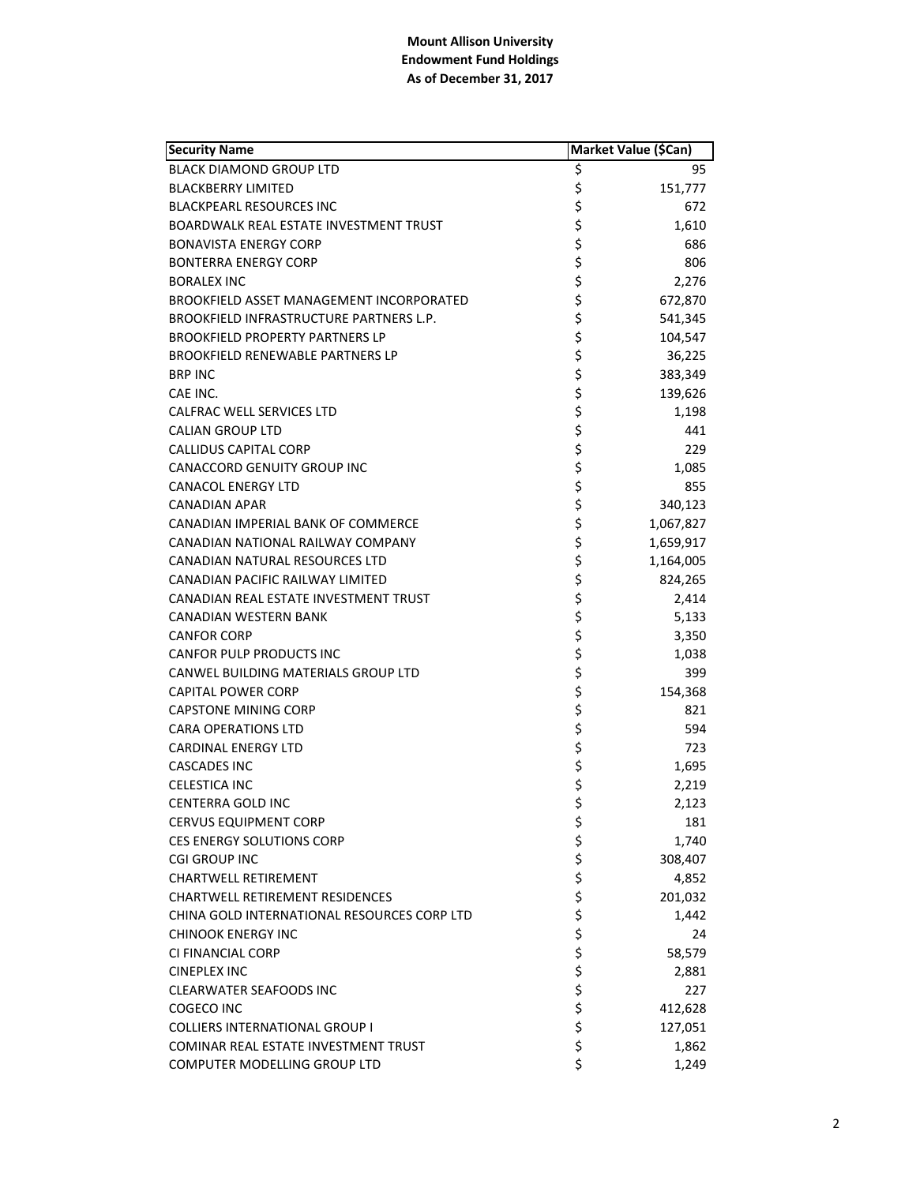**Mount Allison University**
**Endowment Fund Holdings**
**As of December 31, 2017**

| Security Name | Market Value ($Can) |
|---|---|
| BLACK DIAMOND GROUP LTD | $ 95 |
| BLACKBERRY LIMITED | $ 151,777 |
| BLACKPEARL RESOURCES INC | $ 672 |
| BOARDWALK REAL ESTATE INVESTMENT TRUST | $ 1,610 |
| BONAVISTA ENERGY CORP | $ 686 |
| BONTERRA ENERGY CORP | $ 806 |
| BORALEX INC | $ 2,276 |
| BROOKFIELD ASSET MANAGEMENT INCORPORATED | $ 672,870 |
| BROOKFIELD INFRASTRUCTURE PARTNERS L.P. | $ 541,345 |
| BROOKFIELD PROPERTY PARTNERS LP | $ 104,547 |
| BROOKFIELD RENEWABLE PARTNERS LP | $ 36,225 |
| BRP INC | $ 383,349 |
| CAE INC. | $ 139,626 |
| CALFRAC WELL SERVICES LTD | $ 1,198 |
| CALIAN GROUP LTD | $ 441 |
| CALLIDUS CAPITAL CORP | $ 229 |
| CANACCORD GENUITY GROUP INC | $ 1,085 |
| CANACOL ENERGY LTD | $ 855 |
| CANADIAN APAR | $ 340,123 |
| CANADIAN IMPERIAL BANK OF COMMERCE | $ 1,067,827 |
| CANADIAN NATIONAL RAILWAY COMPANY | $ 1,659,917 |
| CANADIAN NATURAL RESOURCES LTD | $ 1,164,005 |
| CANADIAN PACIFIC RAILWAY LIMITED | $ 824,265 |
| CANADIAN REAL ESTATE INVESTMENT TRUST | $ 2,414 |
| CANADIAN WESTERN BANK | $ 5,133 |
| CANFOR CORP | $ 3,350 |
| CANFOR PULP PRODUCTS INC | $ 1,038 |
| CANWEL BUILDING MATERIALS GROUP LTD | $ 399 |
| CAPITAL POWER CORP | $ 154,368 |
| CAPSTONE MINING CORP | $ 821 |
| CARA OPERATIONS LTD | $ 594 |
| CARDINAL ENERGY LTD | $ 723 |
| CASCADES INC | $ 1,695 |
| CELESTICA INC | $ 2,219 |
| CENTERRA GOLD INC | $ 2,123 |
| CERVUS EQUIPMENT CORP | $ 181 |
| CES ENERGY SOLUTIONS CORP | $ 1,740 |
| CGI GROUP INC | $ 308,407 |
| CHARTWELL RETIREMENT | $ 4,852 |
| CHARTWELL RETIREMENT RESIDENCES | $ 201,032 |
| CHINA GOLD INTERNATIONAL RESOURCES CORP LTD | $ 1,442 |
| CHINOOK ENERGY INC | $ 24 |
| CI FINANCIAL CORP | $ 58,579 |
| CINEPLEX INC | $ 2,881 |
| CLEARWATER SEAFOODS INC | $ 227 |
| COGECO INC | $ 412,628 |
| COLLIERS INTERNATIONAL GROUP I | $ 127,051 |
| COMINAR REAL ESTATE INVESTMENT TRUST | $ 1,862 |
| COMPUTER MODELLING GROUP LTD | $ 1,249 |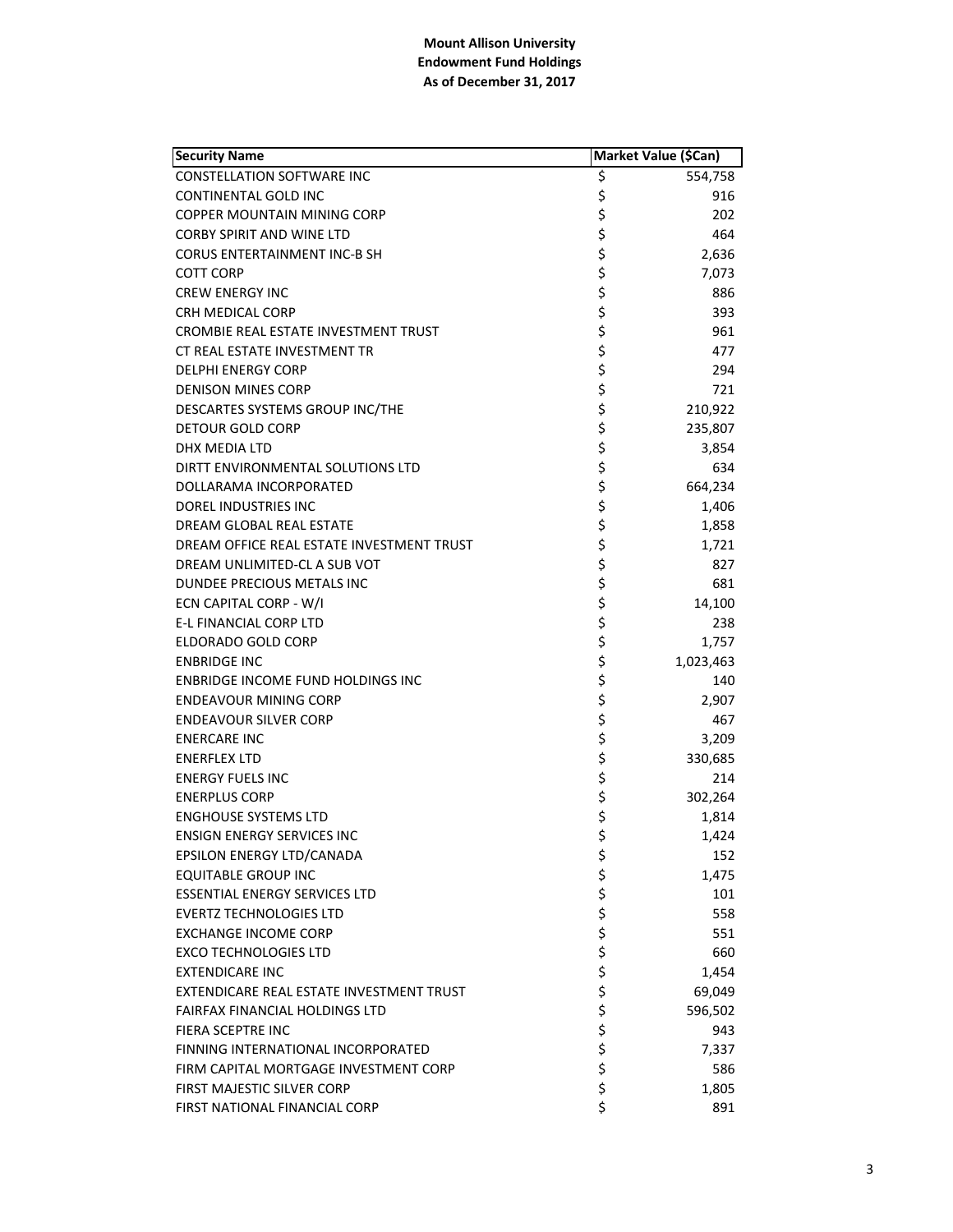**Mount Allison University**
**Endowment Fund Holdings**
**As of December 31, 2017**

| Security Name | Market Value ($Can) |
|---|---|
| CONSTELLATION SOFTWARE INC | $ 554,758 |
| CONTINENTAL GOLD INC | $ 916 |
| COPPER MOUNTAIN MINING CORP | $ 202 |
| CORBY SPIRIT AND WINE LTD | $ 464 |
| CORUS ENTERTAINMENT INC-B SH | $ 2,636 |
| COTT CORP | $ 7,073 |
| CREW ENERGY INC | $ 886 |
| CRH MEDICAL CORP | $ 393 |
| CROMBIE REAL ESTATE INVESTMENT TRUST | $ 961 |
| CT REAL ESTATE INVESTMENT TR | $ 477 |
| DELPHI ENERGY CORP | $ 294 |
| DENISON MINES CORP | $ 721 |
| DESCARTES SYSTEMS GROUP INC/THE | $ 210,922 |
| DETOUR GOLD CORP | $ 235,807 |
| DHX MEDIA LTD | $ 3,854 |
| DIRTT ENVIRONMENTAL SOLUTIONS LTD | $ 634 |
| DOLLARAMA INCORPORATED | $ 664,234 |
| DOREL INDUSTRIES INC | $ 1,406 |
| DREAM GLOBAL REAL ESTATE | $ 1,858 |
| DREAM OFFICE REAL ESTATE INVESTMENT TRUST | $ 1,721 |
| DREAM UNLIMITED-CL A SUB VOT | $ 827 |
| DUNDEE PRECIOUS METALS INC | $ 681 |
| ECN CAPITAL CORP - W/I | $ 14,100 |
| E-L FINANCIAL CORP LTD | $ 238 |
| ELDORADO GOLD CORP | $ 1,757 |
| ENBRIDGE INC | $ 1,023,463 |
| ENBRIDGE INCOME FUND HOLDINGS INC | $ 140 |
| ENDEAVOUR MINING CORP | $ 2,907 |
| ENDEAVOUR SILVER CORP | $ 467 |
| ENERCARE INC | $ 3,209 |
| ENERFLEX LTD | $ 330,685 |
| ENERGY FUELS INC | $ 214 |
| ENERPLUS CORP | $ 302,264 |
| ENGHOUSE SYSTEMS LTD | $ 1,814 |
| ENSIGN ENERGY SERVICES INC | $ 1,424 |
| EPSILON ENERGY LTD/CANADA | $ 152 |
| EQUITABLE GROUP INC | $ 1,475 |
| ESSENTIAL ENERGY SERVICES LTD | $ 101 |
| EVERTZ TECHNOLOGIES LTD | $ 558 |
| EXCHANGE INCOME CORP | $ 551 |
| EXCO TECHNOLOGIES LTD | $ 660 |
| EXTENDICARE INC | $ 1,454 |
| EXTENDICARE REAL ESTATE INVESTMENT TRUST | $ 69,049 |
| FAIRFAX FINANCIAL HOLDINGS LTD | $ 596,502 |
| FIERA SCEPTRE INC | $ 943 |
| FINNING INTERNATIONAL INCORPORATED | $ 7,337 |
| FIRM CAPITAL MORTGAGE INVESTMENT CORP | $ 586 |
| FIRST MAJESTIC SILVER CORP | $ 1,805 |
| FIRST NATIONAL FINANCIAL CORP | $ 891 |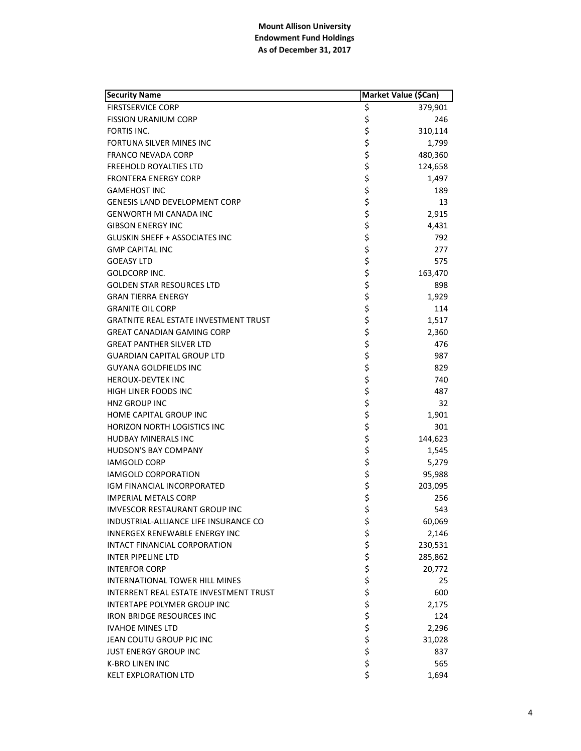**Mount Allison University**
**Endowment Fund Holdings**
**As of December 31, 2017**

| Security Name | Market Value ($Can) |
|---|---|
| FIRSTSERVICE CORP | $ 379,901 |
| FISSION URANIUM CORP | $ 246 |
| FORTIS INC. | $ 310,114 |
| FORTUNA SILVER MINES INC | $ 1,799 |
| FRANCO NEVADA CORP | $ 480,360 |
| FREEHOLD ROYALTIES LTD | $ 124,658 |
| FRONTERA ENERGY CORP | $ 1,497 |
| GAMEHOST INC | $ 189 |
| GENESIS LAND DEVELOPMENT CORP | $ 13 |
| GENWORTH MI CANADA INC | $ 2,915 |
| GIBSON ENERGY INC | $ 4,431 |
| GLUSKIN SHEFF + ASSOCIATES INC | $ 792 |
| GMP CAPITAL INC | $ 277 |
| GOEASY LTD | $ 575 |
| GOLDCORP INC. | $ 163,470 |
| GOLDEN STAR RESOURCES LTD | $ 898 |
| GRAN TIERRA ENERGY | $ 1,929 |
| GRANITE OIL CORP | $ 114 |
| GRATNITE REAL ESTATE INVESTMENT TRUST | $ 1,517 |
| GREAT CANADIAN GAMING CORP | $ 2,360 |
| GREAT PANTHER SILVER LTD | $ 476 |
| GUARDIAN CAPITAL GROUP LTD | $ 987 |
| GUYANA GOLDFIELDS INC | $ 829 |
| HEROUX-DEVTEK INC | $ 740 |
| HIGH LINER FOODS INC | $ 487 |
| HNZ GROUP INC | $ 32 |
| HOME CAPITAL GROUP INC | $ 1,901 |
| HORIZON NORTH LOGISTICS INC | $ 301 |
| HUDBAY MINERALS INC | $ 144,623 |
| HUDSON'S BAY COMPANY | $ 1,545 |
| IAMGOLD CORP | $ 5,279 |
| IAMGOLD CORPORATION | $ 95,988 |
| IGM FINANCIAL INCORPORATED | $ 203,095 |
| IMPERIAL METALS CORP | $ 256 |
| IMVESCOR RESTAURANT GROUP INC | $ 543 |
| INDUSTRIAL-ALLIANCE LIFE INSURANCE CO | $ 60,069 |
| INNERGEX RENEWABLE ENERGY INC | $ 2,146 |
| INTACT FINANCIAL CORPORATION | $ 230,531 |
| INTER PIPELINE LTD | $ 285,862 |
| INTERFOR CORP | $ 20,772 |
| INTERNATIONAL TOWER HILL MINES | $ 25 |
| INTERRENT REAL ESTATE INVESTMENT TRUST | $ 600 |
| INTERTAPE POLYMER GROUP INC | $ 2,175 |
| IRON BRIDGE RESOURCES INC | $ 124 |
| IVAHOE MINES LTD | $ 2,296 |
| JEAN COUTU GROUP PJC INC | $ 31,028 |
| JUST ENERGY GROUP INC | $ 837 |
| K-BRO LINEN INC | $ 565 |
| KELT EXPLORATION LTD | $ 1,694 |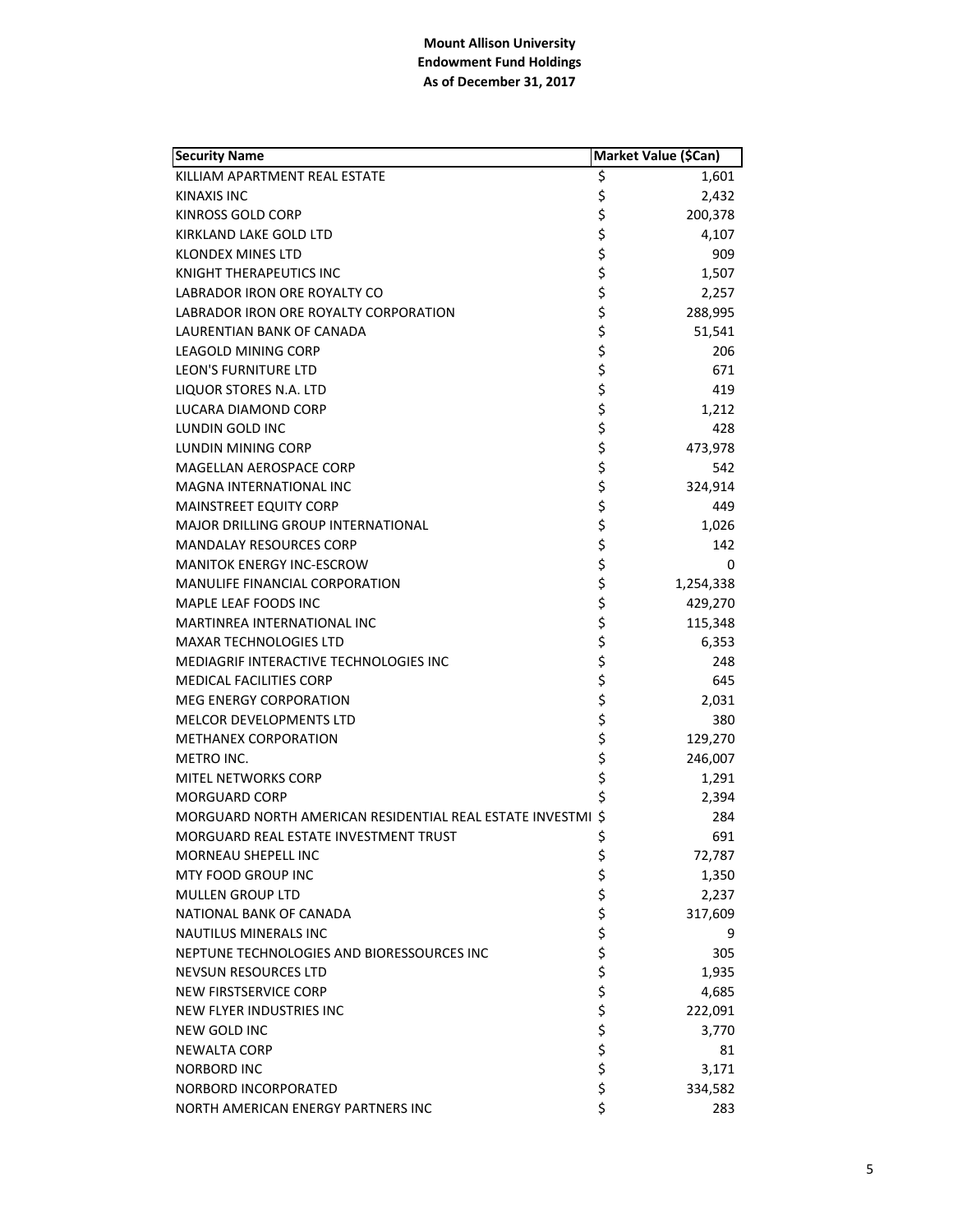**Mount Allison University**
**Endowment Fund Holdings**
**As of December 31, 2017**

| Security Name | Market Value ($Can) |
|---|---|
| KILLIAM APARTMENT REAL ESTATE | $ 1,601 |
| KINAXIS INC | $ 2,432 |
| KINROSS GOLD CORP | $ 200,378 |
| KIRKLAND LAKE GOLD LTD | $ 4,107 |
| KLONDEX MINES LTD | $ 909 |
| KNIGHT THERAPEUTICS INC | $ 1,507 |
| LABRADOR IRON ORE ROYALTY CO | $ 2,257 |
| LABRADOR IRON ORE ROYALTY CORPORATION | $ 288,995 |
| LAURENTIAN BANK OF CANADA | $ 51,541 |
| LEAGOLD MINING CORP | $ 206 |
| LEON'S FURNITURE LTD | $ 671 |
| LIQUOR STORES N.A. LTD | $ 419 |
| LUCARA DIAMOND CORP | $ 1,212 |
| LUNDIN GOLD INC | $ 428 |
| LUNDIN MINING CORP | $ 473,978 |
| MAGELLAN AEROSPACE CORP | $ 542 |
| MAGNA INTERNATIONAL INC | $ 324,914 |
| MAINSTREET EQUITY CORP | $ 449 |
| MAJOR DRILLING GROUP INTERNATIONAL | $ 1,026 |
| MANDALAY RESOURCES CORP | $ 142 |
| MANITOK ENERGY INC-ESCROW | $ 0 |
| MANULIFE FINANCIAL CORPORATION | $ 1,254,338 |
| MAPLE LEAF FOODS INC | $ 429,270 |
| MARTINREA INTERNATIONAL INC | $ 115,348 |
| MAXAR TECHNOLOGIES LTD | $ 6,353 |
| MEDIAGRIF INTERACTIVE TECHNOLOGIES INC | $ 248 |
| MEDICAL FACILITIES CORP | $ 645 |
| MEG ENERGY CORPORATION | $ 2,031 |
| MELCOR DEVELOPMENTS LTD | $ 380 |
| METHANEX CORPORATION | $ 129,270 |
| METRO INC. | $ 246,007 |
| MITEL NETWORKS CORP | $ 1,291 |
| MORGUARD CORP | $ 2,394 |
| MORGUARD NORTH AMERICAN RESIDENTIAL REAL ESTATE INVESTMI | $ 284 |
| MORGUARD REAL ESTATE INVESTMENT TRUST | $ 691 |
| MORNEAU SHEPELL INC | $ 72,787 |
| MTY FOOD GROUP INC | $ 1,350 |
| MULLEN GROUP LTD | $ 2,237 |
| NATIONAL BANK OF CANADA | $ 317,609 |
| NAUTILUS MINERALS INC | $ 9 |
| NEPTUNE TECHNOLOGIES AND BIORESSOURCES INC | $ 305 |
| NEVSUN RESOURCES LTD | $ 1,935 |
| NEW FIRSTSERVICE CORP | $ 4,685 |
| NEW FLYER INDUSTRIES INC | $ 222,091 |
| NEW GOLD INC | $ 3,770 |
| NEWALTA CORP | $ 81 |
| NORBORD INC | $ 3,171 |
| NORBORD INCORPORATED | $ 334,582 |
| NORTH AMERICAN ENERGY PARTNERS INC | $ 283 |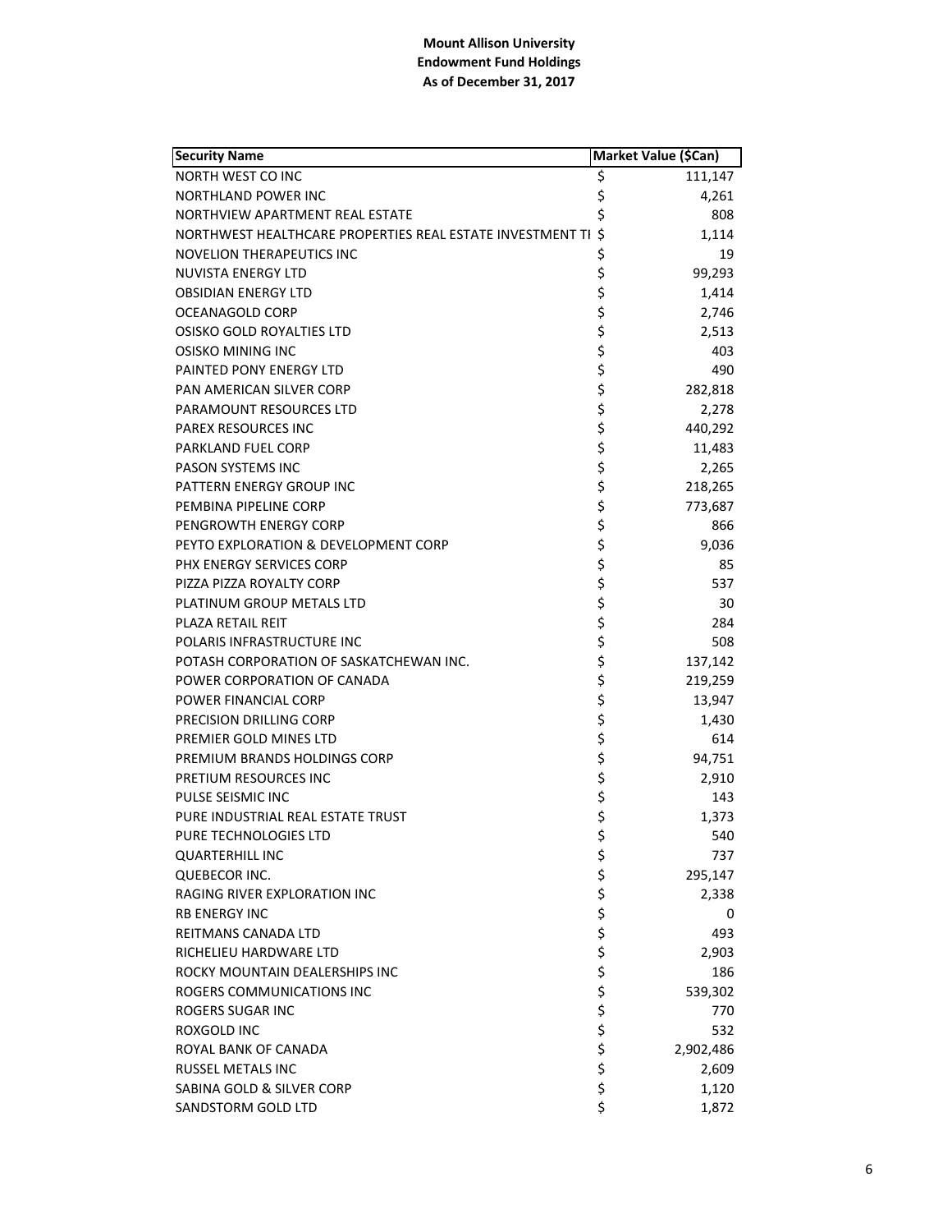**Mount Allison University**
**Endowment Fund Holdings**
**As of December 31, 2017**

| Security Name | Market Value ($Can) |
|---|---|
| NORTH WEST CO INC | $ 111,147 |
| NORTHLAND POWER INC | $ 4,261 |
| NORTHVIEW APARTMENT REAL ESTATE | $ 808 |
| NORTHWEST HEALTHCARE PROPERTIES REAL ESTATE INVESTMENT TI | $ 1,114 |
| NOVELION THERAPEUTICS INC | $ 19 |
| NUVISTA ENERGY LTD | $ 99,293 |
| OBSIDIAN ENERGY LTD | $ 1,414 |
| OCEANAGOLD CORP | $ 2,746 |
| OSISKO GOLD ROYALTIES LTD | $ 2,513 |
| OSISKO MINING INC | $ 403 |
| PAINTED PONY ENERGY LTD | $ 490 |
| PAN AMERICAN SILVER CORP | $ 282,818 |
| PARAMOUNT RESOURCES LTD | $ 2,278 |
| PAREX RESOURCES INC | $ 440,292 |
| PARKLAND FUEL CORP | $ 11,483 |
| PASON SYSTEMS INC | $ 2,265 |
| PATTERN ENERGY GROUP INC | $ 218,265 |
| PEMBINA PIPELINE CORP | $ 773,687 |
| PENGROWTH ENERGY CORP | $ 866 |
| PEYTO EXPLORATION & DEVELOPMENT CORP | $ 9,036 |
| PHX ENERGY SERVICES CORP | $ 85 |
| PIZZA PIZZA ROYALTY CORP | $ 537 |
| PLATINUM GROUP METALS LTD | $ 30 |
| PLAZA RETAIL REIT | $ 284 |
| POLARIS INFRASTRUCTURE INC | $ 508 |
| POTASH CORPORATION OF SASKATCHEWAN INC. | $ 137,142 |
| POWER CORPORATION OF CANADA | $ 219,259 |
| POWER FINANCIAL CORP | $ 13,947 |
| PRECISION DRILLING CORP | $ 1,430 |
| PREMIER GOLD MINES LTD | $ 614 |
| PREMIUM BRANDS HOLDINGS CORP | $ 94,751 |
| PRETIUM RESOURCES INC | $ 2,910 |
| PULSE SEISMIC INC | $ 143 |
| PURE INDUSTRIAL REAL ESTATE TRUST | $ 1,373 |
| PURE TECHNOLOGIES LTD | $ 540 |
| QUARTERHILL INC | $ 737 |
| QUEBECOR INC. | $ 295,147 |
| RAGING RIVER EXPLORATION INC | $ 2,338 |
| RB ENERGY INC | $ 0 |
| REITMANS CANADA LTD | $ 493 |
| RICHELIEU HARDWARE LTD | $ 2,903 |
| ROCKY MOUNTAIN DEALERSHIPS INC | $ 186 |
| ROGERS COMMUNICATIONS INC | $ 539,302 |
| ROGERS SUGAR INC | $ 770 |
| ROXGOLD INC | $ 532 |
| ROYAL BANK OF CANADA | $ 2,902,486 |
| RUSSEL METALS INC | $ 2,609 |
| SABINA GOLD & SILVER CORP | $ 1,120 |
| SANDSTORM GOLD LTD | $ 1,872 |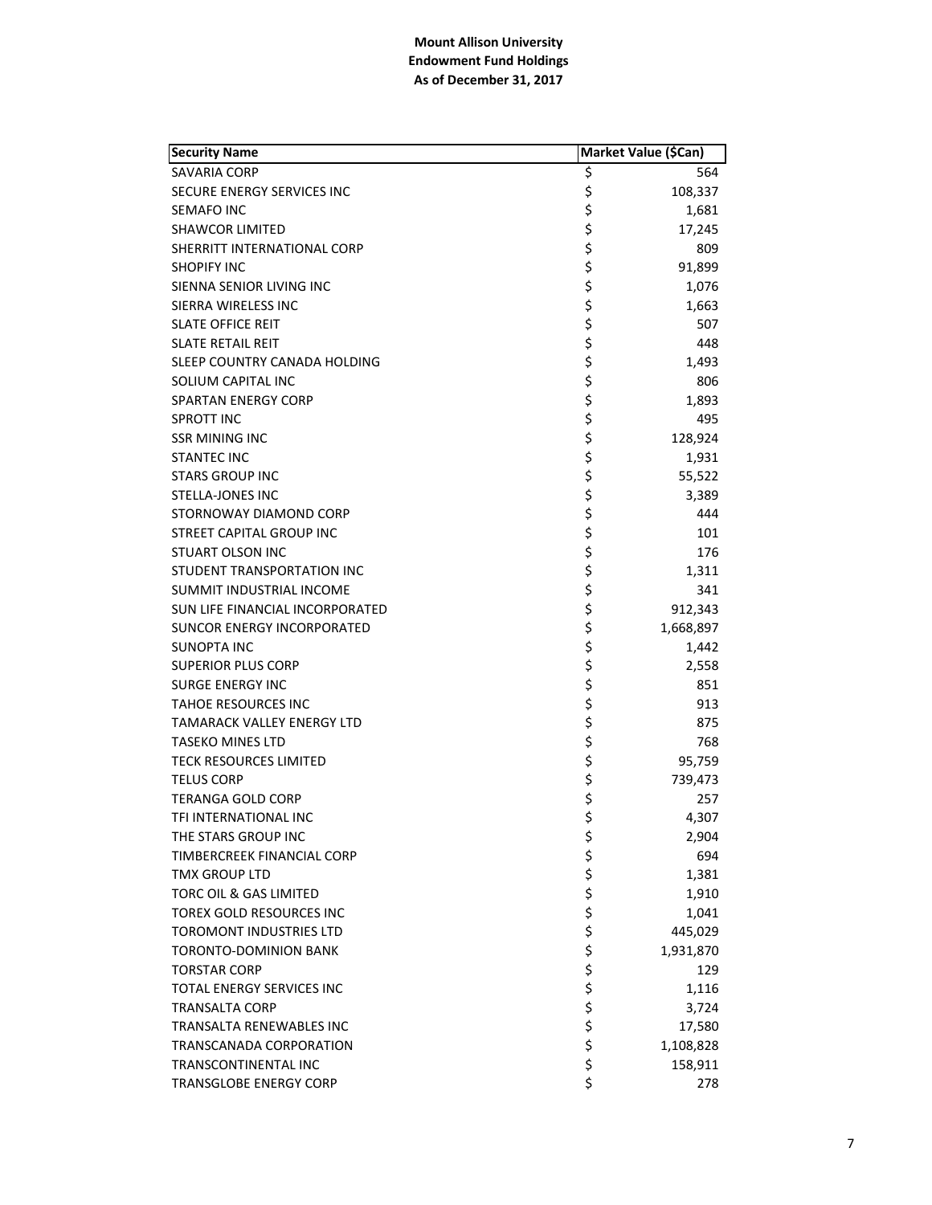**Mount Allison University**
**Endowment Fund Holdings**
**As of December 31, 2017**

| Security Name | Market Value ($Can) |
|---|---|
| SAVARIA CORP | $ 564 |
| SECURE ENERGY SERVICES INC | $ 108,337 |
| SEMAFO INC | $ 1,681 |
| SHAWCOR LIMITED | $ 17,245 |
| SHERRITT INTERNATIONAL CORP | $ 809 |
| SHOPIFY INC | $ 91,899 |
| SIENNA SENIOR LIVING INC | $ 1,076 |
| SIERRA WIRELESS INC | $ 1,663 |
| SLATE OFFICE REIT | $ 507 |
| SLATE RETAIL REIT | $ 448 |
| SLEEP COUNTRY CANADA HOLDING | $ 1,493 |
| SOLIUM CAPITAL INC | $ 806 |
| SPARTAN ENERGY CORP | $ 1,893 |
| SPROTT INC | $ 495 |
| SSR MINING INC | $ 128,924 |
| STANTEC INC | $ 1,931 |
| STARS GROUP INC | $ 55,522 |
| STELLA-JONES INC | $ 3,389 |
| STORNOWAY DIAMOND CORP | $ 444 |
| STREET CAPITAL GROUP INC | $ 101 |
| STUART OLSON INC | $ 176 |
| STUDENT TRANSPORTATION INC | $ 1,311 |
| SUMMIT INDUSTRIAL INCOME | $ 341 |
| SUN LIFE FINANCIAL INCORPORATED | $ 912,343 |
| SUNCOR ENERGY INCORPORATED | $ 1,668,897 |
| SUNOPTA INC | $ 1,442 |
| SUPERIOR PLUS CORP | $ 2,558 |
| SURGE ENERGY INC | $ 851 |
| TAHOE RESOURCES INC | $ 913 |
| TAMARACK VALLEY ENERGY LTD | $ 875 |
| TASEKO MINES LTD | $ 768 |
| TECK RESOURCES LIMITED | $ 95,759 |
| TELUS CORP | $ 739,473 |
| TERANGA GOLD CORP | $ 257 |
| TFI INTERNATIONAL INC | $ 4,307 |
| THE STARS GROUP INC | $ 2,904 |
| TIMBERCREEK FINANCIAL CORP | $ 694 |
| TMX GROUP LTD | $ 1,381 |
| TORC OIL & GAS LIMITED | $ 1,910 |
| TOREX GOLD RESOURCES INC | $ 1,041 |
| TOROMONT INDUSTRIES LTD | $ 445,029 |
| TORONTO-DOMINION BANK | $ 1,931,870 |
| TORSTAR CORP | $ 129 |
| TOTAL ENERGY SERVICES INC | $ 1,116 |
| TRANSALTA CORP | $ 3,724 |
| TRANSALTA RENEWABLES INC | $ 17,580 |
| TRANSCANADA CORPORATION | $ 1,108,828 |
| TRANSCONTINENTAL INC | $ 158,911 |
| TRANSGLOBE ENERGY CORP | $ 278 |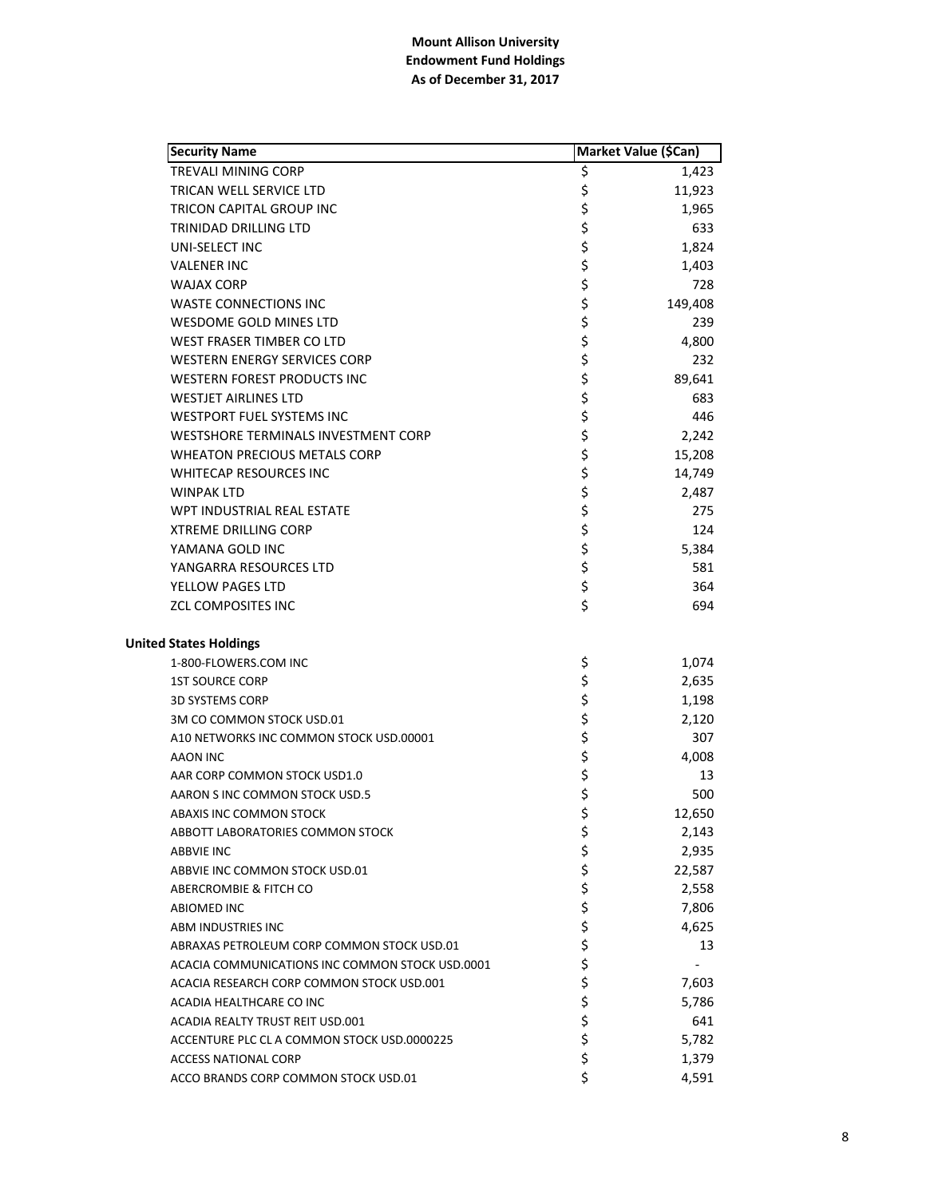**Mount Allison University**
**Endowment Fund Holdings**
**As of December 31, 2017**

| Security Name | Market Value ($Can) |
|---|---|
| TREVALI MINING CORP | $ 1,423 |
| TRICAN WELL SERVICE LTD | $ 11,923 |
| TRICON CAPITAL GROUP INC | $ 1,965 |
| TRINIDAD DRILLING LTD | $ 633 |
| UNI-SELECT INC | $ 1,824 |
| VALENER INC | $ 1,403 |
| WAJAX CORP | $ 728 |
| WASTE CONNECTIONS INC | $ 149,408 |
| WESDOME GOLD MINES LTD | $ 239 |
| WEST FRASER TIMBER CO LTD | $ 4,800 |
| WESTERN ENERGY SERVICES CORP | $ 232 |
| WESTERN FOREST PRODUCTS INC | $ 89,641 |
| WESTJET AIRLINES LTD | $ 683 |
| WESTPORT FUEL SYSTEMS INC | $ 446 |
| WESTSHORE TERMINALS INVESTMENT CORP | $ 2,242 |
| WHEATON PRECIOUS METALS CORP | $ 15,208 |
| WHITECAP RESOURCES INC | $ 14,749 |
| WINPAK LTD | $ 2,487 |
| WPT INDUSTRIAL REAL ESTATE | $ 275 |
| XTREME DRILLING CORP | $ 124 |
| YAMANA GOLD INC | $ 5,384 |
| YANGARRA RESOURCES LTD | $ 581 |
| YELLOW PAGES LTD | $ 364 |
| ZCL COMPOSITES INC | $ 694 |
| | |
| **United States Holdings** | |
| 1-800-FLOWERS.COM INC | $ 1,074 |
| 1ST SOURCE CORP | $ 2,635 |
| 3D SYSTEMS CORP | $ 1,198 |
| 3M CO COMMON STOCK USD.01 | $ 2,120 |
| A10 NETWORKS INC COMMON STOCK USD.00001 | $ 307 |
| AAON INC | $ 4,008 |
| AAR CORP COMMON STOCK USD1.0 | $ 13 |
| AARON S INC COMMON STOCK USD.5 | $ 500 |
| ABAXIS INC COMMON STOCK | $ 12,650 |
| ABBOTT LABORATORIES COMMON STOCK | $ 2,143 |
| ABBVIE INC | $ 2,935 |
| ABBVIE INC COMMON STOCK USD.01 | $ 22,587 |
| ABERCROMBIE & FITCH CO | $ 2,558 |
| ABIOMED INC | $ 7,806 |
| ABM INDUSTRIES INC | $ 4,625 |
| ABRAXAS PETROLEUM CORP COMMON STOCK USD.01 | $ 13 |
| ACACIA COMMUNICATIONS INC COMMON STOCK USD.0001 | $ - |
| ACACIA RESEARCH CORP COMMON STOCK USD.001 | $ 7,603 |
| ACADIA HEALTHCARE CO INC | $ 5,786 |
| ACADIA REALTY TRUST REIT USD.001 | $ 641 |
| ACCENTURE PLC CL A COMMON STOCK USD.0000225 | $ 5,782 |
| ACCESS NATIONAL CORP | $ 1,379 |
| ACCO BRANDS CORP COMMON STOCK USD.01 | $ 4,591 |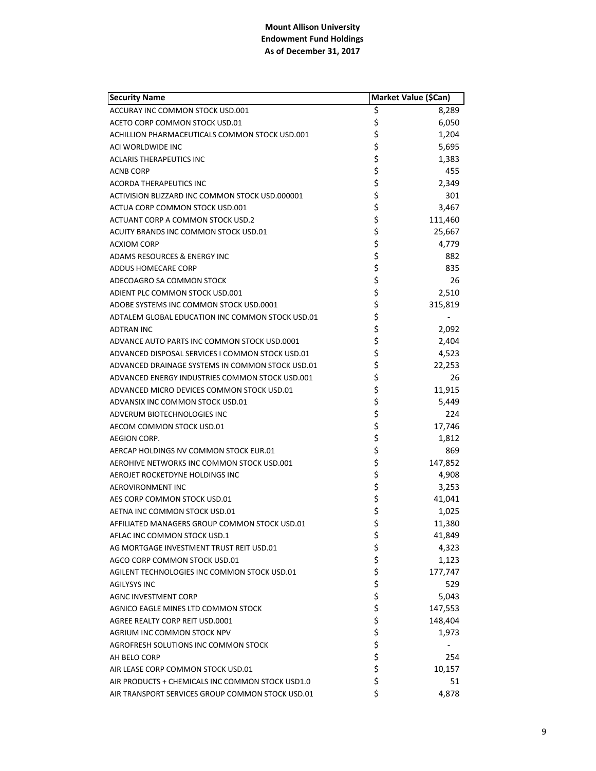**Mount Allison University**
**Endowment Fund Holdings**
**As of December 31, 2017**

| Security Name | Market Value ($Can) |
|---|---|
| ACCURAY INC COMMON STOCK USD.001 | $ 8,289 |
| ACETO CORP COMMON STOCK USD.01 | $ 6,050 |
| ACHILLION PHARMACEUTICALS COMMON STOCK USD.001 | $ 1,204 |
| ACI WORLDWIDE INC | $ 5,695 |
| ACLARIS THERAPEUTICS INC | $ 1,383 |
| ACNB CORP | $ 455 |
| ACORDA THERAPEUTICS INC | $ 2,349 |
| ACTIVISION BLIZZARD INC COMMON STOCK USD.000001 | $ 301 |
| ACTUA CORP COMMON STOCK USD.001 | $ 3,467 |
| ACTUANT CORP A COMMON STOCK USD.2 | $ 111,460 |
| ACUITY BRANDS INC COMMON STOCK USD.01 | $ 25,667 |
| ACXIOM CORP | $ 4,779 |
| ADAMS RESOURCES & ENERGY INC | $ 882 |
| ADDUS HOMECARE CORP | $ 835 |
| ADECOAGRO SA COMMON STOCK | $ 26 |
| ADIENT PLC COMMON STOCK USD.001 | $ 2,510 |
| ADOBE SYSTEMS INC COMMON STOCK USD.0001 | $ 315,819 |
| ADTALEM GLOBAL EDUCATION INC COMMON STOCK USD.01 | $ - |
| ADTRAN INC | $ 2,092 |
| ADVANCE AUTO PARTS INC COMMON STOCK USD.0001 | $ 2,404 |
| ADVANCED DISPOSAL SERVICES I COMMON STOCK USD.01 | $ 4,523 |
| ADVANCED DRAINAGE SYSTEMS IN COMMON STOCK USD.01 | $ 22,253 |
| ADVANCED ENERGY INDUSTRIES COMMON STOCK USD.001 | $ 26 |
| ADVANCED MICRO DEVICES COMMON STOCK USD.01 | $ 11,915 |
| ADVANSIX INC COMMON STOCK USD.01 | $ 5,449 |
| ADVERUM BIOTECHNOLOGIES INC | $ 224 |
| AECOM COMMON STOCK USD.01 | $ 17,746 |
| AEGION CORP. | $ 1,812 |
| AERCAP HOLDINGS NV COMMON STOCK EUR.01 | $ 869 |
| AEROHIVE NETWORKS INC COMMON STOCK USD.001 | $ 147,852 |
| AEROJET ROCKETDYNE HOLDINGS INC | $ 4,908 |
| AEROVIRONMENT INC | $ 3,253 |
| AES CORP COMMON STOCK USD.01 | $ 41,041 |
| AETNA INC COMMON STOCK USD.01 | $ 1,025 |
| AFFILIATED MANAGERS GROUP COMMON STOCK USD.01 | $ 11,380 |
| AFLAC INC COMMON STOCK USD.1 | $ 41,849 |
| AG MORTGAGE INVESTMENT TRUST REIT USD.01 | $ 4,323 |
| AGCO CORP COMMON STOCK USD.01 | $ 1,123 |
| AGILENT TECHNOLOGIES INC COMMON STOCK USD.01 | $ 177,747 |
| AGILYSYS INC | $ 529 |
| AGNC INVESTMENT CORP | $ 5,043 |
| AGNICO EAGLE MINES LTD COMMON STOCK | $ 147,553 |
| AGREE REALTY CORP REIT USD.0001 | $ 148,404 |
| AGRIUM INC COMMON STOCK NPV | $ 1,973 |
| AGROFRESH SOLUTIONS INC COMMON STOCK | $ - |
| AH BELO CORP | $ 254 |
| AIR LEASE CORP COMMON STOCK USD.01 | $ 10,157 |
| AIR PRODUCTS + CHEMICALS INC COMMON STOCK USD1.0 | $ 51 |
| AIR TRANSPORT SERVICES GROUP COMMON STOCK USD.01 | $ 4,878 |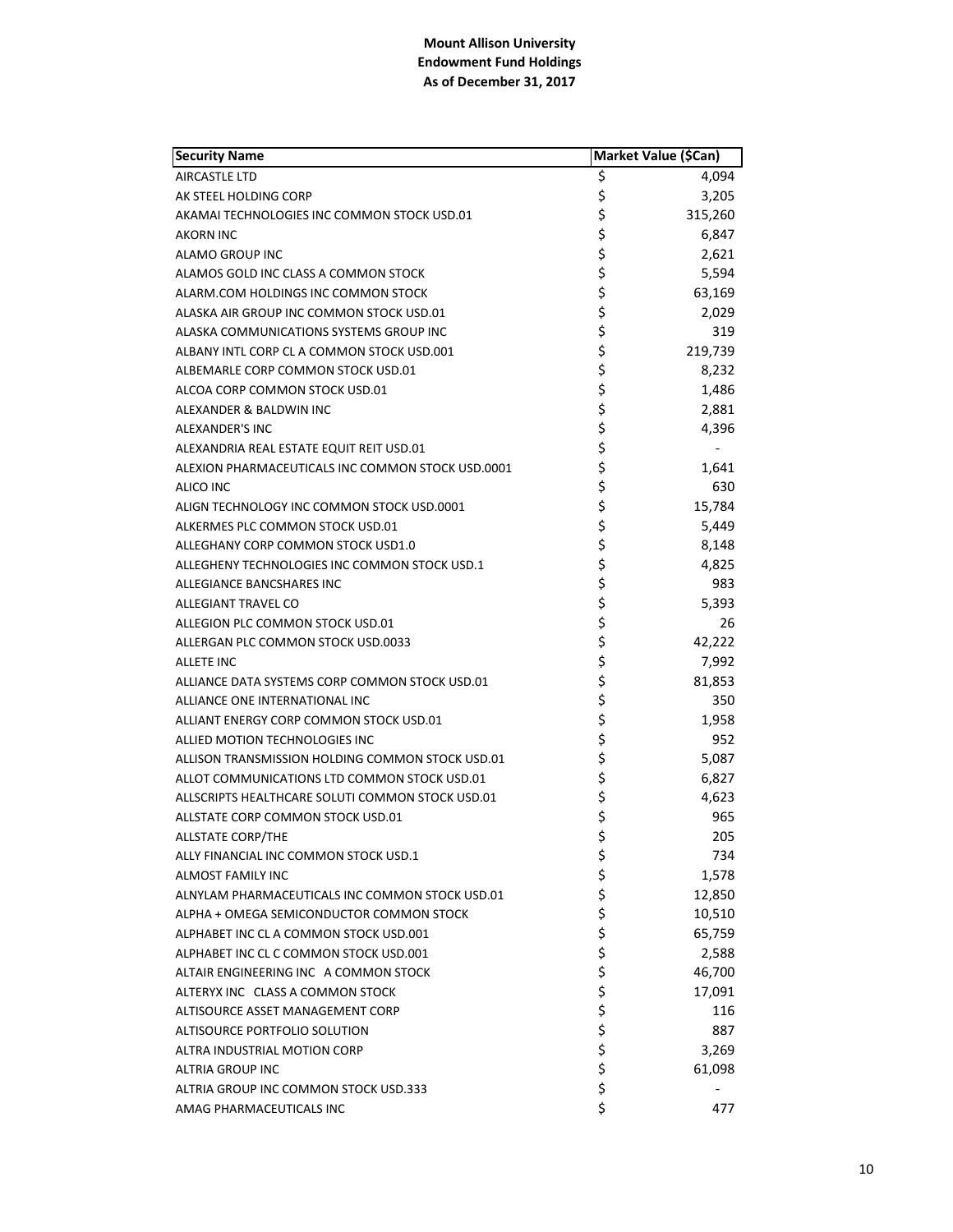**Mount Allison University**
**Endowment Fund Holdings**
**As of December 31, 2017**

| Security Name | Market Value ($Can) |
|---|---|
| AIRCASTLE LTD | $ 4,094 |
| AK STEEL HOLDING CORP | $ 3,205 |
| AKAMAI TECHNOLOGIES INC COMMON STOCK USD.01 | $ 315,260 |
| AKORN INC | $ 6,847 |
| ALAMO GROUP INC | $ 2,621 |
| ALAMOS GOLD INC CLASS A COMMON STOCK | $ 5,594 |
| ALARM.COM HOLDINGS INC COMMON STOCK | $ 63,169 |
| ALASKA AIR GROUP INC COMMON STOCK USD.01 | $ 2,029 |
| ALASKA COMMUNICATIONS SYSTEMS GROUP INC | $ 319 |
| ALBANY INTL CORP CL A COMMON STOCK USD.001 | $ 219,739 |
| ALBEMARLE CORP COMMON STOCK USD.01 | $ 8,232 |
| ALCOA CORP COMMON STOCK USD.01 | $ 1,486 |
| ALEXANDER & BALDWIN INC | $ 2,881 |
| ALEXANDER'S INC | $ 4,396 |
| ALEXANDRIA REAL ESTATE EQUIT REIT USD.01 | $ - |
| ALEXION PHARMACEUTICALS INC COMMON STOCK USD.0001 | $ 1,641 |
| ALICO INC | $ 630 |
| ALIGN TECHNOLOGY INC COMMON STOCK USD.0001 | $ 15,784 |
| ALKERMES PLC COMMON STOCK USD.01 | $ 5,449 |
| ALLEGHANY CORP COMMON STOCK USD1.0 | $ 8,148 |
| ALLEGHENY TECHNOLOGIES INC COMMON STOCK USD.1 | $ 4,825 |
| ALLEGIANCE BANCSHARES INC | $ 983 |
| ALLEGIANT TRAVEL CO | $ 5,393 |
| ALLEGION PLC COMMON STOCK USD.01 | $ 26 |
| ALLERGAN PLC COMMON STOCK USD.0033 | $ 42,222 |
| ALLETE INC | $ 7,992 |
| ALLIANCE DATA SYSTEMS CORP COMMON STOCK USD.01 | $ 81,853 |
| ALLIANCE ONE INTERNATIONAL INC | $ 350 |
| ALLIANT ENERGY CORP COMMON STOCK USD.01 | $ 1,958 |
| ALLIED MOTION TECHNOLOGIES INC | $ 952 |
| ALLISON TRANSMISSION HOLDING COMMON STOCK USD.01 | $ 5,087 |
| ALLOT COMMUNICATIONS LTD COMMON STOCK USD.01 | $ 6,827 |
| ALLSCRIPTS HEALTHCARE SOLUTI COMMON STOCK USD.01 | $ 4,623 |
| ALLSTATE CORP COMMON STOCK USD.01 | $ 965 |
| ALLSTATE CORP/THE | $ 205 |
| ALLY FINANCIAL INC COMMON STOCK USD.1 | $ 734 |
| ALMOST FAMILY INC | $ 1,578 |
| ALNYLAM PHARMACEUTICALS INC COMMON STOCK USD.01 | $ 12,850 |
| ALPHA + OMEGA SEMICONDUCTOR COMMON STOCK | $ 10,510 |
| ALPHABET INC CL A COMMON STOCK USD.001 | $ 65,759 |
| ALPHABET INC CL C COMMON STOCK USD.001 | $ 2,588 |
| ALTAIR ENGINEERING INC A COMMON STOCK | $ 46,700 |
| ALTERYX INC CLASS A COMMON STOCK | $ 17,091 |
| ALTISOURCE ASSET MANAGEMENT CORP | $ 116 |
| ALTISOURCE PORTFOLIO SOLUTION | $ 887 |
| ALTRA INDUSTRIAL MOTION CORP | $ 3,269 |
| ALTRIA GROUP INC | $ 61,098 |
| ALTRIA GROUP INC COMMON STOCK USD.333 | $ - |
| AMAG PHARMACEUTICALS INC | $ 477 |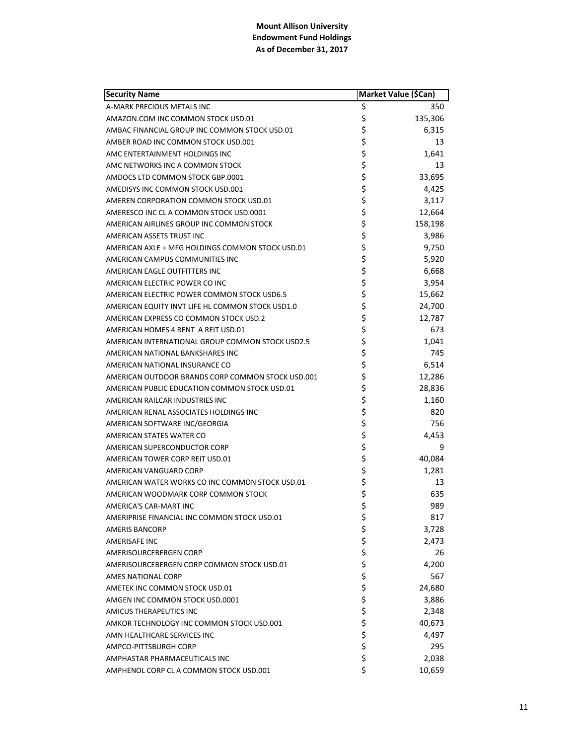**Mount Allison University**
**Endowment Fund Holdings**
**As of December 31, 2017**

| Security Name | Market Value ($Can) |
|---|---|
| A-MARK PRECIOUS METALS INC | $ 350 |
| AMAZON.COM INC COMMON STOCK USD.01 | $ 135,306 |
| AMBAC FINANCIAL GROUP INC COMMON STOCK USD.01 | $ 6,315 |
| AMBER ROAD INC COMMON STOCK USD.001 | $ 13 |
| AMC ENTERTAINMENT HOLDINGS INC | $ 1,641 |
| AMC NETWORKS INC A COMMON STOCK | $ 13 |
| AMDOCS LTD COMMON STOCK GBP.0001 | $ 33,695 |
| AMEDISYS INC COMMON STOCK USD.001 | $ 4,425 |
| AMEREN CORPORATION COMMON STOCK USD.01 | $ 3,117 |
| AMERESCO INC CL A COMMON STOCK USD.0001 | $ 12,664 |
| AMERICAN AIRLINES GROUP INC COMMON STOCK | $ 158,198 |
| AMERICAN ASSETS TRUST INC | $ 3,986 |
| AMERICAN AXLE + MFG HOLDINGS COMMON STOCK USD.01 | $ 9,750 |
| AMERICAN CAMPUS COMMUNITIES INC | $ 5,920 |
| AMERICAN EAGLE OUTFITTERS INC | $ 6,668 |
| AMERICAN ELECTRIC POWER CO INC | $ 3,954 |
| AMERICAN ELECTRIC POWER COMMON STOCK USD6.5 | $ 15,662 |
| AMERICAN EQUITY INVT LIFE HL COMMON STOCK USD1.0 | $ 24,700 |
| AMERICAN EXPRESS CO COMMON STOCK USD.2 | $ 12,787 |
| AMERICAN HOMES 4 RENT A REIT USD.01 | $ 673 |
| AMERICAN INTERNATIONAL GROUP COMMON STOCK USD2.5 | $ 1,041 |
| AMERICAN NATIONAL BANKSHARES INC | $ 745 |
| AMERICAN NATIONAL INSURANCE CO | $ 6,514 |
| AMERICAN OUTDOOR BRANDS CORP COMMON STOCK USD.001 | $ 12,286 |
| AMERICAN PUBLIC EDUCATION COMMON STOCK USD.01 | $ 28,836 |
| AMERICAN RAILCAR INDUSTRIES INC | $ 1,160 |
| AMERICAN RENAL ASSOCIATES HOLDINGS INC | $ 820 |
| AMERICAN SOFTWARE INC/GEORGIA | $ 756 |
| AMERICAN STATES WATER CO | $ 4,453 |
| AMERICAN SUPERCONDUCTOR CORP | $ 9 |
| AMERICAN TOWER CORP REIT USD.01 | $ 40,084 |
| AMERICAN VANGUARD CORP | $ 1,281 |
| AMERICAN WATER WORKS CO INC COMMON STOCK USD.01 | $ 13 |
| AMERICAN WOODMARK CORP COMMON STOCK | $ 635 |
| AMERICA'S CAR-MART INC | $ 989 |
| AMERIPRISE FINANCIAL INC COMMON STOCK USD.01 | $ 817 |
| AMERIS BANCORP | $ 3,728 |
| AMERISAFE INC | $ 2,473 |
| AMERISOURCEBERGEN CORP | $ 26 |
| AMERISOURCEBERGEN CORP COMMON STOCK USD.01 | $ 4,200 |
| AMES NATIONAL CORP | $ 567 |
| AMETEK INC COMMON STOCK USD.01 | $ 24,680 |
| AMGEN INC COMMON STOCK USD.0001 | $ 3,886 |
| AMICUS THERAPEUTICS INC | $ 2,348 |
| AMKOR TECHNOLOGY INC COMMON STOCK USD.001 | $ 40,673 |
| AMN HEALTHCARE SERVICES INC | $ 4,497 |
| AMPCO-PITTSBURGH CORP | $ 295 |
| AMPHASTAR PHARMACEUTICALS INC | $ 2,038 |
| AMPHENOL CORP CL A COMMON STOCK USD.001 | $ 10,659 |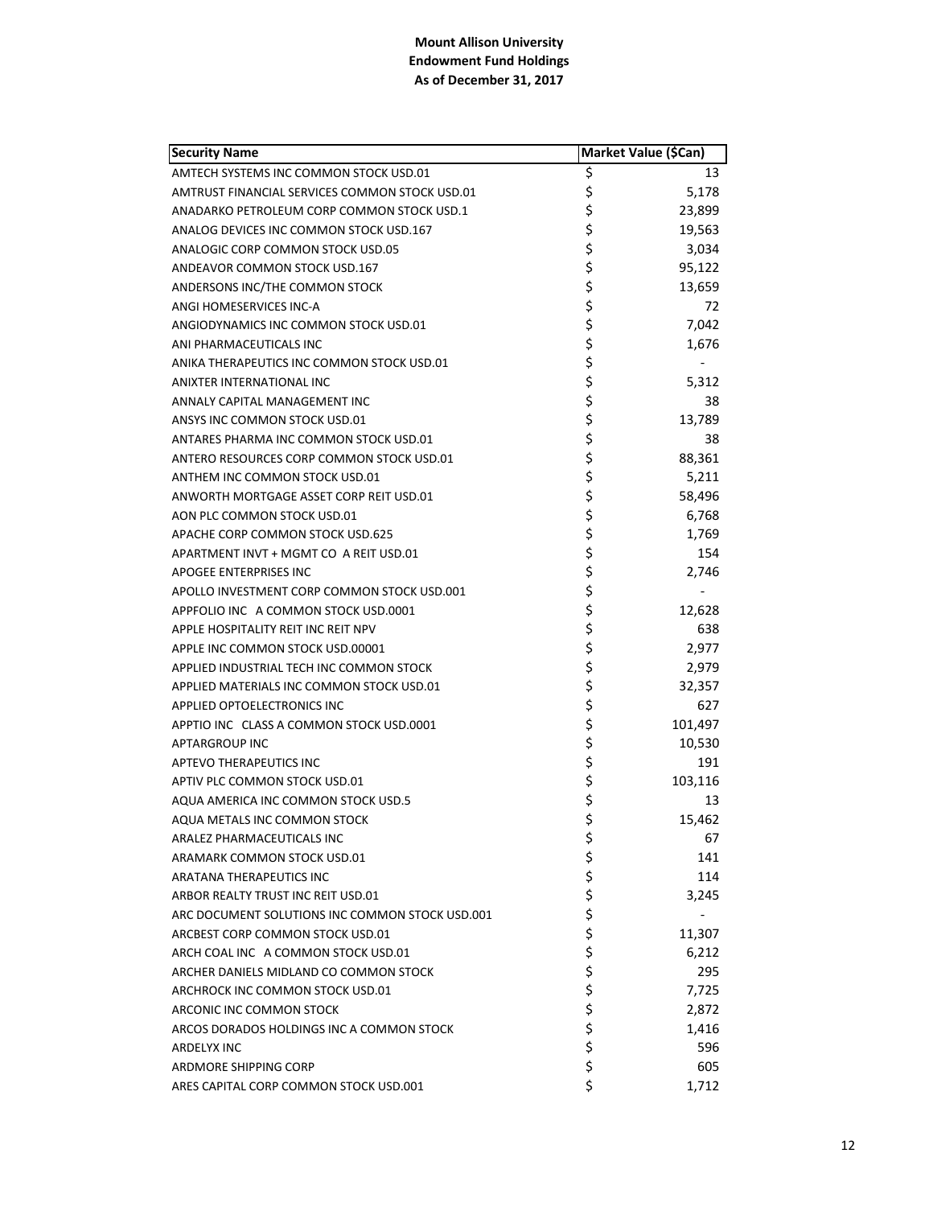**Mount Allison University**
**Endowment Fund Holdings**
**As of December 31, 2017**

| Security Name | Market Value ($Can) |
|---|---|
| AMTECH SYSTEMS INC COMMON STOCK USD.01 | $ 13 |
| AMTRUST FINANCIAL SERVICES COMMON STOCK USD.01 | $ 5,178 |
| ANADARKO PETROLEUM CORP COMMON STOCK USD.1 | $ 23,899 |
| ANALOG DEVICES INC COMMON STOCK USD.167 | $ 19,563 |
| ANALOGIC CORP COMMON STOCK USD.05 | $ 3,034 |
| ANDEAVOR COMMON STOCK USD.167 | $ 95,122 |
| ANDERSONS INC/THE COMMON STOCK | $ 13,659 |
| ANGI HOMESERVICES INC-A | $ 72 |
| ANGIODYNAMICS INC COMMON STOCK USD.01 | $ 7,042 |
| ANI PHARMACEUTICALS INC | $ 1,676 |
| ANIKA THERAPEUTICS INC COMMON STOCK USD.01 | $ - |
| ANIXTER INTERNATIONAL INC | $ 5,312 |
| ANNALY CAPITAL MANAGEMENT INC | $ 38 |
| ANSYS INC COMMON STOCK USD.01 | $ 13,789 |
| ANTARES PHARMA INC COMMON STOCK USD.01 | $ 38 |
| ANTERO RESOURCES CORP COMMON STOCK USD.01 | $ 88,361 |
| ANTHEM INC COMMON STOCK USD.01 | $ 5,211 |
| ANWORTH MORTGAGE ASSET CORP REIT USD.01 | $ 58,496 |
| AON PLC COMMON STOCK USD.01 | $ 6,768 |
| APACHE CORP COMMON STOCK USD.625 | $ 1,769 |
| APARTMENT INVT + MGMT CO A REIT USD.01 | $ 154 |
| APOGEE ENTERPRISES INC | $ 2,746 |
| APOLLO INVESTMENT CORP COMMON STOCK USD.001 | $ - |
| APPFOLIO INC A COMMON STOCK USD.0001 | $ 12,628 |
| APPLE HOSPITALITY REIT INC REIT NPV | $ 638 |
| APPLE INC COMMON STOCK USD.00001 | $ 2,977 |
| APPLIED INDUSTRIAL TECH INC COMMON STOCK | $ 2,979 |
| APPLIED MATERIALS INC COMMON STOCK USD.01 | $ 32,357 |
| APPLIED OPTOELECTRONICS INC | $ 627 |
| APPTIO INC CLASS A COMMON STOCK USD.0001 | $ 101,497 |
| APTARGROUP INC | $ 10,530 |
| APTEVO THERAPEUTICS INC | $ 191 |
| APTIV PLC COMMON STOCK USD.01 | $ 103,116 |
| AQUA AMERICA INC COMMON STOCK USD.5 | $ 13 |
| AQUA METALS INC COMMON STOCK | $ 15,462 |
| ARALEZ PHARMACEUTICALS INC | $ 67 |
| ARAMARK COMMON STOCK USD.01 | $ 141 |
| ARATANA THERAPEUTICS INC | $ 114 |
| ARBOR REALTY TRUST INC REIT USD.01 | $ 3,245 |
| ARC DOCUMENT SOLUTIONS INC COMMON STOCK USD.001 | $ - |
| ARCBEST CORP COMMON STOCK USD.01 | $ 11,307 |
| ARCH COAL INC A COMMON STOCK USD.01 | $ 6,212 |
| ARCHER DANIELS MIDLAND CO COMMON STOCK | $ 295 |
| ARCHROCK INC COMMON STOCK USD.01 | $ 7,725 |
| ARCONIC INC COMMON STOCK | $ 2,872 |
| ARCOS DORADOS HOLDINGS INC A COMMON STOCK | $ 1,416 |
| ARDELYX INC | $ 596 |
| ARDMORE SHIPPING CORP | $ 605 |
| ARES CAPITAL CORP COMMON STOCK USD.001 | $ 1,712 |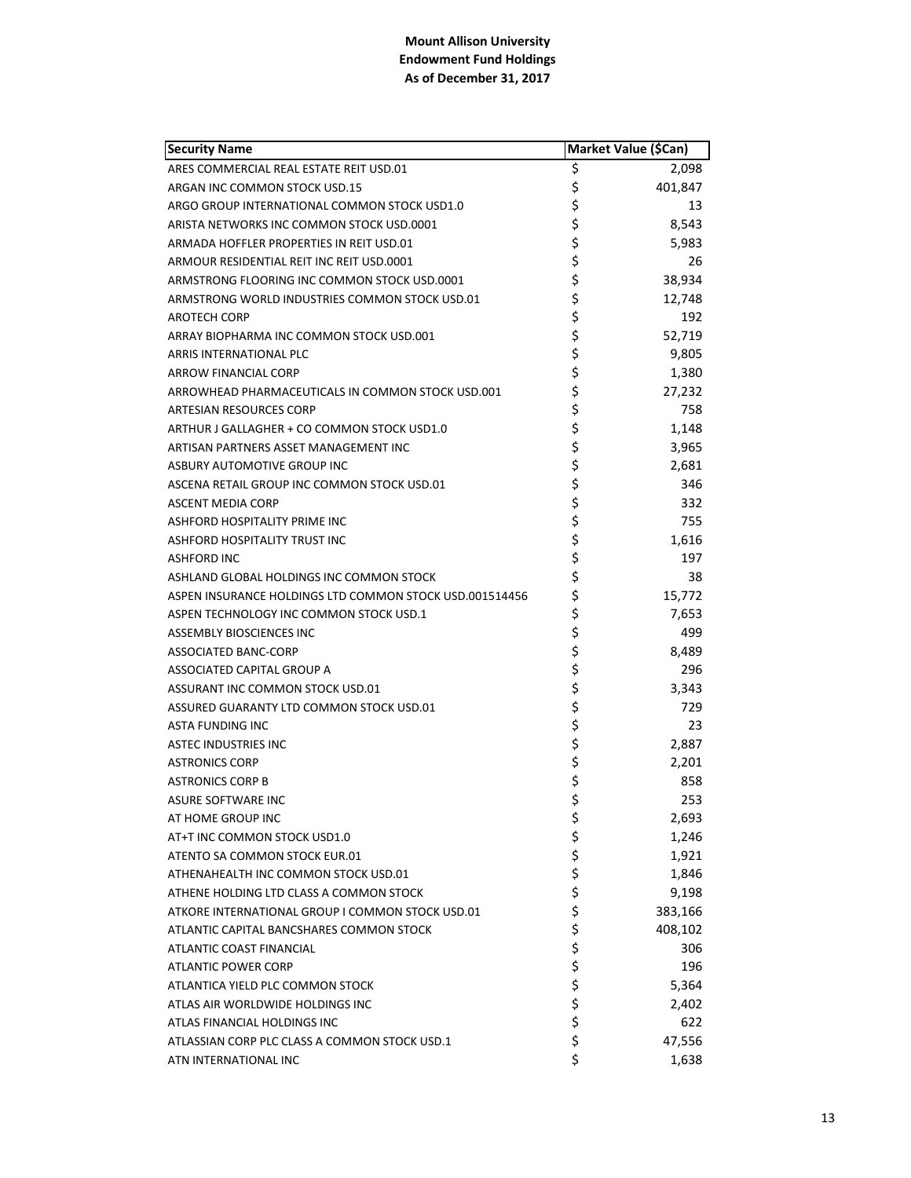**Mount Allison University**
**Endowment Fund Holdings**
**As of December 31, 2017**

| Security Name | Market Value ($Can) |
|---|---|
| ARES COMMERCIAL REAL ESTATE REIT USD.01 | $ 2,098 |
| ARGAN INC COMMON STOCK USD.15 | $ 401,847 |
| ARGO GROUP INTERNATIONAL COMMON STOCK USD1.0 | $ 13 |
| ARISTA NETWORKS INC COMMON STOCK USD.0001 | $ 8,543 |
| ARMADA HOFFLER PROPERTIES IN REIT USD.01 | $ 5,983 |
| ARMOUR RESIDENTIAL REIT INC REIT USD.0001 | $ 26 |
| ARMSTRONG FLOORING INC COMMON STOCK USD.0001 | $ 38,934 |
| ARMSTRONG WORLD INDUSTRIES COMMON STOCK USD.01 | $ 12,748 |
| AROTECH CORP | $ 192 |
| ARRAY BIOPHARMA INC COMMON STOCK USD.001 | $ 52,719 |
| ARRIS INTERNATIONAL PLC | $ 9,805 |
| ARROW FINANCIAL CORP | $ 1,380 |
| ARROWHEAD PHARMACEUTICALS IN COMMON STOCK USD.001 | $ 27,232 |
| ARTESIAN RESOURCES CORP | $ 758 |
| ARTHUR J GALLAGHER + CO COMMON STOCK USD1.0 | $ 1,148 |
| ARTISAN PARTNERS ASSET MANAGEMENT INC | $ 3,965 |
| ASBURY AUTOMOTIVE GROUP INC | $ 2,681 |
| ASCENA RETAIL GROUP INC COMMON STOCK USD.01 | $ 346 |
| ASCENT MEDIA CORP | $ 332 |
| ASHFORD HOSPITALITY PRIME INC | $ 755 |
| ASHFORD HOSPITALITY TRUST INC | $ 1,616 |
| ASHFORD INC | $ 197 |
| ASHLAND GLOBAL HOLDINGS INC COMMON STOCK | $ 38 |
| ASPEN INSURANCE HOLDINGS LTD COMMON STOCK USD.001514456 | $ 15,772 |
| ASPEN TECHNOLOGY INC COMMON STOCK USD.1 | $ 7,653 |
| ASSEMBLY BIOSCIENCES INC | $ 499 |
| ASSOCIATED BANC-CORP | $ 8,489 |
| ASSOCIATED CAPITAL GROUP A | $ 296 |
| ASSURANT INC COMMON STOCK USD.01 | $ 3,343 |
| ASSURED GUARANTY LTD COMMON STOCK USD.01 | $ 729 |
| ASTA FUNDING INC | $ 23 |
| ASTEC INDUSTRIES INC | $ 2,887 |
| ASTRONICS CORP | $ 2,201 |
| ASTRONICS CORP B | $ 858 |
| ASURE SOFTWARE INC | $ 253 |
| AT HOME GROUP INC | $ 2,693 |
| AT+T INC COMMON STOCK USD1.0 | $ 1,246 |
| ATENTO SA COMMON STOCK EUR.01 | $ 1,921 |
| ATHENAHEALTH INC COMMON STOCK USD.01 | $ 1,846 |
| ATHENE HOLDING LTD CLASS A COMMON STOCK | $ 9,198 |
| ATKORE INTERNATIONAL GROUP I COMMON STOCK USD.01 | $ 383,166 |
| ATLANTIC CAPITAL BANCSHARES COMMON STOCK | $ 408,102 |
| ATLANTIC COAST FINANCIAL | $ 306 |
| ATLANTIC POWER CORP | $ 196 |
| ATLANTICA YIELD PLC COMMON STOCK | $ 5,364 |
| ATLAS AIR WORLDWIDE HOLDINGS INC | $ 2,402 |
| ATLAS FINANCIAL HOLDINGS INC | $ 622 |
| ATLASSIAN CORP PLC CLASS A COMMON STOCK USD.1 | $ 47,556 |
| ATN INTERNATIONAL INC | $ 1,638 |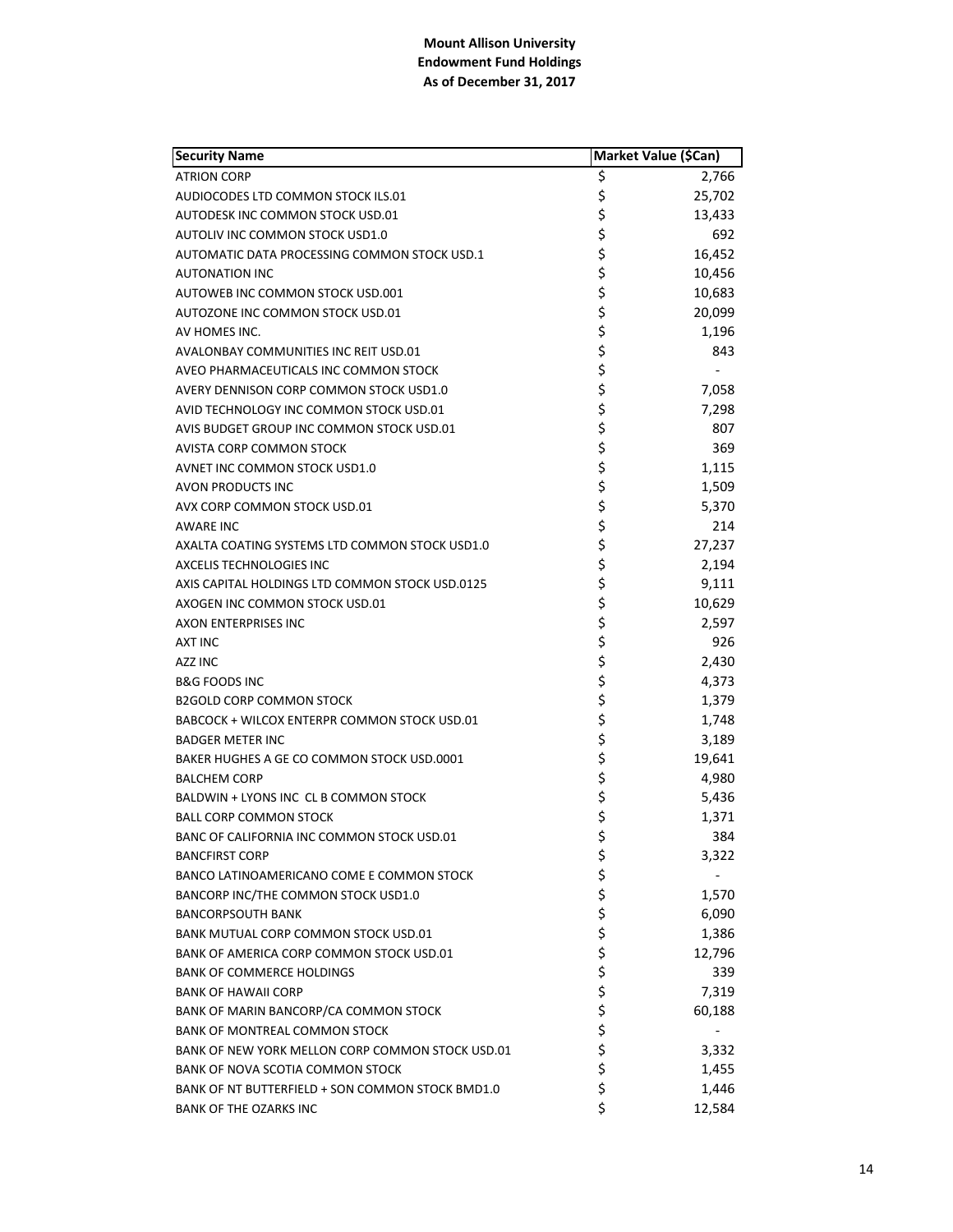**Mount Allison University**
**Endowment Fund Holdings**
**As of December 31, 2017**

| Security Name | Market Value ($Can) |
|---|---|
| ATRION CORP | $ 2,766 |
| AUDIOCODES LTD COMMON STOCK ILS.01 | $ 25,702 |
| AUTODESK INC COMMON STOCK USD.01 | $ 13,433 |
| AUTOLIV INC COMMON STOCK USD1.0 | $ 692 |
| AUTOMATIC DATA PROCESSING COMMON STOCK USD.1 | $ 16,452 |
| AUTONATION INC | $ 10,456 |
| AUTOWEB INC COMMON STOCK USD.001 | $ 10,683 |
| AUTOZONE INC COMMON STOCK USD.01 | $ 20,099 |
| AV HOMES INC. | $ 1,196 |
| AVALONBAY COMMUNITIES INC REIT USD.01 | $ 843 |
| AVEO PHARMACEUTICALS INC COMMON STOCK | $ - |
| AVERY DENNISON CORP COMMON STOCK USD1.0 | $ 7,058 |
| AVID TECHNOLOGY INC COMMON STOCK USD.01 | $ 7,298 |
| AVIS BUDGET GROUP INC COMMON STOCK USD.01 | $ 807 |
| AVISTA CORP COMMON STOCK | $ 369 |
| AVNET INC COMMON STOCK USD1.0 | $ 1,115 |
| AVON PRODUCTS INC | $ 1,509 |
| AVX CORP COMMON STOCK USD.01 | $ 5,370 |
| AWARE INC | $ 214 |
| AXALTA COATING SYSTEMS LTD COMMON STOCK USD1.0 | $ 27,237 |
| AXCELIS TECHNOLOGIES INC | $ 2,194 |
| AXIS CAPITAL HOLDINGS LTD COMMON STOCK USD.0125 | $ 9,111 |
| AXOGEN INC COMMON STOCK USD.01 | $ 10,629 |
| AXON ENTERPRISES INC | $ 2,597 |
| AXT INC | $ 926 |
| AZZ INC | $ 2,430 |
| B&G FOODS INC | $ 4,373 |
| B2GOLD CORP COMMON STOCK | $ 1,379 |
| BABCOCK + WILCOX ENTERPR COMMON STOCK USD.01 | $ 1,748 |
| BADGER METER INC | $ 3,189 |
| BAKER HUGHES A GE CO COMMON STOCK USD.0001 | $ 19,641 |
| BALCHEM CORP | $ 4,980 |
| BALDWIN + LYONS INC CL B COMMON STOCK | $ 5,436 |
| BALL CORP COMMON STOCK | $ 1,371 |
| BANC OF CALIFORNIA INC COMMON STOCK USD.01 | $ 384 |
| BANCFIRST CORP | $ 3,322 |
| BANCO LATINOAMERICANO COME E COMMON STOCK | $ - |
| BANCORP INC/THE COMMON STOCK USD1.0 | $ 1,570 |
| BANCORPSOUTH BANK | $ 6,090 |
| BANK MUTUAL CORP COMMON STOCK USD.01 | $ 1,386 |
| BANK OF AMERICA CORP COMMON STOCK USD.01 | $ 12,796 |
| BANK OF COMMERCE HOLDINGS | $ 339 |
| BANK OF HAWAII CORP | $ 7,319 |
| BANK OF MARIN BANCORP/CA COMMON STOCK | $ 60,188 |
| BANK OF MONTREAL COMMON STOCK | $ - |
| BANK OF NEW YORK MELLON CORP COMMON STOCK USD.01 | $ 3,332 |
| BANK OF NOVA SCOTIA COMMON STOCK | $ 1,455 |
| BANK OF NT BUTTERFIELD + SON COMMON STOCK BMD1.0 | $ 1,446 |
| BANK OF THE OZARKS INC | $ 12,584 |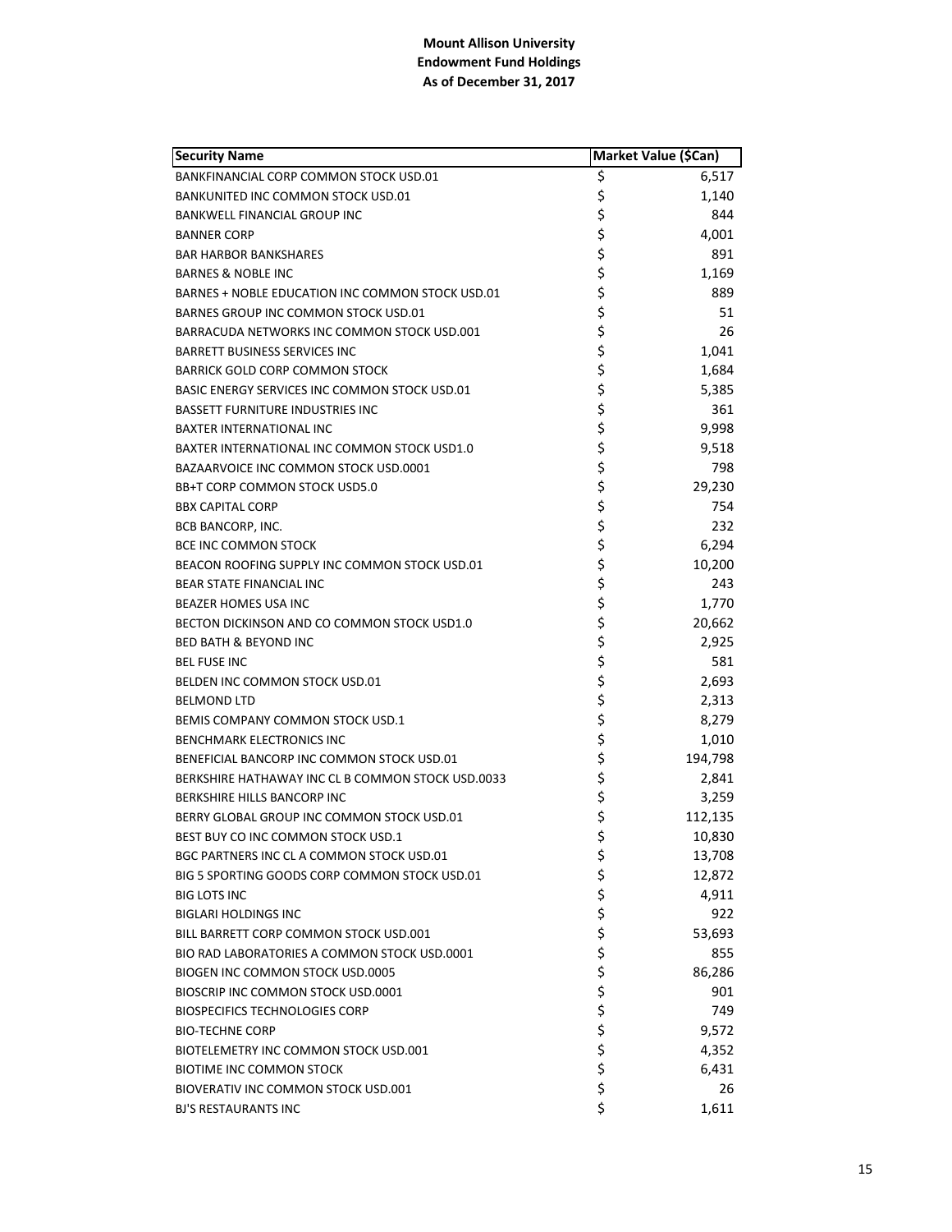**Mount Allison University**
**Endowment Fund Holdings**
**As of December 31, 2017**

| Security Name | Market Value ($Can) |
|---|---|
| BANKFINANCIAL CORP COMMON STOCK USD.01 | $ 6,517 |
| BANKUNITED INC COMMON STOCK USD.01 | $ 1,140 |
| BANKWELL FINANCIAL GROUP INC | $ 844 |
| BANNER CORP | $ 4,001 |
| BAR HARBOR BANKSHARES | $ 891 |
| BARNES & NOBLE INC | $ 1,169 |
| BARNES + NOBLE EDUCATION INC COMMON STOCK USD.01 | $ 889 |
| BARNES GROUP INC COMMON STOCK USD.01 | $ 51 |
| BARRACUDA NETWORKS INC COMMON STOCK USD.001 | $ 26 |
| BARRETT BUSINESS SERVICES INC | $ 1,041 |
| BARRICK GOLD CORP COMMON STOCK | $ 1,684 |
| BASIC ENERGY SERVICES INC COMMON STOCK USD.01 | $ 5,385 |
| BASSETT FURNITURE INDUSTRIES INC | $ 361 |
| BAXTER INTERNATIONAL INC | $ 9,998 |
| BAXTER INTERNATIONAL INC COMMON STOCK USD1.0 | $ 9,518 |
| BAZAARVOICE INC COMMON STOCK USD.0001 | $ 798 |
| BB+T CORP COMMON STOCK USD5.0 | $ 29,230 |
| BBX CAPITAL CORP | $ 754 |
| BCB BANCORP, INC. | $ 232 |
| BCE INC COMMON STOCK | $ 6,294 |
| BEACON ROOFING SUPPLY INC COMMON STOCK USD.01 | $ 10,200 |
| BEAR STATE FINANCIAL INC | $ 243 |
| BEAZER HOMES USA INC | $ 1,770 |
| BECTON DICKINSON AND CO COMMON STOCK USD1.0 | $ 20,662 |
| BED BATH & BEYOND INC | $ 2,925 |
| BEL FUSE INC | $ 581 |
| BELDEN INC COMMON STOCK USD.01 | $ 2,693 |
| BELMOND LTD | $ 2,313 |
| BEMIS COMPANY COMMON STOCK USD.1 | $ 8,279 |
| BENCHMARK ELECTRONICS INC | $ 1,010 |
| BENEFICIAL BANCORP INC COMMON STOCK USD.01 | $ 194,798 |
| BERKSHIRE HATHAWAY INC CL B COMMON STOCK USD.0033 | $ 2,841 |
| BERKSHIRE HILLS BANCORP INC | $ 3,259 |
| BERRY GLOBAL GROUP INC COMMON STOCK USD.01 | $ 112,135 |
| BEST BUY CO INC COMMON STOCK USD.1 | $ 10,830 |
| BGC PARTNERS INC CL A COMMON STOCK USD.01 | $ 13,708 |
| BIG 5 SPORTING GOODS CORP COMMON STOCK USD.01 | $ 12,872 |
| BIG LOTS INC | $ 4,911 |
| BIGLARI HOLDINGS INC | $ 922 |
| BILL BARRETT CORP COMMON STOCK USD.001 | $ 53,693 |
| BIO RAD LABORATORIES A COMMON STOCK USD.0001 | $ 855 |
| BIOGEN INC COMMON STOCK USD.0005 | $ 86,286 |
| BIOSCRIP INC COMMON STOCK USD.0001 | $ 901 |
| BIOSPECIFICS TECHNOLOGIES CORP | $ 749 |
| BIO-TECHNE CORP | $ 9,572 |
| BIOTELEMETRY INC COMMON STOCK USD.001 | $ 4,352 |
| BIOTIME INC COMMON STOCK | $ 6,431 |
| BIOVERATIV INC COMMON STOCK USD.001 | $ 26 |
| BJ'S RESTAURANTS INC | $ 1,611 |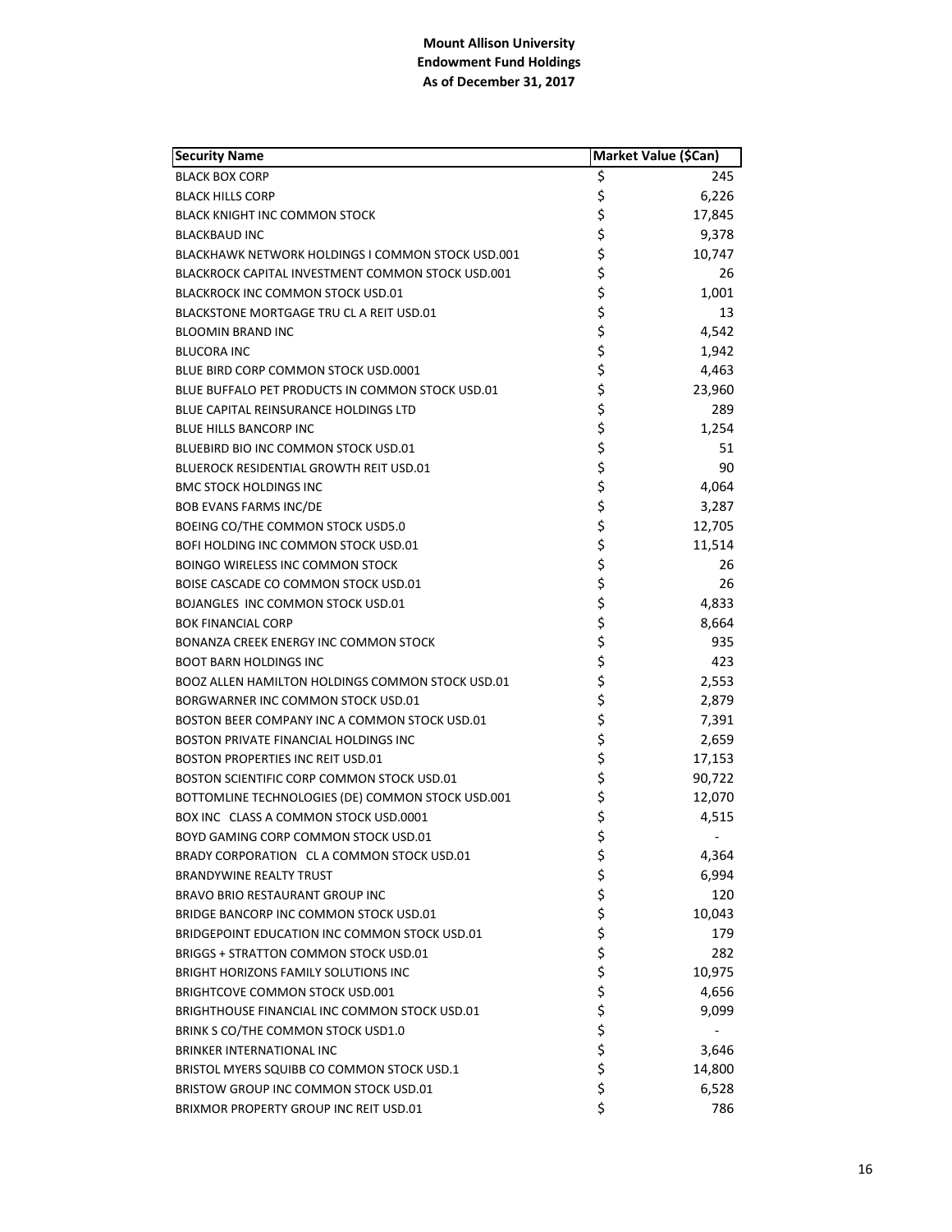**Mount Allison University**
**Endowment Fund Holdings**
**As of December 31, 2017**

| Security Name | Market Value ($Can) |
|---|---|
| BLACK BOX CORP | $ 245 |
| BLACK HILLS CORP | $ 6,226 |
| BLACK KNIGHT INC COMMON STOCK | $ 17,845 |
| BLACKBAUD INC | $ 9,378 |
| BLACKHAWK NETWORK HOLDINGS I COMMON STOCK USD.001 | $ 10,747 |
| BLACKROCK CAPITAL INVESTMENT COMMON STOCK USD.001 | $ 26 |
| BLACKROCK INC COMMON STOCK USD.01 | $ 1,001 |
| BLACKSTONE MORTGAGE TRU CL A REIT USD.01 | $ 13 |
| BLOOMIN BRAND INC | $ 4,542 |
| BLUCORA INC | $ 1,942 |
| BLUE BIRD CORP COMMON STOCK USD.0001 | $ 4,463 |
| BLUE BUFFALO PET PRODUCTS IN COMMON STOCK USD.01 | $ 23,960 |
| BLUE CAPITAL REINSURANCE HOLDINGS LTD | $ 289 |
| BLUE HILLS BANCORP INC | $ 1,254 |
| BLUEBIRD BIO INC COMMON STOCK USD.01 | $ 51 |
| BLUEROCK RESIDENTIAL GROWTH REIT USD.01 | $ 90 |
| BMC STOCK HOLDINGS INC | $ 4,064 |
| BOB EVANS FARMS INC/DE | $ 3,287 |
| BOEING CO/THE COMMON STOCK USD5.0 | $ 12,705 |
| BOFI HOLDING INC COMMON STOCK USD.01 | $ 11,514 |
| BOINGO WIRELESS INC COMMON STOCK | $ 26 |
| BOISE CASCADE CO COMMON STOCK USD.01 | $ 26 |
| BOJANGLES INC COMMON STOCK USD.01 | $ 4,833 |
| BOK FINANCIAL CORP | $ 8,664 |
| BONANZA CREEK ENERGY INC COMMON STOCK | $ 935 |
| BOOT BARN HOLDINGS INC | $ 423 |
| BOOZ ALLEN HAMILTON HOLDINGS COMMON STOCK USD.01 | $ 2,553 |
| BORGWARNER INC COMMON STOCK USD.01 | $ 2,879 |
| BOSTON BEER COMPANY INC A COMMON STOCK USD.01 | $ 7,391 |
| BOSTON PRIVATE FINANCIAL HOLDINGS INC | $ 2,659 |
| BOSTON PROPERTIES INC REIT USD.01 | $ 17,153 |
| BOSTON SCIENTIFIC CORP COMMON STOCK USD.01 | $ 90,722 |
| BOTTOMLINE TECHNOLOGIES (DE) COMMON STOCK USD.001 | $ 12,070 |
| BOX INC CLASS A COMMON STOCK USD.0001 | $ 4,515 |
| BOYD GAMING CORP COMMON STOCK USD.01 | $ - |
| BRADY CORPORATION CL A COMMON STOCK USD.01 | $ 4,364 |
| BRANDYWINE REALTY TRUST | $ 6,994 |
| BRAVO BRIO RESTAURANT GROUP INC | $ 120 |
| BRIDGE BANCORP INC COMMON STOCK USD.01 | $ 10,043 |
| BRIDGEPOINT EDUCATION INC COMMON STOCK USD.01 | $ 179 |
| BRIGGS + STRATTON COMMON STOCK USD.01 | $ 282 |
| BRIGHT HORIZONS FAMILY SOLUTIONS INC | $ 10,975 |
| BRIGHTCOVE COMMON STOCK USD.001 | $ 4,656 |
| BRIGHTHOUSE FINANCIAL INC COMMON STOCK USD.01 | $ 9,099 |
| BRINK S CO/THE COMMON STOCK USD1.0 | $ - |
| BRINKER INTERNATIONAL INC | $ 3,646 |
| BRISTOL MYERS SQUIBB CO COMMON STOCK USD.1 | $ 14,800 |
| BRISTOW GROUP INC COMMON STOCK USD.01 | $ 6,528 |
| BRIXMOR PROPERTY GROUP INC REIT USD.01 | $ 786 |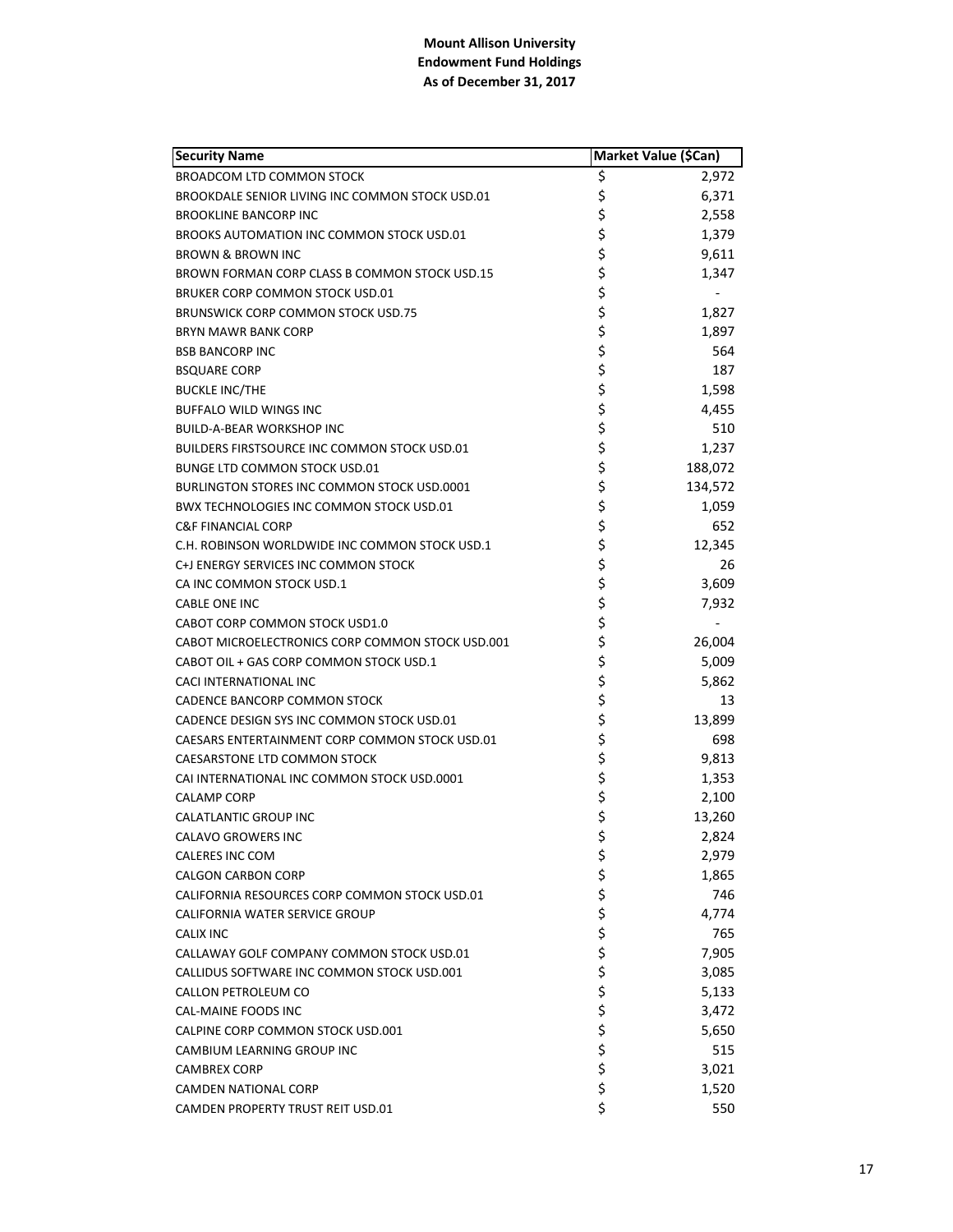**Mount Allison University**
**Endowment Fund Holdings**
**As of December 31, 2017**

| Security Name | Market Value ($Can) |
|---|---|
| BROADCOM LTD COMMON STOCK | $ 2,972 |
| BROOKDALE SENIOR LIVING INC COMMON STOCK USD.01 | $ 6,371 |
| BROOKLINE BANCORP INC | $ 2,558 |
| BROOKS AUTOMATION INC COMMON STOCK USD.01 | $ 1,379 |
| BROWN & BROWN INC | $ 9,611 |
| BROWN FORMAN CORP CLASS B COMMON STOCK USD.15 | $ 1,347 |
| BRUKER CORP COMMON STOCK USD.01 | $ - |
| BRUNSWICK CORP COMMON STOCK USD.75 | $ 1,827 |
| BRYN MAWR BANK CORP | $ 1,897 |
| BSB BANCORP INC | $ 564 |
| BSQUARE CORP | $ 187 |
| BUCKLE INC/THE | $ 1,598 |
| BUFFALO WILD WINGS INC | $ 4,455 |
| BUILD-A-BEAR WORKSHOP INC | $ 510 |
| BUILDERS FIRSTSOURCE INC COMMON STOCK USD.01 | $ 1,237 |
| BUNGE LTD COMMON STOCK USD.01 | $ 188,072 |
| BURLINGTON STORES INC COMMON STOCK USD.0001 | $ 134,572 |
| BWX TECHNOLOGIES INC COMMON STOCK USD.01 | $ 1,059 |
| C&F FINANCIAL CORP | $ 652 |
| C.H. ROBINSON WORLDWIDE INC COMMON STOCK USD.1 | $ 12,345 |
| C+J ENERGY SERVICES INC COMMON STOCK | $ 26 |
| CA INC COMMON STOCK USD.1 | $ 3,609 |
| CABLE ONE INC | $ 7,932 |
| CABOT CORP COMMON STOCK USD1.0 | $ - |
| CABOT MICROELECTRONICS CORP COMMON STOCK USD.001 | $ 26,004 |
| CABOT OIL + GAS CORP COMMON STOCK USD.1 | $ 5,009 |
| CACI INTERNATIONAL INC | $ 5,862 |
| CADENCE BANCORP COMMON STOCK | $ 13 |
| CADENCE DESIGN SYS INC COMMON STOCK USD.01 | $ 13,899 |
| CAESARS ENTERTAINMENT CORP COMMON STOCK USD.01 | $ 698 |
| CAESARSTONE LTD COMMON STOCK | $ 9,813 |
| CAI INTERNATIONAL INC COMMON STOCK USD.0001 | $ 1,353 |
| CALAMP CORP | $ 2,100 |
| CALATLANTIC GROUP INC | $ 13,260 |
| CALAVO GROWERS INC | $ 2,824 |
| CALERES INC COM | $ 2,979 |
| CALGON CARBON CORP | $ 1,865 |
| CALIFORNIA RESOURCES CORP COMMON STOCK USD.01 | $ 746 |
| CALIFORNIA WATER SERVICE GROUP | $ 4,774 |
| CALIX INC | $ 765 |
| CALLAWAY GOLF COMPANY COMMON STOCK USD.01 | $ 7,905 |
| CALLIDUS SOFTWARE INC COMMON STOCK USD.001 | $ 3,085 |
| CALLON PETROLEUM CO | $ 5,133 |
| CAL-MAINE FOODS INC | $ 3,472 |
| CALPINE CORP COMMON STOCK USD.001 | $ 5,650 |
| CAMBIUM LEARNING GROUP INC | $ 515 |
| CAMBREX CORP | $ 3,021 |
| CAMDEN NATIONAL CORP | $ 1,520 |
| CAMDEN PROPERTY TRUST REIT USD.01 | $ 550 |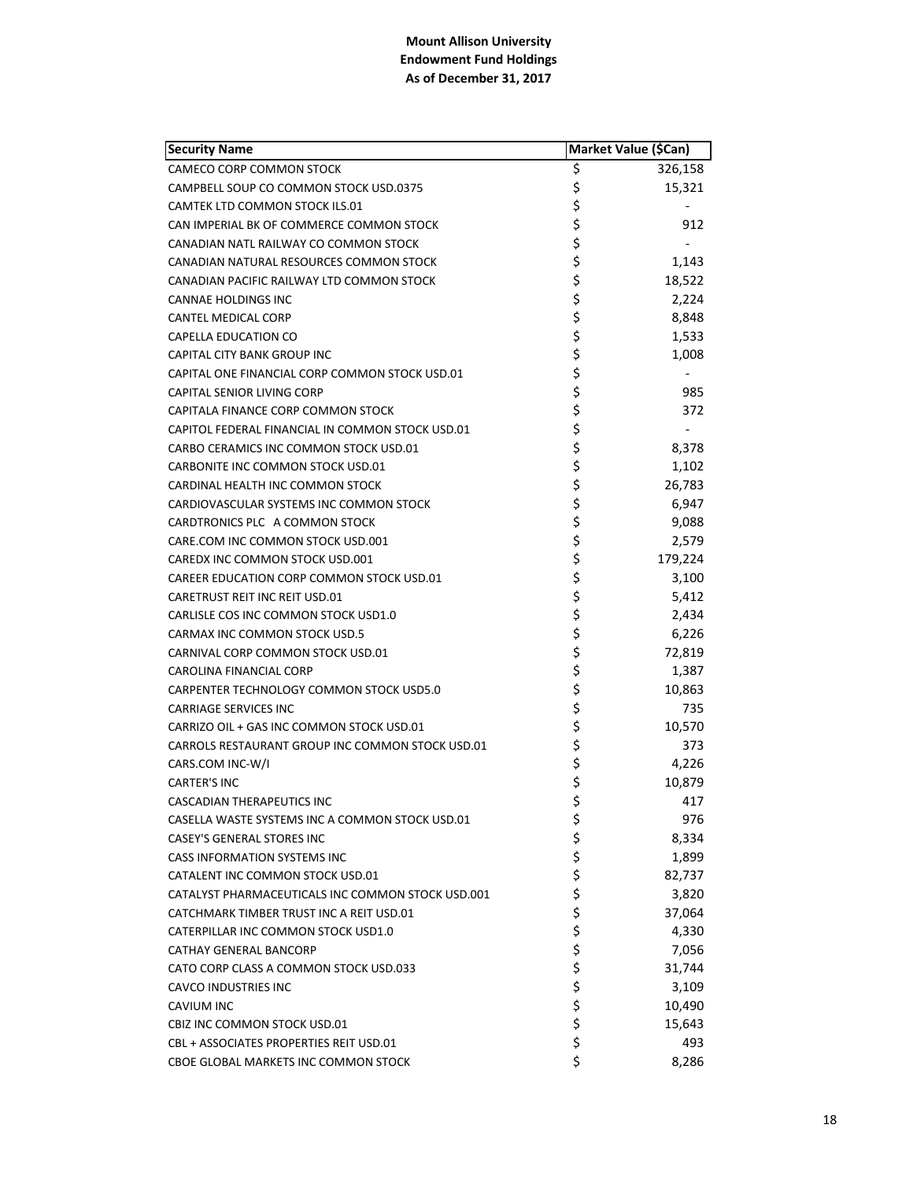**Mount Allison University**
**Endowment Fund Holdings**
**As of December 31, 2017**

| Security Name | Market Value ($Can) |
|---|---|
| CAMECO CORP COMMON STOCK | $ 326,158 |
| CAMPBELL SOUP CO COMMON STOCK USD.0375 | $ 15,321 |
| CAMTEK LTD COMMON STOCK ILS.01 | $ - |
| CAN IMPERIAL BK OF COMMERCE COMMON STOCK | $ 912 |
| CANADIAN NATL RAILWAY CO COMMON STOCK | $ - |
| CANADIAN NATURAL RESOURCES COMMON STOCK | $ 1,143 |
| CANADIAN PACIFIC RAILWAY LTD COMMON STOCK | $ 18,522 |
| CANNAE HOLDINGS INC | $ 2,224 |
| CANTEL MEDICAL CORP | $ 8,848 |
| CAPELLA EDUCATION CO | $ 1,533 |
| CAPITAL CITY BANK GROUP INC | $ 1,008 |
| CAPITAL ONE FINANCIAL CORP COMMON STOCK USD.01 | $ - |
| CAPITAL SENIOR LIVING CORP | $ 985 |
| CAPITALA FINANCE CORP COMMON STOCK | $ 372 |
| CAPITOL FEDERAL FINANCIAL IN COMMON STOCK USD.01 | $ - |
| CARBO CERAMICS INC COMMON STOCK USD.01 | $ 8,378 |
| CARBONITE INC COMMON STOCK USD.01 | $ 1,102 |
| CARDINAL HEALTH INC COMMON STOCK | $ 26,783 |
| CARDIOVASCULAR SYSTEMS INC COMMON STOCK | $ 6,947 |
| CARDTRONICS PLC A COMMON STOCK | $ 9,088 |
| CARE.COM INC COMMON STOCK USD.001 | $ 2,579 |
| CAREDX INC COMMON STOCK USD.001 | $ 179,224 |
| CAREER EDUCATION CORP COMMON STOCK USD.01 | $ 3,100 |
| CARETRUST REIT INC REIT USD.01 | $ 5,412 |
| CARLISLE COS INC COMMON STOCK USD1.0 | $ 2,434 |
| CARMAX INC COMMON STOCK USD.5 | $ 6,226 |
| CARNIVAL CORP COMMON STOCK USD.01 | $ 72,819 |
| CAROLINA FINANCIAL CORP | $ 1,387 |
| CARPENTER TECHNOLOGY COMMON STOCK USD5.0 | $ 10,863 |
| CARRIAGE SERVICES INC | $ 735 |
| CARRIZO OIL + GAS INC COMMON STOCK USD.01 | $ 10,570 |
| CARROLS RESTAURANT GROUP INC COMMON STOCK USD.01 | $ 373 |
| CARS.COM INC-W/I | $ 4,226 |
| CARTER'S INC | $ 10,879 |
| CASCADIAN THERAPEUTICS INC | $ 417 |
| CASELLA WASTE SYSTEMS INC A COMMON STOCK USD.01 | $ 976 |
| CASEY'S GENERAL STORES INC | $ 8,334 |
| CASS INFORMATION SYSTEMS INC | $ 1,899 |
| CATALENT INC COMMON STOCK USD.01 | $ 82,737 |
| CATALYST PHARMACEUTICALS INC COMMON STOCK USD.001 | $ 3,820 |
| CATCHMARK TIMBER TRUST INC A REIT USD.01 | $ 37,064 |
| CATERPILLAR INC COMMON STOCK USD1.0 | $ 4,330 |
| CATHAY GENERAL BANCORP | $ 7,056 |
| CATO CORP CLASS A COMMON STOCK USD.033 | $ 31,744 |
| CAVCO INDUSTRIES INC | $ 3,109 |
| CAVIUM INC | $ 10,490 |
| CBIZ INC COMMON STOCK USD.01 | $ 15,643 |
| CBL + ASSOCIATES PROPERTIES REIT USD.01 | $ 493 |
| CBOE GLOBAL MARKETS INC COMMON STOCK | $ 8,286 |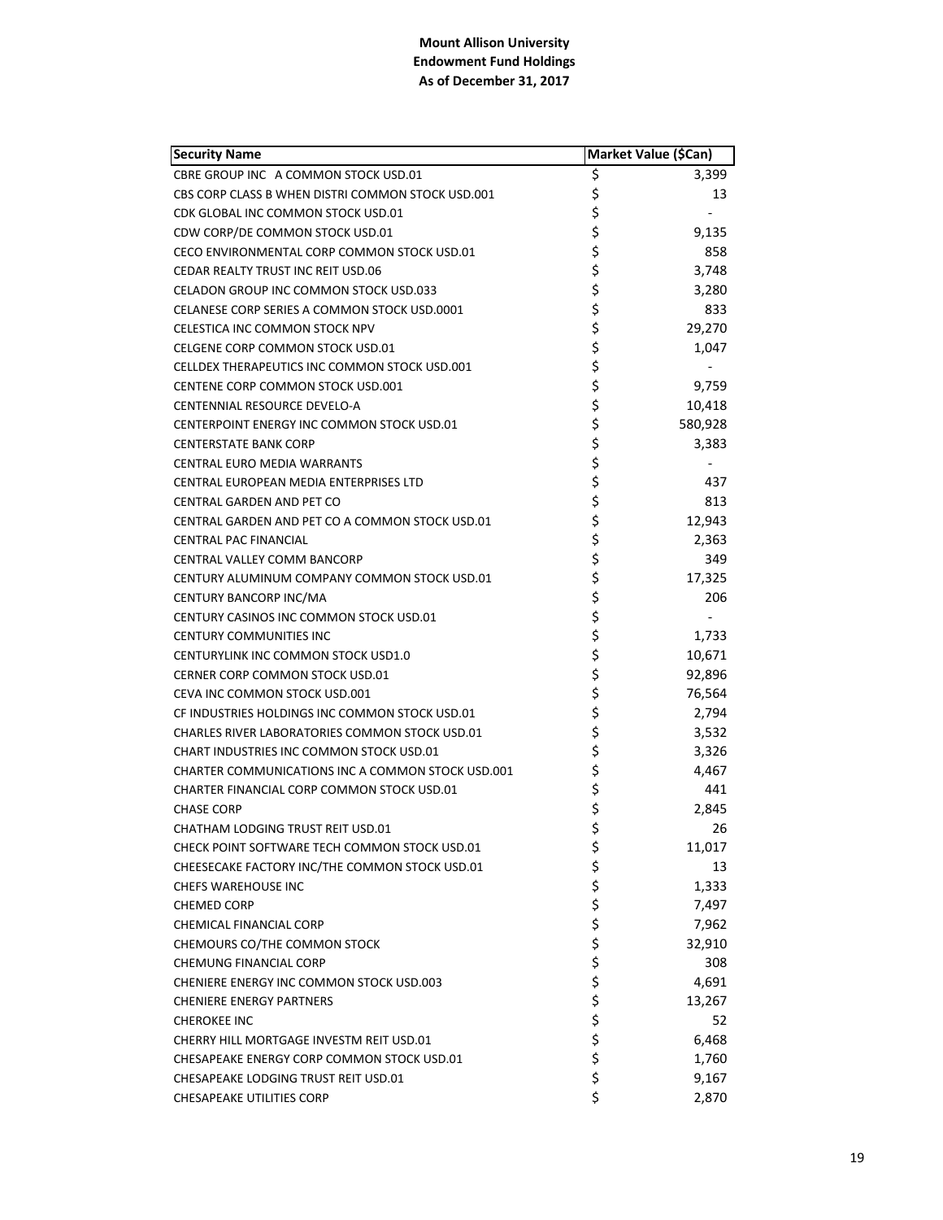**Mount Allison University**
**Endowment Fund Holdings**
**As of December 31, 2017**

| Security Name | Market Value ($Can) |
|---|---|
| CBRE GROUP INC A COMMON STOCK USD.01 | $ 3,399 |
| CBS CORP CLASS B WHEN DISTRI COMMON STOCK USD.001 | $ 13 |
| CDK GLOBAL INC COMMON STOCK USD.01 | $ - |
| CDW CORP/DE COMMON STOCK USD.01 | $ 9,135 |
| CECO ENVIRONMENTAL CORP COMMON STOCK USD.01 | $ 858 |
| CEDAR REALTY TRUST INC REIT USD.06 | $ 3,748 |
| CELADON GROUP INC COMMON STOCK USD.033 | $ 3,280 |
| CELANESE CORP SERIES A COMMON STOCK USD.0001 | $ 833 |
| CELESTICA INC COMMON STOCK NPV | $ 29,270 |
| CELGENE CORP COMMON STOCK USD.01 | $ 1,047 |
| CELLDEX THERAPEUTICS INC COMMON STOCK USD.001 | $ - |
| CENTENE CORP COMMON STOCK USD.001 | $ 9,759 |
| CENTENNIAL RESOURCE DEVELO-A | $ 10,418 |
| CENTERPOINT ENERGY INC COMMON STOCK USD.01 | $ 580,928 |
| CENTERSTATE BANK CORP | $ 3,383 |
| CENTRAL EURO MEDIA WARRANTS | $ - |
| CENTRAL EUROPEAN MEDIA ENTERPRISES LTD | $ 437 |
| CENTRAL GARDEN AND PET CO | $ 813 |
| CENTRAL GARDEN AND PET CO A COMMON STOCK USD.01 | $ 12,943 |
| CENTRAL PAC FINANCIAL | $ 2,363 |
| CENTRAL VALLEY COMM BANCORP | $ 349 |
| CENTURY ALUMINUM COMPANY COMMON STOCK USD.01 | $ 17,325 |
| CENTURY BANCORP INC/MA | $ 206 |
| CENTURY CASINOS INC COMMON STOCK USD.01 | $ - |
| CENTURY COMMUNITIES INC | $ 1,733 |
| CENTURYLINK INC COMMON STOCK USD1.0 | $ 10,671 |
| CERNER CORP COMMON STOCK USD.01 | $ 92,896 |
| CEVA INC COMMON STOCK USD.001 | $ 76,564 |
| CF INDUSTRIES HOLDINGS INC COMMON STOCK USD.01 | $ 2,794 |
| CHARLES RIVER LABORATORIES COMMON STOCK USD.01 | $ 3,532 |
| CHART INDUSTRIES INC COMMON STOCK USD.01 | $ 3,326 |
| CHARTER COMMUNICATIONS INC A COMMON STOCK USD.001 | $ 4,467 |
| CHARTER FINANCIAL CORP COMMON STOCK USD.01 | $ 441 |
| CHASE CORP | $ 2,845 |
| CHATHAM LODGING TRUST REIT USD.01 | $ 26 |
| CHECK POINT SOFTWARE TECH COMMON STOCK USD.01 | $ 11,017 |
| CHEESECAKE FACTORY INC/THE COMMON STOCK USD.01 | $ 13 |
| CHEFS WAREHOUSE INC | $ 1,333 |
| CHEMED CORP | $ 7,497 |
| CHEMICAL FINANCIAL CORP | $ 7,962 |
| CHEMOURS CO/THE COMMON STOCK | $ 32,910 |
| CHEMUNG FINANCIAL CORP | $ 308 |
| CHENIERE ENERGY INC COMMON STOCK USD.003 | $ 4,691 |
| CHENIERE ENERGY PARTNERS | $ 13,267 |
| CHEROKEE INC | $ 52 |
| CHERRY HILL MORTGAGE INVESTM REIT USD.01 | $ 6,468 |
| CHESAPEAKE ENERGY CORP COMMON STOCK USD.01 | $ 1,760 |
| CHESAPEAKE LODGING TRUST REIT USD.01 | $ 9,167 |
| CHESAPEAKE UTILITIES CORP | $ 2,870 |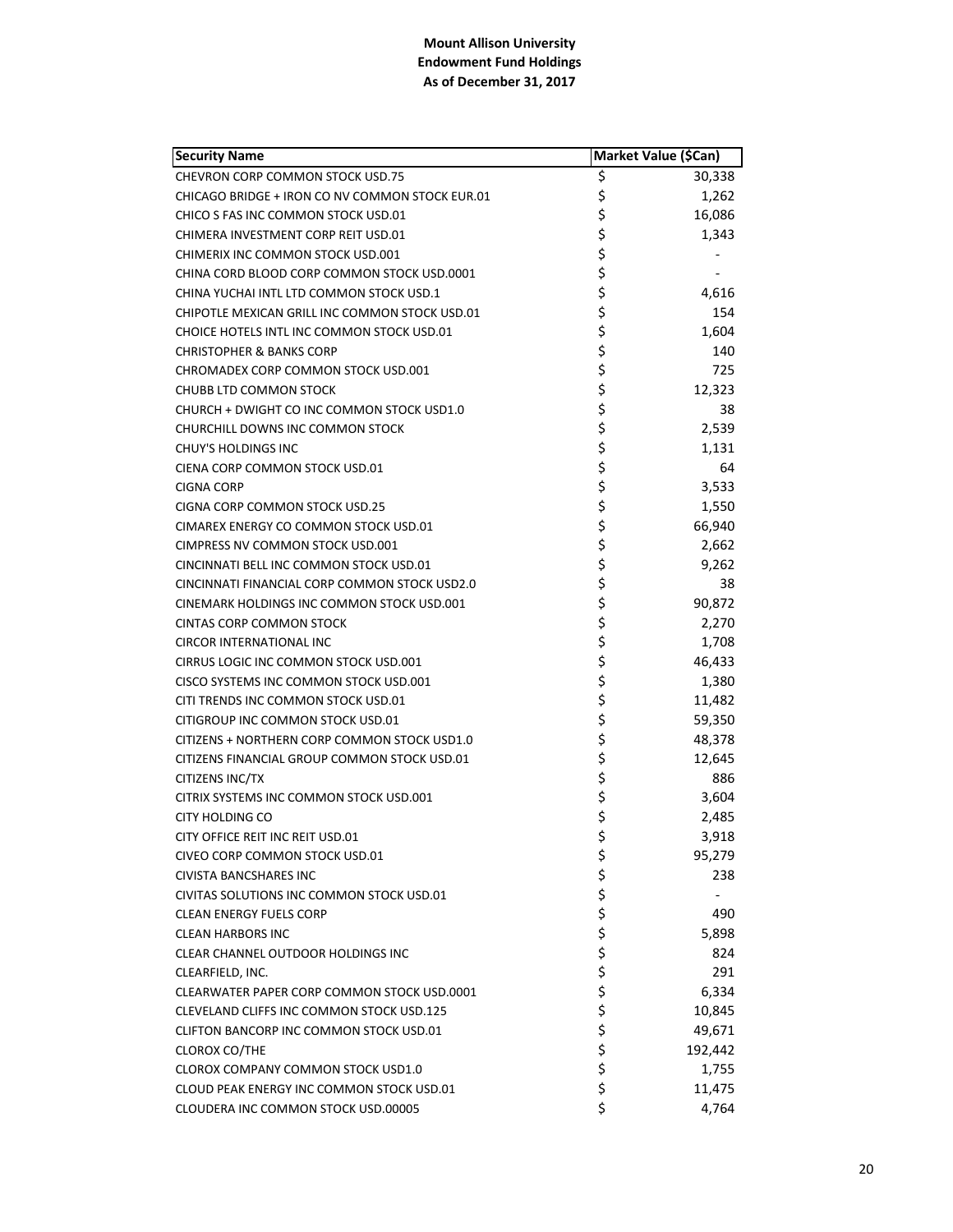**Mount Allison University**
**Endowment Fund Holdings**
**As of December 31, 2017**

| Security Name | Market Value ($Can) |
|---|---|
| CHEVRON CORP COMMON STOCK USD.75 | $ 30,338 |
| CHICAGO BRIDGE + IRON CO NV COMMON STOCK EUR.01 | $ 1,262 |
| CHICO S FAS INC COMMON STOCK USD.01 | $ 16,086 |
| CHIMERA INVESTMENT CORP REIT USD.01 | $ 1,343 |
| CHIMERIX INC COMMON STOCK USD.001 | $ - |
| CHINA CORD BLOOD CORP COMMON STOCK USD.0001 | $ - |
| CHINA YUCHAI INTL LTD COMMON STOCK USD.1 | $ 4,616 |
| CHIPOTLE MEXICAN GRILL INC COMMON STOCK USD.01 | $ 154 |
| CHOICE HOTELS INTL INC COMMON STOCK USD.01 | $ 1,604 |
| CHRISTOPHER & BANKS CORP | $ 140 |
| CHROMADEX CORP COMMON STOCK USD.001 | $ 725 |
| CHUBB LTD COMMON STOCK | $ 12,323 |
| CHURCH + DWIGHT CO INC COMMON STOCK USD1.0 | $ 38 |
| CHURCHILL DOWNS INC COMMON STOCK | $ 2,539 |
| CHUY'S HOLDINGS INC | $ 1,131 |
| CIENA CORP COMMON STOCK USD.01 | $ 64 |
| CIGNA CORP | $ 3,533 |
| CIGNA CORP COMMON STOCK USD.25 | $ 1,550 |
| CIMAREX ENERGY CO COMMON STOCK USD.01 | $ 66,940 |
| CIMPRESS NV COMMON STOCK USD.001 | $ 2,662 |
| CINCINNATI BELL INC COMMON STOCK USD.01 | $ 9,262 |
| CINCINNATI FINANCIAL CORP COMMON STOCK USD2.0 | $ 38 |
| CINEMARK HOLDINGS INC COMMON STOCK USD.001 | $ 90,872 |
| CINTAS CORP COMMON STOCK | $ 2,270 |
| CIRCOR INTERNATIONAL INC | $ 1,708 |
| CIRRUS LOGIC INC COMMON STOCK USD.001 | $ 46,433 |
| CISCO SYSTEMS INC COMMON STOCK USD.001 | $ 1,380 |
| CITI TRENDS INC COMMON STOCK USD.01 | $ 11,482 |
| CITIGROUP INC COMMON STOCK USD.01 | $ 59,350 |
| CITIZENS + NORTHERN CORP COMMON STOCK USD1.0 | $ 48,378 |
| CITIZENS FINANCIAL GROUP COMMON STOCK USD.01 | $ 12,645 |
| CITIZENS INC/TX | $ 886 |
| CITRIX SYSTEMS INC COMMON STOCK USD.001 | $ 3,604 |
| CITY HOLDING CO | $ 2,485 |
| CITY OFFICE REIT INC REIT USD.01 | $ 3,918 |
| CIVEO CORP COMMON STOCK USD.01 | $ 95,279 |
| CIVISTA BANCSHARES INC | $ 238 |
| CIVITAS SOLUTIONS INC COMMON STOCK USD.01 | $ - |
| CLEAN ENERGY FUELS CORP | $ 490 |
| CLEAN HARBORS INC | $ 5,898 |
| CLEAR CHANNEL OUTDOOR HOLDINGS INC | $ 824 |
| CLEARFIELD, INC. | $ 291 |
| CLEARWATER PAPER CORP COMMON STOCK USD.0001 | $ 6,334 |
| CLEVELAND CLIFFS INC COMMON STOCK USD.125 | $ 10,845 |
| CLIFTON BANCORP INC COMMON STOCK USD.01 | $ 49,671 |
| CLOROX CO/THE | $ 192,442 |
| CLOROX COMPANY COMMON STOCK USD1.0 | $ 1,755 |
| CLOUD PEAK ENERGY INC COMMON STOCK USD.01 | $ 11,475 |
| CLOUDERA INC COMMON STOCK USD.00005 | $ 4,764 |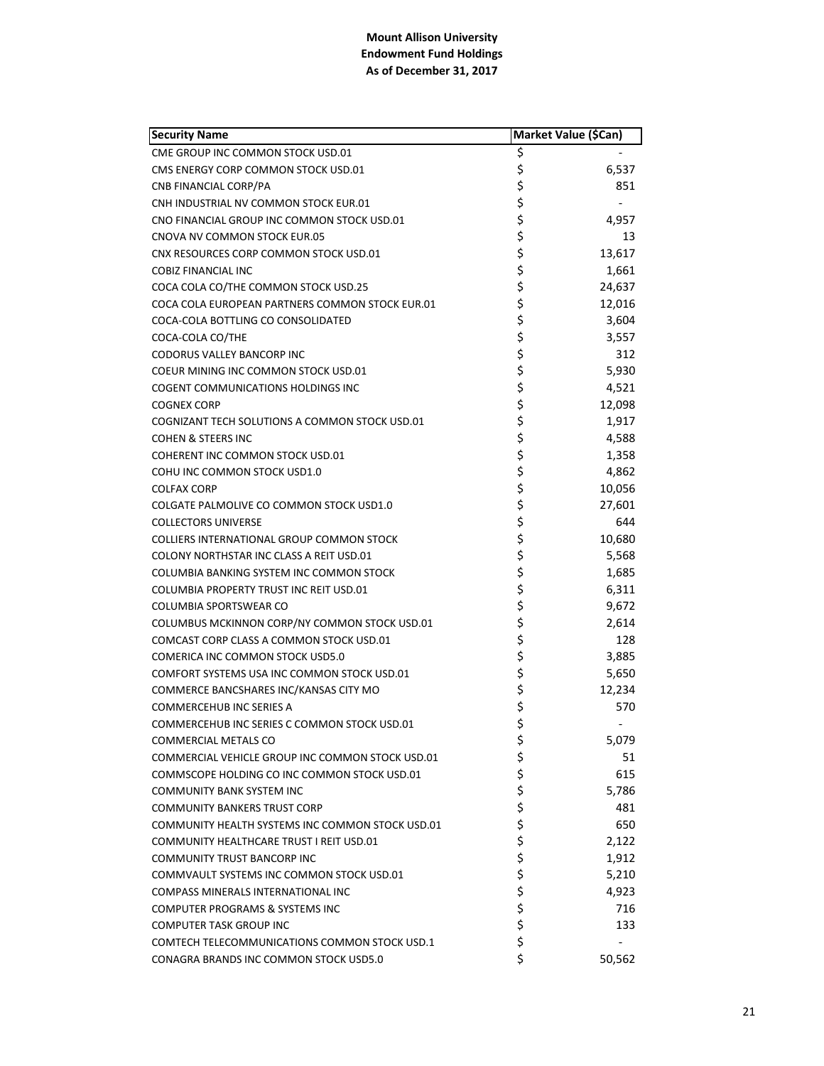**Mount Allison University**
**Endowment Fund Holdings**
**As of December 31, 2017**

| Security Name | Market Value ($Can) |
|---|---|
| CME GROUP INC COMMON STOCK USD.01 | $ - |
| CMS ENERGY CORP COMMON STOCK USD.01 | $ 6,537 |
| CNB FINANCIAL CORP/PA | $ 851 |
| CNH INDUSTRIAL NV COMMON STOCK EUR.01 | $ - |
| CNO FINANCIAL GROUP INC COMMON STOCK USD.01 | $ 4,957 |
| CNOVA NV COMMON STOCK EUR.05 | $ 13 |
| CNX RESOURCES CORP COMMON STOCK USD.01 | $ 13,617 |
| COBIZ FINANCIAL INC | $ 1,661 |
| COCA COLA CO/THE COMMON STOCK USD.25 | $ 24,637 |
| COCA COLA EUROPEAN PARTNERS COMMON STOCK EUR.01 | $ 12,016 |
| COCA-COLA BOTTLING CO CONSOLIDATED | $ 3,604 |
| COCA-COLA CO/THE | $ 3,557 |
| CODORUS VALLEY BANCORP INC | $ 312 |
| COEUR MINING INC COMMON STOCK USD.01 | $ 5,930 |
| COGENT COMMUNICATIONS HOLDINGS INC | $ 4,521 |
| COGNEX CORP | $ 12,098 |
| COGNIZANT TECH SOLUTIONS A COMMON STOCK USD.01 | $ 1,917 |
| COHEN & STEERS INC | $ 4,588 |
| COHERENT INC COMMON STOCK USD.01 | $ 1,358 |
| COHU INC COMMON STOCK USD1.0 | $ 4,862 |
| COLFAX CORP | $ 10,056 |
| COLGATE PALMOLIVE CO COMMON STOCK USD1.0 | $ 27,601 |
| COLLECTORS UNIVERSE | $ 644 |
| COLLIERS INTERNATIONAL GROUP COMMON STOCK | $ 10,680 |
| COLONY NORTHSTAR INC CLASS A REIT USD.01 | $ 5,568 |
| COLUMBIA BANKING SYSTEM INC COMMON STOCK | $ 1,685 |
| COLUMBIA PROPERTY TRUST INC REIT USD.01 | $ 6,311 |
| COLUMBIA SPORTSWEAR CO | $ 9,672 |
| COLUMBUS MCKINNON CORP/NY COMMON STOCK USD.01 | $ 2,614 |
| COMCAST CORP CLASS A COMMON STOCK USD.01 | $ 128 |
| COMERICA INC COMMON STOCK USD5.0 | $ 3,885 |
| COMFORT SYSTEMS USA INC COMMON STOCK USD.01 | $ 5,650 |
| COMMERCE BANCSHARES INC/KANSAS CITY MO | $ 12,234 |
| COMMERCEHUB INC SERIES A | $ 570 |
| COMMERCEHUB INC SERIES C COMMON STOCK USD.01 | $ - |
| COMMERCIAL METALS CO | $ 5,079 |
| COMMERCIAL VEHICLE GROUP INC COMMON STOCK USD.01 | $ 51 |
| COMMSCOPE HOLDING CO INC COMMON STOCK USD.01 | $ 615 |
| COMMUNITY BANK SYSTEM INC | $ 5,786 |
| COMMUNITY BANKERS TRUST CORP | $ 481 |
| COMMUNITY HEALTH SYSTEMS INC COMMON STOCK USD.01 | $ 650 |
| COMMUNITY HEALTHCARE TRUST I REIT USD.01 | $ 2,122 |
| COMMUNITY TRUST BANCORP INC | $ 1,912 |
| COMMVAULT SYSTEMS INC COMMON STOCK USD.01 | $ 5,210 |
| COMPASS MINERALS INTERNATIONAL INC | $ 4,923 |
| COMPUTER PROGRAMS & SYSTEMS INC | $ 716 |
| COMPUTER TASK GROUP INC | $ 133 |
| COMTECH TELECOMMUNICATIONS COMMON STOCK USD.1 | $ - |
| CONAGRA BRANDS INC COMMON STOCK USD5.0 | $ 50,562 |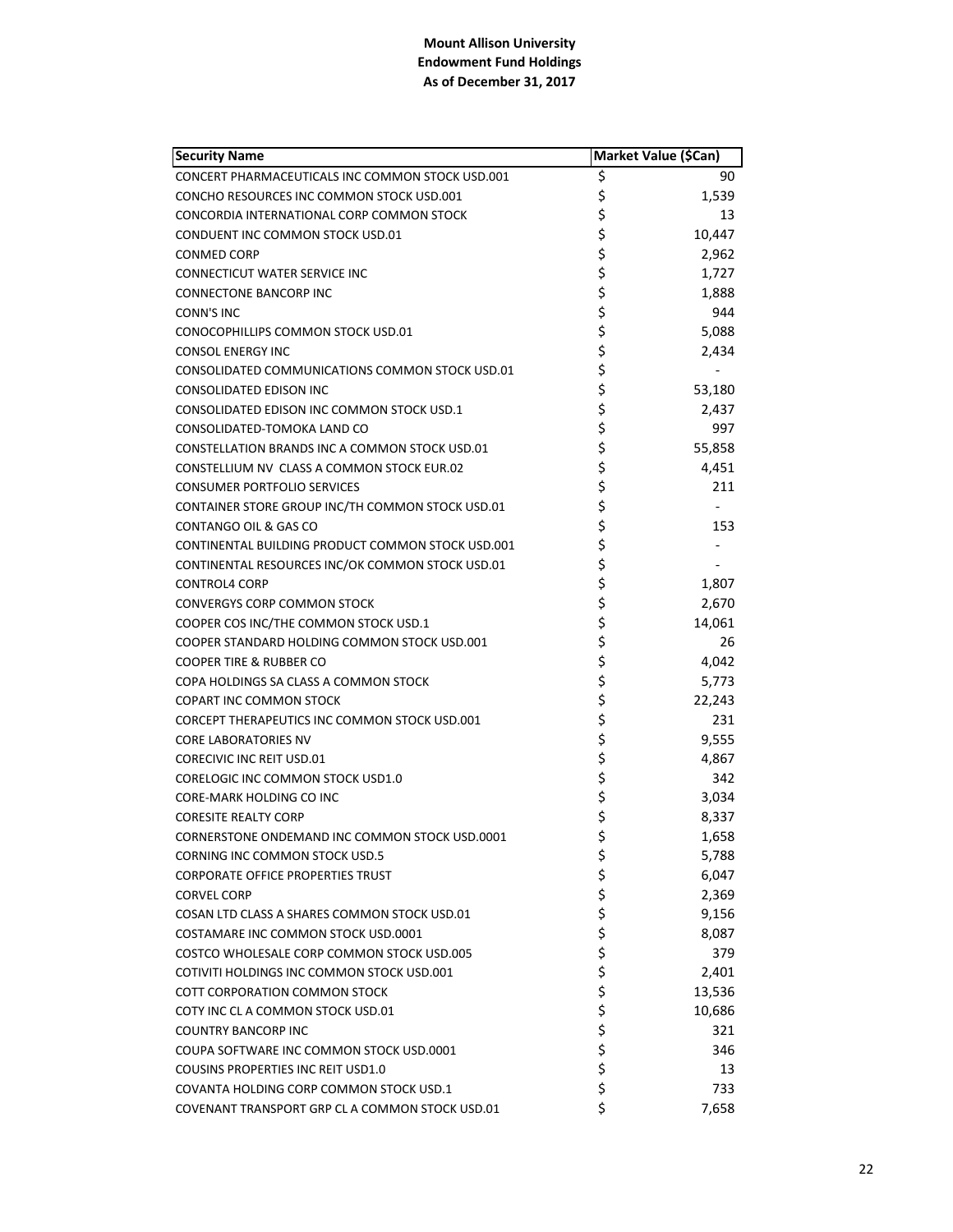**Mount Allison University**
**Endowment Fund Holdings**
**As of December 31, 2017**

| Security Name | Market Value ($Can) |
|---|---|
| CONCERT PHARMACEUTICALS INC COMMON STOCK USD.001 | $ 90 |
| CONCHO RESOURCES INC COMMON STOCK USD.001 | $ 1,539 |
| CONCORDIA INTERNATIONAL CORP COMMON STOCK | $ 13 |
| CONDUENT INC COMMON STOCK USD.01 | $ 10,447 |
| CONMED CORP | $ 2,962 |
| CONNECTICUT WATER SERVICE INC | $ 1,727 |
| CONNECTONE BANCORP INC | $ 1,888 |
| CONN'S INC | $ 944 |
| CONOCOPHILLIPS COMMON STOCK USD.01 | $ 5,088 |
| CONSOL ENERGY INC | $ 2,434 |
| CONSOLIDATED COMMUNICATIONS COMMON STOCK USD.01 | $ - |
| CONSOLIDATED EDISON INC | $ 53,180 |
| CONSOLIDATED EDISON INC COMMON STOCK USD.1 | $ 2,437 |
| CONSOLIDATED-TOMOKA LAND CO | $ 997 |
| CONSTELLATION BRANDS INC A COMMON STOCK USD.01 | $ 55,858 |
| CONSTELLIUM NV CLASS A COMMON STOCK EUR.02 | $ 4,451 |
| CONSUMER PORTFOLIO SERVICES | $ 211 |
| CONTAINER STORE GROUP INC/TH COMMON STOCK USD.01 | $ - |
| CONTANGO OIL & GAS CO | $ 153 |
| CONTINENTAL BUILDING PRODUCT COMMON STOCK USD.001 | $ - |
| CONTINENTAL RESOURCES INC/OK COMMON STOCK USD.01 | $ - |
| CONTROL4 CORP | $ 1,807 |
| CONVERGYS CORP COMMON STOCK | $ 2,670 |
| COOPER COS INC/THE COMMON STOCK USD.1 | $ 14,061 |
| COOPER STANDARD HOLDING COMMON STOCK USD.001 | $ 26 |
| COOPER TIRE & RUBBER CO | $ 4,042 |
| COPA HOLDINGS SA CLASS A COMMON STOCK | $ 5,773 |
| COPART INC COMMON STOCK | $ 22,243 |
| CORCEPT THERAPEUTICS INC COMMON STOCK USD.001 | $ 231 |
| CORE LABORATORIES NV | $ 9,555 |
| CORECIVIC INC REIT USD.01 | $ 4,867 |
| CORELOGIC INC COMMON STOCK USD1.0 | $ 342 |
| CORE-MARK HOLDING CO INC | $ 3,034 |
| CORESITE REALTY CORP | $ 8,337 |
| CORNERSTONE ONDEMAND INC COMMON STOCK USD.0001 | $ 1,658 |
| CORNING INC COMMON STOCK USD.5 | $ 5,788 |
| CORPORATE OFFICE PROPERTIES TRUST | $ 6,047 |
| CORVEL CORP | $ 2,369 |
| COSAN LTD CLASS A SHARES COMMON STOCK USD.01 | $ 9,156 |
| COSTAMARE INC COMMON STOCK USD.0001 | $ 8,087 |
| COSTCO WHOLESALE CORP COMMON STOCK USD.005 | $ 379 |
| COTIVITI HOLDINGS INC COMMON STOCK USD.001 | $ 2,401 |
| COTT CORPORATION COMMON STOCK | $ 13,536 |
| COTY INC CL A COMMON STOCK USD.01 | $ 10,686 |
| COUNTRY BANCORP INC | $ 321 |
| COUPA SOFTWARE INC COMMON STOCK USD.0001 | $ 346 |
| COUSINS PROPERTIES INC REIT USD1.0 | $ 13 |
| COVANTA HOLDING CORP COMMON STOCK USD.1 | $ 733 |
| COVENANT TRANSPORT GRP CL A COMMON STOCK USD.01 | $ 7,658 |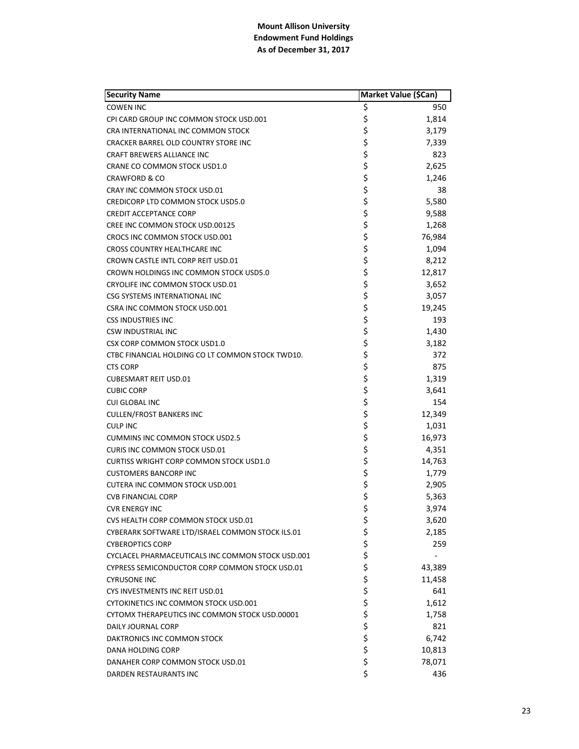**Mount Allison University**
**Endowment Fund Holdings**
**As of December 31, 2017**

| Security Name | Market Value ($Can) |
|---|---|
| COWEN INC | $ 950 |
| CPI CARD GROUP INC COMMON STOCK USD.001 | $ 1,814 |
| CRA INTERNATIONAL INC COMMON STOCK | $ 3,179 |
| CRACKER BARREL OLD COUNTRY STORE INC | $ 7,339 |
| CRAFT BREWERS ALLIANCE INC | $ 823 |
| CRANE CO COMMON STOCK USD1.0 | $ 2,625 |
| CRAWFORD & CO | $ 1,246 |
| CRAY INC COMMON STOCK USD.01 | $ 38 |
| CREDICORP LTD COMMON STOCK USD5.0 | $ 5,580 |
| CREDIT ACCEPTANCE CORP | $ 9,588 |
| CREE INC COMMON STOCK USD.00125 | $ 1,268 |
| CROCS INC COMMON STOCK USD.001 | $ 76,984 |
| CROSS COUNTRY HEALTHCARE INC | $ 1,094 |
| CROWN CASTLE INTL CORP REIT USD.01 | $ 8,212 |
| CROWN HOLDINGS INC COMMON STOCK USD5.0 | $ 12,817 |
| CRYOLIFE INC COMMON STOCK USD.01 | $ 3,652 |
| CSG SYSTEMS INTERNATIONAL INC | $ 3,057 |
| CSRA INC COMMON STOCK USD.001 | $ 19,245 |
| CSS INDUSTRIES INC | $ 193 |
| CSW INDUSTRIAL INC | $ 1,430 |
| CSX CORP COMMON STOCK USD1.0 | $ 3,182 |
| CTBC FINANCIAL HOLDING CO LT COMMON STOCK TWD10. | $ 372 |
| CTS CORP | $ 875 |
| CUBESMART REIT USD.01 | $ 1,319 |
| CUBIC CORP | $ 3,641 |
| CUI GLOBAL INC | $ 154 |
| CULLEN/FROST BANKERS INC | $ 12,349 |
| CULP INC | $ 1,031 |
| CUMMINS INC COMMON STOCK USD2.5 | $ 16,973 |
| CURIS INC COMMON STOCK USD.01 | $ 4,351 |
| CURTISS WRIGHT CORP COMMON STOCK USD1.0 | $ 14,763 |
| CUSTOMERS BANCORP INC | $ 1,779 |
| CUTERA INC COMMON STOCK USD.001 | $ 2,905 |
| CVB FINANCIAL CORP | $ 5,363 |
| CVR ENERGY INC | $ 3,974 |
| CVS HEALTH CORP COMMON STOCK USD.01 | $ 3,620 |
| CYBERARK SOFTWARE LTD/ISRAEL COMMON STOCK ILS.01 | $ 2,185 |
| CYBEROPTICS CORP | $ 259 |
| CYCLACEL PHARMACEUTICALS INC COMMON STOCK USD.001 | $ - |
| CYPRESS SEMICONDUCTOR CORP COMMON STOCK USD.01 | $ 43,389 |
| CYRUSONE INC | $ 11,458 |
| CYS INVESTMENTS INC REIT USD.01 | $ 641 |
| CYTOKINETICS INC COMMON STOCK USD.001 | $ 1,612 |
| CYTOMX THERAPEUTICS INC COMMON STOCK USD.00001 | $ 1,758 |
| DAILY JOURNAL CORP | $ 821 |
| DAKTRONICS INC COMMON STOCK | $ 6,742 |
| DANA HOLDING CORP | $ 10,813 |
| DANAHER CORP COMMON STOCK USD.01 | $ 78,071 |
| DARDEN RESTAURANTS INC | $ 436 |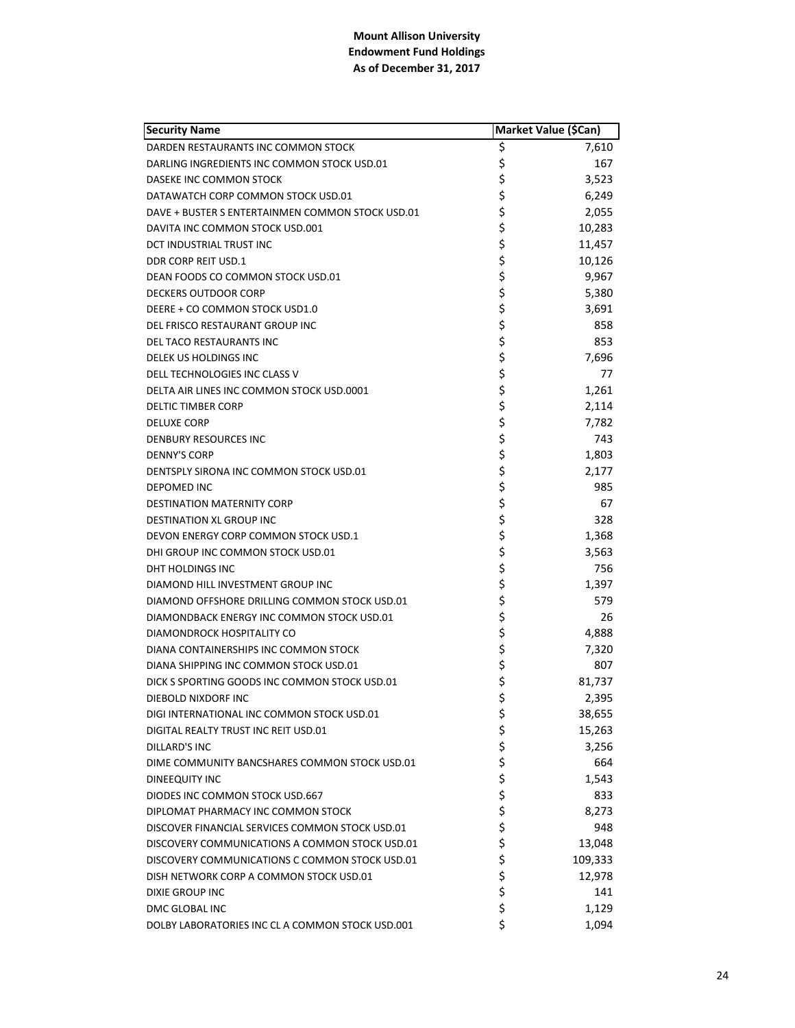**Mount Allison University**
**Endowment Fund Holdings**
**As of December 31, 2017**

| Security Name | Market Value ($Can) |
|---|---|
| DARDEN RESTAURANTS INC COMMON STOCK | $ 7,610 |
| DARLING INGREDIENTS INC COMMON STOCK USD.01 | $ 167 |
| DASEKE INC COMMON STOCK | $ 3,523 |
| DATAWATCH CORP COMMON STOCK USD.01 | $ 6,249 |
| DAVE + BUSTER S ENTERTAINMEN COMMON STOCK USD.01 | $ 2,055 |
| DAVITA INC COMMON STOCK USD.001 | $ 10,283 |
| DCT INDUSTRIAL TRUST INC | $ 11,457 |
| DDR CORP REIT USD.1 | $ 10,126 |
| DEAN FOODS CO COMMON STOCK USD.01 | $ 9,967 |
| DECKERS OUTDOOR CORP | $ 5,380 |
| DEERE + CO COMMON STOCK USD1.0 | $ 3,691 |
| DEL FRISCO RESTAURANT GROUP INC | $ 858 |
| DEL TACO RESTAURANTS INC | $ 853 |
| DELEK US HOLDINGS INC | $ 7,696 |
| DELL TECHNOLOGIES INC CLASS V | $ 77 |
| DELTA AIR LINES INC COMMON STOCK USD.0001 | $ 1,261 |
| DELTIC TIMBER CORP | $ 2,114 |
| DELUXE CORP | $ 7,782 |
| DENBURY RESOURCES INC | $ 743 |
| DENNY'S CORP | $ 1,803 |
| DENTSPLY SIRONA INC COMMON STOCK USD.01 | $ 2,177 |
| DEPOMED INC | $ 985 |
| DESTINATION MATERNITY CORP | $ 67 |
| DESTINATION XL GROUP INC | $ 328 |
| DEVON ENERGY CORP COMMON STOCK USD.1 | $ 1,368 |
| DHI GROUP INC COMMON STOCK USD.01 | $ 3,563 |
| DHT HOLDINGS INC | $ 756 |
| DIAMOND HILL INVESTMENT GROUP INC | $ 1,397 |
| DIAMOND OFFSHORE DRILLING COMMON STOCK USD.01 | $ 579 |
| DIAMONDBACK ENERGY INC COMMON STOCK USD.01 | $ 26 |
| DIAMONDROCK HOSPITALITY CO | $ 4,888 |
| DIANA CONTAINERSHIPS INC COMMON STOCK | $ 7,320 |
| DIANA SHIPPING INC COMMON STOCK USD.01 | $ 807 |
| DICK S SPORTING GOODS INC COMMON STOCK USD.01 | $ 81,737 |
| DIEBOLD NIXDORF INC | $ 2,395 |
| DIGI INTERNATIONAL INC COMMON STOCK USD.01 | $ 38,655 |
| DIGITAL REALTY TRUST INC REIT USD.01 | $ 15,263 |
| DILLARD'S INC | $ 3,256 |
| DIME COMMUNITY BANCSHARES COMMON STOCK USD.01 | $ 664 |
| DINEEQUITY INC | $ 1,543 |
| DIODES INC COMMON STOCK USD.667 | $ 833 |
| DIPLOMAT PHARMACY INC COMMON STOCK | $ 8,273 |
| DISCOVER FINANCIAL SERVICES COMMON STOCK USD.01 | $ 948 |
| DISCOVERY COMMUNICATIONS A COMMON STOCK USD.01 | $ 13,048 |
| DISCOVERY COMMUNICATIONS C COMMON STOCK USD.01 | $ 109,333 |
| DISH NETWORK CORP A COMMON STOCK USD.01 | $ 12,978 |
| DIXIE GROUP INC | $ 141 |
| DMC GLOBAL INC | $ 1,129 |
| DOLBY LABORATORIES INC CL A COMMON STOCK USD.001 | $ 1,094 |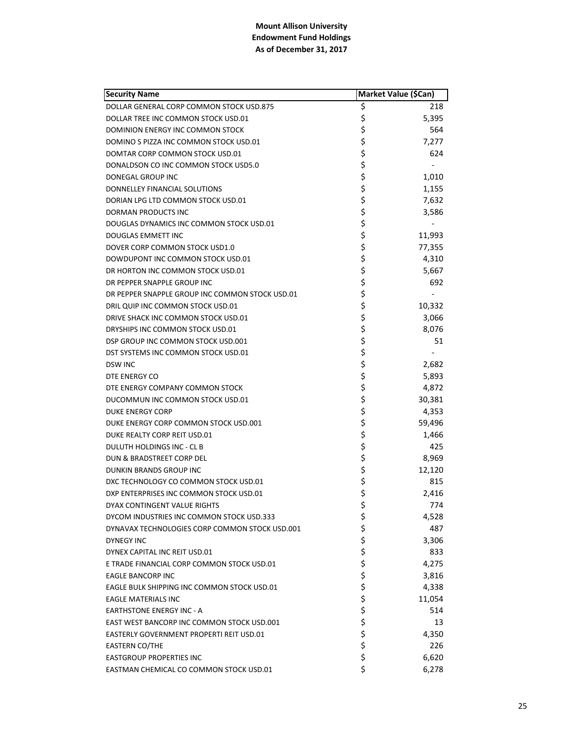**Mount Allison University**
**Endowment Fund Holdings**
**As of December 31, 2017**

| Security Name | Market Value ($Can) |
|---|---|
| DOLLAR GENERAL CORP COMMON STOCK USD.875 | $ 218 |
| DOLLAR TREE INC COMMON STOCK USD.01 | $ 5,395 |
| DOMINION ENERGY INC COMMON STOCK | $ 564 |
| DOMINO S PIZZA INC COMMON STOCK USD.01 | $ 7,277 |
| DOMTAR CORP COMMON STOCK USD.01 | $ 624 |
| DONALDSON CO INC COMMON STOCK USD5.0 | $ - |
| DONEGAL GROUP INC | $ 1,010 |
| DONNELLEY FINANCIAL SOLUTIONS | $ 1,155 |
| DORIAN LPG LTD COMMON STOCK USD.01 | $ 7,632 |
| DORMAN PRODUCTS INC | $ 3,586 |
| DOUGLAS DYNAMICS INC COMMON STOCK USD.01 | $ - |
| DOUGLAS EMMETT INC | $ 11,993 |
| DOVER CORP COMMON STOCK USD1.0 | $ 77,355 |
| DOWDUPONT INC COMMON STOCK USD.01 | $ 4,310 |
| DR HORTON INC COMMON STOCK USD.01 | $ 5,667 |
| DR PEPPER SNAPPLE GROUP INC | $ 692 |
| DR PEPPER SNAPPLE GROUP INC COMMON STOCK USD.01 | $ - |
| DRIL QUIP INC COMMON STOCK USD.01 | $ 10,332 |
| DRIVE SHACK INC COMMON STOCK USD.01 | $ 3,066 |
| DRYSHIPS INC COMMON STOCK USD.01 | $ 8,076 |
| DSP GROUP INC COMMON STOCK USD.001 | $ 51 |
| DST SYSTEMS INC COMMON STOCK USD.01 | $ - |
| DSW INC | $ 2,682 |
| DTE ENERGY CO | $ 5,893 |
| DTE ENERGY COMPANY COMMON STOCK | $ 4,872 |
| DUCOMMUN INC COMMON STOCK USD.01 | $ 30,381 |
| DUKE ENERGY CORP | $ 4,353 |
| DUKE ENERGY CORP COMMON STOCK USD.001 | $ 59,496 |
| DUKE REALTY CORP REIT USD.01 | $ 1,466 |
| DULUTH HOLDINGS INC - CL B | $ 425 |
| DUN & BRADSTREET CORP DEL | $ 8,969 |
| DUNKIN BRANDS GROUP INC | $ 12,120 |
| DXC TECHNOLOGY CO COMMON STOCK USD.01 | $ 815 |
| DXP ENTERPRISES INC COMMON STOCK USD.01 | $ 2,416 |
| DYAX CONTINGENT VALUE RIGHTS | $ 774 |
| DYCOM INDUSTRIES INC COMMON STOCK USD.333 | $ 4,528 |
| DYNAVAX TECHNOLOGIES CORP COMMON STOCK USD.001 | $ 487 |
| DYNEGY INC | $ 3,306 |
| DYNEX CAPITAL INC REIT USD.01 | $ 833 |
| E TRADE FINANCIAL CORP COMMON STOCK USD.01 | $ 4,275 |
| EAGLE BANCORP INC | $ 3,816 |
| EAGLE BULK SHIPPING INC COMMON STOCK USD.01 | $ 4,338 |
| EAGLE MATERIALS INC | $ 11,054 |
| EARTHSTONE ENERGY INC - A | $ 514 |
| EAST WEST BANCORP INC COMMON STOCK USD.001 | $ 13 |
| EASTERLY GOVERNMENT PROPERTI REIT USD.01 | $ 4,350 |
| EASTERN CO/THE | $ 226 |
| EASTGROUP PROPERTIES INC | $ 6,620 |
| EASTMAN CHEMICAL CO COMMON STOCK USD.01 | $ 6,278 |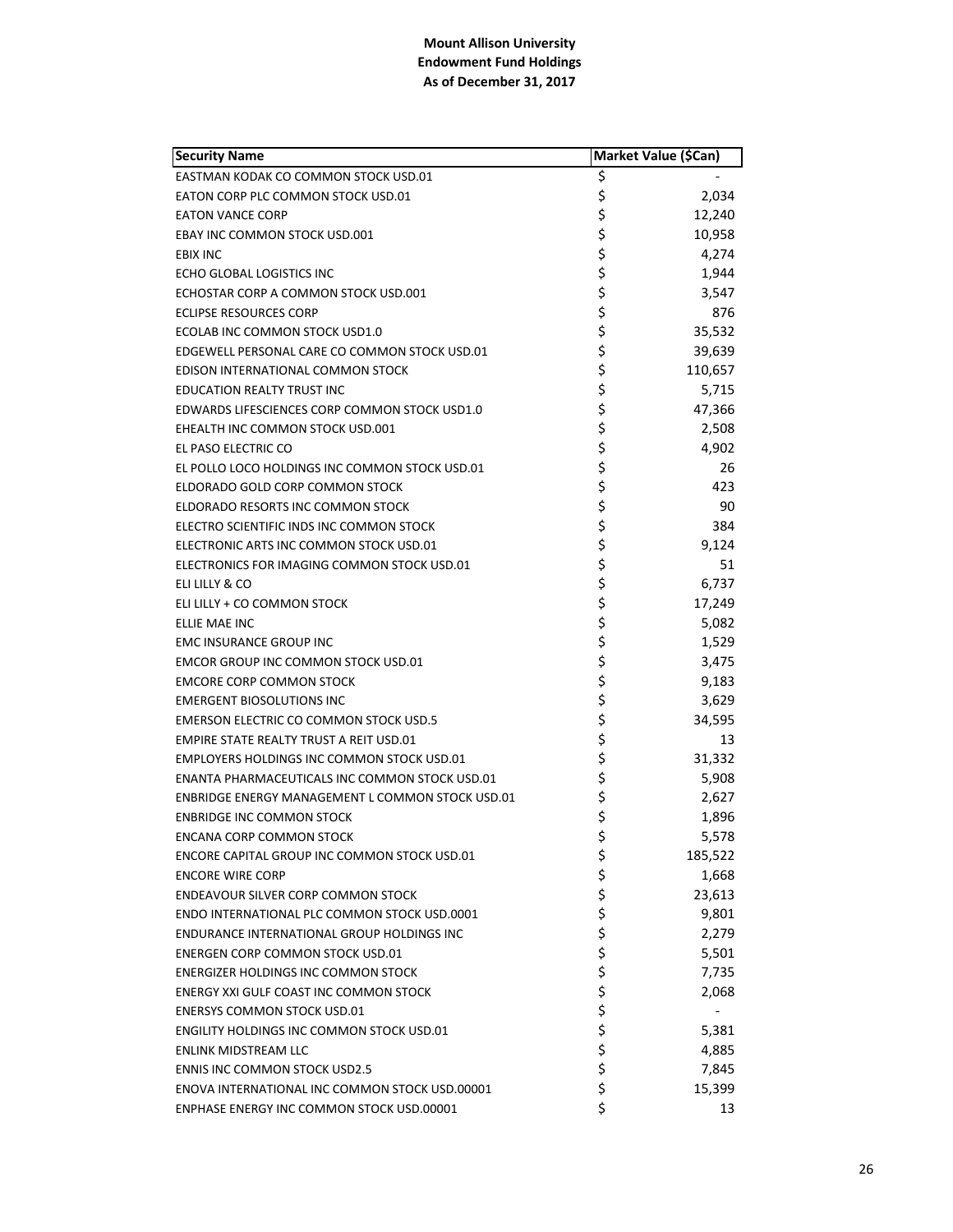**Mount Allison University**
**Endowment Fund Holdings**
**As of December 31, 2017**

| Security Name | Market Value ($Can) |
|---|---|
| EASTMAN KODAK CO COMMON STOCK USD.01 | $ - |
| EATON CORP PLC COMMON STOCK USD.01 | $ 2,034 |
| EATON VANCE CORP | $ 12,240 |
| EBAY INC COMMON STOCK USD.001 | $ 10,958 |
| EBIX INC | $ 4,274 |
| ECHO GLOBAL LOGISTICS INC | $ 1,944 |
| ECHOSTAR CORP A COMMON STOCK USD.001 | $ 3,547 |
| ECLIPSE RESOURCES CORP | $ 876 |
| ECOLAB INC COMMON STOCK USD1.0 | $ 35,532 |
| EDGEWELL PERSONAL CARE CO COMMON STOCK USD.01 | $ 39,639 |
| EDISON INTERNATIONAL COMMON STOCK | $ 110,657 |
| EDUCATION REALTY TRUST INC | $ 5,715 |
| EDWARDS LIFESCIENCES CORP COMMON STOCK USD1.0 | $ 47,366 |
| EHEALTH INC COMMON STOCK USD.001 | $ 2,508 |
| EL PASO ELECTRIC CO | $ 4,902 |
| EL POLLO LOCO HOLDINGS INC COMMON STOCK USD.01 | $ 26 |
| ELDORADO GOLD CORP COMMON STOCK | $ 423 |
| ELDORADO RESORTS INC COMMON STOCK | $ 90 |
| ELECTRO SCIENTIFIC INDS INC COMMON STOCK | $ 384 |
| ELECTRONIC ARTS INC COMMON STOCK USD.01 | $ 9,124 |
| ELECTRONICS FOR IMAGING COMMON STOCK USD.01 | $ 51 |
| ELI LILLY & CO | $ 6,737 |
| ELI LILLY + CO COMMON STOCK | $ 17,249 |
| ELLIE MAE INC | $ 5,082 |
| EMC INSURANCE GROUP INC | $ 1,529 |
| EMCOR GROUP INC COMMON STOCK USD.01 | $ 3,475 |
| EMCORE CORP COMMON STOCK | $ 9,183 |
| EMERGENT BIOSOLUTIONS INC | $ 3,629 |
| EMERSON ELECTRIC CO COMMON STOCK USD.5 | $ 34,595 |
| EMPIRE STATE REALTY TRUST A REIT USD.01 | $ 13 |
| EMPLOYERS HOLDINGS INC COMMON STOCK USD.01 | $ 31,332 |
| ENANTA PHARMACEUTICALS INC COMMON STOCK USD.01 | $ 5,908 |
| ENBRIDGE ENERGY MANAGEMENT L COMMON STOCK USD.01 | $ 2,627 |
| ENBRIDGE INC COMMON STOCK | $ 1,896 |
| ENCANA CORP COMMON STOCK | $ 5,578 |
| ENCORE CAPITAL GROUP INC COMMON STOCK USD.01 | $ 185,522 |
| ENCORE WIRE CORP | $ 1,668 |
| ENDEAVOUR SILVER CORP COMMON STOCK | $ 23,613 |
| ENDO INTERNATIONAL PLC COMMON STOCK USD.0001 | $ 9,801 |
| ENDURANCE INTERNATIONAL GROUP HOLDINGS INC | $ 2,279 |
| ENERGEN CORP COMMON STOCK USD.01 | $ 5,501 |
| ENERGIZER HOLDINGS INC COMMON STOCK | $ 7,735 |
| ENERGY XXI GULF COAST INC COMMON STOCK | $ 2,068 |
| ENERSYS COMMON STOCK USD.01 | $ - |
| ENGILITY HOLDINGS INC COMMON STOCK USD.01 | $ 5,381 |
| ENLINK MIDSTREAM LLC | $ 4,885 |
| ENNIS INC COMMON STOCK USD2.5 | $ 7,845 |
| ENOVA INTERNATIONAL INC COMMON STOCK USD.00001 | $ 15,399 |
| ENPHASE ENERGY INC COMMON STOCK USD.00001 | $ 13 |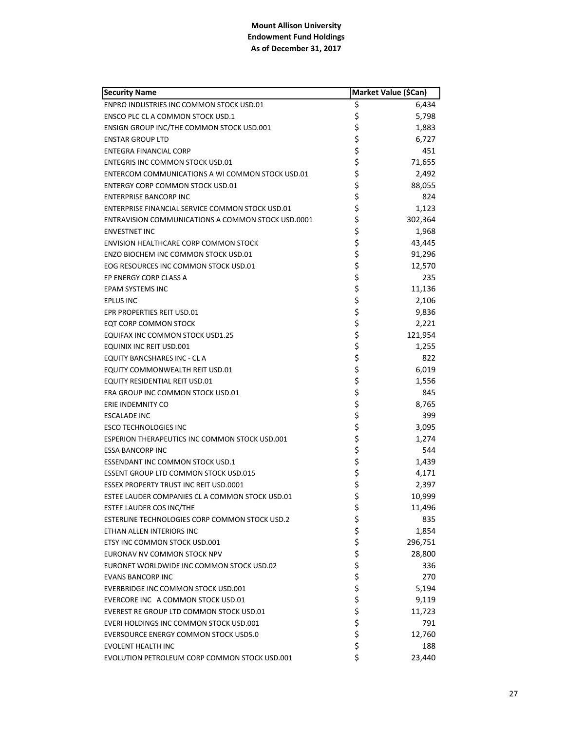**Mount Allison University**
**Endowment Fund Holdings**
**As of December 31, 2017**

| Security Name | Market Value ($Can) |
|---|---|
| ENPRO INDUSTRIES INC COMMON STOCK USD.01 | $ 6,434 |
| ENSCO PLC CL A COMMON STOCK USD.1 | $ 5,798 |
| ENSIGN GROUP INC/THE COMMON STOCK USD.001 | $ 1,883 |
| ENSTAR GROUP LTD | $ 6,727 |
| ENTEGRA FINANCIAL CORP | $ 451 |
| ENTEGRIS INC COMMON STOCK USD.01 | $ 71,655 |
| ENTERCOM COMMUNICATIONS A WI COMMON STOCK USD.01 | $ 2,492 |
| ENTERGY CORP COMMON STOCK USD.01 | $ 88,055 |
| ENTERPRISE BANCORP INC | $ 824 |
| ENTERPRISE FINANCIAL SERVICE COMMON STOCK USD.01 | $ 1,123 |
| ENTRAVISION COMMUNICATIONS A COMMON STOCK USD.0001 | $ 302,364 |
| ENVESTNET INC | $ 1,968 |
| ENVISION HEALTHCARE CORP COMMON STOCK | $ 43,445 |
| ENZO BIOCHEM INC COMMON STOCK USD.01 | $ 91,296 |
| EOG RESOURCES INC COMMON STOCK USD.01 | $ 12,570 |
| EP ENERGY CORP CLASS A | $ 235 |
| EPAM SYSTEMS INC | $ 11,136 |
| EPLUS INC | $ 2,106 |
| EPR PROPERTIES REIT USD.01 | $ 9,836 |
| EQT CORP COMMON STOCK | $ 2,221 |
| EQUIFAX INC COMMON STOCK USD1.25 | $ 121,954 |
| EQUINIX INC REIT USD.001 | $ 1,255 |
| EQUITY BANCSHARES INC - CL A | $ 822 |
| EQUITY COMMONWEALTH REIT USD.01 | $ 6,019 |
| EQUITY RESIDENTIAL REIT USD.01 | $ 1,556 |
| ERA GROUP INC COMMON STOCK USD.01 | $ 845 |
| ERIE INDEMNITY CO | $ 8,765 |
| ESCALADE INC | $ 399 |
| ESCO TECHNOLOGIES INC | $ 3,095 |
| ESPERION THERAPEUTICS INC COMMON STOCK USD.001 | $ 1,274 |
| ESSA BANCORP INC | $ 544 |
| ESSENDANT INC COMMON STOCK USD.1 | $ 1,439 |
| ESSENT GROUP LTD COMMON STOCK USD.015 | $ 4,171 |
| ESSEX PROPERTY TRUST INC REIT USD.0001 | $ 2,397 |
| ESTEE LAUDER COMPANIES CL A COMMON STOCK USD.01 | $ 10,999 |
| ESTEE LAUDER COS INC/THE | $ 11,496 |
| ESTERLINE TECHNOLOGIES CORP COMMON STOCK USD.2 | $ 835 |
| ETHAN ALLEN INTERIORS INC | $ 1,854 |
| ETSY INC COMMON STOCK USD.001 | $ 296,751 |
| EURONAV NV COMMON STOCK NPV | $ 28,800 |
| EURONET WORLDWIDE INC COMMON STOCK USD.02 | $ 336 |
| EVANS BANCORP INC | $ 270 |
| EVERBRIDGE INC COMMON STOCK USD.001 | $ 5,194 |
| EVERCORE INC A COMMON STOCK USD.01 | $ 9,119 |
| EVEREST RE GROUP LTD COMMON STOCK USD.01 | $ 11,723 |
| EVERI HOLDINGS INC COMMON STOCK USD.001 | $ 791 |
| EVERSOURCE ENERGY COMMON STOCK USD5.0 | $ 12,760 |
| EVOLENT HEALTH INC | $ 188 |
| EVOLUTION PETROLEUM CORP COMMON STOCK USD.001 | $ 23,440 |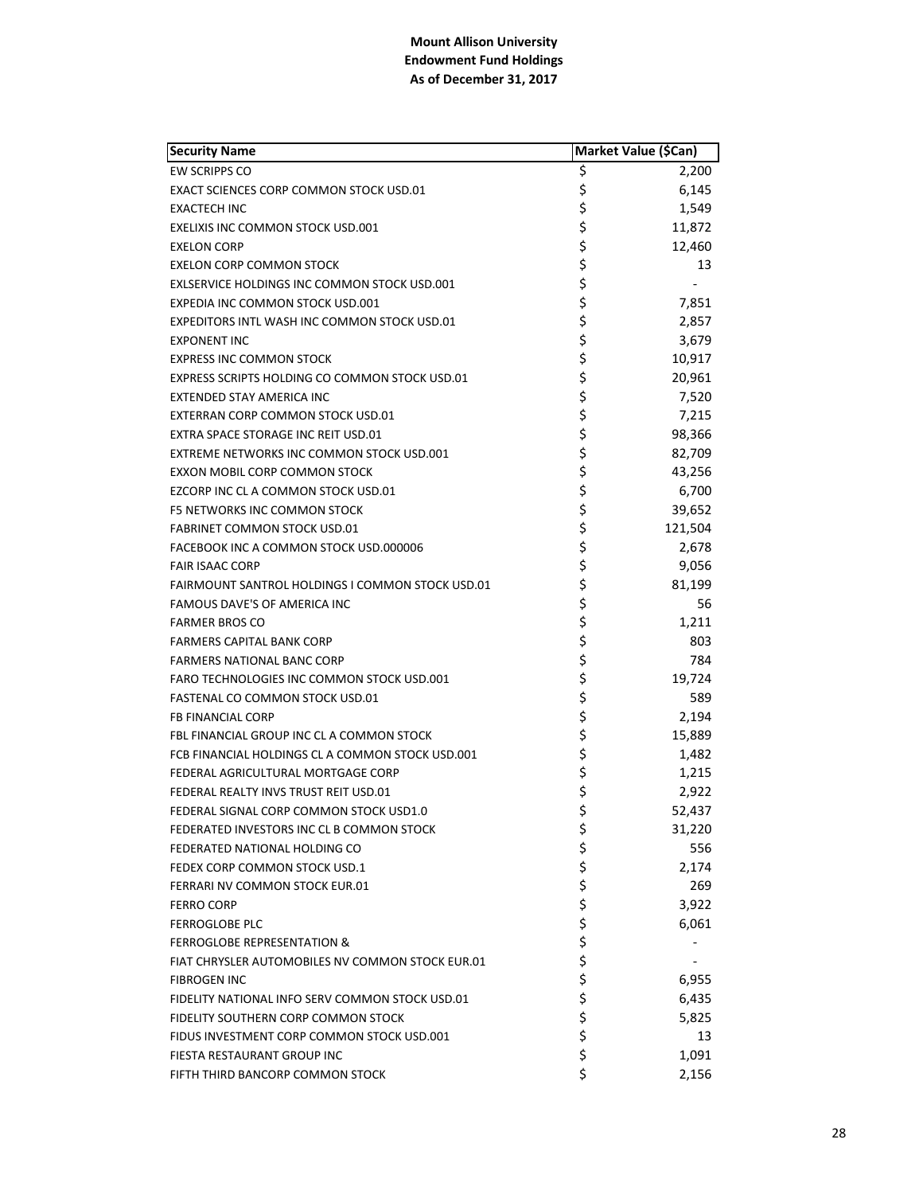**Mount Allison University**
**Endowment Fund Holdings**
**As of December 31, 2017**

| Security Name | Market Value ($Can) |
|---|---|
| EW SCRIPPS CO | $ 2,200 |
| EXACT SCIENCES CORP COMMON STOCK USD.01 | $ 6,145 |
| EXACTECH INC | $ 1,549 |
| EXELIXIS INC COMMON STOCK USD.001 | $ 11,872 |
| EXELON CORP | $ 12,460 |
| EXELON CORP COMMON STOCK | $ 13 |
| EXLSERVICE HOLDINGS INC COMMON STOCK USD.001 | $ - |
| EXPEDIA INC COMMON STOCK USD.001 | $ 7,851 |
| EXPEDITORS INTL WASH INC COMMON STOCK USD.01 | $ 2,857 |
| EXPONENT INC | $ 3,679 |
| EXPRESS INC COMMON STOCK | $ 10,917 |
| EXPRESS SCRIPTS HOLDING CO COMMON STOCK USD.01 | $ 20,961 |
| EXTENDED STAY AMERICA INC | $ 7,520 |
| EXTERRAN CORP COMMON STOCK USD.01 | $ 7,215 |
| EXTRA SPACE STORAGE INC REIT USD.01 | $ 98,366 |
| EXTREME NETWORKS INC COMMON STOCK USD.001 | $ 82,709 |
| EXXON MOBIL CORP COMMON STOCK | $ 43,256 |
| EZCORP INC CL A COMMON STOCK USD.01 | $ 6,700 |
| F5 NETWORKS INC COMMON STOCK | $ 39,652 |
| FABRINET COMMON STOCK USD.01 | $ 121,504 |
| FACEBOOK INC A COMMON STOCK USD.000006 | $ 2,678 |
| FAIR ISAAC CORP | $ 9,056 |
| FAIRMOUNT SANTROL HOLDINGS I COMMON STOCK USD.01 | $ 81,199 |
| FAMOUS DAVE'S OF AMERICA INC | $ 56 |
| FARMER BROS CO | $ 1,211 |
| FARMERS CAPITAL BANK CORP | $ 803 |
| FARMERS NATIONAL BANC CORP | $ 784 |
| FARO TECHNOLOGIES INC COMMON STOCK USD.001 | $ 19,724 |
| FASTENAL CO COMMON STOCK USD.01 | $ 589 |
| FB FINANCIAL CORP | $ 2,194 |
| FBL FINANCIAL GROUP INC CL A COMMON STOCK | $ 15,889 |
| FCB FINANCIAL HOLDINGS CL A COMMON STOCK USD.001 | $ 1,482 |
| FEDERAL AGRICULTURAL MORTGAGE CORP | $ 1,215 |
| FEDERAL REALTY INVS TRUST REIT USD.01 | $ 2,922 |
| FEDERAL SIGNAL CORP COMMON STOCK USD1.0 | $ 52,437 |
| FEDERATED INVESTORS INC CL B COMMON STOCK | $ 31,220 |
| FEDERATED NATIONAL HOLDING CO | $ 556 |
| FEDEX CORP COMMON STOCK USD.1 | $ 2,174 |
| FERRARI NV COMMON STOCK EUR.01 | $ 269 |
| FERRO CORP | $ 3,922 |
| FERROGLOBE PLC | $ 6,061 |
| FERROGLOBE REPRESENTATION & | $ - |
| FIAT CHRYSLER AUTOMOBILES NV COMMON STOCK EUR.01 | $ - |
| FIBROGEN INC | $ 6,955 |
| FIDELITY NATIONAL INFO SERV COMMON STOCK USD.01 | $ 6,435 |
| FIDELITY SOUTHERN CORP COMMON STOCK | $ 5,825 |
| FIDUS INVESTMENT CORP COMMON STOCK USD.001 | $ 13 |
| FIESTA RESTAURANT GROUP INC | $ 1,091 |
| FIFTH THIRD BANCORP COMMON STOCK | $ 2,156 |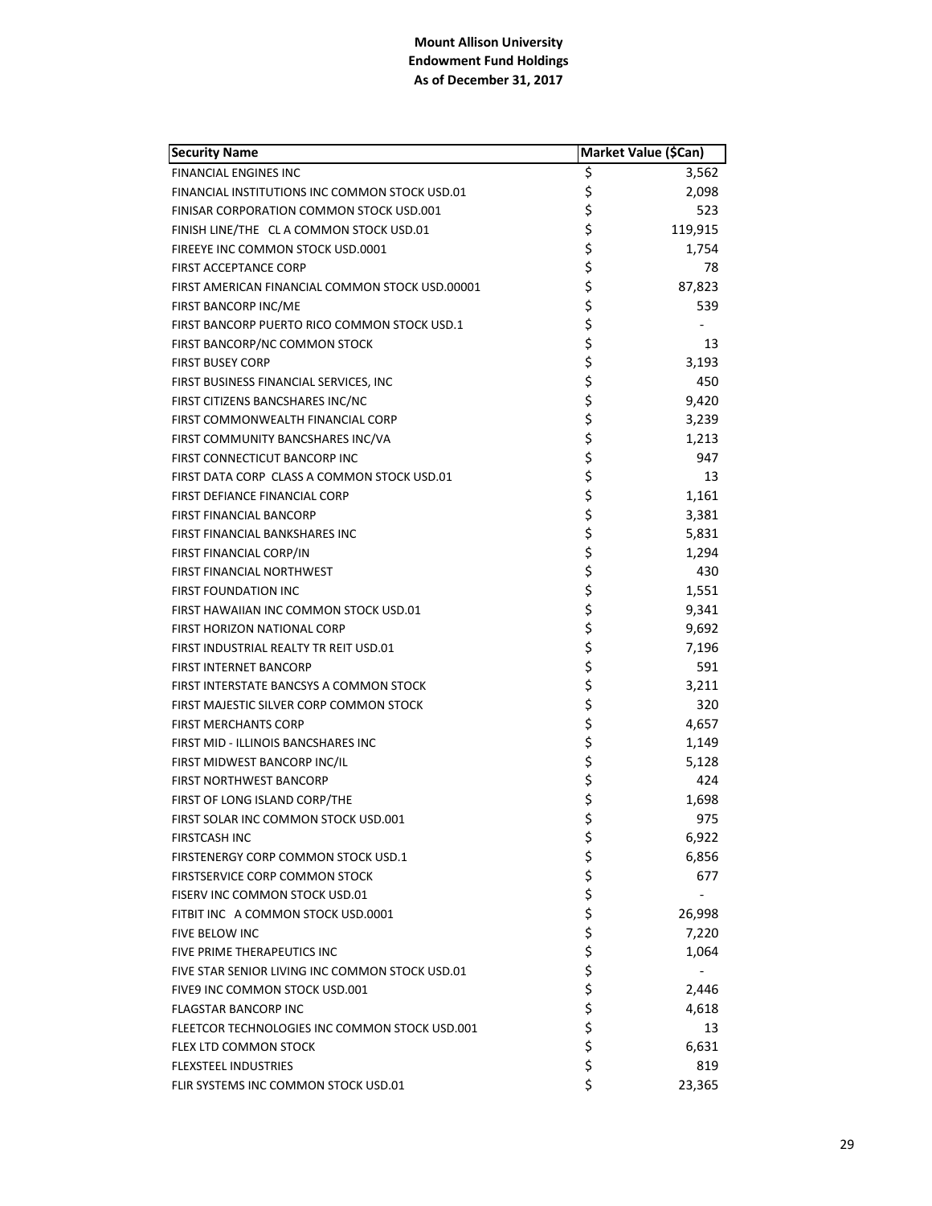**Mount Allison University**
**Endowment Fund Holdings**
**As of December 31, 2017**

| Security Name | Market Value ($Can) |
|---|---|
| FINANCIAL ENGINES INC | $ 3,562 |
| FINANCIAL INSTITUTIONS INC COMMON STOCK USD.01 | $ 2,098 |
| FINISAR CORPORATION COMMON STOCK USD.001 | $ 523 |
| FINISH LINE/THE CL A COMMON STOCK USD.01 | $ 119,915 |
| FIREEYE INC COMMON STOCK USD.0001 | $ 1,754 |
| FIRST ACCEPTANCE CORP | $ 78 |
| FIRST AMERICAN FINANCIAL COMMON STOCK USD.00001 | $ 87,823 |
| FIRST BANCORP INC/ME | $ 539 |
| FIRST BANCORP PUERTO RICO COMMON STOCK USD.1 | $ - |
| FIRST BANCORP/NC COMMON STOCK | $ 13 |
| FIRST BUSEY CORP | $ 3,193 |
| FIRST BUSINESS FINANCIAL SERVICES, INC | $ 450 |
| FIRST CITIZENS BANCSHARES INC/NC | $ 9,420 |
| FIRST COMMONWEALTH FINANCIAL CORP | $ 3,239 |
| FIRST COMMUNITY BANCSHARES INC/VA | $ 1,213 |
| FIRST CONNECTICUT BANCORP INC | $ 947 |
| FIRST DATA CORP CLASS A COMMON STOCK USD.01 | $ 13 |
| FIRST DEFIANCE FINANCIAL CORP | $ 1,161 |
| FIRST FINANCIAL BANCORP | $ 3,381 |
| FIRST FINANCIAL BANKSHARES INC | $ 5,831 |
| FIRST FINANCIAL CORP/IN | $ 1,294 |
| FIRST FINANCIAL NORTHWEST | $ 430 |
| FIRST FOUNDATION INC | $ 1,551 |
| FIRST HAWAIIAN INC COMMON STOCK USD.01 | $ 9,341 |
| FIRST HORIZON NATIONAL CORP | $ 9,692 |
| FIRST INDUSTRIAL REALTY TR REIT USD.01 | $ 7,196 |
| FIRST INTERNET BANCORP | $ 591 |
| FIRST INTERSTATE BANCSYS A COMMON STOCK | $ 3,211 |
| FIRST MAJESTIC SILVER CORP COMMON STOCK | $ 320 |
| FIRST MERCHANTS CORP | $ 4,657 |
| FIRST MID - ILLINOIS BANCSHARES INC | $ 1,149 |
| FIRST MIDWEST BANCORP INC/IL | $ 5,128 |
| FIRST NORTHWEST BANCORP | $ 424 |
| FIRST OF LONG ISLAND CORP/THE | $ 1,698 |
| FIRST SOLAR INC COMMON STOCK USD.001 | $ 975 |
| FIRSTCASH INC | $ 6,922 |
| FIRSTENERGY CORP COMMON STOCK USD.1 | $ 6,856 |
| FIRSTSERVICE CORP COMMON STOCK | $ 677 |
| FISERV INC COMMON STOCK USD.01 | $ - |
| FITBIT INC A COMMON STOCK USD.0001 | $ 26,998 |
| FIVE BELOW INC | $ 7,220 |
| FIVE PRIME THERAPEUTICS INC | $ 1,064 |
| FIVE STAR SENIOR LIVING INC COMMON STOCK USD.01 | $ - |
| FIVE9 INC COMMON STOCK USD.001 | $ 2,446 |
| FLAGSTAR BANCORP INC | $ 4,618 |
| FLEETCOR TECHNOLOGIES INC COMMON STOCK USD.001 | $ 13 |
| FLEX LTD COMMON STOCK | $ 6,631 |
| FLEXSTEEL INDUSTRIES | $ 819 |
| FLIR SYSTEMS INC COMMON STOCK USD.01 | $ 23,365 |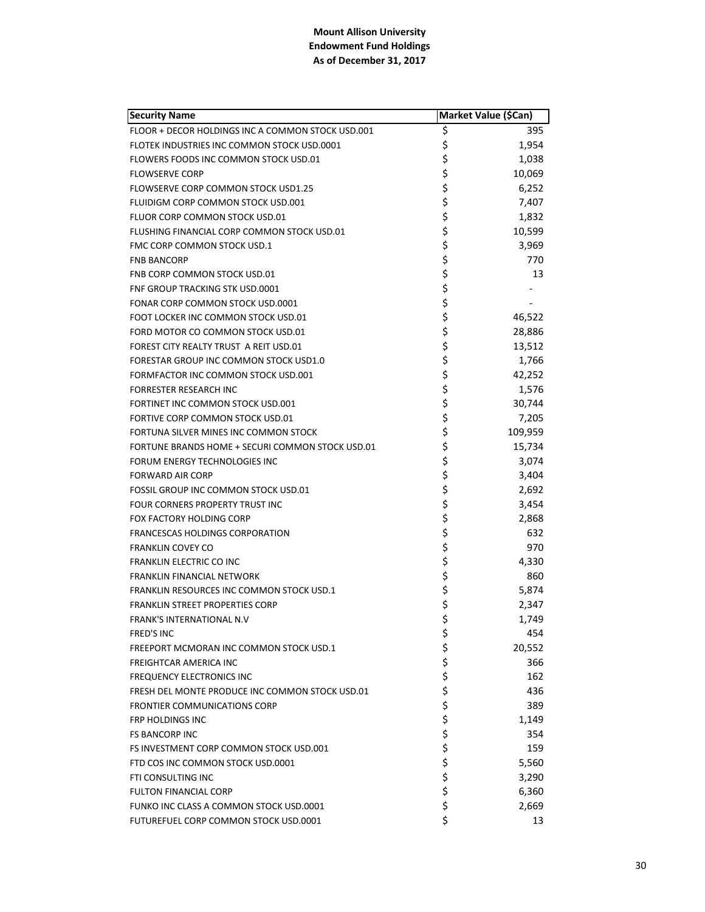**Mount Allison University**
**Endowment Fund Holdings**
**As of December 31, 2017**

| Security Name | Market Value ($Can) |
|---|---|
| FLOOR + DECOR HOLDINGS INC A COMMON STOCK USD.001 | $ 395 |
| FLOTEK INDUSTRIES INC COMMON STOCK USD.0001 | $ 1,954 |
| FLOWERS FOODS INC COMMON STOCK USD.01 | $ 1,038 |
| FLOWSERVE CORP | $ 10,069 |
| FLOWSERVE CORP COMMON STOCK USD1.25 | $ 6,252 |
| FLUIDIGM CORP COMMON STOCK USD.001 | $ 7,407 |
| FLUOR CORP COMMON STOCK USD.01 | $ 1,832 |
| FLUSHING FINANCIAL CORP COMMON STOCK USD.01 | $ 10,599 |
| FMC CORP COMMON STOCK USD.1 | $ 3,969 |
| FNB BANCORP | $ 770 |
| FNB CORP COMMON STOCK USD.01 | $ 13 |
| FNF GROUP TRACKING STK USD.0001 | $ - |
| FONAR CORP COMMON STOCK USD.0001 | $ - |
| FOOT LOCKER INC COMMON STOCK USD.01 | $ 46,522 |
| FORD MOTOR CO COMMON STOCK USD.01 | $ 28,886 |
| FOREST CITY REALTY TRUST A REIT USD.01 | $ 13,512 |
| FORESTAR GROUP INC COMMON STOCK USD1.0 | $ 1,766 |
| FORMFACTOR INC COMMON STOCK USD.001 | $ 42,252 |
| FORRESTER RESEARCH INC | $ 1,576 |
| FORTINET INC COMMON STOCK USD.001 | $ 30,744 |
| FORTIVE CORP COMMON STOCK USD.01 | $ 7,205 |
| FORTUNA SILVER MINES INC COMMON STOCK | $ 109,959 |
| FORTUNE BRANDS HOME + SECURI COMMON STOCK USD.01 | $ 15,734 |
| FORUM ENERGY TECHNOLOGIES INC | $ 3,074 |
| FORWARD AIR CORP | $ 3,404 |
| FOSSIL GROUP INC COMMON STOCK USD.01 | $ 2,692 |
| FOUR CORNERS PROPERTY TRUST INC | $ 3,454 |
| FOX FACTORY HOLDING CORP | $ 2,868 |
| FRANCESCAS HOLDINGS CORPORATION | $ 632 |
| FRANKLIN COVEY CO | $ 970 |
| FRANKLIN ELECTRIC CO INC | $ 4,330 |
| FRANKLIN FINANCIAL NETWORK | $ 860 |
| FRANKLIN RESOURCES INC COMMON STOCK USD.1 | $ 5,874 |
| FRANKLIN STREET PROPERTIES CORP | $ 2,347 |
| FRANK'S INTERNATIONAL N.V | $ 1,749 |
| FRED'S INC | $ 454 |
| FREEPORT MCMORAN INC COMMON STOCK USD.1 | $ 20,552 |
| FREIGHTCAR AMERICA INC | $ 366 |
| FREQUENCY ELECTRONICS INC | $ 162 |
| FRESH DEL MONTE PRODUCE INC COMMON STOCK USD.01 | $ 436 |
| FRONTIER COMMUNICATIONS CORP | $ 389 |
| FRP HOLDINGS INC | $ 1,149 |
| FS BANCORP INC | $ 354 |
| FS INVESTMENT CORP COMMON STOCK USD.001 | $ 159 |
| FTD COS INC COMMON STOCK USD.0001 | $ 5,560 |
| FTI CONSULTING INC | $ 3,290 |
| FULTON FINANCIAL CORP | $ 6,360 |
| FUNKO INC CLASS A COMMON STOCK USD.0001 | $ 2,669 |
| FUTUREFUEL CORP COMMON STOCK USD.0001 | $ 13 |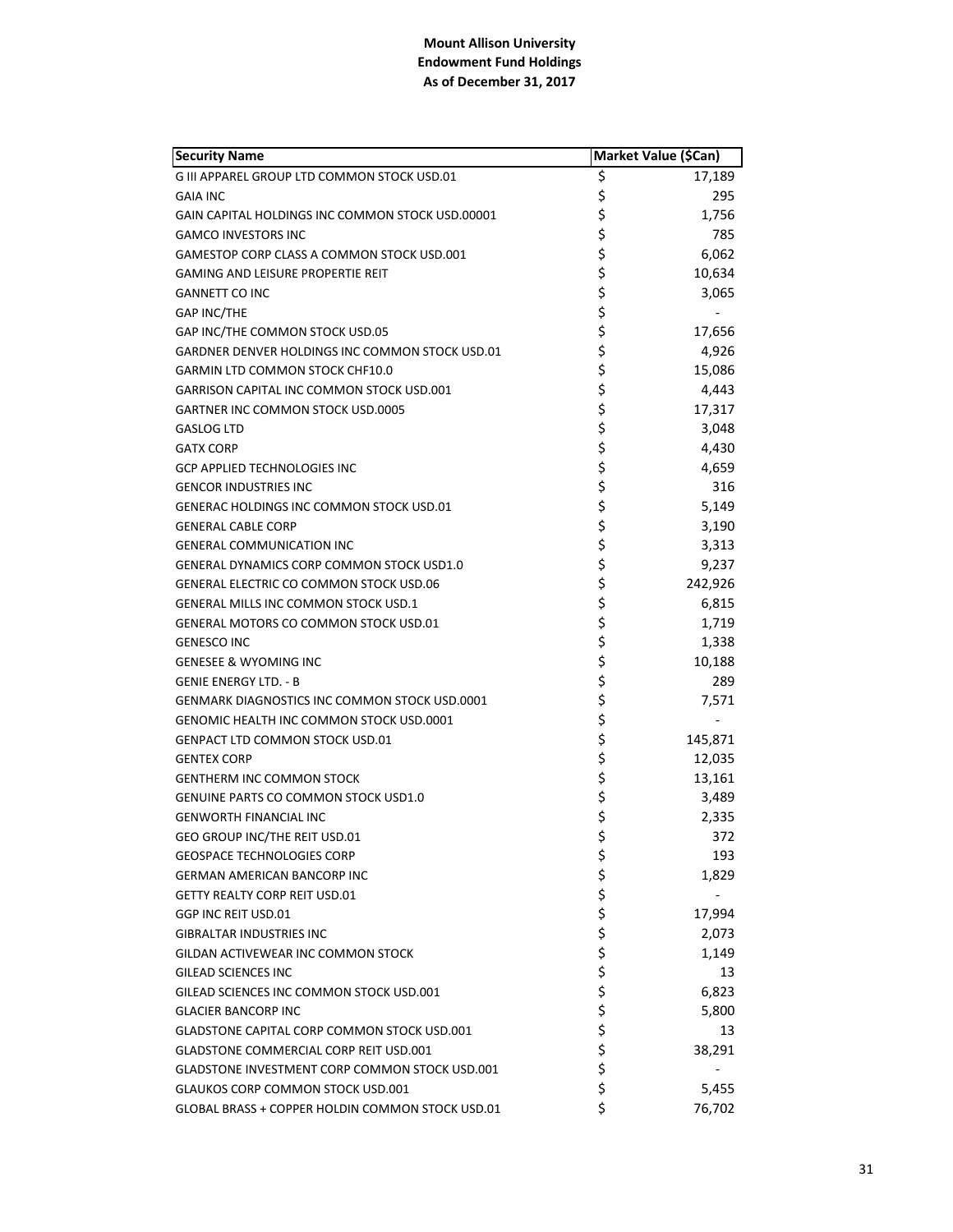**Mount Allison University**
**Endowment Fund Holdings**
**As of December 31, 2017**

| Security Name | Market Value ($Can) |
|---|---|
| G III APPAREL GROUP LTD COMMON STOCK USD.01 | $ 17,189 |
| GAIA INC | $ 295 |
| GAIN CAPITAL HOLDINGS INC COMMON STOCK USD.00001 | $ 1,756 |
| GAMCO INVESTORS INC | $ 785 |
| GAMESTOP CORP CLASS A COMMON STOCK USD.001 | $ 6,062 |
| GAMING AND LEISURE PROPERTIE REIT | $ 10,634 |
| GANNETT CO INC | $ 3,065 |
| GAP INC/THE | $ - |
| GAP INC/THE COMMON STOCK USD.05 | $ 17,656 |
| GARDNER DENVER HOLDINGS INC COMMON STOCK USD.01 | $ 4,926 |
| GARMIN LTD COMMON STOCK CHF10.0 | $ 15,086 |
| GARRISON CAPITAL INC COMMON STOCK USD.001 | $ 4,443 |
| GARTNER INC COMMON STOCK USD.0005 | $ 17,317 |
| GASLOG LTD | $ 3,048 |
| GATX CORP | $ 4,430 |
| GCP APPLIED TECHNOLOGIES INC | $ 4,659 |
| GENCOR INDUSTRIES INC | $ 316 |
| GENERAC HOLDINGS INC COMMON STOCK USD.01 | $ 5,149 |
| GENERAL CABLE CORP | $ 3,190 |
| GENERAL COMMUNICATION INC | $ 3,313 |
| GENERAL DYNAMICS CORP COMMON STOCK USD1.0 | $ 9,237 |
| GENERAL ELECTRIC CO COMMON STOCK USD.06 | $ 242,926 |
| GENERAL MILLS INC COMMON STOCK USD.1 | $ 6,815 |
| GENERAL MOTORS CO COMMON STOCK USD.01 | $ 1,719 |
| GENESCO INC | $ 1,338 |
| GENESEE & WYOMING INC | $ 10,188 |
| GENIE ENERGY LTD. - B | $ 289 |
| GENMARK DIAGNOSTICS INC COMMON STOCK USD.0001 | $ 7,571 |
| GENOMIC HEALTH INC COMMON STOCK USD.0001 | $ - |
| GENPACT LTD COMMON STOCK USD.01 | $ 145,871 |
| GENTEX CORP | $ 12,035 |
| GENTHERM INC COMMON STOCK | $ 13,161 |
| GENUINE PARTS CO COMMON STOCK USD1.0 | $ 3,489 |
| GENWORTH FINANCIAL INC | $ 2,335 |
| GEO GROUP INC/THE REIT USD.01 | $ 372 |
| GEOSPACE TECHNOLOGIES CORP | $ 193 |
| GERMAN AMERICAN BANCORP INC | $ 1,829 |
| GETTY REALTY CORP REIT USD.01 | $ - |
| GGP INC REIT USD.01 | $ 17,994 |
| GIBRALTAR INDUSTRIES INC | $ 2,073 |
| GILDAN ACTIVEWEAR INC COMMON STOCK | $ 1,149 |
| GILEAD SCIENCES INC | $ 13 |
| GILEAD SCIENCES INC COMMON STOCK USD.001 | $ 6,823 |
| GLACIER BANCORP INC | $ 5,800 |
| GLADSTONE CAPITAL CORP COMMON STOCK USD.001 | $ 13 |
| GLADSTONE COMMERCIAL CORP REIT USD.001 | $ 38,291 |
| GLADSTONE INVESTMENT CORP COMMON STOCK USD.001 | $ - |
| GLAUKOS CORP COMMON STOCK USD.001 | $ 5,455 |
| GLOBAL BRASS + COPPER HOLDIN COMMON STOCK USD.01 | $ 76,702 |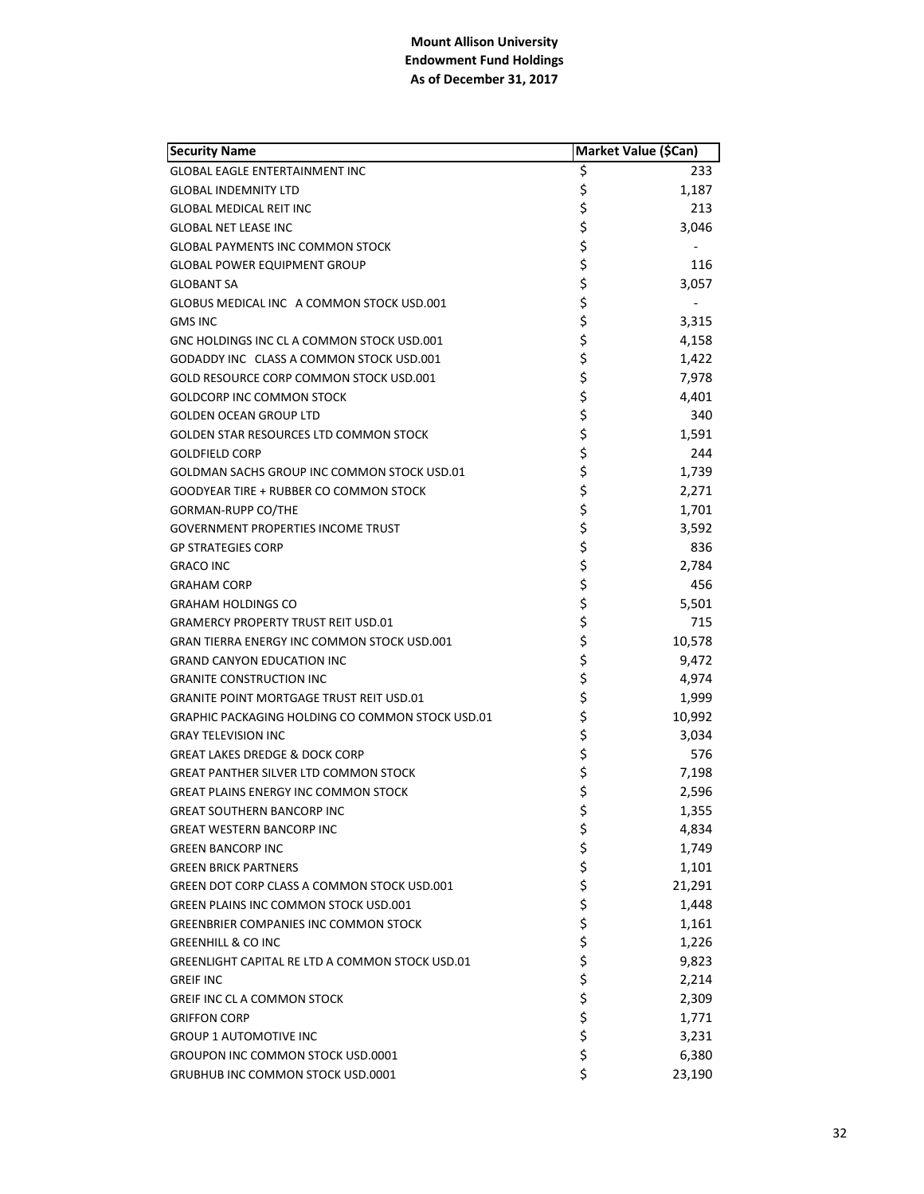**Mount Allison University**
**Endowment Fund Holdings**
**As of December 31, 2017**

| Security Name | Market Value ($Can) |
|---|---|
| GLOBAL EAGLE ENTERTAINMENT INC | $ 233 |
| GLOBAL INDEMNITY LTD | $ 1,187 |
| GLOBAL MEDICAL REIT INC | $ 213 |
| GLOBAL NET LEASE INC | $ 3,046 |
| GLOBAL PAYMENTS INC COMMON STOCK | $ - |
| GLOBAL POWER EQUIPMENT GROUP | $ 116 |
| GLOBANT SA | $ 3,057 |
| GLOBUS MEDICAL INC A COMMON STOCK USD.001 | $ - |
| GMS INC | $ 3,315 |
| GNC HOLDINGS INC CL A COMMON STOCK USD.001 | $ 4,158 |
| GODADDY INC CLASS A COMMON STOCK USD.001 | $ 1,422 |
| GOLD RESOURCE CORP COMMON STOCK USD.001 | $ 7,978 |
| GOLDCORP INC COMMON STOCK | $ 4,401 |
| GOLDEN OCEAN GROUP LTD | $ 340 |
| GOLDEN STAR RESOURCES LTD COMMON STOCK | $ 1,591 |
| GOLDFIELD CORP | $ 244 |
| GOLDMAN SACHS GROUP INC COMMON STOCK USD.01 | $ 1,739 |
| GOODYEAR TIRE + RUBBER CO COMMON STOCK | $ 2,271 |
| GORMAN-RUPP CO/THE | $ 1,701 |
| GOVERNMENT PROPERTIES INCOME TRUST | $ 3,592 |
| GP STRATEGIES CORP | $ 836 |
| GRACO INC | $ 2,784 |
| GRAHAM CORP | $ 456 |
| GRAHAM HOLDINGS CO | $ 5,501 |
| GRAMERCY PROPERTY TRUST REIT USD.01 | $ 715 |
| GRAN TIERRA ENERGY INC COMMON STOCK USD.001 | $ 10,578 |
| GRAND CANYON EDUCATION INC | $ 9,472 |
| GRANITE CONSTRUCTION INC | $ 4,974 |
| GRANITE POINT MORTGAGE TRUST REIT USD.01 | $ 1,999 |
| GRAPHIC PACKAGING HOLDING CO COMMON STOCK USD.01 | $ 10,992 |
| GRAY TELEVISION INC | $ 3,034 |
| GREAT LAKES DREDGE & DOCK CORP | $ 576 |
| GREAT PANTHER SILVER LTD COMMON STOCK | $ 7,198 |
| GREAT PLAINS ENERGY INC COMMON STOCK | $ 2,596 |
| GREAT SOUTHERN BANCORP INC | $ 1,355 |
| GREAT WESTERN BANCORP INC | $ 4,834 |
| GREEN BANCORP INC | $ 1,749 |
| GREEN BRICK PARTNERS | $ 1,101 |
| GREEN DOT CORP CLASS A COMMON STOCK USD.001 | $ 21,291 |
| GREEN PLAINS INC COMMON STOCK USD.001 | $ 1,448 |
| GREENBRIER COMPANIES INC COMMON STOCK | $ 1,161 |
| GREENHILL & CO INC | $ 1,226 |
| GREENLIGHT CAPITAL RE LTD A COMMON STOCK USD.01 | $ 9,823 |
| GREIF INC | $ 2,214 |
| GREIF INC CL A COMMON STOCK | $ 2,309 |
| GRIFFON CORP | $ 1,771 |
| GROUP 1 AUTOMOTIVE INC | $ 3,231 |
| GROUPON INC COMMON STOCK USD.0001 | $ 6,380 |
| GRUBHUB INC COMMON STOCK USD.0001 | $ 23,190 |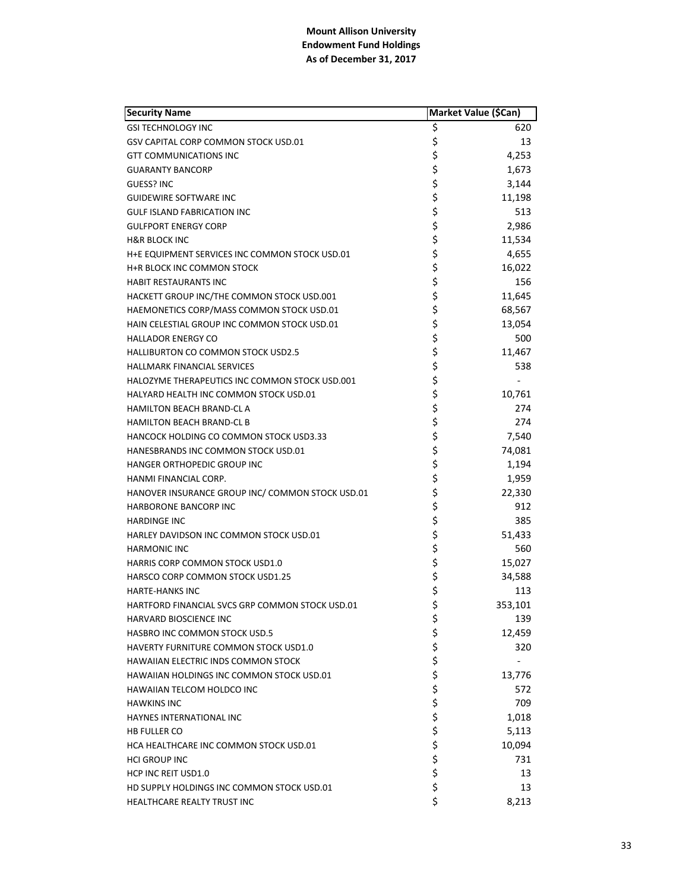**Mount Allison University**
**Endowment Fund Holdings**
**As of December 31, 2017**

| Security Name | Market Value ($Can) |
|---|---|
| GSI TECHNOLOGY INC | $ 620 |
| GSV CAPITAL CORP COMMON STOCK USD.01 | $ 13 |
| GTT COMMUNICATIONS INC | $ 4,253 |
| GUARANTY BANCORP | $ 1,673 |
| GUESS? INC | $ 3,144 |
| GUIDEWIRE SOFTWARE INC | $ 11,198 |
| GULF ISLAND FABRICATION INC | $ 513 |
| GULFPORT ENERGY CORP | $ 2,986 |
| H&R BLOCK INC | $ 11,534 |
| H+E EQUIPMENT SERVICES INC COMMON STOCK USD.01 | $ 4,655 |
| H+R BLOCK INC COMMON STOCK | $ 16,022 |
| HABIT RESTAURANTS INC | $ 156 |
| HACKETT GROUP INC/THE COMMON STOCK USD.001 | $ 11,645 |
| HAEMONETICS CORP/MASS COMMON STOCK USD.01 | $ 68,567 |
| HAIN CELESTIAL GROUP INC COMMON STOCK USD.01 | $ 13,054 |
| HALLADOR ENERGY CO | $ 500 |
| HALLIBURTON CO COMMON STOCK USD2.5 | $ 11,467 |
| HALLMARK FINANCIAL SERVICES | $ 538 |
| HALOZYME THERAPEUTICS INC COMMON STOCK USD.001 | $ - |
| HALYARD HEALTH INC COMMON STOCK USD.01 | $ 10,761 |
| HAMILTON BEACH BRAND-CL A | $ 274 |
| HAMILTON BEACH BRAND-CL B | $ 274 |
| HANCOCK HOLDING CO COMMON STOCK USD3.33 | $ 7,540 |
| HANESBRANDS INC COMMON STOCK USD.01 | $ 74,081 |
| HANGER ORTHOPEDIC GROUP INC | $ 1,194 |
| HANMI FINANCIAL CORP. | $ 1,959 |
| HANOVER INSURANCE GROUP INC/ COMMON STOCK USD.01 | $ 22,330 |
| HARBORONE BANCORP INC | $ 912 |
| HARDINGE INC | $ 385 |
| HARLEY DAVIDSON INC COMMON STOCK USD.01 | $ 51,433 |
| HARMONIC INC | $ 560 |
| HARRIS CORP COMMON STOCK USD1.0 | $ 15,027 |
| HARSCO CORP COMMON STOCK USD1.25 | $ 34,588 |
| HARTE-HANKS INC | $ 113 |
| HARTFORD FINANCIAL SVCS GRP COMMON STOCK USD.01 | $ 353,101 |
| HARVARD BIOSCIENCE INC | $ 139 |
| HASBRO INC COMMON STOCK USD.5 | $ 12,459 |
| HAVERTY FURNITURE COMMON STOCK USD1.0 | $ 320 |
| HAWAIIAN ELECTRIC INDS COMMON STOCK | $ - |
| HAWAIIAN HOLDINGS INC COMMON STOCK USD.01 | $ 13,776 |
| HAWAIIAN TELCOM HOLDCO INC | $ 572 |
| HAWKINS INC | $ 709 |
| HAYNES INTERNATIONAL INC | $ 1,018 |
| HB FULLER CO | $ 5,113 |
| HCA HEALTHCARE INC COMMON STOCK USD.01 | $ 10,094 |
| HCI GROUP INC | $ 731 |
| HCP INC REIT USD1.0 | $ 13 |
| HD SUPPLY HOLDINGS INC COMMON STOCK USD.01 | $ 13 |
| HEALTHCARE REALTY TRUST INC | $ 8,213 |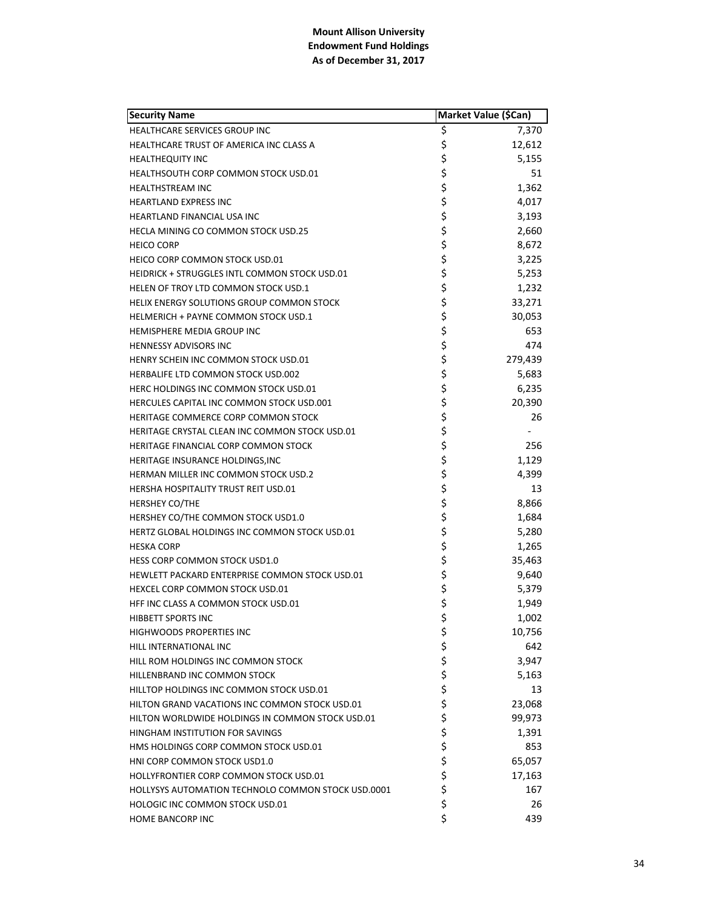**Mount Allison University**
**Endowment Fund Holdings**
**As of December 31, 2017**

| Security Name | Market Value ($Can) |
|---|---|
| HEALTHCARE SERVICES GROUP INC | $ 7,370 |
| HEALTHCARE TRUST OF AMERICA INC CLASS A | $ 12,612 |
| HEALTHEQUITY INC | $ 5,155 |
| HEALTHSOUTH CORP COMMON STOCK USD.01 | $ 51 |
| HEALTHSTREAM INC | $ 1,362 |
| HEARTLAND EXPRESS INC | $ 4,017 |
| HEARTLAND FINANCIAL USA INC | $ 3,193 |
| HECLA MINING CO COMMON STOCK USD.25 | $ 2,660 |
| HEICO CORP | $ 8,672 |
| HEICO CORP COMMON STOCK USD.01 | $ 3,225 |
| HEIDRICK + STRUGGLES INTL COMMON STOCK USD.01 | $ 5,253 |
| HELEN OF TROY LTD COMMON STOCK USD.1 | $ 1,232 |
| HELIX ENERGY SOLUTIONS GROUP COMMON STOCK | $ 33,271 |
| HELMERICH + PAYNE COMMON STOCK USD.1 | $ 30,053 |
| HEMISPHERE MEDIA GROUP INC | $ 653 |
| HENNESSY ADVISORS INC | $ 474 |
| HENRY SCHEIN INC COMMON STOCK USD.01 | $ 279,439 |
| HERBALIFE LTD COMMON STOCK USD.002 | $ 5,683 |
| HERC HOLDINGS INC COMMON STOCK USD.01 | $ 6,235 |
| HERCULES CAPITAL INC COMMON STOCK USD.001 | $ 20,390 |
| HERITAGE COMMERCE CORP COMMON STOCK | $ 26 |
| HERITAGE CRYSTAL CLEAN INC COMMON STOCK USD.01 | $ - |
| HERITAGE FINANCIAL CORP COMMON STOCK | $ 256 |
| HERITAGE INSURANCE HOLDINGS,INC | $ 1,129 |
| HERMAN MILLER INC COMMON STOCK USD.2 | $ 4,399 |
| HERSHA HOSPITALITY TRUST REIT USD.01 | $ 13 |
| HERSHEY CO/THE | $ 8,866 |
| HERSHEY CO/THE COMMON STOCK USD1.0 | $ 1,684 |
| HERTZ GLOBAL HOLDINGS INC COMMON STOCK USD.01 | $ 5,280 |
| HESKA CORP | $ 1,265 |
| HESS CORP COMMON STOCK USD1.0 | $ 35,463 |
| HEWLETT PACKARD ENTERPRISE COMMON STOCK USD.01 | $ 9,640 |
| HEXCEL CORP COMMON STOCK USD.01 | $ 5,379 |
| HFF INC CLASS A COMMON STOCK USD.01 | $ 1,949 |
| HIBBETT SPORTS INC | $ 1,002 |
| HIGHWOODS PROPERTIES INC | $ 10,756 |
| HILL INTERNATIONAL INC | $ 642 |
| HILL ROM HOLDINGS INC COMMON STOCK | $ 3,947 |
| HILLENBRAND INC COMMON STOCK | $ 5,163 |
| HILLTOP HOLDINGS INC COMMON STOCK USD.01 | $ 13 |
| HILTON GRAND VACATIONS INC COMMON STOCK USD.01 | $ 23,068 |
| HILTON WORLDWIDE HOLDINGS IN COMMON STOCK USD.01 | $ 99,973 |
| HINGHAM INSTITUTION FOR SAVINGS | $ 1,391 |
| HMS HOLDINGS CORP COMMON STOCK USD.01 | $ 853 |
| HNI CORP COMMON STOCK USD1.0 | $ 65,057 |
| HOLLYFRONTIER CORP COMMON STOCK USD.01 | $ 17,163 |
| HOLLYSYS AUTOMATION TECHNOLO COMMON STOCK USD.0001 | $ 167 |
| HOLOGIC INC COMMON STOCK USD.01 | $ 26 |
| HOME BANCORP INC | $ 439 |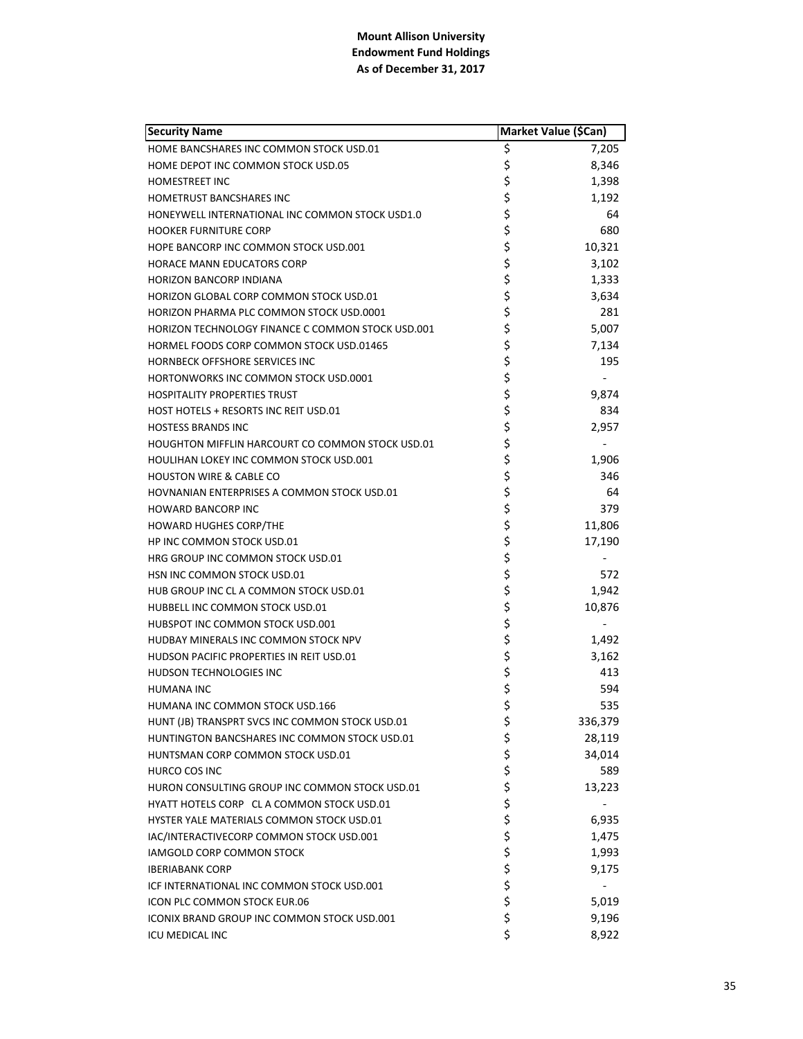**Mount Allison University**
**Endowment Fund Holdings**
**As of December 31, 2017**

| Security Name | Market Value ($Can) |
|---|---|
| HOME BANCSHARES INC COMMON STOCK USD.01 | $ 7,205 |
| HOME DEPOT INC COMMON STOCK USD.05 | $ 8,346 |
| HOMESTREET INC | $ 1,398 |
| HOMETRUST BANCSHARES INC | $ 1,192 |
| HONEYWELL INTERNATIONAL INC COMMON STOCK USD1.0 | $ 64 |
| HOOKER FURNITURE CORP | $ 680 |
| HOPE BANCORP INC COMMON STOCK USD.001 | $ 10,321 |
| HORACE MANN EDUCATORS CORP | $ 3,102 |
| HORIZON BANCORP INDIANA | $ 1,333 |
| HORIZON GLOBAL CORP COMMON STOCK USD.01 | $ 3,634 |
| HORIZON PHARMA PLC COMMON STOCK USD.0001 | $ 281 |
| HORIZON TECHNOLOGY FINANCE C COMMON STOCK USD.001 | $ 5,007 |
| HORMEL FOODS CORP COMMON STOCK USD.01465 | $ 7,134 |
| HORNBECK OFFSHORE SERVICES INC | $ 195 |
| HORTONWORKS INC COMMON STOCK USD.0001 | $ - |
| HOSPITALITY PROPERTIES TRUST | $ 9,874 |
| HOST HOTELS + RESORTS INC REIT USD.01 | $ 834 |
| HOSTESS BRANDS INC | $ 2,957 |
| HOUGHTON MIFFLIN HARCOURT CO COMMON STOCK USD.01 | $ - |
| HOULIHAN LOKEY INC COMMON STOCK USD.001 | $ 1,906 |
| HOUSTON WIRE & CABLE CO | $ 346 |
| HOVNANIAN ENTERPRISES A COMMON STOCK USD.01 | $ 64 |
| HOWARD BANCORP INC | $ 379 |
| HOWARD HUGHES CORP/THE | $ 11,806 |
| HP INC COMMON STOCK USD.01 | $ 17,190 |
| HRG GROUP INC COMMON STOCK USD.01 | $ - |
| HSN INC COMMON STOCK USD.01 | $ 572 |
| HUB GROUP INC CL A COMMON STOCK USD.01 | $ 1,942 |
| HUBBELL INC COMMON STOCK USD.01 | $ 10,876 |
| HUBSPOT INC COMMON STOCK USD.001 | $ - |
| HUDBAY MINERALS INC COMMON STOCK NPV | $ 1,492 |
| HUDSON PACIFIC PROPERTIES IN REIT USD.01 | $ 3,162 |
| HUDSON TECHNOLOGIES INC | $ 413 |
| HUMANA INC | $ 594 |
| HUMANA INC COMMON STOCK USD.166 | $ 535 |
| HUNT (JB) TRANSPRT SVCS INC COMMON STOCK USD.01 | $ 336,379 |
| HUNTINGTON BANCSHARES INC COMMON STOCK USD.01 | $ 28,119 |
| HUNTSMAN CORP COMMON STOCK USD.01 | $ 34,014 |
| HURCO COS INC | $ 589 |
| HURON CONSULTING GROUP INC COMMON STOCK USD.01 | $ 13,223 |
| HYATT HOTELS CORP CL A COMMON STOCK USD.01 | $ - |
| HYSTER YALE MATERIALS COMMON STOCK USD.01 | $ 6,935 |
| IAC/INTERACTIVECORP COMMON STOCK USD.001 | $ 1,475 |
| IAMGOLD CORP COMMON STOCK | $ 1,993 |
| IBERIABANK CORP | $ 9,175 |
| ICF INTERNATIONAL INC COMMON STOCK USD.001 | $ - |
| ICON PLC COMMON STOCK EUR.06 | $ 5,019 |
| ICONIX BRAND GROUP INC COMMON STOCK USD.001 | $ 9,196 |
| ICU MEDICAL INC | $ 8,922 |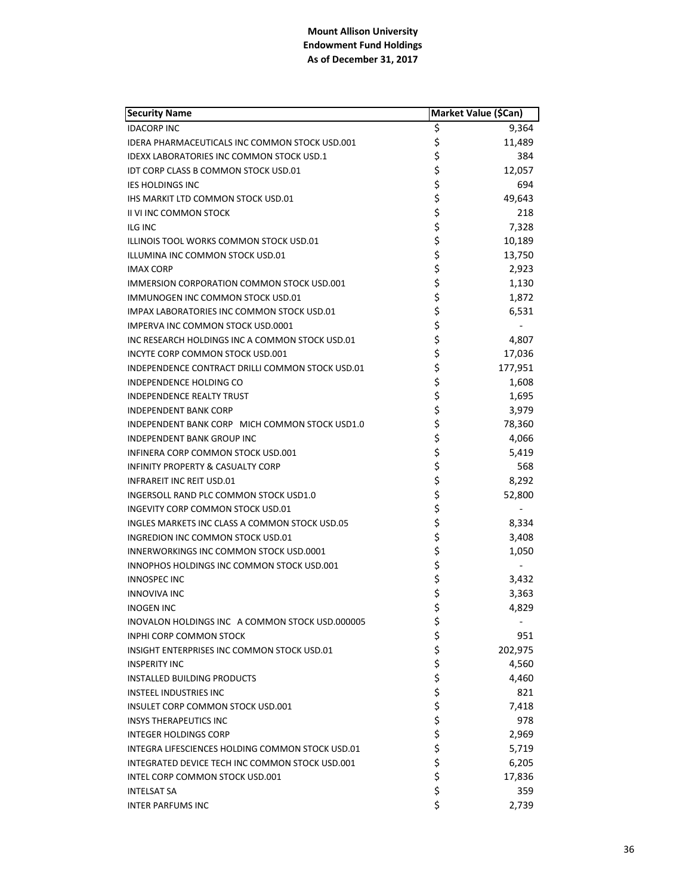**Mount Allison University**
**Endowment Fund Holdings**
**As of December 31, 2017**

| Security Name | Market Value ($Can) |
|---|---|
| IDACORP INC | $ 9,364 |
| IDERA PHARMACEUTICALS INC COMMON STOCK USD.001 | $ 11,489 |
| IDEXX LABORATORIES INC COMMON STOCK USD.1 | $ 384 |
| IDT CORP CLASS B COMMON STOCK USD.01 | $ 12,057 |
| IES HOLDINGS INC | $ 694 |
| IHS MARKIT LTD COMMON STOCK USD.01 | $ 49,643 |
| II VI INC COMMON STOCK | $ 218 |
| ILG INC | $ 7,328 |
| ILLINOIS TOOL WORKS COMMON STOCK USD.01 | $ 10,189 |
| ILLUMINA INC COMMON STOCK USD.01 | $ 13,750 |
| IMAX CORP | $ 2,923 |
| IMMERSION CORPORATION COMMON STOCK USD.001 | $ 1,130 |
| IMMUNOGEN INC COMMON STOCK USD.01 | $ 1,872 |
| IMPAX LABORATORIES INC COMMON STOCK USD.01 | $ 6,531 |
| IMPERVA INC COMMON STOCK USD.0001 | $ - |
| INC RESEARCH HOLDINGS INC A COMMON STOCK USD.01 | $ 4,807 |
| INCYTE CORP COMMON STOCK USD.001 | $ 17,036 |
| INDEPENDENCE CONTRACT DRILLI COMMON STOCK USD.01 | $ 177,951 |
| INDEPENDENCE HOLDING CO | $ 1,608 |
| INDEPENDENCE REALTY TRUST | $ 1,695 |
| INDEPENDENT BANK CORP | $ 3,979 |
| INDEPENDENT BANK CORP MICH COMMON STOCK USD1.0 | $ 78,360 |
| INDEPENDENT BANK GROUP INC | $ 4,066 |
| INFINERA CORP COMMON STOCK USD.001 | $ 5,419 |
| INFINITY PROPERTY & CASUALTY CORP | $ 568 |
| INFRAREIT INC REIT USD.01 | $ 8,292 |
| INGERSOLL RAND PLC COMMON STOCK USD1.0 | $ 52,800 |
| INGEVITY CORP COMMON STOCK USD.01 | $ - |
| INGLES MARKETS INC CLASS A COMMON STOCK USD.05 | $ 8,334 |
| INGREDION INC COMMON STOCK USD.01 | $ 3,408 |
| INNERWORKINGS INC COMMON STOCK USD.0001 | $ 1,050 |
| INNOPHOS HOLDINGS INC COMMON STOCK USD.001 | $ - |
| INNOSPEC INC | $ 3,432 |
| INNOVIVA INC | $ 3,363 |
| INOGEN INC | $ 4,829 |
| INOVALON HOLDINGS INC A COMMON STOCK USD.000005 | $ - |
| INPHI CORP COMMON STOCK | $ 951 |
| INSIGHT ENTERPRISES INC COMMON STOCK USD.01 | $ 202,975 |
| INSPERITY INC | $ 4,560 |
| INSTALLED BUILDING PRODUCTS | $ 4,460 |
| INSTEEL INDUSTRIES INC | $ 821 |
| INSULET CORP COMMON STOCK USD.001 | $ 7,418 |
| INSYS THERAPEUTICS INC | $ 978 |
| INTEGER HOLDINGS CORP | $ 2,969 |
| INTEGRA LIFESCIENCES HOLDING COMMON STOCK USD.01 | $ 5,719 |
| INTEGRATED DEVICE TECH INC COMMON STOCK USD.001 | $ 6,205 |
| INTEL CORP COMMON STOCK USD.001 | $ 17,836 |
| INTELSAT SA | $ 359 |
| INTER PARFUMS INC | $ 2,739 |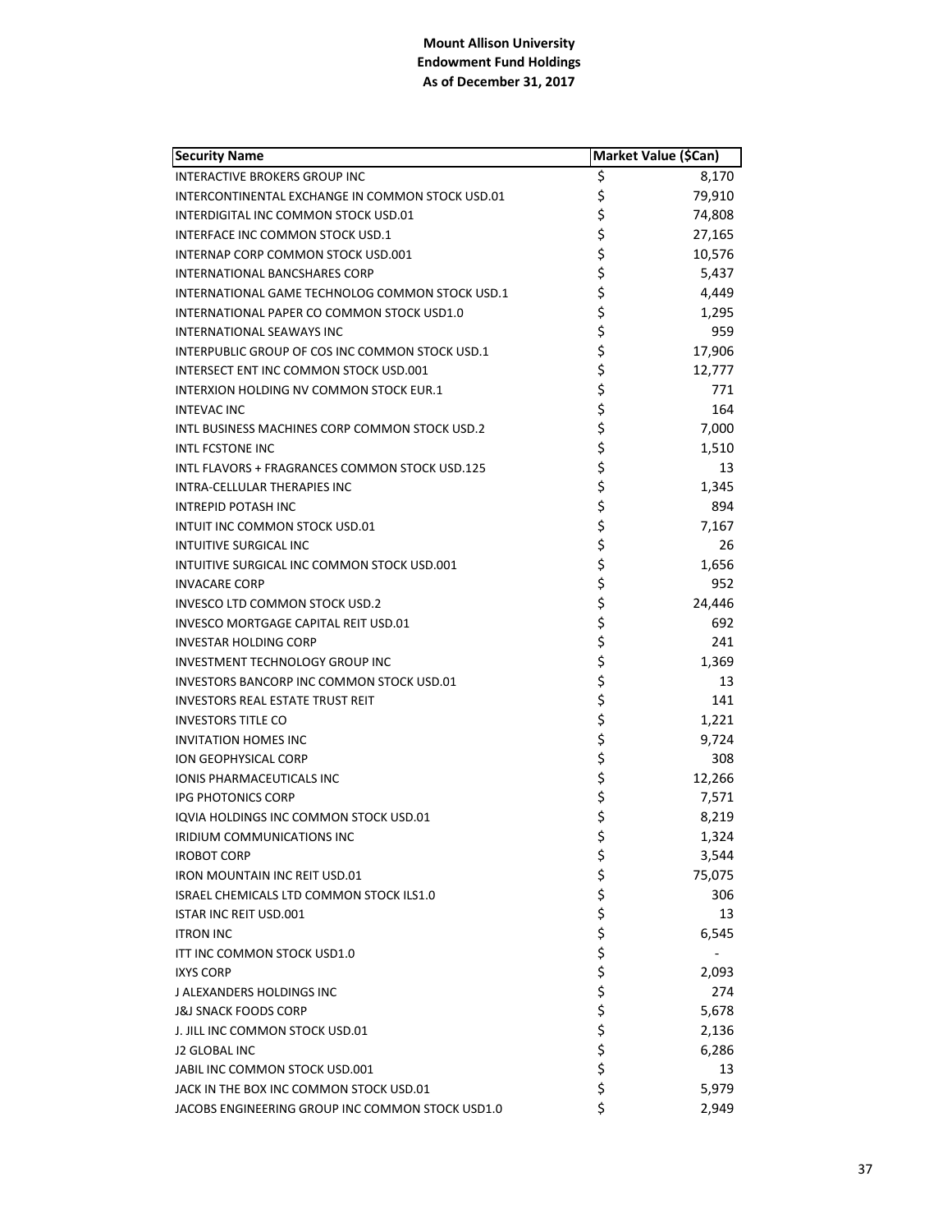**Mount Allison University**
**Endowment Fund Holdings**
**As of December 31, 2017**

| Security Name | Market Value ($Can) |
|---|---|
| INTERACTIVE BROKERS GROUP INC | $ 8,170 |
| INTERCONTINENTAL EXCHANGE IN COMMON STOCK USD.01 | $ 79,910 |
| INTERDIGITAL INC COMMON STOCK USD.01 | $ 74,808 |
| INTERFACE INC COMMON STOCK USD.1 | $ 27,165 |
| INTERNAP CORP COMMON STOCK USD.001 | $ 10,576 |
| INTERNATIONAL BANCSHARES CORP | $ 5,437 |
| INTERNATIONAL GAME TECHNOLOG COMMON STOCK USD.1 | $ 4,449 |
| INTERNATIONAL PAPER CO COMMON STOCK USD1.0 | $ 1,295 |
| INTERNATIONAL SEAWAYS INC | $ 959 |
| INTERPUBLIC GROUP OF COS INC COMMON STOCK USD.1 | $ 17,906 |
| INTERSECT ENT INC COMMON STOCK USD.001 | $ 12,777 |
| INTERXION HOLDING NV COMMON STOCK EUR.1 | $ 771 |
| INTEVAC INC | $ 164 |
| INTL BUSINESS MACHINES CORP COMMON STOCK USD.2 | $ 7,000 |
| INTL FCSTONE INC | $ 1,510 |
| INTL FLAVORS + FRAGRANCES COMMON STOCK USD.125 | $ 13 |
| INTRA-CELLULAR THERAPIES INC | $ 1,345 |
| INTREPID POTASH INC | $ 894 |
| INTUIT INC COMMON STOCK USD.01 | $ 7,167 |
| INTUITIVE SURGICAL INC | $ 26 |
| INTUITIVE SURGICAL INC COMMON STOCK USD.001 | $ 1,656 |
| INVACARE CORP | $ 952 |
| INVESCO LTD COMMON STOCK USD.2 | $ 24,446 |
| INVESCO MORTGAGE CAPITAL REIT USD.01 | $ 692 |
| INVESTAR HOLDING CORP | $ 241 |
| INVESTMENT TECHNOLOGY GROUP INC | $ 1,369 |
| INVESTORS BANCORP INC COMMON STOCK USD.01 | $ 13 |
| INVESTORS REAL ESTATE TRUST REIT | $ 141 |
| INVESTORS TITLE CO | $ 1,221 |
| INVITATION HOMES INC | $ 9,724 |
| ION GEOPHYSICAL CORP | $ 308 |
| IONIS PHARMACEUTICALS INC | $ 12,266 |
| IPG PHOTONICS CORP | $ 7,571 |
| IQVIA HOLDINGS INC COMMON STOCK USD.01 | $ 8,219 |
| IRIDIUM COMMUNICATIONS INC | $ 1,324 |
| IROBOT CORP | $ 3,544 |
| IRON MOUNTAIN INC REIT USD.01 | $ 75,075 |
| ISRAEL CHEMICALS LTD COMMON STOCK ILS1.0 | $ 306 |
| ISTAR INC REIT USD.001 | $ 13 |
| ITRON INC | $ 6,545 |
| ITT INC COMMON STOCK USD1.0 | $ - |
| IXYS CORP | $ 2,093 |
| J ALEXANDERS HOLDINGS INC | $ 274 |
| J&J SNACK FOODS CORP | $ 5,678 |
| J. JILL INC COMMON STOCK USD.01 | $ 2,136 |
| J2 GLOBAL INC | $ 6,286 |
| JABIL INC COMMON STOCK USD.001 | $ 13 |
| JACK IN THE BOX INC COMMON STOCK USD.01 | $ 5,979 |
| JACOBS ENGINEERING GROUP INC COMMON STOCK USD1.0 | $ 2,949 |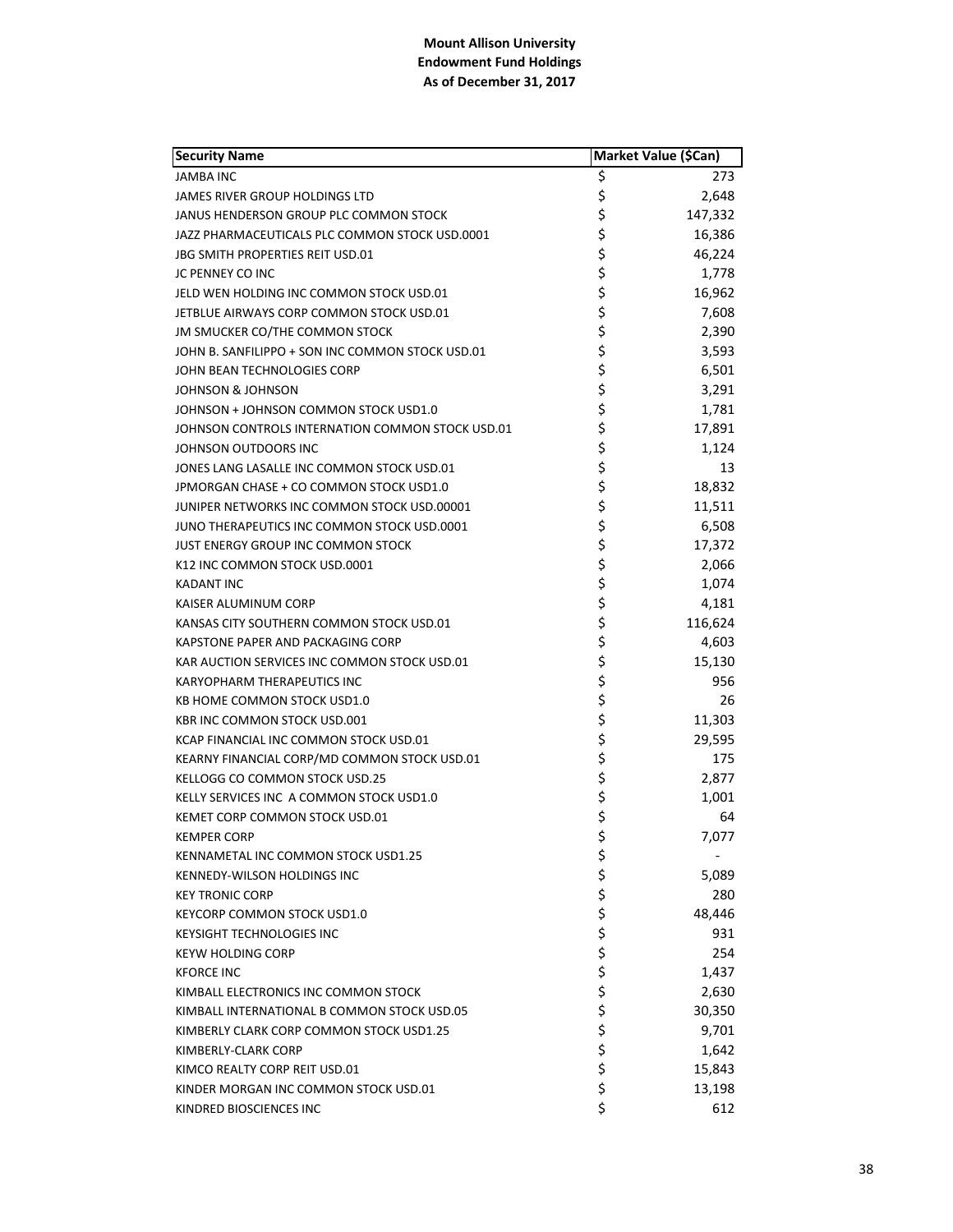**Mount Allison University**
**Endowment Fund Holdings**
**As of December 31, 2017**

| Security Name | Market Value ($Can) |
|---|---|
| JAMBA INC | $ 273 |
| JAMES RIVER GROUP HOLDINGS LTD | $ 2,648 |
| JANUS HENDERSON GROUP PLC COMMON STOCK | $ 147,332 |
| JAZZ PHARMACEUTICALS PLC COMMON STOCK USD.0001 | $ 16,386 |
| JBG SMITH PROPERTIES REIT USD.01 | $ 46,224 |
| JC PENNEY CO INC | $ 1,778 |
| JELD WEN HOLDING INC COMMON STOCK USD.01 | $ 16,962 |
| JETBLUE AIRWAYS CORP COMMON STOCK USD.01 | $ 7,608 |
| JM SMUCKER CO/THE COMMON STOCK | $ 2,390 |
| JOHN B. SANFILIPPO + SON INC COMMON STOCK USD.01 | $ 3,593 |
| JOHN BEAN TECHNOLOGIES CORP | $ 6,501 |
| JOHNSON & JOHNSON | $ 3,291 |
| JOHNSON + JOHNSON COMMON STOCK USD1.0 | $ 1,781 |
| JOHNSON CONTROLS INTERNATION COMMON STOCK USD.01 | $ 17,891 |
| JOHNSON OUTDOORS INC | $ 1,124 |
| JONES LANG LASALLE INC COMMON STOCK USD.01 | $ 13 |
| JPMORGAN CHASE + CO COMMON STOCK USD1.0 | $ 18,832 |
| JUNIPER NETWORKS INC COMMON STOCK USD.00001 | $ 11,511 |
| JUNO THERAPEUTICS INC COMMON STOCK USD.0001 | $ 6,508 |
| JUST ENERGY GROUP INC COMMON STOCK | $ 17,372 |
| K12 INC COMMON STOCK USD.0001 | $ 2,066 |
| KADANT INC | $ 1,074 |
| KAISER ALUMINUM CORP | $ 4,181 |
| KANSAS CITY SOUTHERN COMMON STOCK USD.01 | $ 116,624 |
| KAPSTONE PAPER AND PACKAGING CORP | $ 4,603 |
| KAR AUCTION SERVICES INC COMMON STOCK USD.01 | $ 15,130 |
| KARYOPHARM THERAPEUTICS INC | $ 956 |
| KB HOME COMMON STOCK USD1.0 | $ 26 |
| KBR INC COMMON STOCK USD.001 | $ 11,303 |
| KCAP FINANCIAL INC COMMON STOCK USD.01 | $ 29,595 |
| KEARNY FINANCIAL CORP/MD COMMON STOCK USD.01 | $ 175 |
| KELLOGG CO COMMON STOCK USD.25 | $ 2,877 |
| KELLY SERVICES INC A COMMON STOCK USD1.0 | $ 1,001 |
| KEMET CORP COMMON STOCK USD.01 | $ 64 |
| KEMPER CORP | $ 7,077 |
| KENNAMETAL INC COMMON STOCK USD1.25 | $ - |
| KENNEDY-WILSON HOLDINGS INC | $ 5,089 |
| KEY TRONIC CORP | $ 280 |
| KEYCORP COMMON STOCK USD1.0 | $ 48,446 |
| KEYSIGHT TECHNOLOGIES INC | $ 931 |
| KEYW HOLDING CORP | $ 254 |
| KFORCE INC | $ 1,437 |
| KIMBALL ELECTRONICS INC COMMON STOCK | $ 2,630 |
| KIMBALL INTERNATIONAL B COMMON STOCK USD.05 | $ 30,350 |
| KIMBERLY CLARK CORP COMMON STOCK USD1.25 | $ 9,701 |
| KIMBERLY-CLARK CORP | $ 1,642 |
| KIMCO REALTY CORP REIT USD.01 | $ 15,843 |
| KINDER MORGAN INC COMMON STOCK USD.01 | $ 13,198 |
| KINDRED BIOSCIENCES INC | $ 612 |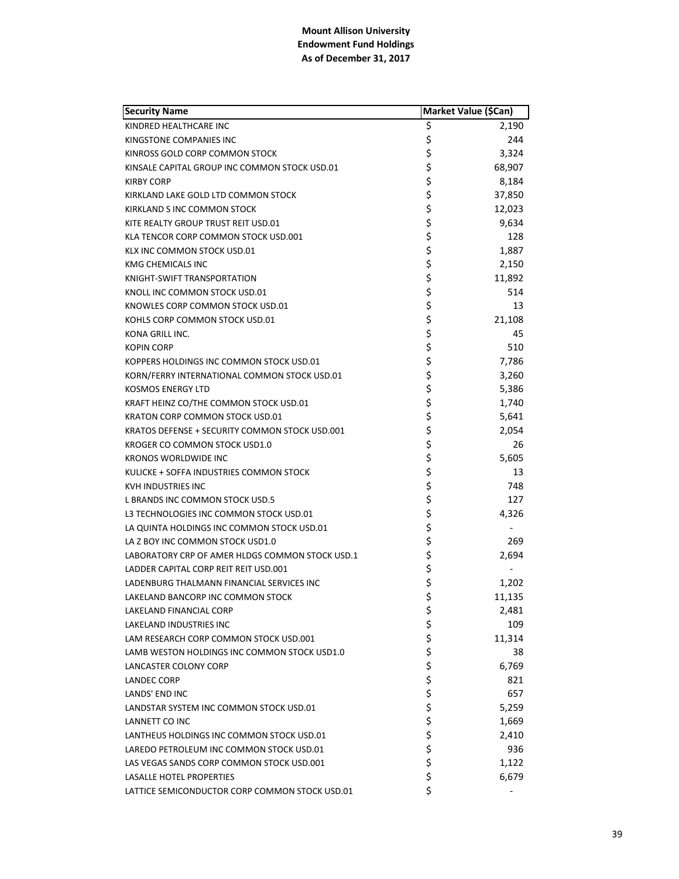**Mount Allison University**
**Endowment Fund Holdings**
**As of December 31, 2017**

| Security Name | Market Value ($Can) |
|---|---|
| KINDRED HEALTHCARE INC | $ 2,190 |
| KINGSTONE COMPANIES INC | $ 244 |
| KINROSS GOLD CORP COMMON STOCK | $ 3,324 |
| KINSALE CAPITAL GROUP INC COMMON STOCK USD.01 | $ 68,907 |
| KIRBY CORP | $ 8,184 |
| KIRKLAND LAKE GOLD LTD COMMON STOCK | $ 37,850 |
| KIRKLAND S INC COMMON STOCK | $ 12,023 |
| KITE REALTY GROUP TRUST REIT USD.01 | $ 9,634 |
| KLA TENCOR CORP COMMON STOCK USD.001 | $ 128 |
| KLX INC COMMON STOCK USD.01 | $ 1,887 |
| KMG CHEMICALS INC | $ 2,150 |
| KNIGHT-SWIFT TRANSPORTATION | $ 11,892 |
| KNOLL INC COMMON STOCK USD.01 | $ 514 |
| KNOWLES CORP COMMON STOCK USD.01 | $ 13 |
| KOHLS CORP COMMON STOCK USD.01 | $ 21,108 |
| KONA GRILL INC. | $ 45 |
| KOPIN CORP | $ 510 |
| KOPPERS HOLDINGS INC COMMON STOCK USD.01 | $ 7,786 |
| KORN/FERRY INTERNATIONAL COMMON STOCK USD.01 | $ 3,260 |
| KOSMOS ENERGY LTD | $ 5,386 |
| KRAFT HEINZ CO/THE COMMON STOCK USD.01 | $ 1,740 |
| KRATON CORP COMMON STOCK USD.01 | $ 5,641 |
| KRATOS DEFENSE + SECURITY COMMON STOCK USD.001 | $ 2,054 |
| KROGER CO COMMON STOCK USD1.0 | $ 26 |
| KRONOS WORLDWIDE INC | $ 5,605 |
| KULICKE + SOFFA INDUSTRIES COMMON STOCK | $ 13 |
| KVH INDUSTRIES INC | $ 748 |
| L BRANDS INC COMMON STOCK USD.5 | $ 127 |
| L3 TECHNOLOGIES INC COMMON STOCK USD.01 | $ 4,326 |
| LA QUINTA HOLDINGS INC COMMON STOCK USD.01 | $ - |
| LA Z BOY INC COMMON STOCK USD1.0 | $ 269 |
| LABORATORY CRP OF AMER HLDGS COMMON STOCK USD.1 | $ 2,694 |
| LADDER CAPITAL CORP REIT REIT USD.001 | $ - |
| LADENBURG THALMANN FINANCIAL SERVICES INC | $ 1,202 |
| LAKELAND BANCORP INC COMMON STOCK | $ 11,135 |
| LAKELAND FINANCIAL CORP | $ 2,481 |
| LAKELAND INDUSTRIES INC | $ 109 |
| LAM RESEARCH CORP COMMON STOCK USD.001 | $ 11,314 |
| LAMB WESTON HOLDINGS INC COMMON STOCK USD1.0 | $ 38 |
| LANCASTER COLONY CORP | $ 6,769 |
| LANDEC CORP | $ 821 |
| LANDS' END INC | $ 657 |
| LANDSTAR SYSTEM INC COMMON STOCK USD.01 | $ 5,259 |
| LANNETT CO INC | $ 1,669 |
| LANTHEUS HOLDINGS INC COMMON STOCK USD.01 | $ 2,410 |
| LAREDO PETROLEUM INC COMMON STOCK USD.01 | $ 936 |
| LAS VEGAS SANDS CORP COMMON STOCK USD.001 | $ 1,122 |
| LASALLE HOTEL PROPERTIES | $ 6,679 |
| LATTICE SEMICONDUCTOR CORP COMMON STOCK USD.01 | $ - |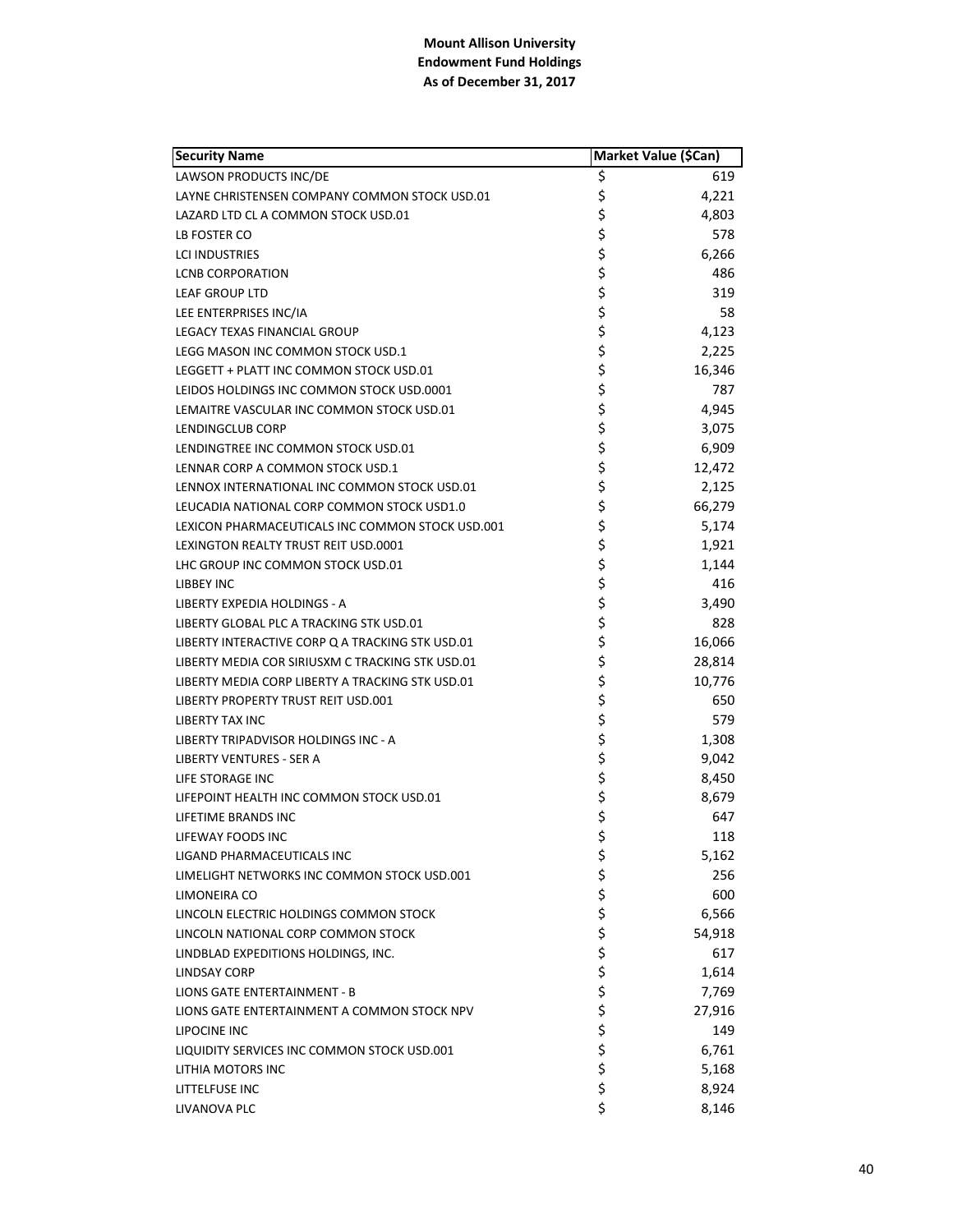**Mount Allison University**
**Endowment Fund Holdings**
**As of December 31, 2017**

| Security Name | Market Value ($Can) |
|---|---|
| LAWSON PRODUCTS INC/DE | $ 619 |
| LAYNE CHRISTENSEN COMPANY COMMON STOCK USD.01 | $ 4,221 |
| LAZARD LTD CL A COMMON STOCK USD.01 | $ 4,803 |
| LB FOSTER CO | $ 578 |
| LCI INDUSTRIES | $ 6,266 |
| LCNB CORPORATION | $ 486 |
| LEAF GROUP LTD | $ 319 |
| LEE ENTERPRISES INC/IA | $ 58 |
| LEGACY TEXAS FINANCIAL GROUP | $ 4,123 |
| LEGG MASON INC COMMON STOCK USD.1 | $ 2,225 |
| LEGGETT + PLATT INC COMMON STOCK USD.01 | $ 16,346 |
| LEIDOS HOLDINGS INC COMMON STOCK USD.0001 | $ 787 |
| LEMAITRE VASCULAR INC COMMON STOCK USD.01 | $ 4,945 |
| LENDINGCLUB CORP | $ 3,075 |
| LENDINGTREE INC COMMON STOCK USD.01 | $ 6,909 |
| LENNAR CORP A COMMON STOCK USD.1 | $ 12,472 |
| LENNOX INTERNATIONAL INC COMMON STOCK USD.01 | $ 2,125 |
| LEUCADIA NATIONAL CORP COMMON STOCK USD1.0 | $ 66,279 |
| LEXICON PHARMACEUTICALS INC COMMON STOCK USD.001 | $ 5,174 |
| LEXINGTON REALTY TRUST REIT USD.0001 | $ 1,921 |
| LHC GROUP INC COMMON STOCK USD.01 | $ 1,144 |
| LIBBEY INC | $ 416 |
| LIBERTY EXPEDIA HOLDINGS - A | $ 3,490 |
| LIBERTY GLOBAL PLC A TRACKING STK USD.01 | $ 828 |
| LIBERTY INTERACTIVE CORP Q A TRACKING STK USD.01 | $ 16,066 |
| LIBERTY MEDIA COR SIRIUSXM C TRACKING STK USD.01 | $ 28,814 |
| LIBERTY MEDIA CORP LIBERTY A TRACKING STK USD.01 | $ 10,776 |
| LIBERTY PROPERTY TRUST REIT USD.001 | $ 650 |
| LIBERTY TAX INC | $ 579 |
| LIBERTY TRIPADVISOR HOLDINGS INC - A | $ 1,308 |
| LIBERTY VENTURES - SER A | $ 9,042 |
| LIFE STORAGE INC | $ 8,450 |
| LIFEPOINT HEALTH INC COMMON STOCK USD.01 | $ 8,679 |
| LIFETIME BRANDS INC | $ 647 |
| LIFEWAY FOODS INC | $ 118 |
| LIGAND PHARMACEUTICALS INC | $ 5,162 |
| LIMELIGHT NETWORKS INC COMMON STOCK USD.001 | $ 256 |
| LIMONEIRA CO | $ 600 |
| LINCOLN ELECTRIC HOLDINGS COMMON STOCK | $ 6,566 |
| LINCOLN NATIONAL CORP COMMON STOCK | $ 54,918 |
| LINDBLAD EXPEDITIONS HOLDINGS, INC. | $ 617 |
| LINDSAY CORP | $ 1,614 |
| LIONS GATE ENTERTAINMENT - B | $ 7,769 |
| LIONS GATE ENTERTAINMENT A COMMON STOCK NPV | $ 27,916 |
| LIPOCINE INC | $ 149 |
| LIQUIDITY SERVICES INC COMMON STOCK USD.001 | $ 6,761 |
| LITHIA MOTORS INC | $ 5,168 |
| LITTELFUSE INC | $ 8,924 |
| LIVANOVA PLC | $ 8,146 |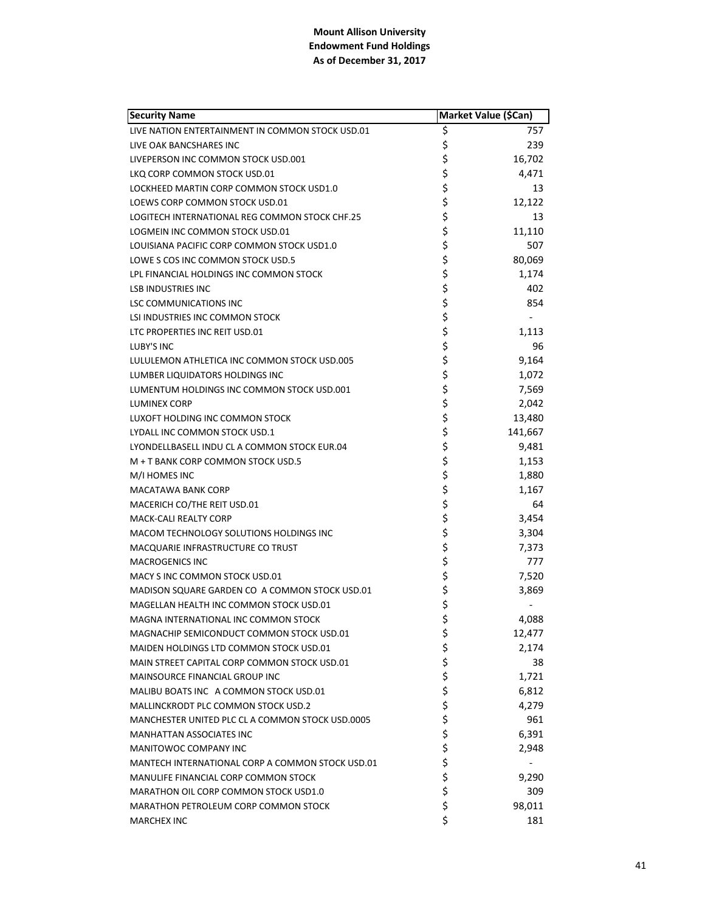**Mount Allison University**
**Endowment Fund Holdings**
**As of December 31, 2017**

| Security Name | Market Value ($Can) |
|---|---|
| LIVE NATION ENTERTAINMENT IN COMMON STOCK USD.01 | $ 757 |
| LIVE OAK BANCSHARES INC | $ 239 |
| LIVEPERSON INC COMMON STOCK USD.001 | $ 16,702 |
| LKQ CORP COMMON STOCK USD.01 | $ 4,471 |
| LOCKHEED MARTIN CORP COMMON STOCK USD1.0 | $ 13 |
| LOEWS CORP COMMON STOCK USD.01 | $ 12,122 |
| LOGITECH INTERNATIONAL REG COMMON STOCK CHF.25 | $ 13 |
| LOGMEIN INC COMMON STOCK USD.01 | $ 11,110 |
| LOUISIANA PACIFIC CORP COMMON STOCK USD1.0 | $ 507 |
| LOWE S COS INC COMMON STOCK USD.5 | $ 80,069 |
| LPL FINANCIAL HOLDINGS INC COMMON STOCK | $ 1,174 |
| LSB INDUSTRIES INC | $ 402 |
| LSC COMMUNICATIONS INC | $ 854 |
| LSI INDUSTRIES INC COMMON STOCK | $ - |
| LTC PROPERTIES INC REIT USD.01 | $ 1,113 |
| LUBY'S INC | $ 96 |
| LULULEMON ATHLETICA INC COMMON STOCK USD.005 | $ 9,164 |
| LUMBER LIQUIDATORS HOLDINGS INC | $ 1,072 |
| LUMENTUM HOLDINGS INC COMMON STOCK USD.001 | $ 7,569 |
| LUMINEX CORP | $ 2,042 |
| LUXOFT HOLDING INC COMMON STOCK | $ 13,480 |
| LYDALL INC COMMON STOCK USD.1 | $ 141,667 |
| LYONDELLBASELL INDU CL A COMMON STOCK EUR.04 | $ 9,481 |
| M + T BANK CORP COMMON STOCK USD.5 | $ 1,153 |
| M/I HOMES INC | $ 1,880 |
| MACATAWA BANK CORP | $ 1,167 |
| MACERICH CO/THE REIT USD.01 | $ 64 |
| MACK-CALI REALTY CORP | $ 3,454 |
| MACOM TECHNOLOGY SOLUTIONS HOLDINGS INC | $ 3,304 |
| MACQUARIE INFRASTRUCTURE CO TRUST | $ 7,373 |
| MACROGENICS INC | $ 777 |
| MACY S INC COMMON STOCK USD.01 | $ 7,520 |
| MADISON SQUARE GARDEN CO A COMMON STOCK USD.01 | $ 3,869 |
| MAGELLAN HEALTH INC COMMON STOCK USD.01 | $ - |
| MAGNA INTERNATIONAL INC COMMON STOCK | $ 4,088 |
| MAGNACHIP SEMICONDUCT COMMON STOCK USD.01 | $ 12,477 |
| MAIDEN HOLDINGS LTD COMMON STOCK USD.01 | $ 2,174 |
| MAIN STREET CAPITAL CORP COMMON STOCK USD.01 | $ 38 |
| MAINSOURCE FINANCIAL GROUP INC | $ 1,721 |
| MALIBU BOATS INC A COMMON STOCK USD.01 | $ 6,812 |
| MALLINCKRODT PLC COMMON STOCK USD.2 | $ 4,279 |
| MANCHESTER UNITED PLC CL A COMMON STOCK USD.0005 | $ 961 |
| MANHATTAN ASSOCIATES INC | $ 6,391 |
| MANITOWOC COMPANY INC | $ 2,948 |
| MANTECH INTERNATIONAL CORP A COMMON STOCK USD.01 | $ - |
| MANULIFE FINANCIAL CORP COMMON STOCK | $ 9,290 |
| MARATHON OIL CORP COMMON STOCK USD1.0 | $ 309 |
| MARATHON PETROLEUM CORP COMMON STOCK | $ 98,011 |
| MARCHEX INC | $ 181 |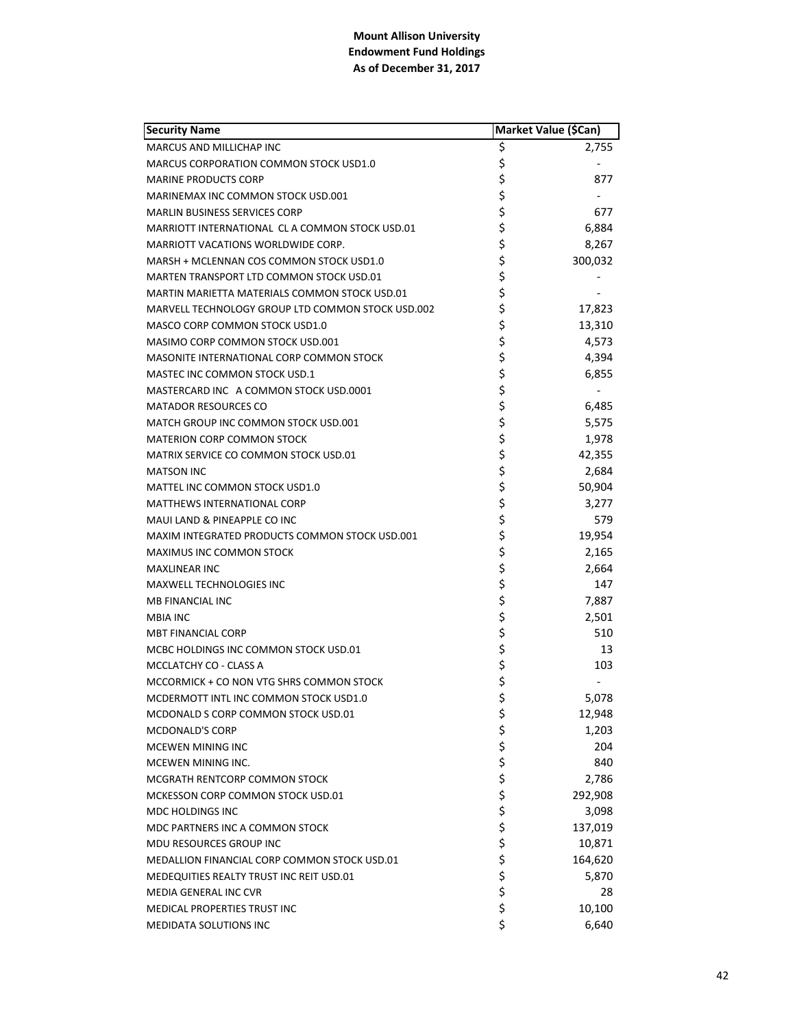**Mount Allison University**
**Endowment Fund Holdings**
**As of December 31, 2017**

| Security Name | Market Value ($Can) |
|---|---|
| MARCUS AND MILLICHAP INC | $ 2,755 |
| MARCUS CORPORATION COMMON STOCK USD1.0 | $ - |
| MARINE PRODUCTS CORP | $ 877 |
| MARINEMAX INC COMMON STOCK USD.001 | $ - |
| MARLIN BUSINESS SERVICES CORP | $ 677 |
| MARRIOTT INTERNATIONAL CL A COMMON STOCK USD.01 | $ 6,884 |
| MARRIOTT VACATIONS WORLDWIDE CORP. | $ 8,267 |
| MARSH + MCLENNAN COS COMMON STOCK USD1.0 | $ 300,032 |
| MARTEN TRANSPORT LTD COMMON STOCK USD.01 | $ - |
| MARTIN MARIETTA MATERIALS COMMON STOCK USD.01 | $ - |
| MARVELL TECHNOLOGY GROUP LTD COMMON STOCK USD.002 | $ 17,823 |
| MASCO CORP COMMON STOCK USD1.0 | $ 13,310 |
| MASIMO CORP COMMON STOCK USD.001 | $ 4,573 |
| MASONITE INTERNATIONAL CORP COMMON STOCK | $ 4,394 |
| MASTEC INC COMMON STOCK USD.1 | $ 6,855 |
| MASTERCARD INC A COMMON STOCK USD.0001 | $ - |
| MATADOR RESOURCES CO | $ 6,485 |
| MATCH GROUP INC COMMON STOCK USD.001 | $ 5,575 |
| MATERION CORP COMMON STOCK | $ 1,978 |
| MATRIX SERVICE CO COMMON STOCK USD.01 | $ 42,355 |
| MATSON INC | $ 2,684 |
| MATTEL INC COMMON STOCK USD1.0 | $ 50,904 |
| MATTHEWS INTERNATIONAL CORP | $ 3,277 |
| MAUI LAND & PINEAPPLE CO INC | $ 579 |
| MAXIM INTEGRATED PRODUCTS COMMON STOCK USD.001 | $ 19,954 |
| MAXIMUS INC COMMON STOCK | $ 2,165 |
| MAXLINEAR INC | $ 2,664 |
| MAXWELL TECHNOLOGIES INC | $ 147 |
| MB FINANCIAL INC | $ 7,887 |
| MBIA INC | $ 2,501 |
| MBT FINANCIAL CORP | $ 510 |
| MCBC HOLDINGS INC COMMON STOCK USD.01 | $ 13 |
| MCCLATCHY CO - CLASS A | $ 103 |
| MCCORMICK + CO NON VTG SHRS COMMON STOCK | $ - |
| MCDERMOTT INTL INC COMMON STOCK USD1.0 | $ 5,078 |
| MCDONALD S CORP COMMON STOCK USD.01 | $ 12,948 |
| MCDONALD'S CORP | $ 1,203 |
| MCEWEN MINING INC | $ 204 |
| MCEWEN MINING INC. | $ 840 |
| MCGRATH RENTCORP COMMON STOCK | $ 2,786 |
| MCKESSON CORP COMMON STOCK USD.01 | $ 292,908 |
| MDC HOLDINGS INC | $ 3,098 |
| MDC PARTNERS INC A COMMON STOCK | $ 137,019 |
| MDU RESOURCES GROUP INC | $ 10,871 |
| MEDALLION FINANCIAL CORP COMMON STOCK USD.01 | $ 164,620 |
| MEDEQUITIES REALTY TRUST INC REIT USD.01 | $ 5,870 |
| MEDIA GENERAL INC CVR | $ 28 |
| MEDICAL PROPERTIES TRUST INC | $ 10,100 |
| MEDIDATA SOLUTIONS INC | $ 6,640 |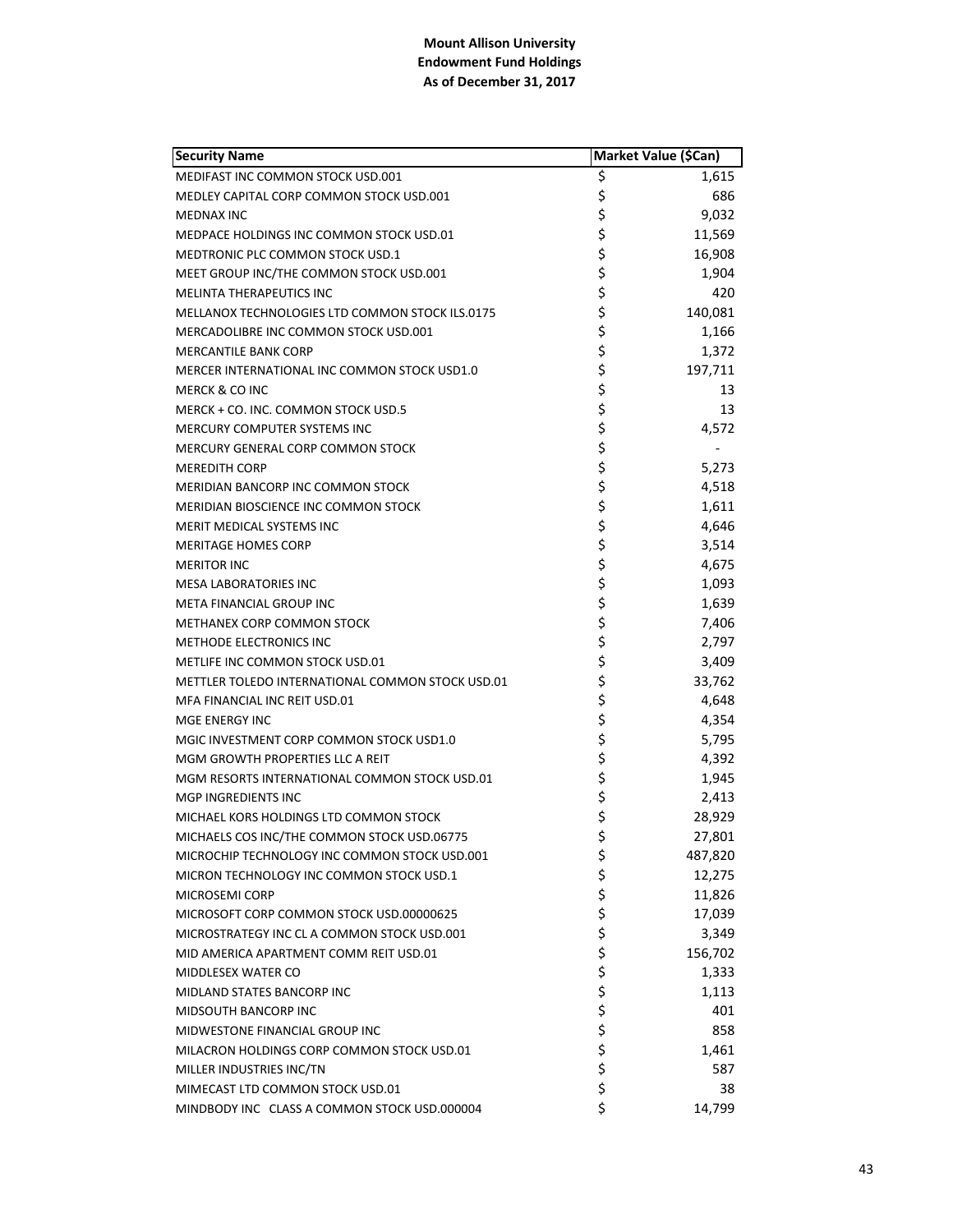**Mount Allison University**
**Endowment Fund Holdings**
**As of December 31, 2017**

| Security Name | Market Value ($Can) |
|---|---|
| MEDIFAST INC COMMON STOCK USD.001 | $ 1,615 |
| MEDLEY CAPITAL CORP COMMON STOCK USD.001 | $ 686 |
| MEDNAX INC | $ 9,032 |
| MEDPACE HOLDINGS INC COMMON STOCK USD.01 | $ 11,569 |
| MEDTRONIC PLC COMMON STOCK USD.1 | $ 16,908 |
| MEET GROUP INC/THE COMMON STOCK USD.001 | $ 1,904 |
| MELINTA THERAPEUTICS INC | $ 420 |
| MELLANOX TECHNOLOGIES LTD COMMON STOCK ILS.0175 | $ 140,081 |
| MERCADOLIBRE INC COMMON STOCK USD.001 | $ 1,166 |
| MERCANTILE BANK CORP | $ 1,372 |
| MERCER INTERNATIONAL INC COMMON STOCK USD1.0 | $ 197,711 |
| MERCK & CO INC | $ 13 |
| MERCK + CO. INC. COMMON STOCK USD.5 | $ 13 |
| MERCURY COMPUTER SYSTEMS INC | $ 4,572 |
| MERCURY GENERAL CORP COMMON STOCK | $ - |
| MEREDITH CORP | $ 5,273 |
| MERIDIAN BANCORP INC COMMON STOCK | $ 4,518 |
| MERIDIAN BIOSCIENCE INC COMMON STOCK | $ 1,611 |
| MERIT MEDICAL SYSTEMS INC | $ 4,646 |
| MERITAGE HOMES CORP | $ 3,514 |
| MERITOR INC | $ 4,675 |
| MESA LABORATORIES INC | $ 1,093 |
| META FINANCIAL GROUP INC | $ 1,639 |
| METHANEX CORP COMMON STOCK | $ 7,406 |
| METHODE ELECTRONICS INC | $ 2,797 |
| METLIFE INC COMMON STOCK USD.01 | $ 3,409 |
| METTLER TOLEDO INTERNATIONAL COMMON STOCK USD.01 | $ 33,762 |
| MFA FINANCIAL INC REIT USD.01 | $ 4,648 |
| MGE ENERGY INC | $ 4,354 |
| MGIC INVESTMENT CORP COMMON STOCK USD1.0 | $ 5,795 |
| MGM GROWTH PROPERTIES LLC A REIT | $ 4,392 |
| MGM RESORTS INTERNATIONAL COMMON STOCK USD.01 | $ 1,945 |
| MGP INGREDIENTS INC | $ 2,413 |
| MICHAEL KORS HOLDINGS LTD COMMON STOCK | $ 28,929 |
| MICHAELS COS INC/THE COMMON STOCK USD.06775 | $ 27,801 |
| MICROCHIP TECHNOLOGY INC COMMON STOCK USD.001 | $ 487,820 |
| MICRON TECHNOLOGY INC COMMON STOCK USD.1 | $ 12,275 |
| MICROSEMI CORP | $ 11,826 |
| MICROSOFT CORP COMMON STOCK USD.00000625 | $ 17,039 |
| MICROSTRATEGY INC CL A COMMON STOCK USD.001 | $ 3,349 |
| MID AMERICA APARTMENT COMM REIT USD.01 | $ 156,702 |
| MIDDLESEX WATER CO | $ 1,333 |
| MIDLAND STATES BANCORP INC | $ 1,113 |
| MIDSOUTH BANCORP INC | $ 401 |
| MIDWESTONE FINANCIAL GROUP INC | $ 858 |
| MILACRON HOLDINGS CORP COMMON STOCK USD.01 | $ 1,461 |
| MILLER INDUSTRIES INC/TN | $ 587 |
| MIMECAST LTD COMMON STOCK USD.01 | $ 38 |
| MINDBODY INC CLASS A COMMON STOCK USD.000004 | $ 14,799 |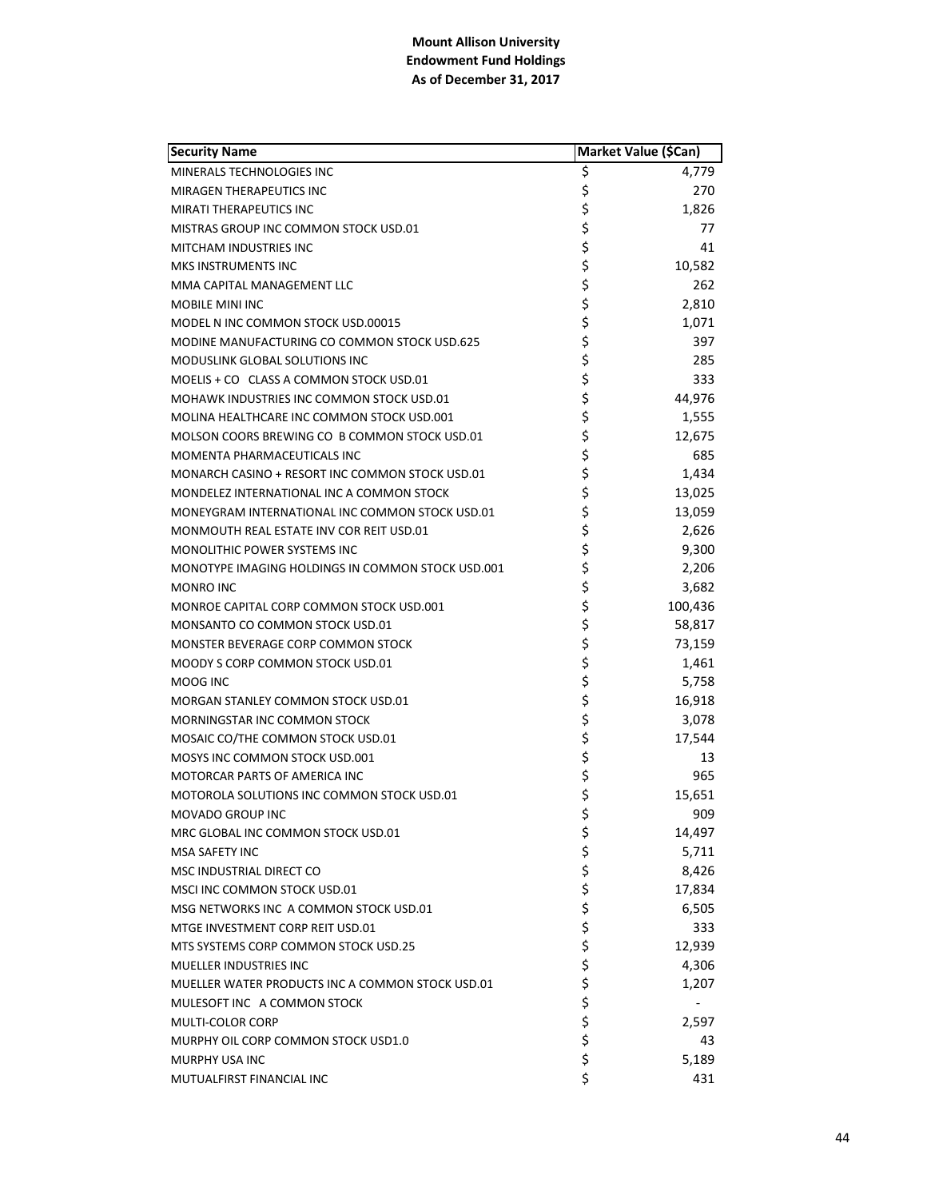**Mount Allison University**
**Endowment Fund Holdings**
**As of December 31, 2017**

| Security Name | Market Value ($Can) |
|---|---|
| MINERALS TECHNOLOGIES INC | $ 4,779 |
| MIRAGEN THERAPEUTICS INC | $ 270 |
| MIRATI THERAPEUTICS INC | $ 1,826 |
| MISTRAS GROUP INC COMMON STOCK USD.01 | $ 77 |
| MITCHAM INDUSTRIES INC | $ 41 |
| MKS INSTRUMENTS INC | $ 10,582 |
| MMA CAPITAL MANAGEMENT LLC | $ 262 |
| MOBILE MINI INC | $ 2,810 |
| MODEL N INC COMMON STOCK USD.00015 | $ 1,071 |
| MODINE MANUFACTURING CO COMMON STOCK USD.625 | $ 397 |
| MODUSLINK GLOBAL SOLUTIONS INC | $ 285 |
| MOELIS + CO CLASS A COMMON STOCK USD.01 | $ 333 |
| MOHAWK INDUSTRIES INC COMMON STOCK USD.01 | $ 44,976 |
| MOLINA HEALTHCARE INC COMMON STOCK USD.001 | $ 1,555 |
| MOLSON COORS BREWING CO B COMMON STOCK USD.01 | $ 12,675 |
| MOMENTA PHARMACEUTICALS INC | $ 685 |
| MONARCH CASINO + RESORT INC COMMON STOCK USD.01 | $ 1,434 |
| MONDELEZ INTERNATIONAL INC A COMMON STOCK | $ 13,025 |
| MONEYGRAM INTERNATIONAL INC COMMON STOCK USD.01 | $ 13,059 |
| MONMOUTH REAL ESTATE INV COR REIT USD.01 | $ 2,626 |
| MONOLITHIC POWER SYSTEMS INC | $ 9,300 |
| MONOTYPE IMAGING HOLDINGS IN COMMON STOCK USD.001 | $ 2,206 |
| MONRO INC | $ 3,682 |
| MONROE CAPITAL CORP COMMON STOCK USD.001 | $ 100,436 |
| MONSANTO CO COMMON STOCK USD.01 | $ 58,817 |
| MONSTER BEVERAGE CORP COMMON STOCK | $ 73,159 |
| MOODY S CORP COMMON STOCK USD.01 | $ 1,461 |
| MOOG INC | $ 5,758 |
| MORGAN STANLEY COMMON STOCK USD.01 | $ 16,918 |
| MORNINGSTAR INC COMMON STOCK | $ 3,078 |
| MOSAIC CO/THE COMMON STOCK USD.01 | $ 17,544 |
| MOSYS INC COMMON STOCK USD.001 | $ 13 |
| MOTORCAR PARTS OF AMERICA INC | $ 965 |
| MOTOROLA SOLUTIONS INC COMMON STOCK USD.01 | $ 15,651 |
| MOVADO GROUP INC | $ 909 |
| MRC GLOBAL INC COMMON STOCK USD.01 | $ 14,497 |
| MSA SAFETY INC | $ 5,711 |
| MSC INDUSTRIAL DIRECT CO | $ 8,426 |
| MSCI INC COMMON STOCK USD.01 | $ 17,834 |
| MSG NETWORKS INC A COMMON STOCK USD.01 | $ 6,505 |
| MTGE INVESTMENT CORP REIT USD.01 | $ 333 |
| MTS SYSTEMS CORP COMMON STOCK USD.25 | $ 12,939 |
| MUELLER INDUSTRIES INC | $ 4,306 |
| MUELLER WATER PRODUCTS INC A COMMON STOCK USD.01 | $ 1,207 |
| MULESOFT INC A COMMON STOCK | $ - |
| MULTI-COLOR CORP | $ 2,597 |
| MURPHY OIL CORP COMMON STOCK USD1.0 | $ 43 |
| MURPHY USA INC | $ 5,189 |
| MUTUALFIRST FINANCIAL INC | $ 431 |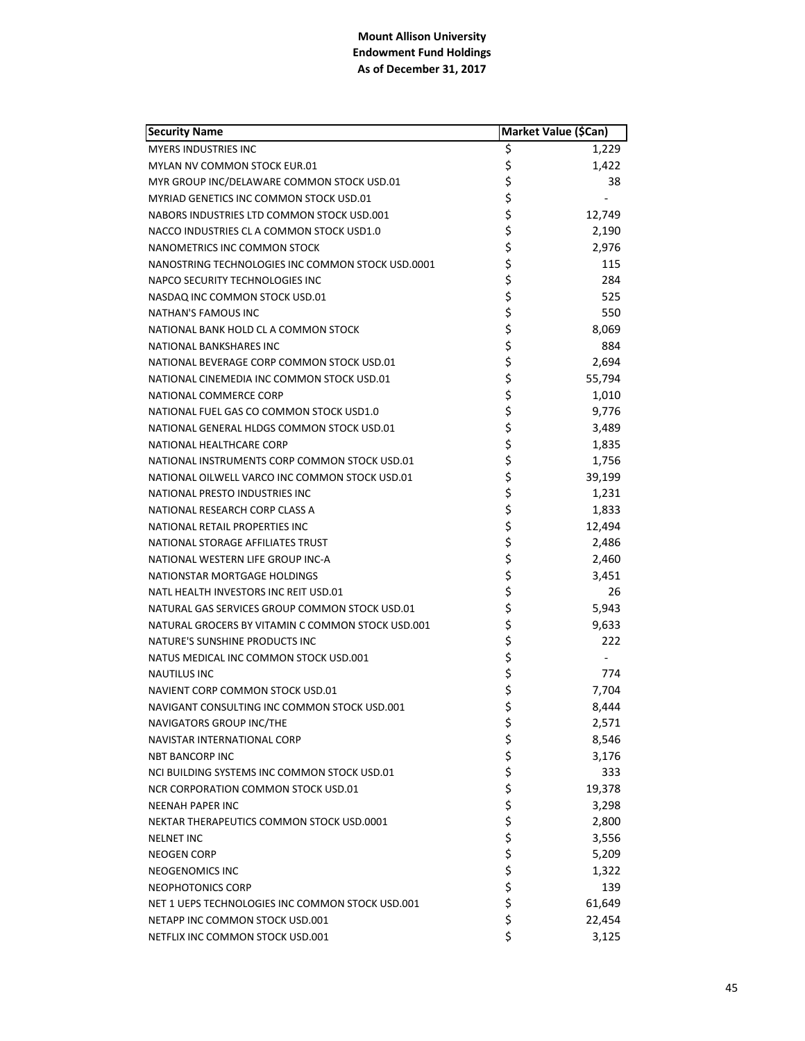**Mount Allison University**
**Endowment Fund Holdings**
**As of December 31, 2017**

| Security Name | Market Value ($Can) |
|---|---|
| MYERS INDUSTRIES INC | $ 1,229 |
| MYLAN NV COMMON STOCK EUR.01 | $ 1,422 |
| MYR GROUP INC/DELAWARE COMMON STOCK USD.01 | $ 38 |
| MYRIAD GENETICS INC COMMON STOCK USD.01 | $ - |
| NABORS INDUSTRIES LTD COMMON STOCK USD.001 | $ 12,749 |
| NACCO INDUSTRIES CL A COMMON STOCK USD1.0 | $ 2,190 |
| NANOMETRICS INC COMMON STOCK | $ 2,976 |
| NANOSTRING TECHNOLOGIES INC COMMON STOCK USD.0001 | $ 115 |
| NAPCO SECURITY TECHNOLOGIES INC | $ 284 |
| NASDAQ INC COMMON STOCK USD.01 | $ 525 |
| NATHAN'S FAMOUS INC | $ 550 |
| NATIONAL BANK HOLD CL A COMMON STOCK | $ 8,069 |
| NATIONAL BANKSHARES INC | $ 884 |
| NATIONAL BEVERAGE CORP COMMON STOCK USD.01 | $ 2,694 |
| NATIONAL CINEMEDIA INC COMMON STOCK USD.01 | $ 55,794 |
| NATIONAL COMMERCE CORP | $ 1,010 |
| NATIONAL FUEL GAS CO COMMON STOCK USD1.0 | $ 9,776 |
| NATIONAL GENERAL HLDGS COMMON STOCK USD.01 | $ 3,489 |
| NATIONAL HEALTHCARE CORP | $ 1,835 |
| NATIONAL INSTRUMENTS CORP COMMON STOCK USD.01 | $ 1,756 |
| NATIONAL OILWELL VARCO INC COMMON STOCK USD.01 | $ 39,199 |
| NATIONAL PRESTO INDUSTRIES INC | $ 1,231 |
| NATIONAL RESEARCH CORP CLASS A | $ 1,833 |
| NATIONAL RETAIL PROPERTIES INC | $ 12,494 |
| NATIONAL STORAGE AFFILIATES TRUST | $ 2,486 |
| NATIONAL WESTERN LIFE GROUP INC-A | $ 2,460 |
| NATIONSTAR MORTGAGE HOLDINGS | $ 3,451 |
| NATL HEALTH INVESTORS INC REIT USD.01 | $ 26 |
| NATURAL GAS SERVICES GROUP COMMON STOCK USD.01 | $ 5,943 |
| NATURAL GROCERS BY VITAMIN C COMMON STOCK USD.001 | $ 9,633 |
| NATURE'S SUNSHINE PRODUCTS INC | $ 222 |
| NATUS MEDICAL INC COMMON STOCK USD.001 | $ - |
| NAUTILUS INC | $ 774 |
| NAVIENT CORP COMMON STOCK USD.01 | $ 7,704 |
| NAVIGANT CONSULTING INC COMMON STOCK USD.001 | $ 8,444 |
| NAVIGATORS GROUP INC/THE | $ 2,571 |
| NAVISTAR INTERNATIONAL CORP | $ 8,546 |
| NBT BANCORP INC | $ 3,176 |
| NCI BUILDING SYSTEMS INC COMMON STOCK USD.01 | $ 333 |
| NCR CORPORATION COMMON STOCK USD.01 | $ 19,378 |
| NEENAH PAPER INC | $ 3,298 |
| NEKTAR THERAPEUTICS COMMON STOCK USD.0001 | $ 2,800 |
| NELNET INC | $ 3,556 |
| NEOGEN CORP | $ 5,209 |
| NEOGENOMICS INC | $ 1,322 |
| NEOPHOTONICS CORP | $ 139 |
| NET 1 UEPS TECHNOLOGIES INC COMMON STOCK USD.001 | $ 61,649 |
| NETAPP INC COMMON STOCK USD.001 | $ 22,454 |
| NETFLIX INC COMMON STOCK USD.001 | $ 3,125 |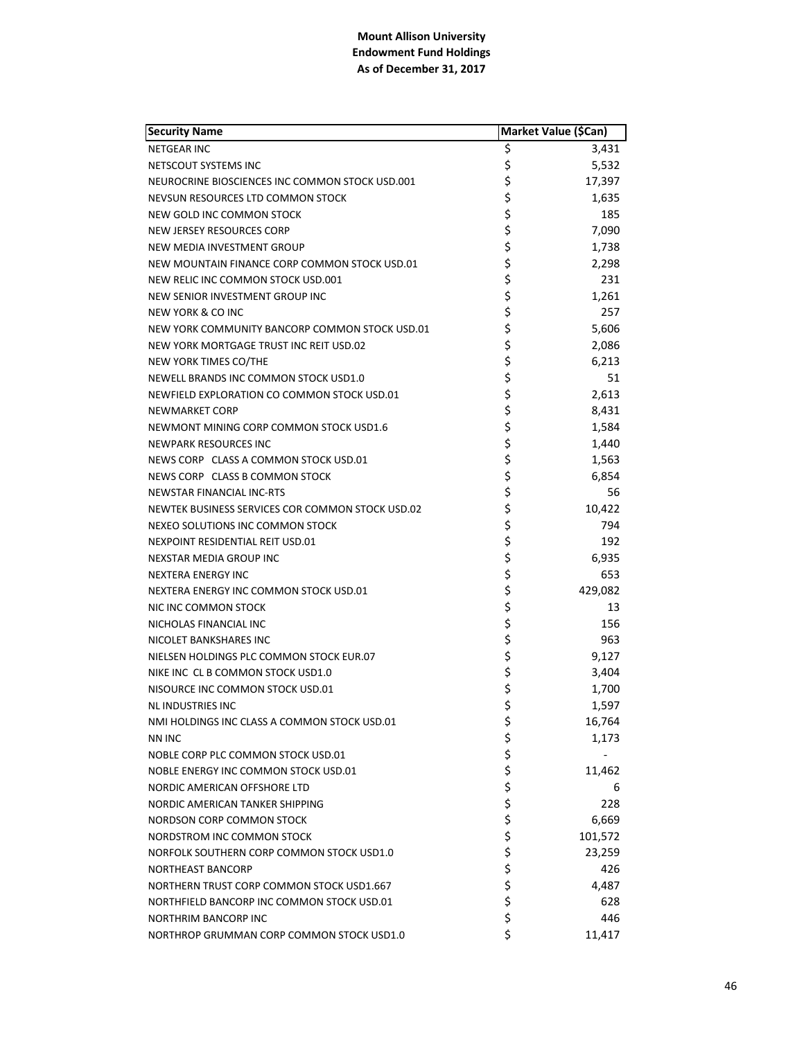**Mount Allison University**
**Endowment Fund Holdings**
**As of December 31, 2017**

| Security Name | Market Value ($Can) |
|---|---|
| NETGEAR INC | $ 3,431 |
| NETSCOUT SYSTEMS INC | $ 5,532 |
| NEUROCRINE BIOSCIENCES INC COMMON STOCK USD.001 | $ 17,397 |
| NEVSUN RESOURCES LTD COMMON STOCK | $ 1,635 |
| NEW GOLD INC COMMON STOCK | $ 185 |
| NEW JERSEY RESOURCES CORP | $ 7,090 |
| NEW MEDIA INVESTMENT GROUP | $ 1,738 |
| NEW MOUNTAIN FINANCE CORP COMMON STOCK USD.01 | $ 2,298 |
| NEW RELIC INC COMMON STOCK USD.001 | $ 231 |
| NEW SENIOR INVESTMENT GROUP INC | $ 1,261 |
| NEW YORK & CO INC | $ 257 |
| NEW YORK COMMUNITY BANCORP COMMON STOCK USD.01 | $ 5,606 |
| NEW YORK MORTGAGE TRUST INC REIT USD.02 | $ 2,086 |
| NEW YORK TIMES CO/THE | $ 6,213 |
| NEWELL BRANDS INC COMMON STOCK USD1.0 | $ 51 |
| NEWFIELD EXPLORATION CO COMMON STOCK USD.01 | $ 2,613 |
| NEWMARKET CORP | $ 8,431 |
| NEWMONT MINING CORP COMMON STOCK USD1.6 | $ 1,584 |
| NEWPARK RESOURCES INC | $ 1,440 |
| NEWS CORP CLASS A COMMON STOCK USD.01 | $ 1,563 |
| NEWS CORP CLASS B COMMON STOCK | $ 6,854 |
| NEWSTAR FINANCIAL INC-RTS | $ 56 |
| NEWTEK BUSINESS SERVICES COR COMMON STOCK USD.02 | $ 10,422 |
| NEXEO SOLUTIONS INC COMMON STOCK | $ 794 |
| NEXPOINT RESIDENTIAL REIT USD.01 | $ 192 |
| NEXSTAR MEDIA GROUP INC | $ 6,935 |
| NEXTERA ENERGY INC | $ 653 |
| NEXTERA ENERGY INC COMMON STOCK USD.01 | $ 429,082 |
| NIC INC COMMON STOCK | $ 13 |
| NICHOLAS FINANCIAL INC | $ 156 |
| NICOLET BANKSHARES INC | $ 963 |
| NIELSEN HOLDINGS PLC COMMON STOCK EUR.07 | $ 9,127 |
| NIKE INC CL B COMMON STOCK USD1.0 | $ 3,404 |
| NISOURCE INC COMMON STOCK USD.01 | $ 1,700 |
| NL INDUSTRIES INC | $ 1,597 |
| NMI HOLDINGS INC CLASS A COMMON STOCK USD.01 | $ 16,764 |
| NN INC | $ 1,173 |
| NOBLE CORP PLC COMMON STOCK USD.01 | $ - |
| NOBLE ENERGY INC COMMON STOCK USD.01 | $ 11,462 |
| NORDIC AMERICAN OFFSHORE LTD | $ 6 |
| NORDIC AMERICAN TANKER SHIPPING | $ 228 |
| NORDSON CORP COMMON STOCK | $ 6,669 |
| NORDSTROM INC COMMON STOCK | $ 101,572 |
| NORFOLK SOUTHERN CORP COMMON STOCK USD1.0 | $ 23,259 |
| NORTHEAST BANCORP | $ 426 |
| NORTHERN TRUST CORP COMMON STOCK USD1.667 | $ 4,487 |
| NORTHFIELD BANCORP INC COMMON STOCK USD.01 | $ 628 |
| NORTHRIM BANCORP INC | $ 446 |
| NORTHROP GRUMMAN CORP COMMON STOCK USD1.0 | $ 11,417 |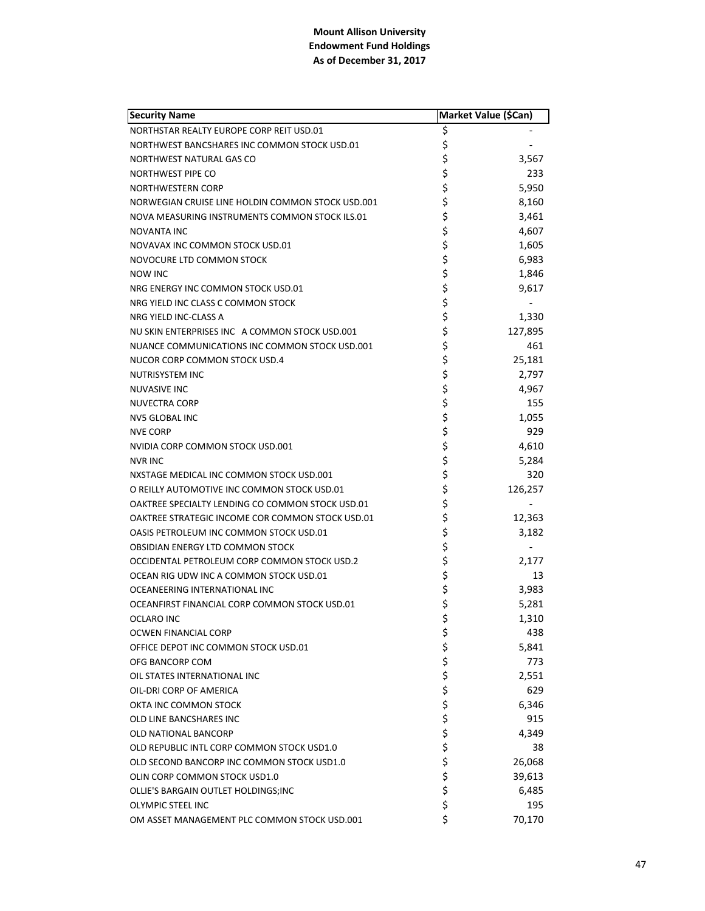**Mount Allison University**
**Endowment Fund Holdings**
**As of December 31, 2017**

| Security Name | Market Value ($Can) |
|---|---|
| NORTHSTAR REALTY EUROPE CORP REIT USD.01 | $ - |
| NORTHWEST BANCSHARES INC COMMON STOCK USD.01 | $ - |
| NORTHWEST NATURAL GAS CO | $ 3,567 |
| NORTHWEST PIPE CO | $ 233 |
| NORTHWESTERN CORP | $ 5,950 |
| NORWEGIAN CRUISE LINE HOLDIN COMMON STOCK USD.001 | $ 8,160 |
| NOVA MEASURING INSTRUMENTS COMMON STOCK ILS.01 | $ 3,461 |
| NOVANTA INC | $ 4,607 |
| NOVAVAX INC COMMON STOCK USD.01 | $ 1,605 |
| NOVOCURE LTD COMMON STOCK | $ 6,983 |
| NOW INC | $ 1,846 |
| NRG ENERGY INC COMMON STOCK USD.01 | $ 9,617 |
| NRG YIELD INC CLASS C COMMON STOCK | $ - |
| NRG YIELD INC-CLASS A | $ 1,330 |
| NU SKIN ENTERPRISES INC A COMMON STOCK USD.001 | $ 127,895 |
| NUANCE COMMUNICATIONS INC COMMON STOCK USD.001 | $ 461 |
| NUCOR CORP COMMON STOCK USD.4 | $ 25,181 |
| NUTRISYSTEM INC | $ 2,797 |
| NUVASIVE INC | $ 4,967 |
| NUVECTRA CORP | $ 155 |
| NV5 GLOBAL INC | $ 1,055 |
| NVE CORP | $ 929 |
| NVIDIA CORP COMMON STOCK USD.001 | $ 4,610 |
| NVR INC | $ 5,284 |
| NXSTAGE MEDICAL INC COMMON STOCK USD.001 | $ 320 |
| O REILLY AUTOMOTIVE INC COMMON STOCK USD.01 | $ 126,257 |
| OAKTREE SPECIALTY LENDING CO COMMON STOCK USD.01 | $ - |
| OAKTREE STRATEGIC INCOME COR COMMON STOCK USD.01 | $ 12,363 |
| OASIS PETROLEUM INC COMMON STOCK USD.01 | $ 3,182 |
| OBSIDIAN ENERGY LTD COMMON STOCK | $ - |
| OCCIDENTAL PETROLEUM CORP COMMON STOCK USD.2 | $ 2,177 |
| OCEAN RIG UDW INC A COMMON STOCK USD.01 | $ 13 |
| OCEANEERING INTERNATIONAL INC | $ 3,983 |
| OCEANFIRST FINANCIAL CORP COMMON STOCK USD.01 | $ 5,281 |
| OCLARO INC | $ 1,310 |
| OCWEN FINANCIAL CORP | $ 438 |
| OFFICE DEPOT INC COMMON STOCK USD.01 | $ 5,841 |
| OFG BANCORP COM | $ 773 |
| OIL STATES INTERNATIONAL INC | $ 2,551 |
| OIL-DRI CORP OF AMERICA | $ 629 |
| OKTA INC COMMON STOCK | $ 6,346 |
| OLD LINE BANCSHARES INC | $ 915 |
| OLD NATIONAL BANCORP | $ 4,349 |
| OLD REPUBLIC INTL CORP COMMON STOCK USD1.0 | $ 38 |
| OLD SECOND BANCORP INC COMMON STOCK USD1.0 | $ 26,068 |
| OLIN CORP COMMON STOCK USD1.0 | $ 39,613 |
| OLLIE'S BARGAIN OUTLET HOLDINGS;INC | $ 6,485 |
| OLYMPIC STEEL INC | $ 195 |
| OM ASSET MANAGEMENT PLC COMMON STOCK USD.001 | $ 70,170 |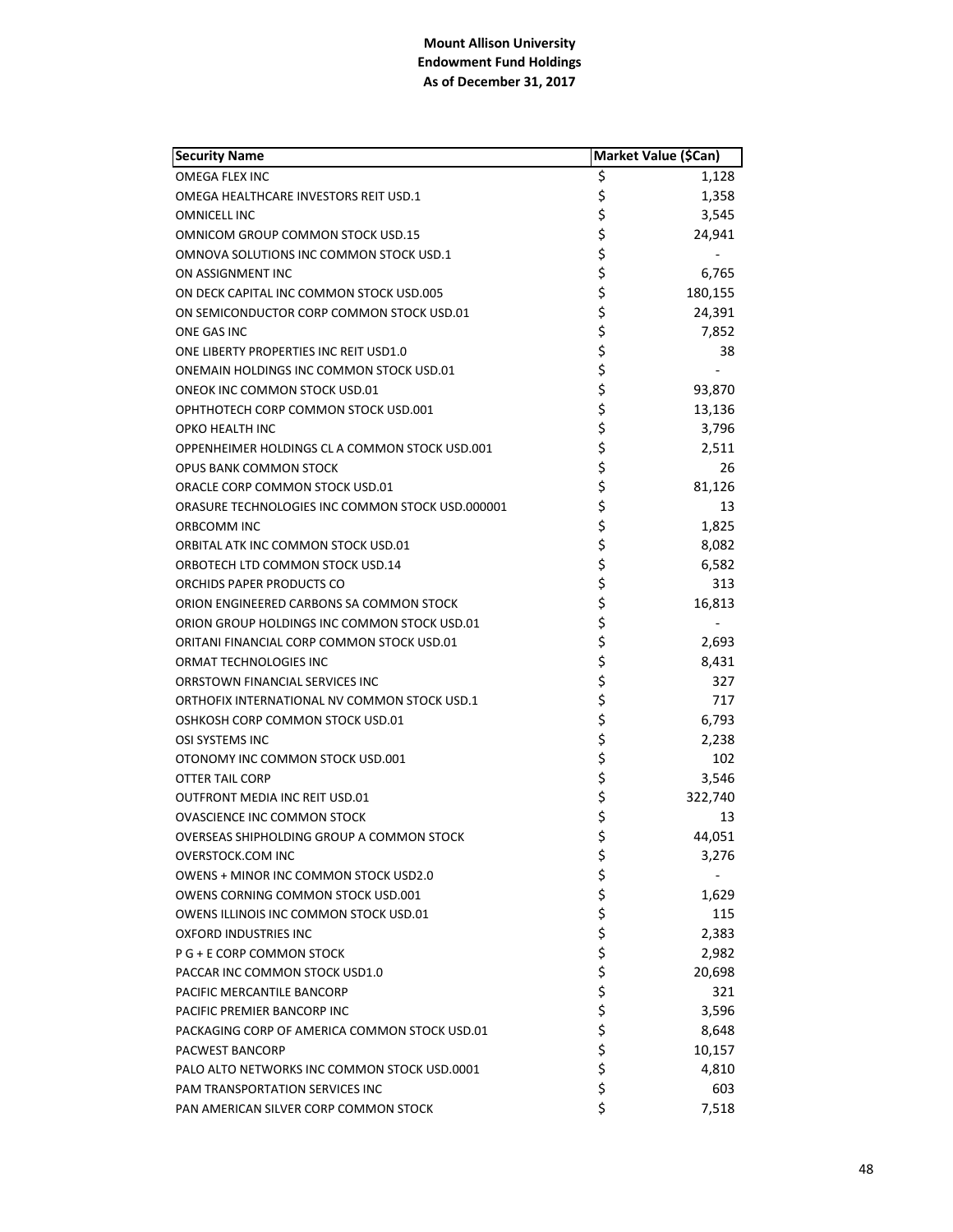**Mount Allison University**
**Endowment Fund Holdings**
**As of December 31, 2017**

| Security Name | Market Value ($Can) |
|---|---|
| OMEGA FLEX INC | $ 1,128 |
| OMEGA HEALTHCARE INVESTORS REIT USD.1 | $ 1,358 |
| OMNICELL INC | $ 3,545 |
| OMNICOM GROUP COMMON STOCK USD.15 | $ 24,941 |
| OMNOVA SOLUTIONS INC COMMON STOCK USD.1 | $ - |
| ON ASSIGNMENT INC | $ 6,765 |
| ON DECK CAPITAL INC COMMON STOCK USD.005 | $ 180,155 |
| ON SEMICONDUCTOR CORP COMMON STOCK USD.01 | $ 24,391 |
| ONE GAS INC | $ 7,852 |
| ONE LIBERTY PROPERTIES INC REIT USD1.0 | $ 38 |
| ONEMAIN HOLDINGS INC COMMON STOCK USD.01 | $ - |
| ONEOK INC COMMON STOCK USD.01 | $ 93,870 |
| OPHTHOTECH CORP COMMON STOCK USD.001 | $ 13,136 |
| OPKO HEALTH INC | $ 3,796 |
| OPPENHEIMER HOLDINGS CL A COMMON STOCK USD.001 | $ 2,511 |
| OPUS BANK COMMON STOCK | $ 26 |
| ORACLE CORP COMMON STOCK USD.01 | $ 81,126 |
| ORASURE TECHNOLOGIES INC COMMON STOCK USD.000001 | $ 13 |
| ORBCOMM INC | $ 1,825 |
| ORBITAL ATK INC COMMON STOCK USD.01 | $ 8,082 |
| ORBOTECH LTD COMMON STOCK USD.14 | $ 6,582 |
| ORCHIDS PAPER PRODUCTS CO | $ 313 |
| ORION ENGINEERED CARBONS SA COMMON STOCK | $ 16,813 |
| ORION GROUP HOLDINGS INC COMMON STOCK USD.01 | $ - |
| ORITANI FINANCIAL CORP COMMON STOCK USD.01 | $ 2,693 |
| ORMAT TECHNOLOGIES INC | $ 8,431 |
| ORRSTOWN FINANCIAL SERVICES INC | $ 327 |
| ORTHOFIX INTERNATIONAL NV COMMON STOCK USD.1 | $ 717 |
| OSHKOSH CORP COMMON STOCK USD.01 | $ 6,793 |
| OSI SYSTEMS INC | $ 2,238 |
| OTONOMY INC COMMON STOCK USD.001 | $ 102 |
| OTTER TAIL CORP | $ 3,546 |
| OUTFRONT MEDIA INC REIT USD.01 | $ 322,740 |
| OVASCIENCE INC COMMON STOCK | $ 13 |
| OVERSEAS SHIPHOLDING GROUP A COMMON STOCK | $ 44,051 |
| OVERSTOCK.COM INC | $ 3,276 |
| OWENS + MINOR INC COMMON STOCK USD2.0 | $ - |
| OWENS CORNING COMMON STOCK USD.001 | $ 1,629 |
| OWENS ILLINOIS INC COMMON STOCK USD.01 | $ 115 |
| OXFORD INDUSTRIES INC | $ 2,383 |
| P G + E CORP COMMON STOCK | $ 2,982 |
| PACCAR INC COMMON STOCK USD1.0 | $ 20,698 |
| PACIFIC MERCANTILE BANCORP | $ 321 |
| PACIFIC PREMIER BANCORP INC | $ 3,596 |
| PACKAGING CORP OF AMERICA COMMON STOCK USD.01 | $ 8,648 |
| PACWEST BANCORP | $ 10,157 |
| PALO ALTO NETWORKS INC COMMON STOCK USD.0001 | $ 4,810 |
| PAM TRANSPORTATION SERVICES INC | $ 603 |
| PAN AMERICAN SILVER CORP COMMON STOCK | $ 7,518 |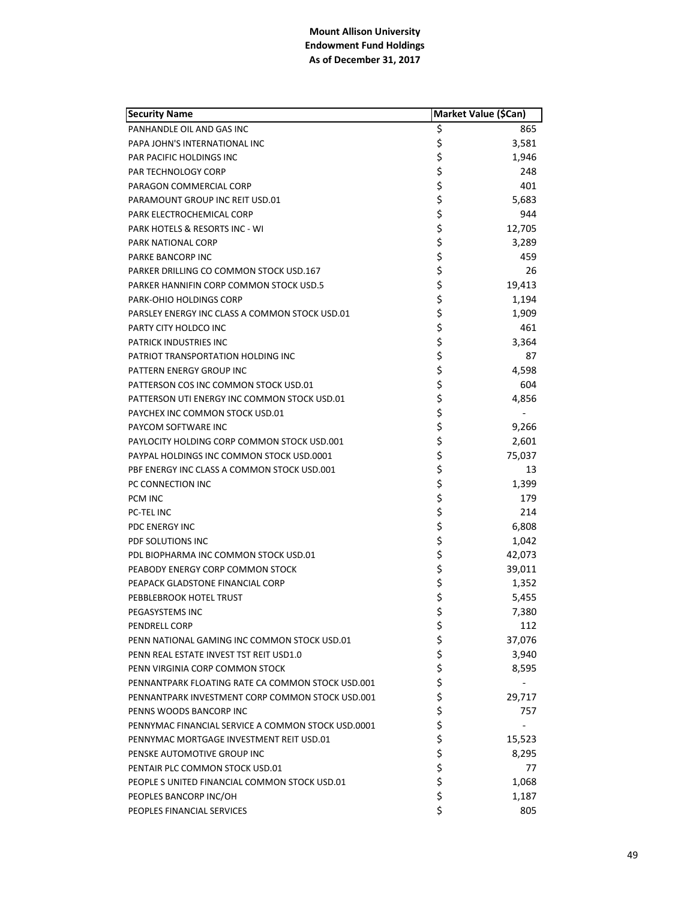**Mount Allison University**
**Endowment Fund Holdings**
**As of December 31, 2017**

| Security Name | Market Value ($Can) |
|---|---|
| PANHANDLE OIL AND GAS INC | $ 865 |
| PAPA JOHN'S INTERNATIONAL INC | $ 3,581 |
| PAR PACIFIC HOLDINGS INC | $ 1,946 |
| PAR TECHNOLOGY CORP | $ 248 |
| PARAGON COMMERCIAL CORP | $ 401 |
| PARAMOUNT GROUP INC REIT USD.01 | $ 5,683 |
| PARK ELECTROCHEMICAL CORP | $ 944 |
| PARK HOTELS & RESORTS INC - WI | $ 12,705 |
| PARK NATIONAL CORP | $ 3,289 |
| PARKE BANCORP INC | $ 459 |
| PARKER DRILLING CO COMMON STOCK USD.167 | $ 26 |
| PARKER HANNIFIN CORP COMMON STOCK USD.5 | $ 19,413 |
| PARK-OHIO HOLDINGS CORP | $ 1,194 |
| PARSLEY ENERGY INC CLASS A COMMON STOCK USD.01 | $ 1,909 |
| PARTY CITY HOLDCO INC | $ 461 |
| PATRICK INDUSTRIES INC | $ 3,364 |
| PATRIOT TRANSPORTATION HOLDING INC | $ 87 |
| PATTERN ENERGY GROUP INC | $ 4,598 |
| PATTERSON COS INC COMMON STOCK USD.01 | $ 604 |
| PATTERSON UTI ENERGY INC COMMON STOCK USD.01 | $ 4,856 |
| PAYCHEX INC COMMON STOCK USD.01 | $ - |
| PAYCOM SOFTWARE INC | $ 9,266 |
| PAYLOCITY HOLDING CORP COMMON STOCK USD.001 | $ 2,601 |
| PAYPAL HOLDINGS INC COMMON STOCK USD.0001 | $ 75,037 |
| PBF ENERGY INC CLASS A COMMON STOCK USD.001 | $ 13 |
| PC CONNECTION INC | $ 1,399 |
| PCM INC | $ 179 |
| PC-TEL INC | $ 214 |
| PDC ENERGY INC | $ 6,808 |
| PDF SOLUTIONS INC | $ 1,042 |
| PDL BIOPHARMA INC COMMON STOCK USD.01 | $ 42,073 |
| PEABODY ENERGY CORP COMMON STOCK | $ 39,011 |
| PEAPACK GLADSTONE FINANCIAL CORP | $ 1,352 |
| PEBBLEBROOK HOTEL TRUST | $ 5,455 |
| PEGASYSTEMS INC | $ 7,380 |
| PENDRELL CORP | $ 112 |
| PENN NATIONAL GAMING INC COMMON STOCK USD.01 | $ 37,076 |
| PENN REAL ESTATE INVEST TST REIT USD1.0 | $ 3,940 |
| PENN VIRGINIA CORP COMMON STOCK | $ 8,595 |
| PENNANTPARK FLOATING RATE CA COMMON STOCK USD.001 | $ - |
| PENNANTPARK INVESTMENT CORP COMMON STOCK USD.001 | $ 29,717 |
| PENNS WOODS BANCORP INC | $ 757 |
| PENNYMAC FINANCIAL SERVICE A COMMON STOCK USD.0001 | $ - |
| PENNYMAC MORTGAGE INVESTMENT REIT USD.01 | $ 15,523 |
| PENSKE AUTOMOTIVE GROUP INC | $ 8,295 |
| PENTAIR PLC COMMON STOCK USD.01 | $ 77 |
| PEOPLE S UNITED FINANCIAL COMMON STOCK USD.01 | $ 1,068 |
| PEOPLES BANCORP INC/OH | $ 1,187 |
| PEOPLES FINANCIAL SERVICES | $ 805 |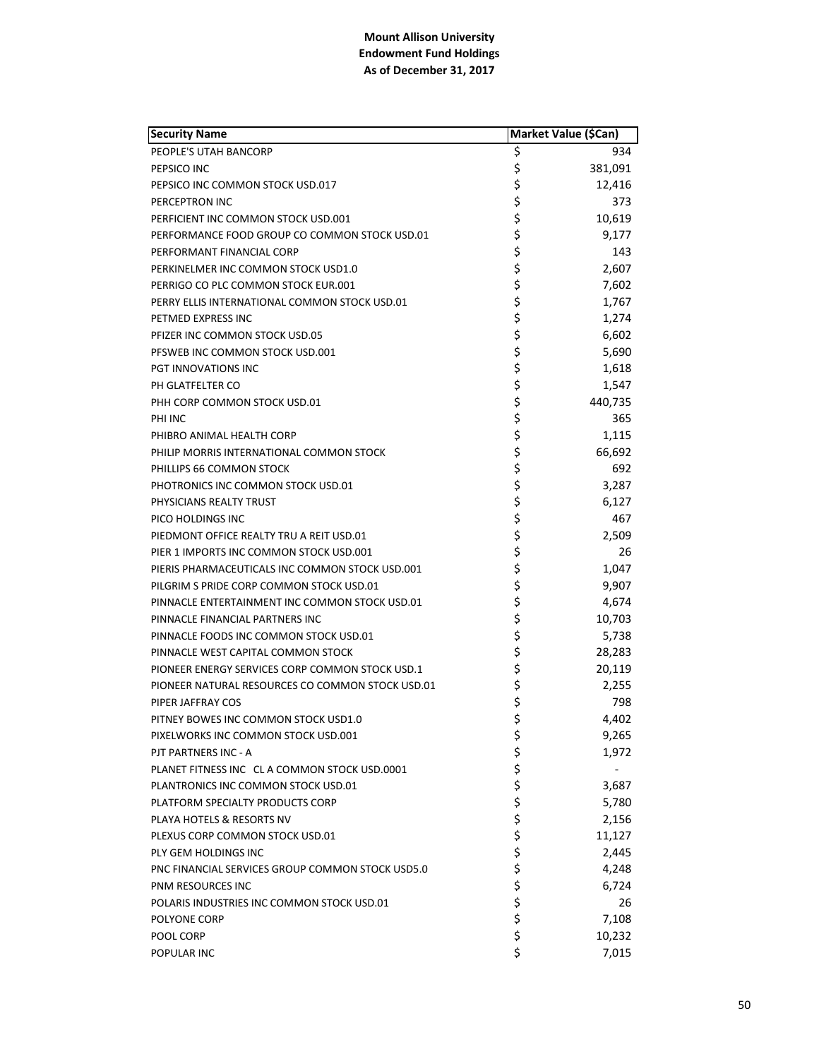**Mount Allison University**
**Endowment Fund Holdings**
**As of December 31, 2017**

| Security Name | Market Value ($Can) |
|---|---|
| PEOPLE'S UTAH BANCORP | $ 934 |
| PEPSICO INC | $ 381,091 |
| PEPSICO INC COMMON STOCK USD.017 | $ 12,416 |
| PERCEPTRON INC | $ 373 |
| PERFICIENT INC COMMON STOCK USD.001 | $ 10,619 |
| PERFORMANCE FOOD GROUP CO COMMON STOCK USD.01 | $ 9,177 |
| PERFORMANT FINANCIAL CORP | $ 143 |
| PERKINELMER INC COMMON STOCK USD1.0 | $ 2,607 |
| PERRIGO CO PLC COMMON STOCK EUR.001 | $ 7,602 |
| PERRY ELLIS INTERNATIONAL COMMON STOCK USD.01 | $ 1,767 |
| PETMED EXPRESS INC | $ 1,274 |
| PFIZER INC COMMON STOCK USD.05 | $ 6,602 |
| PFSWEB INC COMMON STOCK USD.001 | $ 5,690 |
| PGT INNOVATIONS INC | $ 1,618 |
| PH GLATFELTER CO | $ 1,547 |
| PHH CORP COMMON STOCK USD.01 | $ 440,735 |
| PHI INC | $ 365 |
| PHIBRO ANIMAL HEALTH CORP | $ 1,115 |
| PHILIP MORRIS INTERNATIONAL COMMON STOCK | $ 66,692 |
| PHILLIPS 66 COMMON STOCK | $ 692 |
| PHOTRONICS INC COMMON STOCK USD.01 | $ 3,287 |
| PHYSICIANS REALTY TRUST | $ 6,127 |
| PICO HOLDINGS INC | $ 467 |
| PIEDMONT OFFICE REALTY TRU A REIT USD.01 | $ 2,509 |
| PIER 1 IMPORTS INC COMMON STOCK USD.001 | $ 26 |
| PIERIS PHARMACEUTICALS INC COMMON STOCK USD.001 | $ 1,047 |
| PILGRIM S PRIDE CORP COMMON STOCK USD.01 | $ 9,907 |
| PINNACLE ENTERTAINMENT INC COMMON STOCK USD.01 | $ 4,674 |
| PINNACLE FINANCIAL PARTNERS INC | $ 10,703 |
| PINNACLE FOODS INC COMMON STOCK USD.01 | $ 5,738 |
| PINNACLE WEST CAPITAL COMMON STOCK | $ 28,283 |
| PIONEER ENERGY SERVICES CORP COMMON STOCK USD.1 | $ 20,119 |
| PIONEER NATURAL RESOURCES CO COMMON STOCK USD.01 | $ 2,255 |
| PIPER JAFFRAY COS | $ 798 |
| PITNEY BOWES INC COMMON STOCK USD1.0 | $ 4,402 |
| PIXELWORKS INC COMMON STOCK USD.001 | $ 9,265 |
| PJT PARTNERS INC - A | $ 1,972 |
| PLANET FITNESS INC CL A COMMON STOCK USD.0001 | $ - |
| PLANTRONICS INC COMMON STOCK USD.01 | $ 3,687 |
| PLATFORM SPECIALTY PRODUCTS CORP | $ 5,780 |
| PLAYA HOTELS & RESORTS NV | $ 2,156 |
| PLEXUS CORP COMMON STOCK USD.01 | $ 11,127 |
| PLY GEM HOLDINGS INC | $ 2,445 |
| PNC FINANCIAL SERVICES GROUP COMMON STOCK USD5.0 | $ 4,248 |
| PNM RESOURCES INC | $ 6,724 |
| POLARIS INDUSTRIES INC COMMON STOCK USD.01 | $ 26 |
| POLYONE CORP | $ 7,108 |
| POOL CORP | $ 10,232 |
| POPULAR INC | $ 7,015 |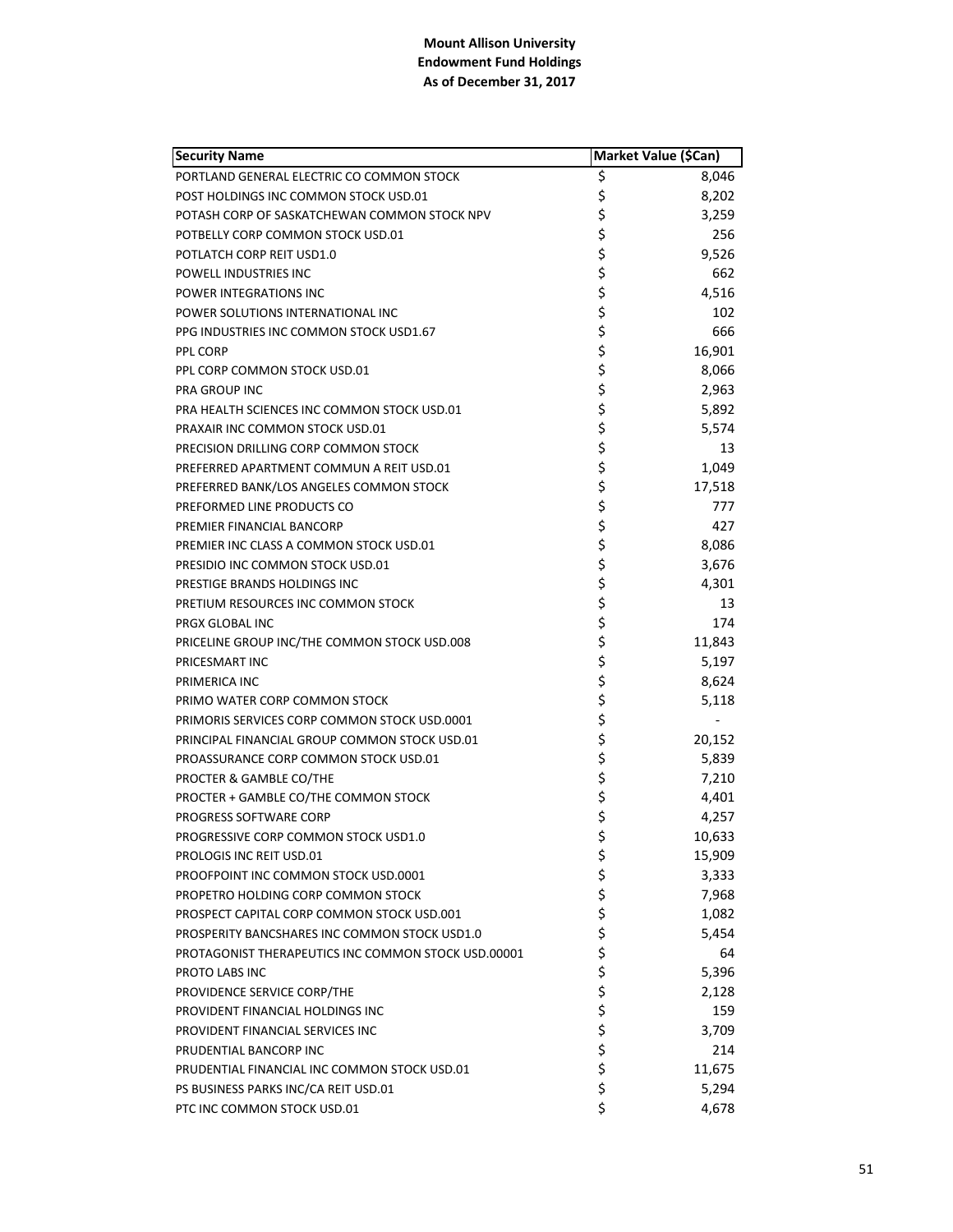**Mount Allison University**
**Endowment Fund Holdings**
**As of December 31, 2017**

| Security Name | Market Value ($Can) |
|---|---|
| PORTLAND GENERAL ELECTRIC CO COMMON STOCK | $ 8,046 |
| POST HOLDINGS INC COMMON STOCK USD.01 | $ 8,202 |
| POTASH CORP OF SASKATCHEWAN COMMON STOCK NPV | $ 3,259 |
| POTBELLY CORP COMMON STOCK USD.01 | $ 256 |
| POTLATCH CORP REIT USD1.0 | $ 9,526 |
| POWELL INDUSTRIES INC | $ 662 |
| POWER INTEGRATIONS INC | $ 4,516 |
| POWER SOLUTIONS INTERNATIONAL INC | $ 102 |
| PPG INDUSTRIES INC COMMON STOCK USD1.67 | $ 666 |
| PPL CORP | $ 16,901 |
| PPL CORP COMMON STOCK USD.01 | $ 8,066 |
| PRA GROUP INC | $ 2,963 |
| PRA HEALTH SCIENCES INC COMMON STOCK USD.01 | $ 5,892 |
| PRAXAIR INC COMMON STOCK USD.01 | $ 5,574 |
| PRECISION DRILLING CORP COMMON STOCK | $ 13 |
| PREFERRED APARTMENT COMMUN A REIT USD.01 | $ 1,049 |
| PREFERRED BANK/LOS ANGELES COMMON STOCK | $ 17,518 |
| PREFORMED LINE PRODUCTS CO | $ 777 |
| PREMIER FINANCIAL BANCORP | $ 427 |
| PREMIER INC CLASS A COMMON STOCK USD.01 | $ 8,086 |
| PRESIDIO INC COMMON STOCK USD.01 | $ 3,676 |
| PRESTIGE BRANDS HOLDINGS INC | $ 4,301 |
| PRETIUM RESOURCES INC COMMON STOCK | $ 13 |
| PRGX GLOBAL INC | $ 174 |
| PRICELINE GROUP INC/THE COMMON STOCK USD.008 | $ 11,843 |
| PRICESMART INC | $ 5,197 |
| PRIMERICA INC | $ 8,624 |
| PRIMO WATER CORP COMMON STOCK | $ 5,118 |
| PRIMORIS SERVICES CORP COMMON STOCK USD.0001 | $ - |
| PRINCIPAL FINANCIAL GROUP COMMON STOCK USD.01 | $ 20,152 |
| PROASSURANCE CORP COMMON STOCK USD.01 | $ 5,839 |
| PROCTER & GAMBLE CO/THE | $ 7,210 |
| PROCTER + GAMBLE CO/THE COMMON STOCK | $ 4,401 |
| PROGRESS SOFTWARE CORP | $ 4,257 |
| PROGRESSIVE CORP COMMON STOCK USD1.0 | $ 10,633 |
| PROLOGIS INC REIT USD.01 | $ 15,909 |
| PROOFPOINT INC COMMON STOCK USD.0001 | $ 3,333 |
| PROPETRO HOLDING CORP COMMON STOCK | $ 7,968 |
| PROSPECT CAPITAL CORP COMMON STOCK USD.001 | $ 1,082 |
| PROSPERITY BANCSHARES INC COMMON STOCK USD1.0 | $ 5,454 |
| PROTAGONIST THERAPEUTICS INC COMMON STOCK USD.00001 | $ 64 |
| PROTO LABS INC | $ 5,396 |
| PROVIDENCE SERVICE CORP/THE | $ 2,128 |
| PROVIDENT FINANCIAL HOLDINGS INC | $ 159 |
| PROVIDENT FINANCIAL SERVICES INC | $ 3,709 |
| PRUDENTIAL BANCORP INC | $ 214 |
| PRUDENTIAL FINANCIAL INC COMMON STOCK USD.01 | $ 11,675 |
| PS BUSINESS PARKS INC/CA REIT USD.01 | $ 5,294 |
| PTC INC COMMON STOCK USD.01 | $ 4,678 |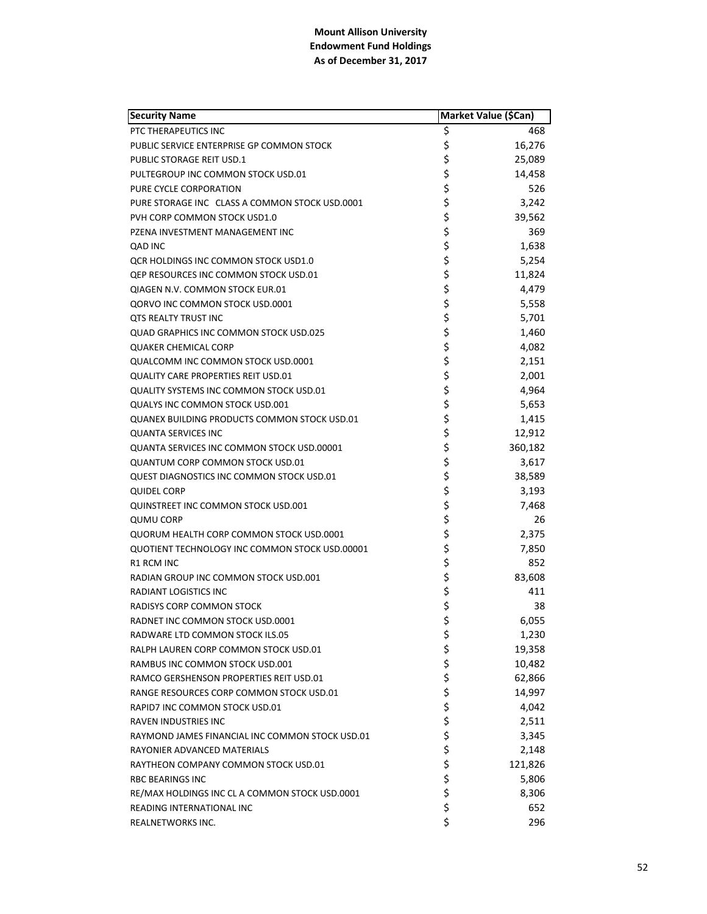**Mount Allison University**
**Endowment Fund Holdings**
**As of December 31, 2017**

| Security Name | Market Value ($Can) |
|---|---|
| PTC THERAPEUTICS INC | $ 468 |
| PUBLIC SERVICE ENTERPRISE GP COMMON STOCK | $ 16,276 |
| PUBLIC STORAGE REIT USD.1 | $ 25,089 |
| PULTEGROUP INC COMMON STOCK USD.01 | $ 14,458 |
| PURE CYCLE CORPORATION | $ 526 |
| PURE STORAGE INC CLASS A COMMON STOCK USD.0001 | $ 3,242 |
| PVH CORP COMMON STOCK USD1.0 | $ 39,562 |
| PZENA INVESTMENT MANAGEMENT INC | $ 369 |
| QAD INC | $ 1,638 |
| QCR HOLDINGS INC COMMON STOCK USD1.0 | $ 5,254 |
| QEP RESOURCES INC COMMON STOCK USD.01 | $ 11,824 |
| QIAGEN N.V. COMMON STOCK EUR.01 | $ 4,479 |
| QORVO INC COMMON STOCK USD.0001 | $ 5,558 |
| QTS REALTY TRUST INC | $ 5,701 |
| QUAD GRAPHICS INC COMMON STOCK USD.025 | $ 1,460 |
| QUAKER CHEMICAL CORP | $ 4,082 |
| QUALCOMM INC COMMON STOCK USD.0001 | $ 2,151 |
| QUALITY CARE PROPERTIES REIT USD.01 | $ 2,001 |
| QUALITY SYSTEMS INC COMMON STOCK USD.01 | $ 4,964 |
| QUALYS INC COMMON STOCK USD.001 | $ 5,653 |
| QUANEX BUILDING PRODUCTS COMMON STOCK USD.01 | $ 1,415 |
| QUANTA SERVICES INC | $ 12,912 |
| QUANTA SERVICES INC COMMON STOCK USD.00001 | $ 360,182 |
| QUANTUM CORP COMMON STOCK USD.01 | $ 3,617 |
| QUEST DIAGNOSTICS INC COMMON STOCK USD.01 | $ 38,589 |
| QUIDEL CORP | $ 3,193 |
| QUINSTREET INC COMMON STOCK USD.001 | $ 7,468 |
| QUMU CORP | $ 26 |
| QUORUM HEALTH CORP COMMON STOCK USD.0001 | $ 2,375 |
| QUOTIENT TECHNOLOGY INC COMMON STOCK USD.00001 | $ 7,850 |
| R1 RCM INC | $ 852 |
| RADIAN GROUP INC COMMON STOCK USD.001 | $ 83,608 |
| RADIANT LOGISTICS INC | $ 411 |
| RADISYS CORP COMMON STOCK | $ 38 |
| RADNET INC COMMON STOCK USD.0001 | $ 6,055 |
| RADWARE LTD COMMON STOCK ILS.05 | $ 1,230 |
| RALPH LAUREN CORP COMMON STOCK USD.01 | $ 19,358 |
| RAMBUS INC COMMON STOCK USD.001 | $ 10,482 |
| RAMCO GERSHENSON PROPERTIES REIT USD.01 | $ 62,866 |
| RANGE RESOURCES CORP COMMON STOCK USD.01 | $ 14,997 |
| RAPID7 INC COMMON STOCK USD.01 | $ 4,042 |
| RAVEN INDUSTRIES INC | $ 2,511 |
| RAYMOND JAMES FINANCIAL INC COMMON STOCK USD.01 | $ 3,345 |
| RAYONIER ADVANCED MATERIALS | $ 2,148 |
| RAYTHEON COMPANY COMMON STOCK USD.01 | $ 121,826 |
| RBC BEARINGS INC | $ 5,806 |
| RE/MAX HOLDINGS INC CL A COMMON STOCK USD.0001 | $ 8,306 |
| READING INTERNATIONAL INC | $ 652 |
| REALNETWORKS INC. | $ 296 |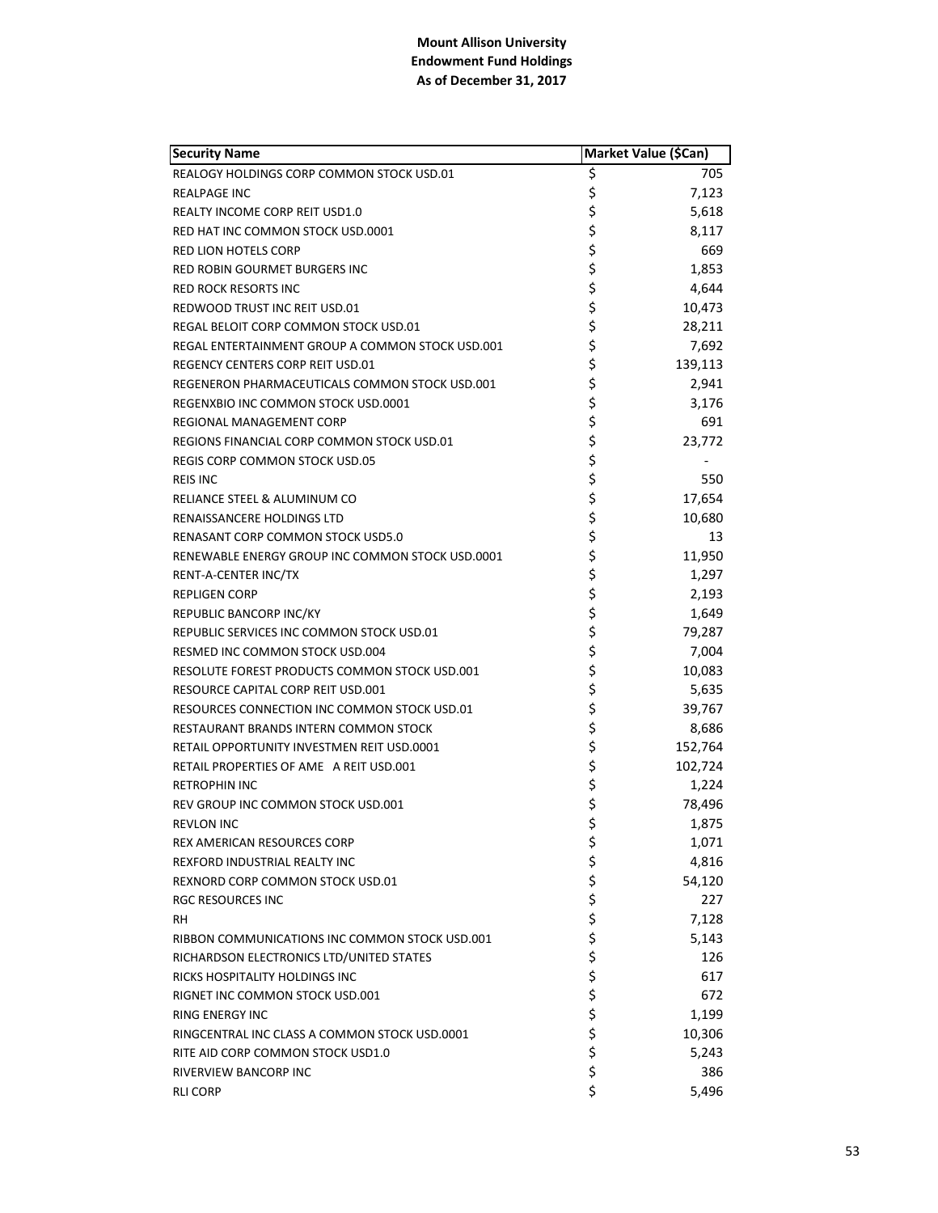**Mount Allison University**
**Endowment Fund Holdings**
**As of December 31, 2017**

| Security Name | Market Value ($Can) |
|---|---|
| REALOGY HOLDINGS CORP COMMON STOCK USD.01 | $ 705 |
| REALPAGE INC | $ 7,123 |
| REALTY INCOME CORP REIT USD1.0 | $ 5,618 |
| RED HAT INC COMMON STOCK USD.0001 | $ 8,117 |
| RED LION HOTELS CORP | $ 669 |
| RED ROBIN GOURMET BURGERS INC | $ 1,853 |
| RED ROCK RESORTS INC | $ 4,644 |
| REDWOOD TRUST INC REIT USD.01 | $ 10,473 |
| REGAL BELOIT CORP COMMON STOCK USD.01 | $ 28,211 |
| REGAL ENTERTAINMENT GROUP A COMMON STOCK USD.001 | $ 7,692 |
| REGENCY CENTERS CORP REIT USD.01 | $ 139,113 |
| REGENERON PHARMACEUTICALS COMMON STOCK USD.001 | $ 2,941 |
| REGENXBIO INC COMMON STOCK USD.0001 | $ 3,176 |
| REGIONAL MANAGEMENT CORP | $ 691 |
| REGIONS FINANCIAL CORP COMMON STOCK USD.01 | $ 23,772 |
| REGIS CORP COMMON STOCK USD.05 | $ - |
| REIS INC | $ 550 |
| RELIANCE STEEL & ALUMINUM CO | $ 17,654 |
| RENAISSANCERE HOLDINGS LTD | $ 10,680 |
| RENASANT CORP COMMON STOCK USD5.0 | $ 13 |
| RENEWABLE ENERGY GROUP INC COMMON STOCK USD.0001 | $ 11,950 |
| RENT-A-CENTER INC/TX | $ 1,297 |
| REPLIGEN CORP | $ 2,193 |
| REPUBLIC BANCORP INC/KY | $ 1,649 |
| REPUBLIC SERVICES INC COMMON STOCK USD.01 | $ 79,287 |
| RESMED INC COMMON STOCK USD.004 | $ 7,004 |
| RESOLUTE FOREST PRODUCTS COMMON STOCK USD.001 | $ 10,083 |
| RESOURCE CAPITAL CORP REIT USD.001 | $ 5,635 |
| RESOURCES CONNECTION INC COMMON STOCK USD.01 | $ 39,767 |
| RESTAURANT BRANDS INTERN COMMON STOCK | $ 8,686 |
| RETAIL OPPORTUNITY INVESTMEN REIT USD.0001 | $ 152,764 |
| RETAIL PROPERTIES OF AME A REIT USD.001 | $ 102,724 |
| RETROPHIN INC | $ 1,224 |
| REV GROUP INC COMMON STOCK USD.001 | $ 78,496 |
| REVLON INC | $ 1,875 |
| REX AMERICAN RESOURCES CORP | $ 1,071 |
| REXFORD INDUSTRIAL REALTY INC | $ 4,816 |
| REXNORD CORP COMMON STOCK USD.01 | $ 54,120 |
| RGC RESOURCES INC | $ 227 |
| RH | $ 7,128 |
| RIBBON COMMUNICATIONS INC COMMON STOCK USD.001 | $ 5,143 |
| RICHARDSON ELECTRONICS LTD/UNITED STATES | $ 126 |
| RICKS HOSPITALITY HOLDINGS INC | $ 617 |
| RIGNET INC COMMON STOCK USD.001 | $ 672 |
| RING ENERGY INC | $ 1,199 |
| RINGCENTRAL INC CLASS A COMMON STOCK USD.0001 | $ 10,306 |
| RITE AID CORP COMMON STOCK USD1.0 | $ 5,243 |
| RIVERVIEW BANCORP INC | $ 386 |
| RLI CORP | $ 5,496 |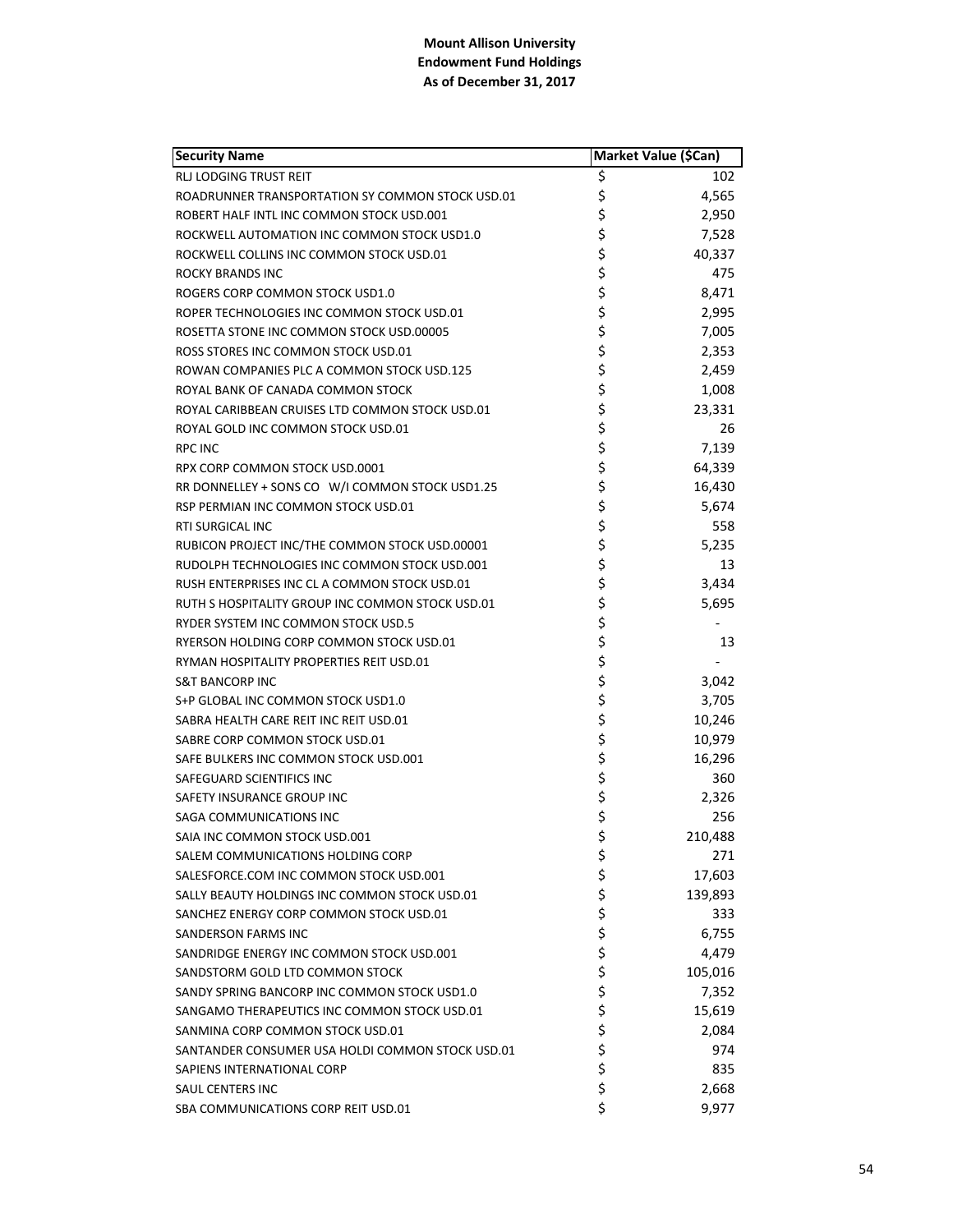**Mount Allison University**
**Endowment Fund Holdings**
**As of December 31, 2017**

| Security Name | Market Value ($Can) |
|---|---|
| RLJ LODGING TRUST REIT | $ 102 |
| ROADRUNNER TRANSPORTATION SY COMMON STOCK USD.01 | $ 4,565 |
| ROBERT HALF INTL INC COMMON STOCK USD.001 | $ 2,950 |
| ROCKWELL AUTOMATION INC COMMON STOCK USD1.0 | $ 7,528 |
| ROCKWELL COLLINS INC COMMON STOCK USD.01 | $ 40,337 |
| ROCKY BRANDS INC | $ 475 |
| ROGERS CORP COMMON STOCK USD1.0 | $ 8,471 |
| ROPER TECHNOLOGIES INC COMMON STOCK USD.01 | $ 2,995 |
| ROSETTA STONE INC COMMON STOCK USD.00005 | $ 7,005 |
| ROSS STORES INC COMMON STOCK USD.01 | $ 2,353 |
| ROWAN COMPANIES PLC A COMMON STOCK USD.125 | $ 2,459 |
| ROYAL BANK OF CANADA COMMON STOCK | $ 1,008 |
| ROYAL CARIBBEAN CRUISES LTD COMMON STOCK USD.01 | $ 23,331 |
| ROYAL GOLD INC COMMON STOCK USD.01 | $ 26 |
| RPC INC | $ 7,139 |
| RPX CORP COMMON STOCK USD.0001 | $ 64,339 |
| RR DONNELLEY + SONS CO W/I COMMON STOCK USD1.25 | $ 16,430 |
| RSP PERMIAN INC COMMON STOCK USD.01 | $ 5,674 |
| RTI SURGICAL INC | $ 558 |
| RUBICON PROJECT INC/THE COMMON STOCK USD.00001 | $ 5,235 |
| RUDOLPH TECHNOLOGIES INC COMMON STOCK USD.001 | $ 13 |
| RUSH ENTERPRISES INC CL A COMMON STOCK USD.01 | $ 3,434 |
| RUTH S HOSPITALITY GROUP INC COMMON STOCK USD.01 | $ 5,695 |
| RYDER SYSTEM INC COMMON STOCK USD.5 | $ - |
| RYERSON HOLDING CORP COMMON STOCK USD.01 | $ 13 |
| RYMAN HOSPITALITY PROPERTIES REIT USD.01 | $ - |
| S&T BANCORP INC | $ 3,042 |
| S+P GLOBAL INC COMMON STOCK USD1.0 | $ 3,705 |
| SABRA HEALTH CARE REIT INC REIT USD.01 | $ 10,246 |
| SABRE CORP COMMON STOCK USD.01 | $ 10,979 |
| SAFE BULKERS INC COMMON STOCK USD.001 | $ 16,296 |
| SAFEGUARD SCIENTIFICS INC | $ 360 |
| SAFETY INSURANCE GROUP INC | $ 2,326 |
| SAGA COMMUNICATIONS INC | $ 256 |
| SAIA INC COMMON STOCK USD.001 | $ 210,488 |
| SALEM COMMUNICATIONS HOLDING CORP | $ 271 |
| SALESFORCE.COM INC COMMON STOCK USD.001 | $ 17,603 |
| SALLY BEAUTY HOLDINGS INC COMMON STOCK USD.01 | $ 139,893 |
| SANCHEZ ENERGY CORP COMMON STOCK USD.01 | $ 333 |
| SANDERSON FARMS INC | $ 6,755 |
| SANDRIDGE ENERGY INC COMMON STOCK USD.001 | $ 4,479 |
| SANDSTORM GOLD LTD COMMON STOCK | $ 105,016 |
| SANDY SPRING BANCORP INC COMMON STOCK USD1.0 | $ 7,352 |
| SANGAMO THERAPEUTICS INC COMMON STOCK USD.01 | $ 15,619 |
| SANMINA CORP COMMON STOCK USD.01 | $ 2,084 |
| SANTANDER CONSUMER USA HOLDI COMMON STOCK USD.01 | $ 974 |
| SAPIENS INTERNATIONAL CORP | $ 835 |
| SAUL CENTERS INC | $ 2,668 |
| SBA COMMUNICATIONS CORP REIT USD.01 | $ 9,977 |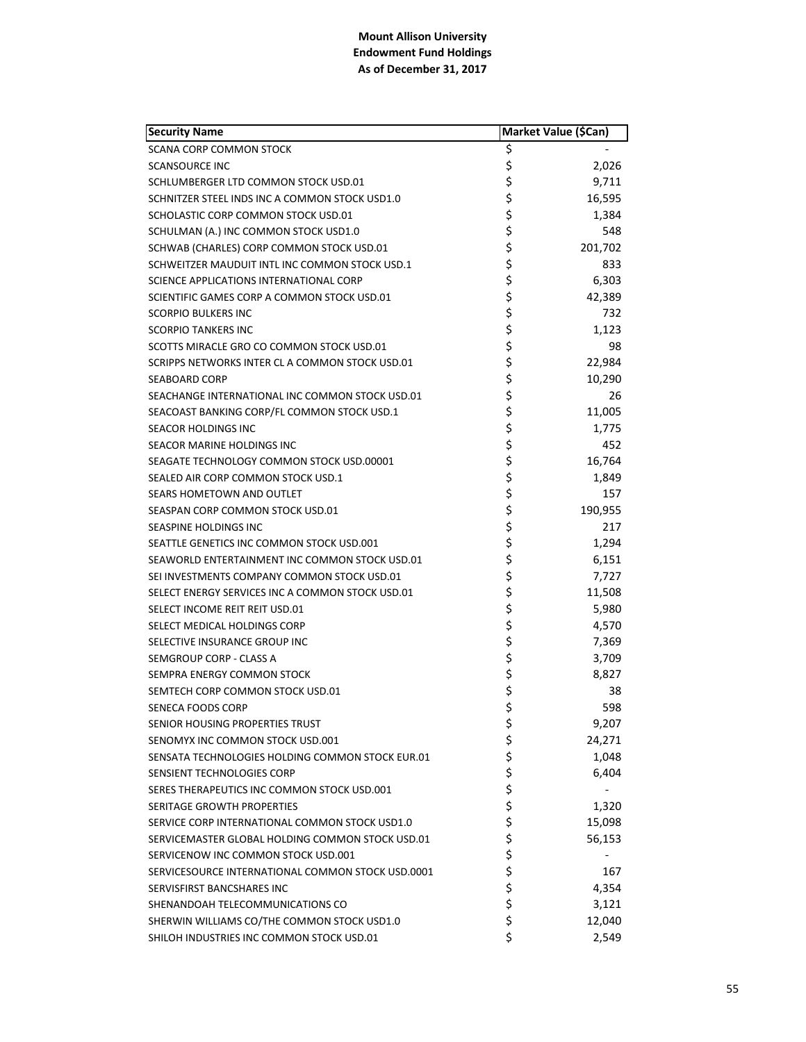**Mount Allison University**
**Endowment Fund Holdings**
**As of December 31, 2017**

| Security Name | Market Value ($Can) |
|---|---|
| SCANA CORP COMMON STOCK | $ - |
| SCANSOURCE INC | $ 2,026 |
| SCHLUMBERGER LTD COMMON STOCK USD.01 | $ 9,711 |
| SCHNITZER STEEL INDS INC A COMMON STOCK USD1.0 | $ 16,595 |
| SCHOLASTIC CORP COMMON STOCK USD.01 | $ 1,384 |
| SCHULMAN (A.) INC COMMON STOCK USD1.0 | $ 548 |
| SCHWAB (CHARLES) CORP COMMON STOCK USD.01 | $ 201,702 |
| SCHWEITZER MAUDUIT INTL INC COMMON STOCK USD.1 | $ 833 |
| SCIENCE APPLICATIONS INTERNATIONAL CORP | $ 6,303 |
| SCIENTIFIC GAMES CORP A COMMON STOCK USD.01 | $ 42,389 |
| SCORPIO BULKERS INC | $ 732 |
| SCORPIO TANKERS INC | $ 1,123 |
| SCOTTS MIRACLE GRO CO COMMON STOCK USD.01 | $ 98 |
| SCRIPPS NETWORKS INTER CL A COMMON STOCK USD.01 | $ 22,984 |
| SEABOARD CORP | $ 10,290 |
| SEACHANGE INTERNATIONAL INC COMMON STOCK USD.01 | $ 26 |
| SEACOAST BANKING CORP/FL COMMON STOCK USD.1 | $ 11,005 |
| SEACOR HOLDINGS INC | $ 1,775 |
| SEACOR MARINE HOLDINGS INC | $ 452 |
| SEAGATE TECHNOLOGY COMMON STOCK USD.00001 | $ 16,764 |
| SEALED AIR CORP COMMON STOCK USD.1 | $ 1,849 |
| SEARS HOMETOWN AND OUTLET | $ 157 |
| SEASPAN CORP COMMON STOCK USD.01 | $ 190,955 |
| SEASPINE HOLDINGS INC | $ 217 |
| SEATTLE GENETICS INC COMMON STOCK USD.001 | $ 1,294 |
| SEAWORLD ENTERTAINMENT INC COMMON STOCK USD.01 | $ 6,151 |
| SEI INVESTMENTS COMPANY COMMON STOCK USD.01 | $ 7,727 |
| SELECT ENERGY SERVICES INC A COMMON STOCK USD.01 | $ 11,508 |
| SELECT INCOME REIT REIT USD.01 | $ 5,980 |
| SELECT MEDICAL HOLDINGS CORP | $ 4,570 |
| SELECTIVE INSURANCE GROUP INC | $ 7,369 |
| SEMGROUP CORP - CLASS A | $ 3,709 |
| SEMPRA ENERGY COMMON STOCK | $ 8,827 |
| SEMTECH CORP COMMON STOCK USD.01 | $ 38 |
| SENECA FOODS CORP | $ 598 |
| SENIOR HOUSING PROPERTIES TRUST | $ 9,207 |
| SENOMYX INC COMMON STOCK USD.001 | $ 24,271 |
| SENSATA TECHNOLOGIES HOLDING COMMON STOCK EUR.01 | $ 1,048 |
| SENSIENT TECHNOLOGIES CORP | $ 6,404 |
| SERES THERAPEUTICS INC COMMON STOCK USD.001 | $ - |
| SERITAGE GROWTH PROPERTIES | $ 1,320 |
| SERVICE CORP INTERNATIONAL COMMON STOCK USD1.0 | $ 15,098 |
| SERVICEMASTER GLOBAL HOLDING COMMON STOCK USD.01 | $ 56,153 |
| SERVICENOW INC COMMON STOCK USD.001 | $ - |
| SERVICESOURCE INTERNATIONAL COMMON STOCK USD.0001 | $ 167 |
| SERVISFIRST BANCSHARES INC | $ 4,354 |
| SHENANDOAH TELECOMMUNICATIONS CO | $ 3,121 |
| SHERWIN WILLIAMS CO/THE COMMON STOCK USD1.0 | $ 12,040 |
| SHILOH INDUSTRIES INC COMMON STOCK USD.01 | $ 2,549 |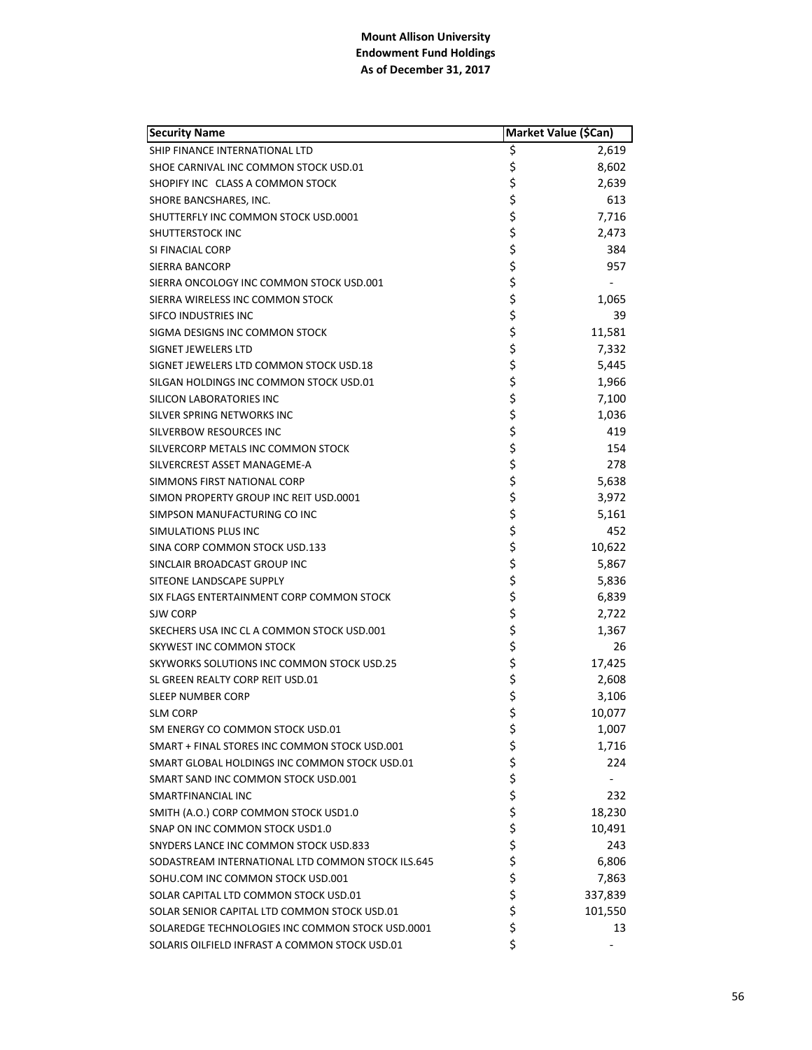**Mount Allison University**
**Endowment Fund Holdings**
**As of December 31, 2017**

| Security Name | Market Value ($Can) |
|---|---|
| SHIP FINANCE INTERNATIONAL LTD | $ 2,619 |
| SHOE CARNIVAL INC COMMON STOCK USD.01 | $ 8,602 |
| SHOPIFY INC CLASS A COMMON STOCK | $ 2,639 |
| SHORE BANCSHARES, INC. | $ 613 |
| SHUTTERFLY INC COMMON STOCK USD.0001 | $ 7,716 |
| SHUTTERSTOCK INC | $ 2,473 |
| SI FINACIAL CORP | $ 384 |
| SIERRA BANCORP | $ 957 |
| SIERRA ONCOLOGY INC COMMON STOCK USD.001 | $ - |
| SIERRA WIRELESS INC COMMON STOCK | $ 1,065 |
| SIFCO INDUSTRIES INC | $ 39 |
| SIGMA DESIGNS INC COMMON STOCK | $ 11,581 |
| SIGNET JEWELERS LTD | $ 7,332 |
| SIGNET JEWELERS LTD COMMON STOCK USD.18 | $ 5,445 |
| SILGAN HOLDINGS INC COMMON STOCK USD.01 | $ 1,966 |
| SILICON LABORATORIES INC | $ 7,100 |
| SILVER SPRING NETWORKS INC | $ 1,036 |
| SILVERBOW RESOURCES INC | $ 419 |
| SILVERCORP METALS INC COMMON STOCK | $ 154 |
| SILVERCREST ASSET MANAGEME-A | $ 278 |
| SIMMONS FIRST NATIONAL CORP | $ 5,638 |
| SIMON PROPERTY GROUP INC REIT USD.0001 | $ 3,972 |
| SIMPSON MANUFACTURING CO INC | $ 5,161 |
| SIMULATIONS PLUS INC | $ 452 |
| SINA CORP COMMON STOCK USD.133 | $ 10,622 |
| SINCLAIR BROADCAST GROUP INC | $ 5,867 |
| SITEONE LANDSCAPE SUPPLY | $ 5,836 |
| SIX FLAGS ENTERTAINMENT CORP COMMON STOCK | $ 6,839 |
| SJW CORP | $ 2,722 |
| SKECHERS USA INC CL A COMMON STOCK USD.001 | $ 1,367 |
| SKYWEST INC COMMON STOCK | $ 26 |
| SKYWORKS SOLUTIONS INC COMMON STOCK USD.25 | $ 17,425 |
| SL GREEN REALTY CORP REIT USD.01 | $ 2,608 |
| SLEEP NUMBER CORP | $ 3,106 |
| SLM CORP | $ 10,077 |
| SM ENERGY CO COMMON STOCK USD.01 | $ 1,007 |
| SMART + FINAL STORES INC COMMON STOCK USD.001 | $ 1,716 |
| SMART GLOBAL HOLDINGS INC COMMON STOCK USD.01 | $ 224 |
| SMART SAND INC COMMON STOCK USD.001 | $ - |
| SMARTFINANCIAL INC | $ 232 |
| SMITH (A.O.) CORP COMMON STOCK USD1.0 | $ 18,230 |
| SNAP ON INC COMMON STOCK USD1.0 | $ 10,491 |
| SNYDERS LANCE INC COMMON STOCK USD.833 | $ 243 |
| SODASTREAM INTERNATIONAL LTD COMMON STOCK ILS.645 | $ 6,806 |
| SOHU.COM INC COMMON STOCK USD.001 | $ 7,863 |
| SOLAR CAPITAL LTD COMMON STOCK USD.01 | $ 337,839 |
| SOLAR SENIOR CAPITAL LTD COMMON STOCK USD.01 | $ 101,550 |
| SOLAREDGE TECHNOLOGIES INC COMMON STOCK USD.0001 | $ 13 |
| SOLARIS OILFIELD INFRAST A COMMON STOCK USD.01 | $ - |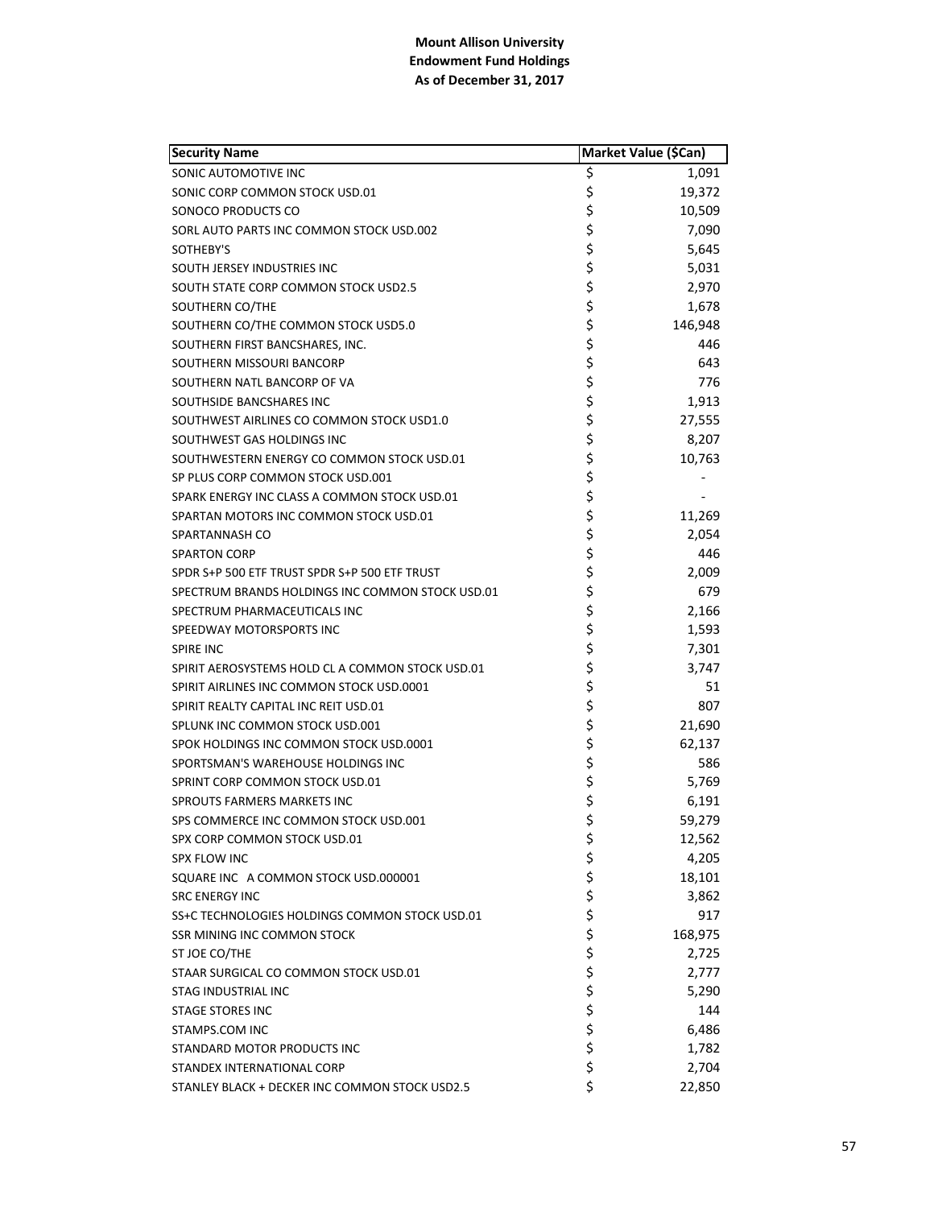**Mount Allison University**
**Endowment Fund Holdings**
**As of December 31, 2017**

| Security Name | Market Value ($Can) |
|---|---|
| SONIC AUTOMOTIVE INC | $ 1,091 |
| SONIC CORP COMMON STOCK USD.01 | $ 19,372 |
| SONOCO PRODUCTS CO | $ 10,509 |
| SORL AUTO PARTS INC COMMON STOCK USD.002 | $ 7,090 |
| SOTHEBY'S | $ 5,645 |
| SOUTH JERSEY INDUSTRIES INC | $ 5,031 |
| SOUTH STATE CORP COMMON STOCK USD2.5 | $ 2,970 |
| SOUTHERN CO/THE | $ 1,678 |
| SOUTHERN CO/THE COMMON STOCK USD5.0 | $ 146,948 |
| SOUTHERN FIRST BANCSHARES, INC. | $ 446 |
| SOUTHERN MISSOURI BANCORP | $ 643 |
| SOUTHERN NATL BANCORP OF VA | $ 776 |
| SOUTHSIDE BANCSHARES INC | $ 1,913 |
| SOUTHWEST AIRLINES CO COMMON STOCK USD1.0 | $ 27,555 |
| SOUTHWEST GAS HOLDINGS INC | $ 8,207 |
| SOUTHWESTERN ENERGY CO COMMON STOCK USD.01 | $ 10,763 |
| SP PLUS CORP COMMON STOCK USD.001 | $ - |
| SPARK ENERGY INC CLASS A COMMON STOCK USD.01 | $ - |
| SPARTAN MOTORS INC COMMON STOCK USD.01 | $ 11,269 |
| SPARTANNASH CO | $ 2,054 |
| SPARTON CORP | $ 446 |
| SPDR S+P 500 ETF TRUST SPDR S+P 500 ETF TRUST | $ 2,009 |
| SPECTRUM BRANDS HOLDINGS INC COMMON STOCK USD.01 | $ 679 |
| SPECTRUM PHARMACEUTICALS INC | $ 2,166 |
| SPEEDWAY MOTORSPORTS INC | $ 1,593 |
| SPIRE INC | $ 7,301 |
| SPIRIT AEROSYSTEMS HOLD CL A COMMON STOCK USD.01 | $ 3,747 |
| SPIRIT AIRLINES INC COMMON STOCK USD.0001 | $ 51 |
| SPIRIT REALTY CAPITAL INC REIT USD.01 | $ 807 |
| SPLUNK INC COMMON STOCK USD.001 | $ 21,690 |
| SPOK HOLDINGS INC COMMON STOCK USD.0001 | $ 62,137 |
| SPORTSMAN'S WAREHOUSE HOLDINGS INC | $ 586 |
| SPRINT CORP COMMON STOCK USD.01 | $ 5,769 |
| SPROUTS FARMERS MARKETS INC | $ 6,191 |
| SPS COMMERCE INC COMMON STOCK USD.001 | $ 59,279 |
| SPX CORP COMMON STOCK USD.01 | $ 12,562 |
| SPX FLOW INC | $ 4,205 |
| SQUARE INC A COMMON STOCK USD.000001 | $ 18,101 |
| SRC ENERGY INC | $ 3,862 |
| SS+C TECHNOLOGIES HOLDINGS COMMON STOCK USD.01 | $ 917 |
| SSR MINING INC COMMON STOCK | $ 168,975 |
| ST JOE CO/THE | $ 2,725 |
| STAAR SURGICAL CO COMMON STOCK USD.01 | $ 2,777 |
| STAG INDUSTRIAL INC | $ 5,290 |
| STAGE STORES INC | $ 144 |
| STAMPS.COM INC | $ 6,486 |
| STANDARD MOTOR PRODUCTS INC | $ 1,782 |
| STANDEX INTERNATIONAL CORP | $ 2,704 |
| STANLEY BLACK + DECKER INC COMMON STOCK USD2.5 | $ 22,850 |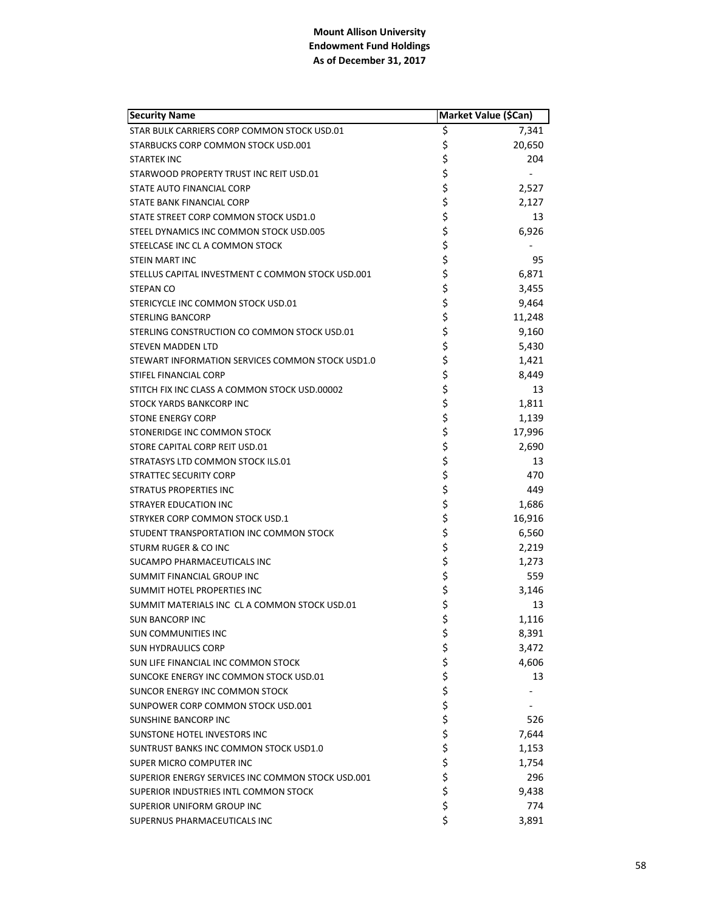**Mount Allison University**
**Endowment Fund Holdings**
**As of December 31, 2017**

| Security Name | Market Value ($Can) |
|---|---|
| STAR BULK CARRIERS CORP COMMON STOCK USD.01 | $ 7,341 |
| STARBUCKS CORP COMMON STOCK USD.001 | $ 20,650 |
| STARTEK INC | $ 204 |
| STARWOOD PROPERTY TRUST INC REIT USD.01 | $ - |
| STATE AUTO FINANCIAL CORP | $ 2,527 |
| STATE BANK FINANCIAL CORP | $ 2,127 |
| STATE STREET CORP COMMON STOCK USD1.0 | $ 13 |
| STEEL DYNAMICS INC COMMON STOCK USD.005 | $ 6,926 |
| STEELCASE INC CL A COMMON STOCK | $ - |
| STEIN MART INC | $ 95 |
| STELLUS CAPITAL INVESTMENT C COMMON STOCK USD.001 | $ 6,871 |
| STEPAN CO | $ 3,455 |
| STERICYCLE INC COMMON STOCK USD.01 | $ 9,464 |
| STERLING BANCORP | $ 11,248 |
| STERLING CONSTRUCTION CO COMMON STOCK USD.01 | $ 9,160 |
| STEVEN MADDEN LTD | $ 5,430 |
| STEWART INFORMATION SERVICES COMMON STOCK USD1.0 | $ 1,421 |
| STIFEL FINANCIAL CORP | $ 8,449 |
| STITCH FIX INC CLASS A COMMON STOCK USD.00002 | $ 13 |
| STOCK YARDS BANKCORP INC | $ 1,811 |
| STONE ENERGY CORP | $ 1,139 |
| STONERIDGE INC COMMON STOCK | $ 17,996 |
| STORE CAPITAL CORP REIT USD.01 | $ 2,690 |
| STRATASYS LTD COMMON STOCK ILS.01 | $ 13 |
| STRATTEC SECURITY CORP | $ 470 |
| STRATUS PROPERTIES INC | $ 449 |
| STRAYER EDUCATION INC | $ 1,686 |
| STRYKER CORP COMMON STOCK USD.1 | $ 16,916 |
| STUDENT TRANSPORTATION INC COMMON STOCK | $ 6,560 |
| STURM RUGER & CO INC | $ 2,219 |
| SUCAMPO PHARMACEUTICALS INC | $ 1,273 |
| SUMMIT FINANCIAL GROUP INC | $ 559 |
| SUMMIT HOTEL PROPERTIES INC | $ 3,146 |
| SUMMIT MATERIALS INC CL A COMMON STOCK USD.01 | $ 13 |
| SUN BANCORP INC | $ 1,116 |
| SUN COMMUNITIES INC | $ 8,391 |
| SUN HYDRAULICS CORP | $ 3,472 |
| SUN LIFE FINANCIAL INC COMMON STOCK | $ 4,606 |
| SUNCOKE ENERGY INC COMMON STOCK USD.01 | $ 13 |
| SUNCOR ENERGY INC COMMON STOCK | $ - |
| SUNPOWER CORP COMMON STOCK USD.001 | $ - |
| SUNSHINE BANCORP INC | $ 526 |
| SUNSTONE HOTEL INVESTORS INC | $ 7,644 |
| SUNTRUST BANKS INC COMMON STOCK USD1.0 | $ 1,153 |
| SUPER MICRO COMPUTER INC | $ 1,754 |
| SUPERIOR ENERGY SERVICES INC COMMON STOCK USD.001 | $ 296 |
| SUPERIOR INDUSTRIES INTL COMMON STOCK | $ 9,438 |
| SUPERIOR UNIFORM GROUP INC | $ 774 |
| SUPERNUS PHARMACEUTICALS INC | $ 3,891 |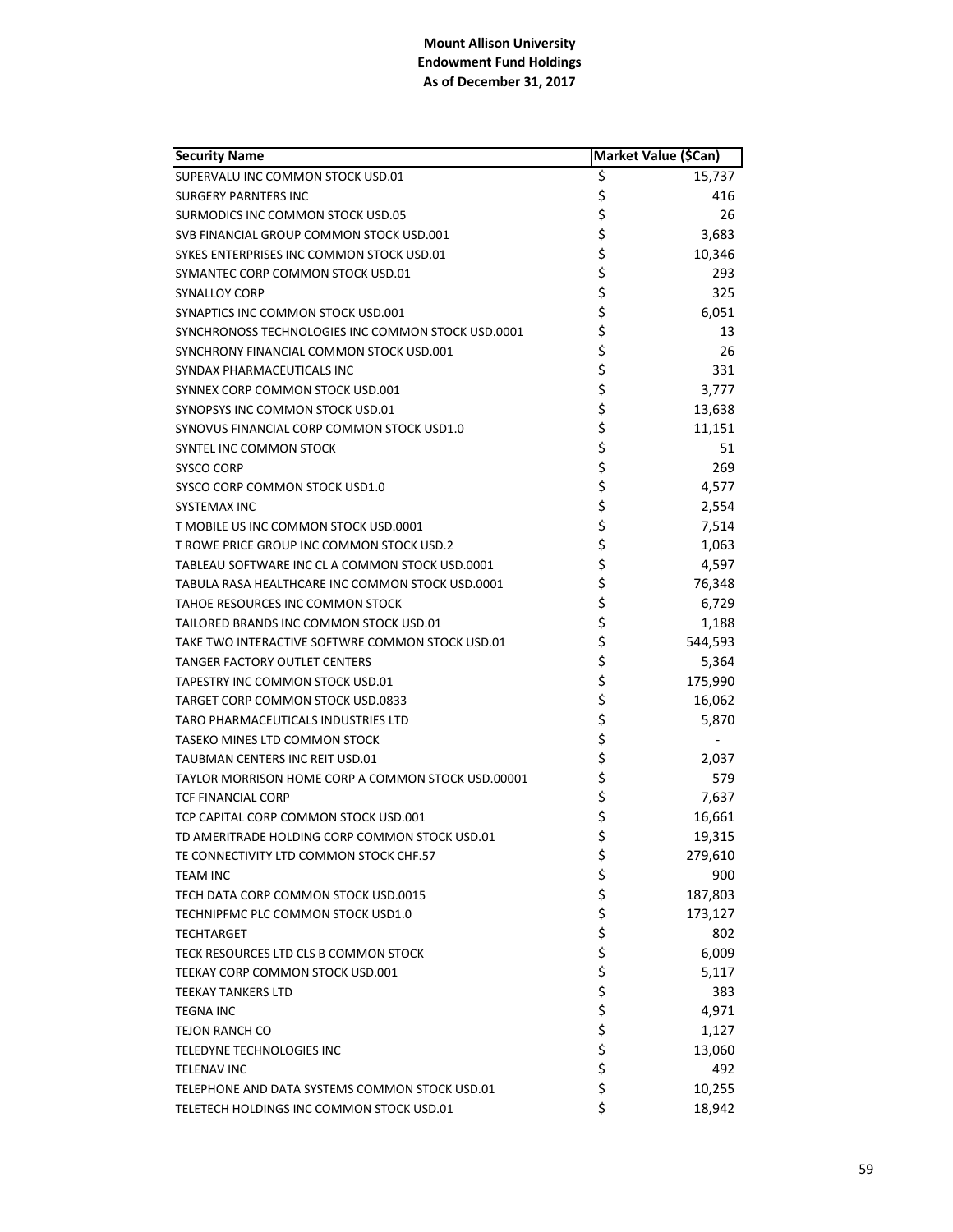**Mount Allison University**
**Endowment Fund Holdings**
**As of December 31, 2017**

| Security Name | Market Value ($Can) |
|---|---|
| SUPERVALU INC COMMON STOCK USD.01 | $ 15,737 |
| SURGERY PARNTERS INC | $ 416 |
| SURMODICS INC COMMON STOCK USD.05 | $ 26 |
| SVB FINANCIAL GROUP COMMON STOCK USD.001 | $ 3,683 |
| SYKES ENTERPRISES INC COMMON STOCK USD.01 | $ 10,346 |
| SYMANTEC CORP COMMON STOCK USD.01 | $ 293 |
| SYNALLOY CORP | $ 325 |
| SYNAPTICS INC COMMON STOCK USD.001 | $ 6,051 |
| SYNCHRONOSS TECHNOLOGIES INC COMMON STOCK USD.0001 | $ 13 |
| SYNCHRONY FINANCIAL COMMON STOCK USD.001 | $ 26 |
| SYNDAX PHARMACEUTICALS INC | $ 331 |
| SYNNEX CORP COMMON STOCK USD.001 | $ 3,777 |
| SYNOPSYS INC COMMON STOCK USD.01 | $ 13,638 |
| SYNOVUS FINANCIAL CORP COMMON STOCK USD1.0 | $ 11,151 |
| SYNTEL INC COMMON STOCK | $ 51 |
| SYSCO CORP | $ 269 |
| SYSCO CORP COMMON STOCK USD1.0 | $ 4,577 |
| SYSTEMAX INC | $ 2,554 |
| T MOBILE US INC COMMON STOCK USD.0001 | $ 7,514 |
| T ROWE PRICE GROUP INC COMMON STOCK USD.2 | $ 1,063 |
| TABLEAU SOFTWARE INC CL A COMMON STOCK USD.0001 | $ 4,597 |
| TABULA RASA HEALTHCARE INC COMMON STOCK USD.0001 | $ 76,348 |
| TAHOE RESOURCES INC COMMON STOCK | $ 6,729 |
| TAILORED BRANDS INC COMMON STOCK USD.01 | $ 1,188 |
| TAKE TWO INTERACTIVE SOFTWRE COMMON STOCK USD.01 | $ 544,593 |
| TANGER FACTORY OUTLET CENTERS | $ 5,364 |
| TAPESTRY INC COMMON STOCK USD.01 | $ 175,990 |
| TARGET CORP COMMON STOCK USD.0833 | $ 16,062 |
| TARO PHARMACEUTICALS INDUSTRIES LTD | $ 5,870 |
| TASEKO MINES LTD COMMON STOCK | $ - |
| TAUBMAN CENTERS INC REIT USD.01 | $ 2,037 |
| TAYLOR MORRISON HOME CORP A COMMON STOCK USD.00001 | $ 579 |
| TCF FINANCIAL CORP | $ 7,637 |
| TCP CAPITAL CORP COMMON STOCK USD.001 | $ 16,661 |
| TD AMERITRADE HOLDING CORP COMMON STOCK USD.01 | $ 19,315 |
| TE CONNECTIVITY LTD COMMON STOCK CHF.57 | $ 279,610 |
| TEAM INC | $ 900 |
| TECH DATA CORP COMMON STOCK USD.0015 | $ 187,803 |
| TECHNIPFMC PLC COMMON STOCK USD1.0 | $ 173,127 |
| TECHTARGET | $ 802 |
| TECK RESOURCES LTD CLS B COMMON STOCK | $ 6,009 |
| TEEKAY CORP COMMON STOCK USD.001 | $ 5,117 |
| TEEKAY TANKERS LTD | $ 383 |
| TEGNA INC | $ 4,971 |
| TEJON RANCH CO | $ 1,127 |
| TELEDYNE TECHNOLOGIES INC | $ 13,060 |
| TELENAV INC | $ 492 |
| TELEPHONE AND DATA SYSTEMS COMMON STOCK USD.01 | $ 10,255 |
| TELETECH HOLDINGS INC COMMON STOCK USD.01 | $ 18,942 |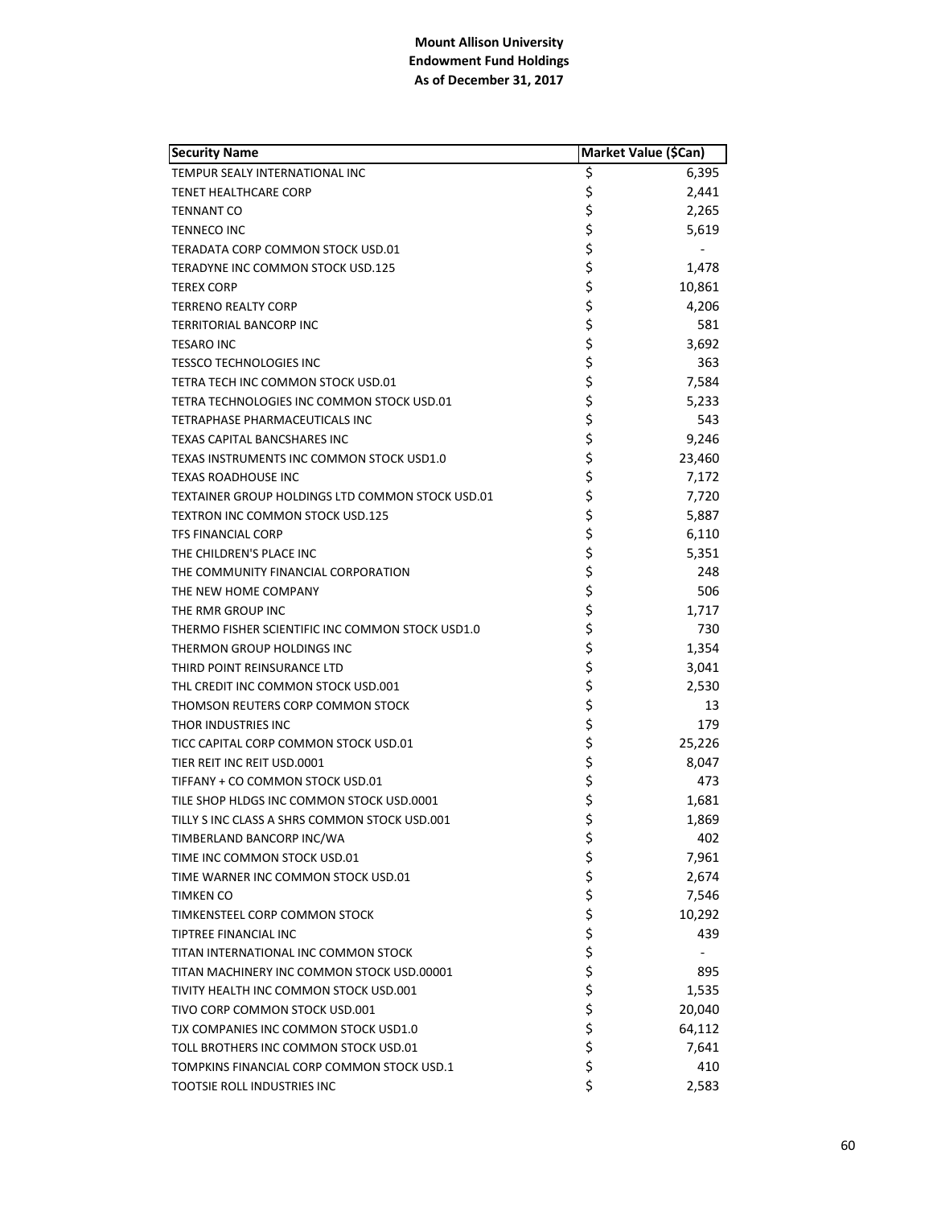**Mount Allison University**
**Endowment Fund Holdings**
**As of December 31, 2017**

| Security Name | Market Value ($Can) |
|---|---|
| TEMPUR SEALY INTERNATIONAL INC | $ 6,395 |
| TENET HEALTHCARE CORP | $ 2,441 |
| TENNANT CO | $ 2,265 |
| TENNECO INC | $ 5,619 |
| TERADATA CORP COMMON STOCK USD.01 | $ - |
| TERADYNE INC COMMON STOCK USD.125 | $ 1,478 |
| TEREX CORP | $ 10,861 |
| TERRENO REALTY CORP | $ 4,206 |
| TERRITORIAL BANCORP INC | $ 581 |
| TESARO INC | $ 3,692 |
| TESSCO TECHNOLOGIES INC | $ 363 |
| TETRA TECH INC COMMON STOCK USD.01 | $ 7,584 |
| TETRA TECHNOLOGIES INC COMMON STOCK USD.01 | $ 5,233 |
| TETRAPHASE PHARMACEUTICALS INC | $ 543 |
| TEXAS CAPITAL BANCSHARES INC | $ 9,246 |
| TEXAS INSTRUMENTS INC COMMON STOCK USD1.0 | $ 23,460 |
| TEXAS ROADHOUSE INC | $ 7,172 |
| TEXTAINER GROUP HOLDINGS LTD COMMON STOCK USD.01 | $ 7,720 |
| TEXTRON INC COMMON STOCK USD.125 | $ 5,887 |
| TFS FINANCIAL CORP | $ 6,110 |
| THE CHILDREN'S PLACE INC | $ 5,351 |
| THE COMMUNITY FINANCIAL CORPORATION | $ 248 |
| THE NEW HOME COMPANY | $ 506 |
| THE RMR GROUP INC | $ 1,717 |
| THERMO FISHER SCIENTIFIC INC COMMON STOCK USD1.0 | $ 730 |
| THERMON GROUP HOLDINGS INC | $ 1,354 |
| THIRD POINT REINSURANCE LTD | $ 3,041 |
| THL CREDIT INC COMMON STOCK USD.001 | $ 2,530 |
| THOMSON REUTERS CORP COMMON STOCK | $ 13 |
| THOR INDUSTRIES INC | $ 179 |
| TICC CAPITAL CORP COMMON STOCK USD.01 | $ 25,226 |
| TIER REIT INC REIT USD.0001 | $ 8,047 |
| TIFFANY + CO COMMON STOCK USD.01 | $ 473 |
| TILE SHOP HLDGS INC COMMON STOCK USD.0001 | $ 1,681 |
| TILLY S INC CLASS A SHRS COMMON STOCK USD.001 | $ 1,869 |
| TIMBERLAND BANCORP INC/WA | $ 402 |
| TIME INC COMMON STOCK USD.01 | $ 7,961 |
| TIME WARNER INC COMMON STOCK USD.01 | $ 2,674 |
| TIMKEN CO | $ 7,546 |
| TIMKENSTEEL CORP COMMON STOCK | $ 10,292 |
| TIPTREE FINANCIAL INC | $ 439 |
| TITAN INTERNATIONAL INC COMMON STOCK | $ - |
| TITAN MACHINERY INC COMMON STOCK USD.00001 | $ 895 |
| TIVITY HEALTH INC COMMON STOCK USD.001 | $ 1,535 |
| TIVO CORP COMMON STOCK USD.001 | $ 20,040 |
| TJX COMPANIES INC COMMON STOCK USD1.0 | $ 64,112 |
| TOLL BROTHERS INC COMMON STOCK USD.01 | $ 7,641 |
| TOMPKINS FINANCIAL CORP COMMON STOCK USD.1 | $ 410 |
| TOOTSIE ROLL INDUSTRIES INC | $ 2,583 |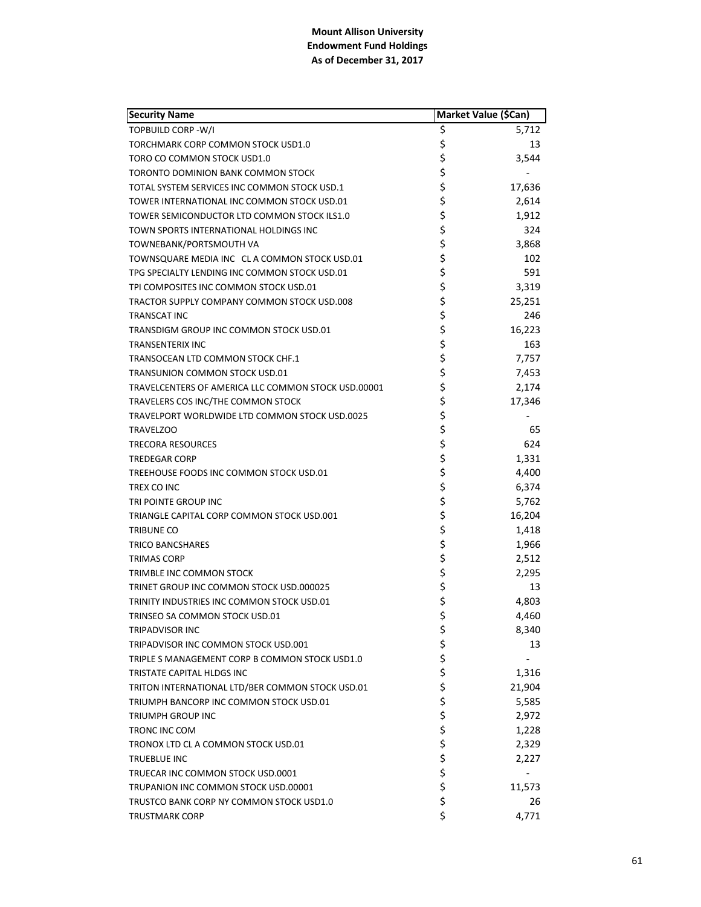**Mount Allison University**
**Endowment Fund Holdings**
**As of December 31, 2017**

| Security Name | Market Value ($Can) |
|---|---|
| TOPBUILD CORP -W/I | $ 5,712 |
| TORCHMARK CORP COMMON STOCK USD1.0 | $ 13 |
| TORO CO COMMON STOCK USD1.0 | $ 3,544 |
| TORONTO DOMINION BANK COMMON STOCK | $ - |
| TOTAL SYSTEM SERVICES INC COMMON STOCK USD.1 | $ 17,636 |
| TOWER INTERNATIONAL INC COMMON STOCK USD.01 | $ 2,614 |
| TOWER SEMICONDUCTOR LTD COMMON STOCK ILS1.0 | $ 1,912 |
| TOWN SPORTS INTERNATIONAL HOLDINGS INC | $ 324 |
| TOWNEBANK/PORTSMOUTH VA | $ 3,868 |
| TOWNSQUARE MEDIA INC CL A COMMON STOCK USD.01 | $ 102 |
| TPG SPECIALTY LENDING INC COMMON STOCK USD.01 | $ 591 |
| TPI COMPOSITES INC COMMON STOCK USD.01 | $ 3,319 |
| TRACTOR SUPPLY COMPANY COMMON STOCK USD.008 | $ 25,251 |
| TRANSCAT INC | $ 246 |
| TRANSDIGM GROUP INC COMMON STOCK USD.01 | $ 16,223 |
| TRANSENTERIX INC | $ 163 |
| TRANSOCEAN LTD COMMON STOCK CHF.1 | $ 7,757 |
| TRANSUNION COMMON STOCK USD.01 | $ 7,453 |
| TRAVELCENTERS OF AMERICA LLC COMMON STOCK USD.00001 | $ 2,174 |
| TRAVELERS COS INC/THE COMMON STOCK | $ 17,346 |
| TRAVELPORT WORLDWIDE LTD COMMON STOCK USD.0025 | $ - |
| TRAVELZOO | $ 65 |
| TRECORA RESOURCES | $ 624 |
| TREDEGAR CORP | $ 1,331 |
| TREEHOUSE FOODS INC COMMON STOCK USD.01 | $ 4,400 |
| TREX CO INC | $ 6,374 |
| TRI POINTE GROUP INC | $ 5,762 |
| TRIANGLE CAPITAL CORP COMMON STOCK USD.001 | $ 16,204 |
| TRIBUNE CO | $ 1,418 |
| TRICO BANCSHARES | $ 1,966 |
| TRIMAS CORP | $ 2,512 |
| TRIMBLE INC COMMON STOCK | $ 2,295 |
| TRINET GROUP INC COMMON STOCK USD.000025 | $ 13 |
| TRINITY INDUSTRIES INC COMMON STOCK USD.01 | $ 4,803 |
| TRINSEO SA COMMON STOCK USD.01 | $ 4,460 |
| TRIPADVISOR INC | $ 8,340 |
| TRIPADVISOR INC COMMON STOCK USD.001 | $ 13 |
| TRIPLE S MANAGEMENT CORP B COMMON STOCK USD1.0 | $ - |
| TRISTATE CAPITAL HLDGS INC | $ 1,316 |
| TRITON INTERNATIONAL LTD/BER COMMON STOCK USD.01 | $ 21,904 |
| TRIUMPH BANCORP INC COMMON STOCK USD.01 | $ 5,585 |
| TRIUMPH GROUP INC | $ 2,972 |
| TRONC INC COM | $ 1,228 |
| TRONOX LTD CL A COMMON STOCK USD.01 | $ 2,329 |
| TRUEBLUE INC | $ 2,227 |
| TRUECAR INC COMMON STOCK USD.0001 | $ - |
| TRUPANION INC COMMON STOCK USD.00001 | $ 11,573 |
| TRUSTCO BANK CORP NY COMMON STOCK USD1.0 | $ 26 |
| TRUSTMARK CORP | $ 4,771 |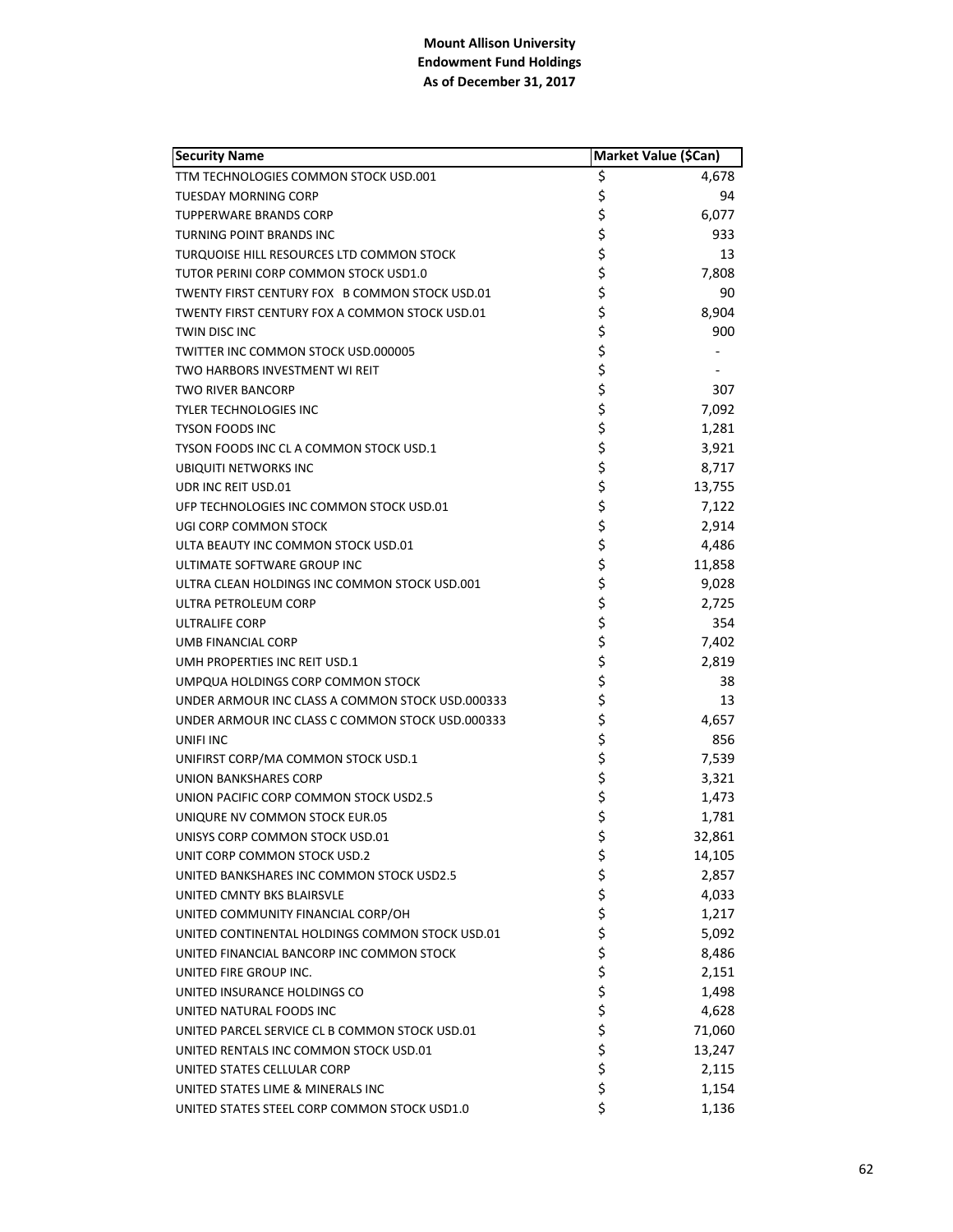**Mount Allison University**
**Endowment Fund Holdings**
**As of December 31, 2017**

| Security Name | Market Value ($Can) |
|---|---|
| TTM TECHNOLOGIES COMMON STOCK USD.001 | $ 4,678 |
| TUESDAY MORNING CORP | $ 94 |
| TUPPERWARE BRANDS CORP | $ 6,077 |
| TURNING POINT BRANDS INC | $ 933 |
| TURQUOISE HILL RESOURCES LTD COMMON STOCK | $ 13 |
| TUTOR PERINI CORP COMMON STOCK USD1.0 | $ 7,808 |
| TWENTY FIRST CENTURY FOX B COMMON STOCK USD.01 | $ 90 |
| TWENTY FIRST CENTURY FOX A COMMON STOCK USD.01 | $ 8,904 |
| TWIN DISC INC | $ 900 |
| TWITTER INC COMMON STOCK USD.000005 | $ - |
| TWO HARBORS INVESTMENT WI REIT | $ - |
| TWO RIVER BANCORP | $ 307 |
| TYLER TECHNOLOGIES INC | $ 7,092 |
| TYSON FOODS INC | $ 1,281 |
| TYSON FOODS INC CL A COMMON STOCK USD.1 | $ 3,921 |
| UBIQUITI NETWORKS INC | $ 8,717 |
| UDR INC REIT USD.01 | $ 13,755 |
| UFP TECHNOLOGIES INC COMMON STOCK USD.01 | $ 7,122 |
| UGI CORP COMMON STOCK | $ 2,914 |
| ULTA BEAUTY INC COMMON STOCK USD.01 | $ 4,486 |
| ULTIMATE SOFTWARE GROUP INC | $ 11,858 |
| ULTRA CLEAN HOLDINGS INC COMMON STOCK USD.001 | $ 9,028 |
| ULTRA PETROLEUM CORP | $ 2,725 |
| ULTRALIFE CORP | $ 354 |
| UMB FINANCIAL CORP | $ 7,402 |
| UMH PROPERTIES INC REIT USD.1 | $ 2,819 |
| UMPQUA HOLDINGS CORP COMMON STOCK | $ 38 |
| UNDER ARMOUR INC CLASS A COMMON STOCK USD.000333 | $ 13 |
| UNDER ARMOUR INC CLASS C COMMON STOCK USD.000333 | $ 4,657 |
| UNIFI INC | $ 856 |
| UNIFIRST CORP/MA COMMON STOCK USD.1 | $ 7,539 |
| UNION BANKSHARES CORP | $ 3,321 |
| UNION PACIFIC CORP COMMON STOCK USD2.5 | $ 1,473 |
| UNIQURE NV COMMON STOCK EUR.05 | $ 1,781 |
| UNISYS CORP COMMON STOCK USD.01 | $ 32,861 |
| UNIT CORP COMMON STOCK USD.2 | $ 14,105 |
| UNITED BANKSHARES INC COMMON STOCK USD2.5 | $ 2,857 |
| UNITED CMNTY BKS BLAIRSVLE | $ 4,033 |
| UNITED COMMUNITY FINANCIAL CORP/OH | $ 1,217 |
| UNITED CONTINENTAL HOLDINGS COMMON STOCK USD.01 | $ 5,092 |
| UNITED FINANCIAL BANCORP INC COMMON STOCK | $ 8,486 |
| UNITED FIRE GROUP INC. | $ 2,151 |
| UNITED INSURANCE HOLDINGS CO | $ 1,498 |
| UNITED NATURAL FOODS INC | $ 4,628 |
| UNITED PARCEL SERVICE CL B COMMON STOCK USD.01 | $ 71,060 |
| UNITED RENTALS INC COMMON STOCK USD.01 | $ 13,247 |
| UNITED STATES CELLULAR CORP | $ 2,115 |
| UNITED STATES LIME & MINERALS INC | $ 1,154 |
| UNITED STATES STEEL CORP COMMON STOCK USD1.0 | $ 1,136 |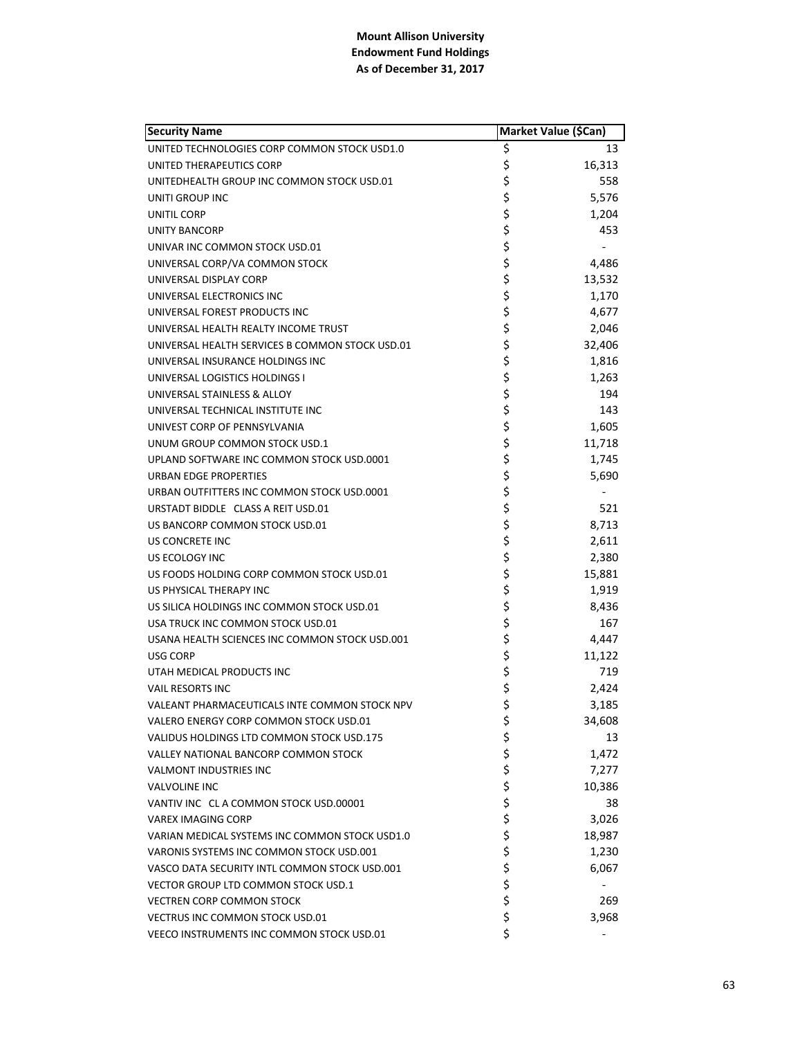**Mount Allison University**
**Endowment Fund Holdings**
**As of December 31, 2017**

| Security Name | Market Value ($Can) |
|---|---|
| UNITED TECHNOLOGIES CORP COMMON STOCK USD1.0 | $ 13 |
| UNITED THERAPEUTICS CORP | $ 16,313 |
| UNITEDHEALTH GROUP INC COMMON STOCK USD.01 | $ 558 |
| UNITI GROUP INC | $ 5,576 |
| UNITIL CORP | $ 1,204 |
| UNITY BANCORP | $ 453 |
| UNIVAR INC COMMON STOCK USD.01 | $ - |
| UNIVERSAL CORP/VA COMMON STOCK | $ 4,486 |
| UNIVERSAL DISPLAY CORP | $ 13,532 |
| UNIVERSAL ELECTRONICS INC | $ 1,170 |
| UNIVERSAL FOREST PRODUCTS INC | $ 4,677 |
| UNIVERSAL HEALTH REALTY INCOME TRUST | $ 2,046 |
| UNIVERSAL HEALTH SERVICES B COMMON STOCK USD.01 | $ 32,406 |
| UNIVERSAL INSURANCE HOLDINGS INC | $ 1,816 |
| UNIVERSAL LOGISTICS HOLDINGS I | $ 1,263 |
| UNIVERSAL STAINLESS & ALLOY | $ 194 |
| UNIVERSAL TECHNICAL INSTITUTE INC | $ 143 |
| UNIVEST CORP OF PENNSYLVANIA | $ 1,605 |
| UNUM GROUP COMMON STOCK USD.1 | $ 11,718 |
| UPLAND SOFTWARE INC COMMON STOCK USD.0001 | $ 1,745 |
| URBAN EDGE PROPERTIES | $ 5,690 |
| URBAN OUTFITTERS INC COMMON STOCK USD.0001 | $ - |
| URSTADT BIDDLE CLASS A REIT USD.01 | $ 521 |
| US BANCORP COMMON STOCK USD.01 | $ 8,713 |
| US CONCRETE INC | $ 2,611 |
| US ECOLOGY INC | $ 2,380 |
| US FOODS HOLDING CORP COMMON STOCK USD.01 | $ 15,881 |
| US PHYSICAL THERAPY INC | $ 1,919 |
| US SILICA HOLDINGS INC COMMON STOCK USD.01 | $ 8,436 |
| USA TRUCK INC COMMON STOCK USD.01 | $ 167 |
| USANA HEALTH SCIENCES INC COMMON STOCK USD.001 | $ 4,447 |
| USG CORP | $ 11,122 |
| UTAH MEDICAL PRODUCTS INC | $ 719 |
| VAIL RESORTS INC | $ 2,424 |
| VALEANT PHARMACEUTICALS INTE COMMON STOCK NPV | $ 3,185 |
| VALERO ENERGY CORP COMMON STOCK USD.01 | $ 34,608 |
| VALIDUS HOLDINGS LTD COMMON STOCK USD.175 | $ 13 |
| VALLEY NATIONAL BANCORP COMMON STOCK | $ 1,472 |
| VALMONT INDUSTRIES INC | $ 7,277 |
| VALVOLINE INC | $ 10,386 |
| VANTIV INC CL A COMMON STOCK USD.00001 | $ 38 |
| VAREX IMAGING CORP | $ 3,026 |
| VARIAN MEDICAL SYSTEMS INC COMMON STOCK USD1.0 | $ 18,987 |
| VARONIS SYSTEMS INC COMMON STOCK USD.001 | $ 1,230 |
| VASCO DATA SECURITY INTL COMMON STOCK USD.001 | $ 6,067 |
| VECTOR GROUP LTD COMMON STOCK USD.1 | $ - |
| VECTREN CORP COMMON STOCK | $ 269 |
| VECTRUS INC COMMON STOCK USD.01 | $ 3,968 |
| VEECO INSTRUMENTS INC COMMON STOCK USD.01 | $ - |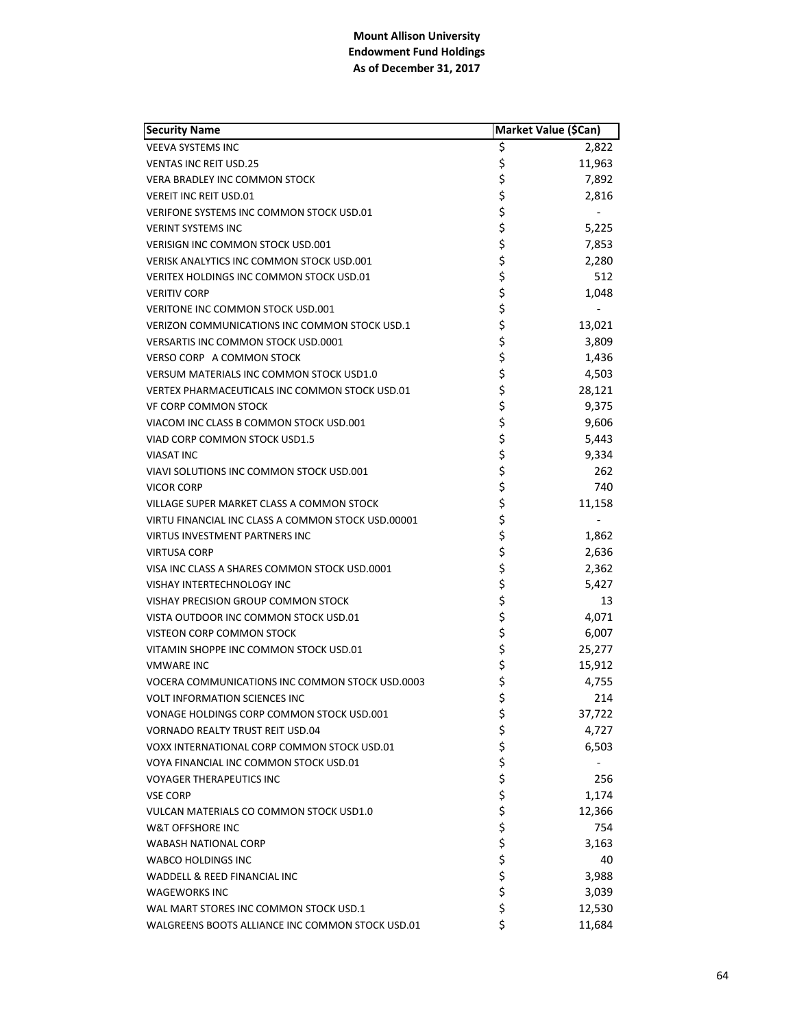**Mount Allison University**
**Endowment Fund Holdings**
**As of December 31, 2017**

| Security Name | Market Value ($Can) |
|---|---|
| VEEVA SYSTEMS INC | $ 2,822 |
| VENTAS INC REIT USD.25 | $ 11,963 |
| VERA BRADLEY INC COMMON STOCK | $ 7,892 |
| VEREIT INC REIT USD.01 | $ 2,816 |
| VERIFONE SYSTEMS INC COMMON STOCK USD.01 | $ - |
| VERINT SYSTEMS INC | $ 5,225 |
| VERISIGN INC COMMON STOCK USD.001 | $ 7,853 |
| VERISK ANALYTICS INC COMMON STOCK USD.001 | $ 2,280 |
| VERITEX HOLDINGS INC COMMON STOCK USD.01 | $ 512 |
| VERITIV CORP | $ 1,048 |
| VERITONE INC COMMON STOCK USD.001 | $ - |
| VERIZON COMMUNICATIONS INC COMMON STOCK USD.1 | $ 13,021 |
| VERSARTIS INC COMMON STOCK USD.0001 | $ 3,809 |
| VERSO CORP A COMMON STOCK | $ 1,436 |
| VERSUM MATERIALS INC COMMON STOCK USD1.0 | $ 4,503 |
| VERTEX PHARMACEUTICALS INC COMMON STOCK USD.01 | $ 28,121 |
| VF CORP COMMON STOCK | $ 9,375 |
| VIACOM INC CLASS B COMMON STOCK USD.001 | $ 9,606 |
| VIAD CORP COMMON STOCK USD1.5 | $ 5,443 |
| VIASAT INC | $ 9,334 |
| VIAVI SOLUTIONS INC COMMON STOCK USD.001 | $ 262 |
| VICOR CORP | $ 740 |
| VILLAGE SUPER MARKET CLASS A COMMON STOCK | $ 11,158 |
| VIRTU FINANCIAL INC CLASS A COMMON STOCK USD.00001 | $ - |
| VIRTUS INVESTMENT PARTNERS INC | $ 1,862 |
| VIRTUSA CORP | $ 2,636 |
| VISA INC CLASS A SHARES COMMON STOCK USD.0001 | $ 2,362 |
| VISHAY INTERTECHNOLOGY INC | $ 5,427 |
| VISHAY PRECISION GROUP COMMON STOCK | $ 13 |
| VISTA OUTDOOR INC COMMON STOCK USD.01 | $ 4,071 |
| VISTEON CORP COMMON STOCK | $ 6,007 |
| VITAMIN SHOPPE INC COMMON STOCK USD.01 | $ 25,277 |
| VMWARE INC | $ 15,912 |
| VOCERA COMMUNICATIONS INC COMMON STOCK USD.0003 | $ 4,755 |
| VOLT INFORMATION SCIENCES INC | $ 214 |
| VONAGE HOLDINGS CORP COMMON STOCK USD.001 | $ 37,722 |
| VORNADO REALTY TRUST REIT USD.04 | $ 4,727 |
| VOXX INTERNATIONAL CORP COMMON STOCK USD.01 | $ 6,503 |
| VOYA FINANCIAL INC COMMON STOCK USD.01 | $ - |
| VOYAGER THERAPEUTICS INC | $ 256 |
| VSE CORP | $ 1,174 |
| VULCAN MATERIALS CO COMMON STOCK USD1.0 | $ 12,366 |
| W&T OFFSHORE INC | $ 754 |
| WABASH NATIONAL CORP | $ 3,163 |
| WABCO HOLDINGS INC | $ 40 |
| WADDELL & REED FINANCIAL INC | $ 3,988 |
| WAGEWORKS INC | $ 3,039 |
| WAL MART STORES INC COMMON STOCK USD.1 | $ 12,530 |
| WALGREENS BOOTS ALLIANCE INC COMMON STOCK USD.01 | $ 11,684 |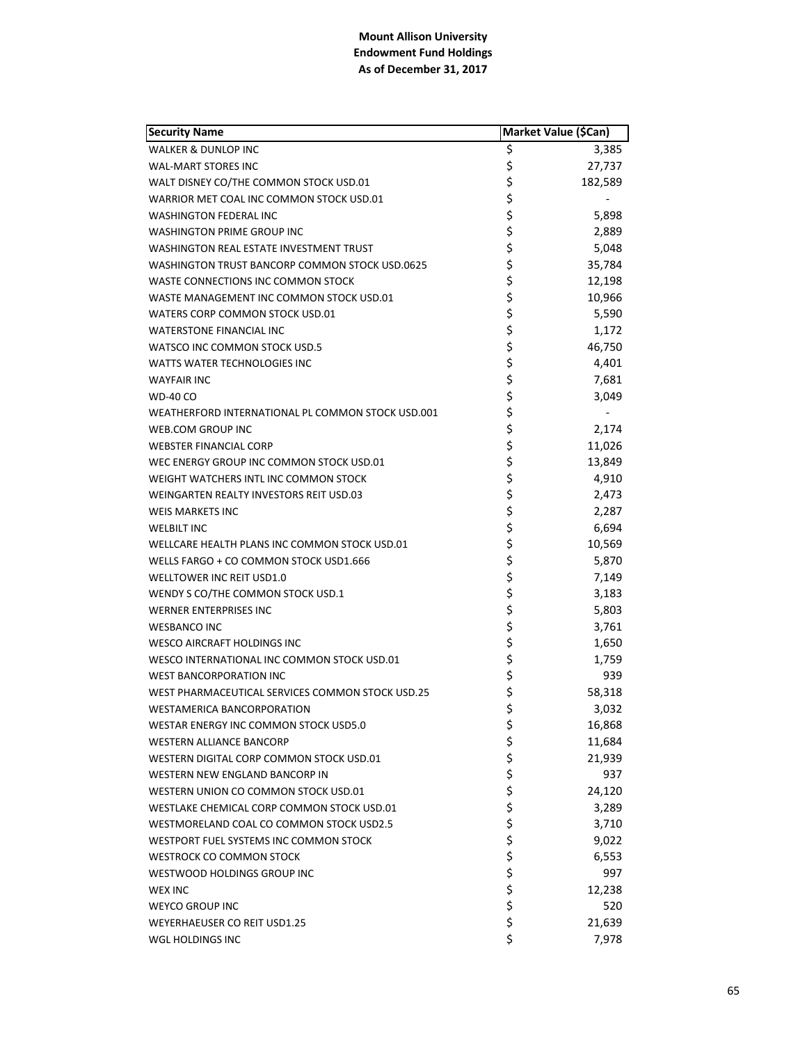**Mount Allison University**
**Endowment Fund Holdings**
**As of December 31, 2017**

| Security Name | Market Value ($Can) |
|---|---|
| WALKER & DUNLOP INC | $ 3,385 |
| WAL-MART STORES INC | $ 27,737 |
| WALT DISNEY CO/THE COMMON STOCK USD.01 | $ 182,589 |
| WARRIOR MET COAL INC COMMON STOCK USD.01 | $ - |
| WASHINGTON FEDERAL INC | $ 5,898 |
| WASHINGTON PRIME GROUP INC | $ 2,889 |
| WASHINGTON REAL ESTATE INVESTMENT TRUST | $ 5,048 |
| WASHINGTON TRUST BANCORP COMMON STOCK USD.0625 | $ 35,784 |
| WASTE CONNECTIONS INC COMMON STOCK | $ 12,198 |
| WASTE MANAGEMENT INC COMMON STOCK USD.01 | $ 10,966 |
| WATERS CORP COMMON STOCK USD.01 | $ 5,590 |
| WATERSTONE FINANCIAL INC | $ 1,172 |
| WATSCO INC COMMON STOCK USD.5 | $ 46,750 |
| WATTS WATER TECHNOLOGIES INC | $ 4,401 |
| WAYFAIR INC | $ 7,681 |
| WD-40 CO | $ 3,049 |
| WEATHERFORD INTERNATIONAL PL COMMON STOCK USD.001 | $ - |
| WEB.COM GROUP INC | $ 2,174 |
| WEBSTER FINANCIAL CORP | $ 11,026 |
| WEC ENERGY GROUP INC COMMON STOCK USD.01 | $ 13,849 |
| WEIGHT WATCHERS INTL INC COMMON STOCK | $ 4,910 |
| WEINGARTEN REALTY INVESTORS REIT USD.03 | $ 2,473 |
| WEIS MARKETS INC | $ 2,287 |
| WELBILT INC | $ 6,694 |
| WELLCARE HEALTH PLANS INC COMMON STOCK USD.01 | $ 10,569 |
| WELLS FARGO + CO COMMON STOCK USD1.666 | $ 5,870 |
| WELLTOWER INC REIT USD1.0 | $ 7,149 |
| WENDY S CO/THE COMMON STOCK USD.1 | $ 3,183 |
| WERNER ENTERPRISES INC | $ 5,803 |
| WESBANCO INC | $ 3,761 |
| WESCO AIRCRAFT HOLDINGS INC | $ 1,650 |
| WESCO INTERNATIONAL INC COMMON STOCK USD.01 | $ 1,759 |
| WEST BANCORPORATION INC | $ 939 |
| WEST PHARMACEUTICAL SERVICES COMMON STOCK USD.25 | $ 58,318 |
| WESTAMERICA BANCORPORATION | $ 3,032 |
| WESTAR ENERGY INC COMMON STOCK USD5.0 | $ 16,868 |
| WESTERN ALLIANCE BANCORP | $ 11,684 |
| WESTERN DIGITAL CORP COMMON STOCK USD.01 | $ 21,939 |
| WESTERN NEW ENGLAND BANCORP IN | $ 937 |
| WESTERN UNION CO COMMON STOCK USD.01 | $ 24,120 |
| WESTLAKE CHEMICAL CORP COMMON STOCK USD.01 | $ 3,289 |
| WESTMORELAND COAL CO COMMON STOCK USD2.5 | $ 3,710 |
| WESTPORT FUEL SYSTEMS INC COMMON STOCK | $ 9,022 |
| WESTROCK CO COMMON STOCK | $ 6,553 |
| WESTWOOD HOLDINGS GROUP INC | $ 997 |
| WEX INC | $ 12,238 |
| WEYCO GROUP INC | $ 520 |
| WEYERHAEUSER CO REIT USD1.25 | $ 21,639 |
| WGL HOLDINGS INC | $ 7,978 |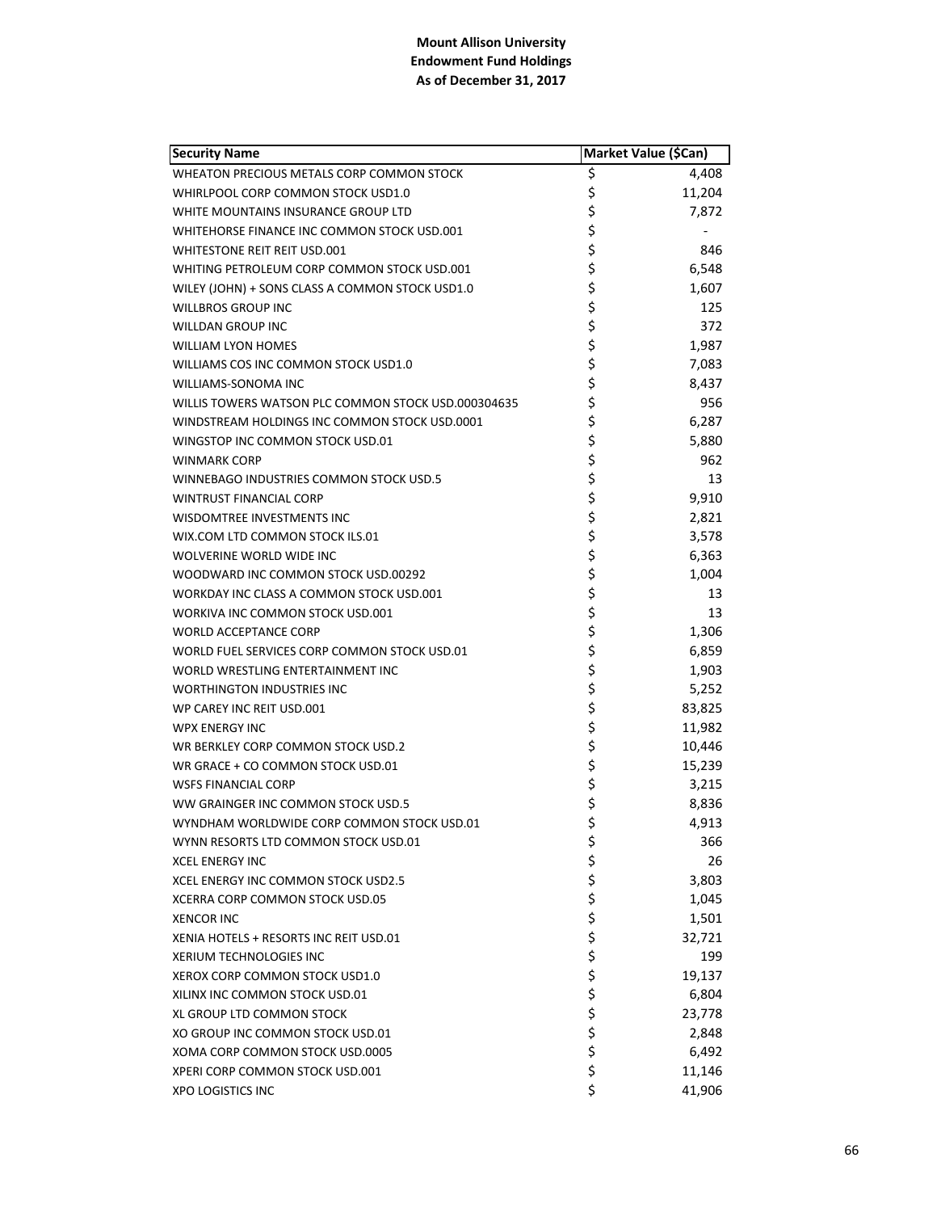**Mount Allison University**
**Endowment Fund Holdings**
**As of December 31, 2017**

| Security Name | Market Value ($Can) |
|---|---|
| WHEATON PRECIOUS METALS CORP COMMON STOCK | $ 4,408 |
| WHIRLPOOL CORP COMMON STOCK USD1.0 | $ 11,204 |
| WHITE MOUNTAINS INSURANCE GROUP LTD | $ 7,872 |
| WHITEHORSE FINANCE INC COMMON STOCK USD.001 | $ - |
| WHITESTONE REIT REIT USD.001 | $ 846 |
| WHITING PETROLEUM CORP COMMON STOCK USD.001 | $ 6,548 |
| WILEY (JOHN) + SONS CLASS A COMMON STOCK USD1.0 | $ 1,607 |
| WILLBROS GROUP INC | $ 125 |
| WILLDAN GROUP INC | $ 372 |
| WILLIAM LYON HOMES | $ 1,987 |
| WILLIAMS COS INC COMMON STOCK USD1.0 | $ 7,083 |
| WILLIAMS-SONOMA INC | $ 8,437 |
| WILLIS TOWERS WATSON PLC COMMON STOCK USD.000304635 | $ 956 |
| WINDSTREAM HOLDINGS INC COMMON STOCK USD.0001 | $ 6,287 |
| WINGSTOP INC COMMON STOCK USD.01 | $ 5,880 |
| WINMARK CORP | $ 962 |
| WINNEBAGO INDUSTRIES COMMON STOCK USD.5 | $ 13 |
| WINTRUST FINANCIAL CORP | $ 9,910 |
| WISDOMTREE INVESTMENTS INC | $ 2,821 |
| WIX.COM LTD COMMON STOCK ILS.01 | $ 3,578 |
| WOLVERINE WORLD WIDE INC | $ 6,363 |
| WOODWARD INC COMMON STOCK USD.00292 | $ 1,004 |
| WORKDAY INC CLASS A COMMON STOCK USD.001 | $ 13 |
| WORKIVA INC COMMON STOCK USD.001 | $ 13 |
| WORLD ACCEPTANCE CORP | $ 1,306 |
| WORLD FUEL SERVICES CORP COMMON STOCK USD.01 | $ 6,859 |
| WORLD WRESTLING ENTERTAINMENT INC | $ 1,903 |
| WORTHINGTON INDUSTRIES INC | $ 5,252 |
| WP CAREY INC REIT USD.001 | $ 83,825 |
| WPX ENERGY INC | $ 11,982 |
| WR BERKLEY CORP COMMON STOCK USD.2 | $ 10,446 |
| WR GRACE + CO COMMON STOCK USD.01 | $ 15,239 |
| WSFS FINANCIAL CORP | $ 3,215 |
| WW GRAINGER INC COMMON STOCK USD.5 | $ 8,836 |
| WYNDHAM WORLDWIDE CORP COMMON STOCK USD.01 | $ 4,913 |
| WYNN RESORTS LTD COMMON STOCK USD.01 | $ 366 |
| XCEL ENERGY INC | $ 26 |
| XCEL ENERGY INC COMMON STOCK USD2.5 | $ 3,803 |
| XCERRA CORP COMMON STOCK USD.05 | $ 1,045 |
| XENCOR INC | $ 1,501 |
| XENIA HOTELS + RESORTS INC REIT USD.01 | $ 32,721 |
| XERIUM TECHNOLOGIES INC | $ 199 |
| XEROX CORP COMMON STOCK USD1.0 | $ 19,137 |
| XILINX INC COMMON STOCK USD.01 | $ 6,804 |
| XL GROUP LTD COMMON STOCK | $ 23,778 |
| XO GROUP INC COMMON STOCK USD.01 | $ 2,848 |
| XOMA CORP COMMON STOCK USD.0005 | $ 6,492 |
| XPERI CORP COMMON STOCK USD.001 | $ 11,146 |
| XPO LOGISTICS INC | $ 41,906 |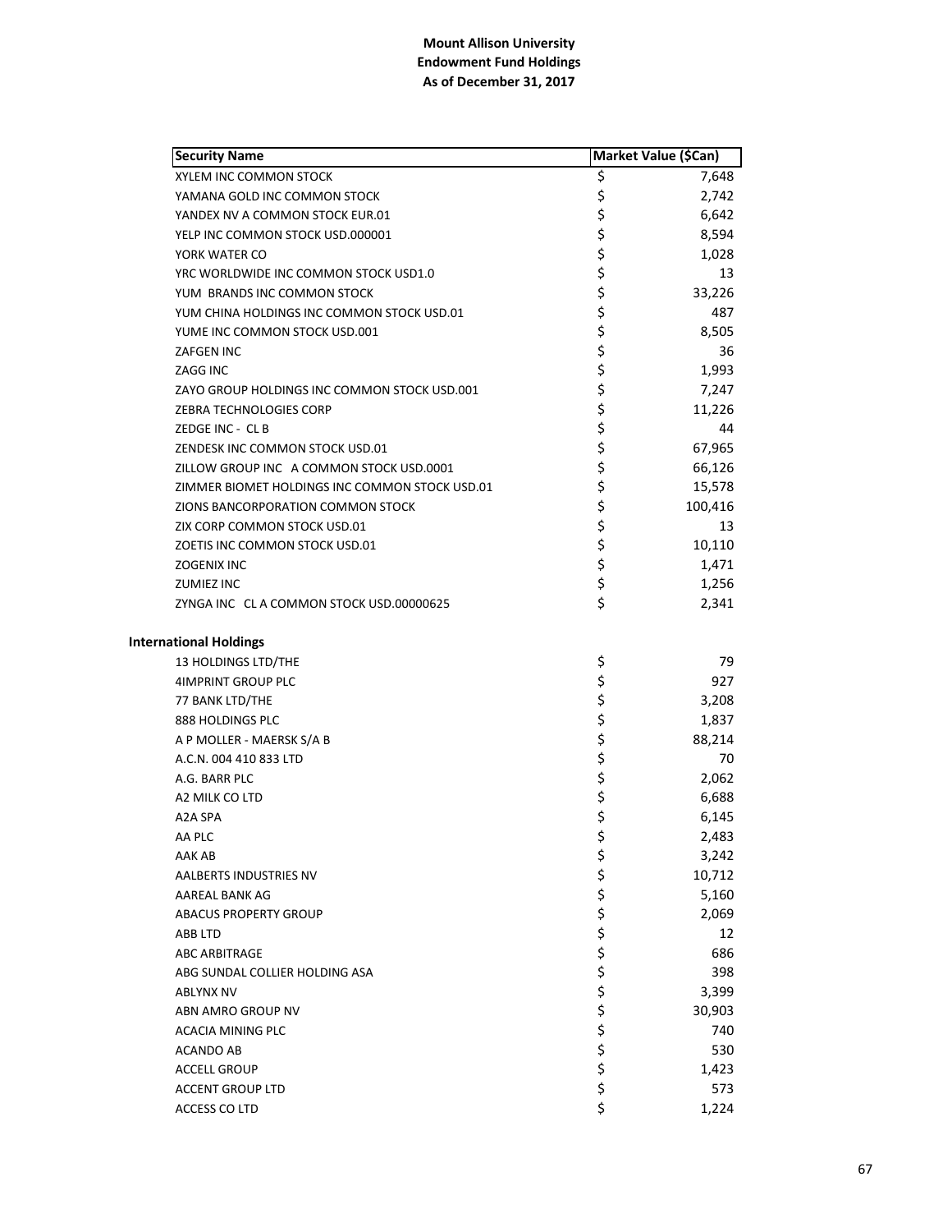# Mount Allison University
## Endowment Fund Holdings
### As of December 31, 2017

| Security Name | Market Value ($Can) |
|---|---|
| XYLEM INC COMMON STOCK | $ 7,648 |
| YAMANA GOLD INC COMMON STOCK | $ 2,742 |
| YANDEX NV A COMMON STOCK EUR.01 | $ 6,642 |
| YELP INC COMMON STOCK USD.000001 | $ 8,594 |
| YORK WATER CO | $ 1,028 |
| YRC WORLDWIDE INC COMMON STOCK USD1.0 | $ 13 |
| YUM BRANDS INC COMMON STOCK | $ 33,226 |
| YUM CHINA HOLDINGS INC COMMON STOCK USD.01 | $ 487 |
| YUME INC COMMON STOCK USD.001 | $ 8,505 |
| ZAFGEN INC | $ 36 |
| ZAGG INC | $ 1,993 |
| ZAYO GROUP HOLDINGS INC COMMON STOCK USD.001 | $ 7,247 |
| ZEBRA TECHNOLOGIES CORP | $ 11,226 |
| ZEDGE INC - CL B | $ 44 |
| ZENDESK INC COMMON STOCK USD.01 | $ 67,965 |
| ZILLOW GROUP INC A COMMON STOCK USD.0001 | $ 66,126 |
| ZIMMER BIOMET HOLDINGS INC COMMON STOCK USD.01 | $ 15,578 |
| ZIONS BANCORPORATION COMMON STOCK | $ 100,416 |
| ZIX CORP COMMON STOCK USD.01 | $ 13 |
| ZOETIS INC COMMON STOCK USD.01 | $ 10,110 |
| ZOGENIX INC | $ 1,471 |
| ZUMIEZ INC | $ 1,256 |
| ZYNGA INC CL A COMMON STOCK USD.00000625 | $ 2,341 |
| **International Holdings** | |
| 13 HOLDINGS LTD/THE | $ 79 |
| 4IMPRINT GROUP PLC | $ 927 |
| 77 BANK LTD/THE | $ 3,208 |
| 888 HOLDINGS PLC | $ 1,837 |
| A P MOLLER - MAERSK S/A B | $ 88,214 |
| A.C.N. 004 410 833 LTD | $ 70 |
| A.G. BARR PLC | $ 2,062 |
| A2 MILK CO LTD | $ 6,688 |
| A2A SPA | $ 6,145 |
| AA PLC | $ 2,483 |
| AAK AB | $ 3,242 |
| AALBERTS INDUSTRIES NV | $ 10,712 |
| AAREAL BANK AG | $ 5,160 |
| ABACUS PROPERTY GROUP | $ 2,069 |
| ABB LTD | $ 12 |
| ABC ARBITRAGE | $ 686 |
| ABG SUNDAL COLLIER HOLDING ASA | $ 398 |
| ABLYNX NV | $ 3,399 |
| ABN AMRO GROUP NV | $ 30,903 |
| ACACIA MINING PLC | $ 740 |
| ACANDO AB | $ 530 |
| ACCELL GROUP | $ 1,423 |
| ACCENT GROUP LTD | $ 573 |
| ACCESS CO LTD | $ 1,224 |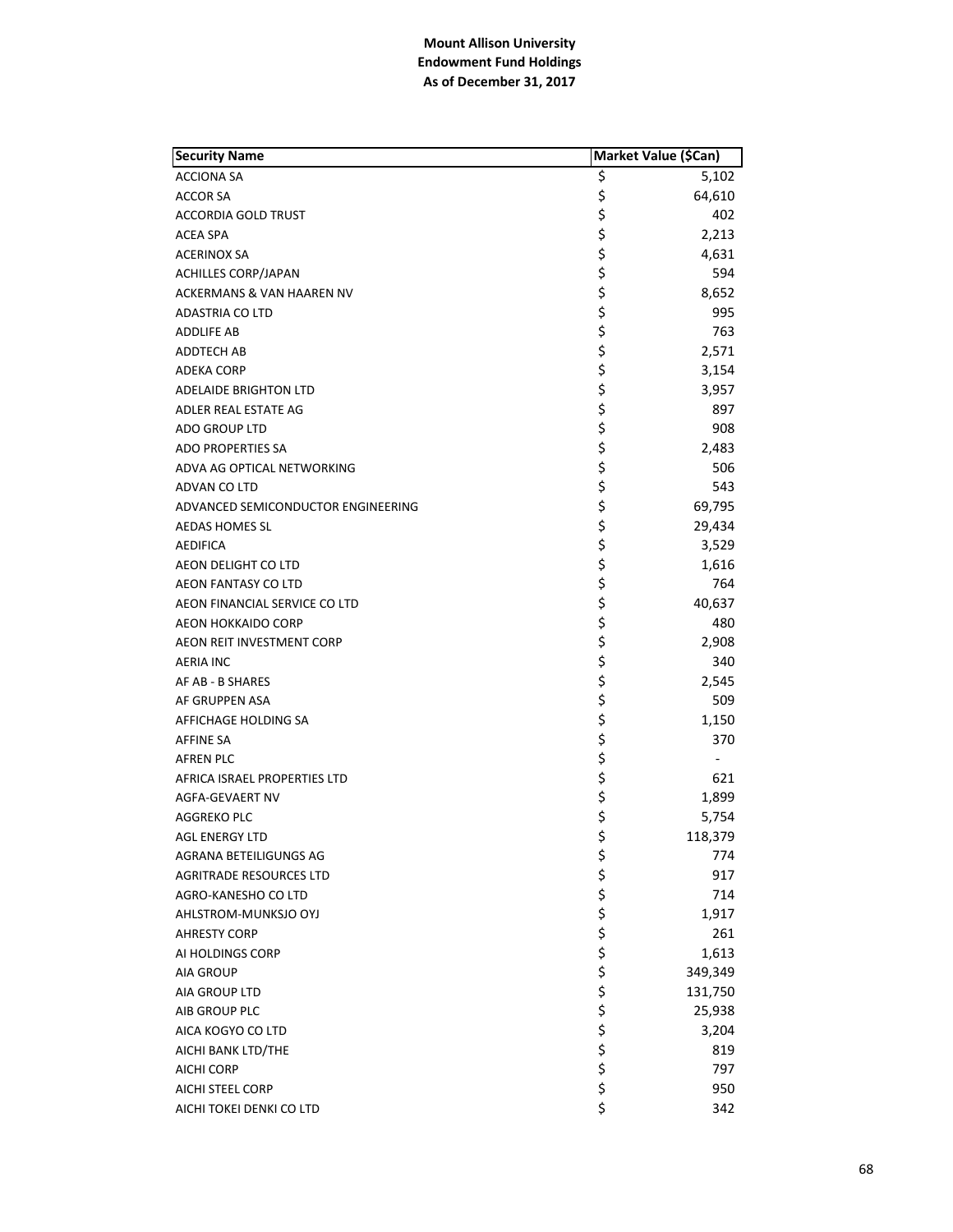**Mount Allison University**
**Endowment Fund Holdings**
**As of December 31, 2017**

| Security Name | Market Value ($Can) |
|---|---|
| ACCIONA SA | $ 5,102 |
| ACCOR SA | $ 64,610 |
| ACCORDIA GOLD TRUST | $ 402 |
| ACEA SPA | $ 2,213 |
| ACERINOX SA | $ 4,631 |
| ACHILLES CORP/JAPAN | $ 594 |
| ACKERMANS & VAN HAAREN NV | $ 8,652 |
| ADASTRIA CO LTD | $ 995 |
| ADDLIFE AB | $ 763 |
| ADDTECH AB | $ 2,571 |
| ADEKA CORP | $ 3,154 |
| ADELAIDE BRIGHTON LTD | $ 3,957 |
| ADLER REAL ESTATE AG | $ 897 |
| ADO GROUP LTD | $ 908 |
| ADO PROPERTIES SA | $ 2,483 |
| ADVA AG OPTICAL NETWORKING | $ 506 |
| ADVAN CO LTD | $ 543 |
| ADVANCED SEMICONDUCTOR ENGINEERING | $ 69,795 |
| AEDAS HOMES SL | $ 29,434 |
| AEDIFICA | $ 3,529 |
| AEON DELIGHT CO LTD | $ 1,616 |
| AEON FANTASY CO LTD | $ 764 |
| AEON FINANCIAL SERVICE CO LTD | $ 40,637 |
| AEON HOKKAIDO CORP | $ 480 |
| AEON REIT INVESTMENT CORP | $ 2,908 |
| AERIA INC | $ 340 |
| AF AB - B SHARES | $ 2,545 |
| AF GRUPPEN ASA | $ 509 |
| AFFICHAGE HOLDING SA | $ 1,150 |
| AFFINE SA | $ 370 |
| AFREN PLC | $ - |
| AFRICA ISRAEL PROPERTIES LTD | $ 621 |
| AGFA-GEVAERT NV | $ 1,899 |
| AGGREKO PLC | $ 5,754 |
| AGL ENERGY LTD | $ 118,379 |
| AGRANA BETEILIGUNGS AG | $ 774 |
| AGRITRADE RESOURCES LTD | $ 917 |
| AGRO-KANESHO CO LTD | $ 714 |
| AHLSTROM-MUNKSJO OYJ | $ 1,917 |
| AHRESTY CORP | $ 261 |
| AI HOLDINGS CORP | $ 1,613 |
| AIA GROUP | $ 349,349 |
| AIA GROUP LTD | $ 131,750 |
| AIB GROUP PLC | $ 25,938 |
| AICA KOGYO CO LTD | $ 3,204 |
| AICHI BANK LTD/THE | $ 819 |
| AICHI CORP | $ 797 |
| AICHI STEEL CORP | $ 950 |
| AICHI TOKEI DENKI CO LTD | $ 342 |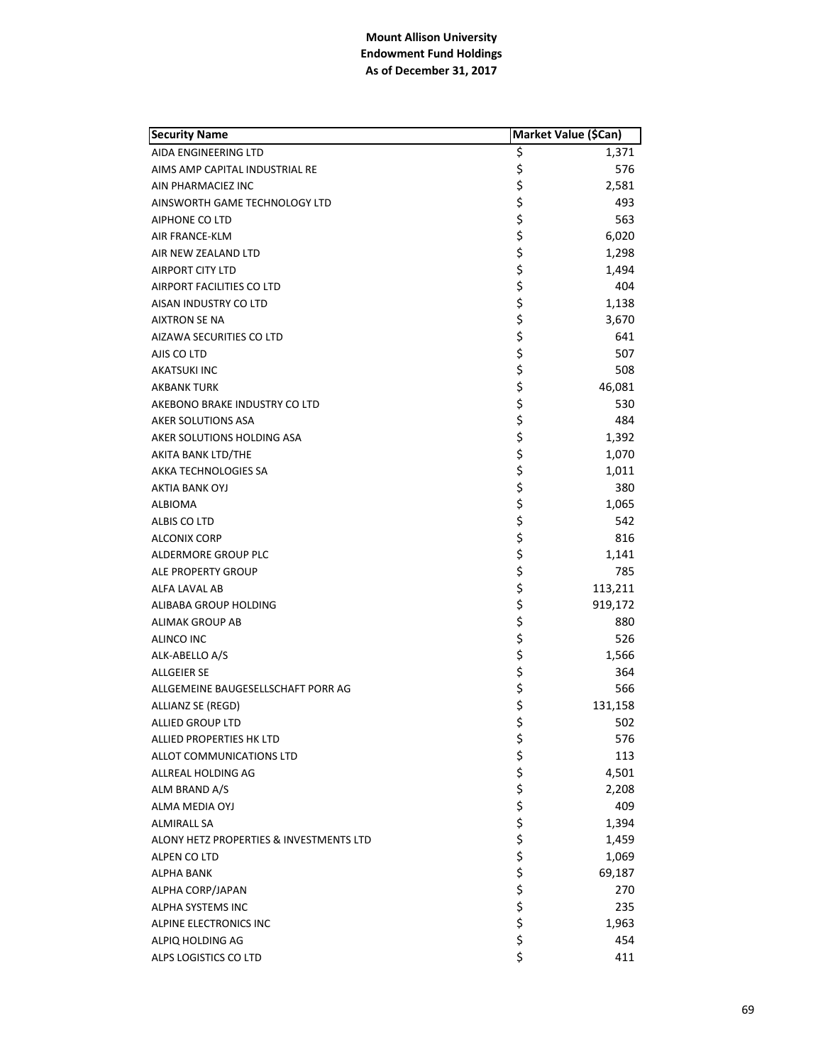**Mount Allison University**
**Endowment Fund Holdings**
**As of December 31, 2017**

| Security Name | Market Value ($Can) |
|---|---|
| AIDA ENGINEERING LTD | $ 1,371 |
| AIMS AMP CAPITAL INDUSTRIAL RE | $ 576 |
| AIN PHARMACIEZ INC | $ 2,581 |
| AINSWORTH GAME TECHNOLOGY LTD | $ 493 |
| AIPHONE CO LTD | $ 563 |
| AIR FRANCE-KLM | $ 6,020 |
| AIR NEW ZEALAND LTD | $ 1,298 |
| AIRPORT CITY LTD | $ 1,494 |
| AIRPORT FACILITIES CO LTD | $ 404 |
| AISAN INDUSTRY CO LTD | $ 1,138 |
| AIXTRON SE NA | $ 3,670 |
| AIZAWA SECURITIES CO LTD | $ 641 |
| AJIS CO LTD | $ 507 |
| AKATSUKI INC | $ 508 |
| AKBANK TURK | $ 46,081 |
| AKEBONO BRAKE INDUSTRY CO LTD | $ 530 |
| AKER SOLUTIONS ASA | $ 484 |
| AKER SOLUTIONS HOLDING ASA | $ 1,392 |
| AKITA BANK LTD/THE | $ 1,070 |
| AKKA TECHNOLOGIES SA | $ 1,011 |
| AKTIA BANK OYJ | $ 380 |
| ALBIOMA | $ 1,065 |
| ALBIS CO LTD | $ 542 |
| ALCONIX CORP | $ 816 |
| ALDERMORE GROUP PLC | $ 1,141 |
| ALE PROPERTY GROUP | $ 785 |
| ALFA LAVAL AB | $ 113,211 |
| ALIBABA GROUP HOLDING | $ 919,172 |
| ALIMAK GROUP AB | $ 880 |
| ALINCO INC | $ 526 |
| ALK-ABELLO A/S | $ 1,566 |
| ALLGEIER SE | $ 364 |
| ALLGEMEINE BAUGESELLSCHAFT PORR AG | $ 566 |
| ALLIANZ SE (REGD) | $ 131,158 |
| ALLIED GROUP LTD | $ 502 |
| ALLIED PROPERTIES HK LTD | $ 576 |
| ALLOT COMMUNICATIONS LTD | $ 113 |
| ALLREAL HOLDING AG | $ 4,501 |
| ALM BRAND A/S | $ 2,208 |
| ALMA MEDIA OYJ | $ 409 |
| ALMIRALL SA | $ 1,394 |
| ALONY HETZ PROPERTIES & INVESTMENTS LTD | $ 1,459 |
| ALPEN CO LTD | $ 1,069 |
| ALPHA BANK | $ 69,187 |
| ALPHA CORP/JAPAN | $ 270 |
| ALPHA SYSTEMS INC | $ 235 |
| ALPINE ELECTRONICS INC | $ 1,963 |
| ALPIQ HOLDING AG | $ 454 |
| ALPS LOGISTICS CO LTD | $ 411 |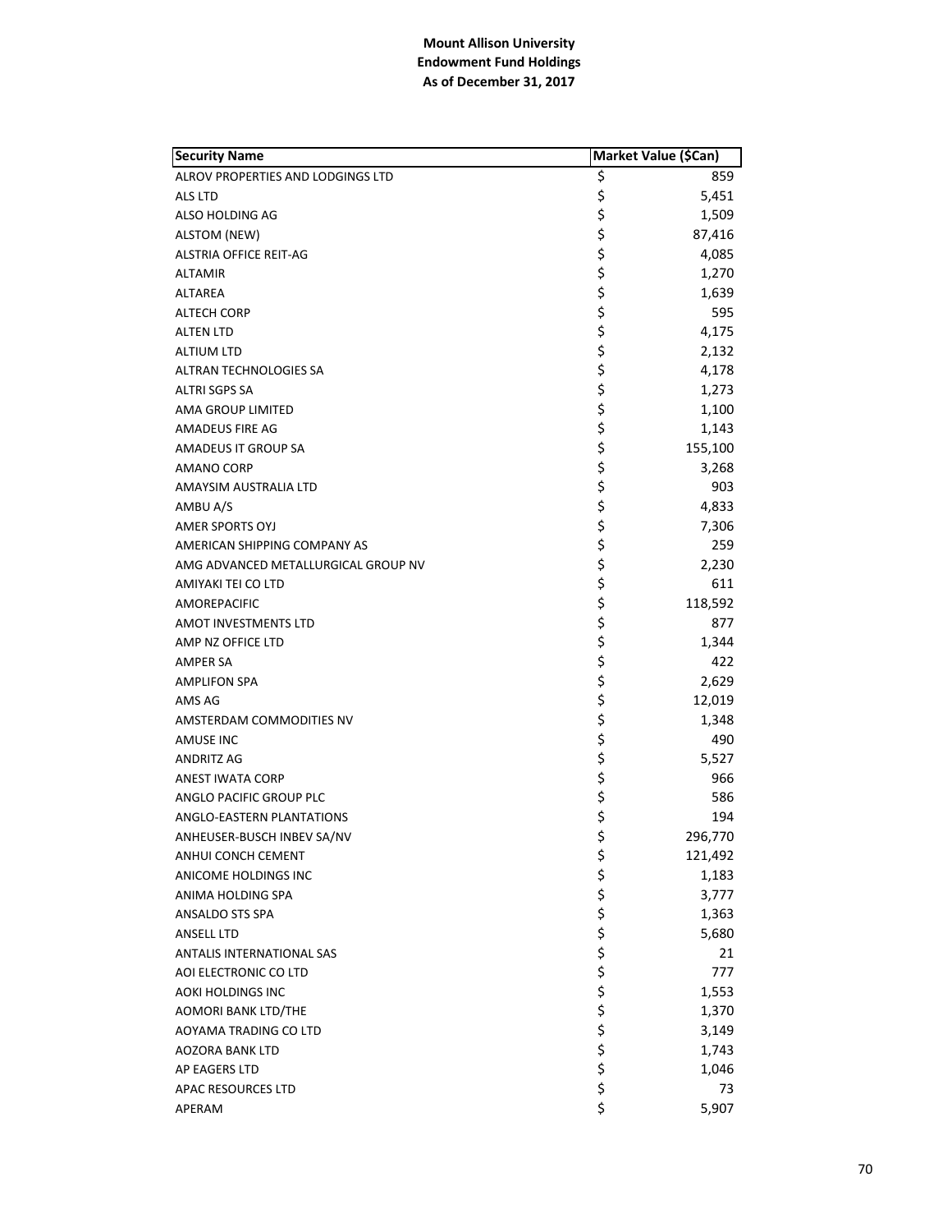**Mount Allison University**
**Endowment Fund Holdings**
**As of December 31, 2017**

| Security Name | Market Value ($Can) |
|---|---|
| ALROV PROPERTIES AND LODGINGS LTD | $ 859 |
| ALS LTD | $ 5,451 |
| ALSO HOLDING AG | $ 1,509 |
| ALSTOM (NEW) | $ 87,416 |
| ALSTRIA OFFICE REIT-AG | $ 4,085 |
| ALTAMIR | $ 1,270 |
| ALTAREA | $ 1,639 |
| ALTECH CORP | $ 595 |
| ALTEN LTD | $ 4,175 |
| ALTIUM LTD | $ 2,132 |
| ALTRAN TECHNOLOGIES SA | $ 4,178 |
| ALTRI SGPS SA | $ 1,273 |
| AMA GROUP LIMITED | $ 1,100 |
| AMADEUS FIRE AG | $ 1,143 |
| AMADEUS IT GROUP SA | $ 155,100 |
| AMANO CORP | $ 3,268 |
| AMAYSIM AUSTRALIA LTD | $ 903 |
| AMBU A/S | $ 4,833 |
| AMER SPORTS OYJ | $ 7,306 |
| AMERICAN SHIPPING COMPANY AS | $ 259 |
| AMG ADVANCED METALLURGICAL GROUP NV | $ 2,230 |
| AMIYAKI TEI CO LTD | $ 611 |
| AMOREPACIFIC | $ 118,592 |
| AMOT INVESTMENTS LTD | $ 877 |
| AMP NZ OFFICE LTD | $ 1,344 |
| AMPER SA | $ 422 |
| AMPLIFON SPA | $ 2,629 |
| AMS AG | $ 12,019 |
| AMSTERDAM COMMODITIES NV | $ 1,348 |
| AMUSE INC | $ 490 |
| ANDRITZ AG | $ 5,527 |
| ANEST IWATA CORP | $ 966 |
| ANGLO PACIFIC GROUP PLC | $ 586 |
| ANGLO-EASTERN PLANTATIONS | $ 194 |
| ANHEUSER-BUSCH INBEV SA/NV | $ 296,770 |
| ANHUI CONCH CEMENT | $ 121,492 |
| ANICOME HOLDINGS INC | $ 1,183 |
| ANIMA HOLDING SPA | $ 3,777 |
| ANSALDO STS SPA | $ 1,363 |
| ANSELL LTD | $ 5,680 |
| ANTALIS INTERNATIONAL SAS | $ 21 |
| AOI ELECTRONIC CO LTD | $ 777 |
| AOKI HOLDINGS INC | $ 1,553 |
| AOMORI BANK LTD/THE | $ 1,370 |
| AOYAMA TRADING CO LTD | $ 3,149 |
| AOZORA BANK LTD | $ 1,743 |
| AP EAGERS LTD | $ 1,046 |
| APAC RESOURCES LTD | $ 73 |
| APERAM | $ 5,907 |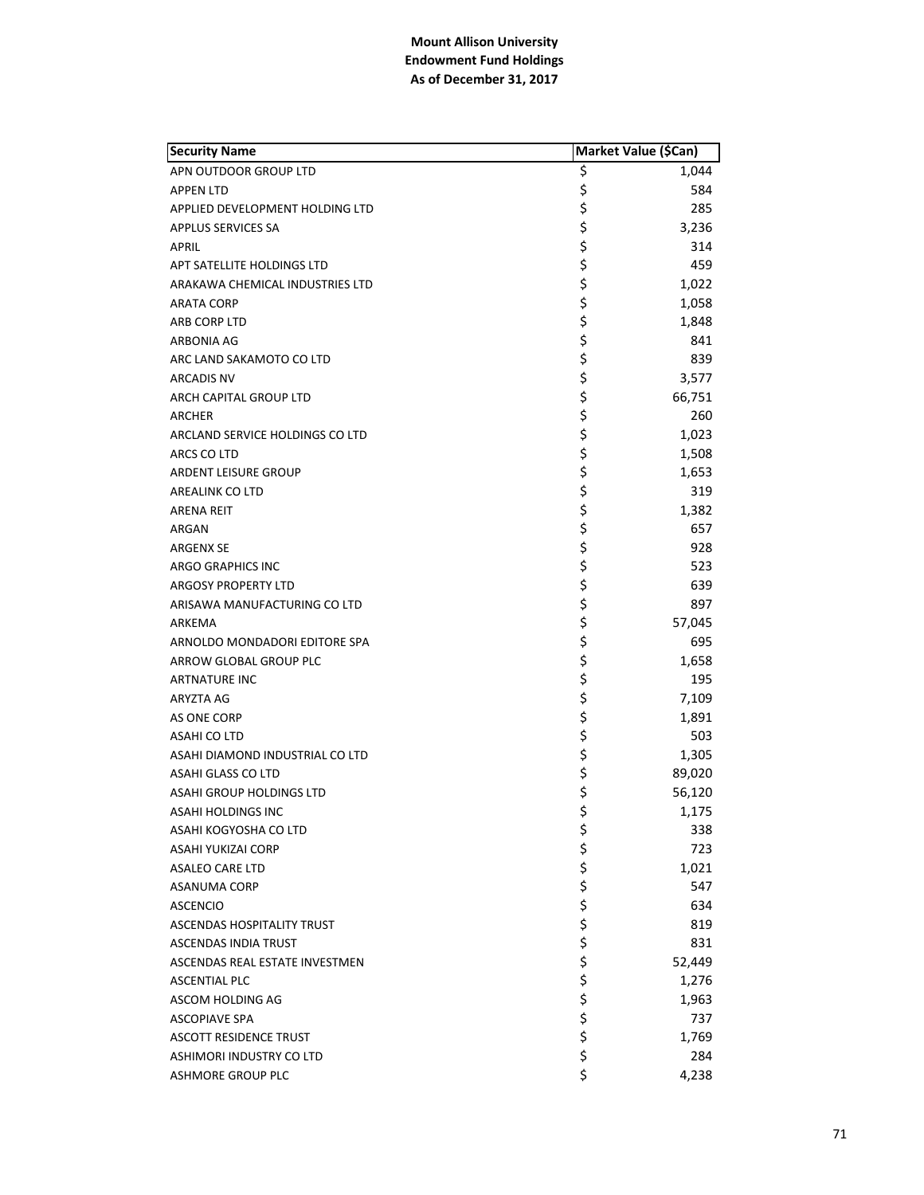**Mount Allison University**
**Endowment Fund Holdings**
**As of December 31, 2017**

| Security Name | Market Value ($Can) |
|---|---|
| APN OUTDOOR GROUP LTD | $ 1,044 |
| APPEN LTD | $ 584 |
| APPLIED DEVELOPMENT HOLDING LTD | $ 285 |
| APPLUS SERVICES SA | $ 3,236 |
| APRIL | $ 314 |
| APT SATELLITE HOLDINGS LTD | $ 459 |
| ARAKAWA CHEMICAL INDUSTRIES LTD | $ 1,022 |
| ARATA CORP | $ 1,058 |
| ARB CORP LTD | $ 1,848 |
| ARBONIA AG | $ 841 |
| ARC LAND SAKAMOTO CO LTD | $ 839 |
| ARCADIS NV | $ 3,577 |
| ARCH CAPITAL GROUP LTD | $ 66,751 |
| ARCHER | $ 260 |
| ARCLAND SERVICE HOLDINGS CO LTD | $ 1,023 |
| ARCS CO LTD | $ 1,508 |
| ARDENT LEISURE GROUP | $ 1,653 |
| AREALINK CO LTD | $ 319 |
| ARENA REIT | $ 1,382 |
| ARGAN | $ 657 |
| ARGENX SE | $ 928 |
| ARGO GRAPHICS INC | $ 523 |
| ARGOSY PROPERTY LTD | $ 639 |
| ARISAWA MANUFACTURING CO LTD | $ 897 |
| ARKEMA | $ 57,045 |
| ARNOLDO MONDADORI EDITORE SPA | $ 695 |
| ARROW GLOBAL GROUP PLC | $ 1,658 |
| ARTNATURE INC | $ 195 |
| ARYZTA AG | $ 7,109 |
| AS ONE CORP | $ 1,891 |
| ASAHI CO LTD | $ 503 |
| ASAHI DIAMOND INDUSTRIAL CO LTD | $ 1,305 |
| ASAHI GLASS CO LTD | $ 89,020 |
| ASAHI GROUP HOLDINGS LTD | $ 56,120 |
| ASAHI HOLDINGS INC | $ 1,175 |
| ASAHI KOGYOSHA CO LTD | $ 338 |
| ASAHI YUKIZAI CORP | $ 723 |
| ASALEO CARE LTD | $ 1,021 |
| ASANUMA CORP | $ 547 |
| ASCENCIO | $ 634 |
| ASCENDAS HOSPITALITY TRUST | $ 819 |
| ASCENDAS INDIA TRUST | $ 831 |
| ASCENDAS REAL ESTATE INVESTMEN | $ 52,449 |
| ASCENTIAL PLC | $ 1,276 |
| ASCOM HOLDING AG | $ 1,963 |
| ASCOPIAVE SPA | $ 737 |
| ASCOTT RESIDENCE TRUST | $ 1,769 |
| ASHIMORI INDUSTRY CO LTD | $ 284 |
| ASHMORE GROUP PLC | $ 4,238 |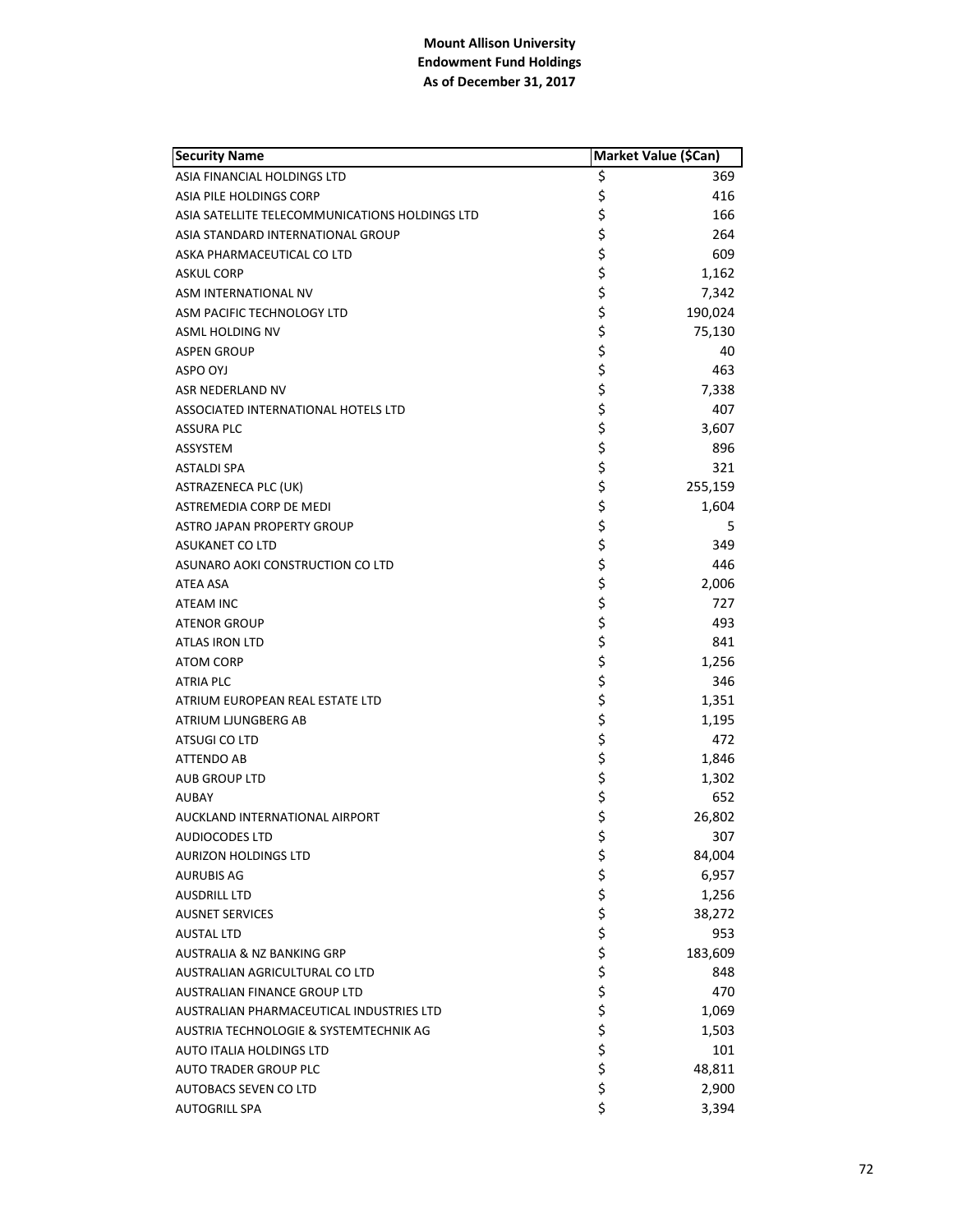**Mount Allison University**
**Endowment Fund Holdings**
**As of December 31, 2017**

| Security Name | Market Value ($Can) |
|---|---|
| ASIA FINANCIAL HOLDINGS LTD | $ 369 |
| ASIA PILE HOLDINGS CORP | $ 416 |
| ASIA SATELLITE TELECOMMUNICATIONS HOLDINGS LTD | $ 166 |
| ASIA STANDARD INTERNATIONAL GROUP | $ 264 |
| ASKA PHARMACEUTICAL CO LTD | $ 609 |
| ASKUL CORP | $ 1,162 |
| ASM INTERNATIONAL NV | $ 7,342 |
| ASM PACIFIC TECHNOLOGY LTD | $ 190,024 |
| ASML HOLDING NV | $ 75,130 |
| ASPEN GROUP | $ 40 |
| ASPO OYJ | $ 463 |
| ASR NEDERLAND NV | $ 7,338 |
| ASSOCIATED INTERNATIONAL HOTELS LTD | $ 407 |
| ASSURA PLC | $ 3,607 |
| ASSYSTEM | $ 896 |
| ASTALDI SPA | $ 321 |
| ASTRAZENECA PLC (UK) | $ 255,159 |
| ASTREMEDIA CORP DE MEDI | $ 1,604 |
| ASTRO JAPAN PROPERTY GROUP | $ 5 |
| ASUKANET CO LTD | $ 349 |
| ASUNARO AOKI CONSTRUCTION CO LTD | $ 446 |
| ATEA ASA | $ 2,006 |
| ATEAM INC | $ 727 |
| ATENOR GROUP | $ 493 |
| ATLAS IRON LTD | $ 841 |
| ATOM CORP | $ 1,256 |
| ATRIA PLC | $ 346 |
| ATRIUM EUROPEAN REAL ESTATE LTD | $ 1,351 |
| ATRIUM LJUNGBERG AB | $ 1,195 |
| ATSUGI CO LTD | $ 472 |
| ATTENDO AB | $ 1,846 |
| AUB GROUP LTD | $ 1,302 |
| AUBAY | $ 652 |
| AUCKLAND INTERNATIONAL AIRPORT | $ 26,802 |
| AUDIOCODES LTD | $ 307 |
| AURIZON HOLDINGS LTD | $ 84,004 |
| AURUBIS AG | $ 6,957 |
| AUSDRILL LTD | $ 1,256 |
| AUSNET SERVICES | $ 38,272 |
| AUSTAL LTD | $ 953 |
| AUSTRALIA & NZ BANKING GRP | $ 183,609 |
| AUSTRALIAN AGRICULTURAL CO LTD | $ 848 |
| AUSTRALIAN FINANCE GROUP LTD | $ 470 |
| AUSTRALIAN PHARMACEUTICAL INDUSTRIES LTD | $ 1,069 |
| AUSTRIA TECHNOLOGIE & SYSTEMTECHNIK AG | $ 1,503 |
| AUTO ITALIA HOLDINGS LTD | $ 101 |
| AUTO TRADER GROUP PLC | $ 48,811 |
| AUTOBACS SEVEN CO LTD | $ 2,900 |
| AUTOGRILL SPA | $ 3,394 |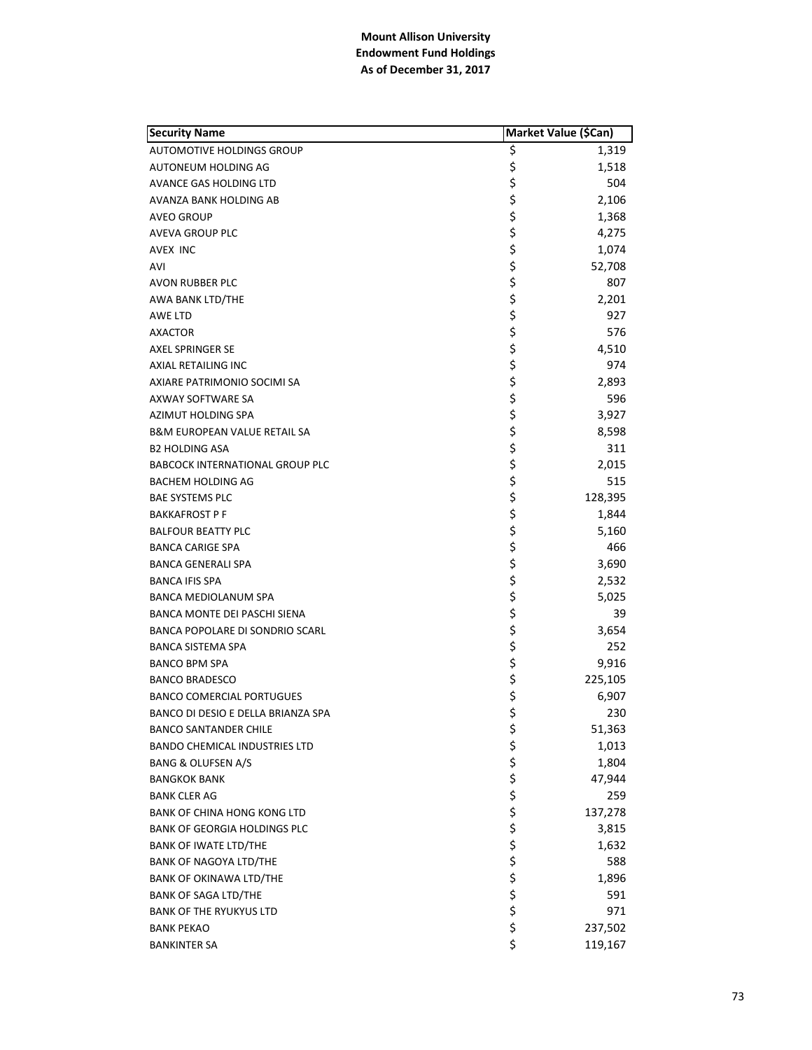**Mount Allison University**
**Endowment Fund Holdings**
**As of December 31, 2017**

| Security Name | Market Value ($Can) |
|---|---|
| AUTOMOTIVE HOLDINGS GROUP | $ 1,319 |
| AUTONEUM HOLDING AG | $ 1,518 |
| AVANCE GAS HOLDING LTD | $ 504 |
| AVANZA BANK HOLDING AB | $ 2,106 |
| AVEO GROUP | $ 1,368 |
| AVEVA GROUP PLC | $ 4,275 |
| AVEX INC | $ 1,074 |
| AVI | $ 52,708 |
| AVON RUBBER PLC | $ 807 |
| AWA BANK LTD/THE | $ 2,201 |
| AWE LTD | $ 927 |
| AXACTOR | $ 576 |
| AXEL SPRINGER SE | $ 4,510 |
| AXIAL RETAILING INC | $ 974 |
| AXIARE PATRIMONIO SOCIMI SA | $ 2,893 |
| AXWAY SOFTWARE SA | $ 596 |
| AZIMUT HOLDING SPA | $ 3,927 |
| B&M EUROPEAN VALUE RETAIL SA | $ 8,598 |
| B2 HOLDING ASA | $ 311 |
| BABCOCK INTERNATIONAL GROUP PLC | $ 2,015 |
| BACHEM HOLDING AG | $ 515 |
| BAE SYSTEMS PLC | $ 128,395 |
| BAKKAFROST P F | $ 1,844 |
| BALFOUR BEATTY PLC | $ 5,160 |
| BANCA CARIGE SPA | $ 466 |
| BANCA GENERALI SPA | $ 3,690 |
| BANCA IFIS SPA | $ 2,532 |
| BANCA MEDIOLANUM SPA | $ 5,025 |
| BANCA MONTE DEI PASCHI SIENA | $ 39 |
| BANCA POPOLARE DI SONDRIO SCARL | $ 3,654 |
| BANCA SISTEMA SPA | $ 252 |
| BANCO BPM SPA | $ 9,916 |
| BANCO BRADESCO | $ 225,105 |
| BANCO COMERCIAL PORTUGUES | $ 6,907 |
| BANCO DI DESIO E DELLA BRIANZA SPA | $ 230 |
| BANCO SANTANDER CHILE | $ 51,363 |
| BANDO CHEMICAL INDUSTRIES LTD | $ 1,013 |
| BANG & OLUFSEN A/S | $ 1,804 |
| BANGKOK BANK | $ 47,944 |
| BANK CLER AG | $ 259 |
| BANK OF CHINA HONG KONG LTD | $ 137,278 |
| BANK OF GEORGIA HOLDINGS PLC | $ 3,815 |
| BANK OF IWATE LTD/THE | $ 1,632 |
| BANK OF NAGOYA LTD/THE | $ 588 |
| BANK OF OKINAWA LTD/THE | $ 1,896 |
| BANK OF SAGA LTD/THE | $ 591 |
| BANK OF THE RYUKYUS LTD | $ 971 |
| BANK PEKAO | $ 237,502 |
| BANKINTER SA | $ 119,167 |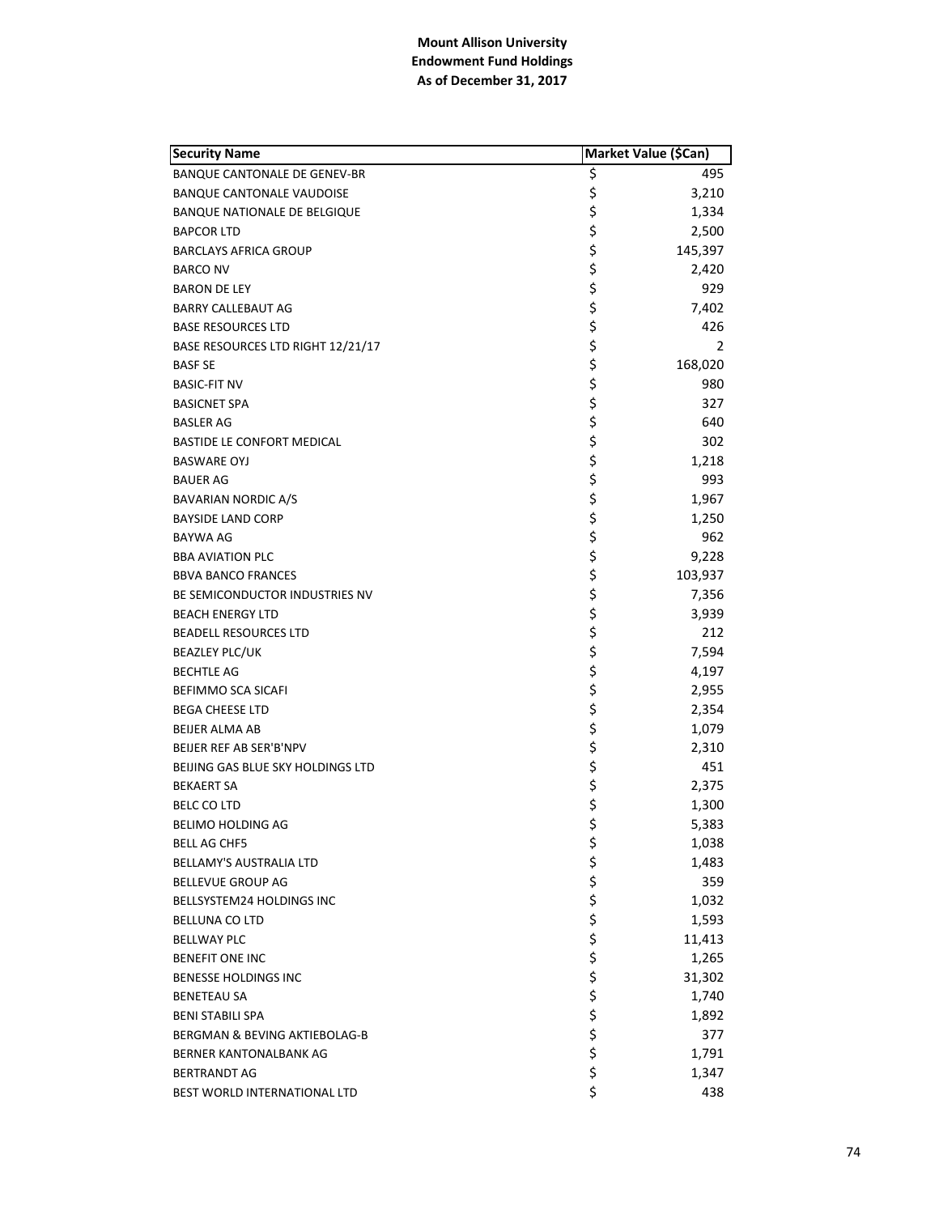**Mount Allison University**
**Endowment Fund Holdings**
**As of December 31, 2017**

| Security Name | Market Value ($Can) |
|---|---|
| BANQUE CANTONALE DE GENEV-BR | $ 495 |
| BANQUE CANTONALE VAUDOISE | $ 3,210 |
| BANQUE NATIONALE DE BELGIQUE | $ 1,334 |
| BAPCOR LTD | $ 2,500 |
| BARCLAYS AFRICA GROUP | $ 145,397 |
| BARCO NV | $ 2,420 |
| BARON DE LEY | $ 929 |
| BARRY CALLEBAUT AG | $ 7,402 |
| BASE RESOURCES LTD | $ 426 |
| BASE RESOURCES LTD RIGHT 12/21/17 | $ 2 |
| BASF SE | $ 168,020 |
| BASIC-FIT NV | $ 980 |
| BASICNET SPA | $ 327 |
| BASLER AG | $ 640 |
| BASTIDE LE CONFORT MEDICAL | $ 302 |
| BASWARE OYJ | $ 1,218 |
| BAUER AG | $ 993 |
| BAVARIAN NORDIC A/S | $ 1,967 |
| BAYSIDE LAND CORP | $ 1,250 |
| BAYWA AG | $ 962 |
| BBA AVIATION PLC | $ 9,228 |
| BBVA BANCO FRANCES | $ 103,937 |
| BE SEMICONDUCTOR INDUSTRIES NV | $ 7,356 |
| BEACH ENERGY LTD | $ 3,939 |
| BEADELL RESOURCES LTD | $ 212 |
| BEAZLEY PLC/UK | $ 7,594 |
| BECHTLE AG | $ 4,197 |
| BEFIMMO SCA SICAFI | $ 2,955 |
| BEGA CHEESE LTD | $ 2,354 |
| BEIJER ALMA AB | $ 1,079 |
| BEIJER REF AB SER'B'NPV | $ 2,310 |
| BEIJING GAS BLUE SKY HOLDINGS LTD | $ 451 |
| BEKAERT SA | $ 2,375 |
| BELC CO LTD | $ 1,300 |
| BELIMO HOLDING AG | $ 5,383 |
| BELL AG CHF5 | $ 1,038 |
| BELLAMY'S AUSTRALIA LTD | $ 1,483 |
| BELLEVUE GROUP AG | $ 359 |
| BELLSYSTEM24 HOLDINGS INC | $ 1,032 |
| BELLUNA CO LTD | $ 1,593 |
| BELLWAY PLC | $ 11,413 |
| BENEFIT ONE INC | $ 1,265 |
| BENESSE HOLDINGS INC | $ 31,302 |
| BENETEAU SA | $ 1,740 |
| BENI STABILI SPA | $ 1,892 |
| BERGMAN & BEVING AKTIEBOLAG-B | $ 377 |
| BERNER KANTONALBANK AG | $ 1,791 |
| BERTRANDT AG | $ 1,347 |
| BEST WORLD INTERNATIONAL LTD | $ 438 |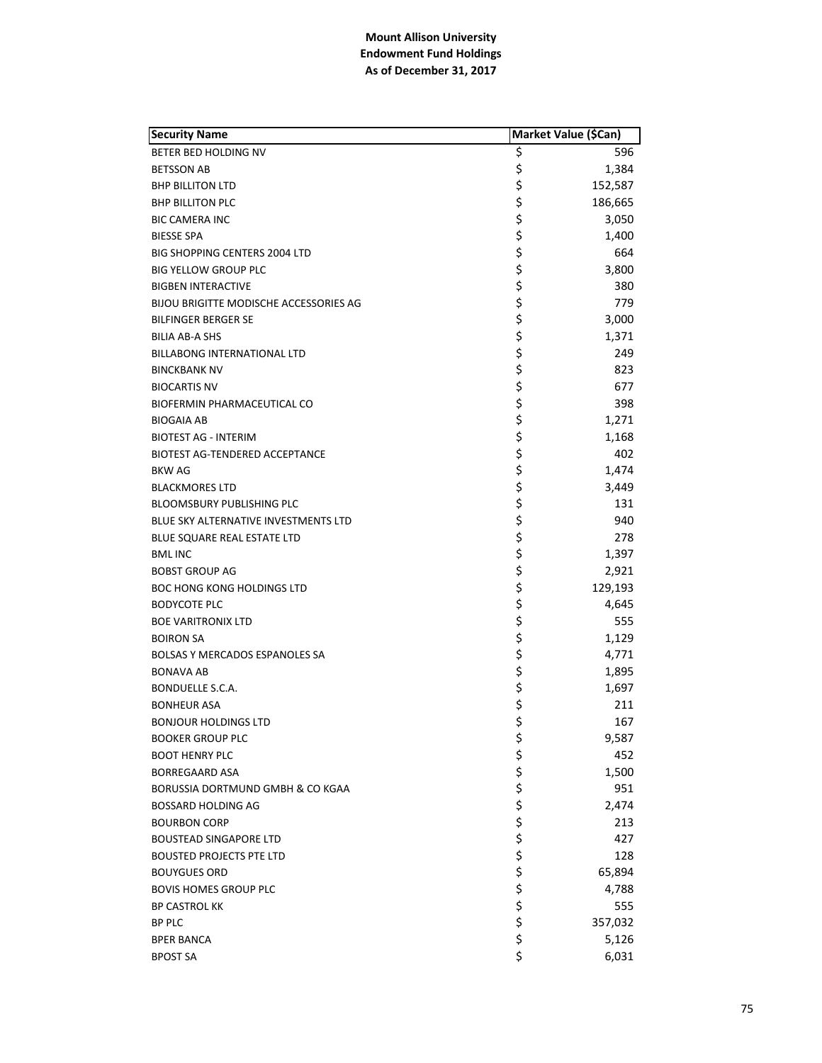**Mount Allison University**
**Endowment Fund Holdings**
**As of December 31, 2017**

| Security Name | Market Value ($Can) |
|---|---|
| BETER BED HOLDING NV | $ 596 |
| BETSSON AB | $ 1,384 |
| BHP BILLITON LTD | $ 152,587 |
| BHP BILLITON PLC | $ 186,665 |
| BIC CAMERA INC | $ 3,050 |
| BIESSE SPA | $ 1,400 |
| BIG SHOPPING CENTERS 2004 LTD | $ 664 |
| BIG YELLOW GROUP PLC | $ 3,800 |
| BIGBEN INTERACTIVE | $ 380 |
| BIJOU BRIGITTE MODISCHE ACCESSORIES AG | $ 779 |
| BILFINGER BERGER SE | $ 3,000 |
| BILIA AB-A SHS | $ 1,371 |
| BILLABONG INTERNATIONAL LTD | $ 249 |
| BINCKBANK NV | $ 823 |
| BIOCARTIS NV | $ 677 |
| BIOFERMIN PHARMACEUTICAL CO | $ 398 |
| BIOGAIA AB | $ 1,271 |
| BIOTEST AG - INTERIM | $ 1,168 |
| BIOTEST AG-TENDERED ACCEPTANCE | $ 402 |
| BKW AG | $ 1,474 |
| BLACKMORES LTD | $ 3,449 |
| BLOOMSBURY PUBLISHING PLC | $ 131 |
| BLUE SKY ALTERNATIVE INVESTMENTS LTD | $ 940 |
| BLUE SQUARE REAL ESTATE LTD | $ 278 |
| BML INC | $ 1,397 |
| BOBST GROUP AG | $ 2,921 |
| BOC HONG KONG HOLDINGS LTD | $ 129,193 |
| BODYCOTE PLC | $ 4,645 |
| BOE VARITRONIX LTD | $ 555 |
| BOIRON SA | $ 1,129 |
| BOLSAS Y MERCADOS ESPANOLES SA | $ 4,771 |
| BONAVA AB | $ 1,895 |
| BONDUELLE S.C.A. | $ 1,697 |
| BONHEUR ASA | $ 211 |
| BONJOUR HOLDINGS LTD | $ 167 |
| BOOKER GROUP PLC | $ 9,587 |
| BOOT HENRY PLC | $ 452 |
| BORREGAARD ASA | $ 1,500 |
| BORUSSIA DORTMUND GMBH & CO KGAA | $ 951 |
| BOSSARD HOLDING AG | $ 2,474 |
| BOURBON CORP | $ 213 |
| BOUSTEAD SINGAPORE LTD | $ 427 |
| BOUSTED PROJECTS PTE LTD | $ 128 |
| BOUYGUES ORD | $ 65,894 |
| BOVIS HOMES GROUP PLC | $ 4,788 |
| BP CASTROL KK | $ 555 |
| BP PLC | $ 357,032 |
| BPER BANCA | $ 5,126 |
| BPOST SA | $ 6,031 |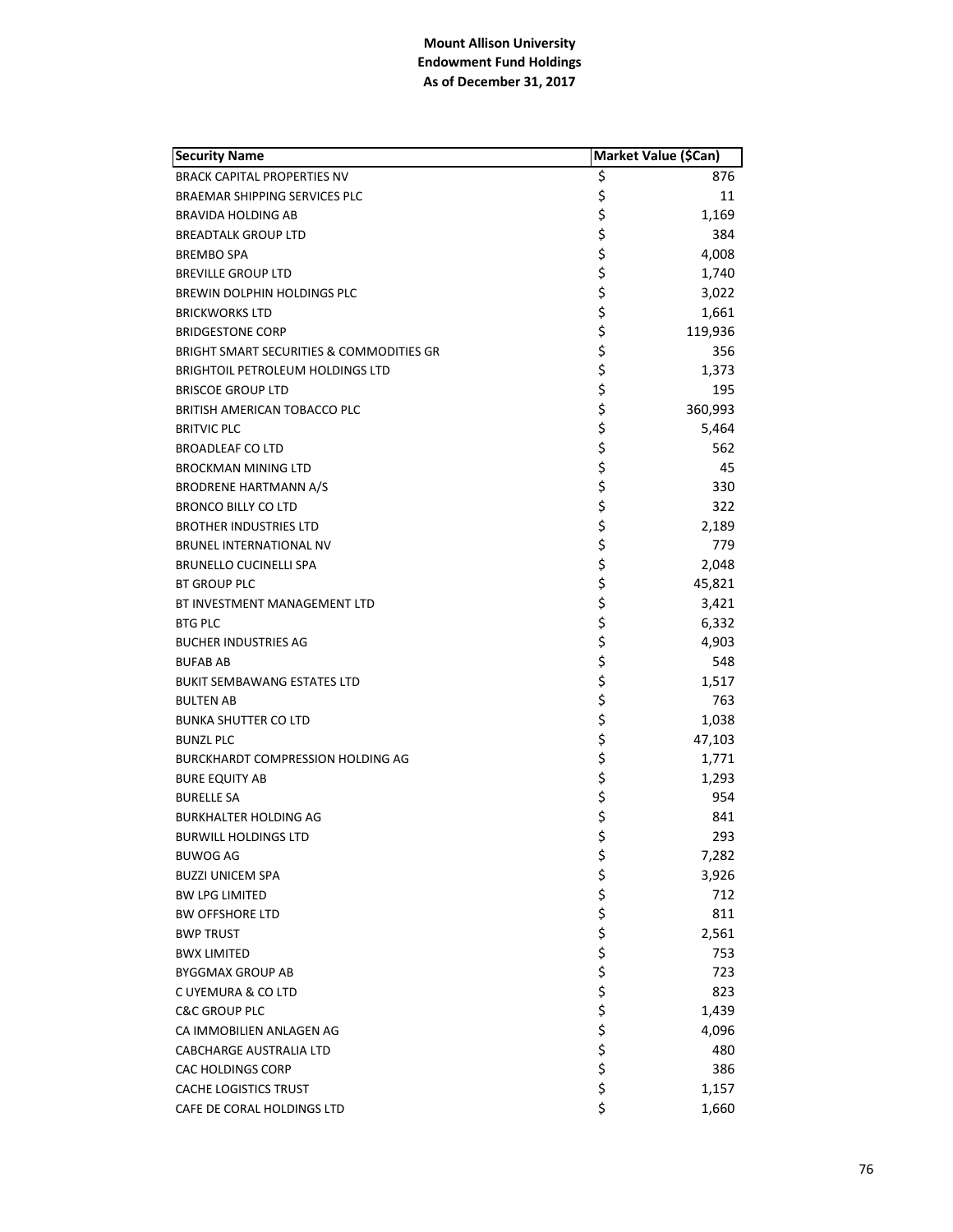**Mount Allison University**
**Endowment Fund Holdings**
**As of December 31, 2017**

| Security Name | Market Value ($Can) |
|---|---|
| BRACK CAPITAL PROPERTIES NV | $ 876 |
| BRAEMAR SHIPPING SERVICES PLC | $ 11 |
| BRAVIDA HOLDING AB | $ 1,169 |
| BREADTALK GROUP LTD | $ 384 |
| BREMBO SPA | $ 4,008 |
| BREVILLE GROUP LTD | $ 1,740 |
| BREWIN DOLPHIN HOLDINGS PLC | $ 3,022 |
| BRICKWORKS LTD | $ 1,661 |
| BRIDGESTONE CORP | $ 119,936 |
| BRIGHT SMART SECURITIES & COMMODITIES GR | $ 356 |
| BRIGHTOIL PETROLEUM HOLDINGS LTD | $ 1,373 |
| BRISCOE GROUP LTD | $ 195 |
| BRITISH AMERICAN TOBACCO PLC | $ 360,993 |
| BRITVIC PLC | $ 5,464 |
| BROADLEAF CO LTD | $ 562 |
| BROCKMAN MINING LTD | $ 45 |
| BRODRENE HARTMANN A/S | $ 330 |
| BRONCO BILLY CO LTD | $ 322 |
| BROTHER INDUSTRIES LTD | $ 2,189 |
| BRUNEL INTERNATIONAL NV | $ 779 |
| BRUNELLO CUCINELLI SPA | $ 2,048 |
| BT GROUP PLC | $ 45,821 |
| BT INVESTMENT MANAGEMENT LTD | $ 3,421 |
| BTG PLC | $ 6,332 |
| BUCHER INDUSTRIES AG | $ 4,903 |
| BUFAB AB | $ 548 |
| BUKIT SEMBAWANG ESTATES LTD | $ 1,517 |
| BULTEN AB | $ 763 |
| BUNKA SHUTTER CO LTD | $ 1,038 |
| BUNZL PLC | $ 47,103 |
| BURCKHARDT COMPRESSION HOLDING AG | $ 1,771 |
| BURE EQUITY AB | $ 1,293 |
| BURELLE SA | $ 954 |
| BURKHALTER HOLDING AG | $ 841 |
| BURWILL HOLDINGS LTD | $ 293 |
| BUWOG AG | $ 7,282 |
| BUZZI UNICEM SPA | $ 3,926 |
| BW LPG LIMITED | $ 712 |
| BW OFFSHORE LTD | $ 811 |
| BWP TRUST | $ 2,561 |
| BWX LIMITED | $ 753 |
| BYGGMAX GROUP AB | $ 723 |
| C UYEMURA & CO LTD | $ 823 |
| C&C GROUP PLC | $ 1,439 |
| CA IMMOBILIEN ANLAGEN AG | $ 4,096 |
| CABCHARGE AUSTRALIA LTD | $ 480 |
| CAC HOLDINGS CORP | $ 386 |
| CACHE LOGISTICS TRUST | $ 1,157 |
| CAFE DE CORAL HOLDINGS LTD | $ 1,660 |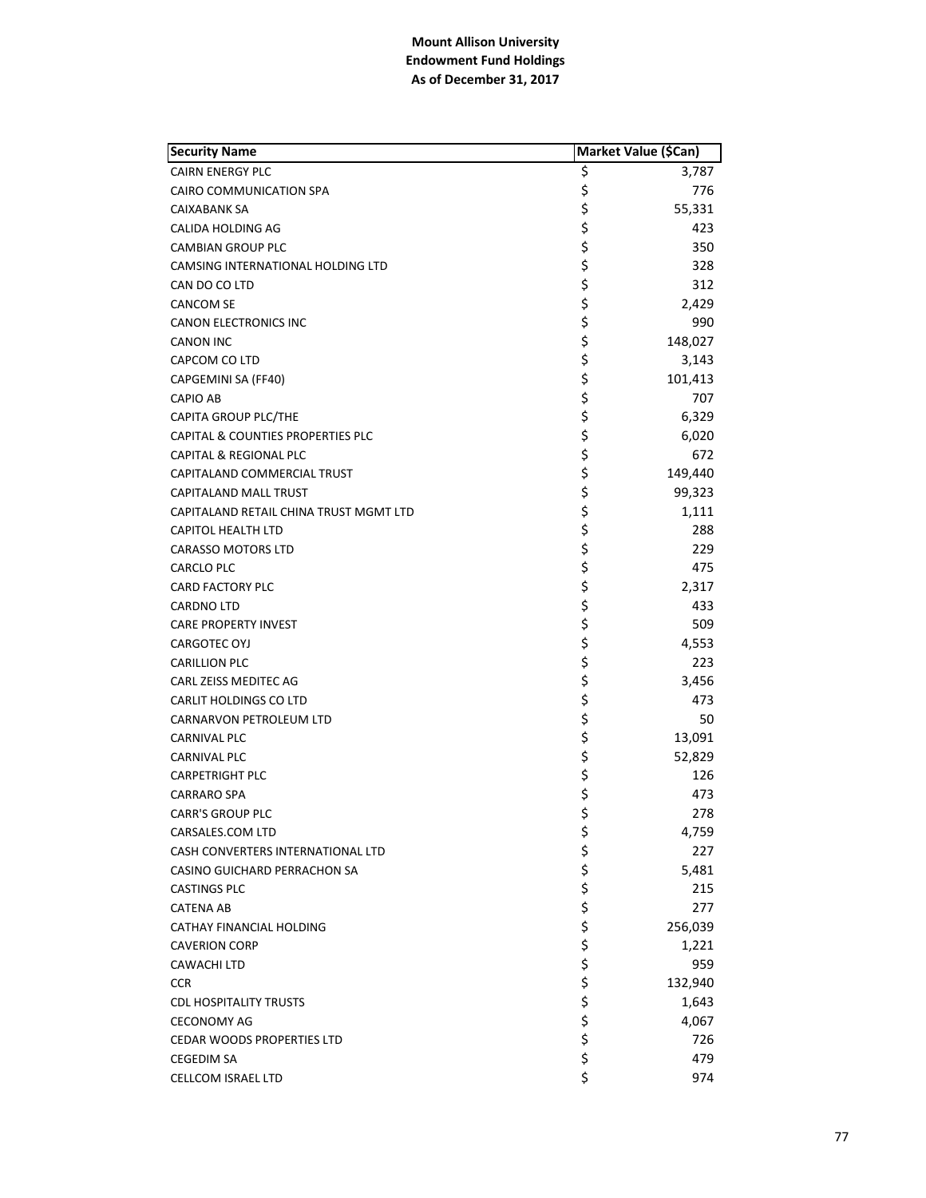**Mount Allison University**
**Endowment Fund Holdings**
**As of December 31, 2017**

| Security Name | Market Value ($Can) |
|---|---|
| CAIRN ENERGY PLC | $ 3,787 |
| CAIRO COMMUNICATION SPA | $ 776 |
| CAIXABANK SA | $ 55,331 |
| CALIDA HOLDING AG | $ 423 |
| CAMBIAN GROUP PLC | $ 350 |
| CAMSING INTERNATIONAL HOLDING LTD | $ 328 |
| CAN DO CO LTD | $ 312 |
| CANCOM SE | $ 2,429 |
| CANON ELECTRONICS INC | $ 990 |
| CANON INC | $ 148,027 |
| CAPCOM CO LTD | $ 3,143 |
| CAPGEMINI SA (FF40) | $ 101,413 |
| CAPIO AB | $ 707 |
| CAPITA GROUP PLC/THE | $ 6,329 |
| CAPITAL & COUNTIES PROPERTIES PLC | $ 6,020 |
| CAPITAL & REGIONAL PLC | $ 672 |
| CAPITALAND COMMERCIAL TRUST | $ 149,440 |
| CAPITALAND MALL TRUST | $ 99,323 |
| CAPITALAND RETAIL CHINA TRUST MGMT LTD | $ 1,111 |
| CAPITOL HEALTH LTD | $ 288 |
| CARASSO MOTORS LTD | $ 229 |
| CARCLO PLC | $ 475 |
| CARD FACTORY PLC | $ 2,317 |
| CARDNO LTD | $ 433 |
| CARE PROPERTY INVEST | $ 509 |
| CARGOTEC OYJ | $ 4,553 |
| CARILLION PLC | $ 223 |
| CARL ZEISS MEDITEC AG | $ 3,456 |
| CARLIT HOLDINGS CO LTD | $ 473 |
| CARNARVON PETROLEUM LTD | $ 50 |
| CARNIVAL PLC | $ 13,091 |
| CARNIVAL PLC | $ 52,829 |
| CARPETRIGHT PLC | $ 126 |
| CARRARO SPA | $ 473 |
| CARR'S GROUP PLC | $ 278 |
| CARSALES.COM LTD | $ 4,759 |
| CASH CONVERTERS INTERNATIONAL LTD | $ 227 |
| CASINO GUICHARD PERRACHON SA | $ 5,481 |
| CASTINGS PLC | $ 215 |
| CATENA AB | $ 277 |
| CATHAY FINANCIAL HOLDING | $ 256,039 |
| CAVERION CORP | $ 1,221 |
| CAWACHI LTD | $ 959 |
| CCR | $ 132,940 |
| CDL HOSPITALITY TRUSTS | $ 1,643 |
| CECONOMY AG | $ 4,067 |
| CEDAR WOODS PROPERTIES LTD | $ 726 |
| CEGEDIM SA | $ 479 |
| CELLCOM ISRAEL LTD | $ 974 |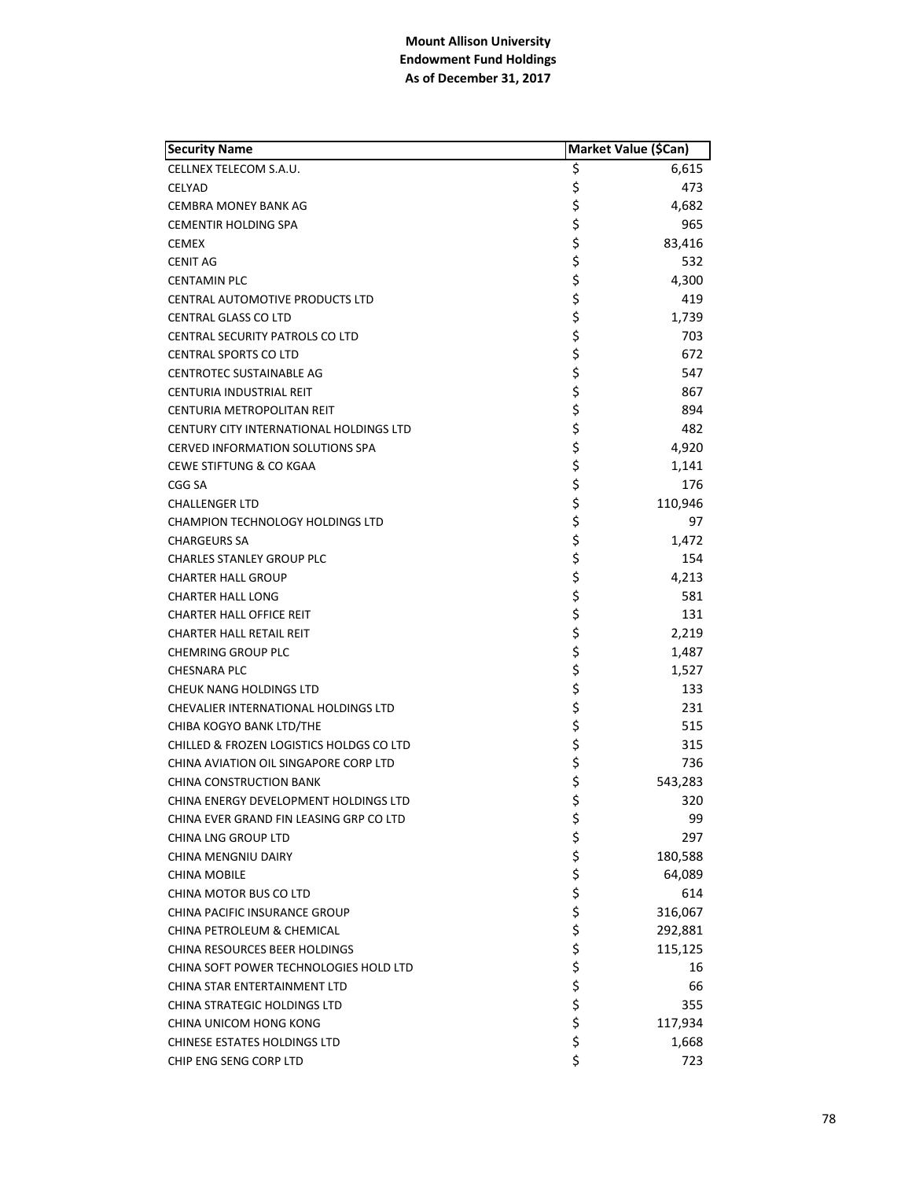**Mount Allison University**
**Endowment Fund Holdings**
**As of December 31, 2017**

| Security Name | Market Value ($Can) |
|---|---|
| CELLNEX TELECOM S.A.U. | $ 6,615 |
| CELYAD | $ 473 |
| CEMBRA MONEY BANK AG | $ 4,682 |
| CEMENTIR HOLDING SPA | $ 965 |
| CEMEX | $ 83,416 |
| CENIT AG | $ 532 |
| CENTAMIN PLC | $ 4,300 |
| CENTRAL AUTOMOTIVE PRODUCTS LTD | $ 419 |
| CENTRAL GLASS CO LTD | $ 1,739 |
| CENTRAL SECURITY PATROLS CO LTD | $ 703 |
| CENTRAL SPORTS CO LTD | $ 672 |
| CENTROTEC SUSTAINABLE AG | $ 547 |
| CENTURIA INDUSTRIAL REIT | $ 867 |
| CENTURIA METROPOLITAN REIT | $ 894 |
| CENTURY CITY INTERNATIONAL HOLDINGS LTD | $ 482 |
| CERVED INFORMATION SOLUTIONS SPA | $ 4,920 |
| CEWE STIFTUNG & CO KGAA | $ 1,141 |
| CGG SA | $ 176 |
| CHALLENGER LTD | $ 110,946 |
| CHAMPION TECHNOLOGY HOLDINGS LTD | $ 97 |
| CHARGEURS SA | $ 1,472 |
| CHARLES STANLEY GROUP PLC | $ 154 |
| CHARTER HALL GROUP | $ 4,213 |
| CHARTER HALL LONG | $ 581 |
| CHARTER HALL OFFICE REIT | $ 131 |
| CHARTER HALL RETAIL REIT | $ 2,219 |
| CHEMRING GROUP PLC | $ 1,487 |
| CHESNARA PLC | $ 1,527 |
| CHEUK NANG HOLDINGS LTD | $ 133 |
| CHEVALIER INTERNATIONAL HOLDINGS LTD | $ 231 |
| CHIBA KOGYO BANK LTD/THE | $ 515 |
| CHILLED & FROZEN LOGISTICS HOLDGS CO LTD | $ 315 |
| CHINA AVIATION OIL SINGAPORE CORP LTD | $ 736 |
| CHINA CONSTRUCTION BANK | $ 543,283 |
| CHINA ENERGY DEVELOPMENT HOLDINGS LTD | $ 320 |
| CHINA EVER GRAND FIN LEASING GRP CO LTD | $ 99 |
| CHINA LNG GROUP LTD | $ 297 |
| CHINA MENGNIU DAIRY | $ 180,588 |
| CHINA MOBILE | $ 64,089 |
| CHINA MOTOR BUS CO LTD | $ 614 |
| CHINA PACIFIC INSURANCE GROUP | $ 316,067 |
| CHINA PETROLEUM & CHEMICAL | $ 292,881 |
| CHINA RESOURCES BEER HOLDINGS | $ 115,125 |
| CHINA SOFT POWER TECHNOLOGIES HOLD LTD | $ 16 |
| CHINA STAR ENTERTAINMENT LTD | $ 66 |
| CHINA STRATEGIC HOLDINGS LTD | $ 355 |
| CHINA UNICOM HONG KONG | $ 117,934 |
| CHINESE ESTATES HOLDINGS LTD | $ 1,668 |
| CHIP ENG SENG CORP LTD | $ 723 |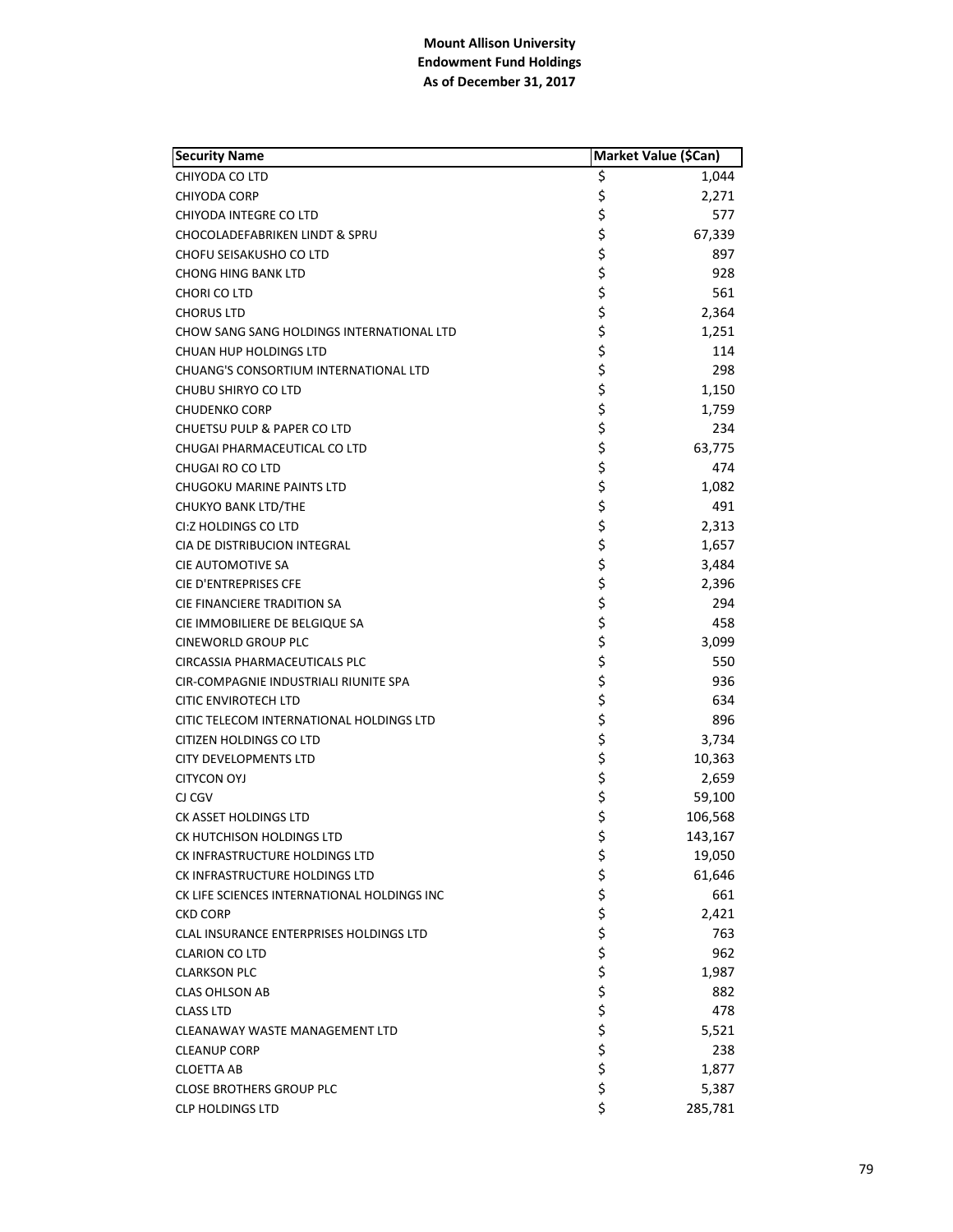**Mount Allison University**
**Endowment Fund Holdings**
**As of December 31, 2017**

| Security Name | Market Value ($Can) |
|---|---|
| CHIYODA CO LTD | $ 1,044 |
| CHIYODA CORP | $ 2,271 |
| CHIYODA INTEGRE CO LTD | $ 577 |
| CHOCOLADEFABRIKEN LINDT & SPRU | $ 67,339 |
| CHOFU SEISAKUSHO CO LTD | $ 897 |
| CHONG HING BANK LTD | $ 928 |
| CHORI CO LTD | $ 561 |
| CHORUS LTD | $ 2,364 |
| CHOW SANG SANG HOLDINGS INTERNATIONAL LTD | $ 1,251 |
| CHUAN HUP HOLDINGS LTD | $ 114 |
| CHUANG'S CONSORTIUM INTERNATIONAL LTD | $ 298 |
| CHUBU SHIRYO CO LTD | $ 1,150 |
| CHUDENKO CORP | $ 1,759 |
| CHUETSU PULP & PAPER CO LTD | $ 234 |
| CHUGAI PHARMACEUTICAL CO LTD | $ 63,775 |
| CHUGAI RO CO LTD | $ 474 |
| CHUGOKU MARINE PAINTS LTD | $ 1,082 |
| CHUKYO BANK LTD/THE | $ 491 |
| CI:Z HOLDINGS CO LTD | $ 2,313 |
| CIA DE DISTRIBUCION INTEGRAL | $ 1,657 |
| CIE AUTOMOTIVE SA | $ 3,484 |
| CIE D'ENTREPRISES CFE | $ 2,396 |
| CIE FINANCIERE TRADITION SA | $ 294 |
| CIE IMMOBILIERE DE BELGIQUE SA | $ 458 |
| CINEWORLD GROUP PLC | $ 3,099 |
| CIRCASSIA PHARMACEUTICALS PLC | $ 550 |
| CIR-COMPAGNIE INDUSTRIALI RIUNITE SPA | $ 936 |
| CITIC ENVIROTECH LTD | $ 634 |
| CITIC TELECOM INTERNATIONAL HOLDINGS LTD | $ 896 |
| CITIZEN HOLDINGS CO LTD | $ 3,734 |
| CITY DEVELOPMENTS LTD | $ 10,363 |
| CITYCON OYJ | $ 2,659 |
| CJ CGV | $ 59,100 |
| CK ASSET HOLDINGS LTD | $ 106,568 |
| CK HUTCHISON HOLDINGS LTD | $ 143,167 |
| CK INFRASTRUCTURE HOLDINGS LTD | $ 19,050 |
| CK INFRASTRUCTURE HOLDINGS LTD | $ 61,646 |
| CK LIFE SCIENCES INTERNATIONAL HOLDINGS INC | $ 661 |
| CKD CORP | $ 2,421 |
| CLAL INSURANCE ENTERPRISES HOLDINGS LTD | $ 763 |
| CLARION CO LTD | $ 962 |
| CLARKSON PLC | $ 1,987 |
| CLAS OHLSON AB | $ 882 |
| CLASS LTD | $ 478 |
| CLEANAWAY WASTE MANAGEMENT LTD | $ 5,521 |
| CLEANUP CORP | $ 238 |
| CLOETTA AB | $ 1,877 |
| CLOSE BROTHERS GROUP PLC | $ 5,387 |
| CLP HOLDINGS LTD | $ 285,781 |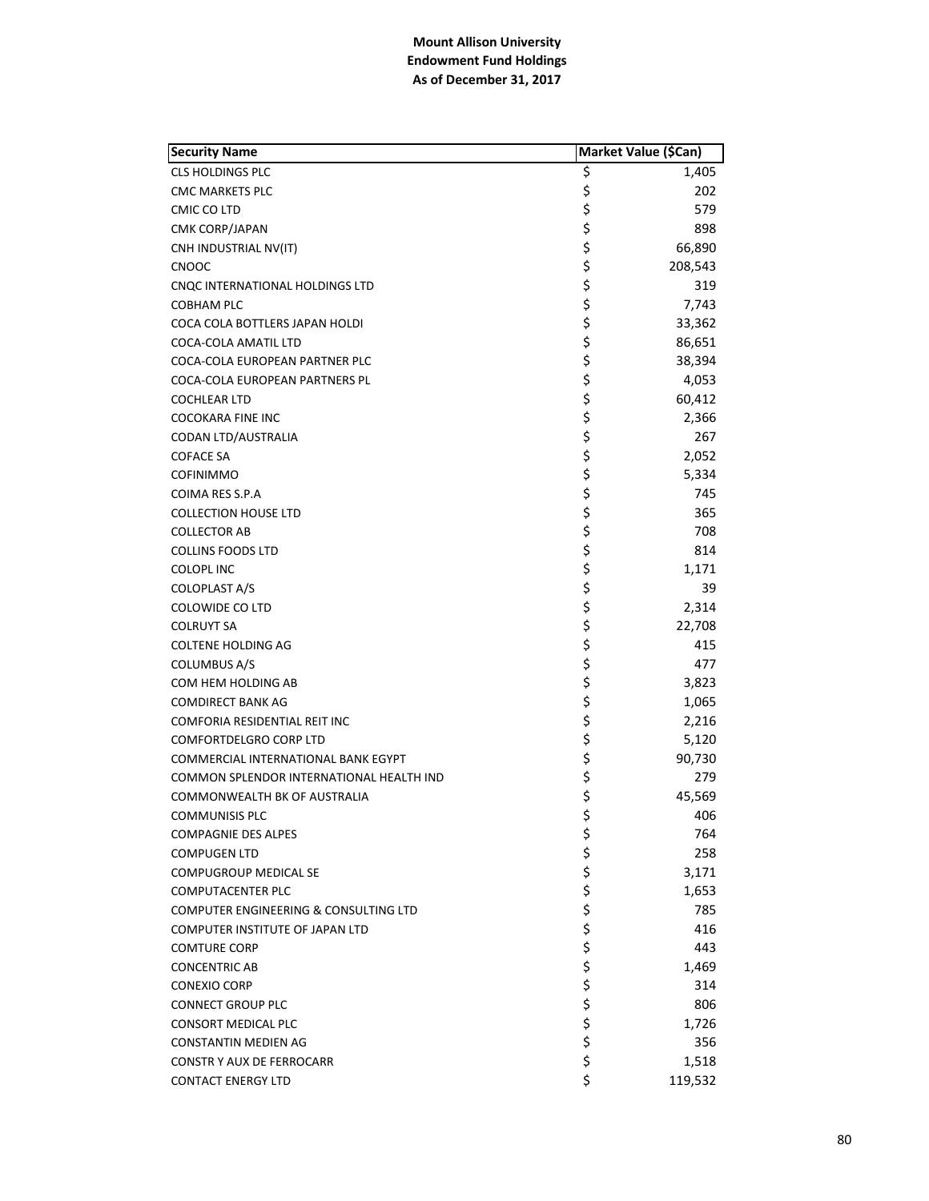**Mount Allison University**
**Endowment Fund Holdings**
**As of December 31, 2017**

| Security Name | Market Value ($Can) |
|---|---|
| CLS HOLDINGS PLC | $ 1,405 |
| CMC MARKETS PLC | $ 202 |
| CMIC CO LTD | $ 579 |
| CMK CORP/JAPAN | $ 898 |
| CNH INDUSTRIAL NV(IT) | $ 66,890 |
| CNOOC | $ 208,543 |
| CNQC INTERNATIONAL HOLDINGS LTD | $ 319 |
| COBHAM PLC | $ 7,743 |
| COCA COLA BOTTLERS JAPAN HOLDI | $ 33,362 |
| COCA-COLA AMATIL LTD | $ 86,651 |
| COCA-COLA EUROPEAN PARTNER PLC | $ 38,394 |
| COCA-COLA EUROPEAN PARTNERS PL | $ 4,053 |
| COCHLEAR LTD | $ 60,412 |
| COCOKARA FINE INC | $ 2,366 |
| CODAN LTD/AUSTRALIA | $ 267 |
| COFACE SA | $ 2,052 |
| COFINIMMO | $ 5,334 |
| COIMA RES S.P.A | $ 745 |
| COLLECTION HOUSE LTD | $ 365 |
| COLLECTOR AB | $ 708 |
| COLLINS FOODS LTD | $ 814 |
| COLOPL INC | $ 1,171 |
| COLOPLAST A/S | $ 39 |
| COLOWIDE CO LTD | $ 2,314 |
| COLRUYT SA | $ 22,708 |
| COLTENE HOLDING AG | $ 415 |
| COLUMBUS A/S | $ 477 |
| COM HEM HOLDING AB | $ 3,823 |
| COMDIRECT BANK AG | $ 1,065 |
| COMFORIA RESIDENTIAL REIT INC | $ 2,216 |
| COMFORTDELGRO CORP LTD | $ 5,120 |
| COMMERCIAL INTERNATIONAL BANK EGYPT | $ 90,730 |
| COMMON SPLENDOR INTERNATIONAL HEALTH IND | $ 279 |
| COMMONWEALTH BK OF AUSTRALIA | $ 45,569 |
| COMMUNISIS PLC | $ 406 |
| COMPAGNIE DES ALPES | $ 764 |
| COMPUGEN LTD | $ 258 |
| COMPUGROUP MEDICAL SE | $ 3,171 |
| COMPUTACENTER PLC | $ 1,653 |
| COMPUTER ENGINEERING & CONSULTING LTD | $ 785 |
| COMPUTER INSTITUTE OF JAPAN LTD | $ 416 |
| COMTURE CORP | $ 443 |
| CONCENTRIC AB | $ 1,469 |
| CONEXIO CORP | $ 314 |
| CONNECT GROUP PLC | $ 806 |
| CONSORT MEDICAL PLC | $ 1,726 |
| CONSTANTIN MEDIEN AG | $ 356 |
| CONSTR Y AUX DE FERROCARR | $ 1,518 |
| CONTACT ENERGY LTD | $ 119,532 |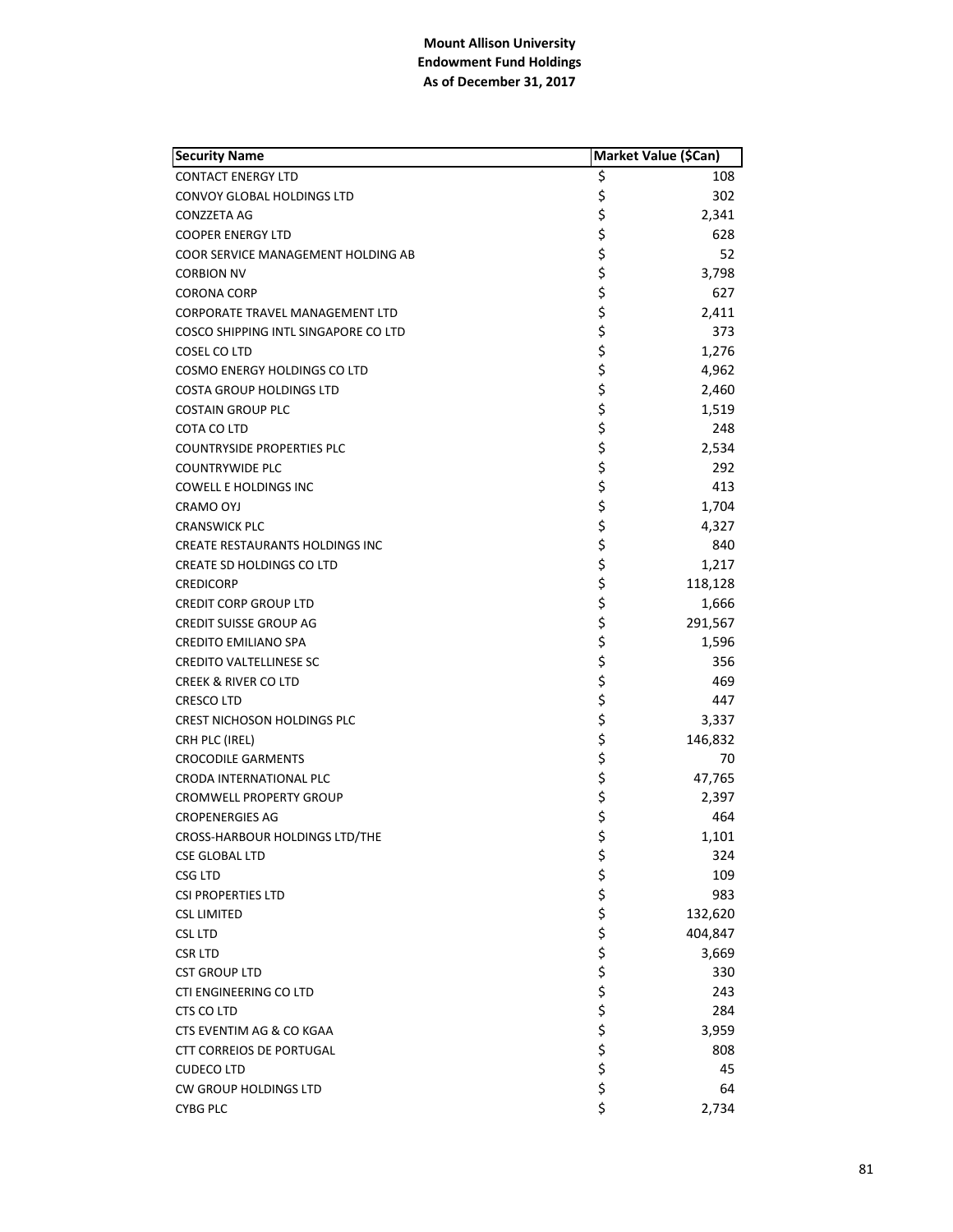**Mount Allison University**
**Endowment Fund Holdings**
**As of December 31, 2017**

| Security Name | Market Value ($Can) |
|---|---|
| CONTACT ENERGY LTD | $ 108 |
| CONVOY GLOBAL HOLDINGS LTD | $ 302 |
| CONZZETA AG | $ 2,341 |
| COOPER ENERGY LTD | $ 628 |
| COOR SERVICE MANAGEMENT HOLDING AB | $ 52 |
| CORBION NV | $ 3,798 |
| CORONA CORP | $ 627 |
| CORPORATE TRAVEL MANAGEMENT LTD | $ 2,411 |
| COSCO SHIPPING INTL SINGAPORE CO LTD | $ 373 |
| COSEL CO LTD | $ 1,276 |
| COSMO ENERGY HOLDINGS CO LTD | $ 4,962 |
| COSTA GROUP HOLDINGS LTD | $ 2,460 |
| COSTAIN GROUP PLC | $ 1,519 |
| COTA CO LTD | $ 248 |
| COUNTRYSIDE PROPERTIES PLC | $ 2,534 |
| COUNTRYWIDE PLC | $ 292 |
| COWELL E HOLDINGS INC | $ 413 |
| CRAMO OYJ | $ 1,704 |
| CRANSWICK PLC | $ 4,327 |
| CREATE RESTAURANTS HOLDINGS INC | $ 840 |
| CREATE SD HOLDINGS CO LTD | $ 1,217 |
| CREDICORP | $ 118,128 |
| CREDIT CORP GROUP LTD | $ 1,666 |
| CREDIT SUISSE GROUP AG | $ 291,567 |
| CREDITO EMILIANO SPA | $ 1,596 |
| CREDITO VALTELLINESE SC | $ 356 |
| CREEK & RIVER CO LTD | $ 469 |
| CRESCO LTD | $ 447 |
| CREST NICHOSON HOLDINGS PLC | $ 3,337 |
| CRH PLC (IREL) | $ 146,832 |
| CROCODILE GARMENTS | $ 70 |
| CRODA INTERNATIONAL PLC | $ 47,765 |
| CROMWELL PROPERTY GROUP | $ 2,397 |
| CROPENERGIES AG | $ 464 |
| CROSS-HARBOUR HOLDINGS LTD/THE | $ 1,101 |
| CSE GLOBAL LTD | $ 324 |
| CSG LTD | $ 109 |
| CSI PROPERTIES LTD | $ 983 |
| CSL LIMITED | $ 132,620 |
| CSL LTD | $ 404,847 |
| CSR LTD | $ 3,669 |
| CST GROUP LTD | $ 330 |
| CTI ENGINEERING CO LTD | $ 243 |
| CTS CO LTD | $ 284 |
| CTS EVENTIM AG & CO KGAA | $ 3,959 |
| CTT CORREIOS DE PORTUGAL | $ 808 |
| CUDECO LTD | $ 45 |
| CW GROUP HOLDINGS LTD | $ 64 |
| CYBG PLC | $ 2,734 |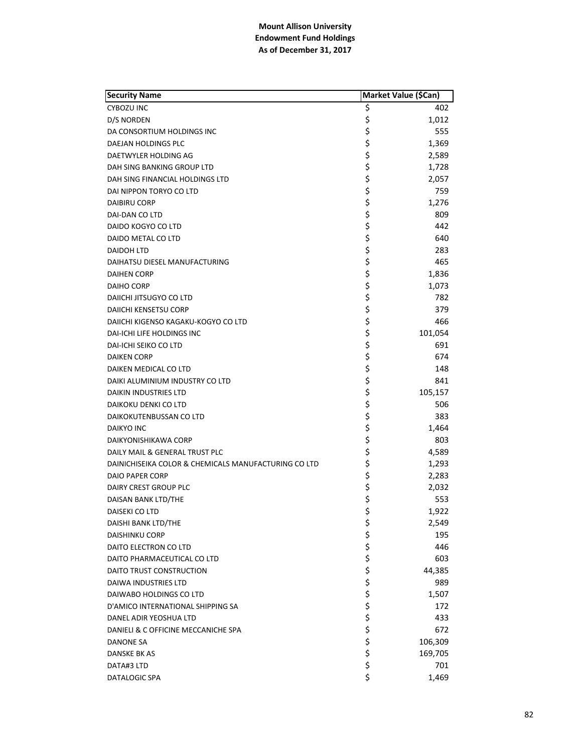**Mount Allison University**
**Endowment Fund Holdings**
**As of December 31, 2017**

| Security Name | Market Value ($Can) |
|---|---|
| CYBOZU INC | $ 402 |
| D/S NORDEN | $ 1,012 |
| DA CONSORTIUM HOLDINGS INC | $ 555 |
| DAEJAN HOLDINGS PLC | $ 1,369 |
| DAETWYLER HOLDING AG | $ 2,589 |
| DAH SING BANKING GROUP LTD | $ 1,728 |
| DAH SING FINANCIAL HOLDINGS LTD | $ 2,057 |
| DAI NIPPON TORYO CO LTD | $ 759 |
| DAIBIRU CORP | $ 1,276 |
| DAI-DAN CO LTD | $ 809 |
| DAIDO KOGYO CO LTD | $ 442 |
| DAIDO METAL CO LTD | $ 640 |
| DAIDOH LTD | $ 283 |
| DAIHATSU DIESEL MANUFACTURING | $ 465 |
| DAIHEN CORP | $ 1,836 |
| DAIHO CORP | $ 1,073 |
| DAIICHI JITSUGYO CO LTD | $ 782 |
| DAIICHI KENSETSU CORP | $ 379 |
| DAIICHI KIGENSO KAGAKU-KOGYO CO LTD | $ 466 |
| DAI-ICHI LIFE HOLDINGS INC | $ 101,054 |
| DAI-ICHI SEIKO CO LTD | $ 691 |
| DAIKEN CORP | $ 674 |
| DAIKEN MEDICAL CO LTD | $ 148 |
| DAIKI ALUMINIUM INDUSTRY CO LTD | $ 841 |
| DAIKIN INDUSTRIES LTD | $ 105,157 |
| DAIKOKU DENKI CO LTD | $ 506 |
| DAIKOKUTENBUSSAN CO LTD | $ 383 |
| DAIKYO INC | $ 1,464 |
| DAIKYONISHIKAWA CORP | $ 803 |
| DAILY MAIL & GENERAL TRUST PLC | $ 4,589 |
| DAINICHISEIKA COLOR & CHEMICALS MANUFACTURING CO LTD | $ 1,293 |
| DAIO PAPER CORP | $ 2,283 |
| DAIRY CREST GROUP PLC | $ 2,032 |
| DAISAN BANK LTD/THE | $ 553 |
| DAISEKI CO LTD | $ 1,922 |
| DAISHI BANK LTD/THE | $ 2,549 |
| DAISHINKU CORP | $ 195 |
| DAITO ELECTRON CO LTD | $ 446 |
| DAITO PHARMACEUTICAL CO LTD | $ 603 |
| DAITO TRUST CONSTRUCTION | $ 44,385 |
| DAIWA INDUSTRIES LTD | $ 989 |
| DAIWABO HOLDINGS CO LTD | $ 1,507 |
| D'AMICO INTERNATIONAL SHIPPING SA | $ 172 |
| DANEL ADIR YEOSHUA LTD | $ 433 |
| DANIELI & C OFFICINE MECCANICHE SPA | $ 672 |
| DANONE SA | $ 106,309 |
| DANSKE BK AS | $ 169,705 |
| DATA#3 LTD | $ 701 |
| DATALOGIC SPA | $ 1,469 |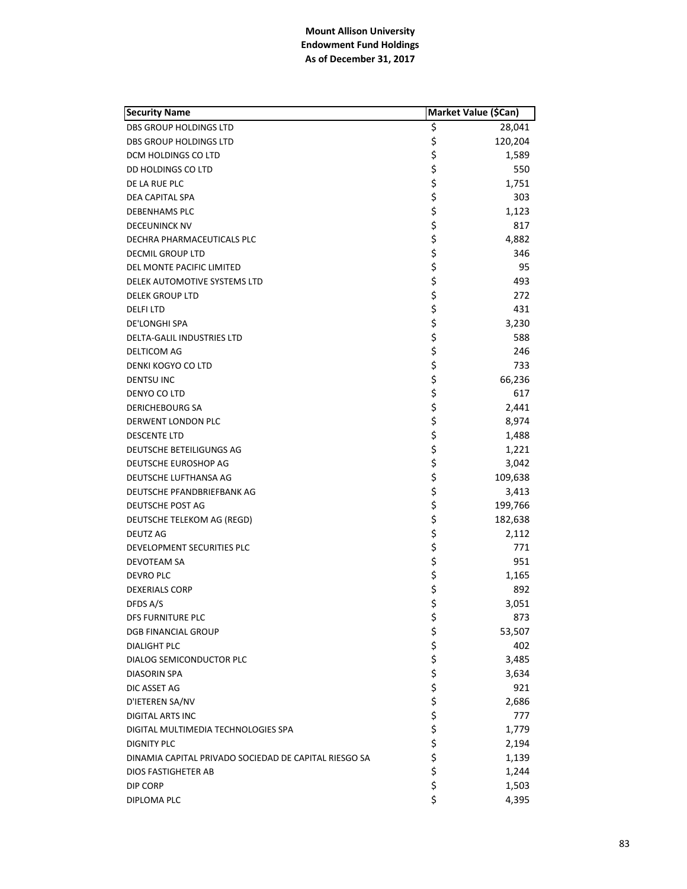**Mount Allison University**
**Endowment Fund Holdings**
**As of December 31, 2017**

| Security Name | Market Value ($Can) |
|---|---|
| DBS GROUP HOLDINGS LTD | $ 28,041 |
| DBS GROUP HOLDINGS LTD | $ 120,204 |
| DCM HOLDINGS CO LTD | $ 1,589 |
| DD HOLDINGS CO LTD | $ 550 |
| DE LA RUE PLC | $ 1,751 |
| DEA CAPITAL SPA | $ 303 |
| DEBENHAMS PLC | $ 1,123 |
| DECEUNINCK NV | $ 817 |
| DECHRA PHARMACEUTICALS PLC | $ 4,882 |
| DECMIL GROUP LTD | $ 346 |
| DEL MONTE PACIFIC LIMITED | $ 95 |
| DELEK AUTOMOTIVE SYSTEMS LTD | $ 493 |
| DELEK GROUP LTD | $ 272 |
| DELFI LTD | $ 431 |
| DE'LONGHI SPA | $ 3,230 |
| DELTA-GALIL INDUSTRIES LTD | $ 588 |
| DELTICOM AG | $ 246 |
| DENKI KOGYO CO LTD | $ 733 |
| DENTSU INC | $ 66,236 |
| DENYO CO LTD | $ 617 |
| DERICHEBOURG SA | $ 2,441 |
| DERWENT LONDON PLC | $ 8,974 |
| DESCENTE LTD | $ 1,488 |
| DEUTSCHE BETEILIGUNGS AG | $ 1,221 |
| DEUTSCHE EUROSHOP AG | $ 3,042 |
| DEUTSCHE LUFTHANSA AG | $ 109,638 |
| DEUTSCHE PFANDBRIEFBANK AG | $ 3,413 |
| DEUTSCHE POST AG | $ 199,766 |
| DEUTSCHE TELEKOM AG (REGD) | $ 182,638 |
| DEUTZ AG | $ 2,112 |
| DEVELOPMENT SECURITIES PLC | $ 771 |
| DEVOTEAM SA | $ 951 |
| DEVRO PLC | $ 1,165 |
| DEXERIALS CORP | $ 892 |
| DFDS A/S | $ 3,051 |
| DFS FURNITURE PLC | $ 873 |
| DGB FINANCIAL GROUP | $ 53,507 |
| DIALIGHT PLC | $ 402 |
| DIALOG SEMICONDUCTOR PLC | $ 3,485 |
| DIASORIN SPA | $ 3,634 |
| DIC ASSET AG | $ 921 |
| D'IETEREN SA/NV | $ 2,686 |
| DIGITAL ARTS INC | $ 777 |
| DIGITAL MULTIMEDIA TECHNOLOGIES SPA | $ 1,779 |
| DIGNITY PLC | $ 2,194 |
| DINAMIA CAPITAL PRIVADO SOCIEDAD DE CAPITAL RIESGO SA | $ 1,139 |
| DIOS FASTIGHETER AB | $ 1,244 |
| DIP CORP | $ 1,503 |
| DIPLOMA PLC | $ 4,395 |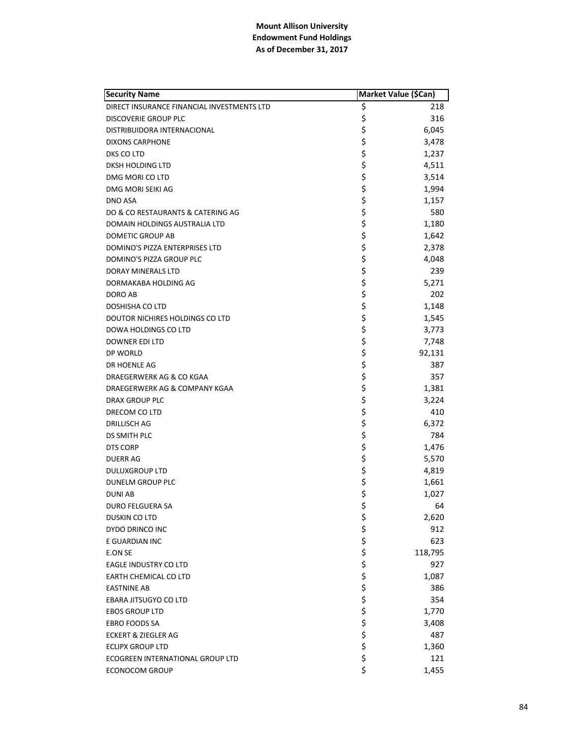**Mount Allison University**
**Endowment Fund Holdings**
**As of December 31, 2017**

| Security Name | Market Value ($Can) |
|---|---|
| DIRECT INSURANCE FINANCIAL INVESTMENTS LTD | $ 218 |
| DISCOVERIE GROUP PLC | $ 316 |
| DISTRIBUIDORA INTERNACIONAL | $ 6,045 |
| DIXONS CARPHONE | $ 3,478 |
| DKS CO LTD | $ 1,237 |
| DKSH HOLDING LTD | $ 4,511 |
| DMG MORI CO LTD | $ 3,514 |
| DMG MORI SEIKI AG | $ 1,994 |
| DNO ASA | $ 1,157 |
| DO & CO RESTAURANTS & CATERING AG | $ 580 |
| DOMAIN HOLDINGS AUSTRALIA LTD | $ 1,180 |
| DOMETIC GROUP AB | $ 1,642 |
| DOMINO'S PIZZA ENTERPRISES LTD | $ 2,378 |
| DOMINO'S PIZZA GROUP PLC | $ 4,048 |
| DORAY MINERALS LTD | $ 239 |
| DORMAKABA HOLDING AG | $ 5,271 |
| DORO AB | $ 202 |
| DOSHISHA CO LTD | $ 1,148 |
| DOUTOR NICHIRES HOLDINGS CO LTD | $ 1,545 |
| DOWA HOLDINGS CO LTD | $ 3,773 |
| DOWNER EDI LTD | $ 7,748 |
| DP WORLD | $ 92,131 |
| DR HOENLE AG | $ 387 |
| DRAEGERWERK AG & CO KGAA | $ 357 |
| DRAEGERWERK AG & COMPANY KGAA | $ 1,381 |
| DRAX GROUP PLC | $ 3,224 |
| DRECOM CO LTD | $ 410 |
| DRILLISCH AG | $ 6,372 |
| DS SMITH PLC | $ 784 |
| DTS CORP | $ 1,476 |
| DUERR AG | $ 5,570 |
| DULUXGROUP LTD | $ 4,819 |
| DUNELM GROUP PLC | $ 1,661 |
| DUNI AB | $ 1,027 |
| DURO FELGUERA SA | $ 64 |
| DUSKIN CO LTD | $ 2,620 |
| DYDO DRINCO INC | $ 912 |
| E GUARDIAN INC | $ 623 |
| E.ON SE | $ 118,795 |
| EAGLE INDUSTRY CO LTD | $ 927 |
| EARTH CHEMICAL CO LTD | $ 1,087 |
| EASTNINE AB | $ 386 |
| EBARA JITSUGYO CO LTD | $ 354 |
| EBOS GROUP LTD | $ 1,770 |
| EBRO FOODS SA | $ 3,408 |
| ECKERT & ZIEGLER AG | $ 487 |
| ECLIPX GROUP LTD | $ 1,360 |
| ECOGREEN INTERNATIONAL GROUP LTD | $ 121 |
| ECONOCOM GROUP | $ 1,455 |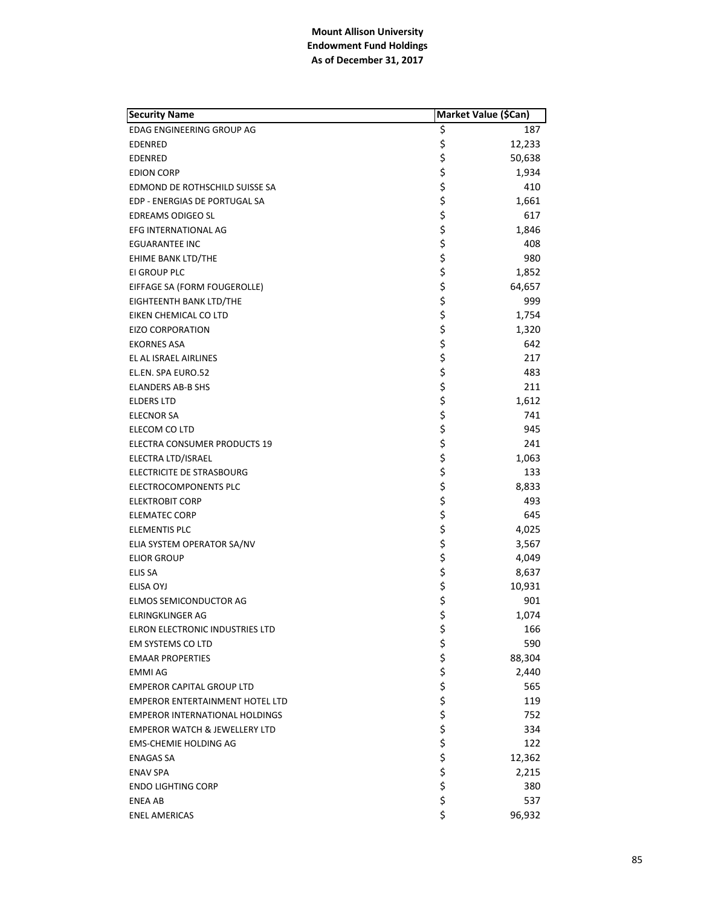**Mount Allison University**
**Endowment Fund Holdings**
**As of December 31, 2017**

| Security Name | Market Value ($Can) |
|---|---|
| EDAG ENGINEERING GROUP AG | $ 187 |
| EDENRED | $ 12,233 |
| EDENRED | $ 50,638 |
| EDION CORP | $ 1,934 |
| EDMOND DE ROTHSCHILD SUISSE SA | $ 410 |
| EDP - ENERGIAS DE PORTUGAL SA | $ 1,661 |
| EDREAMS ODIGEO SL | $ 617 |
| EFG INTERNATIONAL AG | $ 1,846 |
| EGUARANTEE INC | $ 408 |
| EHIME BANK LTD/THE | $ 980 |
| EI GROUP PLC | $ 1,852 |
| EIFFAGE SA (FORM FOUGEROLLE) | $ 64,657 |
| EIGHTEENTH BANK LTD/THE | $ 999 |
| EIKEN CHEMICAL CO LTD | $ 1,754 |
| EIZO CORPORATION | $ 1,320 |
| EKORNES ASA | $ 642 |
| EL AL ISRAEL AIRLINES | $ 217 |
| EL.EN. SPA EURO.52 | $ 483 |
| ELANDERS AB-B SHS | $ 211 |
| ELDERS LTD | $ 1,612 |
| ELECNOR SA | $ 741 |
| ELECOM CO LTD | $ 945 |
| ELECTRA CONSUMER PRODUCTS 19 | $ 241 |
| ELECTRA LTD/ISRAEL | $ 1,063 |
| ELECTRICITE DE STRASBOURG | $ 133 |
| ELECTROCOMPONENTS PLC | $ 8,833 |
| ELEKTROBIT CORP | $ 493 |
| ELEMATEC CORP | $ 645 |
| ELEMENTIS PLC | $ 4,025 |
| ELIA SYSTEM OPERATOR SA/NV | $ 3,567 |
| ELIOR GROUP | $ 4,049 |
| ELIS SA | $ 8,637 |
| ELISA OYJ | $ 10,931 |
| ELMOS SEMICONDUCTOR AG | $ 901 |
| ELRINGKLINGER AG | $ 1,074 |
| ELRON ELECTRONIC INDUSTRIES LTD | $ 166 |
| EM SYSTEMS CO LTD | $ 590 |
| EMAAR PROPERTIES | $ 88,304 |
| EMMI AG | $ 2,440 |
| EMPEROR CAPITAL GROUP LTD | $ 565 |
| EMPEROR ENTERTAINMENT HOTEL LTD | $ 119 |
| EMPEROR INTERNATIONAL HOLDINGS | $ 752 |
| EMPEROR WATCH & JEWELLERY LTD | $ 334 |
| EMS-CHEMIE HOLDING AG | $ 122 |
| ENAGAS SA | $ 12,362 |
| ENAV SPA | $ 2,215 |
| ENDO LIGHTING CORP | $ 380 |
| ENEA AB | $ 537 |
| ENEL AMERICAS | $ 96,932 |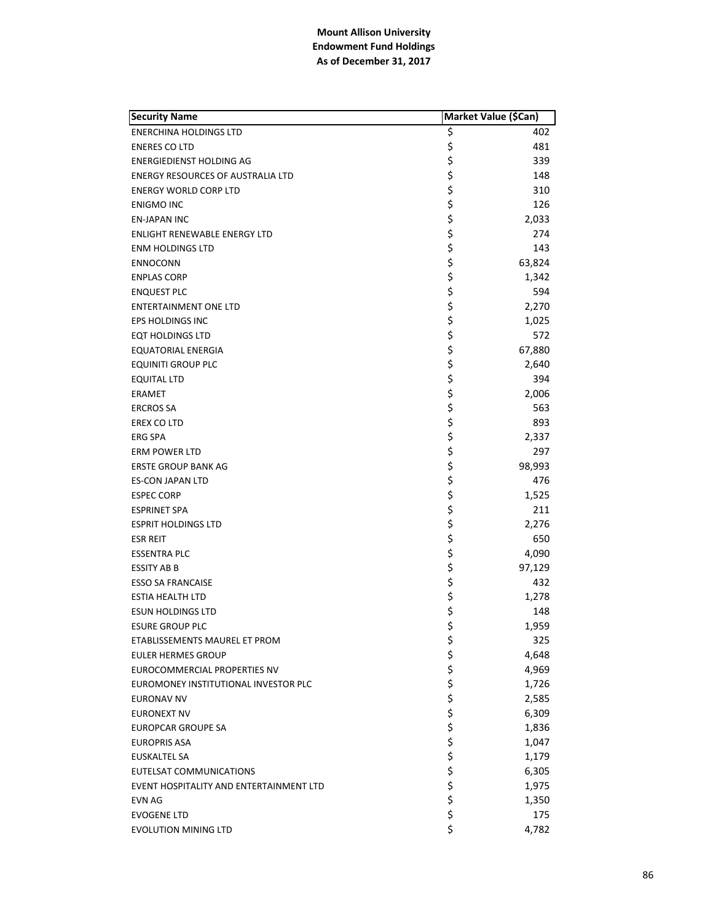**Mount Allison University**
**Endowment Fund Holdings**
**As of December 31, 2017**

| Security Name | Market Value ($Can) |
|---|---|
| ENERCHINA HOLDINGS LTD | $ 402 |
| ENERES CO LTD | $ 481 |
| ENERGIEDIENST HOLDING AG | $ 339 |
| ENERGY RESOURCES OF AUSTRALIA LTD | $ 148 |
| ENERGY WORLD CORP LTD | $ 310 |
| ENIGMO INC | $ 126 |
| EN-JAPAN INC | $ 2,033 |
| ENLIGHT RENEWABLE ENERGY LTD | $ 274 |
| ENM HOLDINGS LTD | $ 143 |
| ENNOCONN | $ 63,824 |
| ENPLAS CORP | $ 1,342 |
| ENQUEST PLC | $ 594 |
| ENTERTAINMENT ONE LTD | $ 2,270 |
| EPS HOLDINGS INC | $ 1,025 |
| EQT HOLDINGS LTD | $ 572 |
| EQUATORIAL ENERGIA | $ 67,880 |
| EQUINITI GROUP PLC | $ 2,640 |
| EQUITAL LTD | $ 394 |
| ERAMET | $ 2,006 |
| ERCROS SA | $ 563 |
| EREX CO LTD | $ 893 |
| ERG SPA | $ 2,337 |
| ERM POWER LTD | $ 297 |
| ERSTE GROUP BANK AG | $ 98,993 |
| ES-CON JAPAN LTD | $ 476 |
| ESPEC CORP | $ 1,525 |
| ESPRINET SPA | $ 211 |
| ESPRIT HOLDINGS LTD | $ 2,276 |
| ESR REIT | $ 650 |
| ESSENTRA PLC | $ 4,090 |
| ESSITY AB B | $ 97,129 |
| ESSO SA FRANCAISE | $ 432 |
| ESTIA HEALTH LTD | $ 1,278 |
| ESUN HOLDINGS LTD | $ 148 |
| ESURE GROUP PLC | $ 1,959 |
| ETABLISSEMENTS MAUREL ET PROM | $ 325 |
| EULER HERMES GROUP | $ 4,648 |
| EUROCOMMERCIAL PROPERTIES NV | $ 4,969 |
| EUROMONEY INSTITUTIONAL INVESTOR PLC | $ 1,726 |
| EURONAV NV | $ 2,585 |
| EURONEXT NV | $ 6,309 |
| EUROPCAR GROUPE SA | $ 1,836 |
| EUROPRIS ASA | $ 1,047 |
| EUSKALTEL SA | $ 1,179 |
| EUTELSAT COMMUNICATIONS | $ 6,305 |
| EVENT HOSPITALITY AND ENTERTAINMENT LTD | $ 1,975 |
| EVN AG | $ 1,350 |
| EVOGENE LTD | $ 175 |
| EVOLUTION MINING LTD | $ 4,782 |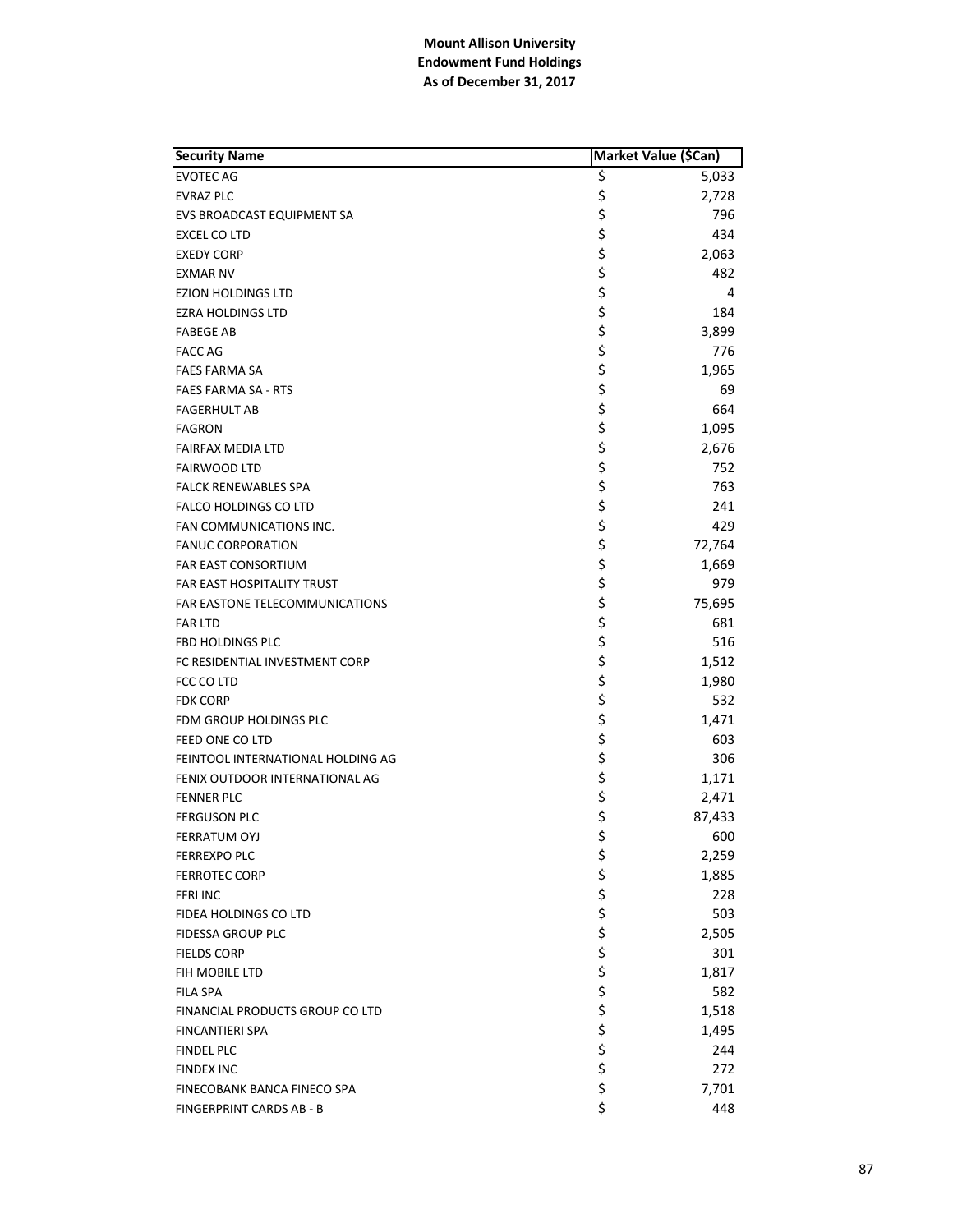**Mount Allison University**
**Endowment Fund Holdings**
**As of December 31, 2017**

| Security Name | Market Value ($Can) |
|---|---|
| EVOTEC AG | $ 5,033 |
| EVRAZ PLC | $ 2,728 |
| EVS BROADCAST EQUIPMENT SA | $ 796 |
| EXCEL CO LTD | $ 434 |
| EXEDY CORP | $ 2,063 |
| EXMAR NV | $ 482 |
| EZION HOLDINGS LTD | $ 4 |
| EZRA HOLDINGS LTD | $ 184 |
| FABEGE AB | $ 3,899 |
| FACC AG | $ 776 |
| FAES FARMA SA | $ 1,965 |
| FAES FARMA SA - RTS | $ 69 |
| FAGERHULT AB | $ 664 |
| FAGRON | $ 1,095 |
| FAIRFAX MEDIA LTD | $ 2,676 |
| FAIRWOOD LTD | $ 752 |
| FALCK RENEWABLES SPA | $ 763 |
| FALCO HOLDINGS CO LTD | $ 241 |
| FAN COMMUNICATIONS INC. | $ 429 |
| FANUC CORPORATION | $ 72,764 |
| FAR EAST CONSORTIUM | $ 1,669 |
| FAR EAST HOSPITALITY TRUST | $ 979 |
| FAR EASTONE TELECOMMUNICATIONS | $ 75,695 |
| FAR LTD | $ 681 |
| FBD HOLDINGS PLC | $ 516 |
| FC RESIDENTIAL INVESTMENT CORP | $ 1,512 |
| FCC CO LTD | $ 1,980 |
| FDK CORP | $ 532 |
| FDM GROUP HOLDINGS PLC | $ 1,471 |
| FEED ONE CO LTD | $ 603 |
| FEINTOOL INTERNATIONAL HOLDING AG | $ 306 |
| FENIX OUTDOOR INTERNATIONAL AG | $ 1,171 |
| FENNER PLC | $ 2,471 |
| FERGUSON PLC | $ 87,433 |
| FERRATUM OYJ | $ 600 |
| FERREXPO PLC | $ 2,259 |
| FERROTEC CORP | $ 1,885 |
| FFRI INC | $ 228 |
| FIDEA HOLDINGS CO LTD | $ 503 |
| FIDESSA GROUP PLC | $ 2,505 |
| FIELDS CORP | $ 301 |
| FIH MOBILE LTD | $ 1,817 |
| FILA SPA | $ 582 |
| FINANCIAL PRODUCTS GROUP CO LTD | $ 1,518 |
| FINCANTIERI SPA | $ 1,495 |
| FINDEL PLC | $ 244 |
| FINDEX INC | $ 272 |
| FINECOBANK BANCA FINECO SPA | $ 7,701 |
| FINGERPRINT CARDS AB - B | $ 448 |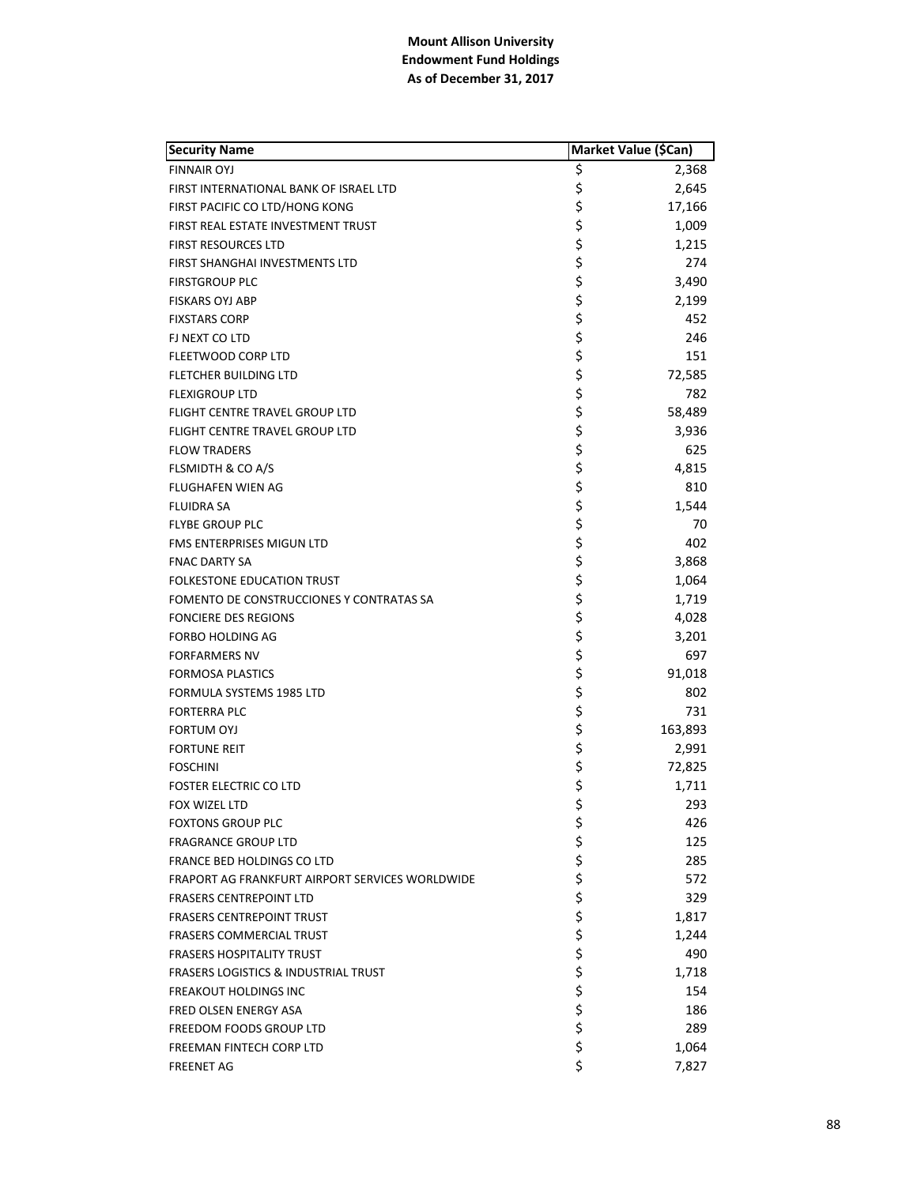**Mount Allison University**
**Endowment Fund Holdings**
**As of December 31, 2017**

| Security Name | Market Value ($Can) |
|---|---|
| FINNAIR OYJ | $ 2,368 |
| FIRST INTERNATIONAL BANK OF ISRAEL LTD | $ 2,645 |
| FIRST PACIFIC CO LTD/HONG KONG | $ 17,166 |
| FIRST REAL ESTATE INVESTMENT TRUST | $ 1,009 |
| FIRST RESOURCES LTD | $ 1,215 |
| FIRST SHANGHAI INVESTMENTS LTD | $ 274 |
| FIRSTGROUP PLC | $ 3,490 |
| FISKARS OYJ ABP | $ 2,199 |
| FIXSTARS CORP | $ 452 |
| FJ NEXT CO LTD | $ 246 |
| FLEETWOOD CORP LTD | $ 151 |
| FLETCHER BUILDING LTD | $ 72,585 |
| FLEXIGROUP LTD | $ 782 |
| FLIGHT CENTRE TRAVEL GROUP LTD | $ 58,489 |
| FLIGHT CENTRE TRAVEL GROUP LTD | $ 3,936 |
| FLOW TRADERS | $ 625 |
| FLSMIDTH & CO A/S | $ 4,815 |
| FLUGHAFEN WIEN AG | $ 810 |
| FLUIDRA SA | $ 1,544 |
| FLYBE GROUP PLC | $ 70 |
| FMS ENTERPRISES MIGUN LTD | $ 402 |
| FNAC DARTY SA | $ 3,868 |
| FOLKESTONE EDUCATION TRUST | $ 1,064 |
| FOMENTO DE CONSTRUCCIONES Y CONTRATAS SA | $ 1,719 |
| FONCIERE DES REGIONS | $ 4,028 |
| FORBO HOLDING AG | $ 3,201 |
| FORFARMERS NV | $ 697 |
| FORMOSA PLASTICS | $ 91,018 |
| FORMULA SYSTEMS 1985 LTD | $ 802 |
| FORTERRA PLC | $ 731 |
| FORTUM OYJ | $ 163,893 |
| FORTUNE REIT | $ 2,991 |
| FOSCHINI | $ 72,825 |
| FOSTER ELECTRIC CO LTD | $ 1,711 |
| FOX WIZEL LTD | $ 293 |
| FOXTONS GROUP PLC | $ 426 |
| FRAGRANCE GROUP LTD | $ 125 |
| FRANCE BED HOLDINGS CO LTD | $ 285 |
| FRAPORT AG FRANKFURT AIRPORT SERVICES WORLDWIDE | $ 572 |
| FRASERS CENTREPOINT LTD | $ 329 |
| FRASERS CENTREPOINT TRUST | $ 1,817 |
| FRASERS COMMERCIAL TRUST | $ 1,244 |
| FRASERS HOSPITALITY TRUST | $ 490 |
| FRASERS LOGISTICS & INDUSTRIAL TRUST | $ 1,718 |
| FREAKOUT HOLDINGS INC | $ 154 |
| FRED OLSEN ENERGY ASA | $ 186 |
| FREEDOM FOODS GROUP LTD | $ 289 |
| FREEMAN FINTECH CORP LTD | $ 1,064 |
| FREENET AG | $ 7,827 |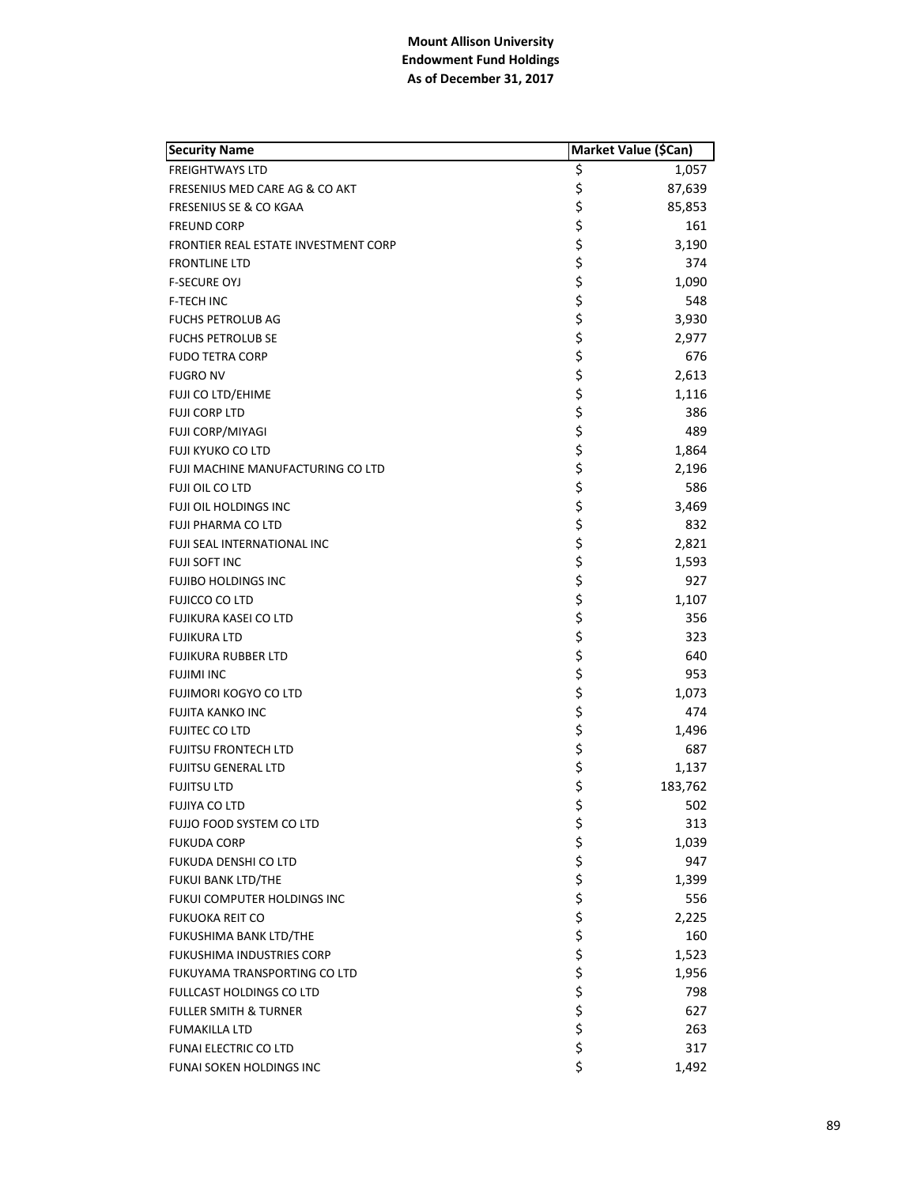**Mount Allison University**
**Endowment Fund Holdings**
**As of December 31, 2017**

| Security Name | Market Value ($Can) |
|---|---|
| FREIGHTWAYS LTD | $ 1,057 |
| FRESENIUS MED CARE AG & CO AKT | $ 87,639 |
| FRESENIUS SE & CO KGAA | $ 85,853 |
| FREUND CORP | $ 161 |
| FRONTIER REAL ESTATE INVESTMENT CORP | $ 3,190 |
| FRONTLINE LTD | $ 374 |
| F-SECURE OYJ | $ 1,090 |
| F-TECH INC | $ 548 |
| FUCHS PETROLUB AG | $ 3,930 |
| FUCHS PETROLUB SE | $ 2,977 |
| FUDO TETRA CORP | $ 676 |
| FUGRO NV | $ 2,613 |
| FUJI CO LTD/EHIME | $ 1,116 |
| FUJI CORP LTD | $ 386 |
| FUJI CORP/MIYAGI | $ 489 |
| FUJI KYUKO CO LTD | $ 1,864 |
| FUJI MACHINE MANUFACTURING CO LTD | $ 2,196 |
| FUJI OIL CO LTD | $ 586 |
| FUJI OIL HOLDINGS INC | $ 3,469 |
| FUJI PHARMA CO LTD | $ 832 |
| FUJI SEAL INTERNATIONAL INC | $ 2,821 |
| FUJI SOFT INC | $ 1,593 |
| FUJIBO HOLDINGS INC | $ 927 |
| FUJICCO CO LTD | $ 1,107 |
| FUJIKURA KASEI CO LTD | $ 356 |
| FUJIKURA LTD | $ 323 |
| FUJIKURA RUBBER LTD | $ 640 |
| FUJIMI INC | $ 953 |
| FUJIMORI KOGYO CO LTD | $ 1,073 |
| FUJITA KANKO INC | $ 474 |
| FUJITEC CO LTD | $ 1,496 |
| FUJITSU FRONTECH LTD | $ 687 |
| FUJITSU GENERAL LTD | $ 1,137 |
| FUJITSU LTD | $ 183,762 |
| FUJIYA CO LTD | $ 502 |
| FUJJO FOOD SYSTEM CO LTD | $ 313 |
| FUKUDA CORP | $ 1,039 |
| FUKUDA DENSHI CO LTD | $ 947 |
| FUKUI BANK LTD/THE | $ 1,399 |
| FUKUI COMPUTER HOLDINGS INC | $ 556 |
| FUKUOKA REIT CO | $ 2,225 |
| FUKUSHIMA BANK LTD/THE | $ 160 |
| FUKUSHIMA INDUSTRIES CORP | $ 1,523 |
| FUKUYAMA TRANSPORTING CO LTD | $ 1,956 |
| FULLCAST HOLDINGS CO LTD | $ 798 |
| FULLER SMITH & TURNER | $ 627 |
| FUMAKILLA LTD | $ 263 |
| FUNAI ELECTRIC CO LTD | $ 317 |
| FUNAI SOKEN HOLDINGS INC | $ 1,492 |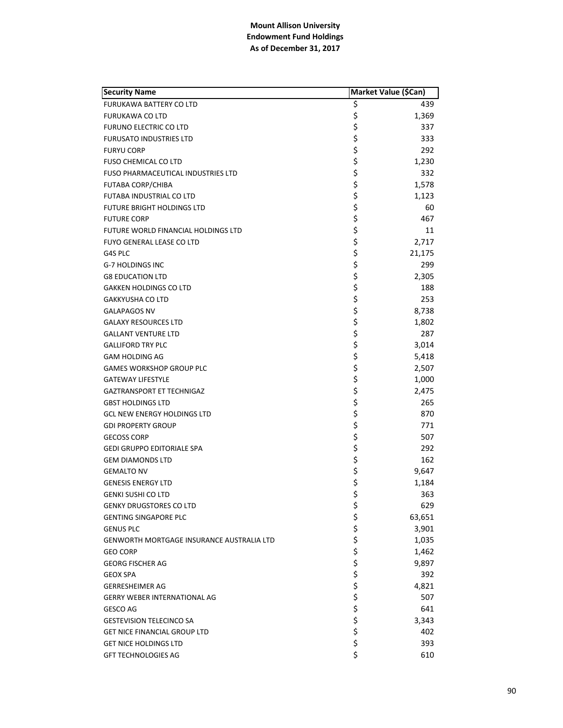**Mount Allison University**
**Endowment Fund Holdings**
**As of December 31, 2017**

| Security Name | Market Value ($Can) |
|---|---|
| FURUKAWA BATTERY CO LTD | $ 439 |
| FURUKAWA CO LTD | $ 1,369 |
| FURUNO ELECTRIC CO LTD | $ 337 |
| FURUSATO INDUSTRIES LTD | $ 333 |
| FURYU CORP | $ 292 |
| FUSO CHEMICAL CO LTD | $ 1,230 |
| FUSO PHARMACEUTICAL INDUSTRIES LTD | $ 332 |
| FUTABA CORP/CHIBA | $ 1,578 |
| FUTABA INDUSTRIAL CO LTD | $ 1,123 |
| FUTURE BRIGHT HOLDINGS LTD | $ 60 |
| FUTURE CORP | $ 467 |
| FUTURE WORLD FINANCIAL HOLDINGS LTD | $ 11 |
| FUYO GENERAL LEASE CO LTD | $ 2,717 |
| G4S PLC | $ 21,175 |
| G-7 HOLDINGS INC | $ 299 |
| G8 EDUCATION LTD | $ 2,305 |
| GAKKEN HOLDINGS CO LTD | $ 188 |
| GAKKYUSHA CO LTD | $ 253 |
| GALAPAGOS NV | $ 8,738 |
| GALAXY RESOURCES LTD | $ 1,802 |
| GALLANT VENTURE LTD | $ 287 |
| GALLIFORD TRY PLC | $ 3,014 |
| GAM HOLDING AG | $ 5,418 |
| GAMES WORKSHOP GROUP PLC | $ 2,507 |
| GATEWAY LIFESTYLE | $ 1,000 |
| GAZTRANSPORT ET TECHNIGAZ | $ 2,475 |
| GBST HOLDINGS LTD | $ 265 |
| GCL NEW ENERGY HOLDINGS LTD | $ 870 |
| GDI PROPERTY GROUP | $ 771 |
| GECOSS CORP | $ 507 |
| GEDI GRUPPO EDITORIALE SPA | $ 292 |
| GEM DIAMONDS LTD | $ 162 |
| GEMALTO NV | $ 9,647 |
| GENESIS ENERGY LTD | $ 1,184 |
| GENKI SUSHI CO LTD | $ 363 |
| GENKY DRUGSTORES CO LTD | $ 629 |
| GENTING SINGAPORE PLC | $ 63,651 |
| GENUS PLC | $ 3,901 |
| GENWORTH MORTGAGE INSURANCE AUSTRALIA LTD | $ 1,035 |
| GEO CORP | $ 1,462 |
| GEORG FISCHER AG | $ 9,897 |
| GEOX SPA | $ 392 |
| GERRESHEIMER AG | $ 4,821 |
| GERRY WEBER INTERNATIONAL AG | $ 507 |
| GESCO AG | $ 641 |
| GESTEVISION TELECINCO SA | $ 3,343 |
| GET NICE FINANCIAL GROUP LTD | $ 402 |
| GET NICE HOLDINGS LTD | $ 393 |
| GFT TECHNOLOGIES AG | $ 610 |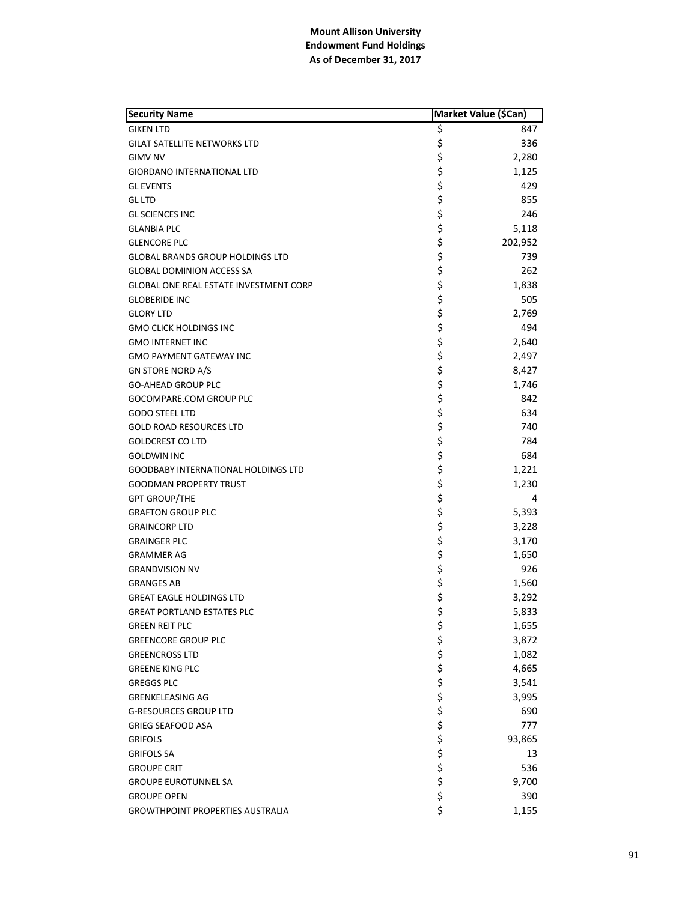**Mount Allison University**
**Endowment Fund Holdings**
**As of December 31, 2017**

| Security Name | Market Value ($Can) |
|---|---|
| GIKEN LTD | $ 847 |
| GILAT SATELLITE NETWORKS LTD | $ 336 |
| GIMV NV | $ 2,280 |
| GIORDANO INTERNATIONAL LTD | $ 1,125 |
| GL EVENTS | $ 429 |
| GL LTD | $ 855 |
| GL SCIENCES INC | $ 246 |
| GLANBIA PLC | $ 5,118 |
| GLENCORE PLC | $ 202,952 |
| GLOBAL BRANDS GROUP HOLDINGS LTD | $ 739 |
| GLOBAL DOMINION ACCESS SA | $ 262 |
| GLOBAL ONE REAL ESTATE INVESTMENT CORP | $ 1,838 |
| GLOBERIDE INC | $ 505 |
| GLORY LTD | $ 2,769 |
| GMO CLICK HOLDINGS INC | $ 494 |
| GMO INTERNET INC | $ 2,640 |
| GMO PAYMENT GATEWAY INC | $ 2,497 |
| GN STORE NORD A/S | $ 8,427 |
| GO-AHEAD GROUP PLC | $ 1,746 |
| GOCOMPARE.COM GROUP PLC | $ 842 |
| GODO STEEL LTD | $ 634 |
| GOLD ROAD RESOURCES LTD | $ 740 |
| GOLDCREST CO LTD | $ 784 |
| GOLDWIN INC | $ 684 |
| GOODBABY INTERNATIONAL HOLDINGS LTD | $ 1,221 |
| GOODMAN PROPERTY TRUST | $ 1,230 |
| GPT GROUP/THE | $ 4 |
| GRAFTON GROUP PLC | $ 5,393 |
| GRAINCORP LTD | $ 3,228 |
| GRAINGER PLC | $ 3,170 |
| GRAMMER AG | $ 1,650 |
| GRANDVISION NV | $ 926 |
| GRANGES AB | $ 1,560 |
| GREAT EAGLE HOLDINGS LTD | $ 3,292 |
| GREAT PORTLAND ESTATES PLC | $ 5,833 |
| GREEN REIT PLC | $ 1,655 |
| GREENCORE GROUP PLC | $ 3,872 |
| GREENCROSS LTD | $ 1,082 |
| GREENE KING PLC | $ 4,665 |
| GREGGS PLC | $ 3,541 |
| GRENKELEASING AG | $ 3,995 |
| G-RESOURCES GROUP LTD | $ 690 |
| GRIEG SEAFOOD ASA | $ 777 |
| GRIFOLS | $ 93,865 |
| GRIFOLS SA | $ 13 |
| GROUPE CRIT | $ 536 |
| GROUPE EUROTUNNEL SA | $ 9,700 |
| GROUPE OPEN | $ 390 |
| GROWTHPOINT PROPERTIES AUSTRALIA | $ 1,155 |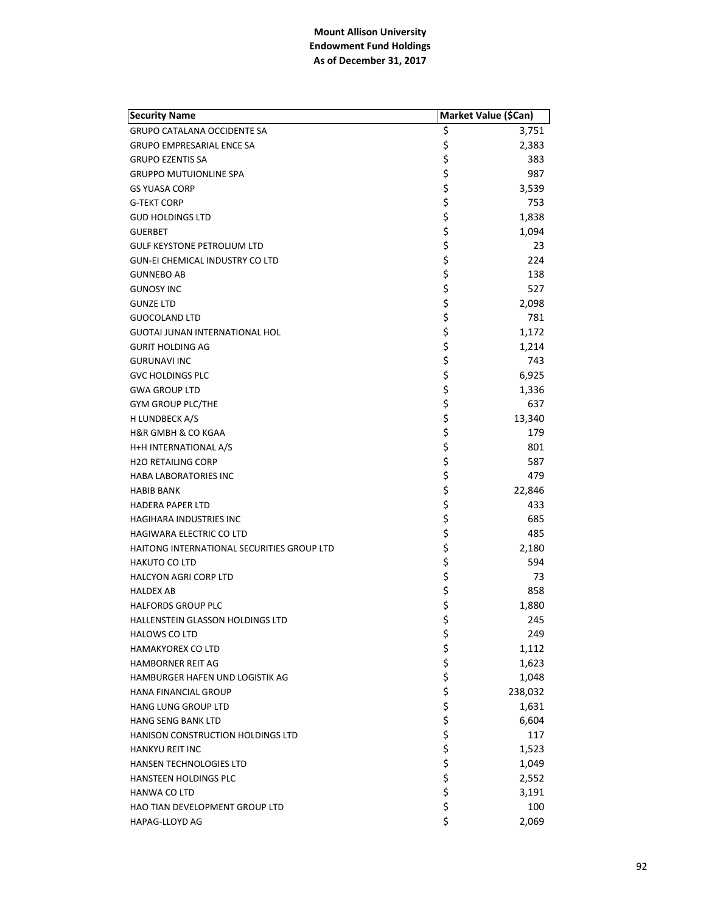**Mount Allison University**
**Endowment Fund Holdings**
**As of December 31, 2017**

| Security Name | Market Value ($Can) |
|---|---|
| GRUPO CATALANA OCCIDENTE SA | $ 3,751 |
| GRUPO EMPRESARIAL ENCE SA | $ 2,383 |
| GRUPO EZENTIS SA | $ 383 |
| GRUPPO MUTUIONLINE SPA | $ 987 |
| GS YUASA CORP | $ 3,539 |
| G-TEKT CORP | $ 753 |
| GUD HOLDINGS LTD | $ 1,838 |
| GUERBET | $ 1,094 |
| GULF KEYSTONE PETROLIUM LTD | $ 23 |
| GUN-EI CHEMICAL INDUSTRY CO LTD | $ 224 |
| GUNNEBO AB | $ 138 |
| GUNOSY INC | $ 527 |
| GUNZE LTD | $ 2,098 |
| GUOCOLAND LTD | $ 781 |
| GUOTAI JUNAN INTERNATIONAL HOL | $ 1,172 |
| GURIT HOLDING AG | $ 1,214 |
| GURUNAVI INC | $ 743 |
| GVC HOLDINGS PLC | $ 6,925 |
| GWA GROUP LTD | $ 1,336 |
| GYM GROUP PLC/THE | $ 637 |
| H LUNDBECK A/S | $ 13,340 |
| H&R GMBH & CO KGAA | $ 179 |
| H+H INTERNATIONAL A/S | $ 801 |
| H2O RETAILING CORP | $ 587 |
| HABA LABORATORIES INC | $ 479 |
| HABIB BANK | $ 22,846 |
| HADERA PAPER LTD | $ 433 |
| HAGIHARA INDUSTRIES INC | $ 685 |
| HAGIWARA ELECTRIC CO LTD | $ 485 |
| HAITONG INTERNATIONAL SECURITIES GROUP LTD | $ 2,180 |
| HAKUTO CO LTD | $ 594 |
| HALCYON AGRI CORP LTD | $ 73 |
| HALDEX AB | $ 858 |
| HALFORDS GROUP PLC | $ 1,880 |
| HALLENSTEIN GLASSON HOLDINGS LTD | $ 245 |
| HALOWS CO LTD | $ 249 |
| HAMAKYOREX CO LTD | $ 1,112 |
| HAMBORNER REIT AG | $ 1,623 |
| HAMBURGER HAFEN UND LOGISTIK AG | $ 1,048 |
| HANA FINANCIAL GROUP | $ 238,032 |
| HANG LUNG GROUP LTD | $ 1,631 |
| HANG SENG BANK LTD | $ 6,604 |
| HANISON CONSTRUCTION HOLDINGS LTD | $ 117 |
| HANKYU REIT INC | $ 1,523 |
| HANSEN TECHNOLOGIES LTD | $ 1,049 |
| HANSTEEN HOLDINGS PLC | $ 2,552 |
| HANWA CO LTD | $ 3,191 |
| HAO TIAN DEVELOPMENT GROUP LTD | $ 100 |
| HAPAG-LLOYD AG | $ 2,069 |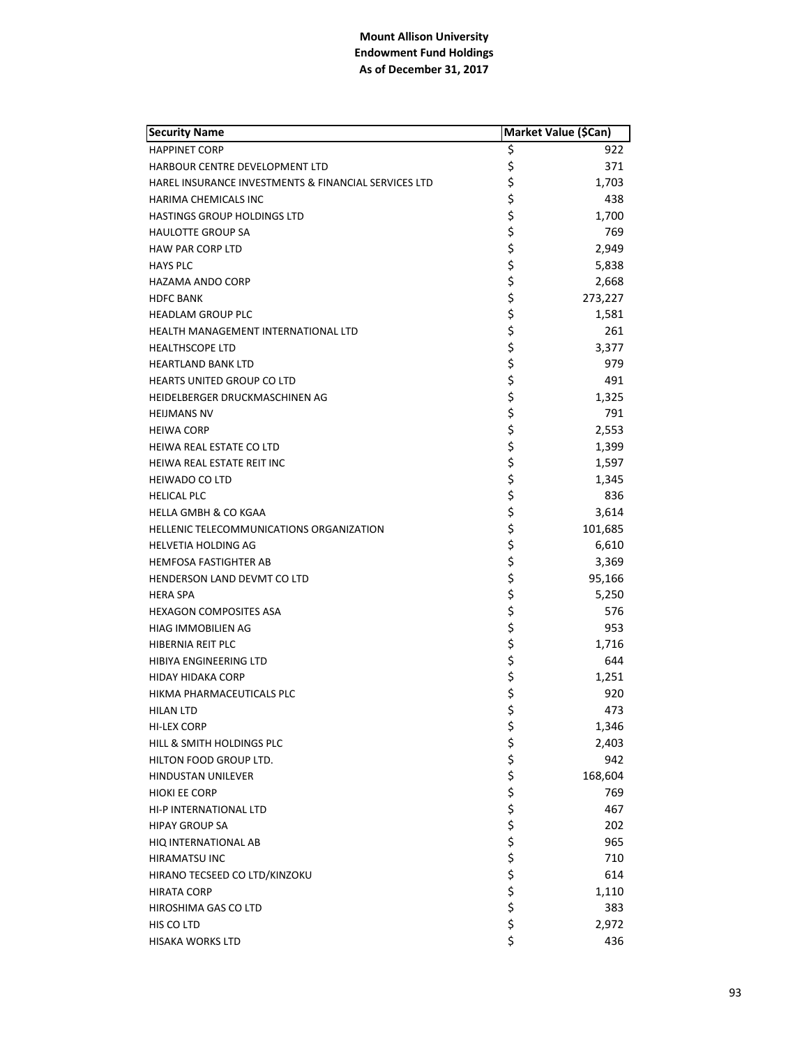**Mount Allison University**
**Endowment Fund Holdings**
**As of December 31, 2017**

| Security Name | Market Value ($Can) |
|---|---|
| HAPPINET CORP | $ 922 |
| HARBOUR CENTRE DEVELOPMENT LTD | $ 371 |
| HAREL INSURANCE INVESTMENTS & FINANCIAL SERVICES LTD | $ 1,703 |
| HARIMA CHEMICALS INC | $ 438 |
| HASTINGS GROUP HOLDINGS LTD | $ 1,700 |
| HAULOTTE GROUP SA | $ 769 |
| HAW PAR CORP LTD | $ 2,949 |
| HAYS PLC | $ 5,838 |
| HAZAMA ANDO CORP | $ 2,668 |
| HDFC BANK | $ 273,227 |
| HEADLAM GROUP PLC | $ 1,581 |
| HEALTH MANAGEMENT INTERNATIONAL LTD | $ 261 |
| HEALTHSCOPE LTD | $ 3,377 |
| HEARTLAND BANK LTD | $ 979 |
| HEARTS UNITED GROUP CO LTD | $ 491 |
| HEIDELBERGER DRUCKMASCHINEN AG | $ 1,325 |
| HEIJMANS NV | $ 791 |
| HEIWA CORP | $ 2,553 |
| HEIWA REAL ESTATE CO LTD | $ 1,399 |
| HEIWA REAL ESTATE REIT INC | $ 1,597 |
| HEIWADO CO LTD | $ 1,345 |
| HELICAL PLC | $ 836 |
| HELLA GMBH & CO KGAA | $ 3,614 |
| HELLENIC TELECOMMUNICATIONS ORGANIZATION | $ 101,685 |
| HELVETIA HOLDING AG | $ 6,610 |
| HEMFOSA FASTIGHTER AB | $ 3,369 |
| HENDERSON LAND DEVMT CO LTD | $ 95,166 |
| HERA SPA | $ 5,250 |
| HEXAGON COMPOSITES ASA | $ 576 |
| HIAG IMMOBILIEN AG | $ 953 |
| HIBERNIA REIT PLC | $ 1,716 |
| HIBIYA ENGINEERING LTD | $ 644 |
| HIDAY HIDAKA CORP | $ 1,251 |
| HIKMA PHARMACEUTICALS PLC | $ 920 |
| HILAN LTD | $ 473 |
| HI-LEX CORP | $ 1,346 |
| HILL & SMITH HOLDINGS PLC | $ 2,403 |
| HILTON FOOD GROUP LTD. | $ 942 |
| HINDUSTAN UNILEVER | $ 168,604 |
| HIOKI EE CORP | $ 769 |
| HI-P INTERNATIONAL LTD | $ 467 |
| HIPAY GROUP SA | $ 202 |
| HIQ INTERNATIONAL AB | $ 965 |
| HIRAMATSU INC | $ 710 |
| HIRANO TECSEED CO LTD/KINZOKU | $ 614 |
| HIRATA CORP | $ 1,110 |
| HIROSHIMA GAS CO LTD | $ 383 |
| HIS CO LTD | $ 2,972 |
| HISAKA WORKS LTD | $ 436 |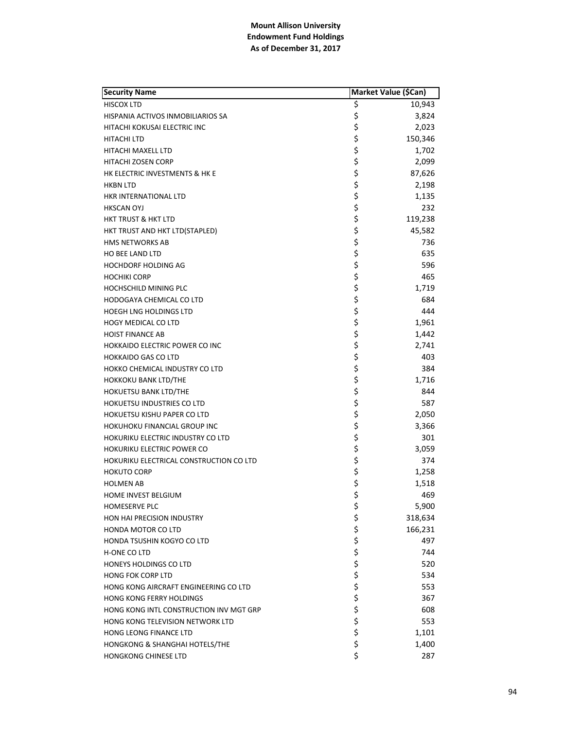**Mount Allison University**
**Endowment Fund Holdings**
**As of December 31, 2017**

| Security Name | Market Value ($Can) |
|---|---|
| HISCOX LTD | $ 10,943 |
| HISPANIA ACTIVOS INMOBILIARIOS SA | $ 3,824 |
| HITACHI KOKUSAI ELECTRIC INC | $ 2,023 |
| HITACHI LTD | $ 150,346 |
| HITACHI MAXELL LTD | $ 1,702 |
| HITACHI ZOSEN CORP | $ 2,099 |
| HK ELECTRIC INVESTMENTS & HK E | $ 87,626 |
| HKBN LTD | $ 2,198 |
| HKR INTERNATIONAL LTD | $ 1,135 |
| HKSCAN OYJ | $ 232 |
| HKT TRUST & HKT LTD | $ 119,238 |
| HKT TRUST AND HKT LTD(STAPLED) | $ 45,582 |
| HMS NETWORKS AB | $ 736 |
| HO BEE LAND LTD | $ 635 |
| HOCHDORF HOLDING AG | $ 596 |
| HOCHIKI CORP | $ 465 |
| HOCHSCHILD MINING PLC | $ 1,719 |
| HODOGAYA CHEMICAL CO LTD | $ 684 |
| HOEGH LNG HOLDINGS LTD | $ 444 |
| HOGY MEDICAL CO LTD | $ 1,961 |
| HOIST FINANCE AB | $ 1,442 |
| HOKKAIDO ELECTRIC POWER CO INC | $ 2,741 |
| HOKKAIDO GAS CO LTD | $ 403 |
| HOKKO CHEMICAL INDUSTRY CO LTD | $ 384 |
| HOKKOKU BANK LTD/THE | $ 1,716 |
| HOKUETSU BANK LTD/THE | $ 844 |
| HOKUETSU INDUSTRIES CO LTD | $ 587 |
| HOKUETSU KISHU PAPER CO LTD | $ 2,050 |
| HOKUHOKU FINANCIAL GROUP INC | $ 3,366 |
| HOKURIKU ELECTRIC INDUSTRY CO LTD | $ 301 |
| HOKURIKU ELECTRIC POWER CO | $ 3,059 |
| HOKURIKU ELECTRICAL CONSTRUCTION CO LTD | $ 374 |
| HOKUTO CORP | $ 1,258 |
| HOLMEN AB | $ 1,518 |
| HOME INVEST BELGIUM | $ 469 |
| HOMESERVE PLC | $ 5,900 |
| HON HAI PRECISION INDUSTRY | $ 318,634 |
| HONDA MOTOR CO LTD | $ 166,231 |
| HONDA TSUSHIN KOGYO CO LTD | $ 497 |
| H-ONE CO LTD | $ 744 |
| HONEYS HOLDINGS CO LTD | $ 520 |
| HONG FOK CORP LTD | $ 534 |
| HONG KONG AIRCRAFT ENGINEERING CO LTD | $ 553 |
| HONG KONG FERRY HOLDINGS | $ 367 |
| HONG KONG INTL CONSTRUCTION INV MGT GRP | $ 608 |
| HONG KONG TELEVISION NETWORK LTD | $ 553 |
| HONG LEONG FINANCE LTD | $ 1,101 |
| HONGKONG & SHANGHAI HOTELS/THE | $ 1,400 |
| HONGKONG CHINESE LTD | $ 287 |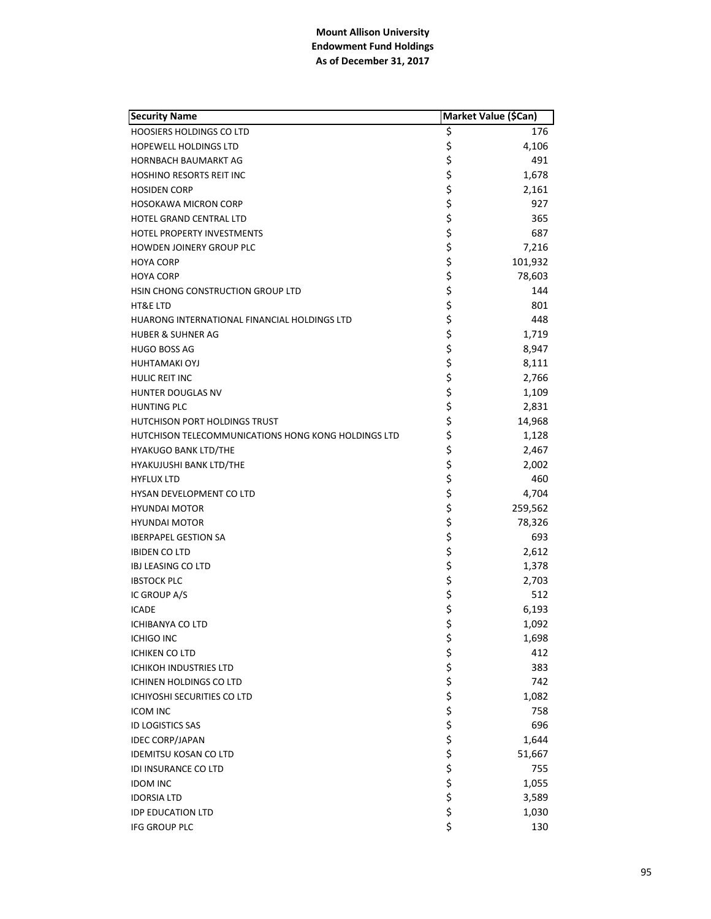**Mount Allison University**
**Endowment Fund Holdings**
**As of December 31, 2017**

| Security Name | Market Value ($Can) |
|---|---|
| HOOSIERS HOLDINGS CO LTD | $ 176 |
| HOPEWELL HOLDINGS LTD | $ 4,106 |
| HORNBACH BAUMARKT AG | $ 491 |
| HOSHINO RESORTS REIT INC | $ 1,678 |
| HOSIDEN CORP | $ 2,161 |
| HOSOKAWA MICRON CORP | $ 927 |
| HOTEL GRAND CENTRAL LTD | $ 365 |
| HOTEL PROPERTY INVESTMENTS | $ 687 |
| HOWDEN JOINERY GROUP PLC | $ 7,216 |
| HOYA CORP | $ 101,932 |
| HOYA CORP | $ 78,603 |
| HSIN CHONG CONSTRUCTION GROUP LTD | $ 144 |
| HT&E LTD | $ 801 |
| HUARONG INTERNATIONAL FINANCIAL HOLDINGS LTD | $ 448 |
| HUBER & SUHNER AG | $ 1,719 |
| HUGO BOSS AG | $ 8,947 |
| HUHTAMAKI OYJ | $ 8,111 |
| HULIC REIT INC | $ 2,766 |
| HUNTER DOUGLAS NV | $ 1,109 |
| HUNTING PLC | $ 2,831 |
| HUTCHISON PORT HOLDINGS TRUST | $ 14,968 |
| HUTCHISON TELECOMMUNICATIONS HONG KONG HOLDINGS LTD | $ 1,128 |
| HYAKUGO BANK LTD/THE | $ 2,467 |
| HYAKUJUSHI BANK LTD/THE | $ 2,002 |
| HYFLUX LTD | $ 460 |
| HYSAN DEVELOPMENT CO LTD | $ 4,704 |
| HYUNDAI MOTOR | $ 259,562 |
| HYUNDAI MOTOR | $ 78,326 |
| IBERPAPEL GESTION SA | $ 693 |
| IBIDEN CO LTD | $ 2,612 |
| IBJ LEASING CO LTD | $ 1,378 |
| IBSTOCK PLC | $ 2,703 |
| IC GROUP A/S | $ 512 |
| ICADE | $ 6,193 |
| ICHIBANYA CO LTD | $ 1,092 |
| ICHIGO INC | $ 1,698 |
| ICHIKEN CO LTD | $ 412 |
| ICHIKOH INDUSTRIES LTD | $ 383 |
| ICHINEN HOLDINGS CO LTD | $ 742 |
| ICHIYOSHI SECURITIES CO LTD | $ 1,082 |
| ICOM INC | $ 758 |
| ID LOGISTICS SAS | $ 696 |
| IDEC CORP/JAPAN | $ 1,644 |
| IDEMITSU KOSAN CO LTD | $ 51,667 |
| IDI INSURANCE CO LTD | $ 755 |
| IDOM INC | $ 1,055 |
| IDORSIA LTD | $ 3,589 |
| IDP EDUCATION LTD | $ 1,030 |
| IFG GROUP PLC | $ 130 |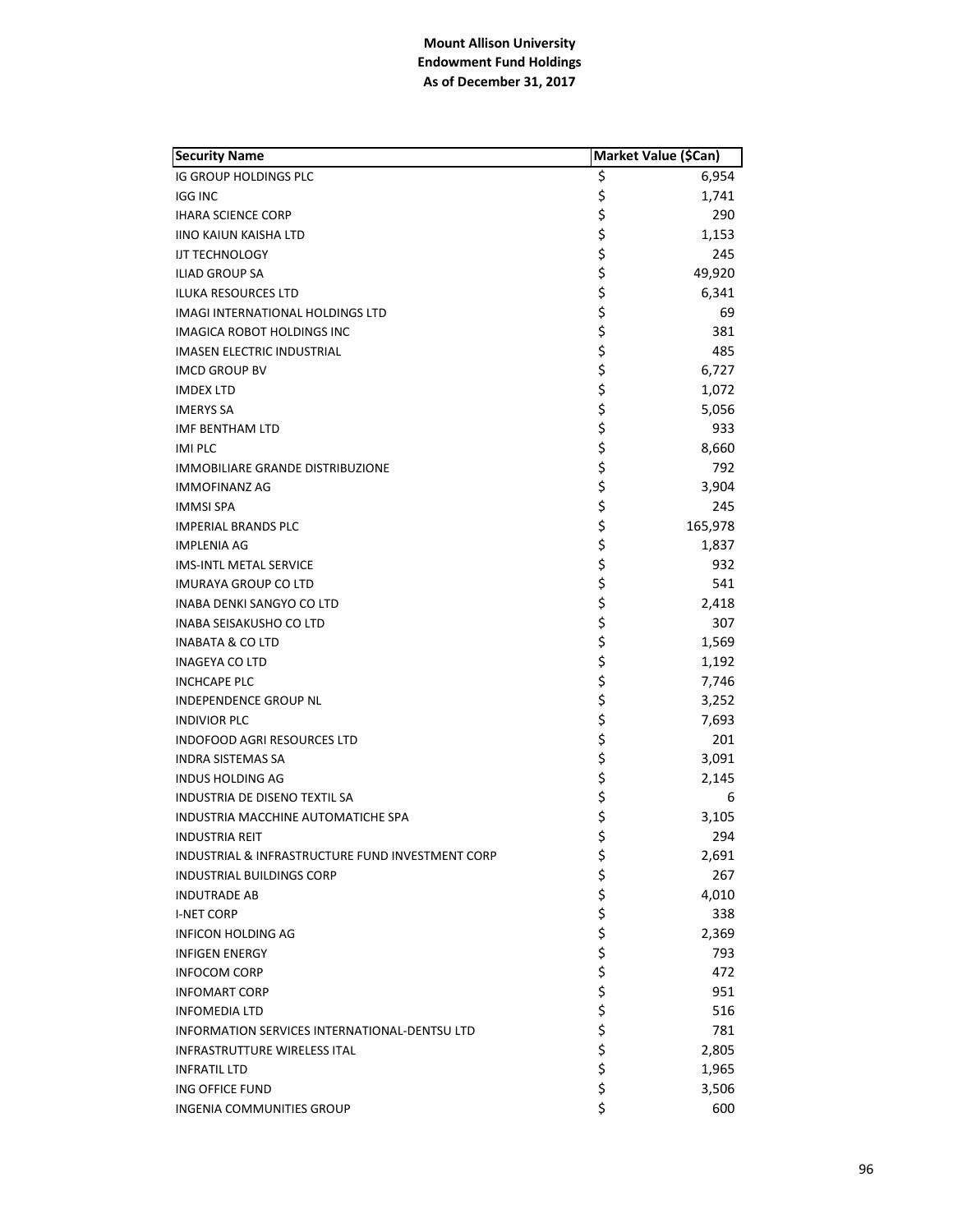**Mount Allison University**
**Endowment Fund Holdings**
**As of December 31, 2017**

| Security Name | Market Value ($Can) |
|---|---|
| IG GROUP HOLDINGS PLC | $ 6,954 |
| IGG INC | $ 1,741 |
| IHARA SCIENCE CORP | $ 290 |
| IINO KAIUN KAISHA LTD | $ 1,153 |
| IJT TECHNOLOGY | $ 245 |
| ILIAD GROUP SA | $ 49,920 |
| ILUKA RESOURCES LTD | $ 6,341 |
| IMAGI INTERNATIONAL HOLDINGS LTD | $ 69 |
| IMAGICA ROBOT HOLDINGS INC | $ 381 |
| IMASEN ELECTRIC INDUSTRIAL | $ 485 |
| IMCD GROUP BV | $ 6,727 |
| IMDEX LTD | $ 1,072 |
| IMERYS SA | $ 5,056 |
| IMF BENTHAM LTD | $ 933 |
| IMI PLC | $ 8,660 |
| IMMOBILIARE GRANDE DISTRIBUZIONE | $ 792 |
| IMMOFINANZ AG | $ 3,904 |
| IMMSI SPA | $ 245 |
| IMPERIAL BRANDS PLC | $ 165,978 |
| IMPLENIA AG | $ 1,837 |
| IMS-INTL METAL SERVICE | $ 932 |
| IMURAYA GROUP CO LTD | $ 541 |
| INABA DENKI SANGYO CO LTD | $ 2,418 |
| INABA SEISAKUSHO CO LTD | $ 307 |
| INABATA & CO LTD | $ 1,569 |
| INAGEYA CO LTD | $ 1,192 |
| INCHCAPE PLC | $ 7,746 |
| INDEPENDENCE GROUP NL | $ 3,252 |
| INDIVIOR PLC | $ 7,693 |
| INDOFOOD AGRI RESOURCES LTD | $ 201 |
| INDRA SISTEMAS SA | $ 3,091 |
| INDUS HOLDING AG | $ 2,145 |
| INDUSTRIA DE DISENO TEXTIL SA | $ 6 |
| INDUSTRIA MACCHINE AUTOMATICHE SPA | $ 3,105 |
| INDUSTRIA REIT | $ 294 |
| INDUSTRIAL & INFRASTRUCTURE FUND INVESTMENT CORP | $ 2,691 |
| INDUSTRIAL BUILDINGS CORP | $ 267 |
| INDUTRADE AB | $ 4,010 |
| I-NET CORP | $ 338 |
| INFICON HOLDING AG | $ 2,369 |
| INFIGEN ENERGY | $ 793 |
| INFOCOM CORP | $ 472 |
| INFOMART CORP | $ 951 |
| INFOMEDIA LTD | $ 516 |
| INFORMATION SERVICES INTERNATIONAL-DENTSU LTD | $ 781 |
| INFRASTRUTTURE WIRELESS ITAL | $ 2,805 |
| INFRATIL LTD | $ 1,965 |
| ING OFFICE FUND | $ 3,506 |
| INGENIA COMMUNITIES GROUP | $ 600 |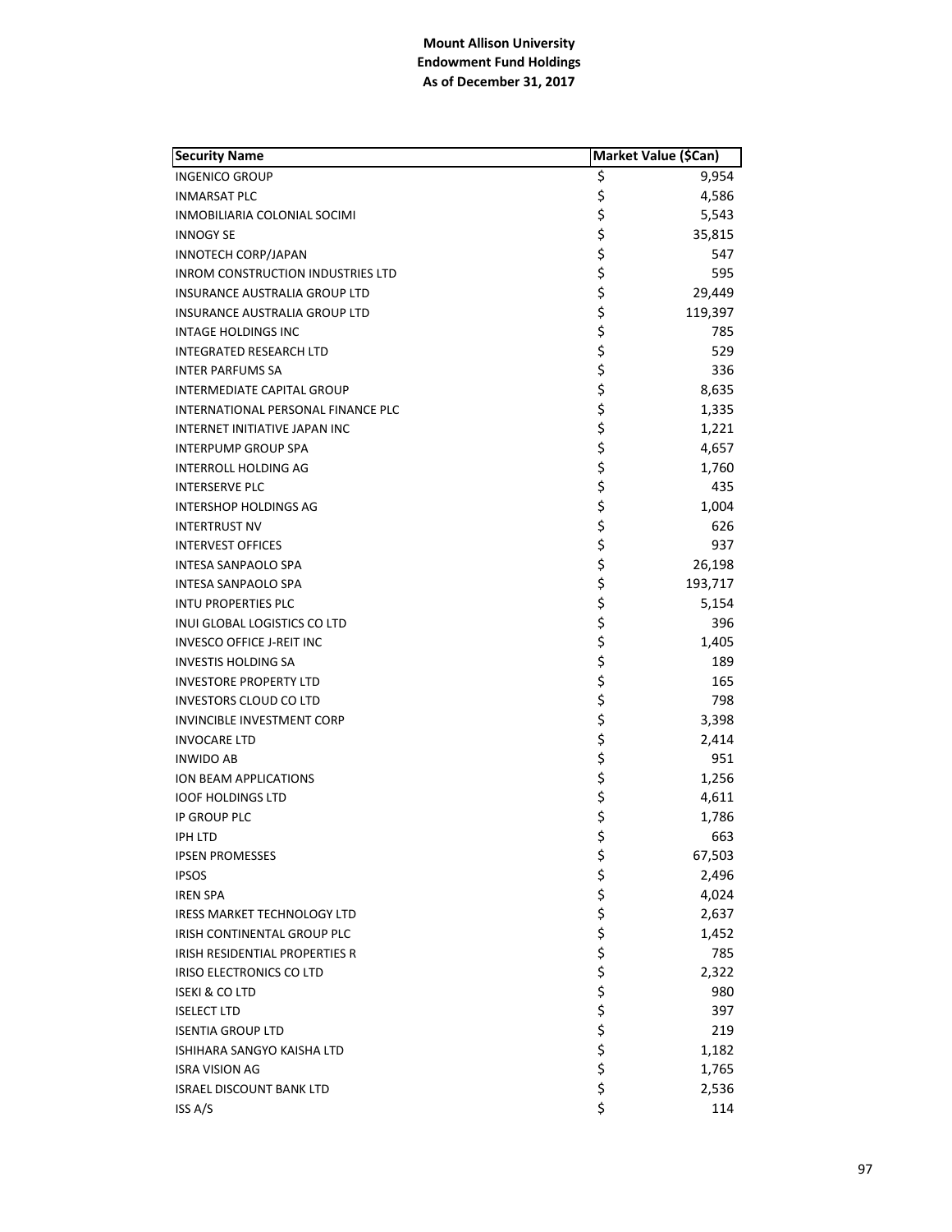**Mount Allison University**
**Endowment Fund Holdings**
**As of December 31, 2017**

| Security Name | Market Value ($Can) |
|---|---|
| INGENICO GROUP | $ 9,954 |
| INMARSAT PLC | $ 4,586 |
| INMOBILIARIA COLONIAL SOCIMI | $ 5,543 |
| INNOGY SE | $ 35,815 |
| INNOTECH CORP/JAPAN | $ 547 |
| INROM CONSTRUCTION INDUSTRIES LTD | $ 595 |
| INSURANCE AUSTRALIA GROUP LTD | $ 29,449 |
| INSURANCE AUSTRALIA GROUP LTD | $ 119,397 |
| INTAGE HOLDINGS INC | $ 785 |
| INTEGRATED RESEARCH LTD | $ 529 |
| INTER PARFUMS SA | $ 336 |
| INTERMEDIATE CAPITAL GROUP | $ 8,635 |
| INTERNATIONAL PERSONAL FINANCE PLC | $ 1,335 |
| INTERNET INITIATIVE JAPAN INC | $ 1,221 |
| INTERPUMP GROUP SPA | $ 4,657 |
| INTERROLL HOLDING AG | $ 1,760 |
| INTERSERVE PLC | $ 435 |
| INTERSHOP HOLDINGS AG | $ 1,004 |
| INTERTRUST NV | $ 626 |
| INTERVEST OFFICES | $ 937 |
| INTESA SANPAOLO SPA | $ 26,198 |
| INTESA SANPAOLO SPA | $ 193,717 |
| INTU PROPERTIES PLC | $ 5,154 |
| INUI GLOBAL LOGISTICS CO LTD | $ 396 |
| INVESCO OFFICE J-REIT INC | $ 1,405 |
| INVESTIS HOLDING SA | $ 189 |
| INVESTORE PROPERTY LTD | $ 165 |
| INVESTORS CLOUD CO LTD | $ 798 |
| INVINCIBLE INVESTMENT CORP | $ 3,398 |
| INVOCARE LTD | $ 2,414 |
| INWIDO AB | $ 951 |
| ION BEAM APPLICATIONS | $ 1,256 |
| IOOF HOLDINGS LTD | $ 4,611 |
| IP GROUP PLC | $ 1,786 |
| IPH LTD | $ 663 |
| IPSEN PROMESSES | $ 67,503 |
| IPSOS | $ 2,496 |
| IREN SPA | $ 4,024 |
| IRESS MARKET TECHNOLOGY LTD | $ 2,637 |
| IRISH CONTINENTAL GROUP PLC | $ 1,452 |
| IRISH RESIDENTIAL PROPERTIES R | $ 785 |
| IRISO ELECTRONICS CO LTD | $ 2,322 |
| ISEKI & CO LTD | $ 980 |
| ISELECT LTD | $ 397 |
| ISENTIA GROUP LTD | $ 219 |
| ISHIHARA SANGYO KAISHA LTD | $ 1,182 |
| ISRA VISION AG | $ 1,765 |
| ISRAEL DISCOUNT BANK LTD | $ 2,536 |
| ISS A/S | $ 114 |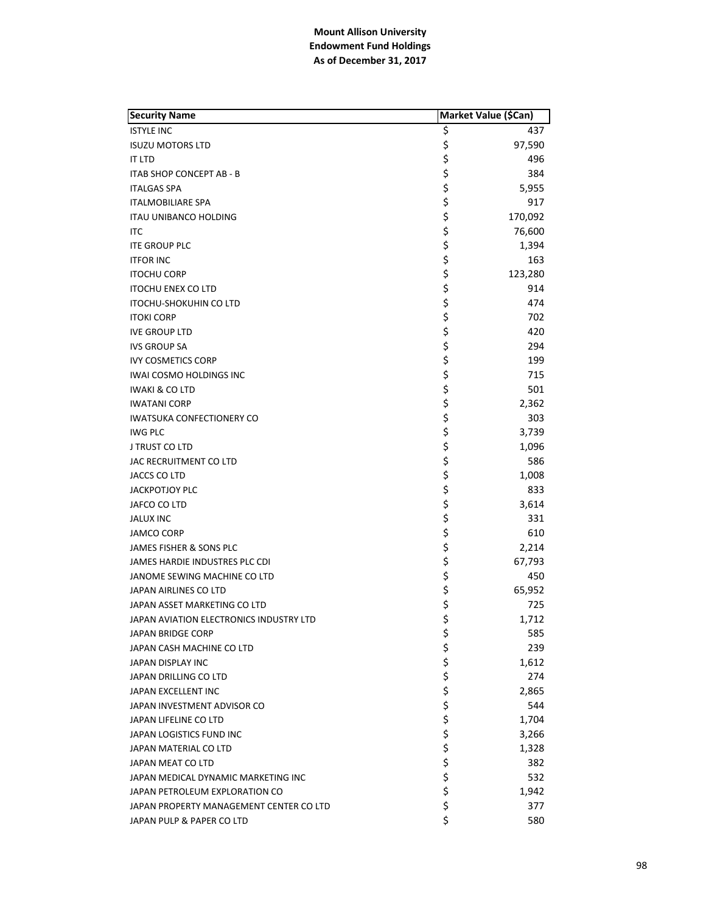**Mount Allison University**
**Endowment Fund Holdings**
**As of December 31, 2017**

| Security Name | Market Value ($Can) |
|---|---|
| ISTYLE INC | $ 437 |
| ISUZU MOTORS LTD | $ 97,590 |
| IT LTD | $ 496 |
| ITAB SHOP CONCEPT AB - B | $ 384 |
| ITALGAS SPA | $ 5,955 |
| ITALMOBILIARE SPA | $ 917 |
| ITAU UNIBANCO HOLDING | $ 170,092 |
| ITC | $ 76,600 |
| ITE GROUP PLC | $ 1,394 |
| ITFOR INC | $ 163 |
| ITOCHU CORP | $ 123,280 |
| ITOCHU ENEX CO LTD | $ 914 |
| ITOCHU-SHOKUHIN CO LTD | $ 474 |
| ITOKI CORP | $ 702 |
| IVE GROUP LTD | $ 420 |
| IVS GROUP SA | $ 294 |
| IVY COSMETICS CORP | $ 199 |
| IWAI COSMO HOLDINGS INC | $ 715 |
| IWAKI & CO LTD | $ 501 |
| IWATANI CORP | $ 2,362 |
| IWATSUKA CONFECTIONERY CO | $ 303 |
| IWG PLC | $ 3,739 |
| J TRUST CO LTD | $ 1,096 |
| JAC RECRUITMENT CO LTD | $ 586 |
| JACCS CO LTD | $ 1,008 |
| JACKPOTJOY PLC | $ 833 |
| JAFCO CO LTD | $ 3,614 |
| JALUX INC | $ 331 |
| JAMCO CORP | $ 610 |
| JAMES FISHER & SONS PLC | $ 2,214 |
| JAMES HARDIE INDUSTRES PLC CDI | $ 67,793 |
| JANOME SEWING MACHINE CO LTD | $ 450 |
| JAPAN AIRLINES CO LTD | $ 65,952 |
| JAPAN ASSET MARKETING CO LTD | $ 725 |
| JAPAN AVIATION ELECTRONICS INDUSTRY LTD | $ 1,712 |
| JAPAN BRIDGE CORP | $ 585 |
| JAPAN CASH MACHINE CO LTD | $ 239 |
| JAPAN DISPLAY INC | $ 1,612 |
| JAPAN DRILLING CO LTD | $ 274 |
| JAPAN EXCELLENT INC | $ 2,865 |
| JAPAN INVESTMENT ADVISOR CO | $ 544 |
| JAPAN LIFELINE CO LTD | $ 1,704 |
| JAPAN LOGISTICS FUND INC | $ 3,266 |
| JAPAN MATERIAL CO LTD | $ 1,328 |
| JAPAN MEAT CO LTD | $ 382 |
| JAPAN MEDICAL DYNAMIC MARKETING INC | $ 532 |
| JAPAN PETROLEUM EXPLORATION CO | $ 1,942 |
| JAPAN PROPERTY MANAGEMENT CENTER CO LTD | $ 377 |
| JAPAN PULP & PAPER CO LTD | $ 580 |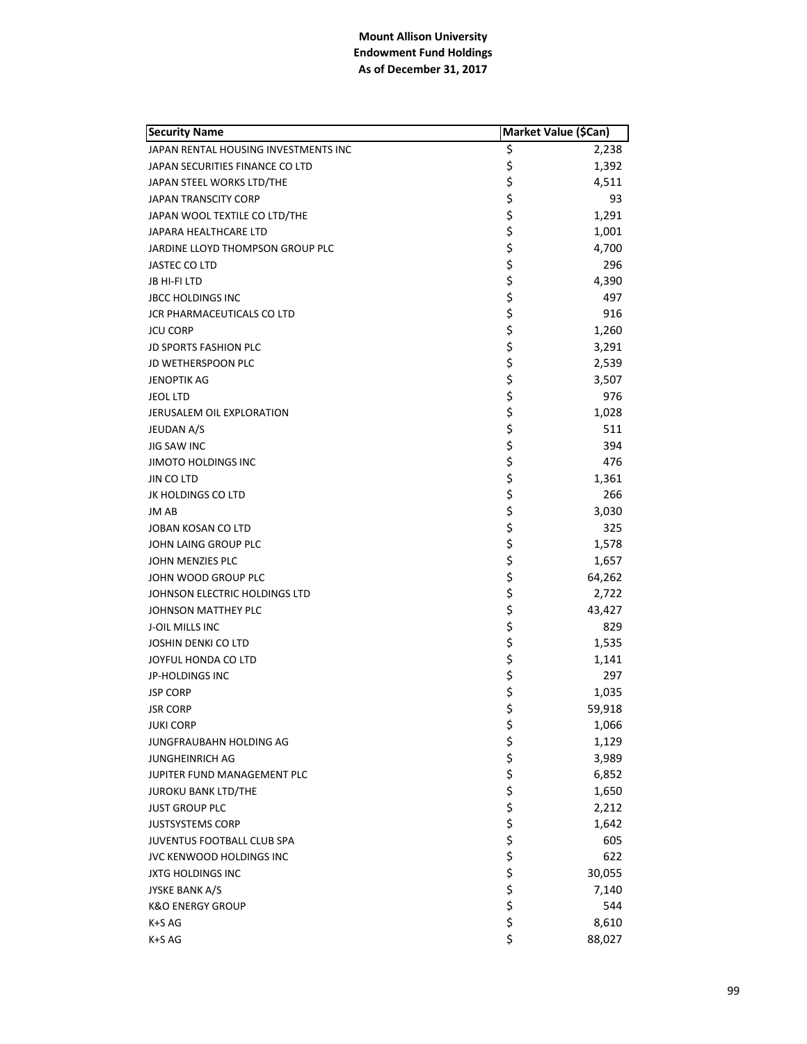**Mount Allison University**
**Endowment Fund Holdings**
**As of December 31, 2017**

| Security Name | Market Value ($Can) |
|---|---|
| JAPAN RENTAL HOUSING INVESTMENTS INC | $ 2,238 |
| JAPAN SECURITIES FINANCE CO LTD | $ 1,392 |
| JAPAN STEEL WORKS LTD/THE | $ 4,511 |
| JAPAN TRANSCITY CORP | $ 93 |
| JAPAN WOOL TEXTILE CO LTD/THE | $ 1,291 |
| JAPARA HEALTHCARE LTD | $ 1,001 |
| JARDINE LLOYD THOMPSON GROUP PLC | $ 4,700 |
| JASTEC CO LTD | $ 296 |
| JB HI-FI LTD | $ 4,390 |
| JBCC HOLDINGS INC | $ 497 |
| JCR PHARMACEUTICALS CO LTD | $ 916 |
| JCU CORP | $ 1,260 |
| JD SPORTS FASHION PLC | $ 3,291 |
| JD WETHERSPOON PLC | $ 2,539 |
| JENOPTIK AG | $ 3,507 |
| JEOL LTD | $ 976 |
| JERUSALEM OIL EXPLORATION | $ 1,028 |
| JEUDAN A/S | $ 511 |
| JIG SAW INC | $ 394 |
| JIMOTO HOLDINGS INC | $ 476 |
| JIN CO LTD | $ 1,361 |
| JK HOLDINGS CO LTD | $ 266 |
| JM AB | $ 3,030 |
| JOBAN KOSAN CO LTD | $ 325 |
| JOHN LAING GROUP PLC | $ 1,578 |
| JOHN MENZIES PLC | $ 1,657 |
| JOHN WOOD GROUP PLC | $ 64,262 |
| JOHNSON ELECTRIC HOLDINGS LTD | $ 2,722 |
| JOHNSON MATTHEY PLC | $ 43,427 |
| J-OIL MILLS INC | $ 829 |
| JOSHIN DENKI CO LTD | $ 1,535 |
| JOYFUL HONDA CO LTD | $ 1,141 |
| JP-HOLDINGS INC | $ 297 |
| JSP CORP | $ 1,035 |
| JSR CORP | $ 59,918 |
| JUKI CORP | $ 1,066 |
| JUNGFRAUBAHN HOLDING AG | $ 1,129 |
| JUNGHEINRICH AG | $ 3,989 |
| JUPITER FUND MANAGEMENT PLC | $ 6,852 |
| JUROKU BANK LTD/THE | $ 1,650 |
| JUST GROUP PLC | $ 2,212 |
| JUSTSYSTEMS CORP | $ 1,642 |
| JUVENTUS FOOTBALL CLUB SPA | $ 605 |
| JVC KENWOOD HOLDINGS INC | $ 622 |
| JXTG HOLDINGS INC | $ 30,055 |
| JYSKE BANK A/S | $ 7,140 |
| K&O ENERGY GROUP | $ 544 |
| K+S AG | $ 8,610 |
| K+S AG | $ 88,027 |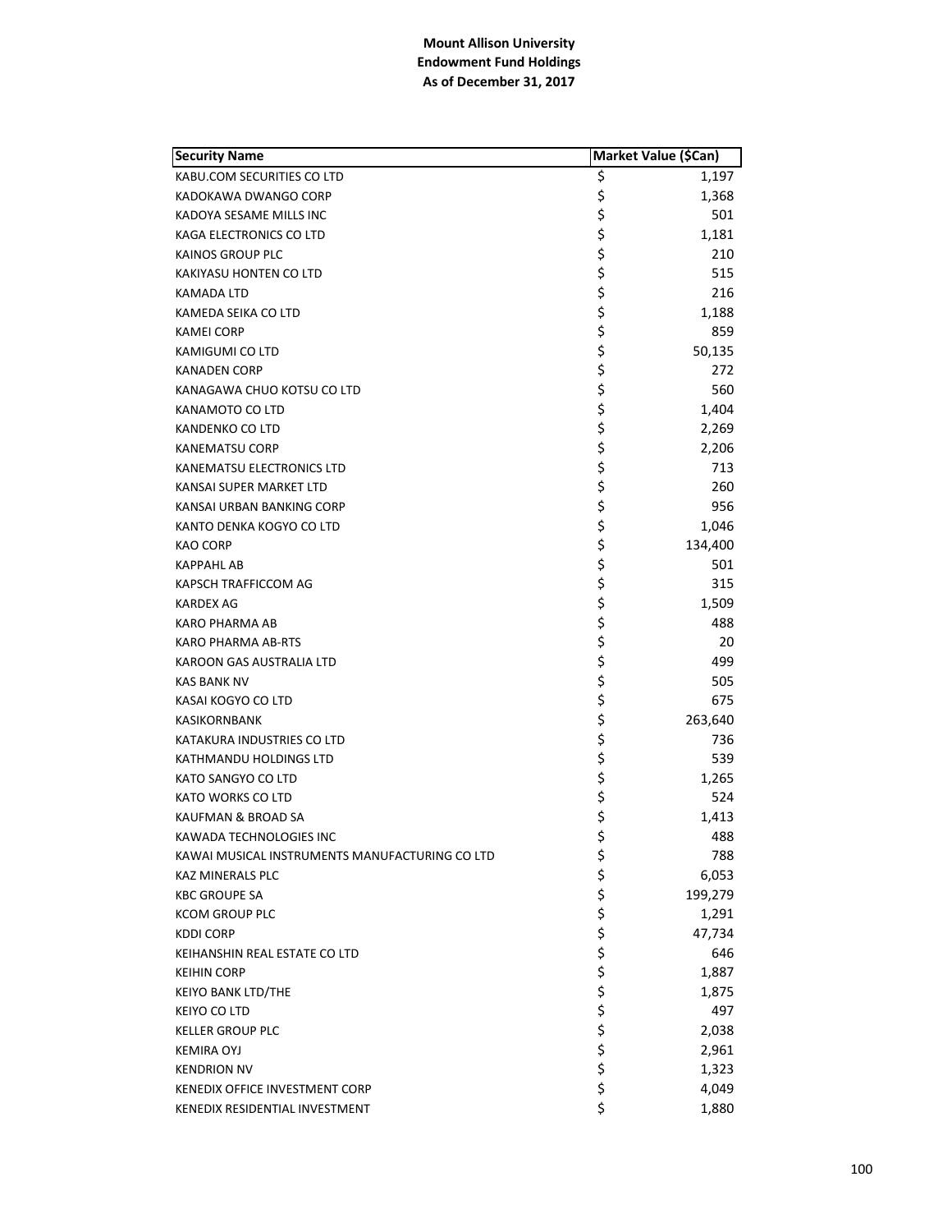**Mount Allison University**
**Endowment Fund Holdings**
**As of December 31, 2017**

| Security Name | Market Value ($Can) |
|---|---|
| KABU.COM SECURITIES CO LTD | $ 1,197 |
| KADOKAWA DWANGO CORP | $ 1,368 |
| KADOYA SESAME MILLS INC | $ 501 |
| KAGA ELECTRONICS CO LTD | $ 1,181 |
| KAINOS GROUP PLC | $ 210 |
| KAKIYASU HONTEN CO LTD | $ 515 |
| KAMADA LTD | $ 216 |
| KAMEDA SEIKA CO LTD | $ 1,188 |
| KAMEI CORP | $ 859 |
| KAMIGUMI CO LTD | $ 50,135 |
| KANADEN CORP | $ 272 |
| KANAGAWA CHUO KOTSU CO LTD | $ 560 |
| KANAMOTO CO LTD | $ 1,404 |
| KANDENKO CO LTD | $ 2,269 |
| KANEMATSU CORP | $ 2,206 |
| KANEMATSU ELECTRONICS LTD | $ 713 |
| KANSAI SUPER MARKET LTD | $ 260 |
| KANSAI URBAN BANKING CORP | $ 956 |
| KANTO DENKA KOGYO CO LTD | $ 1,046 |
| KAO CORP | $ 134,400 |
| KAPPAHL AB | $ 501 |
| KAPSCH TRAFFICCOM AG | $ 315 |
| KARDEX AG | $ 1,509 |
| KARO PHARMA AB | $ 488 |
| KARO PHARMA AB-RTS | $ 20 |
| KAROON GAS AUSTRALIA LTD | $ 499 |
| KAS BANK NV | $ 505 |
| KASAI KOGYO CO LTD | $ 675 |
| KASIKORNBANK | $ 263,640 |
| KATAKURA INDUSTRIES CO LTD | $ 736 |
| KATHMANDU HOLDINGS LTD | $ 539 |
| KATO SANGYO CO LTD | $ 1,265 |
| KATO WORKS CO LTD | $ 524 |
| KAUFMAN & BROAD SA | $ 1,413 |
| KAWADA TECHNOLOGIES INC | $ 488 |
| KAWAI MUSICAL INSTRUMENTS MANUFACTURING CO LTD | $ 788 |
| KAZ MINERALS PLC | $ 6,053 |
| KBC GROUPE SA | $ 199,279 |
| KCOM GROUP PLC | $ 1,291 |
| KDDI CORP | $ 47,734 |
| KEIHANSHIN REAL ESTATE CO LTD | $ 646 |
| KEIHIN CORP | $ 1,887 |
| KEIYO BANK LTD/THE | $ 1,875 |
| KEIYO CO LTD | $ 497 |
| KELLER GROUP PLC | $ 2,038 |
| KEMIRA OYJ | $ 2,961 |
| KENDRION NV | $ 1,323 |
| KENEDIX OFFICE INVESTMENT CORP | $ 4,049 |
| KENEDIX RESIDENTIAL INVESTMENT | $ 1,880 |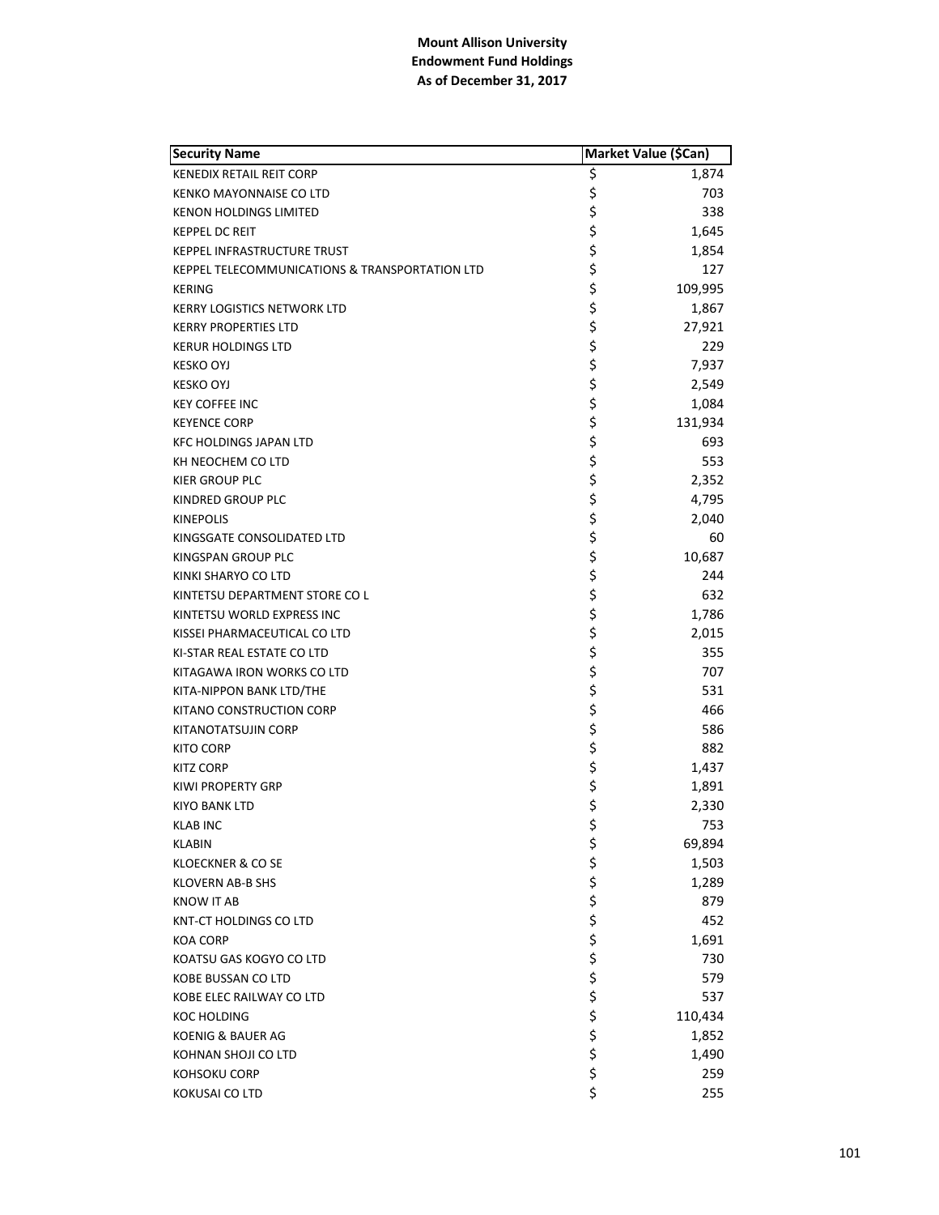**Mount Allison University**
**Endowment Fund Holdings**
**As of December 31, 2017**

| Security Name | Market Value ($Can) |
|---|---|
| KENEDIX RETAIL REIT CORP | $ 1,874 |
| KENKO MAYONNAISE CO LTD | $ 703 |
| KENON HOLDINGS LIMITED | $ 338 |
| KEPPEL DC REIT | $ 1,645 |
| KEPPEL INFRASTRUCTURE TRUST | $ 1,854 |
| KEPPEL TELECOMMUNICATIONS & TRANSPORTATION LTD | $ 127 |
| KERING | $ 109,995 |
| KERRY LOGISTICS NETWORK LTD | $ 1,867 |
| KERRY PROPERTIES LTD | $ 27,921 |
| KERUR HOLDINGS LTD | $ 229 |
| KESKO OYJ | $ 7,937 |
| KESKO OYJ | $ 2,549 |
| KEY COFFEE INC | $ 1,084 |
| KEYENCE CORP | $ 131,934 |
| KFC HOLDINGS JAPAN LTD | $ 693 |
| KH NEOCHEM CO LTD | $ 553 |
| KIER GROUP PLC | $ 2,352 |
| KINDRED GROUP PLC | $ 4,795 |
| KINEPOLIS | $ 2,040 |
| KINGSGATE CONSOLIDATED LTD | $ 60 |
| KINGSPAN GROUP PLC | $ 10,687 |
| KINKI SHARYO CO LTD | $ 244 |
| KINTETSU DEPARTMENT STORE CO L | $ 632 |
| KINTETSU WORLD EXPRESS INC | $ 1,786 |
| KISSEI PHARMACEUTICAL CO LTD | $ 2,015 |
| KI-STAR REAL ESTATE CO LTD | $ 355 |
| KITAGAWA IRON WORKS CO LTD | $ 707 |
| KITA-NIPPON BANK LTD/THE | $ 531 |
| KITANO CONSTRUCTION CORP | $ 466 |
| KITANOTATSUJIN CORP | $ 586 |
| KITO CORP | $ 882 |
| KITZ CORP | $ 1,437 |
| KIWI PROPERTY GRP | $ 1,891 |
| KIYO BANK LTD | $ 2,330 |
| KLAB INC | $ 753 |
| KLABIN | $ 69,894 |
| KLOECKNER & CO SE | $ 1,503 |
| KLOVERN AB-B SHS | $ 1,289 |
| KNOW IT AB | $ 879 |
| KNT-CT HOLDINGS CO LTD | $ 452 |
| KOA CORP | $ 1,691 |
| KOATSU GAS KOGYO CO LTD | $ 730 |
| KOBE BUSSAN CO LTD | $ 579 |
| KOBE ELEC RAILWAY CO LTD | $ 537 |
| KOC HOLDING | $ 110,434 |
| KOENIG & BAUER AG | $ 1,852 |
| KOHNAN SHOJI CO LTD | $ 1,490 |
| KOHSOKU CORP | $ 259 |
| KOKUSAI CO LTD | $ 255 |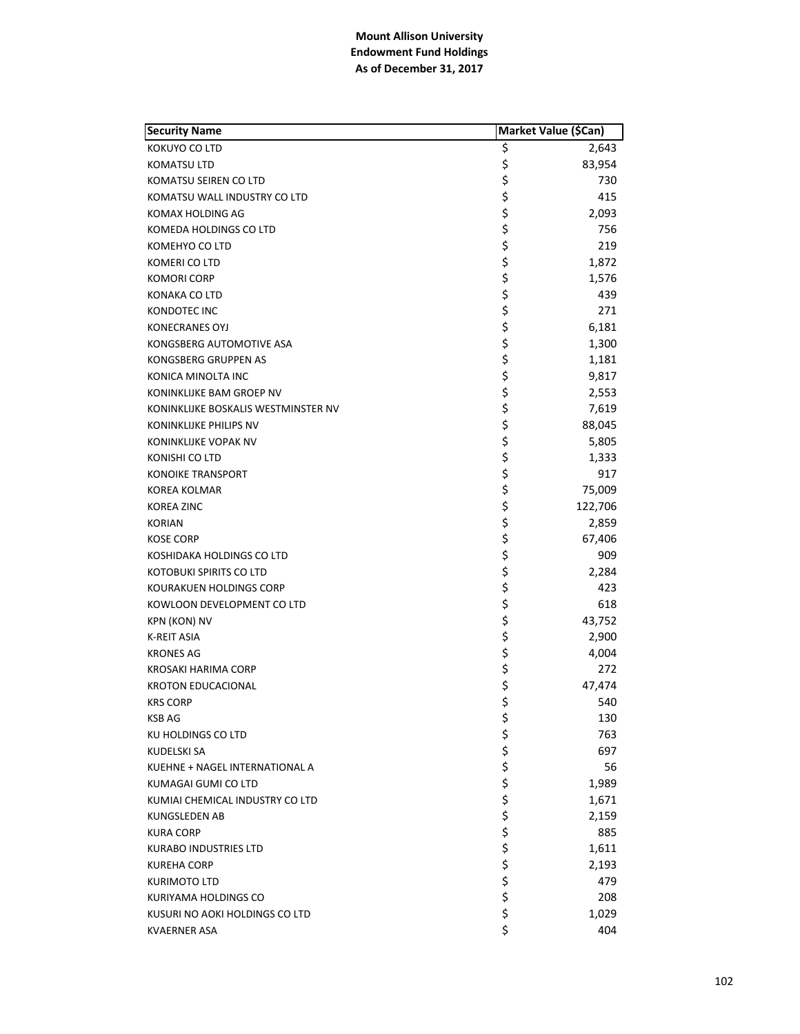**Mount Allison University**
**Endowment Fund Holdings**
**As of December 31, 2017**

| Security Name | Market Value ($Can) |
|---|---|
| KOKUYO CO LTD | $ 2,643 |
| KOMATSU LTD | $ 83,954 |
| KOMATSU SEIREN CO LTD | $ 730 |
| KOMATSU WALL INDUSTRY CO LTD | $ 415 |
| KOMAX HOLDING AG | $ 2,093 |
| KOMEDA HOLDINGS CO LTD | $ 756 |
| KOMEHYO CO LTD | $ 219 |
| KOMERI CO LTD | $ 1,872 |
| KOMORI CORP | $ 1,576 |
| KONAKA CO LTD | $ 439 |
| KONDOTEC INC | $ 271 |
| KONECRANES OYJ | $ 6,181 |
| KONGSBERG AUTOMOTIVE ASA | $ 1,300 |
| KONGSBERG GRUPPEN AS | $ 1,181 |
| KONICA MINOLTA INC | $ 9,817 |
| KONINKLIJKE BAM GROEP NV | $ 2,553 |
| KONINKLIJKE BOSKALIS WESTMINSTER NV | $ 7,619 |
| KONINKLIJKE PHILIPS NV | $ 88,045 |
| KONINKLIJKE VOPAK NV | $ 5,805 |
| KONISHI CO LTD | $ 1,333 |
| KONOIKE TRANSPORT | $ 917 |
| KOREA KOLMAR | $ 75,009 |
| KOREA ZINC | $ 122,706 |
| KORIAN | $ 2,859 |
| KOSE CORP | $ 67,406 |
| KOSHIDAKA HOLDINGS CO LTD | $ 909 |
| KOTOBUKI SPIRITS CO LTD | $ 2,284 |
| KOURAKUEN HOLDINGS CORP | $ 423 |
| KOWLOON DEVELOPMENT CO LTD | $ 618 |
| KPN (KON) NV | $ 43,752 |
| K-REIT ASIA | $ 2,900 |
| KRONES AG | $ 4,004 |
| KROSAKI HARIMA CORP | $ 272 |
| KROTON EDUCACIONAL | $ 47,474 |
| KRS CORP | $ 540 |
| KSB AG | $ 130 |
| KU HOLDINGS CO LTD | $ 763 |
| KUDELSKI SA | $ 697 |
| KUEHNE + NAGEL INTERNATIONAL A | $ 56 |
| KUMAGAI GUMI CO LTD | $ 1,989 |
| KUMIAI CHEMICAL INDUSTRY CO LTD | $ 1,671 |
| KUNGSLEDEN AB | $ 2,159 |
| KURA CORP | $ 885 |
| KURABO INDUSTRIES LTD | $ 1,611 |
| KUREHA CORP | $ 2,193 |
| KURIMOTO LTD | $ 479 |
| KURIYAMA HOLDINGS CO | $ 208 |
| KUSURI NO AOKI HOLDINGS CO LTD | $ 1,029 |
| KVAERNER ASA | $ 404 |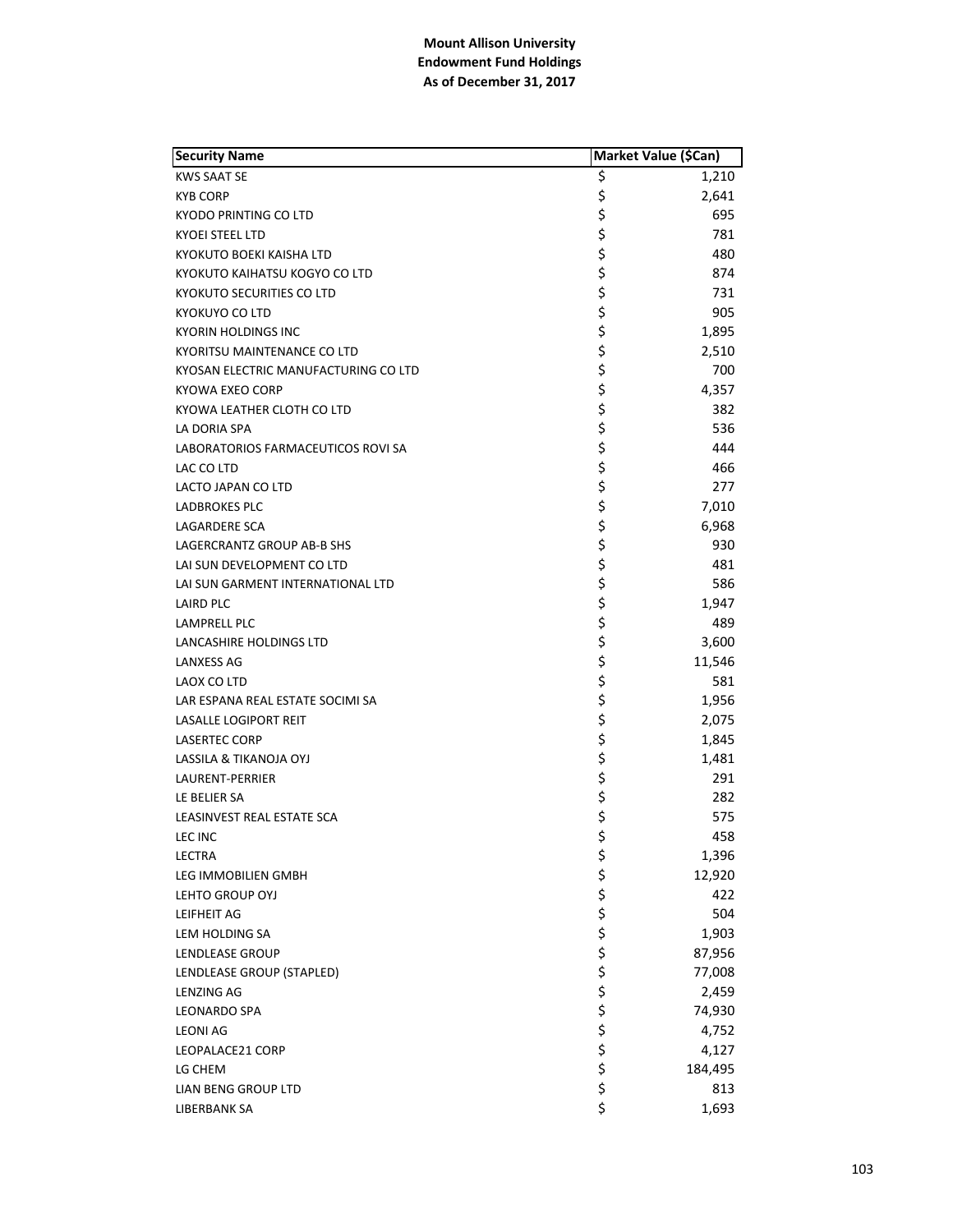**Mount Allison University**
**Endowment Fund Holdings**
**As of December 31, 2017**

| Security Name | Market Value ($Can) |
|---|---|
| KWS SAAT SE | $ 1,210 |
| KYB CORP | $ 2,641 |
| KYODO PRINTING CO LTD | $ 695 |
| KYOEI STEEL LTD | $ 781 |
| KYOKUTO BOEKI KAISHA LTD | $ 480 |
| KYOKUTO KAIHATSU KOGYO CO LTD | $ 874 |
| KYOKUTO SECURITIES CO LTD | $ 731 |
| KYOKUYO CO LTD | $ 905 |
| KYORIN HOLDINGS INC | $ 1,895 |
| KYORITSU MAINTENANCE CO LTD | $ 2,510 |
| KYOSAN ELECTRIC MANUFACTURING CO LTD | $ 700 |
| KYOWA EXEO CORP | $ 4,357 |
| KYOWA LEATHER CLOTH CO LTD | $ 382 |
| LA DORIA SPA | $ 536 |
| LABORATORIOS FARMACEUTICOS ROVI SA | $ 444 |
| LAC CO LTD | $ 466 |
| LACTO JAPAN CO LTD | $ 277 |
| LADBROKES PLC | $ 7,010 |
| LAGARDERE SCA | $ 6,968 |
| LAGERCRANTZ GROUP AB-B SHS | $ 930 |
| LAI SUN DEVELOPMENT CO LTD | $ 481 |
| LAI SUN GARMENT INTERNATIONAL LTD | $ 586 |
| LAIRD PLC | $ 1,947 |
| LAMPRELL PLC | $ 489 |
| LANCASHIRE HOLDINGS LTD | $ 3,600 |
| LANXESS AG | $ 11,546 |
| LAOX CO LTD | $ 581 |
| LAR ESPANA REAL ESTATE SOCIMI SA | $ 1,956 |
| LASALLE LOGIPORT REIT | $ 2,075 |
| LASERTEC CORP | $ 1,845 |
| LASSILA & TIKANOJA OYJ | $ 1,481 |
| LAURENT-PERRIER | $ 291 |
| LE BELIER SA | $ 282 |
| LEASINVEST REAL ESTATE SCA | $ 575 |
| LEC INC | $ 458 |
| LECTRA | $ 1,396 |
| LEG IMMOBILIEN GMBH | $ 12,920 |
| LEHTO GROUP OYJ | $ 422 |
| LEIFHEIT AG | $ 504 |
| LEM HOLDING SA | $ 1,903 |
| LENDLEASE GROUP | $ 87,956 |
| LENDLEASE GROUP (STAPLED) | $ 77,008 |
| LENZING AG | $ 2,459 |
| LEONARDO SPA | $ 74,930 |
| LEONI AG | $ 4,752 |
| LEOPALACE21 CORP | $ 4,127 |
| LG CHEM | $ 184,495 |
| LIAN BENG GROUP LTD | $ 813 |
| LIBERBANK SA | $ 1,693 |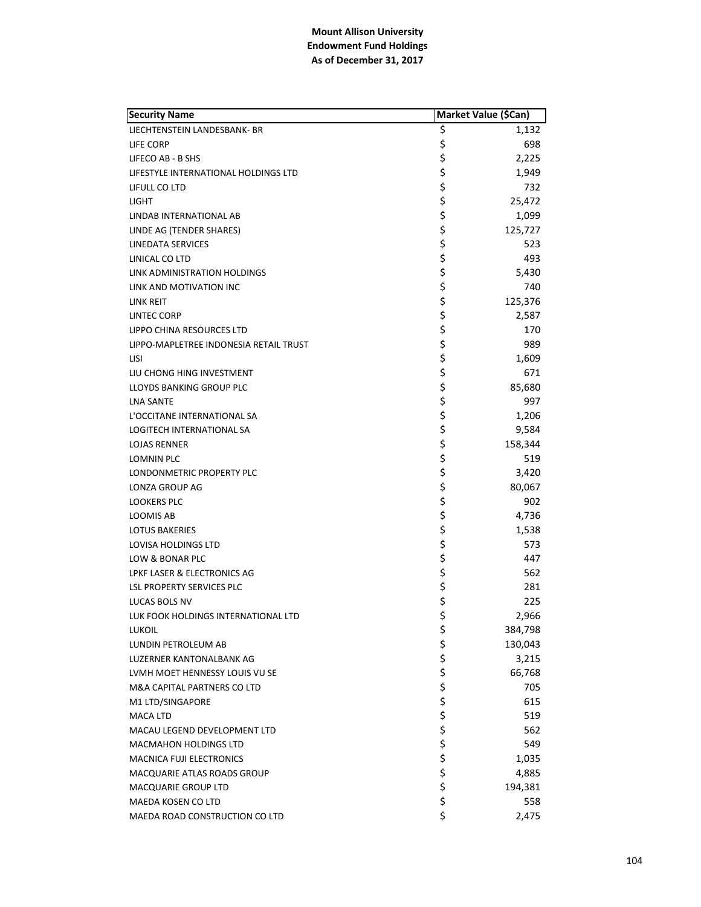**Mount Allison University**
**Endowment Fund Holdings**
**As of December 31, 2017**

| Security Name | Market Value ($Can) |
|---|---|
| LIECHTENSTEIN LANDESBANK- BR | $ 1,132 |
| LIFE CORP | $ 698 |
| LIFECO AB - B SHS | $ 2,225 |
| LIFESTYLE INTERNATIONAL HOLDINGS LTD | $ 1,949 |
| LIFULL CO LTD | $ 732 |
| LIGHT | $ 25,472 |
| LINDAB INTERNATIONAL AB | $ 1,099 |
| LINDE AG (TENDER SHARES) | $ 125,727 |
| LINEDATA SERVICES | $ 523 |
| LINICAL CO LTD | $ 493 |
| LINK ADMINISTRATION HOLDINGS | $ 5,430 |
| LINK AND MOTIVATION INC | $ 740 |
| LINK REIT | $ 125,376 |
| LINTEC CORP | $ 2,587 |
| LIPPO CHINA RESOURCES LTD | $ 170 |
| LIPPO-MAPLETREE INDONESIA RETAIL TRUST | $ 989 |
| LISI | $ 1,609 |
| LIU CHONG HING INVESTMENT | $ 671 |
| LLOYDS BANKING GROUP PLC | $ 85,680 |
| LNA SANTE | $ 997 |
| L'OCCITANE INTERNATIONAL SA | $ 1,206 |
| LOGITECH INTERNATIONAL SA | $ 9,584 |
| LOJAS RENNER | $ 158,344 |
| LOMNIN PLC | $ 519 |
| LONDONMETRIC PROPERTY PLC | $ 3,420 |
| LONZA GROUP AG | $ 80,067 |
| LOOKERS PLC | $ 902 |
| LOOMIS AB | $ 4,736 |
| LOTUS BAKERIES | $ 1,538 |
| LOVISA HOLDINGS LTD | $ 573 |
| LOW & BONAR PLC | $ 447 |
| LPKF LASER & ELECTRONICS AG | $ 562 |
| LSL PROPERTY SERVICES PLC | $ 281 |
| LUCAS BOLS NV | $ 225 |
| LUK FOOK HOLDINGS INTERNATIONAL LTD | $ 2,966 |
| LUKOIL | $ 384,798 |
| LUNDIN PETROLEUM AB | $ 130,043 |
| LUZERNER KANTONALBANK AG | $ 3,215 |
| LVMH MOET HENNESSY LOUIS VU SE | $ 66,768 |
| M&A CAPITAL PARTNERS CO LTD | $ 705 |
| M1 LTD/SINGAPORE | $ 615 |
| MACA LTD | $ 519 |
| MACAU LEGEND DEVELOPMENT LTD | $ 562 |
| MACMAHON HOLDINGS LTD | $ 549 |
| MACNICA FUJI ELECTRONICS | $ 1,035 |
| MACQUARIE ATLAS ROADS GROUP | $ 4,885 |
| MACQUARIE GROUP LTD | $ 194,381 |
| MAEDA KOSEN CO LTD | $ 558 |
| MAEDA ROAD CONSTRUCTION CO LTD | $ 2,475 |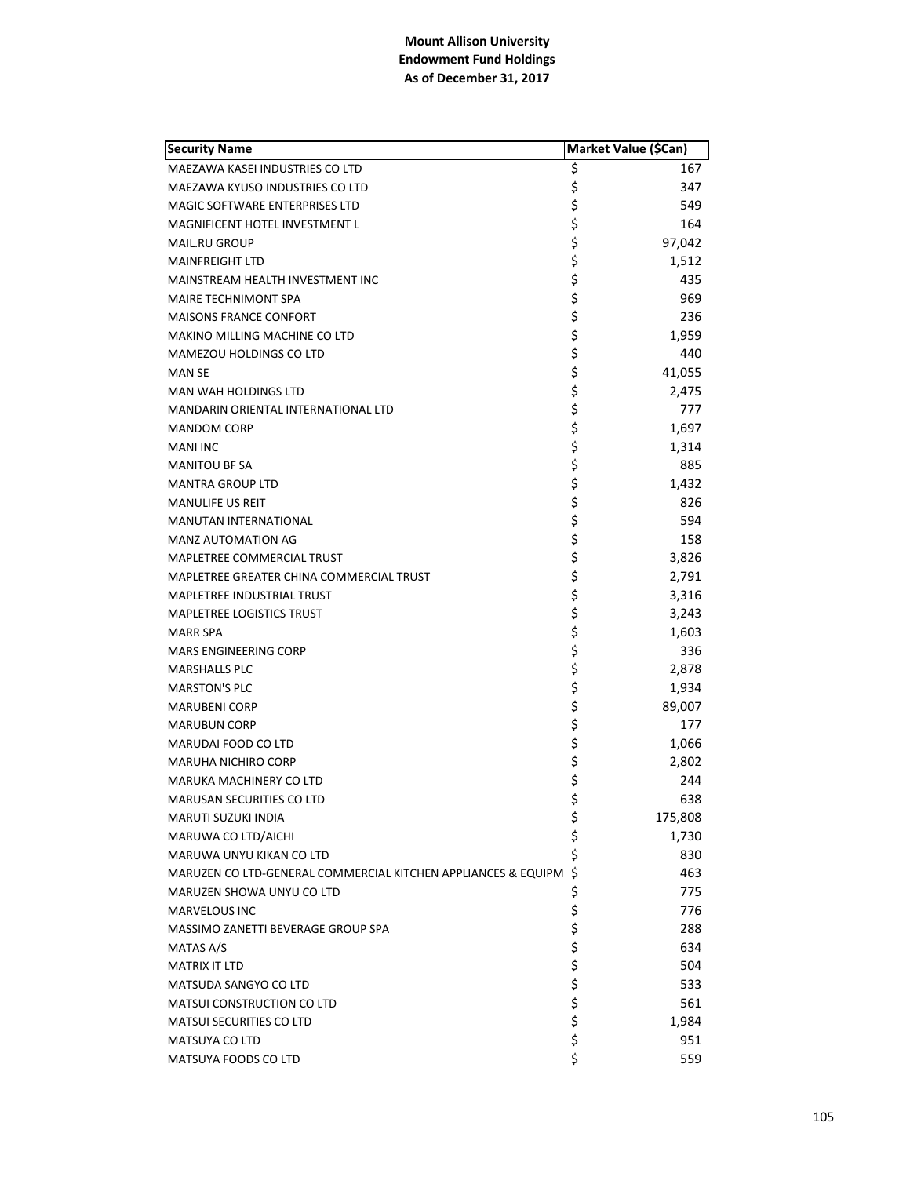**Mount Allison University**
**Endowment Fund Holdings**
**As of December 31, 2017**

| Security Name | Market Value ($Can) |
|---|---|
| MAEZAWA KASEI INDUSTRIES CO LTD | $ 167 |
| MAEZAWA KYUSO INDUSTRIES CO LTD | $ 347 |
| MAGIC SOFTWARE ENTERPRISES LTD | $ 549 |
| MAGNIFICENT HOTEL INVESTMENT L | $ 164 |
| MAIL.RU GROUP | $ 97,042 |
| MAINFREIGHT LTD | $ 1,512 |
| MAINSTREAM HEALTH INVESTMENT INC | $ 435 |
| MAIRE TECHNIMONT SPA | $ 969 |
| MAISONS FRANCE CONFORT | $ 236 |
| MAKINO MILLING MACHINE CO LTD | $ 1,959 |
| MAMEZOU HOLDINGS CO LTD | $ 440 |
| MAN SE | $ 41,055 |
| MAN WAH HOLDINGS LTD | $ 2,475 |
| MANDARIN ORIENTAL INTERNATIONAL LTD | $ 777 |
| MANDOM CORP | $ 1,697 |
| MANI INC | $ 1,314 |
| MANITOU BF SA | $ 885 |
| MANTRA GROUP LTD | $ 1,432 |
| MANULIFE US REIT | $ 826 |
| MANUTAN INTERNATIONAL | $ 594 |
| MANZ AUTOMATION AG | $ 158 |
| MAPLETREE COMMERCIAL TRUST | $ 3,826 |
| MAPLETREE GREATER CHINA COMMERCIAL TRUST | $ 2,791 |
| MAPLETREE INDUSTRIAL TRUST | $ 3,316 |
| MAPLETREE LOGISTICS TRUST | $ 3,243 |
| MARR SPA | $ 1,603 |
| MARS ENGINEERING CORP | $ 336 |
| MARSHALLS PLC | $ 2,878 |
| MARSTON'S PLC | $ 1,934 |
| MARUBENI CORP | $ 89,007 |
| MARUBUN CORP | $ 177 |
| MARUDAI FOOD CO LTD | $ 1,066 |
| MARUHA NICHIRO CORP | $ 2,802 |
| MARUKA MACHINERY CO LTD | $ 244 |
| MARUSAN SECURITIES CO LTD | $ 638 |
| MARUTI SUZUKI INDIA | $ 175,808 |
| MARUWA CO LTD/AICHI | $ 1,730 |
| MARUWA UNYU KIKAN CO LTD | $ 830 |
| MARUZEN CO LTD-GENERAL COMMERCIAL KITCHEN APPLIANCES & EQUIPM | $ 463 |
| MARUZEN SHOWA UNYU CO LTD | $ 775 |
| MARVELOUS INC | $ 776 |
| MASSIMO ZANETTI BEVERAGE GROUP SPA | $ 288 |
| MATAS A/S | $ 634 |
| MATRIX IT LTD | $ 504 |
| MATSUDA SANGYO CO LTD | $ 533 |
| MATSUI CONSTRUCTION CO LTD | $ 561 |
| MATSUI SECURITIES CO LTD | $ 1,984 |
| MATSUYA CO LTD | $ 951 |
| MATSUYA FOODS CO LTD | $ 559 |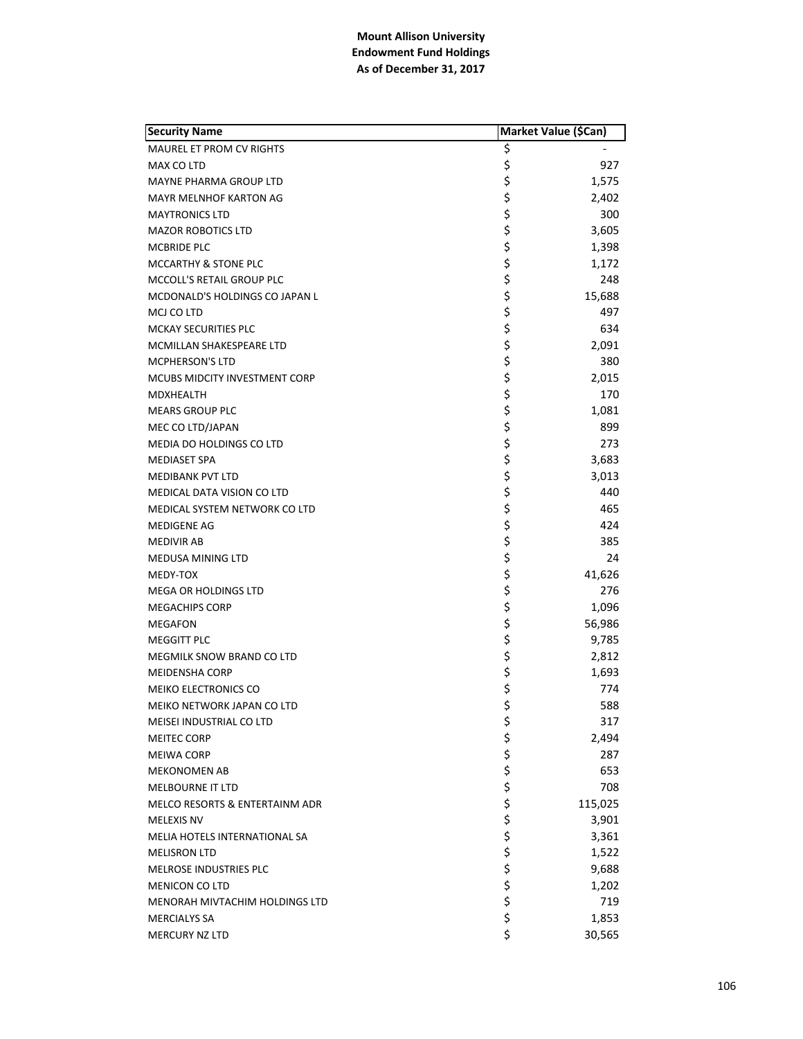**Mount Allison University**
**Endowment Fund Holdings**
**As of December 31, 2017**

| Security Name | Market Value ($Can) |
|---|---|
| MAUREL ET PROM CV RIGHTS | $ - |
| MAX CO LTD | $ 927 |
| MAYNE PHARMA GROUP LTD | $ 1,575 |
| MAYR MELNHOF KARTON AG | $ 2,402 |
| MAYTRONICS LTD | $ 300 |
| MAZOR ROBOTICS LTD | $ 3,605 |
| MCBRIDE PLC | $ 1,398 |
| MCCARTHY & STONE PLC | $ 1,172 |
| MCCOLL'S RETAIL GROUP PLC | $ 248 |
| MCDONALD'S HOLDINGS CO JAPAN L | $ 15,688 |
| MCJ CO LTD | $ 497 |
| MCKAY SECURITIES PLC | $ 634 |
| MCMILLAN SHAKESPEARE LTD | $ 2,091 |
| MCPHERSON'S LTD | $ 380 |
| MCUBS MIDCITY INVESTMENT CORP | $ 2,015 |
| MDXHEALTH | $ 170 |
| MEARS GROUP PLC | $ 1,081 |
| MEC CO LTD/JAPAN | $ 899 |
| MEDIA DO HOLDINGS CO LTD | $ 273 |
| MEDIASET SPA | $ 3,683 |
| MEDIBANK PVT LTD | $ 3,013 |
| MEDICAL DATA VISION CO LTD | $ 440 |
| MEDICAL SYSTEM NETWORK CO LTD | $ 465 |
| MEDIGENE AG | $ 424 |
| MEDIVIR AB | $ 385 |
| MEDUSA MINING LTD | $ 24 |
| MEDY-TOX | $ 41,626 |
| MEGA OR HOLDINGS LTD | $ 276 |
| MEGACHIPS CORP | $ 1,096 |
| MEGAFON | $ 56,986 |
| MEGGITT PLC | $ 9,785 |
| MEGMILK SNOW BRAND CO LTD | $ 2,812 |
| MEIDENSHA CORP | $ 1,693 |
| MEIKO ELECTRONICS CO | $ 774 |
| MEIKO NETWORK JAPAN CO LTD | $ 588 |
| MEISEI INDUSTRIAL CO LTD | $ 317 |
| MEITEC CORP | $ 2,494 |
| MEIWA CORP | $ 287 |
| MEKONOMEN AB | $ 653 |
| MELBOURNE IT LTD | $ 708 |
| MELCO RESORTS & ENTERTAINM ADR | $ 115,025 |
| MELEXIS NV | $ 3,901 |
| MELIA HOTELS INTERNATIONAL SA | $ 3,361 |
| MELISRON LTD | $ 1,522 |
| MELROSE INDUSTRIES PLC | $ 9,688 |
| MENICON CO LTD | $ 1,202 |
| MENORAH MIVTACHIM HOLDINGS LTD | $ 719 |
| MERCIALYS SA | $ 1,853 |
| MERCURY NZ LTD | $ 30,565 |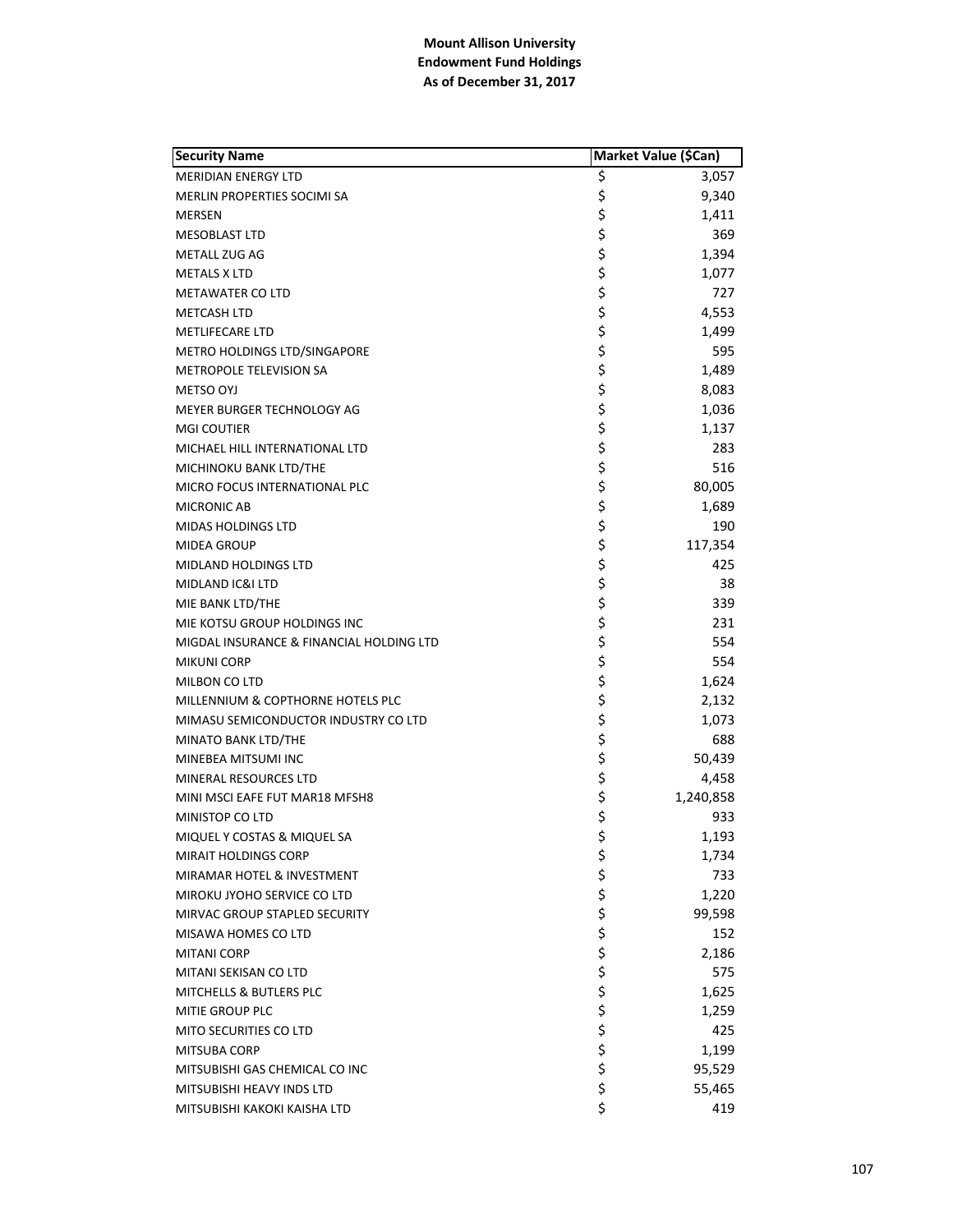**Mount Allison University**
**Endowment Fund Holdings**
**As of December 31, 2017**

| Security Name | Market Value ($Can) |
|---|---|
| MERIDIAN ENERGY LTD | $ 3,057 |
| MERLIN PROPERTIES SOCIMI SA | $ 9,340 |
| MERSEN | $ 1,411 |
| MESOBLAST LTD | $ 369 |
| METALL ZUG AG | $ 1,394 |
| METALS X LTD | $ 1,077 |
| METAWATER CO LTD | $ 727 |
| METCASH LTD | $ 4,553 |
| METLIFECARE LTD | $ 1,499 |
| METRO HOLDINGS LTD/SINGAPORE | $ 595 |
| METROPOLE TELEVISION SA | $ 1,489 |
| METSO OYJ | $ 8,083 |
| MEYER BURGER TECHNOLOGY AG | $ 1,036 |
| MGI COUTIER | $ 1,137 |
| MICHAEL HILL INTERNATIONAL LTD | $ 283 |
| MICHINOKU BANK LTD/THE | $ 516 |
| MICRO FOCUS INTERNATIONAL PLC | $ 80,005 |
| MICRONIC AB | $ 1,689 |
| MIDAS HOLDINGS LTD | $ 190 |
| MIDEA GROUP | $ 117,354 |
| MIDLAND HOLDINGS LTD | $ 425 |
| MIDLAND IC&I LTD | $ 38 |
| MIE BANK LTD/THE | $ 339 |
| MIE KOTSU GROUP HOLDINGS INC | $ 231 |
| MIGDAL INSURANCE & FINANCIAL HOLDING LTD | $ 554 |
| MIKUNI CORP | $ 554 |
| MILBON CO LTD | $ 1,624 |
| MILLENNIUM & COPTHORNE HOTELS PLC | $ 2,132 |
| MIMASU SEMICONDUCTOR INDUSTRY CO LTD | $ 1,073 |
| MINATO BANK LTD/THE | $ 688 |
| MINEBEA MITSUMI INC | $ 50,439 |
| MINERAL RESOURCES LTD | $ 4,458 |
| MINI MSCI EAFE FUT MAR18 MFSH8 | $ 1,240,858 |
| MINISTOP CO LTD | $ 933 |
| MIQUEL Y COSTAS & MIQUEL SA | $ 1,193 |
| MIRAIT HOLDINGS CORP | $ 1,734 |
| MIRAMAR HOTEL & INVESTMENT | $ 733 |
| MIROKU JYOHO SERVICE CO LTD | $ 1,220 |
| MIRVAC GROUP STAPLED SECURITY | $ 99,598 |
| MISAWA HOMES CO LTD | $ 152 |
| MITANI CORP | $ 2,186 |
| MITANI SEKISAN CO LTD | $ 575 |
| MITCHELLS & BUTLERS PLC | $ 1,625 |
| MITIE GROUP PLC | $ 1,259 |
| MITO SECURITIES CO LTD | $ 425 |
| MITSUBA CORP | $ 1,199 |
| MITSUBISHI GAS CHEMICAL CO INC | $ 95,529 |
| MITSUBISHI HEAVY INDS LTD | $ 55,465 |
| MITSUBISHI KAKOKI KAISHA LTD | $ 419 |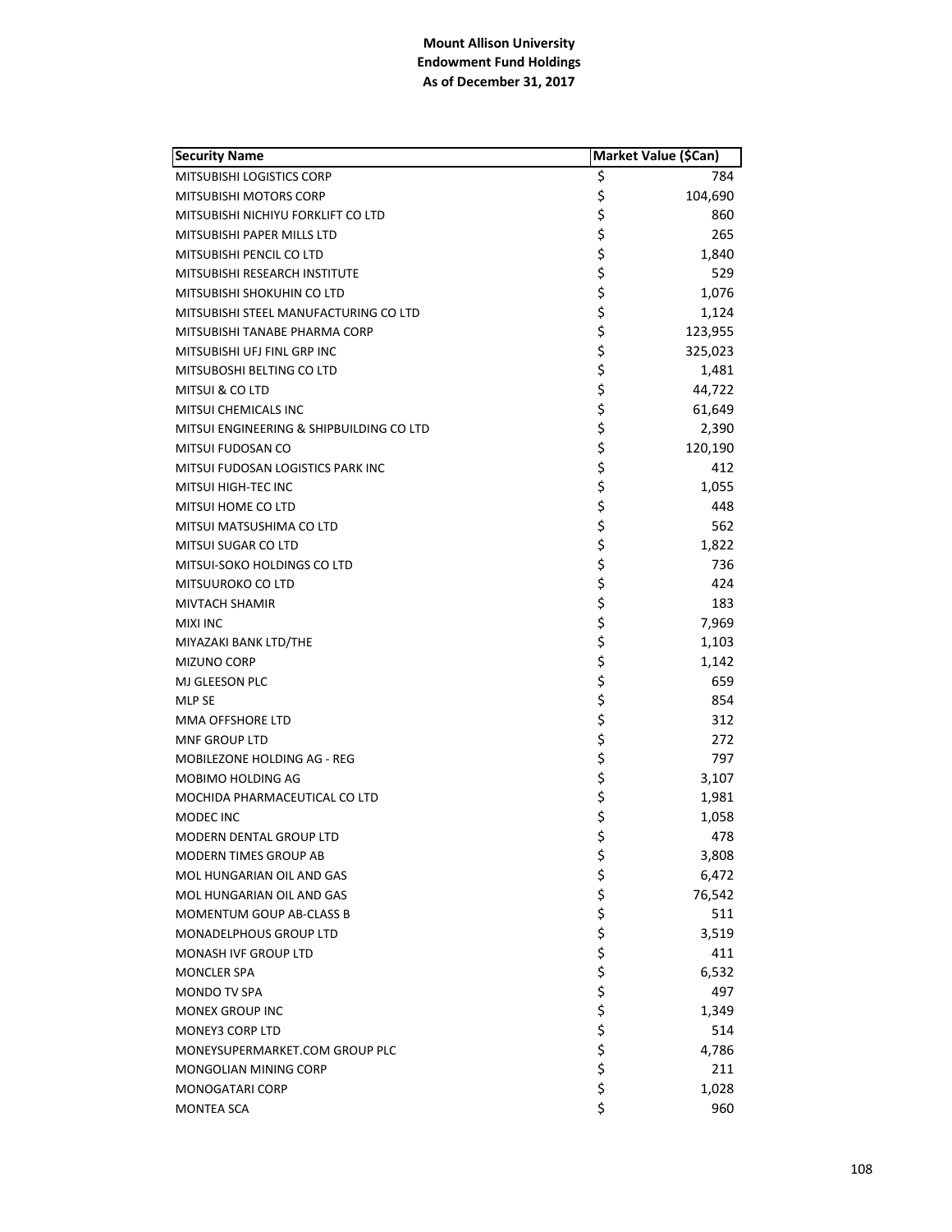**Mount Allison University**
**Endowment Fund Holdings**
**As of December 31, 2017**

| Security Name | Market Value ($Can) |
|---|---|
| MITSUBISHI LOGISTICS CORP | $ 784 |
| MITSUBISHI MOTORS CORP | $ 104,690 |
| MITSUBISHI NICHIYU FORKLIFT CO LTD | $ 860 |
| MITSUBISHI PAPER MILLS LTD | $ 265 |
| MITSUBISHI PENCIL CO LTD | $ 1,840 |
| MITSUBISHI RESEARCH INSTITUTE | $ 529 |
| MITSUBISHI SHOKUHIN CO LTD | $ 1,076 |
| MITSUBISHI STEEL MANUFACTURING CO LTD | $ 1,124 |
| MITSUBISHI TANABE PHARMA CORP | $ 123,955 |
| MITSUBISHI UFJ FINL GRP INC | $ 325,023 |
| MITSUBOSHI BELTING CO LTD | $ 1,481 |
| MITSUI & CO LTD | $ 44,722 |
| MITSUI CHEMICALS INC | $ 61,649 |
| MITSUI ENGINEERING & SHIPBUILDING CO LTD | $ 2,390 |
| MITSUI FUDOSAN CO | $ 120,190 |
| MITSUI FUDOSAN LOGISTICS PARK INC | $ 412 |
| MITSUI HIGH-TEC INC | $ 1,055 |
| MITSUI HOME CO LTD | $ 448 |
| MITSUI MATSUSHIMA CO LTD | $ 562 |
| MITSUI SUGAR CO LTD | $ 1,822 |
| MITSUI-SOKO HOLDINGS CO LTD | $ 736 |
| MITSUUROKO CO LTD | $ 424 |
| MIVTACH SHAMIR | $ 183 |
| MIXI INC | $ 7,969 |
| MIYAZAKI BANK LTD/THE | $ 1,103 |
| MIZUNO CORP | $ 1,142 |
| MJ GLEESON PLC | $ 659 |
| MLP SE | $ 854 |
| MMA OFFSHORE LTD | $ 312 |
| MNF GROUP LTD | $ 272 |
| MOBILEZONE HOLDING AG - REG | $ 797 |
| MOBIMO HOLDING AG | $ 3,107 |
| MOCHIDA PHARMACEUTICAL CO LTD | $ 1,981 |
| MODEC INC | $ 1,058 |
| MODERN DENTAL GROUP LTD | $ 478 |
| MODERN TIMES GROUP AB | $ 3,808 |
| MOL HUNGARIAN OIL AND GAS | $ 6,472 |
| MOL HUNGARIAN OIL AND GAS | $ 76,542 |
| MOMENTUM GOUP AB-CLASS B | $ 511 |
| MONADELPHOUS GROUP LTD | $ 3,519 |
| MONASH IVF GROUP LTD | $ 411 |
| MONCLER SPA | $ 6,532 |
| MONDO TV SPA | $ 497 |
| MONEX GROUP INC | $ 1,349 |
| MONEY3 CORP LTD | $ 514 |
| MONEYSUPERMARKET.COM GROUP PLC | $ 4,786 |
| MONGOLIAN MINING CORP | $ 211 |
| MONOGATARI CORP | $ 1,028 |
| MONTEA SCA | $ 960 |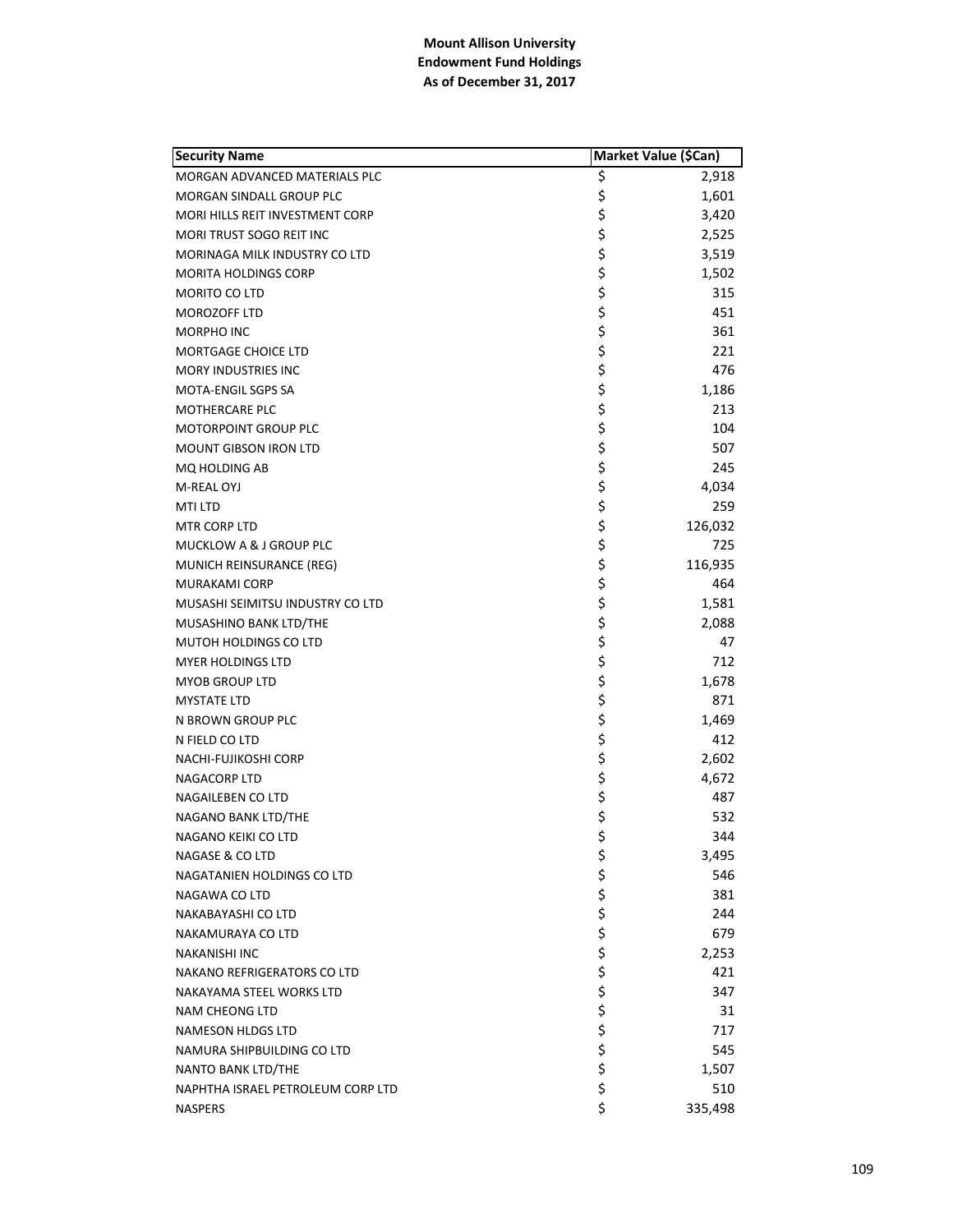**Mount Allison University**
**Endowment Fund Holdings**
**As of December 31, 2017**

| Security Name | Market Value ($Can) |
|---|---|
| MORGAN ADVANCED MATERIALS PLC | $ 2,918 |
| MORGAN SINDALL GROUP PLC | $ 1,601 |
| MORI HILLS REIT INVESTMENT CORP | $ 3,420 |
| MORI TRUST SOGO REIT INC | $ 2,525 |
| MORINAGA MILK INDUSTRY CO LTD | $ 3,519 |
| MORITA HOLDINGS CORP | $ 1,502 |
| MORITO CO LTD | $ 315 |
| MOROZOFF LTD | $ 451 |
| MORPHO INC | $ 361 |
| MORTGAGE CHOICE LTD | $ 221 |
| MORY INDUSTRIES INC | $ 476 |
| MOTA-ENGIL SGPS SA | $ 1,186 |
| MOTHERCARE PLC | $ 213 |
| MOTORPOINT GROUP PLC | $ 104 |
| MOUNT GIBSON IRON LTD | $ 507 |
| MQ HOLDING AB | $ 245 |
| M-REAL OYJ | $ 4,034 |
| MTI LTD | $ 259 |
| MTR CORP LTD | $ 126,032 |
| MUCKLOW A & J GROUP PLC | $ 725 |
| MUNICH REINSURANCE (REG) | $ 116,935 |
| MURAKAMI CORP | $ 464 |
| MUSASHI SEIMITSU INDUSTRY CO LTD | $ 1,581 |
| MUSASHINO BANK LTD/THE | $ 2,088 |
| MUTOH HOLDINGS CO LTD | $ 47 |
| MYER HOLDINGS LTD | $ 712 |
| MYOB GROUP LTD | $ 1,678 |
| MYSTATE LTD | $ 871 |
| N BROWN GROUP PLC | $ 1,469 |
| N FIELD CO LTD | $ 412 |
| NACHI-FUJIKOSHI CORP | $ 2,602 |
| NAGACORP LTD | $ 4,672 |
| NAGAILEBEN CO LTD | $ 487 |
| NAGANO BANK LTD/THE | $ 532 |
| NAGANO KEIKI CO LTD | $ 344 |
| NAGASE & CO LTD | $ 3,495 |
| NAGATANIEN HOLDINGS CO LTD | $ 546 |
| NAGAWA CO LTD | $ 381 |
| NAKABAYASHI CO LTD | $ 244 |
| NAKAMURAYA CO LTD | $ 679 |
| NAKANISHI INC | $ 2,253 |
| NAKANO REFRIGERATORS CO LTD | $ 421 |
| NAKAYAMA STEEL WORKS LTD | $ 347 |
| NAM CHEONG LTD | $ 31 |
| NAMESON HLDGS LTD | $ 717 |
| NAMURA SHIPBUILDING CO LTD | $ 545 |
| NANTO BANK LTD/THE | $ 1,507 |
| NAPHTHA ISRAEL PETROLEUM CORP LTD | $ 510 |
| NASPERS | $ 335,498 |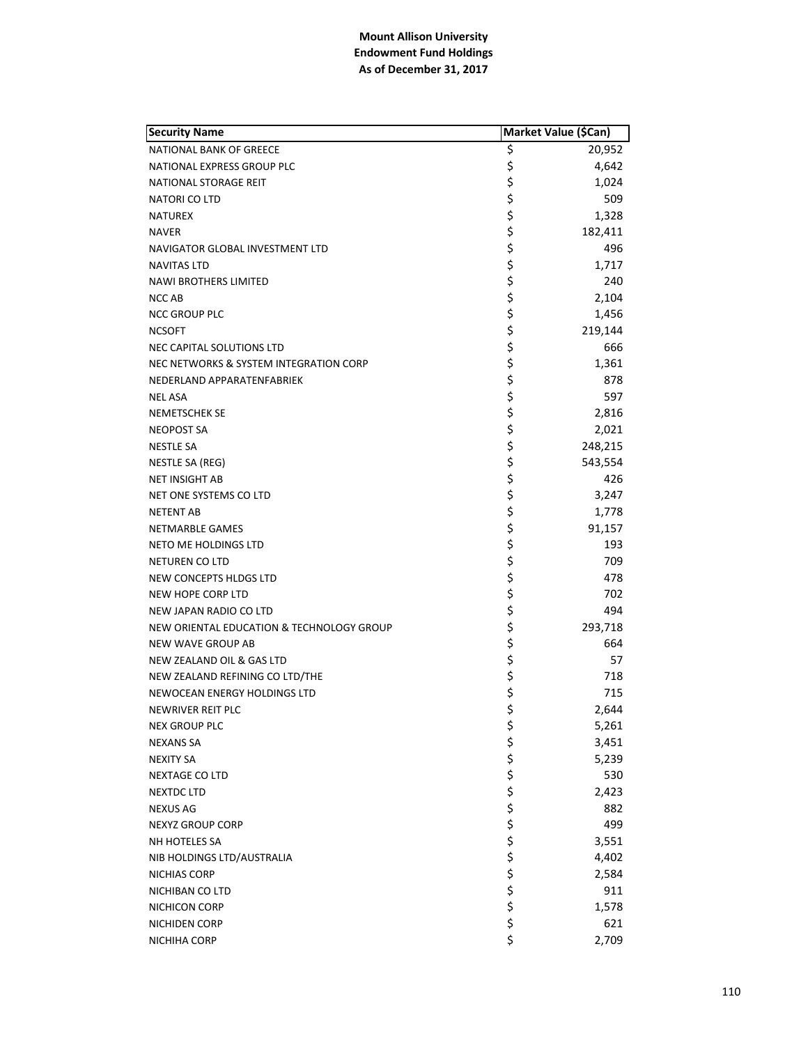**Mount Allison University**
**Endowment Fund Holdings**
**As of December 31, 2017**

| Security Name | Market Value ($Can) |
|---|---|
| NATIONAL BANK OF GREECE | $ 20,952 |
| NATIONAL EXPRESS GROUP PLC | $ 4,642 |
| NATIONAL STORAGE REIT | $ 1,024 |
| NATORI CO LTD | $ 509 |
| NATUREX | $ 1,328 |
| NAVER | $ 182,411 |
| NAVIGATOR GLOBAL INVESTMENT LTD | $ 496 |
| NAVITAS LTD | $ 1,717 |
| NAWI BROTHERS LIMITED | $ 240 |
| NCC AB | $ 2,104 |
| NCC GROUP PLC | $ 1,456 |
| NCSOFT | $ 219,144 |
| NEC CAPITAL SOLUTIONS LTD | $ 666 |
| NEC NETWORKS & SYSTEM INTEGRATION CORP | $ 1,361 |
| NEDERLAND APPARATENFABRIEK | $ 878 |
| NEL ASA | $ 597 |
| NEMETSCHEK SE | $ 2,816 |
| NEOPOST SA | $ 2,021 |
| NESTLE SA | $ 248,215 |
| NESTLE SA (REG) | $ 543,554 |
| NET INSIGHT AB | $ 426 |
| NET ONE SYSTEMS CO LTD | $ 3,247 |
| NETENT AB | $ 1,778 |
| NETMARBLE GAMES | $ 91,157 |
| NETO ME HOLDINGS LTD | $ 193 |
| NETUREN CO LTD | $ 709 |
| NEW CONCEPTS HLDGS LTD | $ 478 |
| NEW HOPE CORP LTD | $ 702 |
| NEW JAPAN RADIO CO LTD | $ 494 |
| NEW ORIENTAL EDUCATION & TECHNOLOGY GROUP | $ 293,718 |
| NEW WAVE GROUP AB | $ 664 |
| NEW ZEALAND OIL & GAS LTD | $ 57 |
| NEW ZEALAND REFINING CO LTD/THE | $ 718 |
| NEWOCEAN ENERGY HOLDINGS LTD | $ 715 |
| NEWRIVER REIT PLC | $ 2,644 |
| NEX GROUP PLC | $ 5,261 |
| NEXANS SA | $ 3,451 |
| NEXITY SA | $ 5,239 |
| NEXTAGE CO LTD | $ 530 |
| NEXTDC LTD | $ 2,423 |
| NEXUS AG | $ 882 |
| NEXYZ GROUP CORP | $ 499 |
| NH HOTELES SA | $ 3,551 |
| NIB HOLDINGS LTD/AUSTRALIA | $ 4,402 |
| NICHIAS CORP | $ 2,584 |
| NICHIBAN CO LTD | $ 911 |
| NICHICON CORP | $ 1,578 |
| NICHIDEN CORP | $ 621 |
| NICHIHA CORP | $ 2,709 |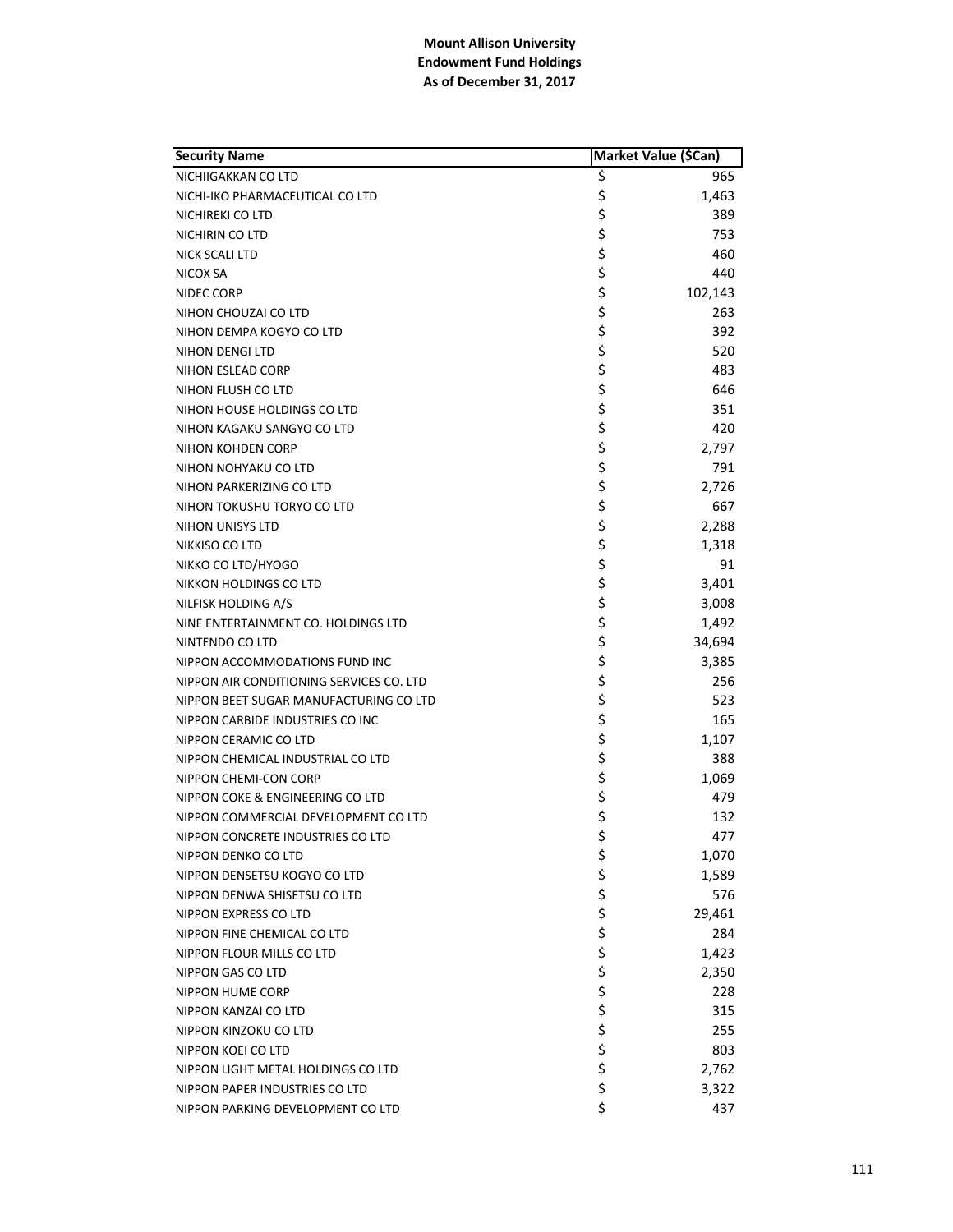**Mount Allison University**
**Endowment Fund Holdings**
**As of December 31, 2017**

| Security Name | Market Value ($Can) |
|---|---|
| NICHIIGAKKAN CO LTD | $ 965 |
| NICHI-IKO PHARMACEUTICAL CO LTD | $ 1,463 |
| NICHIREKI CO LTD | $ 389 |
| NICHIRIN CO LTD | $ 753 |
| NICK SCALI LTD | $ 460 |
| NICOX SA | $ 440 |
| NIDEC CORP | $ 102,143 |
| NIHON CHOUZAI CO LTD | $ 263 |
| NIHON DEMPA KOGYO CO LTD | $ 392 |
| NIHON DENGI LTD | $ 520 |
| NIHON ESLEAD CORP | $ 483 |
| NIHON FLUSH CO LTD | $ 646 |
| NIHON HOUSE HOLDINGS CO LTD | $ 351 |
| NIHON KAGAKU SANGYO CO LTD | $ 420 |
| NIHON KOHDEN CORP | $ 2,797 |
| NIHON NOHYAKU CO LTD | $ 791 |
| NIHON PARKERIZING CO LTD | $ 2,726 |
| NIHON TOKUSHU TORYO CO LTD | $ 667 |
| NIHON UNISYS LTD | $ 2,288 |
| NIKKISO CO LTD | $ 1,318 |
| NIKKO CO LTD/HYOGO | $ 91 |
| NIKKON HOLDINGS CO LTD | $ 3,401 |
| NILFISK HOLDING A/S | $ 3,008 |
| NINE ENTERTAINMENT CO. HOLDINGS LTD | $ 1,492 |
| NINTENDO CO LTD | $ 34,694 |
| NIPPON ACCOMMODATIONS FUND INC | $ 3,385 |
| NIPPON AIR CONDITIONING SERVICES CO. LTD | $ 256 |
| NIPPON BEET SUGAR MANUFACTURING CO LTD | $ 523 |
| NIPPON CARBIDE INDUSTRIES CO INC | $ 165 |
| NIPPON CERAMIC CO LTD | $ 1,107 |
| NIPPON CHEMICAL INDUSTRIAL CO LTD | $ 388 |
| NIPPON CHEMI-CON CORP | $ 1,069 |
| NIPPON COKE & ENGINEERING CO LTD | $ 479 |
| NIPPON COMMERCIAL DEVELOPMENT CO LTD | $ 132 |
| NIPPON CONCRETE INDUSTRIES CO LTD | $ 477 |
| NIPPON DENKO CO LTD | $ 1,070 |
| NIPPON DENSETSU KOGYO CO LTD | $ 1,589 |
| NIPPON DENWA SHISETSU CO LTD | $ 576 |
| NIPPON EXPRESS CO LTD | $ 29,461 |
| NIPPON FINE CHEMICAL CO LTD | $ 284 |
| NIPPON FLOUR MILLS CO LTD | $ 1,423 |
| NIPPON GAS CO LTD | $ 2,350 |
| NIPPON HUME CORP | $ 228 |
| NIPPON KANZAI CO LTD | $ 315 |
| NIPPON KINZOKU CO LTD | $ 255 |
| NIPPON KOEI CO LTD | $ 803 |
| NIPPON LIGHT METAL HOLDINGS CO LTD | $ 2,762 |
| NIPPON PAPER INDUSTRIES CO LTD | $ 3,322 |
| NIPPON PARKING DEVELOPMENT CO LTD | $ 437 |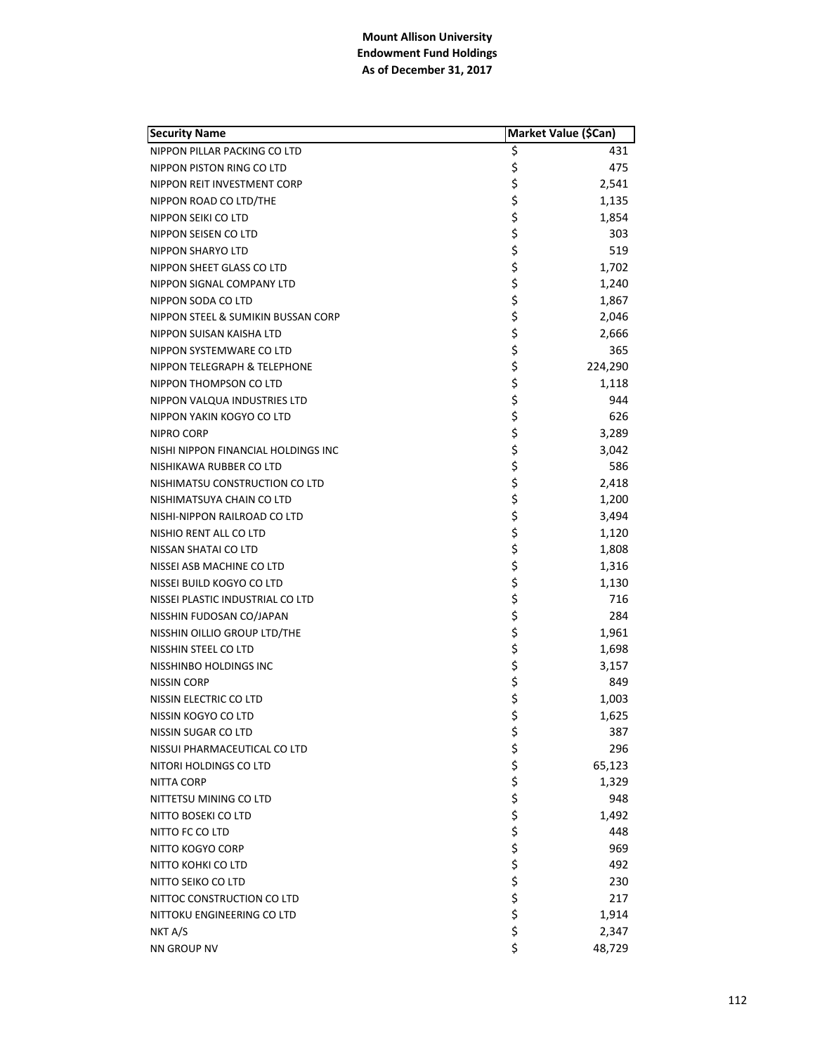**Mount Allison University**
**Endowment Fund Holdings**
**As of December 31, 2017**

| Security Name | Market Value ($Can) |
|---|---|
| NIPPON PILLAR PACKING CO LTD | $ 431 |
| NIPPON PISTON RING CO LTD | $ 475 |
| NIPPON REIT INVESTMENT CORP | $ 2,541 |
| NIPPON ROAD CO LTD/THE | $ 1,135 |
| NIPPON SEIKI CO LTD | $ 1,854 |
| NIPPON SEISEN CO LTD | $ 303 |
| NIPPON SHARYO LTD | $ 519 |
| NIPPON SHEET GLASS CO LTD | $ 1,702 |
| NIPPON SIGNAL COMPANY LTD | $ 1,240 |
| NIPPON SODA CO LTD | $ 1,867 |
| NIPPON STEEL & SUMIKIN BUSSAN CORP | $ 2,046 |
| NIPPON SUISAN KAISHA LTD | $ 2,666 |
| NIPPON SYSTEMWARE CO LTD | $ 365 |
| NIPPON TELEGRAPH & TELEPHONE | $ 224,290 |
| NIPPON THOMPSON CO LTD | $ 1,118 |
| NIPPON VALQUA INDUSTRIES LTD | $ 944 |
| NIPPON YAKIN KOGYO CO LTD | $ 626 |
| NIPRO CORP | $ 3,289 |
| NISHI NIPPON FINANCIAL HOLDINGS INC | $ 3,042 |
| NISHIKAWA RUBBER CO LTD | $ 586 |
| NISHIMATSU CONSTRUCTION CO LTD | $ 2,418 |
| NISHIMATSUYA CHAIN CO LTD | $ 1,200 |
| NISHI-NIPPON RAILROAD CO LTD | $ 3,494 |
| NISHIO RENT ALL CO LTD | $ 1,120 |
| NISSAN SHATAI CO LTD | $ 1,808 |
| NISSEI ASB MACHINE CO LTD | $ 1,316 |
| NISSEI BUILD KOGYO CO LTD | $ 1,130 |
| NISSEI PLASTIC INDUSTRIAL CO LTD | $ 716 |
| NISSHIN FUDOSAN CO/JAPAN | $ 284 |
| NISSHIN OILLIO GROUP LTD/THE | $ 1,961 |
| NISSHIN STEEL CO LTD | $ 1,698 |
| NISSHINBO HOLDINGS INC | $ 3,157 |
| NISSIN CORP | $ 849 |
| NISSIN ELECTRIC CO LTD | $ 1,003 |
| NISSIN KOGYO CO LTD | $ 1,625 |
| NISSIN SUGAR CO LTD | $ 387 |
| NISSUI PHARMACEUTICAL CO LTD | $ 296 |
| NITORI HOLDINGS CO LTD | $ 65,123 |
| NITTA CORP | $ 1,329 |
| NITTETSU MINING CO LTD | $ 948 |
| NITTO BOSEKI CO LTD | $ 1,492 |
| NITTO FC CO LTD | $ 448 |
| NITTO KOGYO CORP | $ 969 |
| NITTO KOHKI CO LTD | $ 492 |
| NITTO SEIKO CO LTD | $ 230 |
| NITTOC CONSTRUCTION CO LTD | $ 217 |
| NITTOKU ENGINEERING CO LTD | $ 1,914 |
| NKT A/S | $ 2,347 |
| NN GROUP NV | $ 48,729 |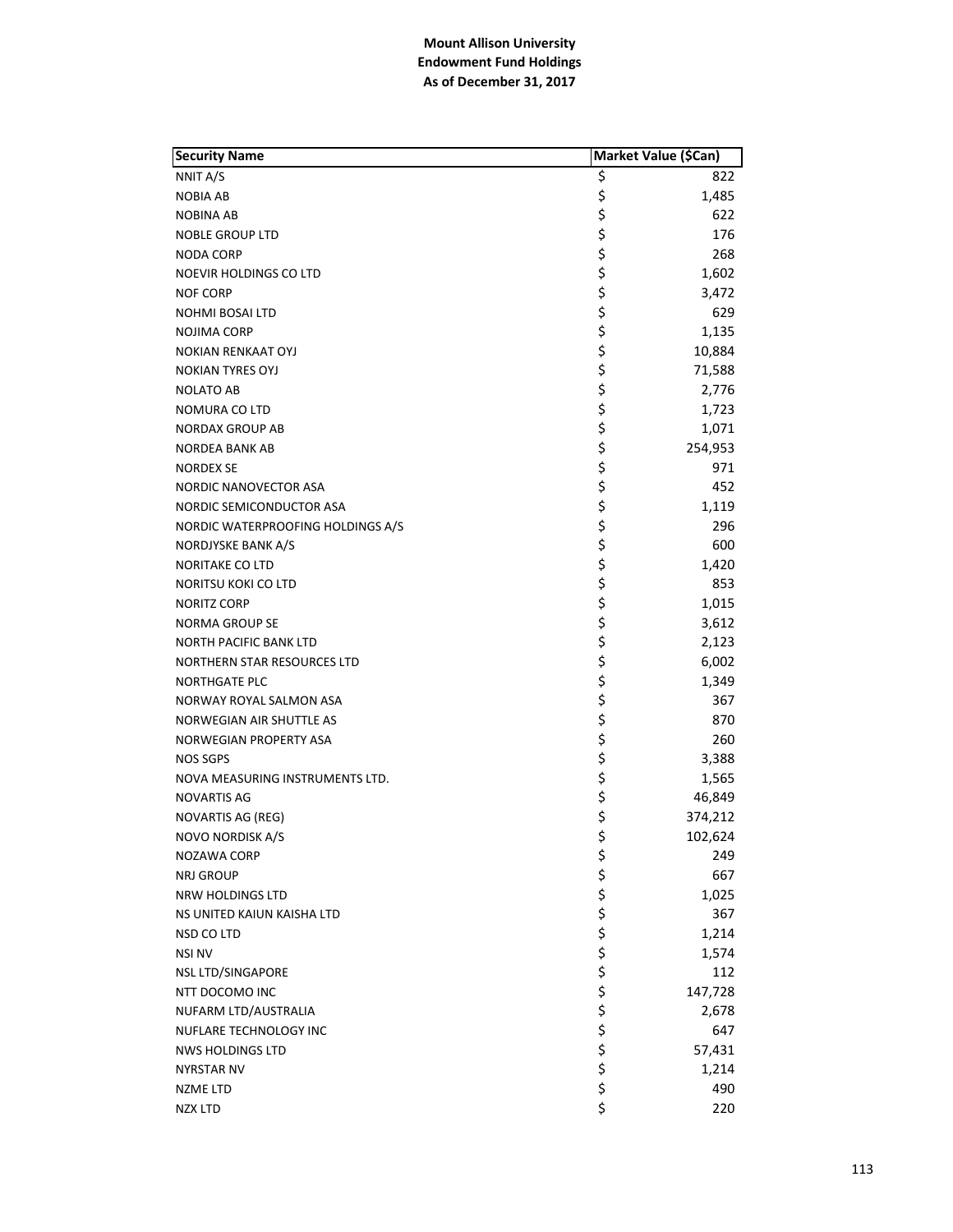**Mount Allison University**
**Endowment Fund Holdings**
**As of December 31, 2017**

| Security Name | Market Value ($Can) |
|---|---|
| NNIT A/S | $ 822 |
| NOBIA AB | $ 1,485 |
| NOBINA AB | $ 622 |
| NOBLE GROUP LTD | $ 176 |
| NODA CORP | $ 268 |
| NOEVIR HOLDINGS CO LTD | $ 1,602 |
| NOF CORP | $ 3,472 |
| NOHMI BOSAI LTD | $ 629 |
| NOJIMA CORP | $ 1,135 |
| NOKIAN RENKAAT OYJ | $ 10,884 |
| NOKIAN TYRES OYJ | $ 71,588 |
| NOLATO AB | $ 2,776 |
| NOMURA CO LTD | $ 1,723 |
| NORDAX GROUP AB | $ 1,071 |
| NORDEA BANK AB | $ 254,953 |
| NORDEX SE | $ 971 |
| NORDIC NANOVECTOR ASA | $ 452 |
| NORDIC SEMICONDUCTOR ASA | $ 1,119 |
| NORDIC WATERPROOFING HOLDINGS A/S | $ 296 |
| NORDJYSKE BANK A/S | $ 600 |
| NORITAKE CO LTD | $ 1,420 |
| NORITSU KOKI CO LTD | $ 853 |
| NORITZ CORP | $ 1,015 |
| NORMA GROUP SE | $ 3,612 |
| NORTH PACIFIC BANK LTD | $ 2,123 |
| NORTHERN STAR RESOURCES LTD | $ 6,002 |
| NORTHGATE PLC | $ 1,349 |
| NORWAY ROYAL SALMON ASA | $ 367 |
| NORWEGIAN AIR SHUTTLE AS | $ 870 |
| NORWEGIAN PROPERTY ASA | $ 260 |
| NOS SGPS | $ 3,388 |
| NOVA MEASURING INSTRUMENTS LTD. | $ 1,565 |
| NOVARTIS AG | $ 46,849 |
| NOVARTIS AG (REG) | $ 374,212 |
| NOVO NORDISK A/S | $ 102,624 |
| NOZAWA CORP | $ 249 |
| NRJ GROUP | $ 667 |
| NRW HOLDINGS LTD | $ 1,025 |
| NS UNITED KAIUN KAISHA LTD | $ 367 |
| NSD CO LTD | $ 1,214 |
| NSI NV | $ 1,574 |
| NSL LTD/SINGAPORE | $ 112 |
| NTT DOCOMO INC | $ 147,728 |
| NUFARM LTD/AUSTRALIA | $ 2,678 |
| NUFLARE TECHNOLOGY INC | $ 647 |
| NWS HOLDINGS LTD | $ 57,431 |
| NYRSTAR NV | $ 1,214 |
| NZME LTD | $ 490 |
| NZX LTD | $ 220 |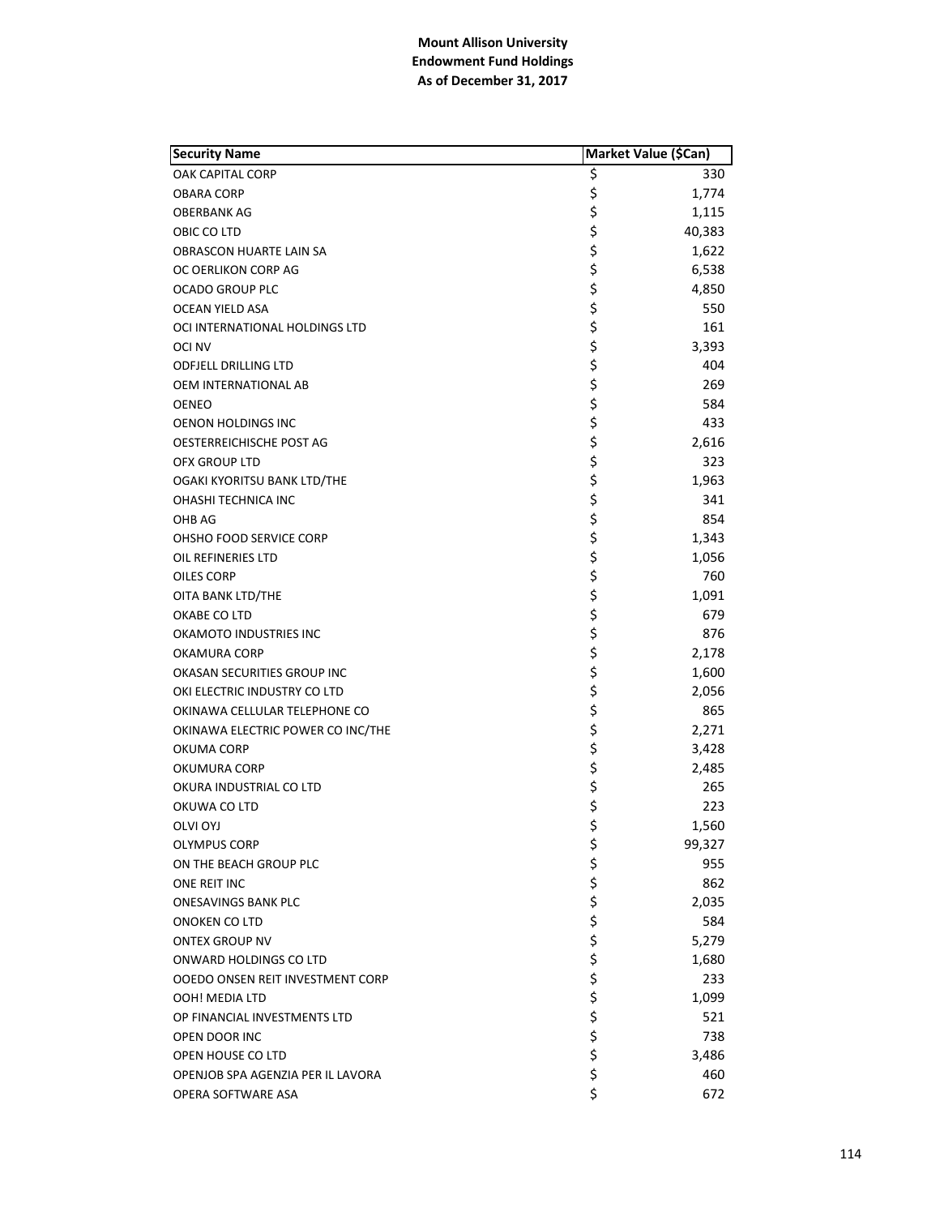**Mount Allison University**
**Endowment Fund Holdings**
**As of December 31, 2017**

| Security Name | Market Value ($Can) |
|---|---|
| OAK CAPITAL CORP | $ 330 |
| OBARA CORP | $ 1,774 |
| OBERBANK AG | $ 1,115 |
| OBIC CO LTD | $ 40,383 |
| OBRASCON HUARTE LAIN SA | $ 1,622 |
| OC OERLIKON CORP AG | $ 6,538 |
| OCADO GROUP PLC | $ 4,850 |
| OCEAN YIELD ASA | $ 550 |
| OCI INTERNATIONAL HOLDINGS LTD | $ 161 |
| OCI NV | $ 3,393 |
| ODFJELL DRILLING LTD | $ 404 |
| OEM INTERNATIONAL AB | $ 269 |
| OENEO | $ 584 |
| OENON HOLDINGS INC | $ 433 |
| OESTERREICHISCHE POST AG | $ 2,616 |
| OFX GROUP LTD | $ 323 |
| OGAKI KYORITSU BANK LTD/THE | $ 1,963 |
| OHASHI TECHNICA INC | $ 341 |
| OHB AG | $ 854 |
| OHSHO FOOD SERVICE CORP | $ 1,343 |
| OIL REFINERIES LTD | $ 1,056 |
| OILES CORP | $ 760 |
| OITA BANK LTD/THE | $ 1,091 |
| OKABE CO LTD | $ 679 |
| OKAMOTO INDUSTRIES INC | $ 876 |
| OKAMURA CORP | $ 2,178 |
| OKASAN SECURITIES GROUP INC | $ 1,600 |
| OKI ELECTRIC INDUSTRY CO LTD | $ 2,056 |
| OKINAWA CELLULAR TELEPHONE CO | $ 865 |
| OKINAWA ELECTRIC POWER CO INC/THE | $ 2,271 |
| OKUMA CORP | $ 3,428 |
| OKUMURA CORP | $ 2,485 |
| OKURA INDUSTRIAL CO LTD | $ 265 |
| OKUWA CO LTD | $ 223 |
| OLVI OYJ | $ 1,560 |
| OLYMPUS CORP | $ 99,327 |
| ON THE BEACH GROUP PLC | $ 955 |
| ONE REIT INC | $ 862 |
| ONESAVINGS BANK PLC | $ 2,035 |
| ONOKEN CO LTD | $ 584 |
| ONTEX GROUP NV | $ 5,279 |
| ONWARD HOLDINGS CO LTD | $ 1,680 |
| OOEDO ONSEN REIT INVESTMENT CORP | $ 233 |
| OOH! MEDIA LTD | $ 1,099 |
| OP FINANCIAL INVESTMENTS LTD | $ 521 |
| OPEN DOOR INC | $ 738 |
| OPEN HOUSE CO LTD | $ 3,486 |
| OPENJOB SPA AGENZIA PER IL LAVORA | $ 460 |
| OPERA SOFTWARE ASA | $ 672 |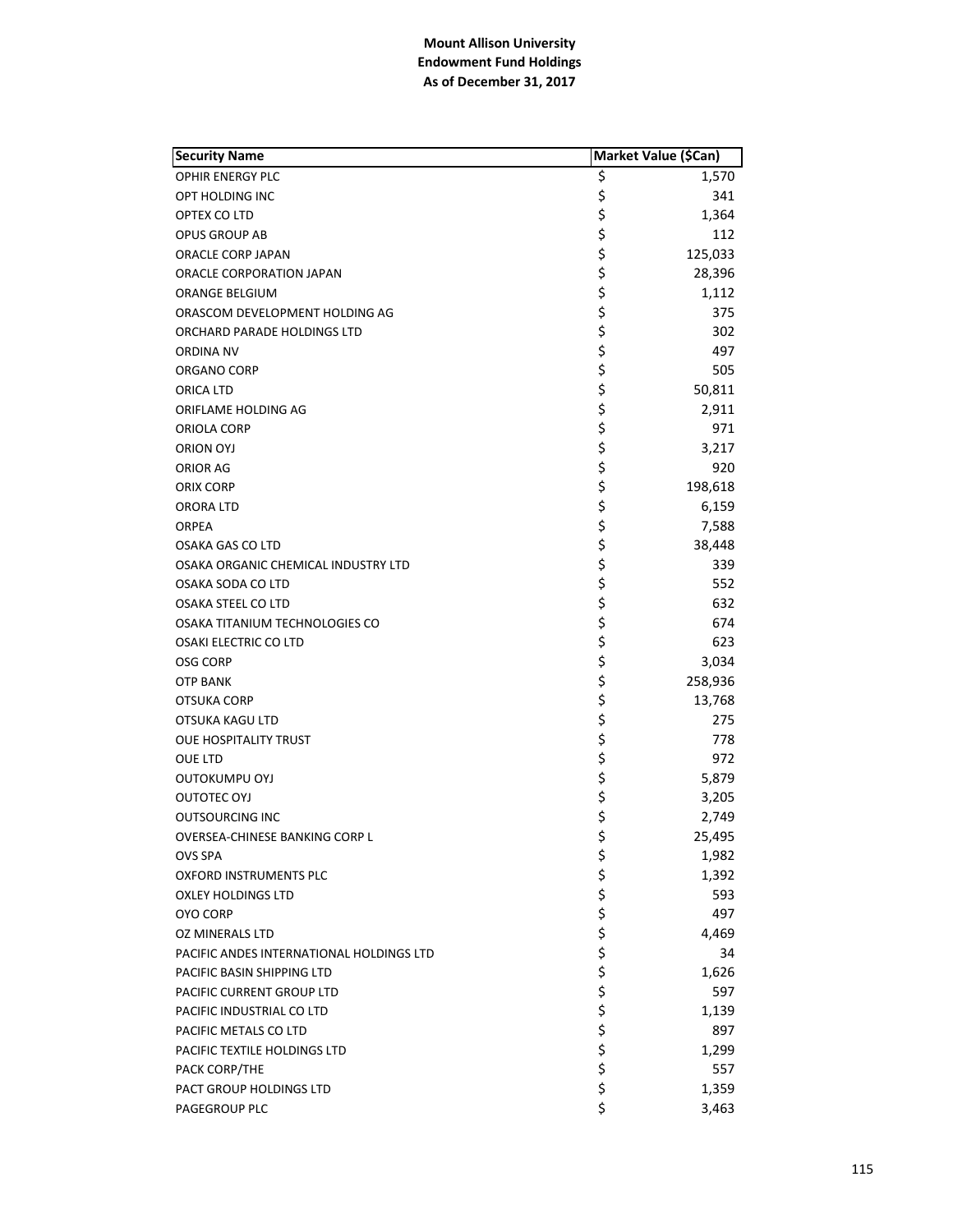**Mount Allison University**
**Endowment Fund Holdings**
**As of December 31, 2017**

| Security Name | Market Value ($Can) |
|---|---|
| OPHIR ENERGY PLC | $ 1,570 |
| OPT HOLDING INC | $ 341 |
| OPTEX CO LTD | $ 1,364 |
| OPUS GROUP AB | $ 112 |
| ORACLE CORP JAPAN | $ 125,033 |
| ORACLE CORPORATION JAPAN | $ 28,396 |
| ORANGE BELGIUM | $ 1,112 |
| ORASCOM DEVELOPMENT HOLDING AG | $ 375 |
| ORCHARD PARADE HOLDINGS LTD | $ 302 |
| ORDINA NV | $ 497 |
| ORGANO CORP | $ 505 |
| ORICA LTD | $ 50,811 |
| ORIFLAME HOLDING AG | $ 2,911 |
| ORIOLA CORP | $ 971 |
| ORION OYJ | $ 3,217 |
| ORIOR AG | $ 920 |
| ORIX CORP | $ 198,618 |
| ORORA LTD | $ 6,159 |
| ORPEA | $ 7,588 |
| OSAKA GAS CO LTD | $ 38,448 |
| OSAKA ORGANIC CHEMICAL INDUSTRY LTD | $ 339 |
| OSAKA SODA CO LTD | $ 552 |
| OSAKA STEEL CO LTD | $ 632 |
| OSAKA TITANIUM TECHNOLOGIES CO | $ 674 |
| OSAKI ELECTRIC CO LTD | $ 623 |
| OSG CORP | $ 3,034 |
| OTP BANK | $ 258,936 |
| OTSUKA CORP | $ 13,768 |
| OTSUKA KAGU LTD | $ 275 |
| OUE HOSPITALITY TRUST | $ 778 |
| OUE LTD | $ 972 |
| OUTOKUMPU OYJ | $ 5,879 |
| OUTOTEC OYJ | $ 3,205 |
| OUTSOURCING INC | $ 2,749 |
| OVERSEA-CHINESE BANKING CORP L | $ 25,495 |
| OVS SPA | $ 1,982 |
| OXFORD INSTRUMENTS PLC | $ 1,392 |
| OXLEY HOLDINGS LTD | $ 593 |
| OYO CORP | $ 497 |
| OZ MINERALS LTD | $ 4,469 |
| PACIFIC ANDES INTERNATIONAL HOLDINGS LTD | $ 34 |
| PACIFIC BASIN SHIPPING LTD | $ 1,626 |
| PACIFIC CURRENT GROUP LTD | $ 597 |
| PACIFIC INDUSTRIAL CO LTD | $ 1,139 |
| PACIFIC METALS CO LTD | $ 897 |
| PACIFIC TEXTILE HOLDINGS LTD | $ 1,299 |
| PACK CORP/THE | $ 557 |
| PACT GROUP HOLDINGS LTD | $ 1,359 |
| PAGEGROUP PLC | $ 3,463 |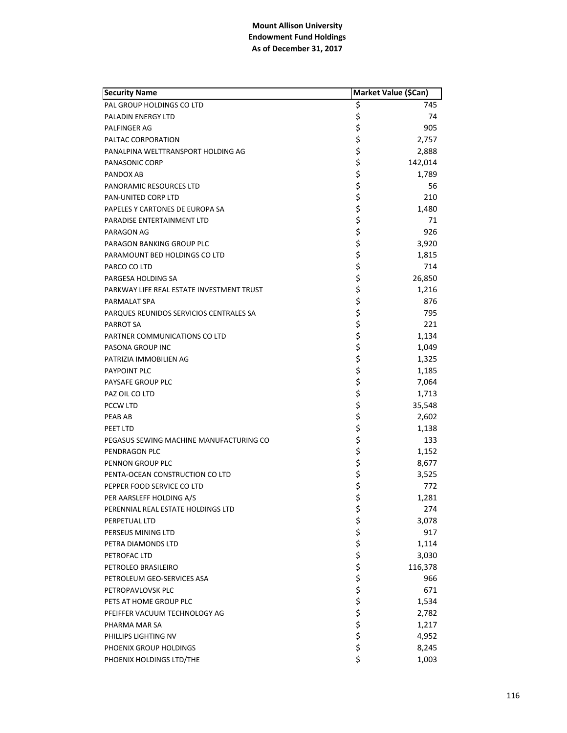**Mount Allison University**
**Endowment Fund Holdings**
**As of December 31, 2017**

| Security Name | Market Value ($Can) |
|---|---|
| PAL GROUP HOLDINGS CO LTD | $ 745 |
| PALADIN ENERGY LTD | $ 74 |
| PALFINGER AG | $ 905 |
| PALTAC CORPORATION | $ 2,757 |
| PANALPINA WELTTRANSPORT HOLDING AG | $ 2,888 |
| PANASONIC CORP | $ 142,014 |
| PANDOX AB | $ 1,789 |
| PANORAMIC RESOURCES LTD | $ 56 |
| PAN-UNITED CORP LTD | $ 210 |
| PAPELES Y CARTONES DE EUROPA SA | $ 1,480 |
| PARADISE ENTERTAINMENT LTD | $ 71 |
| PARAGON AG | $ 926 |
| PARAGON BANKING GROUP PLC | $ 3,920 |
| PARAMOUNT BED HOLDINGS CO LTD | $ 1,815 |
| PARCO CO LTD | $ 714 |
| PARGESA HOLDING SA | $ 26,850 |
| PARKWAY LIFE REAL ESTATE INVESTMENT TRUST | $ 1,216 |
| PARMALAT SPA | $ 876 |
| PARQUES REUNIDOS SERVICIOS CENTRALES SA | $ 795 |
| PARROT SA | $ 221 |
| PARTNER COMMUNICATIONS CO LTD | $ 1,134 |
| PASONA GROUP INC | $ 1,049 |
| PATRIZIA IMMOBILIEN AG | $ 1,325 |
| PAYPOINT PLC | $ 1,185 |
| PAYSAFE GROUP PLC | $ 7,064 |
| PAZ OIL CO LTD | $ 1,713 |
| PCCW LTD | $ 35,548 |
| PEAB AB | $ 2,602 |
| PEET LTD | $ 1,138 |
| PEGASUS SEWING MACHINE MANUFACTURING CO | $ 133 |
| PENDRAGON PLC | $ 1,152 |
| PENNON GROUP PLC | $ 8,677 |
| PENTA-OCEAN CONSTRUCTION CO LTD | $ 3,525 |
| PEPPER FOOD SERVICE CO LTD | $ 772 |
| PER AARSLEFF HOLDING A/S | $ 1,281 |
| PERENNIAL REAL ESTATE HOLDINGS LTD | $ 274 |
| PERPETUAL LTD | $ 3,078 |
| PERSEUS MINING LTD | $ 917 |
| PETRA DIAMONDS LTD | $ 1,114 |
| PETROFAC LTD | $ 3,030 |
| PETROLEO BRASILEIRO | $ 116,378 |
| PETROLEUM GEO-SERVICES ASA | $ 966 |
| PETROPAVLOVSK PLC | $ 671 |
| PETS AT HOME GROUP PLC | $ 1,534 |
| PFEIFFER VACUUM TECHNOLOGY AG | $ 2,782 |
| PHARMA MAR SA | $ 1,217 |
| PHILLIPS LIGHTING NV | $ 4,952 |
| PHOENIX GROUP HOLDINGS | $ 8,245 |
| PHOENIX HOLDINGS LTD/THE | $ 1,003 |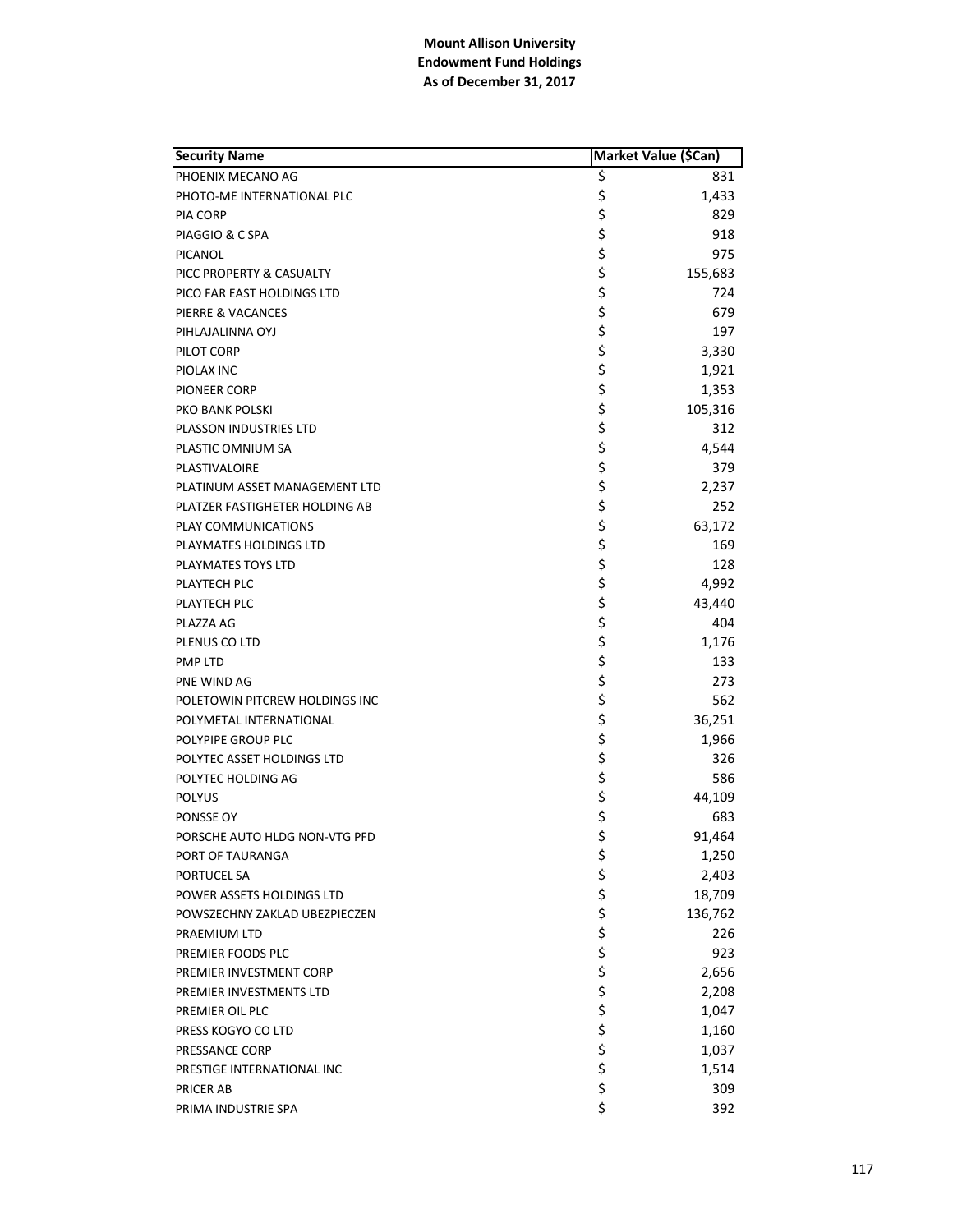**Mount Allison University**
**Endowment Fund Holdings**
**As of December 31, 2017**

| Security Name | Market Value ($Can) |
|---|---|
| PHOENIX MECANO AG | $ 831 |
| PHOTO-ME INTERNATIONAL PLC | $ 1,433 |
| PIA CORP | $ 829 |
| PIAGGIO & C SPA | $ 918 |
| PICANOL | $ 975 |
| PICC PROPERTY & CASUALTY | $ 155,683 |
| PICO FAR EAST HOLDINGS LTD | $ 724 |
| PIERRE & VACANCES | $ 679 |
| PIHLAJALINNA OYJ | $ 197 |
| PILOT CORP | $ 3,330 |
| PIOLAX INC | $ 1,921 |
| PIONEER CORP | $ 1,353 |
| PKO BANK POLSKI | $ 105,316 |
| PLASSON INDUSTRIES LTD | $ 312 |
| PLASTIC OMNIUM SA | $ 4,544 |
| PLASTIVALOIRE | $ 379 |
| PLATINUM ASSET MANAGEMENT LTD | $ 2,237 |
| PLATZER FASTIGHETER HOLDING AB | $ 252 |
| PLAY COMMUNICATIONS | $ 63,172 |
| PLAYMATES HOLDINGS LTD | $ 169 |
| PLAYMATES TOYS LTD | $ 128 |
| PLAYTECH PLC | $ 4,992 |
| PLAYTECH PLC | $ 43,440 |
| PLAZZA AG | $ 404 |
| PLENUS CO LTD | $ 1,176 |
| PMP LTD | $ 133 |
| PNE WIND AG | $ 273 |
| POLETOWIN PITCREW HOLDINGS INC | $ 562 |
| POLYMETAL INTERNATIONAL | $ 36,251 |
| POLYPIPE GROUP PLC | $ 1,966 |
| POLYTEC ASSET HOLDINGS LTD | $ 326 |
| POLYTEC HOLDING AG | $ 586 |
| POLYUS | $ 44,109 |
| PONSSE OY | $ 683 |
| PORSCHE AUTO HLDG NON-VTG PFD | $ 91,464 |
| PORT OF TAURANGA | $ 1,250 |
| PORTUCEL SA | $ 2,403 |
| POWER ASSETS HOLDINGS LTD | $ 18,709 |
| POWSZECHNY ZAKLAD UBEZPIECZEN | $ 136,762 |
| PRAEMIUM LTD | $ 226 |
| PREMIER FOODS PLC | $ 923 |
| PREMIER INVESTMENT CORP | $ 2,656 |
| PREMIER INVESTMENTS LTD | $ 2,208 |
| PREMIER OIL PLC | $ 1,047 |
| PRESS KOGYO CO LTD | $ 1,160 |
| PRESSANCE CORP | $ 1,037 |
| PRESTIGE INTERNATIONAL INC | $ 1,514 |
| PRICER AB | $ 309 |
| PRIMA INDUSTRIE SPA | $ 392 |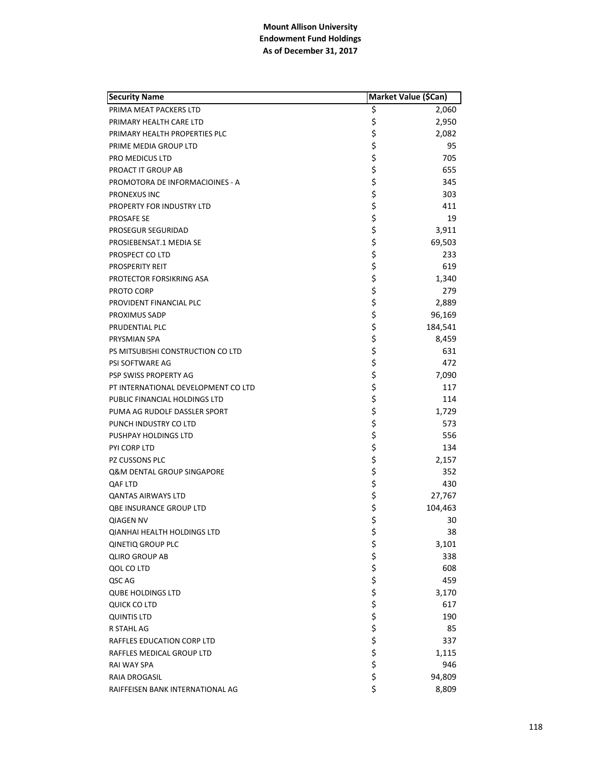**Mount Allison University**
**Endowment Fund Holdings**
**As of December 31, 2017**

| Security Name | Market Value ($Can) |
|---|---|
| PRIMA MEAT PACKERS LTD | $ 2,060 |
| PRIMARY HEALTH CARE LTD | $ 2,950 |
| PRIMARY HEALTH PROPERTIES PLC | $ 2,082 |
| PRIME MEDIA GROUP LTD | $ 95 |
| PRO MEDICUS LTD | $ 705 |
| PROACT IT GROUP AB | $ 655 |
| PROMOTORA DE INFORMACIOINES - A | $ 345 |
| PRONEXUS INC | $ 303 |
| PROPERTY FOR INDUSTRY LTD | $ 411 |
| PROSAFE SE | $ 19 |
| PROSEGUR SEGURIDAD | $ 3,911 |
| PROSIEBENSAT.1 MEDIA SE | $ 69,503 |
| PROSPECT CO LTD | $ 233 |
| PROSPERITY REIT | $ 619 |
| PROTECTOR FORSIKRING ASA | $ 1,340 |
| PROTO CORP | $ 279 |
| PROVIDENT FINANCIAL PLC | $ 2,889 |
| PROXIMUS SADP | $ 96,169 |
| PRUDENTIAL PLC | $ 184,541 |
| PRYSMIAN SPA | $ 8,459 |
| PS MITSUBISHI CONSTRUCTION CO LTD | $ 631 |
| PSI SOFTWARE AG | $ 472 |
| PSP SWISS PROPERTY AG | $ 7,090 |
| PT INTERNATIONAL DEVELOPMENT CO LTD | $ 117 |
| PUBLIC FINANCIAL HOLDINGS LTD | $ 114 |
| PUMA AG RUDOLF DASSLER SPORT | $ 1,729 |
| PUNCH INDUSTRY CO LTD | $ 573 |
| PUSHPAY HOLDINGS LTD | $ 556 |
| PYI CORP LTD | $ 134 |
| PZ CUSSONS PLC | $ 2,157 |
| Q&M DENTAL GROUP SINGAPORE | $ 352 |
| QAF LTD | $ 430 |
| QANTAS AIRWAYS LTD | $ 27,767 |
| QBE INSURANCE GROUP LTD | $ 104,463 |
| QIAGEN NV | $ 30 |
| QIANHAI HEALTH HOLDINGS LTD | $ 38 |
| QINETIQ GROUP PLC | $ 3,101 |
| QLIRO GROUP AB | $ 338 |
| QOL CO LTD | $ 608 |
| QSC AG | $ 459 |
| QUBE HOLDINGS LTD | $ 3,170 |
| QUICK CO LTD | $ 617 |
| QUINTIS LTD | $ 190 |
| R STAHL AG | $ 85 |
| RAFFLES EDUCATION CORP LTD | $ 337 |
| RAFFLES MEDICAL GROUP LTD | $ 1,115 |
| RAI WAY SPA | $ 946 |
| RAIA DROGASIL | $ 94,809 |
| RAIFFEISEN BANK INTERNATIONAL AG | $ 8,809 |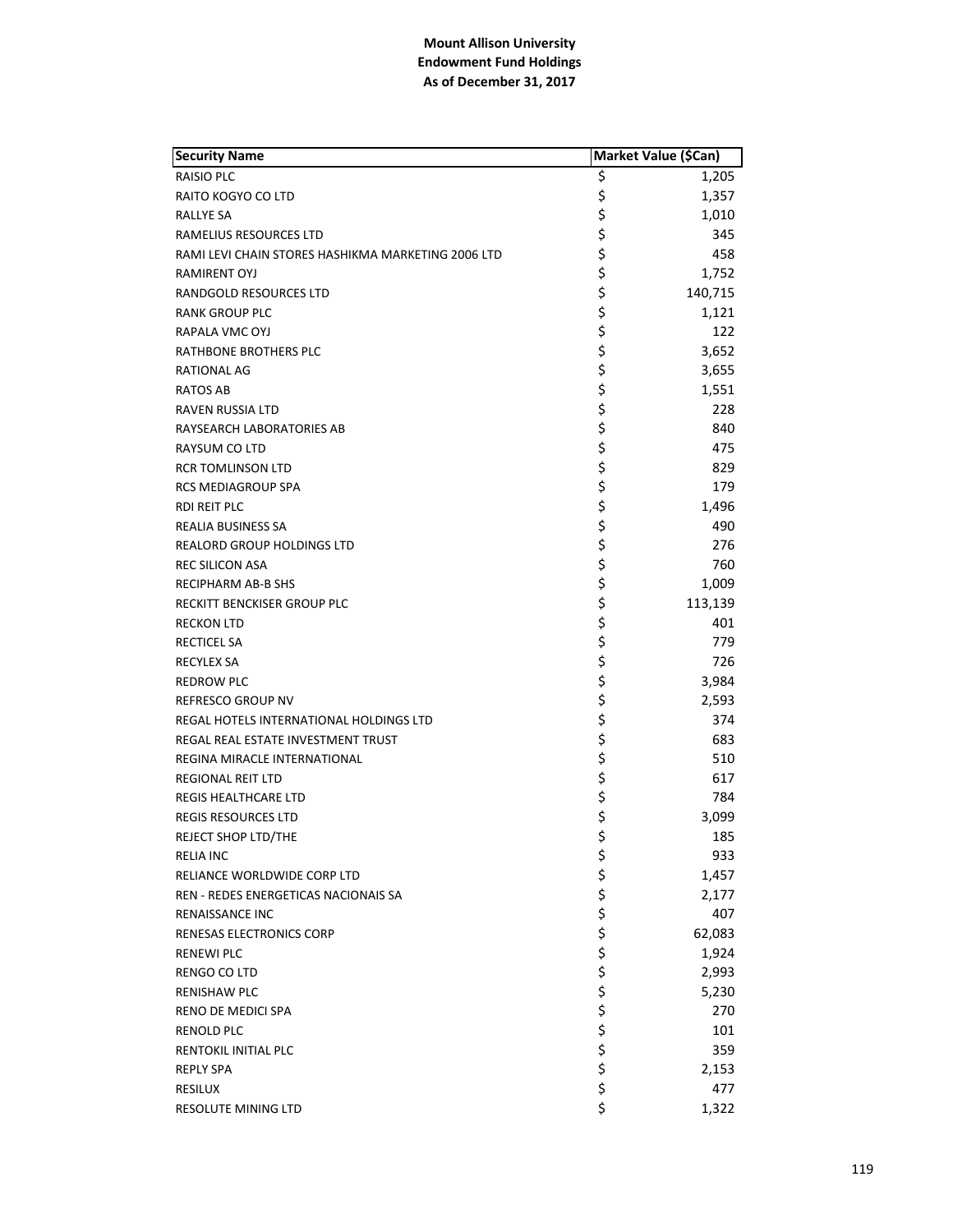**Mount Allison University**
**Endowment Fund Holdings**
**As of December 31, 2017**

| Security Name | Market Value ($Can) |
|---|---|
| RAISIO PLC | $ 1,205 |
| RAITO KOGYO CO LTD | $ 1,357 |
| RALLYE SA | $ 1,010 |
| RAMELIUS RESOURCES LTD | $ 345 |
| RAMI LEVI CHAIN STORES HASHIKMA MARKETING 2006 LTD | $ 458 |
| RAMIRENT OYJ | $ 1,752 |
| RANDGOLD RESOURCES LTD | $ 140,715 |
| RANK GROUP PLC | $ 1,121 |
| RAPALA VMC OYJ | $ 122 |
| RATHBONE BROTHERS PLC | $ 3,652 |
| RATIONAL AG | $ 3,655 |
| RATOS AB | $ 1,551 |
| RAVEN RUSSIA LTD | $ 228 |
| RAYSEARCH LABORATORIES AB | $ 840 |
| RAYSUM CO LTD | $ 475 |
| RCR TOMLINSON LTD | $ 829 |
| RCS MEDIAGROUP SPA | $ 179 |
| RDI REIT PLC | $ 1,496 |
| REALIA BUSINESS SA | $ 490 |
| REALORD GROUP HOLDINGS LTD | $ 276 |
| REC SILICON ASA | $ 760 |
| RECIPHARM AB-B SHS | $ 1,009 |
| RECKITT BENCKISER GROUP PLC | $ 113,139 |
| RECKON LTD | $ 401 |
| RECTICEL SA | $ 779 |
| RECYLEX SA | $ 726 |
| REDROW PLC | $ 3,984 |
| REFRESCO GROUP NV | $ 2,593 |
| REGAL HOTELS INTERNATIONAL HOLDINGS LTD | $ 374 |
| REGAL REAL ESTATE INVESTMENT TRUST | $ 683 |
| REGINA MIRACLE INTERNATIONAL | $ 510 |
| REGIONAL REIT LTD | $ 617 |
| REGIS HEALTHCARE LTD | $ 784 |
| REGIS RESOURCES LTD | $ 3,099 |
| REJECT SHOP LTD/THE | $ 185 |
| RELIA INC | $ 933 |
| RELIANCE WORLDWIDE CORP LTD | $ 1,457 |
| REN - REDES ENERGETICAS NACIONAIS SA | $ 2,177 |
| RENAISSANCE INC | $ 407 |
| RENESAS ELECTRONICS CORP | $ 62,083 |
| RENEWI PLC | $ 1,924 |
| RENGO CO LTD | $ 2,993 |
| RENISHAW PLC | $ 5,230 |
| RENO DE MEDICI SPA | $ 270 |
| RENOLD PLC | $ 101 |
| RENTOKIL INITIAL PLC | $ 359 |
| REPLY SPA | $ 2,153 |
| RESILUX | $ 477 |
| RESOLUTE MINING LTD | $ 1,322 |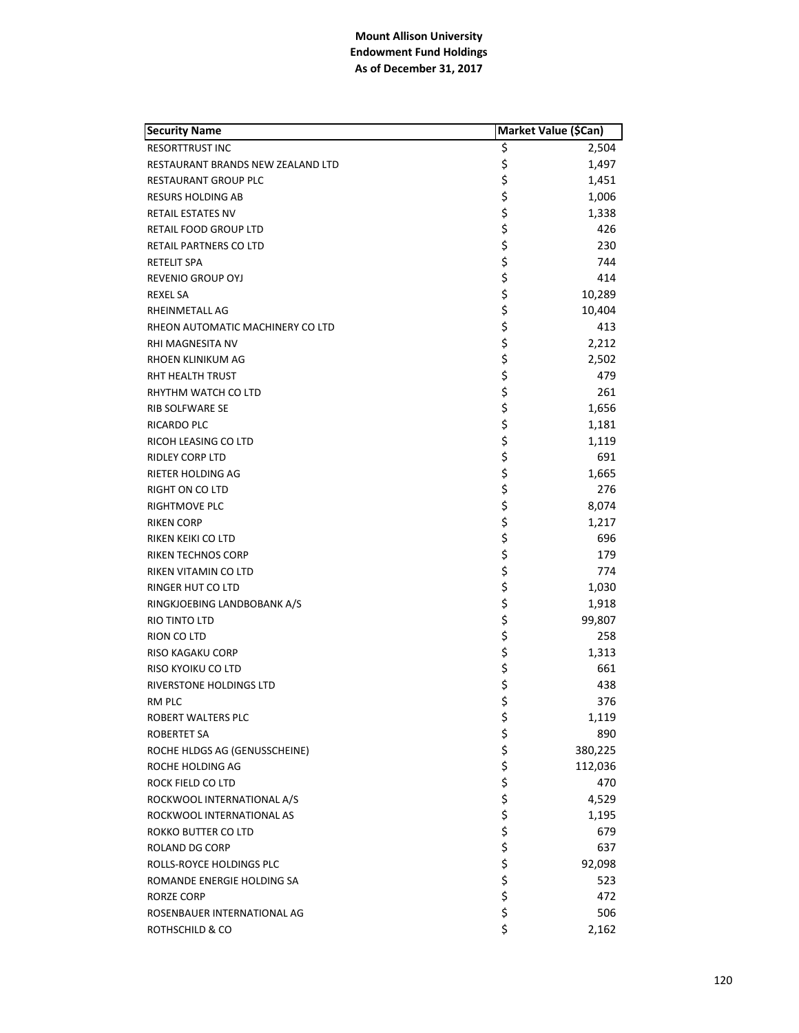**Mount Allison University**
**Endowment Fund Holdings**
**As of December 31, 2017**

| Security Name | Market Value ($Can) |
|---|---|
| RESORTTRUST INC | $ 2,504 |
| RESTAURANT BRANDS NEW ZEALAND LTD | $ 1,497 |
| RESTAURANT GROUP PLC | $ 1,451 |
| RESURS HOLDING AB | $ 1,006 |
| RETAIL ESTATES NV | $ 1,338 |
| RETAIL FOOD GROUP LTD | $ 426 |
| RETAIL PARTNERS CO LTD | $ 230 |
| RETELIT SPA | $ 744 |
| REVENIO GROUP OYJ | $ 414 |
| REXEL SA | $ 10,289 |
| RHEINMETALL AG | $ 10,404 |
| RHEON AUTOMATIC MACHINERY CO LTD | $ 413 |
| RHI MAGNESITA NV | $ 2,212 |
| RHOEN KLINIKUM AG | $ 2,502 |
| RHT HEALTH TRUST | $ 479 |
| RHYTHM WATCH CO LTD | $ 261 |
| RIB SOLFWARE SE | $ 1,656 |
| RICARDO PLC | $ 1,181 |
| RICOH LEASING CO LTD | $ 1,119 |
| RIDLEY CORP LTD | $ 691 |
| RIETER HOLDING AG | $ 1,665 |
| RIGHT ON CO LTD | $ 276 |
| RIGHTMOVE PLC | $ 8,074 |
| RIKEN CORP | $ 1,217 |
| RIKEN KEIKI CO LTD | $ 696 |
| RIKEN TECHNOS CORP | $ 179 |
| RIKEN VITAMIN CO LTD | $ 774 |
| RINGER HUT CO LTD | $ 1,030 |
| RINGKJOEBING LANDBOBANK A/S | $ 1,918 |
| RIO TINTO LTD | $ 99,807 |
| RION CO LTD | $ 258 |
| RISO KAGAKU CORP | $ 1,313 |
| RISO KYOIKU CO LTD | $ 661 |
| RIVERSTONE HOLDINGS LTD | $ 438 |
| RM PLC | $ 376 |
| ROBERT WALTERS PLC | $ 1,119 |
| ROBERTET SA | $ 890 |
| ROCHE HLDGS AG (GENUSSCHEINE) | $ 380,225 |
| ROCHE HOLDING AG | $ 112,036 |
| ROCK FIELD CO LTD | $ 470 |
| ROCKWOOL INTERNATIONAL A/S | $ 4,529 |
| ROCKWOOL INTERNATIONAL AS | $ 1,195 |
| ROKKO BUTTER CO LTD | $ 679 |
| ROLAND DG CORP | $ 637 |
| ROLLS-ROYCE HOLDINGS PLC | $ 92,098 |
| ROMANDE ENERGIE HOLDING SA | $ 523 |
| RORZE CORP | $ 472 |
| ROSENBAUER INTERNATIONAL AG | $ 506 |
| ROTHSCHILD & CO | $ 2,162 |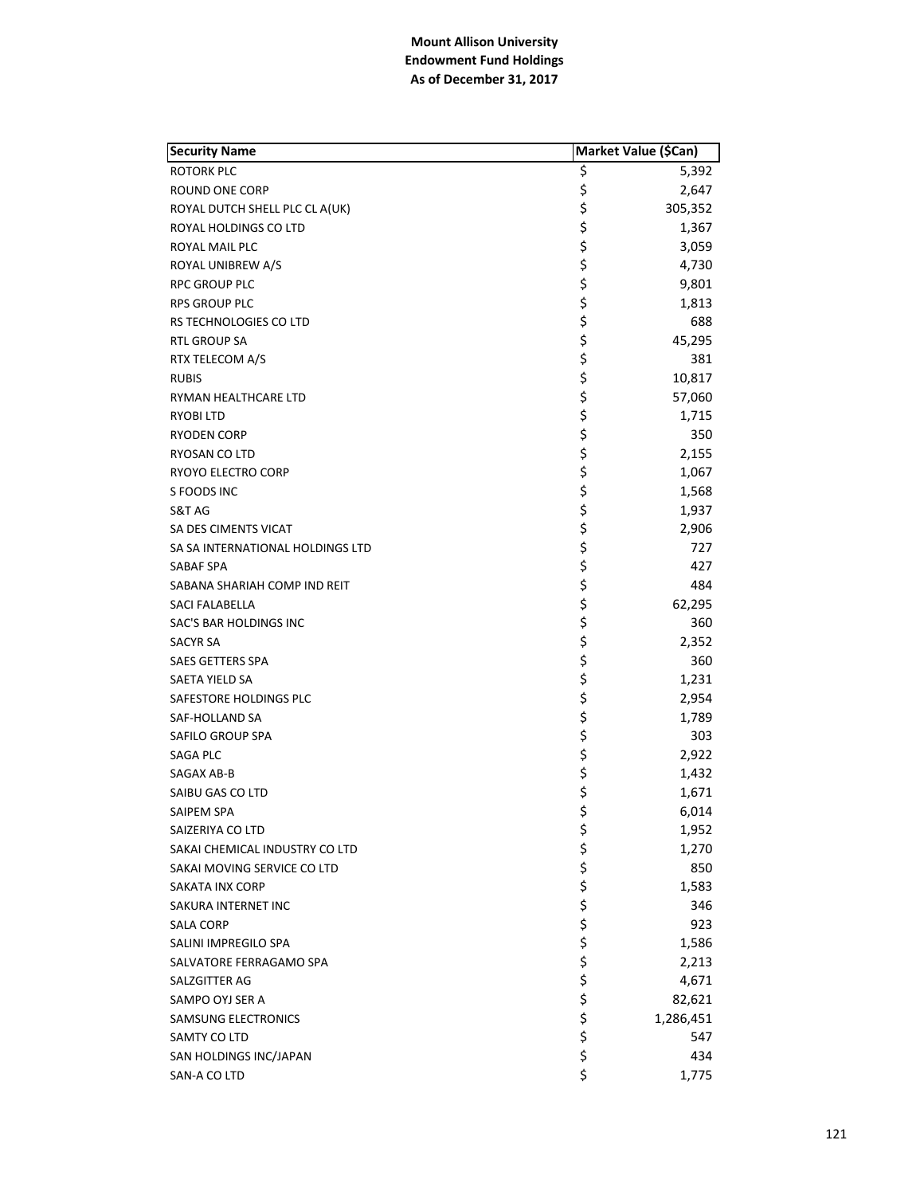**Mount Allison University**
**Endowment Fund Holdings**
**As of December 31, 2017**

| Security Name | Market Value ($Can) |
|---|---|
| ROTORK PLC | $ 5,392 |
| ROUND ONE CORP | $ 2,647 |
| ROYAL DUTCH SHELL PLC CL A(UK) | $ 305,352 |
| ROYAL HOLDINGS CO LTD | $ 1,367 |
| ROYAL MAIL PLC | $ 3,059 |
| ROYAL UNIBREW A/S | $ 4,730 |
| RPC GROUP PLC | $ 9,801 |
| RPS GROUP PLC | $ 1,813 |
| RS TECHNOLOGIES CO LTD | $ 688 |
| RTL GROUP SA | $ 45,295 |
| RTX TELECOM A/S | $ 381 |
| RUBIS | $ 10,817 |
| RYMAN HEALTHCARE LTD | $ 57,060 |
| RYOBI LTD | $ 1,715 |
| RYODEN CORP | $ 350 |
| RYOSAN CO LTD | $ 2,155 |
| RYOYO ELECTRO CORP | $ 1,067 |
| S FOODS INC | $ 1,568 |
| S&T AG | $ 1,937 |
| SA DES CIMENTS VICAT | $ 2,906 |
| SA SA INTERNATIONAL HOLDINGS LTD | $ 727 |
| SABAF SPA | $ 427 |
| SABANA SHARIAH COMP IND REIT | $ 484 |
| SACI FALABELLA | $ 62,295 |
| SAC'S BAR HOLDINGS INC | $ 360 |
| SACYR SA | $ 2,352 |
| SAES GETTERS SPA | $ 360 |
| SAETA YIELD SA | $ 1,231 |
| SAFESTORE HOLDINGS PLC | $ 2,954 |
| SAF-HOLLAND SA | $ 1,789 |
| SAFILO GROUP SPA | $ 303 |
| SAGA PLC | $ 2,922 |
| SAGAX AB-B | $ 1,432 |
| SAIBU GAS CO LTD | $ 1,671 |
| SAIPEM SPA | $ 6,014 |
| SAIZERIYA CO LTD | $ 1,952 |
| SAKAI CHEMICAL INDUSTRY CO LTD | $ 1,270 |
| SAKAI MOVING SERVICE CO LTD | $ 850 |
| SAKATA INX CORP | $ 1,583 |
| SAKURA INTERNET INC | $ 346 |
| SALA CORP | $ 923 |
| SALINI IMPREGILO SPA | $ 1,586 |
| SALVATORE FERRAGAMO SPA | $ 2,213 |
| SALZGITTER AG | $ 4,671 |
| SAMPO OYJ SER A | $ 82,621 |
| SAMSUNG ELECTRONICS | $ 1,286,451 |
| SAMTY CO LTD | $ 547 |
| SAN HOLDINGS INC/JAPAN | $ 434 |
| SAN-A CO LTD | $ 1,775 |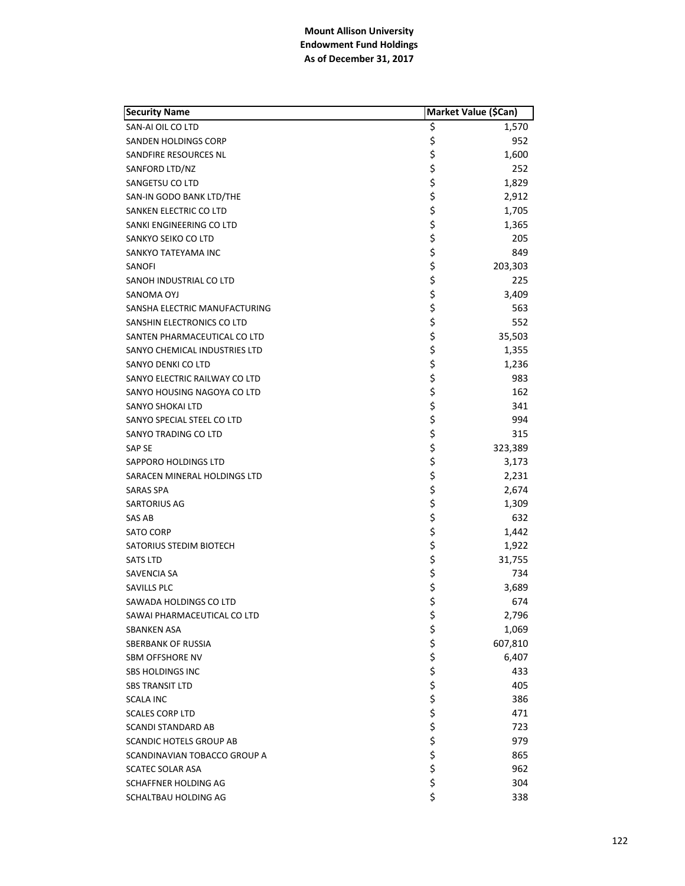**Mount Allison University**
**Endowment Fund Holdings**
**As of December 31, 2017**

| Security Name | Market Value ($Can) |
|---|---|
| SAN-AI OIL CO LTD | $ 1,570 |
| SANDEN HOLDINGS CORP | $ 952 |
| SANDFIRE RESOURCES NL | $ 1,600 |
| SANFORD LTD/NZ | $ 252 |
| SANGETSU CO LTD | $ 1,829 |
| SAN-IN GODO BANK LTD/THE | $ 2,912 |
| SANKEN ELECTRIC CO LTD | $ 1,705 |
| SANKI ENGINEERING CO LTD | $ 1,365 |
| SANKYO SEIKO CO LTD | $ 205 |
| SANKYO TATEYAMA INC | $ 849 |
| SANOFI | $ 203,303 |
| SANOH INDUSTRIAL CO LTD | $ 225 |
| SANOMA OYJ | $ 3,409 |
| SANSHA ELECTRIC MANUFACTURING | $ 563 |
| SANSHIN ELECTRONICS CO LTD | $ 552 |
| SANTEN PHARMACEUTICAL CO LTD | $ 35,503 |
| SANYO CHEMICAL INDUSTRIES LTD | $ 1,355 |
| SANYO DENKI CO LTD | $ 1,236 |
| SANYO ELECTRIC RAILWAY CO LTD | $ 983 |
| SANYO HOUSING NAGOYA CO LTD | $ 162 |
| SANYO SHOKAI LTD | $ 341 |
| SANYO SPECIAL STEEL CO LTD | $ 994 |
| SANYO TRADING CO LTD | $ 315 |
| SAP SE | $ 323,389 |
| SAPPORO HOLDINGS LTD | $ 3,173 |
| SARACEN MINERAL HOLDINGS LTD | $ 2,231 |
| SARAS SPA | $ 2,674 |
| SARTORIUS AG | $ 1,309 |
| SAS AB | $ 632 |
| SATO CORP | $ 1,442 |
| SATORIUS STEDIM BIOTECH | $ 1,922 |
| SATS LTD | $ 31,755 |
| SAVENCIA SA | $ 734 |
| SAVILLS PLC | $ 3,689 |
| SAWADA HOLDINGS CO LTD | $ 674 |
| SAWAI PHARMACEUTICAL CO LTD | $ 2,796 |
| SBANKEN ASA | $ 1,069 |
| SBERBANK OF RUSSIA | $ 607,810 |
| SBM OFFSHORE NV | $ 6,407 |
| SBS HOLDINGS INC | $ 433 |
| SBS TRANSIT LTD | $ 405 |
| SCALA INC | $ 386 |
| SCALES CORP LTD | $ 471 |
| SCANDI STANDARD AB | $ 723 |
| SCANDIC HOTELS GROUP AB | $ 979 |
| SCANDINAVIAN TOBACCO GROUP A | $ 865 |
| SCATEC SOLAR ASA | $ 962 |
| SCHAFFNER HOLDING AG | $ 304 |
| SCHALTBAU HOLDING AG | $ 338 |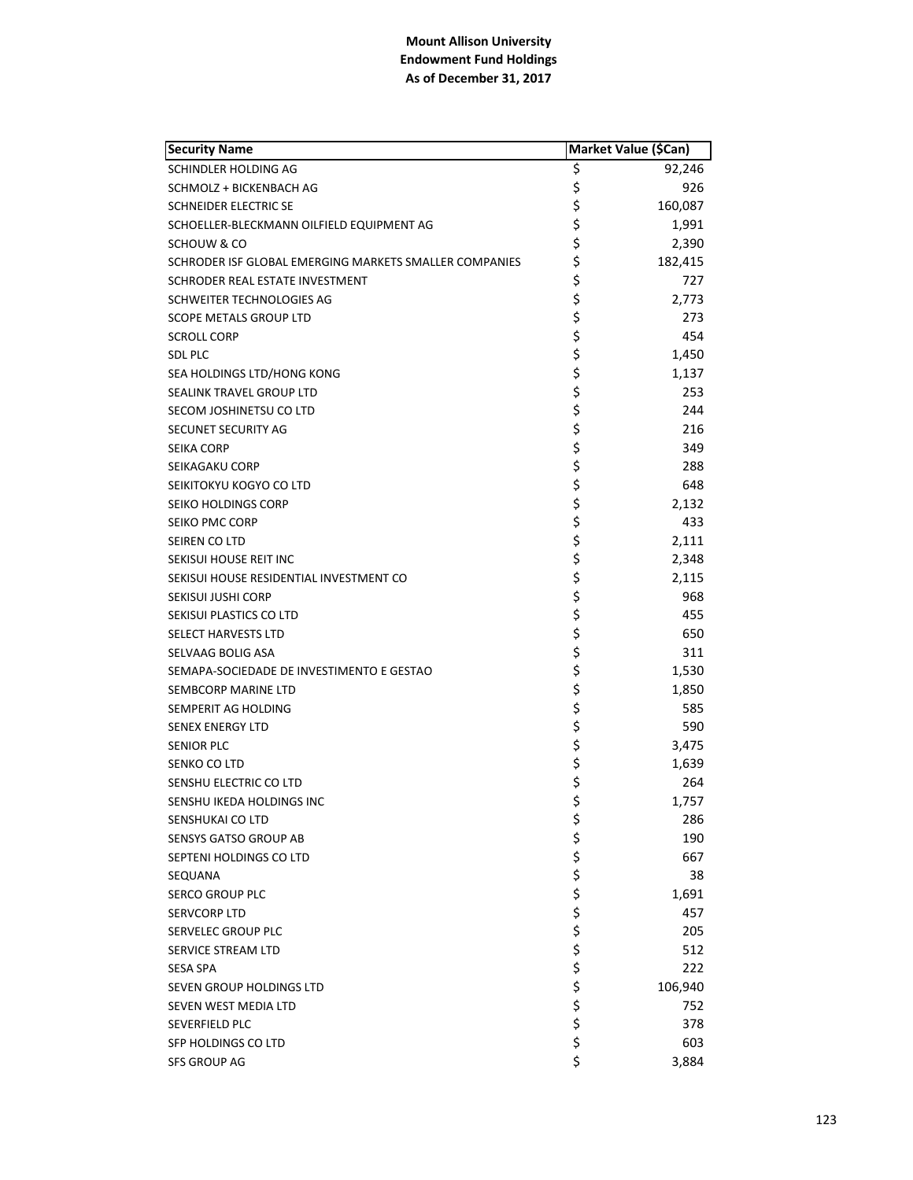**Mount Allison University**
**Endowment Fund Holdings**
**As of December 31, 2017**

| Security Name | Market Value ($Can) |
|---|---|
| SCHINDLER HOLDING AG | $ 92,246 |
| SCHMOLZ + BICKENBACH AG | $ 926 |
| SCHNEIDER ELECTRIC SE | $ 160,087 |
| SCHOELLER-BLECKMANN OILFIELD EQUIPMENT AG | $ 1,991 |
| SCHOUW & CO | $ 2,390 |
| SCHRODER ISF GLOBAL EMERGING MARKETS SMALLER COMPANIES | $ 182,415 |
| SCHRODER REAL ESTATE INVESTMENT | $ 727 |
| SCHWEITER TECHNOLOGIES AG | $ 2,773 |
| SCOPE METALS GROUP LTD | $ 273 |
| SCROLL CORP | $ 454 |
| SDL PLC | $ 1,450 |
| SEA HOLDINGS LTD/HONG KONG | $ 1,137 |
| SEALINK TRAVEL GROUP LTD | $ 253 |
| SECOM JOSHINETSU CO LTD | $ 244 |
| SECUNET SECURITY AG | $ 216 |
| SEIKA CORP | $ 349 |
| SEIKAGAKU CORP | $ 288 |
| SEIKITOKYU KOGYO CO LTD | $ 648 |
| SEIKO HOLDINGS CORP | $ 2,132 |
| SEIKO PMC CORP | $ 433 |
| SEIREN CO LTD | $ 2,111 |
| SEKISUI HOUSE REIT INC | $ 2,348 |
| SEKISUI HOUSE RESIDENTIAL INVESTMENT CO | $ 2,115 |
| SEKISUI JUSHI CORP | $ 968 |
| SEKISUI PLASTICS CO LTD | $ 455 |
| SELECT HARVESTS LTD | $ 650 |
| SELVAAG BOLIG ASA | $ 311 |
| SEMAPA-SOCIEDADE DE INVESTIMENTO E GESTAO | $ 1,530 |
| SEMBCORP MARINE LTD | $ 1,850 |
| SEMPERIT AG HOLDING | $ 585 |
| SENEX ENERGY LTD | $ 590 |
| SENIOR PLC | $ 3,475 |
| SENKO CO LTD | $ 1,639 |
| SENSHU ELECTRIC CO LTD | $ 264 |
| SENSHU IKEDA HOLDINGS INC | $ 1,757 |
| SENSHUKAI CO LTD | $ 286 |
| SENSYS GATSO GROUP AB | $ 190 |
| SEPTENI HOLDINGS CO LTD | $ 667 |
| SEQUANA | $ 38 |
| SERCO GROUP PLC | $ 1,691 |
| SERVCORP LTD | $ 457 |
| SERVELEC GROUP PLC | $ 205 |
| SERVICE STREAM LTD | $ 512 |
| SESA SPA | $ 222 |
| SEVEN GROUP HOLDINGS LTD | $ 106,940 |
| SEVEN WEST MEDIA LTD | $ 752 |
| SEVERFIELD PLC | $ 378 |
| SFP HOLDINGS CO LTD | $ 603 |
| SFS GROUP AG | $ 3,884 |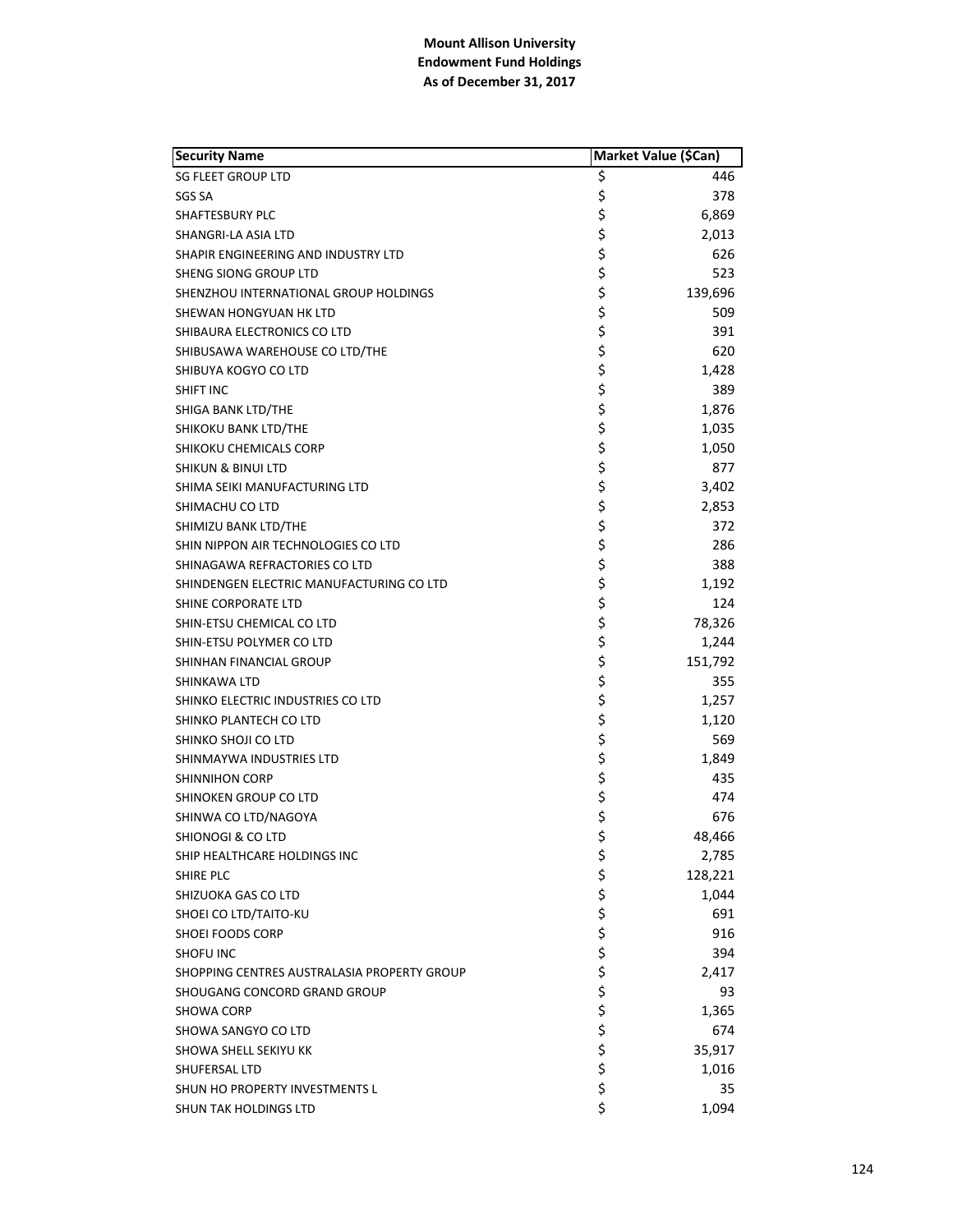**Mount Allison University**
**Endowment Fund Holdings**
**As of December 31, 2017**

| Security Name | Market Value ($Can) |
|---|---|
| SG FLEET GROUP LTD | $ 446 |
| SGS SA | $ 378 |
| SHAFTESBURY PLC | $ 6,869 |
| SHANGRI-LA ASIA LTD | $ 2,013 |
| SHAPIR ENGINEERING AND INDUSTRY LTD | $ 626 |
| SHENG SIONG GROUP LTD | $ 523 |
| SHENZHOU INTERNATIONAL GROUP HOLDINGS | $ 139,696 |
| SHEWAN HONGYUAN HK LTD | $ 509 |
| SHIBAURA ELECTRONICS CO LTD | $ 391 |
| SHIBUSAWA WAREHOUSE CO LTD/THE | $ 620 |
| SHIBUYA KOGYO CO LTD | $ 1,428 |
| SHIFT INC | $ 389 |
| SHIGA BANK LTD/THE | $ 1,876 |
| SHIKOKU BANK LTD/THE | $ 1,035 |
| SHIKOKU CHEMICALS CORP | $ 1,050 |
| SHIKUN & BINUI LTD | $ 877 |
| SHIMA SEIKI MANUFACTURING LTD | $ 3,402 |
| SHIMACHU CO LTD | $ 2,853 |
| SHIMIZU BANK LTD/THE | $ 372 |
| SHIN NIPPON AIR TECHNOLOGIES CO LTD | $ 286 |
| SHINAGAWA REFRACTORIES CO LTD | $ 388 |
| SHINDENGEN ELECTRIC MANUFACTURING CO LTD | $ 1,192 |
| SHINE CORPORATE LTD | $ 124 |
| SHIN-ETSU CHEMICAL CO LTD | $ 78,326 |
| SHIN-ETSU POLYMER CO LTD | $ 1,244 |
| SHINHAN FINANCIAL GROUP | $ 151,792 |
| SHINKAWA LTD | $ 355 |
| SHINKO ELECTRIC INDUSTRIES CO LTD | $ 1,257 |
| SHINKO PLANTECH CO LTD | $ 1,120 |
| SHINKO SHOJI CO LTD | $ 569 |
| SHINMAYWA INDUSTRIES LTD | $ 1,849 |
| SHINNIHON CORP | $ 435 |
| SHINOKEN GROUP CO LTD | $ 474 |
| SHINWA CO LTD/NAGOYA | $ 676 |
| SHIONOGI & CO LTD | $ 48,466 |
| SHIP HEALTHCARE HOLDINGS INC | $ 2,785 |
| SHIRE PLC | $ 128,221 |
| SHIZUOKA GAS CO LTD | $ 1,044 |
| SHOEI CO LTD/TAITO-KU | $ 691 |
| SHOEI FOODS CORP | $ 916 |
| SHOFU INC | $ 394 |
| SHOPPING CENTRES AUSTRALASIA PROPERTY GROUP | $ 2,417 |
| SHOUGANG CONCORD GRAND GROUP | $ 93 |
| SHOWA CORP | $ 1,365 |
| SHOWA SANGYO CO LTD | $ 674 |
| SHOWA SHELL SEKIYU KK | $ 35,917 |
| SHUFERSAL LTD | $ 1,016 |
| SHUN HO PROPERTY INVESTMENTS L | $ 35 |
| SHUN TAK HOLDINGS LTD | $ 1,094 |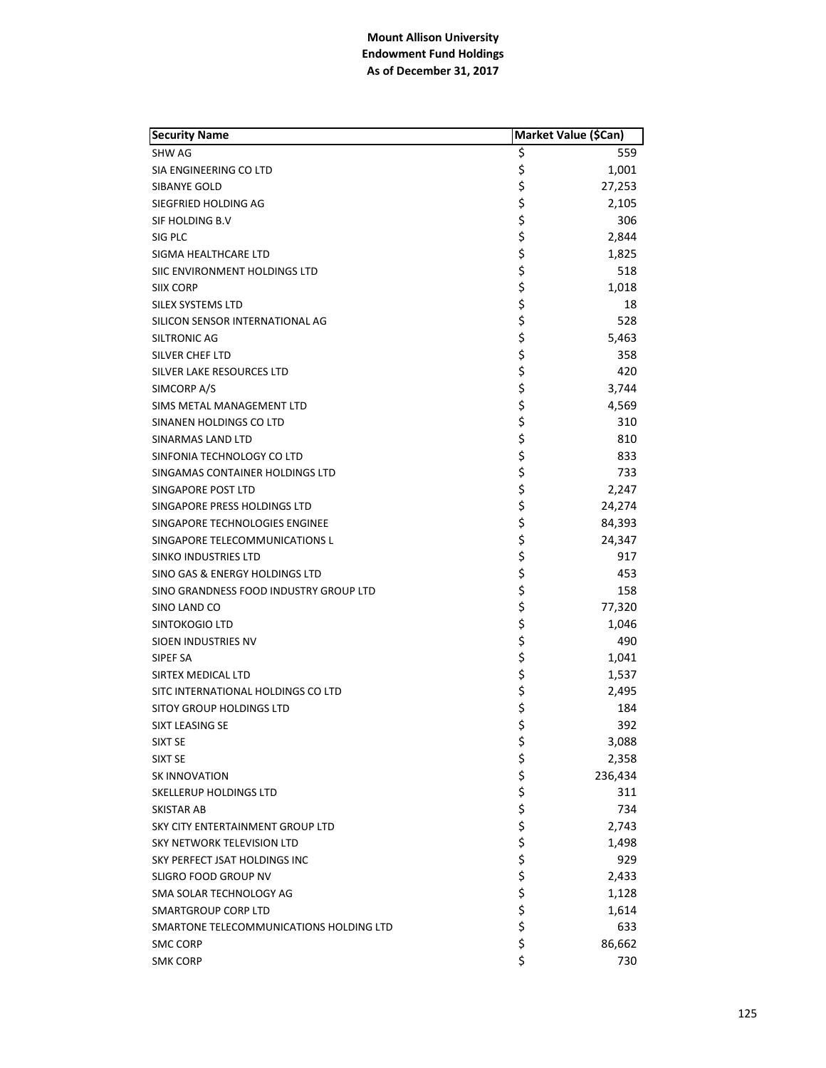**Mount Allison University**
**Endowment Fund Holdings**
**As of December 31, 2017**

| Security Name | Market Value ($Can) |
| --- | --- |
| SHW AG | $ 559 |
| SIA ENGINEERING CO LTD | $ 1,001 |
| SIBANYE GOLD | $ 27,253 |
| SIEGFRIED HOLDING AG | $ 2,105 |
| SIF HOLDING B.V | $ 306 |
| SIG PLC | $ 2,844 |
| SIGMA HEALTHCARE LTD | $ 1,825 |
| SIIC ENVIRONMENT HOLDINGS LTD | $ 518 |
| SIIX CORP | $ 1,018 |
| SILEX SYSTEMS LTD | $ 18 |
| SILICON SENSOR INTERNATIONAL AG | $ 528 |
| SILTRONIC AG | $ 5,463 |
| SILVER CHEF LTD | $ 358 |
| SILVER LAKE RESOURCES LTD | $ 420 |
| SIMCORP A/S | $ 3,744 |
| SIMS METAL MANAGEMENT LTD | $ 4,569 |
| SINANEN HOLDINGS CO LTD | $ 310 |
| SINARMAS LAND LTD | $ 810 |
| SINFONIA TECHNOLOGY CO LTD | $ 833 |
| SINGAMAS CONTAINER HOLDINGS LTD | $ 733 |
| SINGAPORE POST LTD | $ 2,247 |
| SINGAPORE PRESS HOLDINGS LTD | $ 24,274 |
| SINGAPORE TECHNOLOGIES ENGINEE | $ 84,393 |
| SINGAPORE TELECOMMUNICATIONS L | $ 24,347 |
| SINKO INDUSTRIES LTD | $ 917 |
| SINO GAS & ENERGY HOLDINGS LTD | $ 453 |
| SINO GRANDNESS FOOD INDUSTRY GROUP LTD | $ 158 |
| SINO LAND CO | $ 77,320 |
| SINTOKOGIO LTD | $ 1,046 |
| SIOEN INDUSTRIES NV | $ 490 |
| SIPEF SA | $ 1,041 |
| SIRTEX MEDICAL LTD | $ 1,537 |
| SITC INTERNATIONAL HOLDINGS CO LTD | $ 2,495 |
| SITOY GROUP HOLDINGS LTD | $ 184 |
| SIXT LEASING SE | $ 392 |
| SIXT SE | $ 3,088 |
| SIXT SE | $ 2,358 |
| SK INNOVATION | $ 236,434 |
| SKELLERUP HOLDINGS LTD | $ 311 |
| SKISTAR AB | $ 734 |
| SKY CITY ENTERTAINMENT GROUP LTD | $ 2,743 |
| SKY NETWORK TELEVISION LTD | $ 1,498 |
| SKY PERFECT JSAT HOLDINGS INC | $ 929 |
| SLIGRO FOOD GROUP NV | $ 2,433 |
| SMA SOLAR TECHNOLOGY AG | $ 1,128 |
| SMARTGROUP CORP LTD | $ 1,614 |
| SMARTONE TELECOMMUNICATIONS HOLDING LTD | $ 633 |
| SMC CORP | $ 86,662 |
| SMK CORP | $ 730 |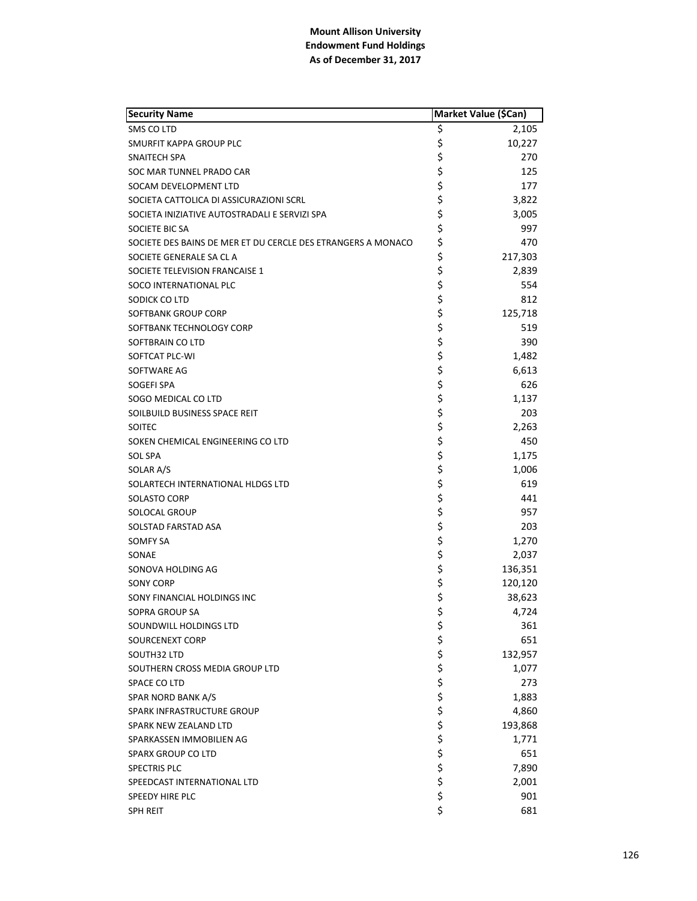**Mount Allison University**
**Endowment Fund Holdings**
**As of December 31, 2017**

| Security Name | Market Value ($Can) |
|---|---|
| SMS CO LTD | $ 2,105 |
| SMURFIT KAPPA GROUP PLC | $ 10,227 |
| SNAITECH SPA | $ 270 |
| SOC MAR TUNNEL PRADO CAR | $ 125 |
| SOCAM DEVELOPMENT LTD | $ 177 |
| SOCIETA CATTOLICA DI ASSICURAZIONI SCRL | $ 3,822 |
| SOCIETA INIZIATIVE AUTOSTRADALI E SERVIZI SPA | $ 3,005 |
| SOCIETE BIC SA | $ 997 |
| SOCIETE DES BAINS DE MER ET DU CERCLE DES ETRANGERS A MONACO | $ 470 |
| SOCIETE GENERALE SA CL A | $ 217,303 |
| SOCIETE TELEVISION FRANCAISE 1 | $ 2,839 |
| SOCO INTERNATIONAL PLC | $ 554 |
| SODICK CO LTD | $ 812 |
| SOFTBANK GROUP CORP | $ 125,718 |
| SOFTBANK TECHNOLOGY CORP | $ 519 |
| SOFTBRAIN CO LTD | $ 390 |
| SOFTCAT PLC-WI | $ 1,482 |
| SOFTWARE AG | $ 6,613 |
| SOGEFI SPA | $ 626 |
| SOGO MEDICAL CO LTD | $ 1,137 |
| SOILBUILD BUSINESS SPACE REIT | $ 203 |
| SOITEC | $ 2,263 |
| SOKEN CHEMICAL ENGINEERING CO LTD | $ 450 |
| SOL SPA | $ 1,175 |
| SOLAR A/S | $ 1,006 |
| SOLARTECH INTERNATIONAL HLDGS LTD | $ 619 |
| SOLASTO CORP | $ 441 |
| SOLOCAL GROUP | $ 957 |
| SOLSTAD FARSTAD ASA | $ 203 |
| SOMFY SA | $ 1,270 |
| SONAE | $ 2,037 |
| SONOVA HOLDING AG | $ 136,351 |
| SONY CORP | $ 120,120 |
| SONY FINANCIAL HOLDINGS INC | $ 38,623 |
| SOPRA GROUP SA | $ 4,724 |
| SOUNDWILL HOLDINGS LTD | $ 361 |
| SOURCENEXT CORP | $ 651 |
| SOUTH32 LTD | $ 132,957 |
| SOUTHERN CROSS MEDIA GROUP LTD | $ 1,077 |
| SPACE CO LTD | $ 273 |
| SPAR NORD BANK A/S | $ 1,883 |
| SPARK INFRASTRUCTURE GROUP | $ 4,860 |
| SPARK NEW ZEALAND LTD | $ 193,868 |
| SPARKASSEN IMMOBILIEN AG | $ 1,771 |
| SPARX GROUP CO LTD | $ 651 |
| SPECTRIS PLC | $ 7,890 |
| SPEEDCAST INTERNATIONAL LTD | $ 2,001 |
| SPEEDY HIRE PLC | $ 901 |
| SPH REIT | $ 681 |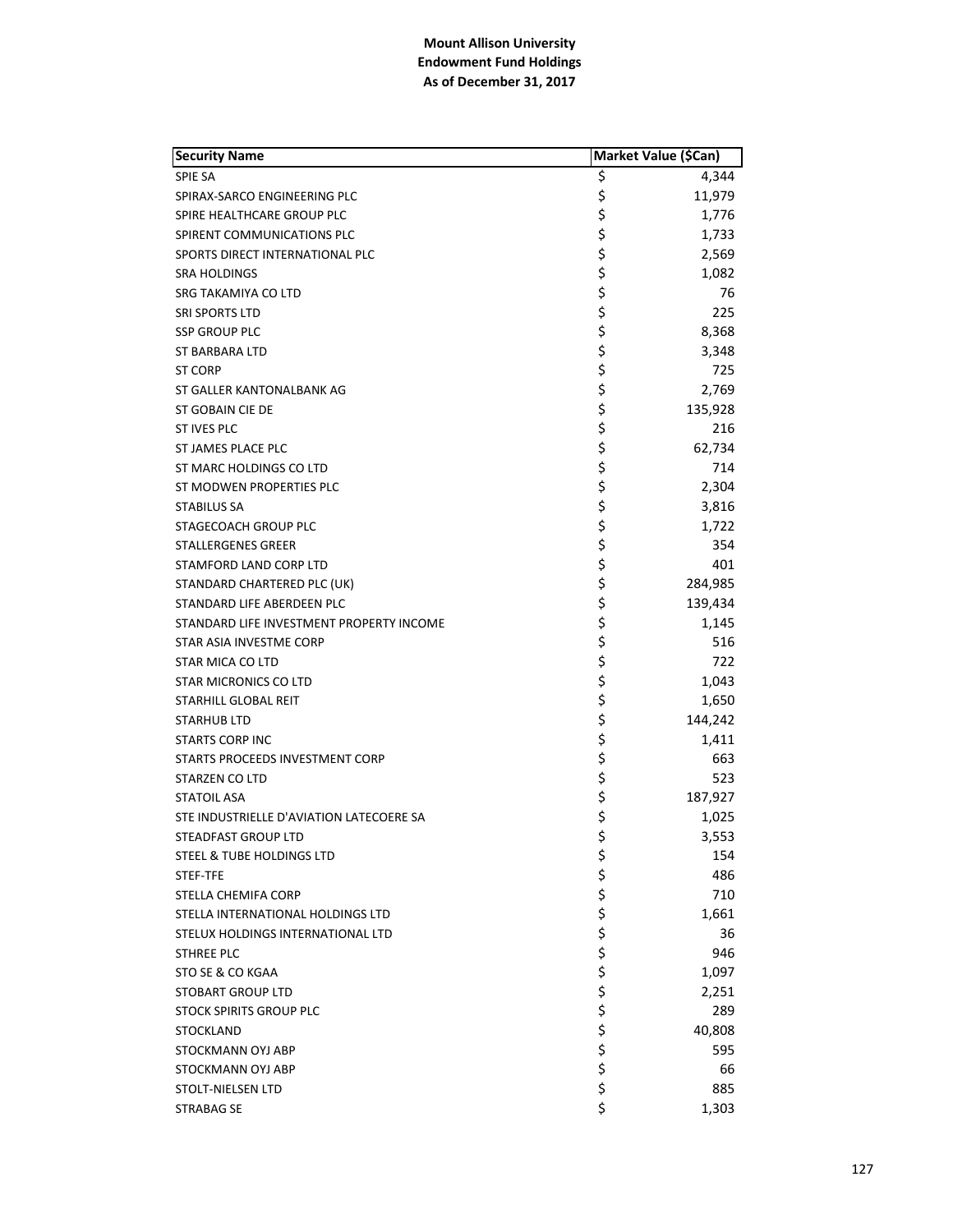**Mount Allison University**
**Endowment Fund Holdings**
**As of December 31, 2017**

| Security Name | Market Value ($Can) |
|---|---|
| SPIE SA | $ 4,344 |
| SPIRAX-SARCO ENGINEERING PLC | $ 11,979 |
| SPIRE HEALTHCARE GROUP PLC | $ 1,776 |
| SPIRENT COMMUNICATIONS PLC | $ 1,733 |
| SPORTS DIRECT INTERNATIONAL PLC | $ 2,569 |
| SRA HOLDINGS | $ 1,082 |
| SRG TAKAMIYA CO LTD | $ 76 |
| SRI SPORTS LTD | $ 225 |
| SSP GROUP PLC | $ 8,368 |
| ST BARBARA LTD | $ 3,348 |
| ST CORP | $ 725 |
| ST GALLER KANTONALBANK AG | $ 2,769 |
| ST GOBAIN CIE DE | $ 135,928 |
| ST IVES PLC | $ 216 |
| ST JAMES PLACE PLC | $ 62,734 |
| ST MARC HOLDINGS CO LTD | $ 714 |
| ST MODWEN PROPERTIES PLC | $ 2,304 |
| STABILUS SA | $ 3,816 |
| STAGECOACH GROUP PLC | $ 1,722 |
| STALLERGENES GREER | $ 354 |
| STAMFORD LAND CORP LTD | $ 401 |
| STANDARD CHARTERED PLC (UK) | $ 284,985 |
| STANDARD LIFE ABERDEEN PLC | $ 139,434 |
| STANDARD LIFE INVESTMENT PROPERTY INCOME | $ 1,145 |
| STAR ASIA INVESTME CORP | $ 516 |
| STAR MICA CO LTD | $ 722 |
| STAR MICRONICS CO LTD | $ 1,043 |
| STARHILL GLOBAL REIT | $ 1,650 |
| STARHUB LTD | $ 144,242 |
| STARTS CORP INC | $ 1,411 |
| STARTS PROCEEDS INVESTMENT CORP | $ 663 |
| STARZEN CO LTD | $ 523 |
| STATOIL ASA | $ 187,927 |
| STE INDUSTRIELLE D'AVIATION LATECOERE SA | $ 1,025 |
| STEADFAST GROUP LTD | $ 3,553 |
| STEEL & TUBE HOLDINGS LTD | $ 154 |
| STEF-TFE | $ 486 |
| STELLA CHEMIFA CORP | $ 710 |
| STELLA INTERNATIONAL HOLDINGS LTD | $ 1,661 |
| STELUX HOLDINGS INTERNATIONAL LTD | $ 36 |
| STHREE PLC | $ 946 |
| STO SE & CO KGAA | $ 1,097 |
| STOBART GROUP LTD | $ 2,251 |
| STOCK SPIRITS GROUP PLC | $ 289 |
| STOCKLAND | $ 40,808 |
| STOCKMANN OYJ ABP | $ 595 |
| STOCKMANN OYJ ABP | $ 66 |
| STOLT-NIELSEN LTD | $ 885 |
| STRABAG SE | $ 1,303 |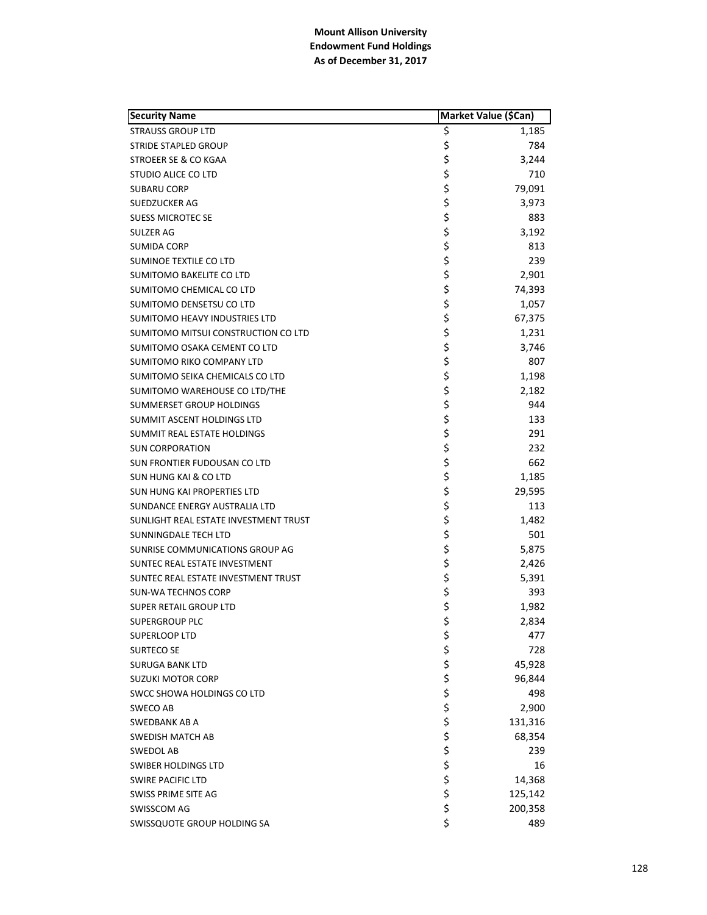**Mount Allison University**
**Endowment Fund Holdings**
**As of December 31, 2017**

| Security Name | Market Value ($Can) |
|---|---|
| STRAUSS GROUP LTD | $ 1,185 |
| STRIDE STAPLED GROUP | $ 784 |
| STROEER SE & CO KGAA | $ 3,244 |
| STUDIO ALICE CO LTD | $ 710 |
| SUBARU CORP | $ 79,091 |
| SUEDZUCKER AG | $ 3,973 |
| SUESS MICROTEC SE | $ 883 |
| SULZER AG | $ 3,192 |
| SUMIDA CORP | $ 813 |
| SUMINOE TEXTILE CO LTD | $ 239 |
| SUMITOMO BAKELITE CO LTD | $ 2,901 |
| SUMITOMO CHEMICAL CO LTD | $ 74,393 |
| SUMITOMO DENSETSU CO LTD | $ 1,057 |
| SUMITOMO HEAVY INDUSTRIES LTD | $ 67,375 |
| SUMITOMO MITSUI CONSTRUCTION CO LTD | $ 1,231 |
| SUMITOMO OSAKA CEMENT CO LTD | $ 3,746 |
| SUMITOMO RIKO COMPANY LTD | $ 807 |
| SUMITOMO SEIKA CHEMICALS CO LTD | $ 1,198 |
| SUMITOMO WAREHOUSE CO LTD/THE | $ 2,182 |
| SUMMERSET GROUP HOLDINGS | $ 944 |
| SUMMIT ASCENT HOLDINGS LTD | $ 133 |
| SUMMIT REAL ESTATE HOLDINGS | $ 291 |
| SUN CORPORATION | $ 232 |
| SUN FRONTIER FUDOUSAN CO LTD | $ 662 |
| SUN HUNG KAI & CO LTD | $ 1,185 |
| SUN HUNG KAI PROPERTIES LTD | $ 29,595 |
| SUNDANCE ENERGY AUSTRALIA LTD | $ 113 |
| SUNLIGHT REAL ESTATE INVESTMENT TRUST | $ 1,482 |
| SUNNINGDALE TECH LTD | $ 501 |
| SUNRISE COMMUNICATIONS GROUP AG | $ 5,875 |
| SUNTEC REAL ESTATE INVESTMENT | $ 2,426 |
| SUNTEC REAL ESTATE INVESTMENT TRUST | $ 5,391 |
| SUN-WA TECHNOS CORP | $ 393 |
| SUPER RETAIL GROUP LTD | $ 1,982 |
| SUPERGROUP PLC | $ 2,834 |
| SUPERLOOP LTD | $ 477 |
| SURTECO SE | $ 728 |
| SURUGA BANK LTD | $ 45,928 |
| SUZUKI MOTOR CORP | $ 96,844 |
| SWCC SHOWA HOLDINGS CO LTD | $ 498 |
| SWECO AB | $ 2,900 |
| SWEDBANK AB A | $ 131,316 |
| SWEDISH MATCH AB | $ 68,354 |
| SWEDOL AB | $ 239 |
| SWIBER HOLDINGS LTD | $ 16 |
| SWIRE PACIFIC LTD | $ 14,368 |
| SWISS PRIME SITE AG | $ 125,142 |
| SWISSCOM AG | $ 200,358 |
| SWISSQUOTE GROUP HOLDING SA | $ 489 |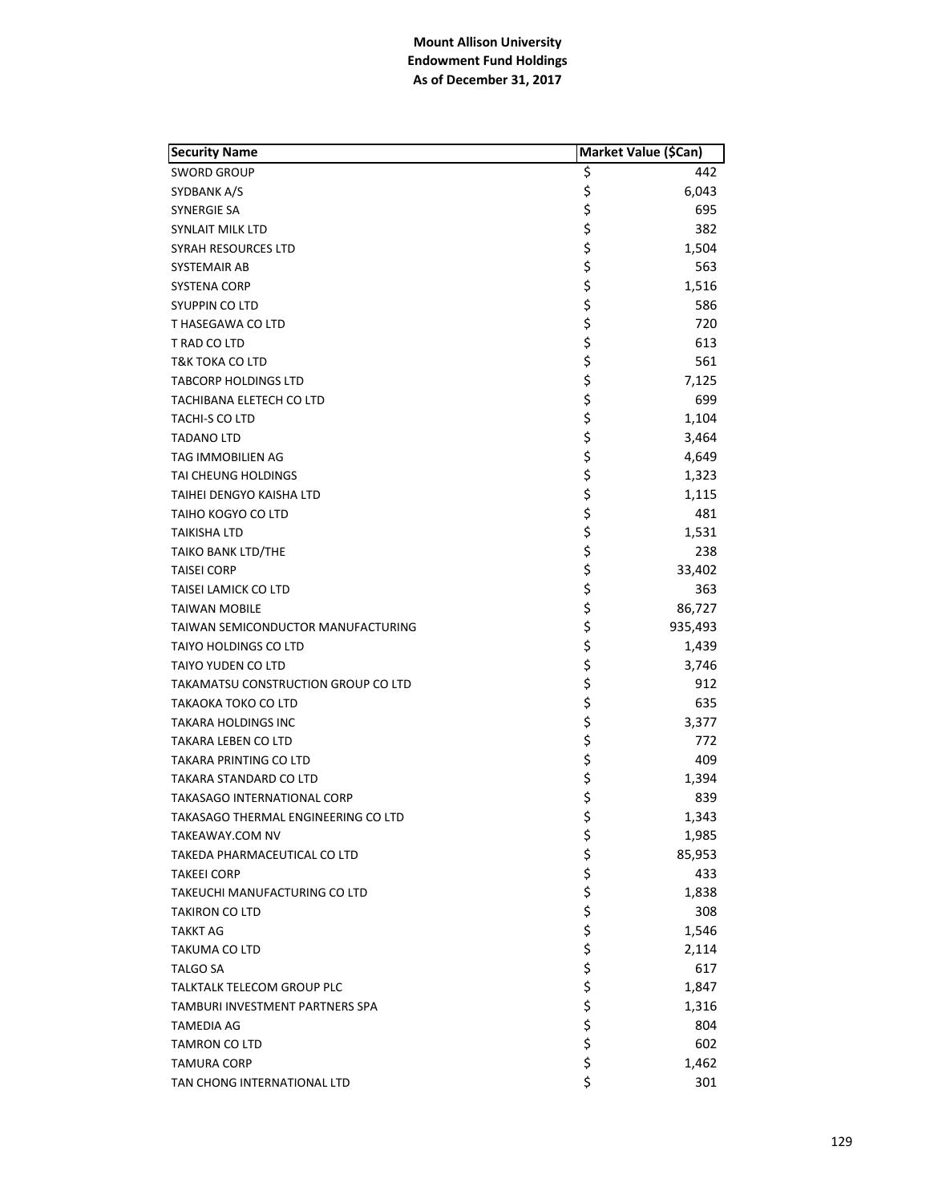**Mount Allison University**
**Endowment Fund Holdings**
**As of December 31, 2017**

| Security Name | Market Value ($Can) |
|---|---|
| SWORD GROUP | $ 442 |
| SYDBANK A/S | $ 6,043 |
| SYNERGIE SA | $ 695 |
| SYNLAIT MILK LTD | $ 382 |
| SYRAH RESOURCES LTD | $ 1,504 |
| SYSTEMAIR AB | $ 563 |
| SYSTENA CORP | $ 1,516 |
| SYUPPIN CO LTD | $ 586 |
| T HASEGAWA CO LTD | $ 720 |
| T RAD CO LTD | $ 613 |
| T&K TOKA CO LTD | $ 561 |
| TABCORP HOLDINGS LTD | $ 7,125 |
| TACHIBANA ELETECH CO LTD | $ 699 |
| TACHI-S CO LTD | $ 1,104 |
| TADANO LTD | $ 3,464 |
| TAG IMMOBILIEN AG | $ 4,649 |
| TAI CHEUNG HOLDINGS | $ 1,323 |
| TAIHEI DENGYO KAISHA LTD | $ 1,115 |
| TAIHO KOGYO CO LTD | $ 481 |
| TAIKISHA LTD | $ 1,531 |
| TAIKO BANK LTD/THE | $ 238 |
| TAISEI CORP | $ 33,402 |
| TAISEI LAMICK CO LTD | $ 363 |
| TAIWAN MOBILE | $ 86,727 |
| TAIWAN SEMICONDUCTOR MANUFACTURING | $ 935,493 |
| TAIYO HOLDINGS CO LTD | $ 1,439 |
| TAIYO YUDEN CO LTD | $ 3,746 |
| TAKAMATSU CONSTRUCTION GROUP CO LTD | $ 912 |
| TAKAOKA TOKO CO LTD | $ 635 |
| TAKARA HOLDINGS INC | $ 3,377 |
| TAKARA LEBEN CO LTD | $ 772 |
| TAKARA PRINTING CO LTD | $ 409 |
| TAKARA STANDARD CO LTD | $ 1,394 |
| TAKASAGO INTERNATIONAL CORP | $ 839 |
| TAKASAGO THERMAL ENGINEERING CO LTD | $ 1,343 |
| TAKEAWAY.COM NV | $ 1,985 |
| TAKEDA PHARMACEUTICAL CO LTD | $ 85,953 |
| TAKEEI CORP | $ 433 |
| TAKEUCHI MANUFACTURING CO LTD | $ 1,838 |
| TAKIRON CO LTD | $ 308 |
| TAKKT AG | $ 1,546 |
| TAKUMA CO LTD | $ 2,114 |
| TALGO SA | $ 617 |
| TALKTALK TELECOM GROUP PLC | $ 1,847 |
| TAMBURI INVESTMENT PARTNERS SPA | $ 1,316 |
| TAMEDIA AG | $ 804 |
| TAMRON CO LTD | $ 602 |
| TAMURA CORP | $ 1,462 |
| TAN CHONG INTERNATIONAL LTD | $ 301 |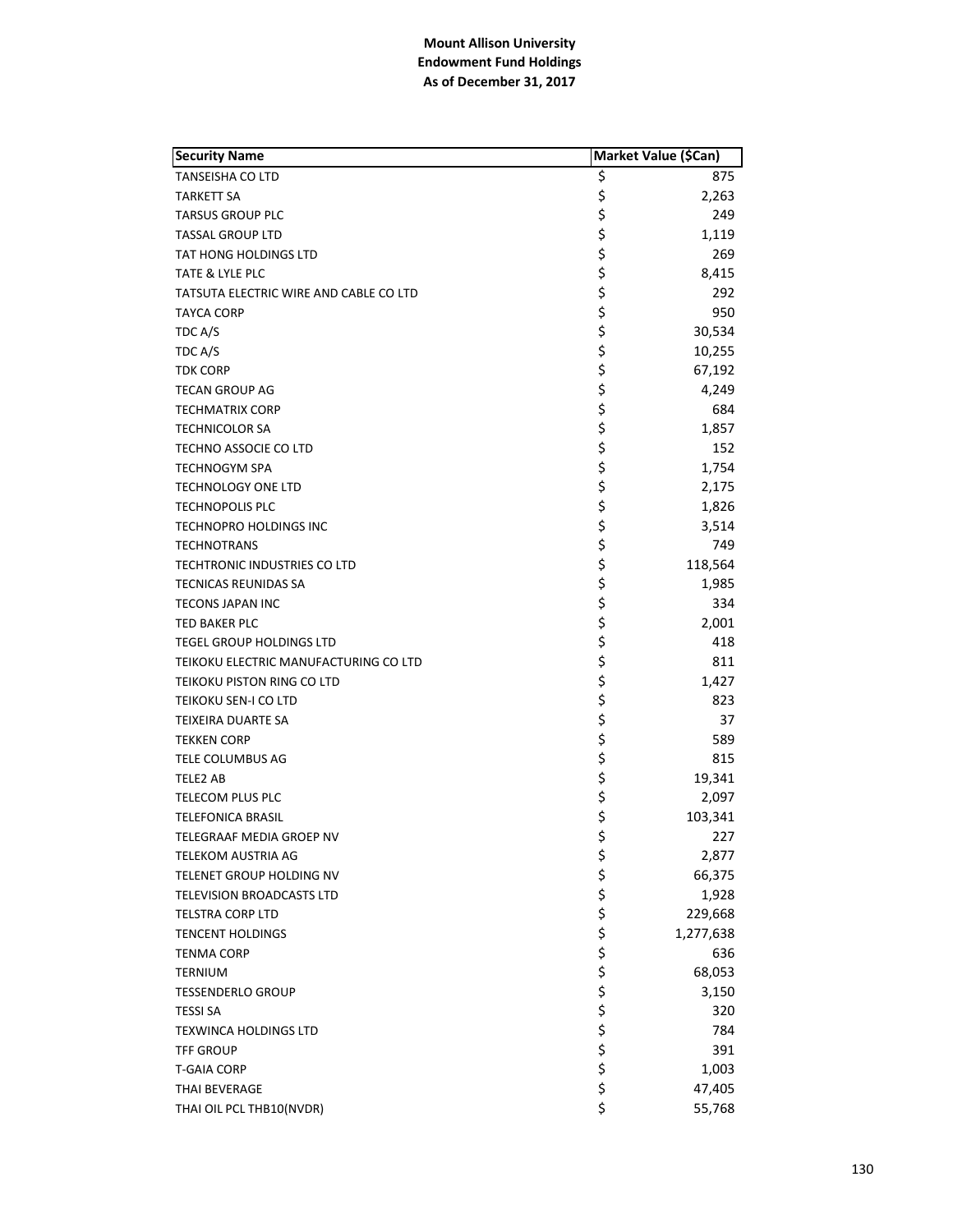**Mount Allison University**
**Endowment Fund Holdings**
**As of December 31, 2017**

| Security Name | Market Value ($Can) |
|---|---|
| TANSEISHA CO LTD | $ 875 |
| TARKETT SA | $ 2,263 |
| TARSUS GROUP PLC | $ 249 |
| TASSAL GROUP LTD | $ 1,119 |
| TAT HONG HOLDINGS LTD | $ 269 |
| TATE & LYLE PLC | $ 8,415 |
| TATSUTA ELECTRIC WIRE AND CABLE CO LTD | $ 292 |
| TAYCA CORP | $ 950 |
| TDC A/S | $ 30,534 |
| TDC A/S | $ 10,255 |
| TDK CORP | $ 67,192 |
| TECAN GROUP AG | $ 4,249 |
| TECHMATRIX CORP | $ 684 |
| TECHNICOLOR SA | $ 1,857 |
| TECHNO ASSOCIE CO LTD | $ 152 |
| TECHNOGYM SPA | $ 1,754 |
| TECHNOLOGY ONE LTD | $ 2,175 |
| TECHNOPOLIS PLC | $ 1,826 |
| TECHNOPRO HOLDINGS INC | $ 3,514 |
| TECHNOTRANS | $ 749 |
| TECHTRONIC INDUSTRIES CO LTD | $ 118,564 |
| TECNICAS REUNIDAS SA | $ 1,985 |
| TECONS JAPAN INC | $ 334 |
| TED BAKER PLC | $ 2,001 |
| TEGEL GROUP HOLDINGS LTD | $ 418 |
| TEIKOKU ELECTRIC MANUFACTURING CO LTD | $ 811 |
| TEIKOKU PISTON RING CO LTD | $ 1,427 |
| TEIKOKU SEN-I CO LTD | $ 823 |
| TEIXEIRA DUARTE SA | $ 37 |
| TEKKEN CORP | $ 589 |
| TELE COLUMBUS AG | $ 815 |
| TELE2 AB | $ 19,341 |
| TELECOM PLUS PLC | $ 2,097 |
| TELEFONICA BRASIL | $ 103,341 |
| TELEGRAAF MEDIA GROEP NV | $ 227 |
| TELEKOM AUSTRIA AG | $ 2,877 |
| TELENET GROUP HOLDING NV | $ 66,375 |
| TELEVISION BROADCASTS LTD | $ 1,928 |
| TELSTRA CORP LTD | $ 229,668 |
| TENCENT HOLDINGS | $ 1,277,638 |
| TENMA CORP | $ 636 |
| TERNIUM | $ 68,053 |
| TESSENDERLO GROUP | $ 3,150 |
| TESSI SA | $ 320 |
| TEXWINCA HOLDINGS LTD | $ 784 |
| TFF GROUP | $ 391 |
| T-GAIA CORP | $ 1,003 |
| THAI BEVERAGE | $ 47,405 |
| THAI OIL PCL THB10(NVDR) | $ 55,768 |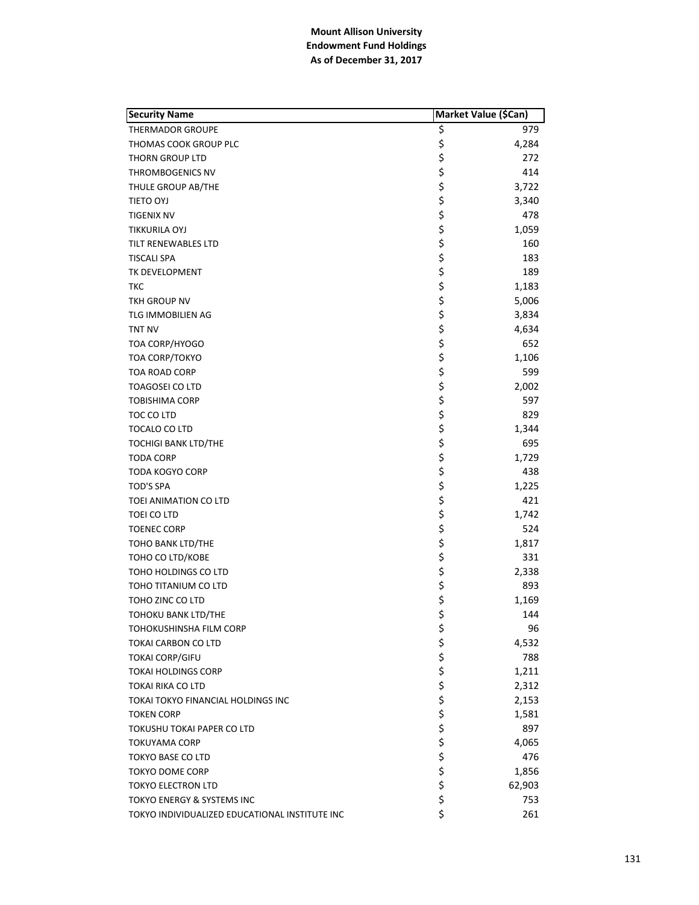**Mount Allison University**
**Endowment Fund Holdings**
**As of December 31, 2017**

| Security Name | Market Value ($Can) |
|---|---|
| THERMADOR GROUPE | $ 979 |
| THOMAS COOK GROUP PLC | $ 4,284 |
| THORN GROUP LTD | $ 272 |
| THROMBOGENICS NV | $ 414 |
| THULE GROUP AB/THE | $ 3,722 |
| TIETO OYJ | $ 3,340 |
| TIGENIX NV | $ 478 |
| TIKKURILA OYJ | $ 1,059 |
| TILT RENEWABLES LTD | $ 160 |
| TISCALI SPA | $ 183 |
| TK DEVELOPMENT | $ 189 |
| TKC | $ 1,183 |
| TKH GROUP NV | $ 5,006 |
| TLG IMMOBILIEN AG | $ 3,834 |
| TNT NV | $ 4,634 |
| TOA CORP/HYOGO | $ 652 |
| TOA CORP/TOKYO | $ 1,106 |
| TOA ROAD CORP | $ 599 |
| TOAGOSEI CO LTD | $ 2,002 |
| TOBISHIMA CORP | $ 597 |
| TOC CO LTD | $ 829 |
| TOCALO CO LTD | $ 1,344 |
| TOCHIGI BANK LTD/THE | $ 695 |
| TODA CORP | $ 1,729 |
| TODA KOGYO CORP | $ 438 |
| TOD'S SPA | $ 1,225 |
| TOEI ANIMATION CO LTD | $ 421 |
| TOEI CO LTD | $ 1,742 |
| TOENEC CORP | $ 524 |
| TOHO BANK LTD/THE | $ 1,817 |
| TOHO CO LTD/KOBE | $ 331 |
| TOHO HOLDINGS CO LTD | $ 2,338 |
| TOHO TITANIUM CO LTD | $ 893 |
| TOHO ZINC CO LTD | $ 1,169 |
| TOHOKU BANK LTD/THE | $ 144 |
| TOHOKUSHINSHA FILM CORP | $ 96 |
| TOKAI CARBON CO LTD | $ 4,532 |
| TOKAI CORP/GIFU | $ 788 |
| TOKAI HOLDINGS CORP | $ 1,211 |
| TOKAI RIKA CO LTD | $ 2,312 |
| TOKAI TOKYO FINANCIAL HOLDINGS INC | $ 2,153 |
| TOKEN CORP | $ 1,581 |
| TOKUSHU TOKAI PAPER CO LTD | $ 897 |
| TOKUYAMA CORP | $ 4,065 |
| TOKYO BASE CO LTD | $ 476 |
| TOKYO DOME CORP | $ 1,856 |
| TOKYO ELECTRON LTD | $ 62,903 |
| TOKYO ENERGY & SYSTEMS INC | $ 753 |
| TOKYO INDIVIDUALIZED EDUCATIONAL INSTITUTE INC | $ 261 |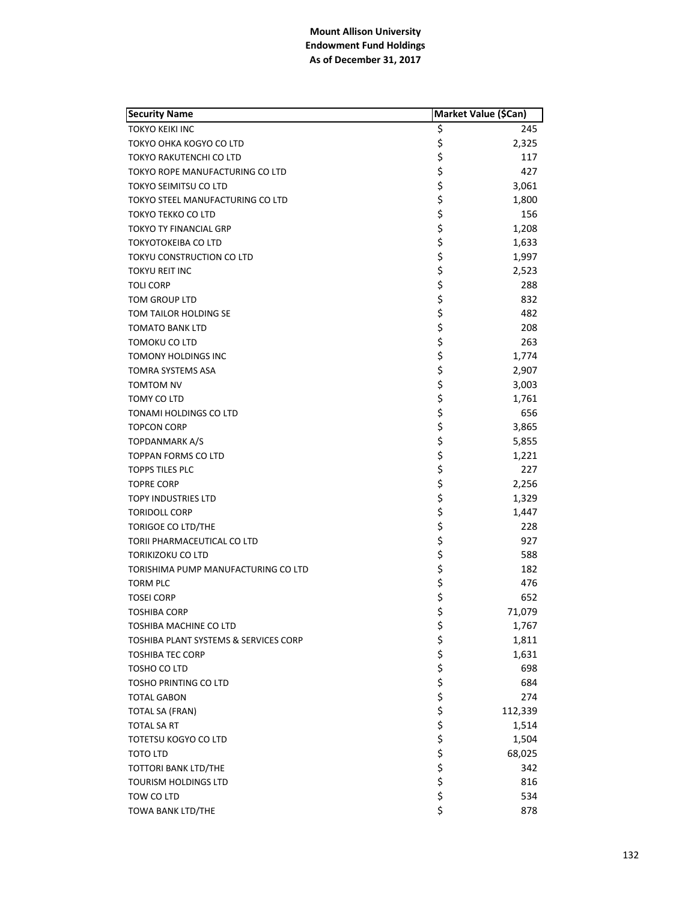**Mount Allison University**
**Endowment Fund Holdings**
**As of December 31, 2017**

| Security Name | Market Value ($Can) |
|---|---|
| TOKYO KEIKI INC | $ 245 |
| TOKYO OHKA KOGYO CO LTD | $ 2,325 |
| TOKYO RAKUTENCHI CO LTD | $ 117 |
| TOKYO ROPE MANUFACTURING CO LTD | $ 427 |
| TOKYO SEIMITSU CO LTD | $ 3,061 |
| TOKYO STEEL MANUFACTURING CO LTD | $ 1,800 |
| TOKYO TEKKO CO LTD | $ 156 |
| TOKYO TY FINANCIAL GRP | $ 1,208 |
| TOKYOTOKEIBA CO LTD | $ 1,633 |
| TOKYU CONSTRUCTION CO LTD | $ 1,997 |
| TOKYU REIT INC | $ 2,523 |
| TOLI CORP | $ 288 |
| TOM GROUP LTD | $ 832 |
| TOM TAILOR HOLDING SE | $ 482 |
| TOMATO BANK LTD | $ 208 |
| TOMOKU CO LTD | $ 263 |
| TOMONY HOLDINGS INC | $ 1,774 |
| TOMRA SYSTEMS ASA | $ 2,907 |
| TOMTOM NV | $ 3,003 |
| TOMY CO LTD | $ 1,761 |
| TONAMI HOLDINGS CO LTD | $ 656 |
| TOPCON CORP | $ 3,865 |
| TOPDANMARK A/S | $ 5,855 |
| TOPPAN FORMS CO LTD | $ 1,221 |
| TOPPS TILES PLC | $ 227 |
| TOPRE CORP | $ 2,256 |
| TOPY INDUSTRIES LTD | $ 1,329 |
| TORIDOLL CORP | $ 1,447 |
| TORIGOE CO LTD/THE | $ 228 |
| TORII PHARMACEUTICAL CO LTD | $ 927 |
| TORIKIZOKU CO LTD | $ 588 |
| TORISHIMA PUMP MANUFACTURING CO LTD | $ 182 |
| TORM PLC | $ 476 |
| TOSEI CORP | $ 652 |
| TOSHIBA CORP | $ 71,079 |
| TOSHIBA MACHINE CO LTD | $ 1,767 |
| TOSHIBA PLANT SYSTEMS & SERVICES CORP | $ 1,811 |
| TOSHIBA TEC CORP | $ 1,631 |
| TOSHO CO LTD | $ 698 |
| TOSHO PRINTING CO LTD | $ 684 |
| TOTAL GABON | $ 274 |
| TOTAL SA (FRAN) | $ 112,339 |
| TOTAL SA RT | $ 1,514 |
| TOTETSU KOGYO CO LTD | $ 1,504 |
| TOTO LTD | $ 68,025 |
| TOTTORI BANK LTD/THE | $ 342 |
| TOURISM HOLDINGS LTD | $ 816 |
| TOW CO LTD | $ 534 |
| TOWA BANK LTD/THE | $ 878 |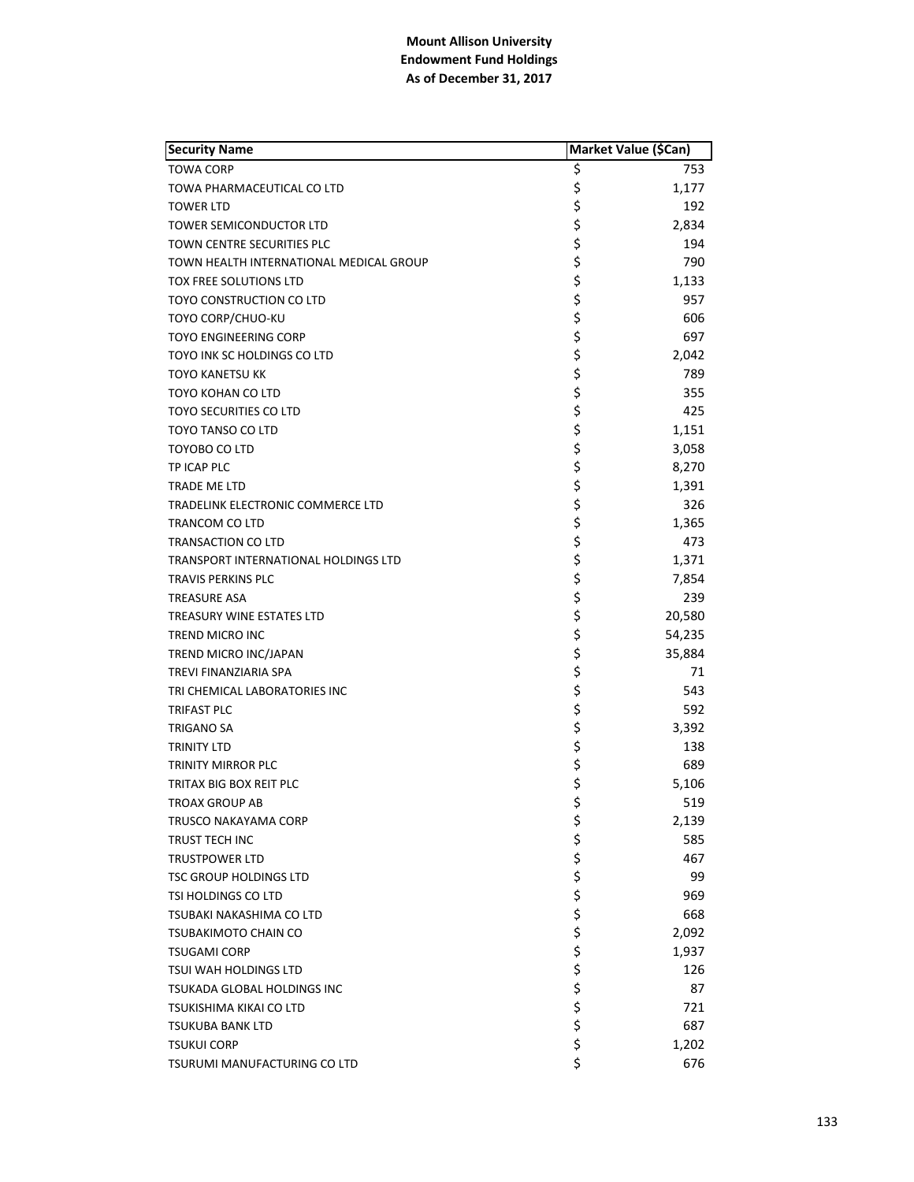**Mount Allison University**
**Endowment Fund Holdings**
**As of December 31, 2017**

| Security Name | Market Value ($Can) |
|---|---|
| TOWA CORP | $ 753 |
| TOWA PHARMACEUTICAL CO LTD | $ 1,177 |
| TOWER LTD | $ 192 |
| TOWER SEMICONDUCTOR LTD | $ 2,834 |
| TOWN CENTRE SECURITIES PLC | $ 194 |
| TOWN HEALTH INTERNATIONAL MEDICAL GROUP | $ 790 |
| TOX FREE SOLUTIONS LTD | $ 1,133 |
| TOYO CONSTRUCTION CO LTD | $ 957 |
| TOYO CORP/CHUO-KU | $ 606 |
| TOYO ENGINEERING CORP | $ 697 |
| TOYO INK SC HOLDINGS CO LTD | $ 2,042 |
| TOYO KANETSU KK | $ 789 |
| TOYO KOHAN CO LTD | $ 355 |
| TOYO SECURITIES CO LTD | $ 425 |
| TOYO TANSO CO LTD | $ 1,151 |
| TOYOBO CO LTD | $ 3,058 |
| TP ICAP PLC | $ 8,270 |
| TRADE ME LTD | $ 1,391 |
| TRADELINK ELECTRONIC COMMERCE LTD | $ 326 |
| TRANCOM CO LTD | $ 1,365 |
| TRANSACTION CO LTD | $ 473 |
| TRANSPORT INTERNATIONAL HOLDINGS LTD | $ 1,371 |
| TRAVIS PERKINS PLC | $ 7,854 |
| TREASURE ASA | $ 239 |
| TREASURY WINE ESTATES LTD | $ 20,580 |
| TREND MICRO INC | $ 54,235 |
| TREND MICRO INC/JAPAN | $ 35,884 |
| TREVI FINANZIARIA SPA | $ 71 |
| TRI CHEMICAL LABORATORIES INC | $ 543 |
| TRIFAST PLC | $ 592 |
| TRIGANO SA | $ 3,392 |
| TRINITY LTD | $ 138 |
| TRINITY MIRROR PLC | $ 689 |
| TRITAX BIG BOX REIT PLC | $ 5,106 |
| TROAX GROUP AB | $ 519 |
| TRUSCO NAKAYAMA CORP | $ 2,139 |
| TRUST TECH INC | $ 585 |
| TRUSTPOWER LTD | $ 467 |
| TSC GROUP HOLDINGS LTD | $ 99 |
| TSI HOLDINGS CO LTD | $ 969 |
| TSUBAKI NAKASHIMA CO LTD | $ 668 |
| TSUBAKIMOTO CHAIN CO | $ 2,092 |
| TSUGAMI CORP | $ 1,937 |
| TSUI WAH HOLDINGS LTD | $ 126 |
| TSUKADA GLOBAL HOLDINGS INC | $ 87 |
| TSUKISHIMA KIKAI CO LTD | $ 721 |
| TSUKUBA BANK LTD | $ 687 |
| TSUKUI CORP | $ 1,202 |
| TSURUMI MANUFACTURING CO LTD | $ 676 |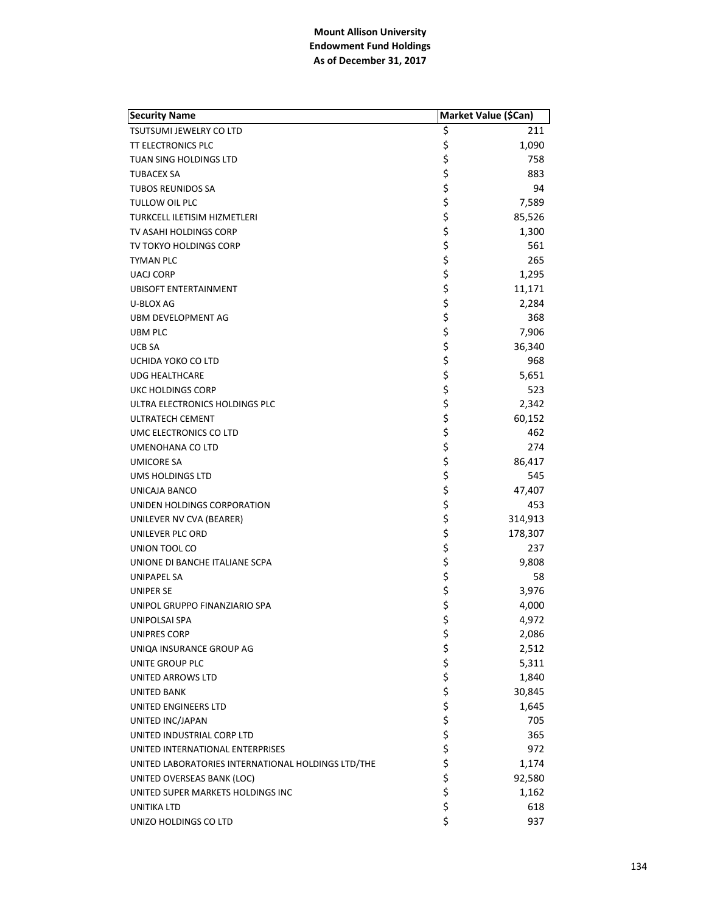**Mount Allison University**
**Endowment Fund Holdings**
**As of December 31, 2017**

| Security Name | Market Value ($Can) |
|---|---|
| TSUTSUMI JEWELRY CO LTD | $ 211 |
| TT ELECTRONICS PLC | $ 1,090 |
| TUAN SING HOLDINGS LTD | $ 758 |
| TUBACEX SA | $ 883 |
| TUBOS REUNIDOS SA | $ 94 |
| TULLOW OIL PLC | $ 7,589 |
| TURKCELL ILETISIM HIZMETLERI | $ 85,526 |
| TV ASAHI HOLDINGS CORP | $ 1,300 |
| TV TOKYO HOLDINGS CORP | $ 561 |
| TYMAN PLC | $ 265 |
| UACJ CORP | $ 1,295 |
| UBISOFT ENTERTAINMENT | $ 11,171 |
| U-BLOX AG | $ 2,284 |
| UBM DEVELOPMENT AG | $ 368 |
| UBM PLC | $ 7,906 |
| UCB SA | $ 36,340 |
| UCHIDA YOKO CO LTD | $ 968 |
| UDG HEALTHCARE | $ 5,651 |
| UKC HOLDINGS CORP | $ 523 |
| ULTRA ELECTRONICS HOLDINGS PLC | $ 2,342 |
| ULTRATECH CEMENT | $ 60,152 |
| UMC ELECTRONICS CO LTD | $ 462 |
| UMENOHANA CO LTD | $ 274 |
| UMICORE SA | $ 86,417 |
| UMS HOLDINGS LTD | $ 545 |
| UNICAJA BANCO | $ 47,407 |
| UNIDEN HOLDINGS CORPORATION | $ 453 |
| UNILEVER NV CVA (BEARER) | $ 314,913 |
| UNILEVER PLC ORD | $ 178,307 |
| UNION TOOL CO | $ 237 |
| UNIONE DI BANCHE ITALIANE SCPA | $ 9,808 |
| UNIPAPEL SA | $ 58 |
| UNIPER SE | $ 3,976 |
| UNIPOL GRUPPO FINANZIARIO SPA | $ 4,000 |
| UNIPOLSAI SPA | $ 4,972 |
| UNIPRES CORP | $ 2,086 |
| UNIQA INSURANCE GROUP AG | $ 2,512 |
| UNITE GROUP PLC | $ 5,311 |
| UNITED ARROWS LTD | $ 1,840 |
| UNITED BANK | $ 30,845 |
| UNITED ENGINEERS LTD | $ 1,645 |
| UNITED INC/JAPAN | $ 705 |
| UNITED INDUSTRIAL CORP LTD | $ 365 |
| UNITED INTERNATIONAL ENTERPRISES | $ 972 |
| UNITED LABORATORIES INTERNATIONAL HOLDINGS LTD/THE | $ 1,174 |
| UNITED OVERSEAS BANK (LOC) | $ 92,580 |
| UNITED SUPER MARKETS HOLDINGS INC | $ 1,162 |
| UNITIKA LTD | $ 618 |
| UNIZO HOLDINGS CO LTD | $ 937 |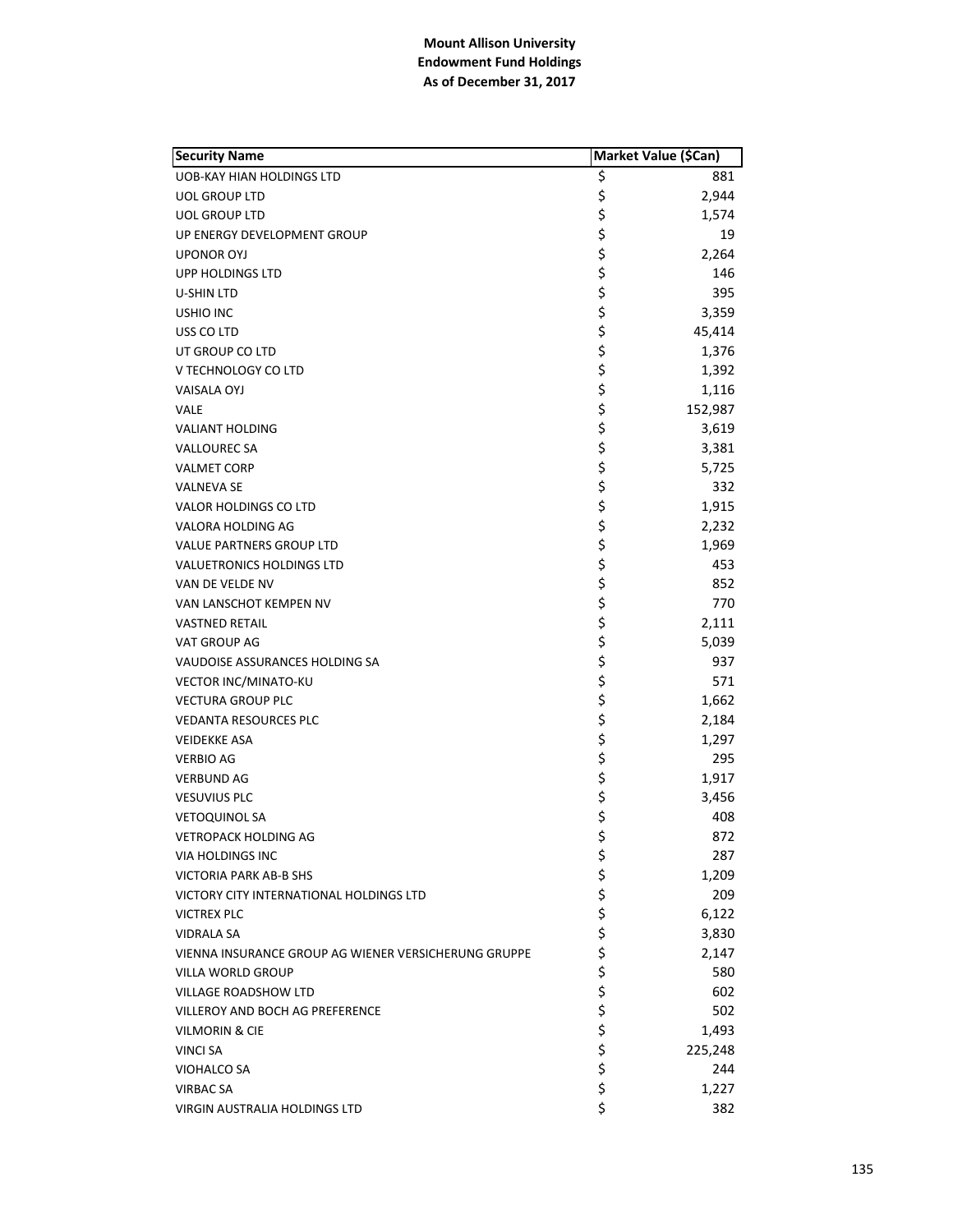**Mount Allison University**
**Endowment Fund Holdings**
**As of December 31, 2017**

| Security Name | Market Value ($Can) |
|---|---|
| UOB-KAY HIAN HOLDINGS LTD | $ 881 |
| UOL GROUP LTD | $ 2,944 |
| UOL GROUP LTD | $ 1,574 |
| UP ENERGY DEVELOPMENT GROUP | $ 19 |
| UPONOR OYJ | $ 2,264 |
| UPP HOLDINGS LTD | $ 146 |
| U-SHIN LTD | $ 395 |
| USHIO INC | $ 3,359 |
| USS CO LTD | $ 45,414 |
| UT GROUP CO LTD | $ 1,376 |
| V TECHNOLOGY CO LTD | $ 1,392 |
| VAISALA OYJ | $ 1,116 |
| VALE | $ 152,987 |
| VALIANT HOLDING | $ 3,619 |
| VALLOUREC SA | $ 3,381 |
| VALMET CORP | $ 5,725 |
| VALNEVA SE | $ 332 |
| VALOR HOLDINGS CO LTD | $ 1,915 |
| VALORA HOLDING AG | $ 2,232 |
| VALUE PARTNERS GROUP LTD | $ 1,969 |
| VALUETRONICS HOLDINGS LTD | $ 453 |
| VAN DE VELDE NV | $ 852 |
| VAN LANSCHOT KEMPEN NV | $ 770 |
| VASTNED RETAIL | $ 2,111 |
| VAT GROUP AG | $ 5,039 |
| VAUDOISE ASSURANCES HOLDING SA | $ 937 |
| VECTOR INC/MINATO-KU | $ 571 |
| VECTURA GROUP PLC | $ 1,662 |
| VEDANTA RESOURCES PLC | $ 2,184 |
| VEIDEKKE ASA | $ 1,297 |
| VERBIO AG | $ 295 |
| VERBUND AG | $ 1,917 |
| VESUVIUS PLC | $ 3,456 |
| VETOQUINOL SA | $ 408 |
| VETROPACK HOLDING AG | $ 872 |
| VIA HOLDINGS INC | $ 287 |
| VICTORIA PARK AB-B SHS | $ 1,209 |
| VICTORY CITY INTERNATIONAL HOLDINGS LTD | $ 209 |
| VICTREX PLC | $ 6,122 |
| VIDRALA SA | $ 3,830 |
| VIENNA INSURANCE GROUP AG WIENER VERSICHERUNG GRUPPE | $ 2,147 |
| VILLA WORLD GROUP | $ 580 |
| VILLAGE ROADSHOW LTD | $ 602 |
| VILLEROY AND BOCH AG PREFERENCE | $ 502 |
| VILMORIN & CIE | $ 1,493 |
| VINCI SA | $ 225,248 |
| VIOHALCO SA | $ 244 |
| VIRBAC SA | $ 1,227 |
| VIRGIN AUSTRALIA HOLDINGS LTD | $ 382 |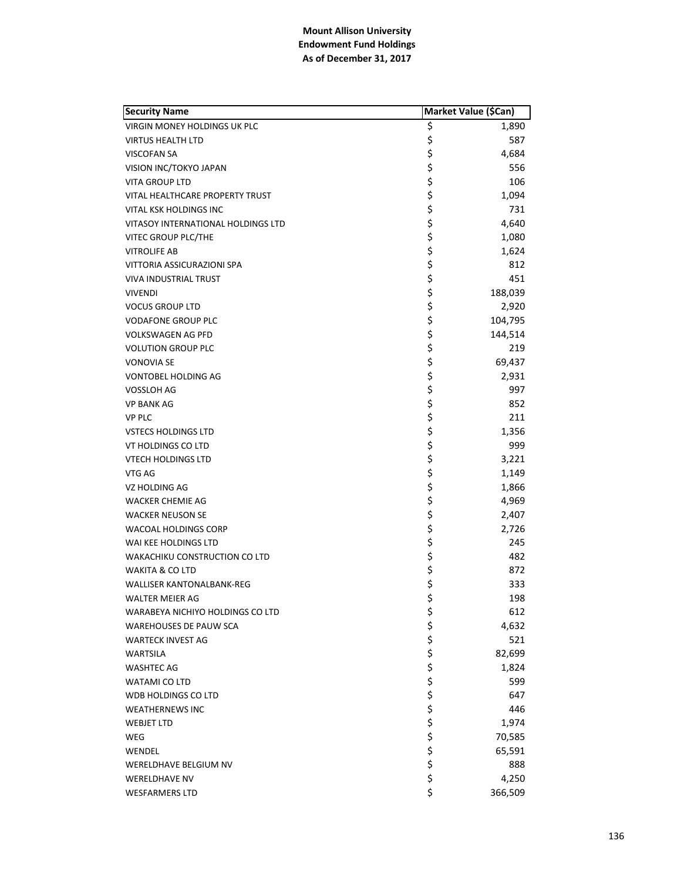**Mount Allison University**
**Endowment Fund Holdings**
**As of December 31, 2017**

| Security Name | Market Value ($Can) |
|---|---|
| VIRGIN MONEY HOLDINGS UK PLC | $ 1,890 |
| VIRTUS HEALTH LTD | $ 587 |
| VISCOFAN SA | $ 4,684 |
| VISION INC/TOKYO JAPAN | $ 556 |
| VITA GROUP LTD | $ 106 |
| VITAL HEALTHCARE PROPERTY TRUST | $ 1,094 |
| VITAL KSK HOLDINGS INC | $ 731 |
| VITASOY INTERNATIONAL HOLDINGS LTD | $ 4,640 |
| VITEC GROUP PLC/THE | $ 1,080 |
| VITROLIFE AB | $ 1,624 |
| VITTORIA ASSICURAZIONI SPA | $ 812 |
| VIVA INDUSTRIAL TRUST | $ 451 |
| VIVENDI | $ 188,039 |
| VOCUS GROUP LTD | $ 2,920 |
| VODAFONE GROUP PLC | $ 104,795 |
| VOLKSWAGEN AG PFD | $ 144,514 |
| VOLUTION GROUP PLC | $ 219 |
| VONOVIA SE | $ 69,437 |
| VONTOBEL HOLDING AG | $ 2,931 |
| VOSSLOH AG | $ 997 |
| VP BANK AG | $ 852 |
| VP PLC | $ 211 |
| VSTECS HOLDINGS LTD | $ 1,356 |
| VT HOLDINGS CO LTD | $ 999 |
| VTECH HOLDINGS LTD | $ 3,221 |
| VTG AG | $ 1,149 |
| VZ HOLDING AG | $ 1,866 |
| WACKER CHEMIE AG | $ 4,969 |
| WACKER NEUSON SE | $ 2,407 |
| WACOAL HOLDINGS CORP | $ 2,726 |
| WAI KEE HOLDINGS LTD | $ 245 |
| WAKACHIKU CONSTRUCTION CO LTD | $ 482 |
| WAKITA & CO LTD | $ 872 |
| WALLISER KANTONALBANK-REG | $ 333 |
| WALTER MEIER AG | $ 198 |
| WARABEYA NICHIYO HOLDINGS CO LTD | $ 612 |
| WAREHOUSES DE PAUW SCA | $ 4,632 |
| WARTECK INVEST AG | $ 521 |
| WARTSILA | $ 82,699 |
| WASHTEC AG | $ 1,824 |
| WATAMI CO LTD | $ 599 |
| WDB HOLDINGS CO LTD | $ 647 |
| WEATHERNEWS INC | $ 446 |
| WEBJET LTD | $ 1,974 |
| WEG | $ 70,585 |
| WENDEL | $ 65,591 |
| WERELDHAVE BELGIUM NV | $ 888 |
| WERELDHAVE NV | $ 4,250 |
| WESFARMERS LTD | $ 366,509 |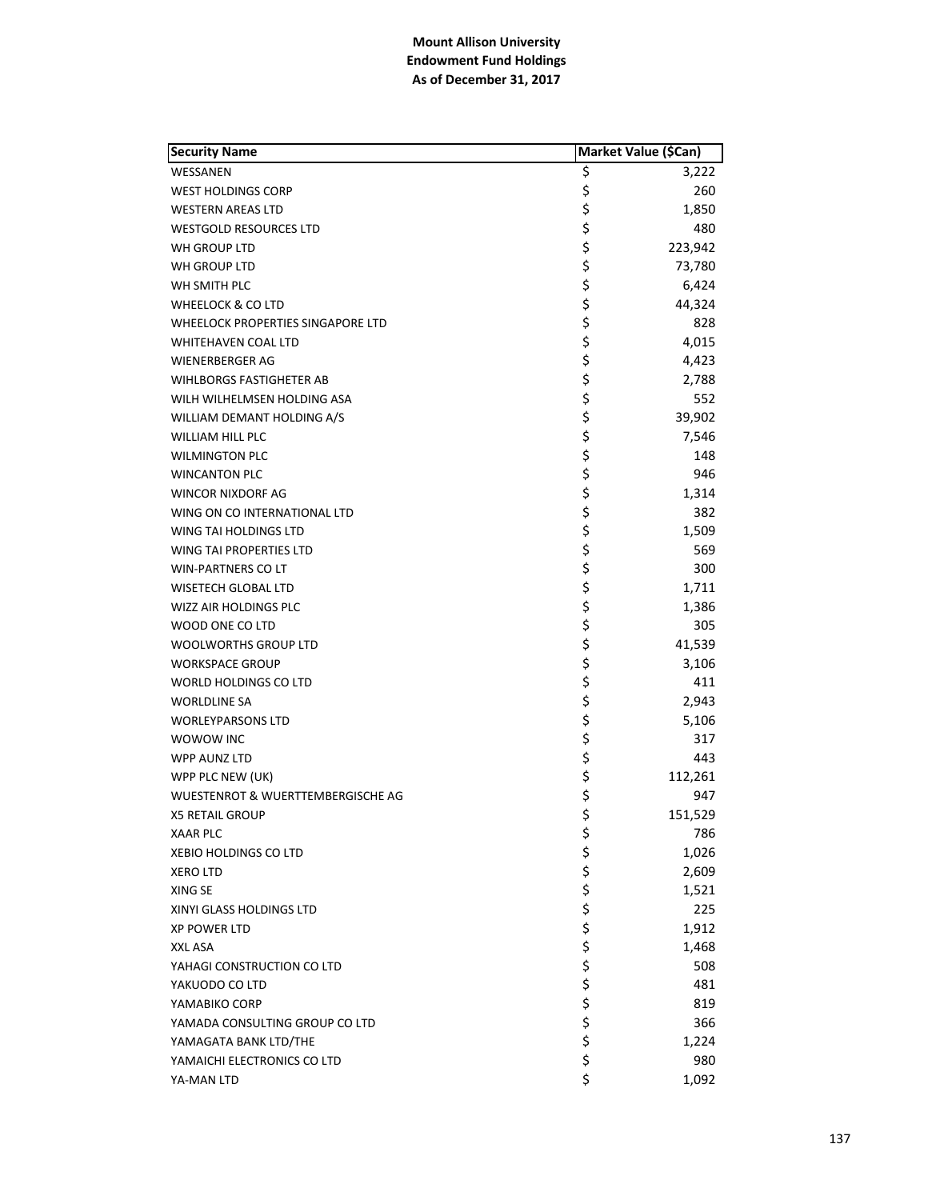**Mount Allison University**
**Endowment Fund Holdings**
**As of December 31, 2017**

| Security Name | Market Value ($Can) |
|---|---|
| WESSANEN | $ 3,222 |
| WEST HOLDINGS CORP | $ 260 |
| WESTERN AREAS LTD | $ 1,850 |
| WESTGOLD RESOURCES LTD | $ 480 |
| WH GROUP LTD | $ 223,942 |
| WH GROUP LTD | $ 73,780 |
| WH SMITH PLC | $ 6,424 |
| WHEELOCK & CO LTD | $ 44,324 |
| WHEELOCK PROPERTIES SINGAPORE LTD | $ 828 |
| WHITEHAVEN COAL LTD | $ 4,015 |
| WIENERBERGER AG | $ 4,423 |
| WIHLBORGS FASTIGHETER AB | $ 2,788 |
| WILH WILHELMSEN HOLDING ASA | $ 552 |
| WILLIAM DEMANT HOLDING A/S | $ 39,902 |
| WILLIAM HILL PLC | $ 7,546 |
| WILMINGTON PLC | $ 148 |
| WINCANTON PLC | $ 946 |
| WINCOR NIXDORF AG | $ 1,314 |
| WING ON CO INTERNATIONAL LTD | $ 382 |
| WING TAI HOLDINGS LTD | $ 1,509 |
| WING TAI PROPERTIES LTD | $ 569 |
| WIN-PARTNERS CO LT | $ 300 |
| WISETECH GLOBAL LTD | $ 1,711 |
| WIZZ AIR HOLDINGS PLC | $ 1,386 |
| WOOD ONE CO LTD | $ 305 |
| WOOLWORTHS GROUP LTD | $ 41,539 |
| WORKSPACE GROUP | $ 3,106 |
| WORLD HOLDINGS CO LTD | $ 411 |
| WORLDLINE SA | $ 2,943 |
| WORLEYPARSONS LTD | $ 5,106 |
| WOWOW INC | $ 317 |
| WPP AUNZ LTD | $ 443 |
| WPP PLC NEW (UK) | $ 112,261 |
| WUESTENROT & WUERTTEMBERGISCHE AG | $ 947 |
| X5 RETAIL GROUP | $ 151,529 |
| XAAR PLC | $ 786 |
| XEBIO HOLDINGS CO LTD | $ 1,026 |
| XERO LTD | $ 2,609 |
| XING SE | $ 1,521 |
| XINYI GLASS HOLDINGS LTD | $ 225 |
| XP POWER LTD | $ 1,912 |
| XXL ASA | $ 1,468 |
| YAHAGI CONSTRUCTION CO LTD | $ 508 |
| YAKUODO CO LTD | $ 481 |
| YAMABIKO CORP | $ 819 |
| YAMADA CONSULTING GROUP CO LTD | $ 366 |
| YAMAGATA BANK LTD/THE | $ 1,224 |
| YAMAICHI ELECTRONICS CO LTD | $ 980 |
| YA-MAN LTD | $ 1,092 |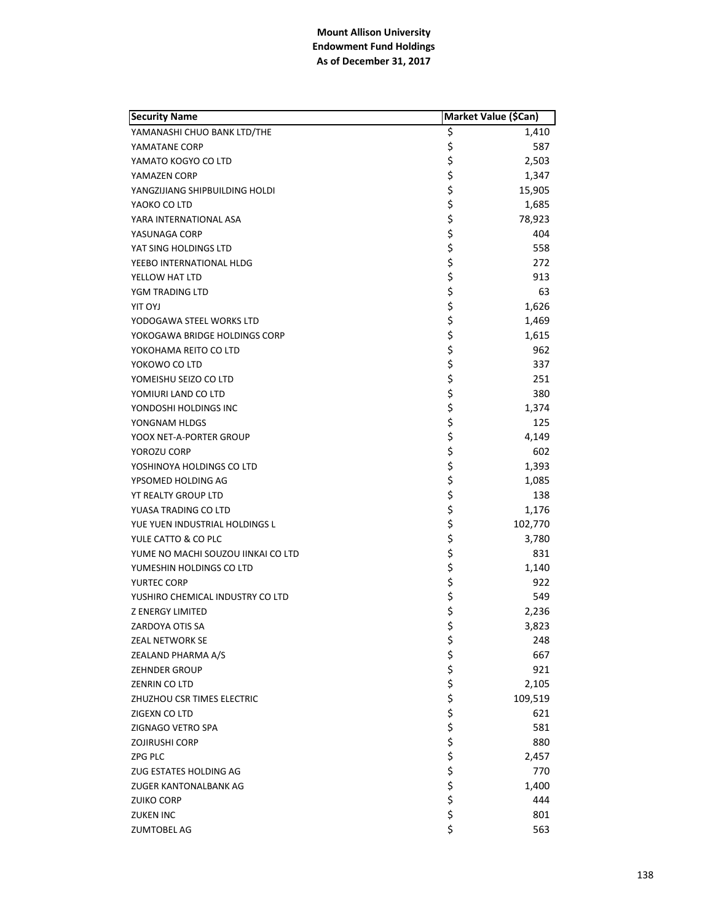**Mount Allison University**
**Endowment Fund Holdings**
**As of December 31, 2017**

| Security Name | Market Value ($Can) |
|---|---|
| YAMANASHI CHUO BANK LTD/THE | $ 1,410 |
| YAMATANE CORP | $ 587 |
| YAMATO KOGYO CO LTD | $ 2,503 |
| YAMAZEN CORP | $ 1,347 |
| YANGZIJIANG SHIPBUILDING HOLDI | $ 15,905 |
| YAOKO CO LTD | $ 1,685 |
| YARA INTERNATIONAL ASA | $ 78,923 |
| YASUNAGA CORP | $ 404 |
| YAT SING HOLDINGS LTD | $ 558 |
| YEEBO INTERNATIONAL HLDG | $ 272 |
| YELLOW HAT LTD | $ 913 |
| YGM TRADING LTD | $ 63 |
| YIT OYJ | $ 1,626 |
| YODOGAWA STEEL WORKS LTD | $ 1,469 |
| YOKOGAWA BRIDGE HOLDINGS CORP | $ 1,615 |
| YOKOHAMA REITO CO LTD | $ 962 |
| YOKOWO CO LTD | $ 337 |
| YOMEISHU SEIZO CO LTD | $ 251 |
| YOMIURI LAND CO LTD | $ 380 |
| YONDOSHI HOLDINGS INC | $ 1,374 |
| YONGNAM HLDGS | $ 125 |
| YOOX NET-A-PORTER GROUP | $ 4,149 |
| YOROZU CORP | $ 602 |
| YOSHINOYA HOLDINGS CO LTD | $ 1,393 |
| YPSOMED HOLDING AG | $ 1,085 |
| YT REALTY GROUP LTD | $ 138 |
| YUASA TRADING CO LTD | $ 1,176 |
| YUE YUEN INDUSTRIAL HOLDINGS L | $ 102,770 |
| YULE CATTO & CO PLC | $ 3,780 |
| YUME NO MACHI SOUZOU IINKAI CO LTD | $ 831 |
| YUMESHIN HOLDINGS CO LTD | $ 1,140 |
| YURTEC CORP | $ 922 |
| YUSHIRO CHEMICAL INDUSTRY CO LTD | $ 549 |
| Z ENERGY LIMITED | $ 2,236 |
| ZARDOYA OTIS SA | $ 3,823 |
| ZEAL NETWORK SE | $ 248 |
| ZEALAND PHARMA A/S | $ 667 |
| ZEHNDER GROUP | $ 921 |
| ZENRIN CO LTD | $ 2,105 |
| ZHUZHOU CSR TIMES ELECTRIC | $ 109,519 |
| ZIGEXN CO LTD | $ 621 |
| ZIGNAGO VETRO SPA | $ 581 |
| ZOJIRUSHI CORP | $ 880 |
| ZPG PLC | $ 2,457 |
| ZUG ESTATES HOLDING AG | $ 770 |
| ZUGER KANTONALBANK AG | $ 1,400 |
| ZUIKO CORP | $ 444 |
| ZUKEN INC | $ 801 |
| ZUMTOBEL AG | $ 563 |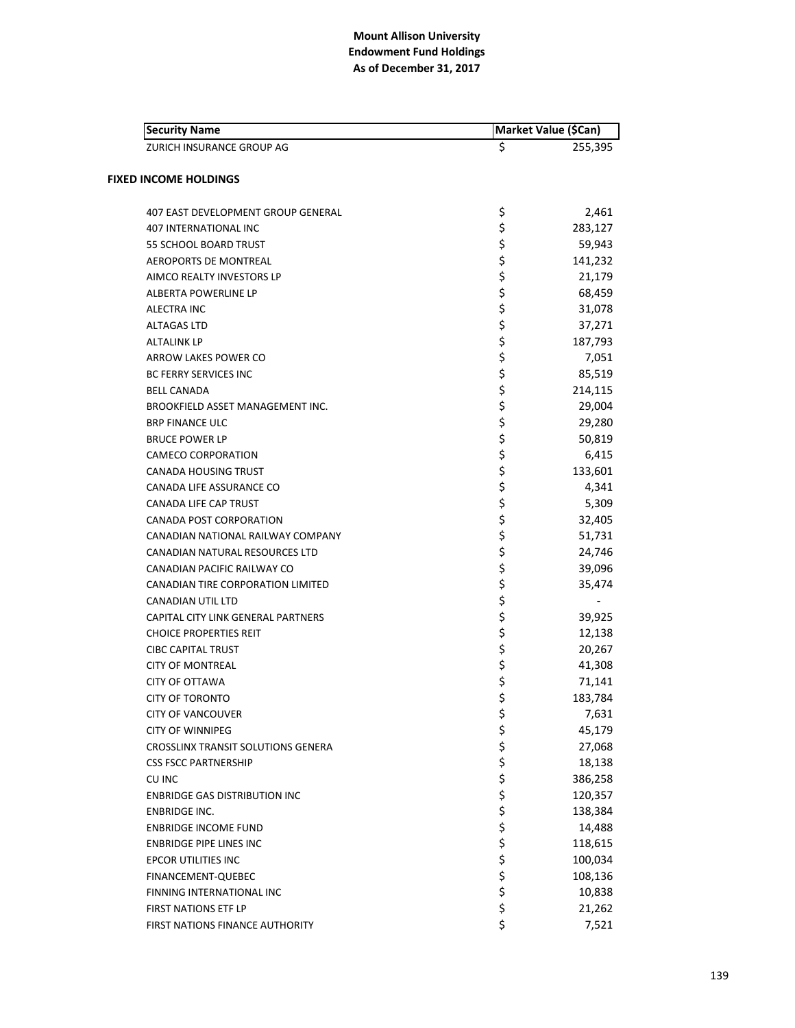# Mount Allison University
## Endowment Fund Holdings
### As of December 31, 2017

| Security Name | Market Value ($Can) |
|---|---|
| ZURICH INSURANCE GROUP AG | $ 255,395 |

**FIXED INCOME HOLDINGS**

| Security Name | Market Value ($Can) |
|---|---|
| 407 EAST DEVELOPMENT GROUP GENERAL | $ 2,461 |
| 407 INTERNATIONAL INC | $ 283,127 |
| 55 SCHOOL BOARD TRUST | $ 59,943 |
| AEROPORTS DE MONTREAL | $ 141,232 |
| AIMCO REALTY INVESTORS LP | $ 21,179 |
| ALBERTA POWERLINE LP | $ 68,459 |
| ALECTRA INC | $ 31,078 |
| ALTAGAS LTD | $ 37,271 |
| ALTALINK LP | $ 187,793 |
| ARROW LAKES POWER CO | $ 7,051 |
| BC FERRY SERVICES INC | $ 85,519 |
| BELL CANADA | $ 214,115 |
| BROOKFIELD ASSET MANAGEMENT INC. | $ 29,004 |
| BRP FINANCE ULC | $ 29,280 |
| BRUCE POWER LP | $ 50,819 |
| CAMECO CORPORATION | $ 6,415 |
| CANADA HOUSING TRUST | $ 133,601 |
| CANADA LIFE ASSURANCE CO | $ 4,341 |
| CANADA LIFE CAP TRUST | $ 5,309 |
| CANADA POST CORPORATION | $ 32,405 |
| CANADIAN NATIONAL RAILWAY COMPANY | $ 51,731 |
| CANADIAN NATURAL RESOURCES LTD | $ 24,746 |
| CANADIAN PACIFIC RAILWAY CO | $ 39,096 |
| CANADIAN TIRE CORPORATION LIMITED | $ 35,474 |
| CANADIAN UTIL LTD | $ - |
| CAPITAL CITY LINK GENERAL PARTNERS | $ 39,925 |
| CHOICE PROPERTIES REIT | $ 12,138 |
| CIBC CAPITAL TRUST | $ 20,267 |
| CITY OF MONTREAL | $ 41,308 |
| CITY OF OTTAWA | $ 71,141 |
| CITY OF TORONTO | $ 183,784 |
| CITY OF VANCOUVER | $ 7,631 |
| CITY OF WINNIPEG | $ 45,179 |
| CROSSLINX TRANSIT SOLUTIONS GENERA | $ 27,068 |
| CSS FSCC PARTNERSHIP | $ 18,138 |
| CU INC | $ 386,258 |
| ENBRIDGE GAS DISTRIBUTION INC | $ 120,357 |
| ENBRIDGE INC. | $ 138,384 |
| ENBRIDGE INCOME FUND | $ 14,488 |
| ENBRIDGE PIPE LINES INC | $ 118,615 |
| EPCOR UTILITIES INC | $ 100,034 |
| FINANCEMENT-QUEBEC | $ 108,136 |
| FINNING INTERNATIONAL INC | $ 10,838 |
| FIRST NATIONS ETF LP | $ 21,262 |
| FIRST NATIONS FINANCE AUTHORITY | $ 7,521 |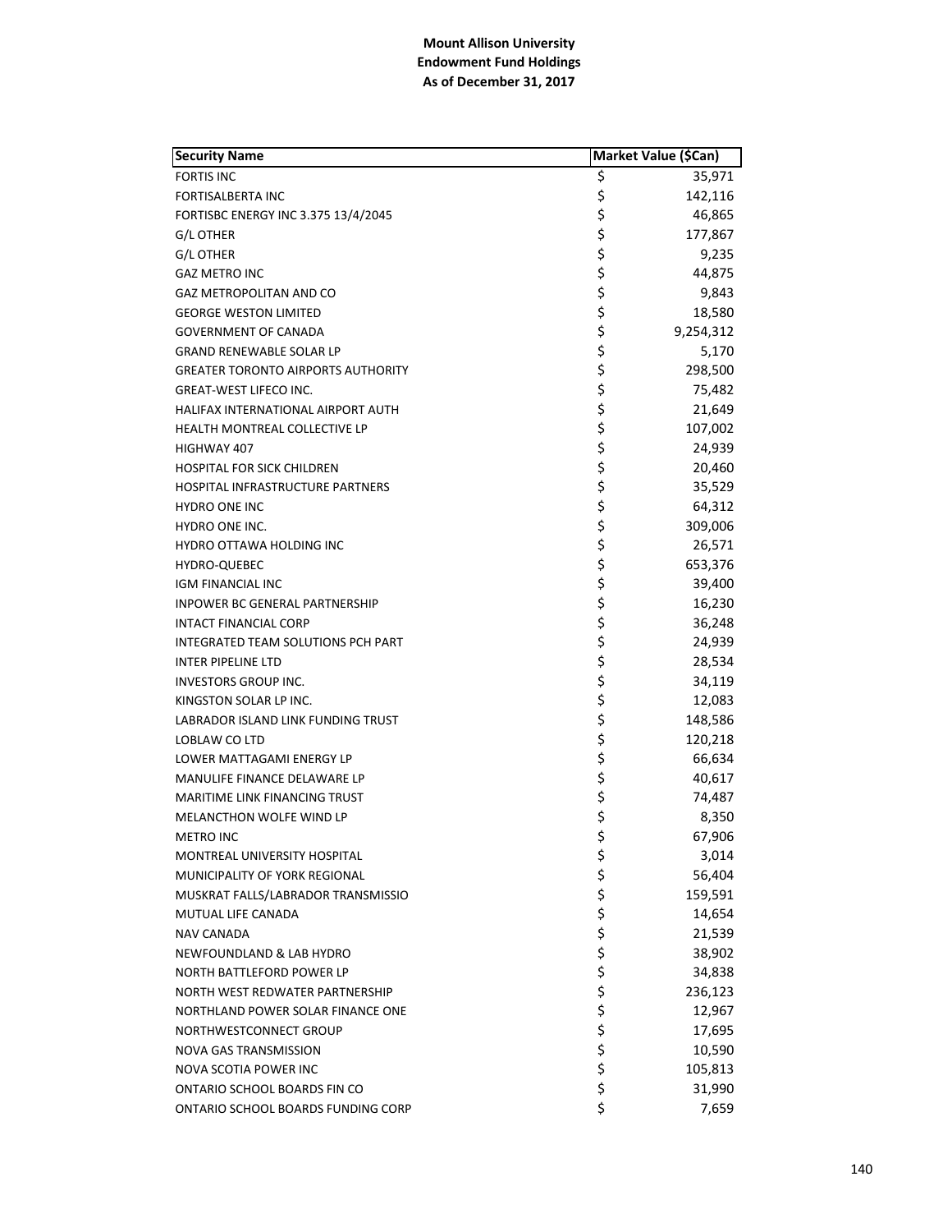**Mount Allison University**
**Endowment Fund Holdings**
**As of December 31, 2017**

| Security Name | Market Value ($Can) |
|---|---|
| FORTIS INC | $ 35,971 |
| FORTISALBERTA INC | $ 142,116 |
| FORTISBC ENERGY INC 3.375 13/4/2045 | $ 46,865 |
| G/L OTHER | $ 177,867 |
| G/L OTHER | $ 9,235 |
| GAZ METRO INC | $ 44,875 |
| GAZ METROPOLITAN AND CO | $ 9,843 |
| GEORGE WESTON LIMITED | $ 18,580 |
| GOVERNMENT OF CANADA | $ 9,254,312 |
| GRAND RENEWABLE SOLAR LP | $ 5,170 |
| GREATER TORONTO AIRPORTS AUTHORITY | $ 298,500 |
| GREAT-WEST LIFECO INC. | $ 75,482 |
| HALIFAX INTERNATIONAL AIRPORT AUTH | $ 21,649 |
| HEALTH MONTREAL COLLECTIVE LP | $ 107,002 |
| HIGHWAY 407 | $ 24,939 |
| HOSPITAL FOR SICK CHILDREN | $ 20,460 |
| HOSPITAL INFRASTRUCTURE PARTNERS | $ 35,529 |
| HYDRO ONE INC | $ 64,312 |
| HYDRO ONE INC. | $ 309,006 |
| HYDRO OTTAWA HOLDING INC | $ 26,571 |
| HYDRO-QUEBEC | $ 653,376 |
| IGM FINANCIAL INC | $ 39,400 |
| INPOWER BC GENERAL PARTNERSHIP | $ 16,230 |
| INTACT FINANCIAL CORP | $ 36,248 |
| INTEGRATED TEAM SOLUTIONS PCH PART | $ 24,939 |
| INTER PIPELINE LTD | $ 28,534 |
| INVESTORS GROUP INC. | $ 34,119 |
| KINGSTON SOLAR LP INC. | $ 12,083 |
| LABRADOR ISLAND LINK FUNDING TRUST | $ 148,586 |
| LOBLAW CO LTD | $ 120,218 |
| LOWER MATTAGAMI ENERGY LP | $ 66,634 |
| MANULIFE FINANCE DELAWARE LP | $ 40,617 |
| MARITIME LINK FINANCING TRUST | $ 74,487 |
| MELANCTHON WOLFE WIND LP | $ 8,350 |
| METRO INC | $ 67,906 |
| MONTREAL UNIVERSITY HOSPITAL | $ 3,014 |
| MUNICIPALITY OF YORK REGIONAL | $ 56,404 |
| MUSKRAT FALLS/LABRADOR TRANSMISSIO | $ 159,591 |
| MUTUAL LIFE CANADA | $ 14,654 |
| NAV CANADA | $ 21,539 |
| NEWFOUNDLAND & LAB HYDRO | $ 38,902 |
| NORTH BATTLEFORD POWER LP | $ 34,838 |
| NORTH WEST REDWATER PARTNERSHIP | $ 236,123 |
| NORTHLAND POWER SOLAR FINANCE ONE | $ 12,967 |
| NORTHWESTCONNECT GROUP | $ 17,695 |
| NOVA GAS TRANSMISSION | $ 10,590 |
| NOVA SCOTIA POWER INC | $ 105,813 |
| ONTARIO SCHOOL BOARDS FIN CO | $ 31,990 |
| ONTARIO SCHOOL BOARDS FUNDING CORP | $ 7,659 |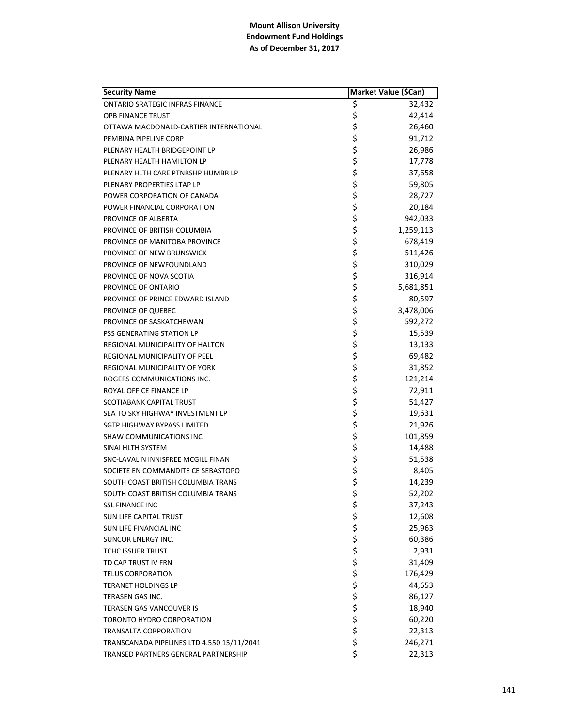**Mount Allison University**
**Endowment Fund Holdings**
**As of December 31, 2017**

| Security Name | Market Value ($Can) |
|---|---|
| ONTARIO SRATEGIC INFRAS FINANCE | $ 32,432 |
| OPB FINANCE TRUST | $ 42,414 |
| OTTAWA MACDONALD-CARTIER INTERNATIONAL | $ 26,460 |
| PEMBINA PIPELINE CORP | $ 91,712 |
| PLENARY HEALTH BRIDGEPOINT LP | $ 26,986 |
| PLENARY HEALTH HAMILTON LP | $ 17,778 |
| PLENARY HLTH CARE PTNRSHP HUMBR LP | $ 37,658 |
| PLENARY PROPERTIES LTAP LP | $ 59,805 |
| POWER CORPORATION OF CANADA | $ 28,727 |
| POWER FINANCIAL CORPORATION | $ 20,184 |
| PROVINCE OF ALBERTA | $ 942,033 |
| PROVINCE OF BRITISH COLUMBIA | $ 1,259,113 |
| PROVINCE OF MANITOBA PROVINCE | $ 678,419 |
| PROVINCE OF NEW BRUNSWICK | $ 511,426 |
| PROVINCE OF NEWFOUNDLAND | $ 310,029 |
| PROVINCE OF NOVA SCOTIA | $ 316,914 |
| PROVINCE OF ONTARIO | $ 5,681,851 |
| PROVINCE OF PRINCE EDWARD ISLAND | $ 80,597 |
| PROVINCE OF QUEBEC | $ 3,478,006 |
| PROVINCE OF SASKATCHEWAN | $ 592,272 |
| PSS GENERATING STATION LP | $ 15,539 |
| REGIONAL MUNICIPALITY OF HALTON | $ 13,133 |
| REGIONAL MUNICIPALITY OF PEEL | $ 69,482 |
| REGIONAL MUNICIPALITY OF YORK | $ 31,852 |
| ROGERS COMMUNICATIONS INC. | $ 121,214 |
| ROYAL OFFICE FINANCE LP | $ 72,911 |
| SCOTIABANK CAPITAL TRUST | $ 51,427 |
| SEA TO SKY HIGHWAY INVESTMENT LP | $ 19,631 |
| SGTP HIGHWAY BYPASS LIMITED | $ 21,926 |
| SHAW COMMUNICATIONS INC | $ 101,859 |
| SINAI HLTH SYSTEM | $ 14,488 |
| SNC-LAVALIN INNISFREE MCGILL FINAN | $ 51,538 |
| SOCIETE EN COMMANDITE CE SEBASTOPO | $ 8,405 |
| SOUTH COAST BRITISH COLUMBIA TRANS | $ 14,239 |
| SOUTH COAST BRITISH COLUMBIA TRANS | $ 52,202 |
| SSL FINANCE INC | $ 37,243 |
| SUN LIFE CAPITAL TRUST | $ 12,608 |
| SUN LIFE FINANCIAL INC | $ 25,963 |
| SUNCOR ENERGY INC. | $ 60,386 |
| TCHC ISSUER TRUST | $ 2,931 |
| TD CAP TRUST IV FRN | $ 31,409 |
| TELUS CORPORATION | $ 176,429 |
| TERANET HOLDINGS LP | $ 44,653 |
| TERASEN GAS INC. | $ 86,127 |
| TERASEN GAS VANCOUVER IS | $ 18,940 |
| TORONTO HYDRO CORPORATION | $ 60,220 |
| TRANSALTA CORPORATION | $ 22,313 |
| TRANSCANADA PIPELINES LTD 4.550 15/11/2041 | $ 246,271 |
| TRANSED PARTNERS GENERAL PARTNERSHIP | $ 22,313 |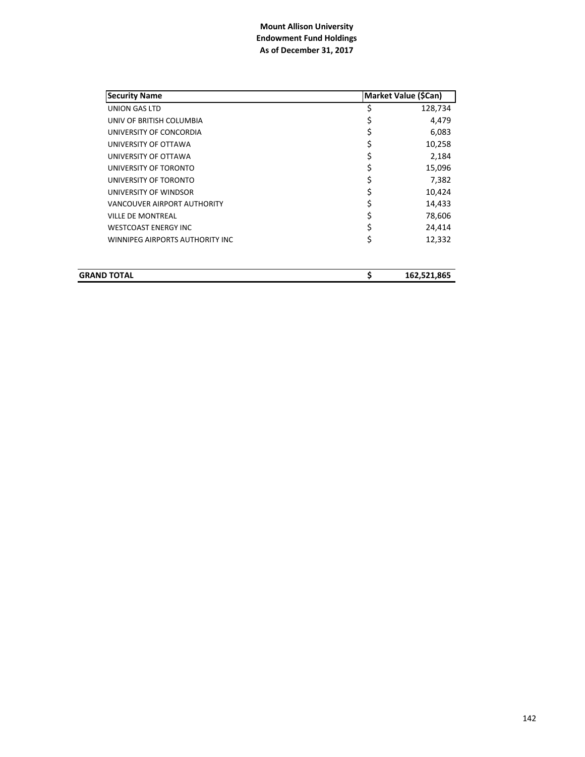**Mount Allison University**
**Endowment Fund Holdings**
**As of December 31, 2017**

| Security Name | Market Value ($Can) |
|---|---|
| UNION GAS LTD | $ 128,734 |
| UNIV OF BRITISH COLUMBIA | $ 4,479 |
| UNIVERSITY OF CONCORDIA | $ 6,083 |
| UNIVERSITY OF OTTAWA | $ 10,258 |
| UNIVERSITY OF OTTAWA | $ 2,184 |
| UNIVERSITY OF TORONTO | $ 15,096 |
| UNIVERSITY OF TORONTO | $ 7,382 |
| UNIVERSITY OF WINDSOR | $ 10,424 |
| VANCOUVER AIRPORT AUTHORITY | $ 14,433 |
| VILLE DE MONTREAL | $ 78,606 |
| WESTCOAST ENERGY INC | $ 24,414 |
| WINNIPEG AIRPORTS AUTHORITY INC | $ 12,332 |
| **GRAND TOTAL** | **$ 162,521,865** |